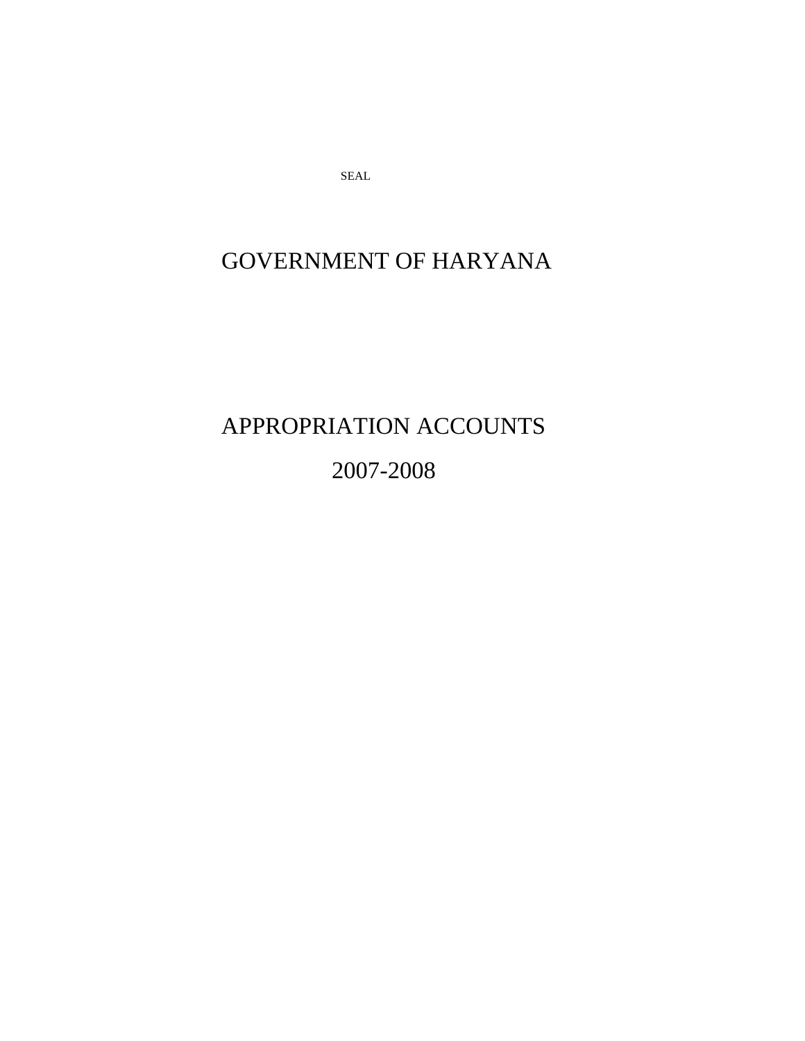SEAL

# GOVERNMENT OF HARYANA

# APPROPRIATION ACCOUNTS

# 2007-2008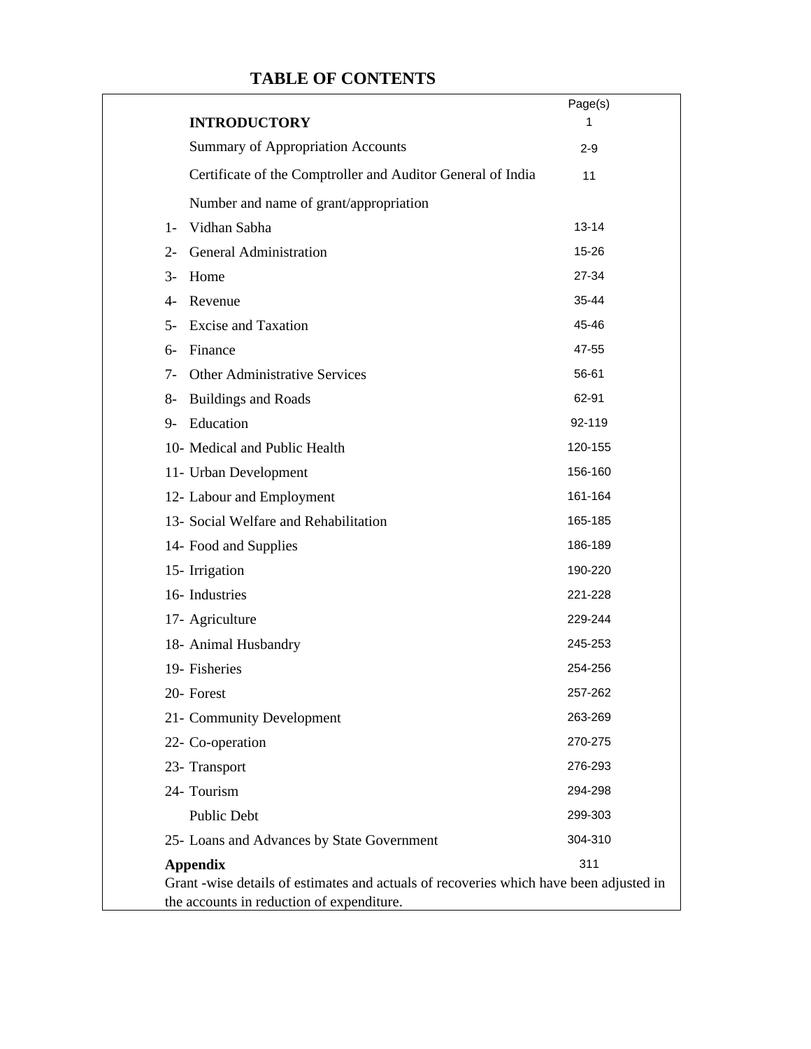# TABLE OF CONTENTS

| | | Page(s) |
|---|---|---|
| | **INTRODUCTORY** | 1 |
| | Summary of Appropriation Accounts | 2-9 |
| | Certificate of the Comptroller and Auditor General of India | 11 |
| | Number and name of grant/appropriation | |
| 1- | Vidhan Sabha | 13-14 |
| 2- | General Administration | 15-26 |
| 3- | Home | 27-34 |
| 4- | Revenue | 35-44 |
| 5- | Excise and Taxation | 45-46 |
| 6- | Finance | 47-55 |
| 7- | Other Administrative Services | 56-61 |
| 8- | Buildings and Roads | 62-91 |
| 9- | Education | 92-119 |
| 10- | Medical and Public Health | 120-155 |
| 11- | Urban Development | 156-160 |
| 12- | Labour and Employment | 161-164 |
| 13- | Social Welfare and Rehabilitation | 165-185 |
| 14- | Food and Supplies | 186-189 |
| 15- | Irrigation | 190-220 |
| 16- | Industries | 221-228 |
| 17- | Agriculture | 229-244 |
| 18- | Animal Husbandry | 245-253 |
| 19- | Fisheries | 254-256 |
| 20- | Forest | 257-262 |
| 21- | Community Development | 263-269 |
| 22- | Co-operation | 270-275 |
| 23- | Transport | 276-293 |
| 24- | Tourism | 294-298 |
| | Public Debt | 299-303 |
| 25- | Loans and Advances by State Government | 304-310 |
| **Appendix** | | 311 |

Grant -wise details of estimates and actuals of recoveries which have been adjusted in the accounts in reduction of expenditure.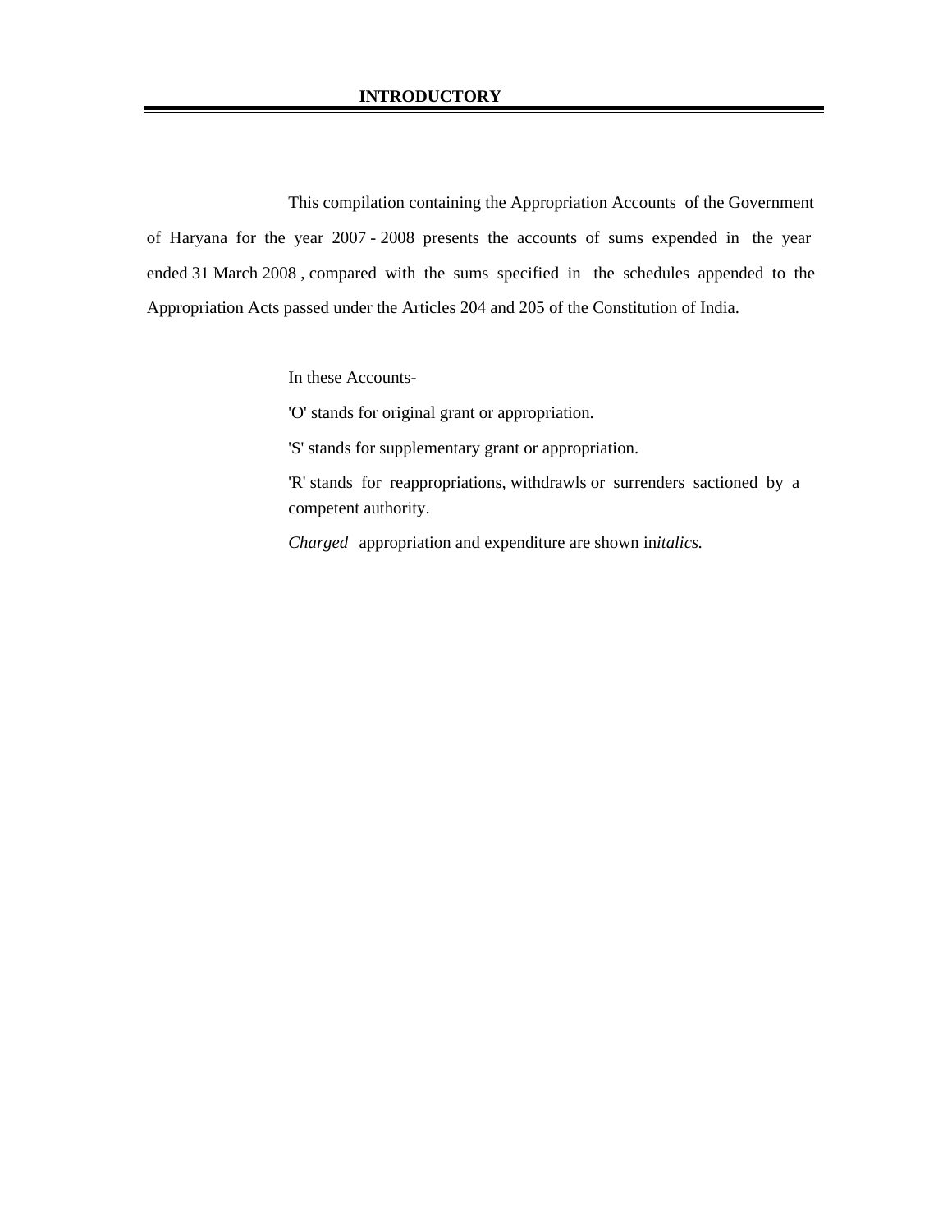# INTRODUCTORY

This compilation containing the Appropriation Accounts of the Government of Haryana for the year 2007 - 2008 presents the accounts of sums expended in the year ended 31 March 2008 , compared with the sums specified in the schedules appended to the Appropriation Acts passed under the Articles 204 and 205 of the Constitution of India.

In these Accounts-

'O' stands for original grant or appropriation.

'S' stands for supplementary grant or appropriation.

'R' stands for reappropriations, withdrawls or surrenders sactioned by a competent authority.

*Charged* appropriation and expenditure are shown in*italics.*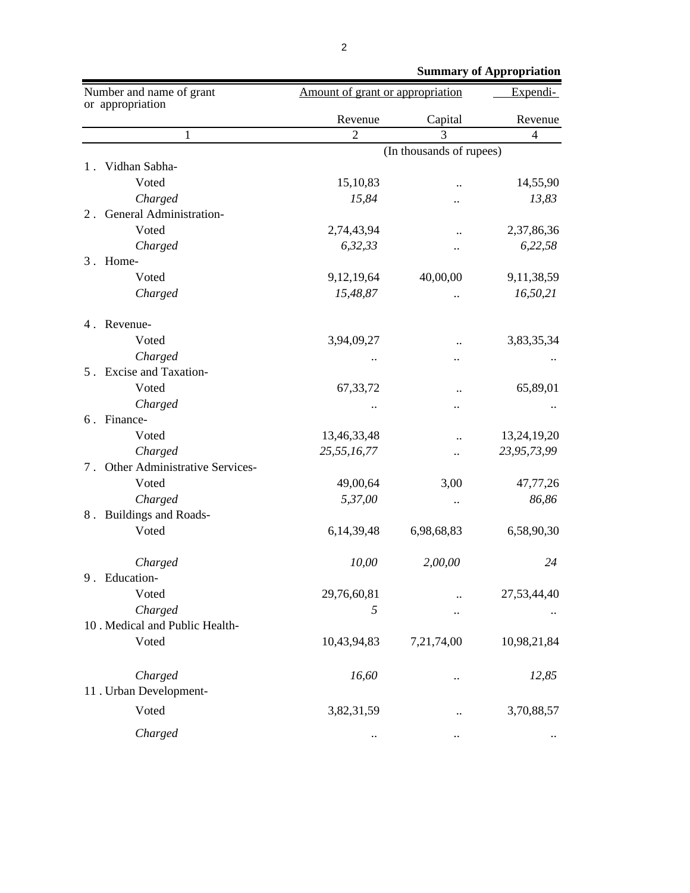**Summary of Appropriation**

| Number and name of grant or appropriation | Amount of grant or appropriation | | Expendi- |
|---|---|---|---|
| | Revenue | Capital | Revenue |
| 1 | 2 | 3 | 4 |
| | | (In thousands of rupees) | |
| 1 . Vidhan Sabha- | | | |
| Voted | 15,10,83 | .. | 14,55,90 |
| *Charged* | *15,84* | .. | *13,83* |
| 2 . General Administration- | | | |
| Voted | 2,74,43,94 | .. | 2,37,86,36 |
| *Charged* | *6,32,33* | .. | *6,22,58* |
| 3 . Home- | | | |
| Voted | 9,12,19,64 | 40,00,00 | 9,11,38,59 |
| *Charged* | *15,48,87* | .. | *16,50,21* |
| 4 . Revenue- | | | |
| Voted | 3,94,09,27 | .. | 3,83,35,34 |
| *Charged* | .. | .. | .. |
| 5 . Excise and Taxation- | | | |
| Voted | 67,33,72 | .. | 65,89,01 |
| *Charged* | .. | .. | .. |
| 6 . Finance- | | | |
| Voted | 13,46,33,48 | .. | 13,24,19,20 |
| *Charged* | *25,55,16,77* | .. | *23,95,73,99* |
| 7 . Other Administrative Services- | | | |
| Voted | 49,00,64 | 3,00 | 47,77,26 |
| *Charged* | *5,37,00* | .. | *86,86* |
| 8 . Buildings and Roads- | | | |
| Voted | 6,14,39,48 | 6,98,68,83 | 6,58,90,30 |
| *Charged* | *10,00* | *2,00,00* | *24* |
| 9 . Education- | | | |
| Voted | 29,76,60,81 | .. | 27,53,44,40 |
| *Charged* | *5* | .. | .. |
| 10 . Medical and Public Health- | | | |
| Voted | 10,43,94,83 | 7,21,74,00 | 10,98,21,84 |
| *Charged* | *16,60* | .. | *12,85* |
| 11 . Urban Development- | | | |
| Voted | 3,82,31,59 | .. | 3,70,88,57 |
| *Charged* | .. | .. | .. |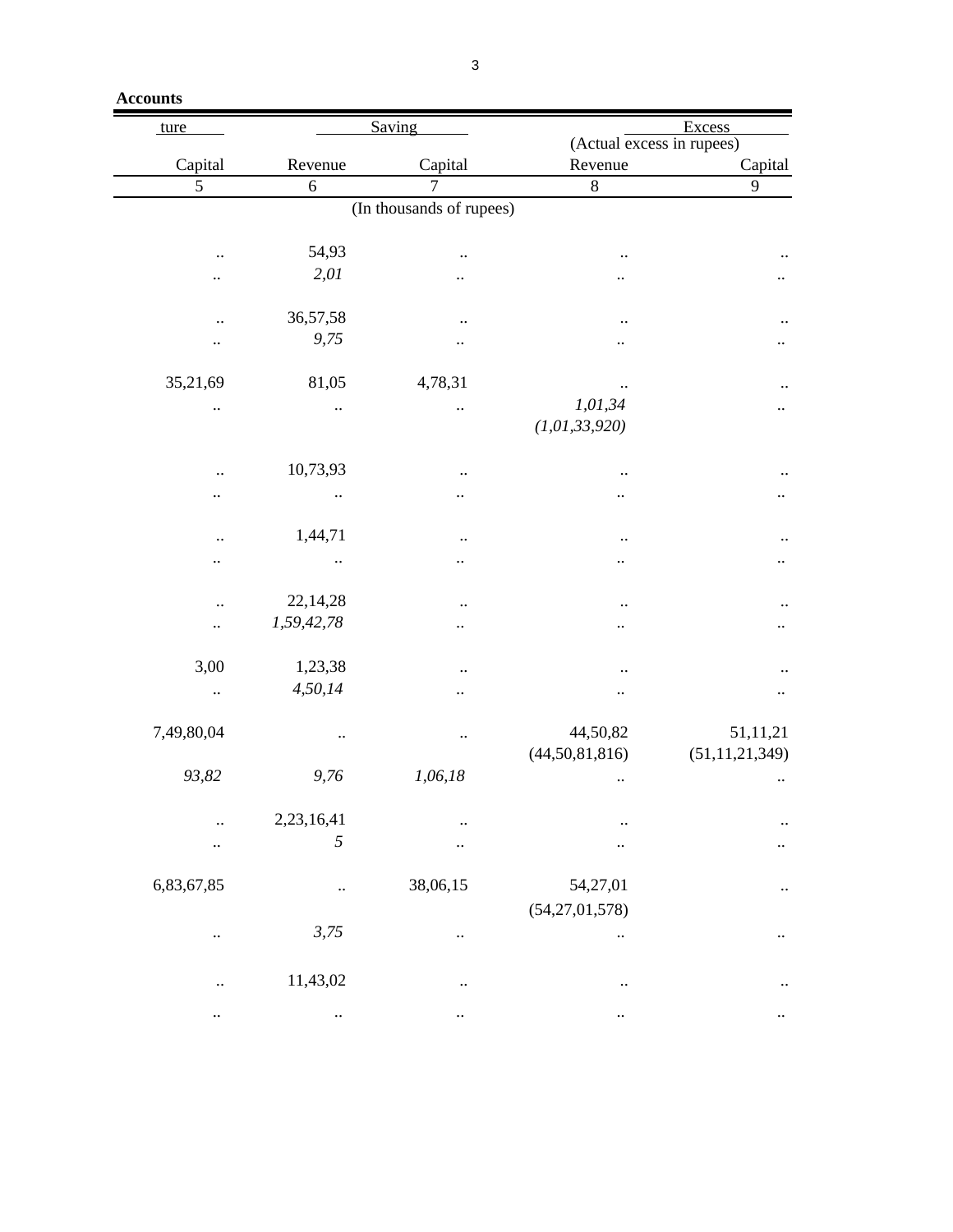**Accounts**

| ture | Saving | | Excess (Actual excess in rupees) | |
|---|---|---|---|---|
| Capital | Revenue | Capital | Revenue | Capital |
| 5 | 6 | 7 | 8 | 9 |
| | | (In thousands of rupees) | | |
| .. | 54,93 | .. | .. | .. |
| .. | *2,01* | .. | .. | .. |
| .. | 36,57,58 | .. | .. | .. |
| .. | *9,75* | .. | .. | .. |
| 35,21,69 | 81,05 | 4,78,31 | .. | .. |
| .. | .. | .. | *1,01,34* *(1,01,33,920)* | .. |
| .. | 10,73,93 | .. | .. | .. |
| .. | .. | .. | .. | .. |
| .. | 1,44,71 | .. | .. | .. |
| .. | .. | .. | .. | .. |
| .. | 22,14,28 | .. | .. | .. |
| .. | *1,59,42,78* | .. | .. | .. |
| 3,00 | 1,23,38 | .. | .. | .. |
| .. | *4,50,14* | .. | .. | .. |
| 7,49,80,04 | .. | .. | 44,50,82 (44,50,81,816) | 51,11,21 (51,11,21,349) |
| *93,82* | *9,76* | *1,06,18* | .. | .. |
| .. | 2,23,16,41 | .. | .. | .. |
| .. | *5* | .. | .. | .. |
| 6,83,67,85 | .. | 38,06,15 | 54,27,01 (54,27,01,578) | .. |
| .. | *3,75* | .. | .. | .. |
| .. | 11,43,02 | .. | .. | .. |
| .. | .. | .. | .. | .. |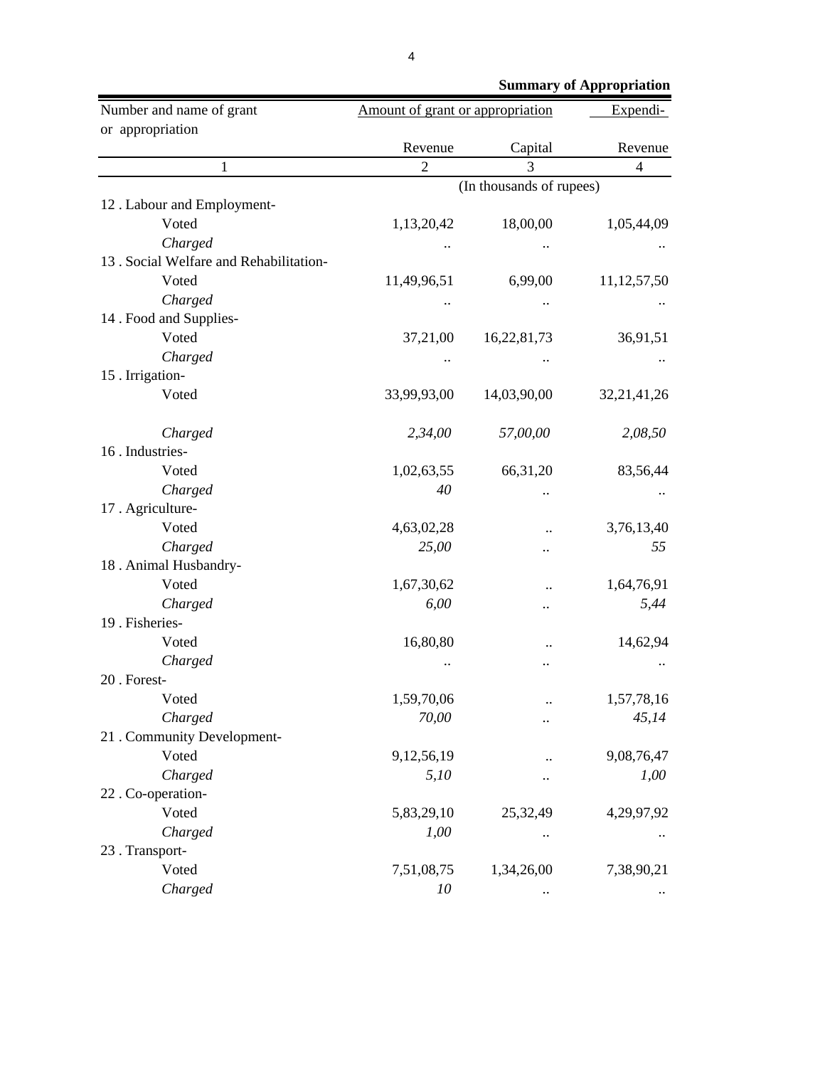**Summary of Appropriation**

| Number and name of grant or appropriation | Amount of grant or appropriation | | Expendi- |
|---|---|---|---|
| | Revenue | Capital | Revenue |
| 1 | 2 | 3 | 4 |
| | (In thousands of rupees) | | |
| 12 . Labour and Employment- | | | |
| Voted | 1,13,20,42 | 18,00,00 | 1,05,44,09 |
| *Charged* | .. | .. | .. |
| 13 . Social Welfare and Rehabilitation- | | | |
| Voted | 11,49,96,51 | 6,99,00 | 11,12,57,50 |
| *Charged* | .. | .. | .. |
| 14 . Food and Supplies- | | | |
| Voted | 37,21,00 | 16,22,81,73 | 36,91,51 |
| *Charged* | .. | .. | .. |
| 15 . Irrigation- | | | |
| Voted | 33,99,93,00 | 14,03,90,00 | 32,21,41,26 |
| *Charged* | *2,34,00* | *57,00,00* | *2,08,50* |
| 16 . Industries- | | | |
| Voted | 1,02,63,55 | 66,31,20 | 83,56,44 |
| *Charged* | *40* | .. | .. |
| 17 . Agriculture- | | | |
| Voted | 4,63,02,28 | .. | 3,76,13,40 |
| *Charged* | *25,00* | .. | *55* |
| 18 . Animal Husbandry- | | | |
| Voted | 1,67,30,62 | .. | 1,64,76,91 |
| *Charged* | *6,00* | .. | *5,44* |
| 19 . Fisheries- | | | |
| Voted | 16,80,80 | .. | 14,62,94 |
| *Charged* | .. | .. | .. |
| 20 . Forest- | | | |
| Voted | 1,59,70,06 | .. | 1,57,78,16 |
| *Charged* | *70,00* | .. | *45,14* |
| 21 . Community Development- | | | |
| Voted | 9,12,56,19 | .. | 9,08,76,47 |
| *Charged* | *5,10* | .. | *1,00* |
| 22 . Co-operation- | | | |
| Voted | 5,83,29,10 | 25,32,49 | 4,29,97,92 |
| *Charged* | *1,00* | .. | .. |
| 23 . Transport- | | | |
| Voted | 7,51,08,75 | 1,34,26,00 | 7,38,90,21 |
| *Charged* | *10* | .. | .. |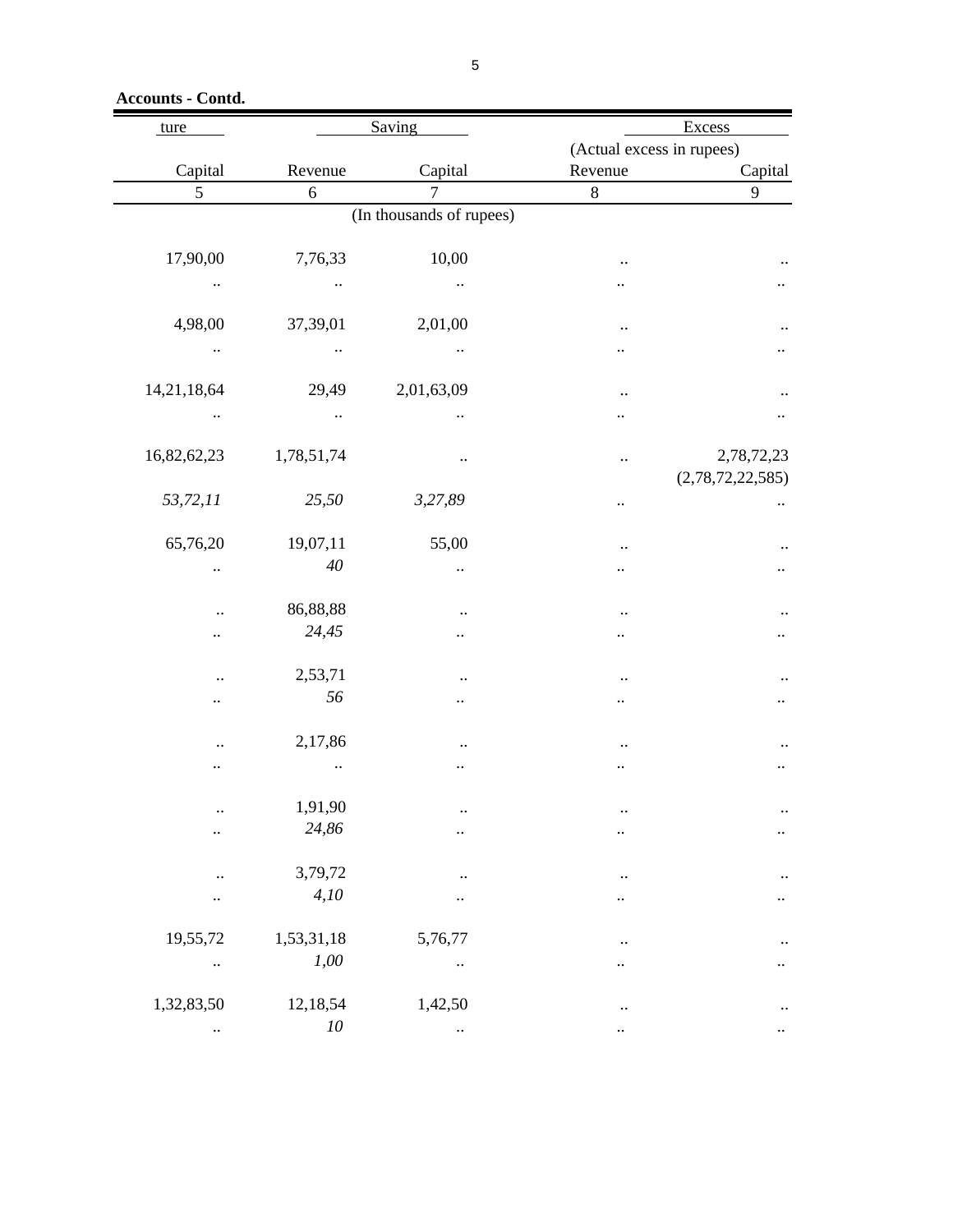**Accounts - Contd.**

| ture | Saving | | Excess | |
|---|---|---|---|---|
| | | | (Actual excess in rupees) | |
| Capital | Revenue | Capital | Revenue | Capital |
| 5 | 6 | 7 | 8 | 9 |
| | | (In thousands of rupees) | | |
| 17,90,00 | 7,76,33 | 10,00 | .. | .. |
| .. | .. | .. | .. | .. |
| 4,98,00 | 37,39,01 | 2,01,00 | .. | .. |
| .. | .. | .. | .. | .. |
| 14,21,18,64 | 29,49 | 2,01,63,09 | .. | .. |
| .. | .. | .. | .. | .. |
| 16,82,62,23 | 1,78,51,74 | .. | .. | 2,78,72,23 (2,78,72,22,585) |
| *53,72,11* | *25,50* | *3,27,89* | .. | .. |
| 65,76,20 | 19,07,11 | 55,00 | .. | .. |
| .. | *40* | .. | .. | .. |
| .. | 86,88,88 | .. | .. | .. |
| .. | *24,45* | .. | .. | .. |
| .. | 2,53,71 | .. | .. | .. |
| .. | *56* | .. | .. | .. |
| .. | 2,17,86 | .. | .. | .. |
| .. | .. | .. | .. | .. |
| .. | 1,91,90 | .. | .. | .. |
| .. | *24,86* | .. | .. | .. |
| .. | 3,79,72 | .. | .. | .. |
| .. | *4,10* | .. | .. | .. |
| 19,55,72 | 1,53,31,18 | 5,76,77 | .. | .. |
| .. | *1,00* | .. | .. | .. |
| 1,32,83,50 | 12,18,54 | 1,42,50 | .. | .. |
| .. | *10* | .. | .. | .. |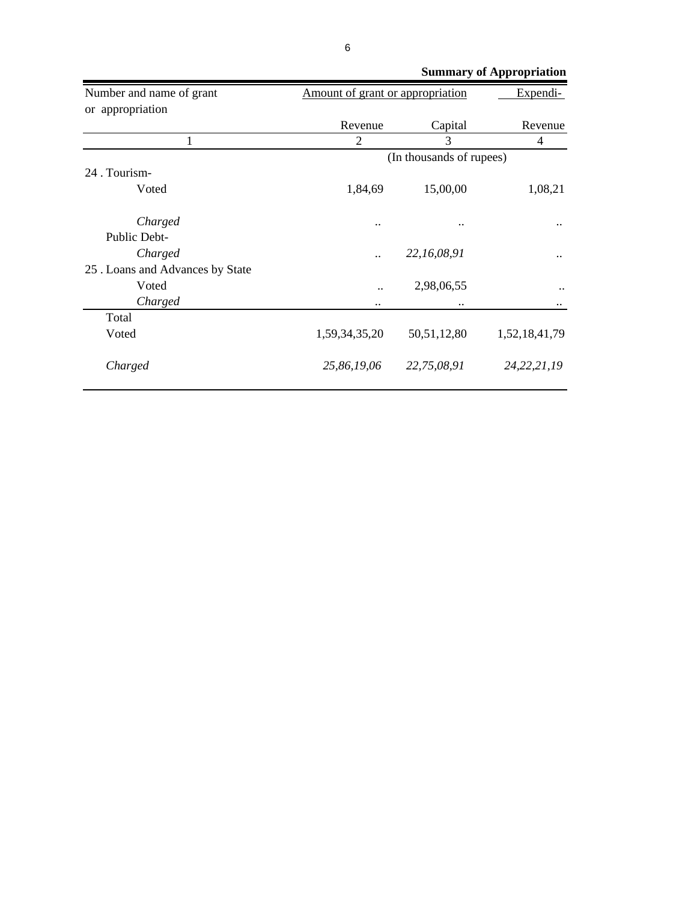**Summary of Appropriation**

| Number and name of grant or appropriation | Amount of grant or appropriation | | Expendi- |
|---|---|---|---|
| | Revenue | Capital | Revenue |
| 1 | 2 | 3 | 4 |
| | (In thousands of rupees) | | |
| 24 . Tourism- | | | |
| Voted | 1,84,69 | 15,00,00 | 1,08,21 |
| *Charged* | .. | .. | .. |
| Public Debt- | | | |
| *Charged* | .. | *22,16,08,91* | .. |
| 25 . Loans and Advances by State | | | |
| Voted | .. | 2,98,06,55 | .. |
| *Charged* | .. | .. | .. |
| Total | | | |
| Voted | 1,59,34,35,20 | 50,51,12,80 | 1,52,18,41,79 |
| *Charged* | *25,86,19,06* | *22,75,08,91* | *24,22,21,19* |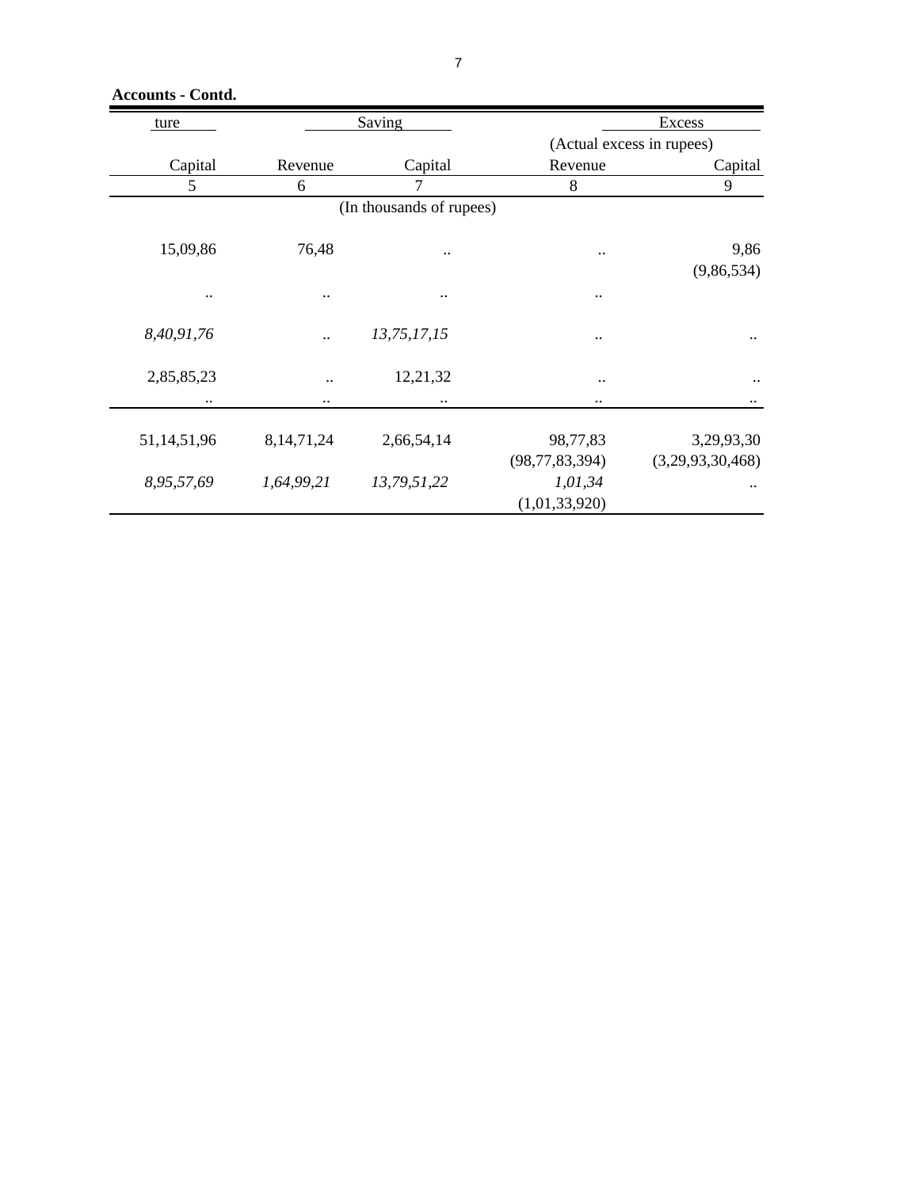**Accounts - Contd.**

| ture | Saving | | Excess | |
|---|---|---|---|---|
| | | | (Actual excess in rupees) | |
| Capital | Revenue | Capital | Revenue | Capital |
| 5 | 6 | 7 | 8 | 9 |
| | | (In thousands of rupees) | | |
| 15,09,86 | 76,48 | .. | .. | 9,86 (9,86,534) |
| .. | .. | .. | .. | |
| *8,40,91,76* | .. | *13,75,17,15* | .. | .. |
| 2,85,85,23 | .. | 12,21,32 | .. | .. |
| .. | .. | .. | .. | .. |
| 51,14,51,96 | 8,14,71,24 | 2,66,54,14 | 98,77,83 (98,77,83,394) | 3,29,93,30 (3,29,93,30,468) |
| *8,95,57,69* | *1,64,99,21* | *13,79,51,22* | *1,01,34* (1,01,33,920) | .. |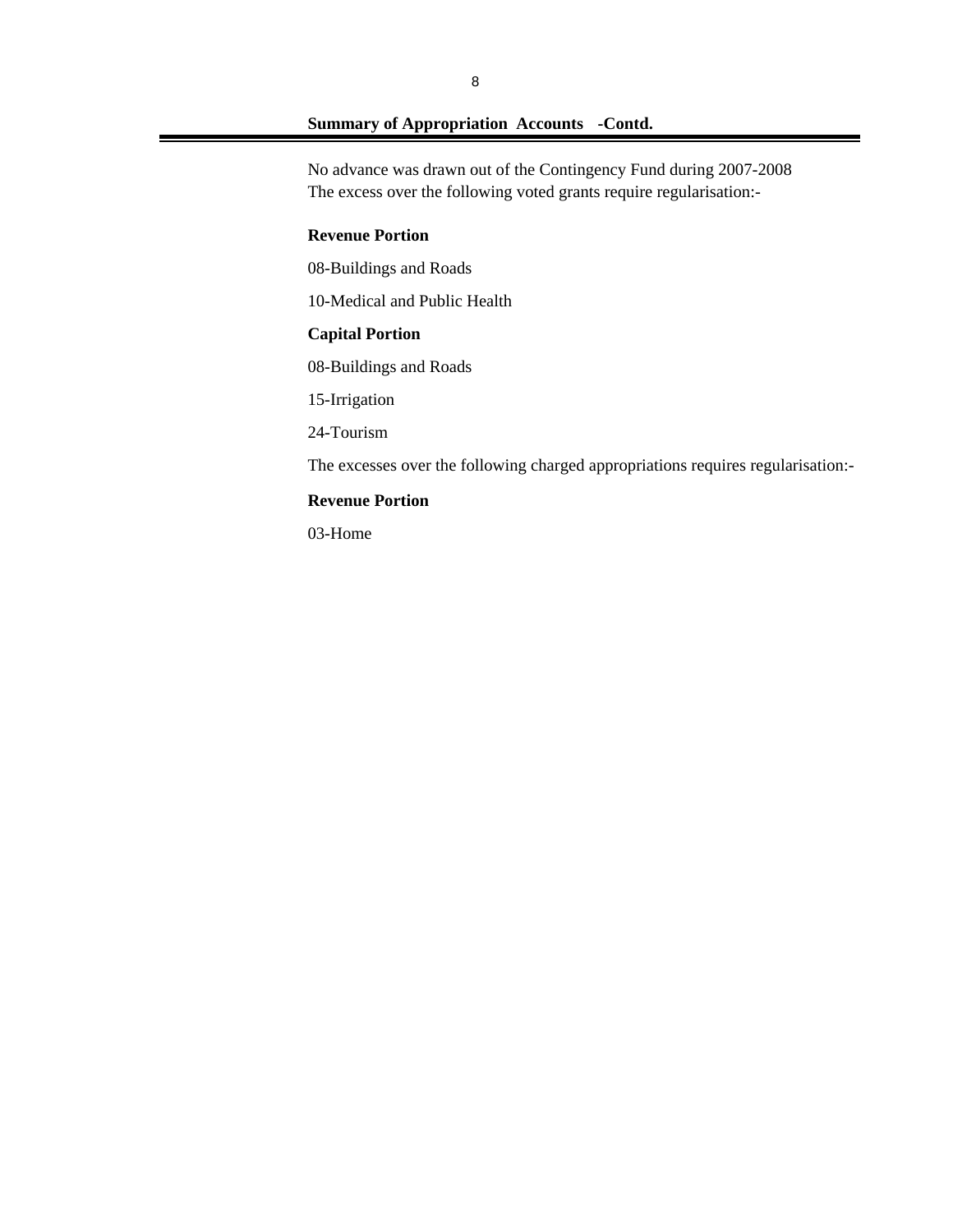## Summary of Appropriation Accounts -Contd.

No advance was drawn out of the Contingency Fund during 2007-2008
The excess over the following voted grants require regularisation:-

**Revenue Portion**

08-Buildings and Roads

10-Medical and Public Health

**Capital Portion**

08-Buildings and Roads

15-Irrigation

24-Tourism

The excesses over the following charged appropriations requires regularisation:-

**Revenue Portion**

03-Home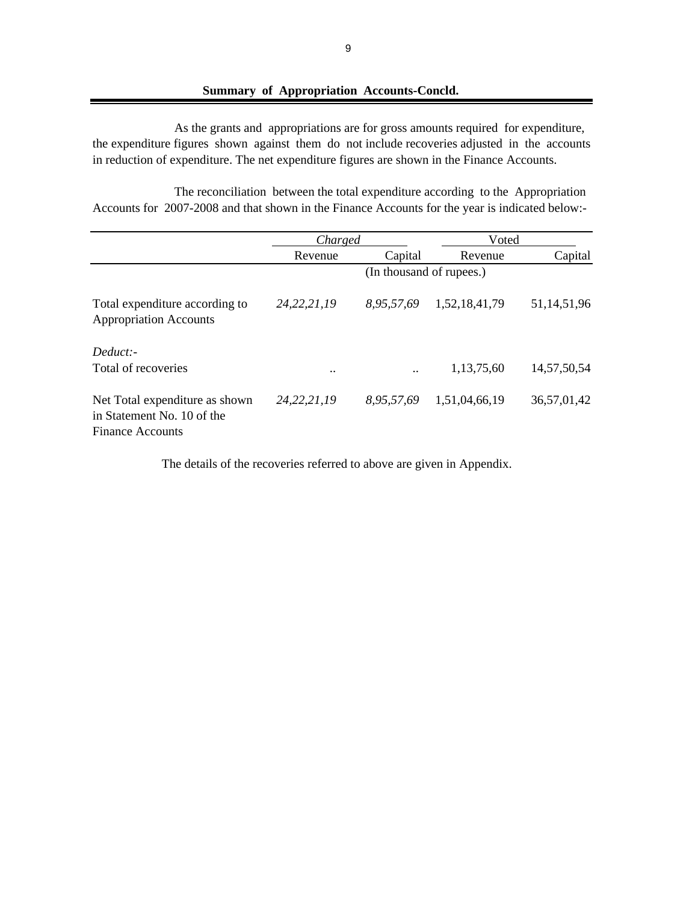## Summary of Appropriation Accounts-Concld.

As the grants and appropriations are for gross amounts required for expenditure, the expenditure figures shown against them do not include recoveries adjusted in the accounts in reduction of expenditure. The net expenditure figures are shown in the Finance Accounts.

The reconciliation between the total expenditure according to the Appropriation Accounts for 2007-2008 and that shown in the Finance Accounts for the year is indicated below:-

| | *Charged* | | Voted | |
|---|---|---|---|---|
| | Revenue | Capital | Revenue | Capital |
| | (In thousand of rupees.) | | | |
| Total expenditure according to Appropriation Accounts | *24,22,21,19* | *8,95,57,69* | 1,52,18,41,79 | 51,14,51,96 |
| *Deduct:-* | | | | |
| Total of recoveries | .. | .. | 1,13,75,60 | 14,57,50,54 |
| Net Total expenditure as shown in Statement No. 10 of the Finance Accounts | *24,22,21,19* | *8,95,57,69* | 1,51,04,66,19 | 36,57,01,42 |

The details of the recoveries referred to above are given in Appendix.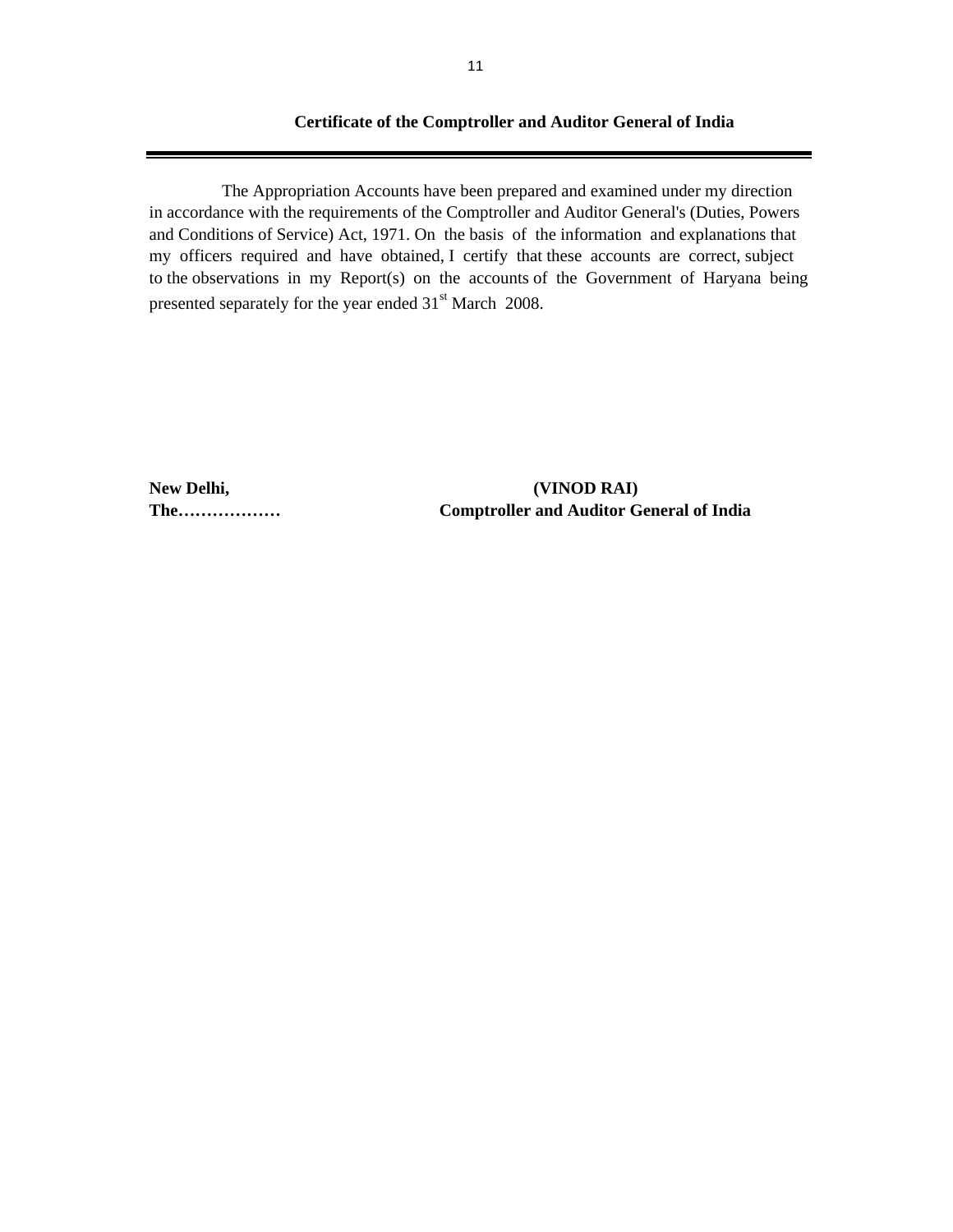## Certificate of the Comptroller and Auditor General of India

The Appropriation Accounts have been prepared and examined under my direction in accordance with the requirements of the Comptroller and Auditor General's (Duties, Powers and Conditions of Service) Act, 1971. On the basis of the information and explanations that my officers required and have obtained, I certify that these accounts are correct, subject to the observations in my Report(s) on the accounts of the Government of Haryana being presented separately for the year ended 31st March 2008.

**New Delhi,** **(VINOD RAI)**
**The………………** **Comptroller and Auditor General of India**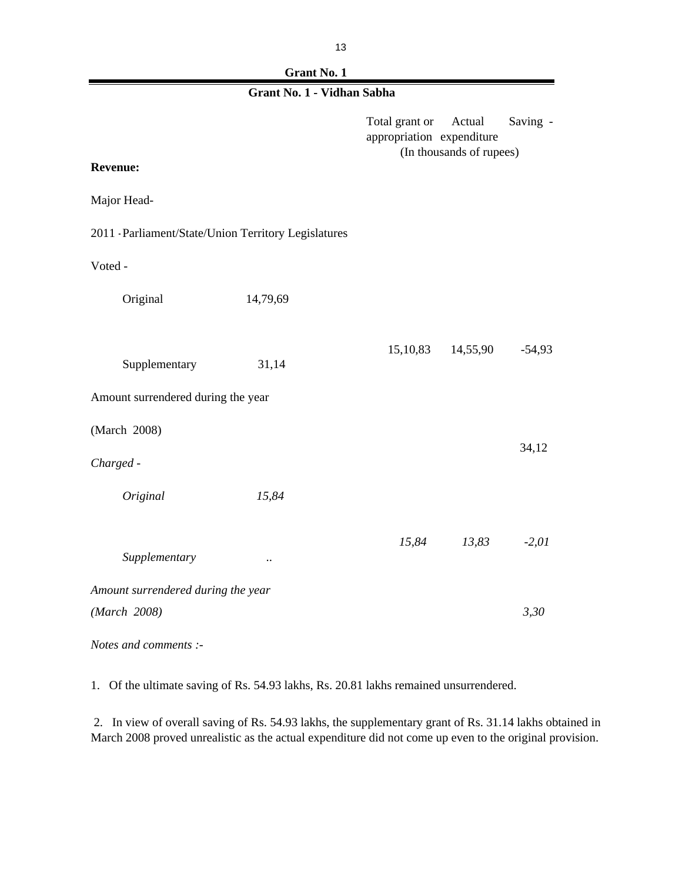## Grant No. 1

### Grant No. 1 - Vidhan Sabha

| | | Total grant or appropriation | Actual expenditure | Saving - |
|---|---|---|---|---|
| | | (In thousands of rupees) | | |
| **Revenue:** | | | | |
| Major Head- | | | | |
| 2011 - Parliament/State/Union Territory Legislatures | | | | |
| Voted - | | | | |
| Original | 14,79,69 | | | |
| | | 15,10,83 | 14,55,90 | -54,93 |
| Supplementary | 31,14 | | | |
| Amount surrendered during the year | | | | |
| (March 2008) | | | | 34,12 |
| *Charged -* | | | | |
| *Original* | *15,84* | | | |
| | | *15,84* | *13,83* | *-2,01* |
| *Supplementary* | *..* | | | |
| *Amount surrendered during the year* | | | | |
| *(March 2008)* | | | | *3,30* |

*Notes and comments :-*

1. Of the ultimate saving of Rs. 54.93 lakhs, Rs. 20.81 lakhs remained unsurrendered.

2. In view of overall saving of Rs. 54.93 lakhs, the supplementary grant of Rs. 31.14 lakhs obtained in March 2008 proved unrealistic as the actual expenditure did not come up even to the original provision.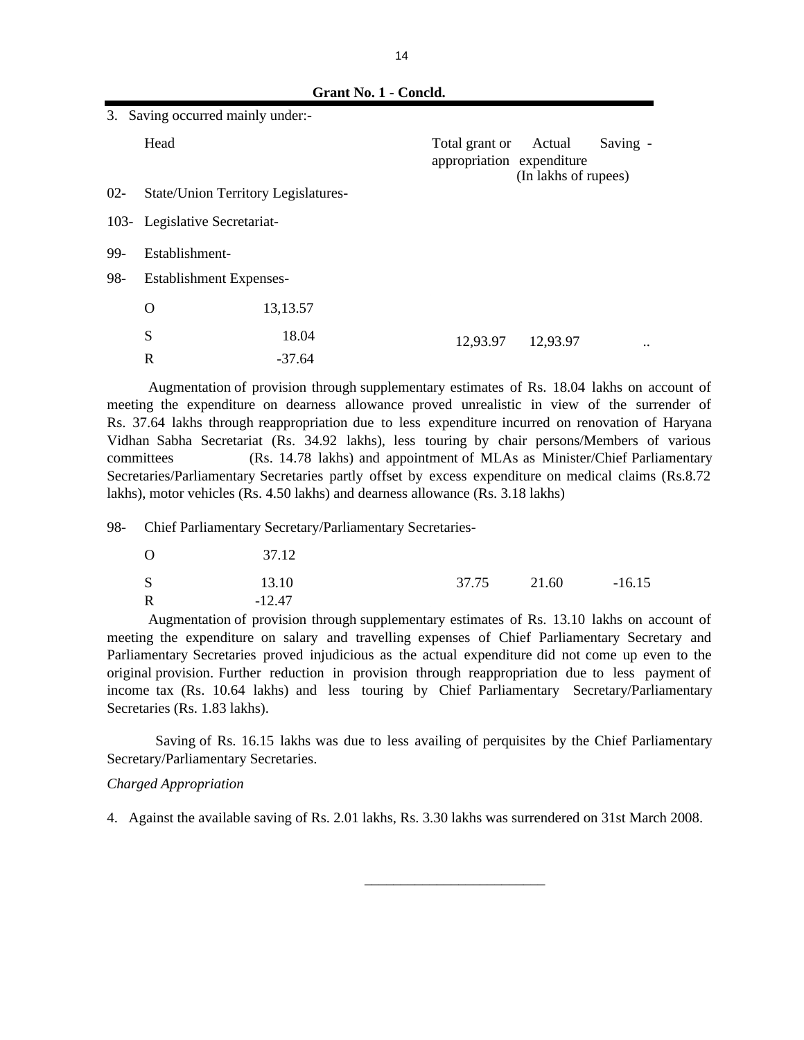**Grant No. 1 - Concld.**

3. Saving occurred mainly under:-

| Head | | Total grant or appropriation | Actual expenditure | Saving - |
|---|---|---|---|---|
| | | (In lakhs of rupees) | | |
| 02- State/Union Territory Legislatures- | | | | |
| 103- Legislative Secretariat- | | | | |
| 99- Establishment- | | | | |
| 98- Establishment Expenses- | | | | |
| O | 13,13.57 | | | |
| S | 18.04 | 12,93.97 | 12,93.97 | .. |
| R | -37.64 | | | |

Augmentation of provision through supplementary estimates of Rs. 18.04 lakhs on account of meeting the expenditure on dearness allowance proved unrealistic in view of the surrender of Rs. 37.64 lakhs through reappropriation due to less expenditure incurred on renovation of Haryana Vidhan Sabha Secretariat (Rs. 34.92 lakhs), less touring by chair persons/Members of various committees (Rs. 14.78 lakhs) and appointment of MLAs as Minister/Chief Parliamentary Secretaries/Parliamentary Secretaries partly offset by excess expenditure on medical claims (Rs.8.72 lakhs), motor vehicles (Rs. 4.50 lakhs) and dearness allowance (Rs. 3.18 lakhs)

| Head | | Total grant or appropriation | Actual expenditure | Saving - |
|---|---|---|---|---|
| 98- Chief Parliamentary Secretary/Parliamentary Secretaries- | | | | |
| O | 37.12 | | | |
| S | 13.10 | 37.75 | 21.60 | -16.15 |
| R | -12.47 | | | |

Augmentation of provision through supplementary estimates of Rs. 13.10 lakhs on account of meeting the expenditure on salary and travelling expenses of Chief Parliamentary Secretary and Parliamentary Secretaries proved injudicious as the actual expenditure did not come up even to the original provision. Further reduction in provision through reappropriation due to less payment of income tax (Rs. 10.64 lakhs) and less touring by Chief Parliamentary Secretary/Parliamentary Secretaries (Rs. 1.83 lakhs).

Saving of Rs. 16.15 lakhs was due to less availing of perquisites by the Chief Parliamentary Secretary/Parliamentary Secretaries.

*Charged Appropriation*

4. Against the available saving of Rs. 2.01 lakhs, Rs. 3.30 lakhs was surrendered on 31st March 2008.

---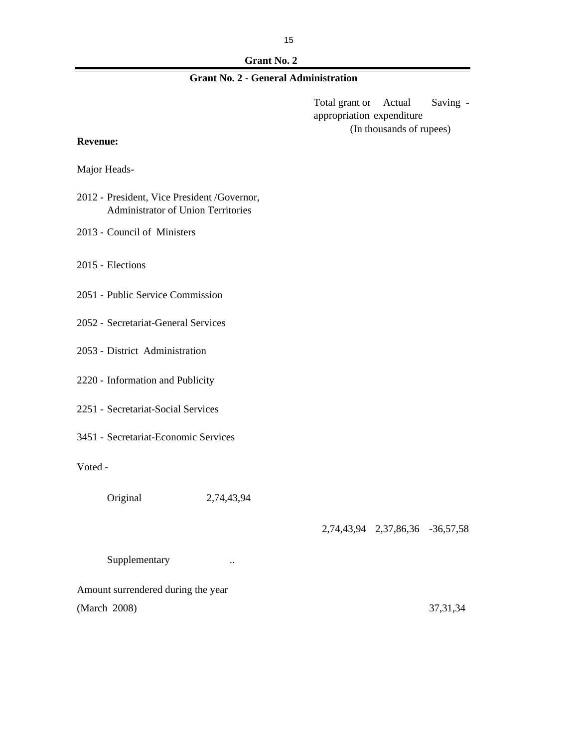## Grant No. 2

### Grant No. 2 - General Administration

| | | Total grant or appropriation | Actual expenditure | Saving - |
|---|---|---|---|---|
| | | (In thousands of rupees) | | |
| **Revenue:** | | | | |
| Major Heads- | | | | |
| 2012 - President, Vice President /Governor, Administrator of Union Territories | | | | |
| 2013 - Council of Ministers | | | | |
| 2015 - Elections | | | | |
| 2051 - Public Service Commission | | | | |
| 2052 - Secretariat-General Services | | | | |
| 2053 - District Administration | | | | |
| 2220 - Information and Publicity | | | | |
| 2251 - Secretariat-Social Services | | | | |
| 3451 - Secretariat-Economic Services | | | | |
| Voted - | | | | |
| Original | 2,74,43,94 | | | |
| | | 2,74,43,94 | 2,37,86,36 | -36,57,58 |
| Supplementary | .. | | | |
| Amount surrendered during the year (March 2008) | | | | 37,31,34 |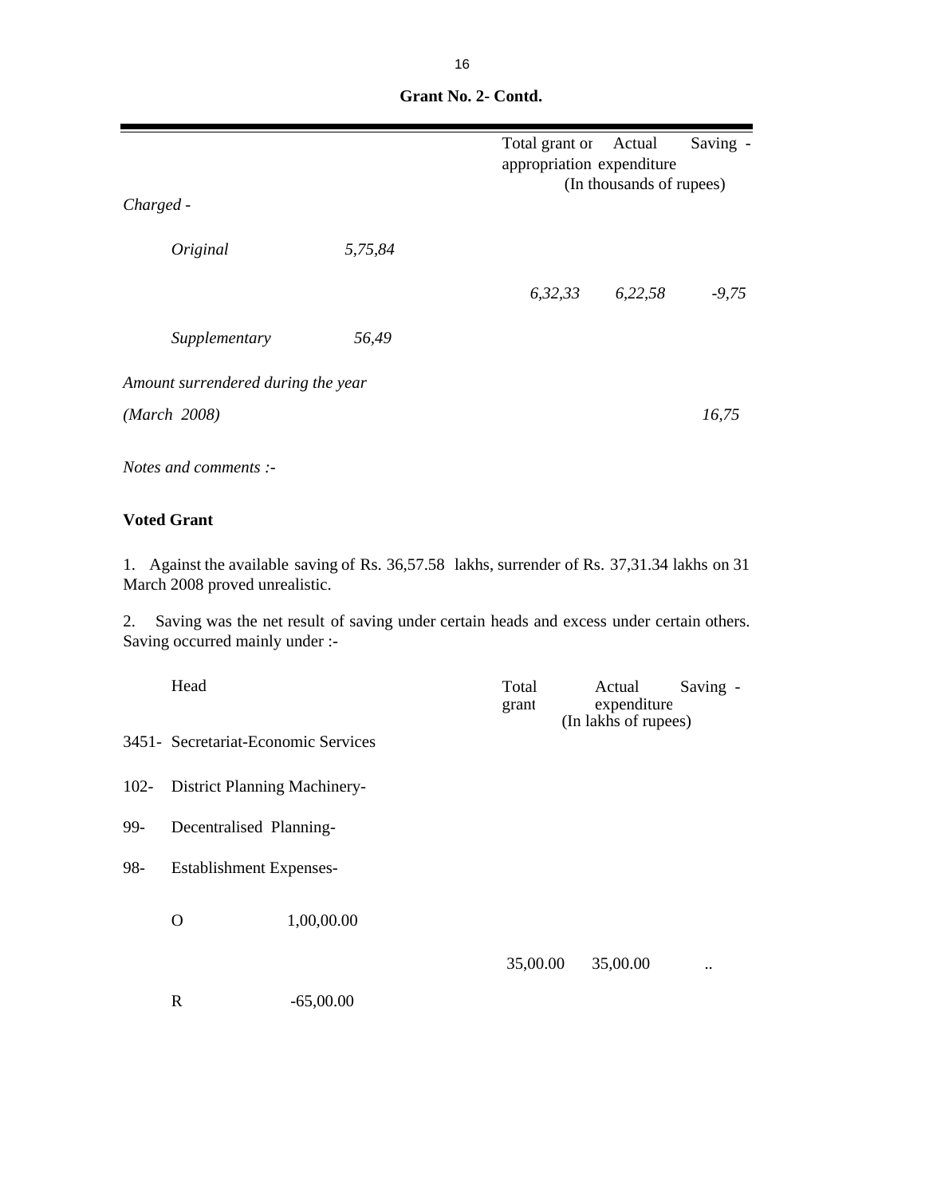**Grant No. 2- Contd.**

| | | Total grant or appropriation | Actual expenditure | Saving - |
|---|---|---|---|---|
| | | (In thousands of rupees) | | |
| *Charged -* | | | | |
| *Original* | *5,75,84* | | | |
| | | *6,32,33* | *6,22,58* | *-9,75* |
| *Supplementary* | *56,49* | | | |
| *Amount surrendered during the year* | | | | |
| *(March 2008)* | | | | *16,75* |

*Notes and comments :-*

**Voted Grant**

1. Against the available saving of Rs. 36,57.58 lakhs, surrender of Rs. 37,31.34 lakhs on 31 March 2008 proved unrealistic.

2. Saving was the net result of saving under certain heads and excess under certain others. Saving occurred mainly under :-

| Head | | Total grant | Actual expenditure | Saving - |
|---|---|---|---|---|
| | | (In lakhs of rupees) | | |
| 3451- Secretariat-Economic Services | | | | |
| 102- District Planning Machinery- | | | | |
| 99- Decentralised Planning- | | | | |
| 98- Establishment Expenses- | | | | |
| O | 1,00,00.00 | | | |
| | | 35,00.00 | 35,00.00 | .. |
| R | -65,00.00 | | | |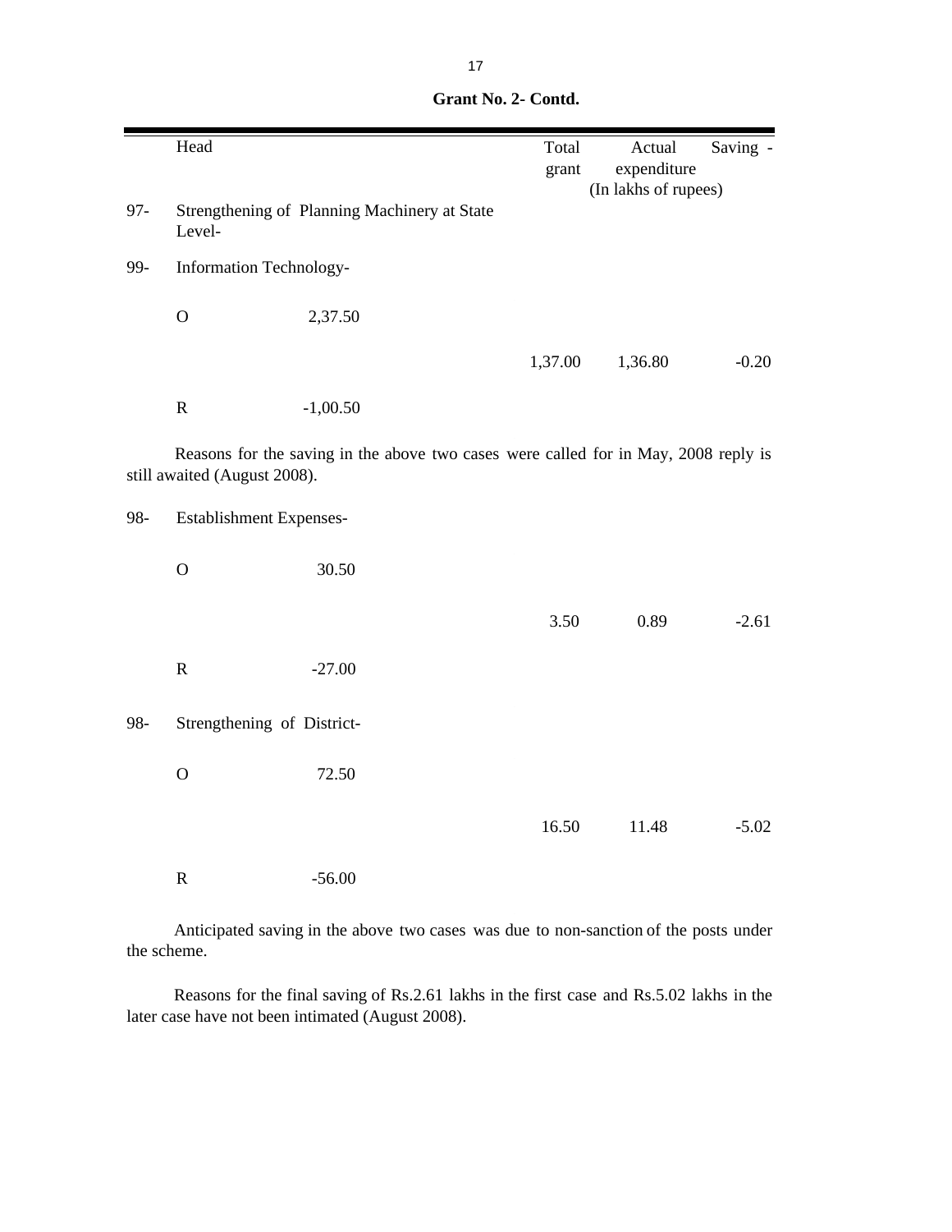**Grant No. 2- Contd.**

| | Head | | Total grant | Actual expenditure | Saving - |
|---|---|---|---|---|---|
| | | | | (In lakhs of rupees) | |
| 97- | Strengthening of Planning Machinery at State Level- | | | | |
| 99- | Information Technology- | | | | |
| | O | 2,37.50 | | | |
| | | | 1,37.00 | 1,36.80 | -0.20 |
| | R | -1,00.50 | | | |

Reasons for the saving in the above two cases were called for in May, 2008 reply is still awaited (August 2008).

| | Head | | Total grant | Actual expenditure | Saving - |
|---|---|---|---|---|---|
| 98- | Establishment Expenses- | | | | |
| | O | 30.50 | | | |
| | | | 3.50 | 0.89 | -2.61 |
| | R | -27.00 | | | |
| 98- | Strengthening of District- | | | | |
| | O | 72.50 | | | |
| | | | 16.50 | 11.48 | -5.02 |
| | R | -56.00 | | | |

Anticipated saving in the above two cases was due to non-sanction of the posts under the scheme.

Reasons for the final saving of Rs.2.61 lakhs in the first case and Rs.5.02 lakhs in the later case have not been intimated (August 2008).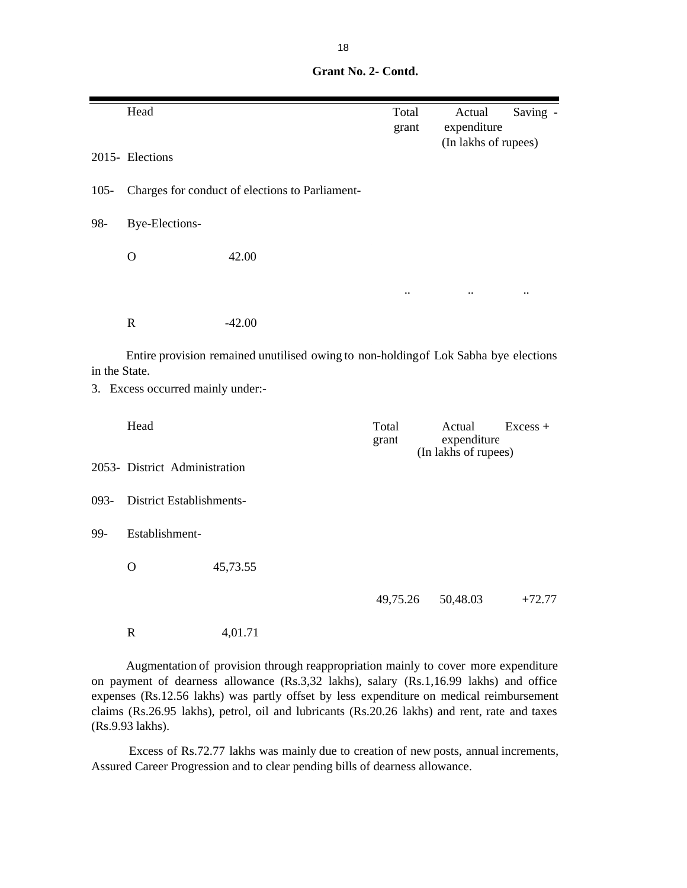**Grant No. 2- Contd.**

| Head | | Total grant | Actual expenditure | Saving - |
|---|---|---|---|---|
| | | | (In lakhs of rupees) | |
| 2015- Elections | | | | |
| 105- Charges for conduct of elections to Parliament- | | | | |
| 98- Bye-Elections- | | | | |
| O | 42.00 | | | |
| | | .. | .. | .. |
| R | -42.00 | | | |

Entire provision remained unutilised owing to non-holding of Lok Sabha bye elections in the State.

3. Excess occurred mainly under:-

| Head | | Total grant | Actual expenditure | Excess + |
|---|---|---|---|---|
| | | | (In lakhs of rupees) | |
| 2053- District Administration | | | | |
| 093- District Establishments- | | | | |
| 99- Establishment- | | | | |
| O | 45,73.55 | | | |
| | | 49,75.26 | 50,48.03 | +72.77 |
| R | 4,01.71 | | | |

Augmentation of provision through reappropriation mainly to cover more expenditure on payment of dearness allowance (Rs.3,32 lakhs), salary (Rs.1,16.99 lakhs) and office expenses (Rs.12.56 lakhs) was partly offset by less expenditure on medical reimbursement claims (Rs.26.95 lakhs), petrol, oil and lubricants (Rs.20.26 lakhs) and rent, rate and taxes (Rs.9.93 lakhs).

Excess of Rs.72.77 lakhs was mainly due to creation of new posts, annual increments, Assured Career Progression and to clear pending bills of dearness allowance.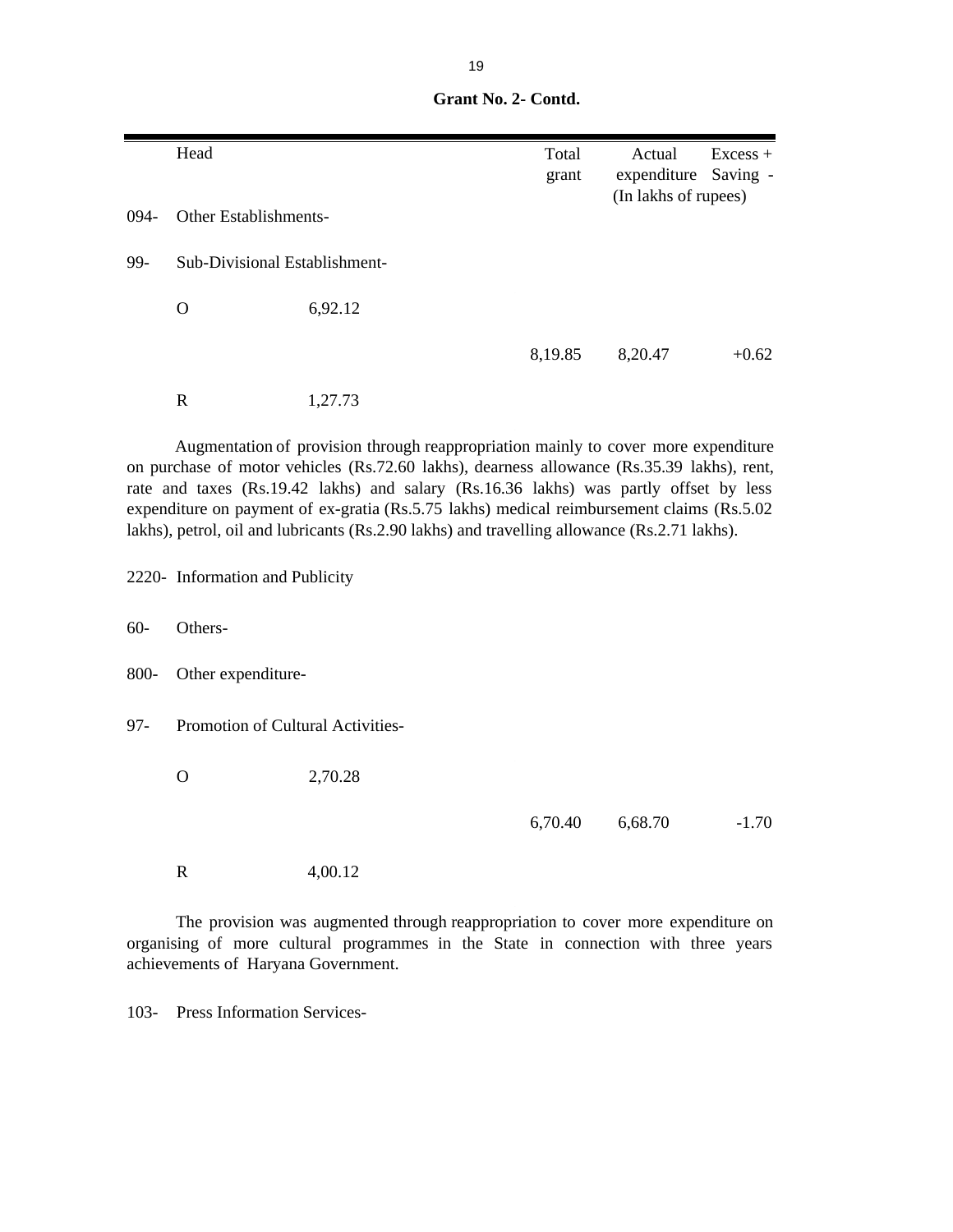**Grant No. 2- Contd.**

| | Head | | Total grant | Actual expenditure | Excess + Saving - |
|---|---|---|---|---|---|
| | | | | (In lakhs of rupees) | |
| 094- | Other Establishments- | | | | |
| 99- | Sub-Divisional Establishment- | | | | |
| | O | 6,92.12 | | | |
| | | | 8,19.85 | 8,20.47 | +0.62 |
| | R | 1,27.73 | | | |

Augmentation of provision through reappropriation mainly to cover more expenditure on purchase of motor vehicles (Rs.72.60 lakhs), dearness allowance (Rs.35.39 lakhs), rent, rate and taxes (Rs.19.42 lakhs) and salary (Rs.16.36 lakhs) was partly offset by less expenditure on payment of ex-gratia (Rs.5.75 lakhs) medical reimbursement claims (Rs.5.02 lakhs), petrol, oil and lubricants (Rs.2.90 lakhs) and travelling allowance (Rs.2.71 lakhs).

| | Head | | Total grant | Actual expenditure | Excess + Saving - |
|---|---|---|---|---|---|
| 2220- | Information and Publicity | | | | |
| 60- | Others- | | | | |
| 800- | Other expenditure- | | | | |
| 97- | Promotion of Cultural Activities- | | | | |
| | O | 2,70.28 | | | |
| | | | 6,70.40 | 6,68.70 | -1.70 |
| | R | 4,00.12 | | | |

The provision was augmented through reappropriation to cover more expenditure on organising of more cultural programmes in the State in connection with three years achievements of Haryana Government.

103- Press Information Services-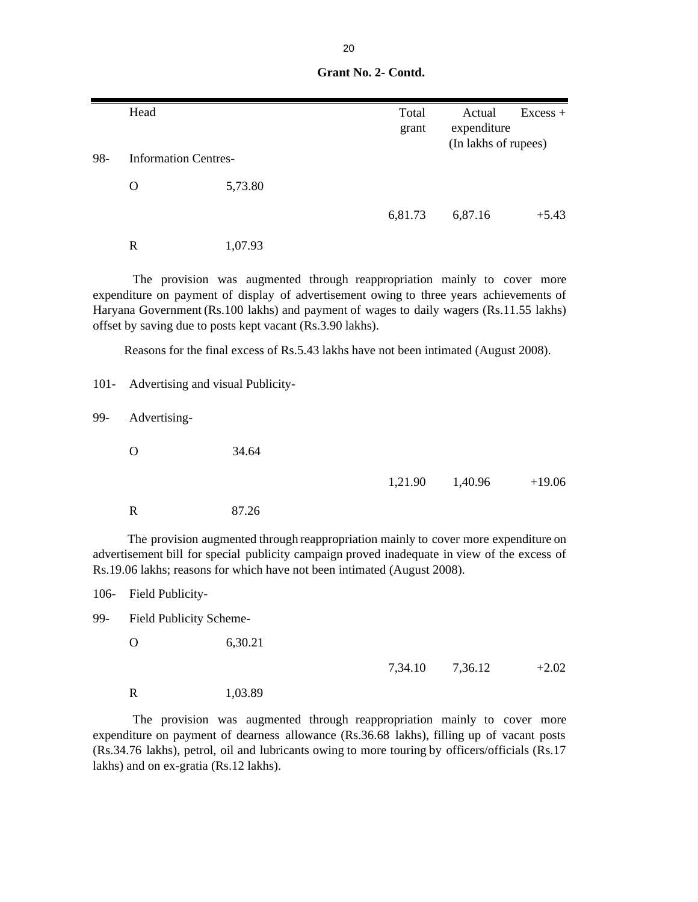**Grant No. 2- Contd.**

| | Head | | Total grant | Actual expenditure | Excess + |
|---|---|---|---|---|---|
| | | | | (In lakhs of rupees) | |
| 98- | Information Centres- | | | | |
| | O | 5,73.80 | | | |
| | | | 6,81.73 | 6,87.16 | +5.43 |
| | R | 1,07.93 | | | |

The provision was augmented through reappropriation mainly to cover more expenditure on payment of display of advertisement owing to three years achievements of Haryana Government (Rs.100 lakhs) and payment of wages to daily wagers (Rs.11.55 lakhs) offset by saving due to posts kept vacant (Rs.3.90 lakhs).

Reasons for the final excess of Rs.5.43 lakhs have not been intimated (August 2008).

| | Head | | Total grant | Actual expenditure | Excess + |
|---|---|---|---|---|---|
| 101- | Advertising and visual Publicity- | | | | |
| 99- | Advertising- | | | | |
| | O | 34.64 | | | |
| | | | 1,21.90 | 1,40.96 | +19.06 |
| | R | 87.26 | | | |

The provision augmented through reappropriation mainly to cover more expenditure on advertisement bill for special publicity campaign proved inadequate in view of the excess of Rs.19.06 lakhs; reasons for which have not been intimated (August 2008).

| | Head | | Total grant | Actual expenditure | Excess + |
|---|---|---|---|---|---|
| 106- | Field Publicity- | | | | |
| 99- | Field Publicity Scheme- | | | | |
| | O | 6,30.21 | | | |
| | | | 7,34.10 | 7,36.12 | +2.02 |
| | R | 1,03.89 | | | |

The provision was augmented through reappropriation mainly to cover more expenditure on payment of dearness allowance (Rs.36.68 lakhs), filling up of vacant posts (Rs.34.76 lakhs), petrol, oil and lubricants owing to more touring by officers/officials (Rs.17 lakhs) and on ex-gratia (Rs.12 lakhs).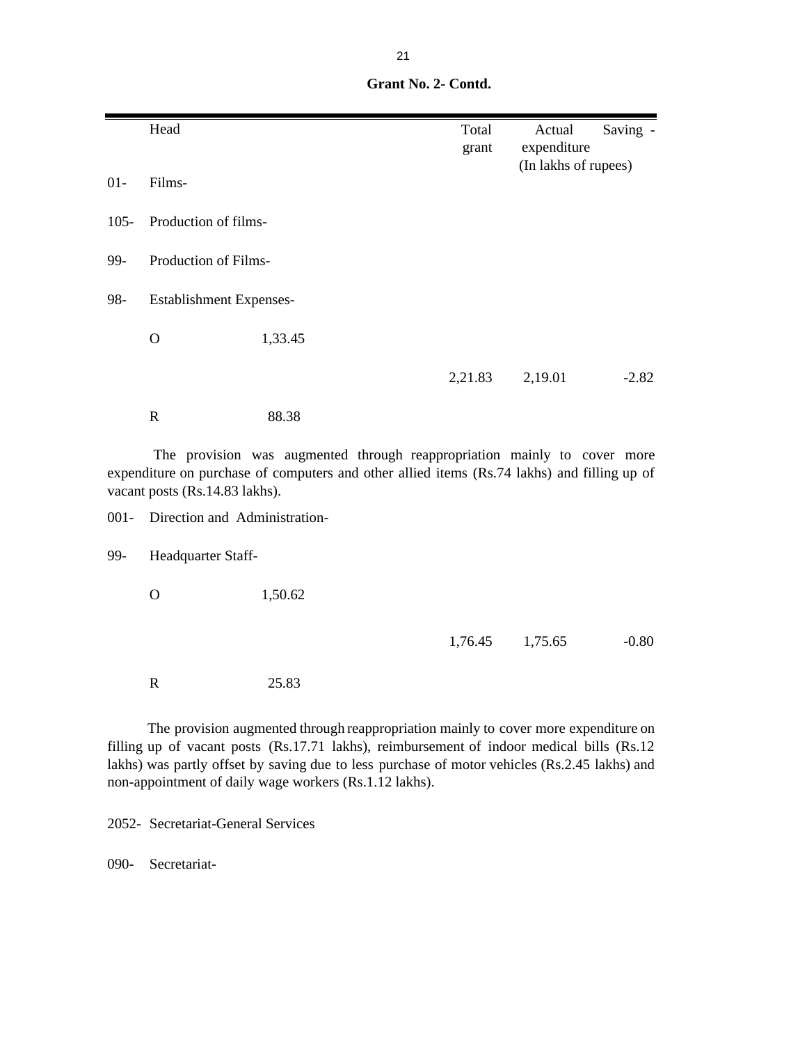**Grant No. 2- Contd.**

| | Head | | Total grant | Actual expenditure | Saving - |
|---|---|---|---|---|---|
| | | | | (In lakhs of rupees) | |
| 01- | Films- | | | | |
| 105- | Production of films- | | | | |
| 99- | Production of Films- | | | | |
| 98- | Establishment Expenses- | | | | |
| | O | 1,33.45 | | | |
| | | | 2,21.83 | 2,19.01 | -2.82 |
| | R | 88.38 | | | |

The provision was augmented through reappropriation mainly to cover more expenditure on purchase of computers and other allied items (Rs.74 lakhs) and filling up of vacant posts (Rs.14.83 lakhs).

| | Head | | Total grant | Actual expenditure | Saving - |
|---|---|---|---|---|---|
| 001- | Direction and Administration- | | | | |
| 99- | Headquarter Staff- | | | | |
| | O | 1,50.62 | | | |
| | | | 1,76.45 | 1,75.65 | -0.80 |
| | R | 25.83 | | | |

The provision augmented through reappropriation mainly to cover more expenditure on filling up of vacant posts (Rs.17.71 lakhs), reimbursement of indoor medical bills (Rs.12 lakhs) was partly offset by saving due to less purchase of motor vehicles (Rs.2.45 lakhs) and non-appointment of daily wage workers (Rs.1.12 lakhs).

2052- Secretariat-General Services

090- Secretariat-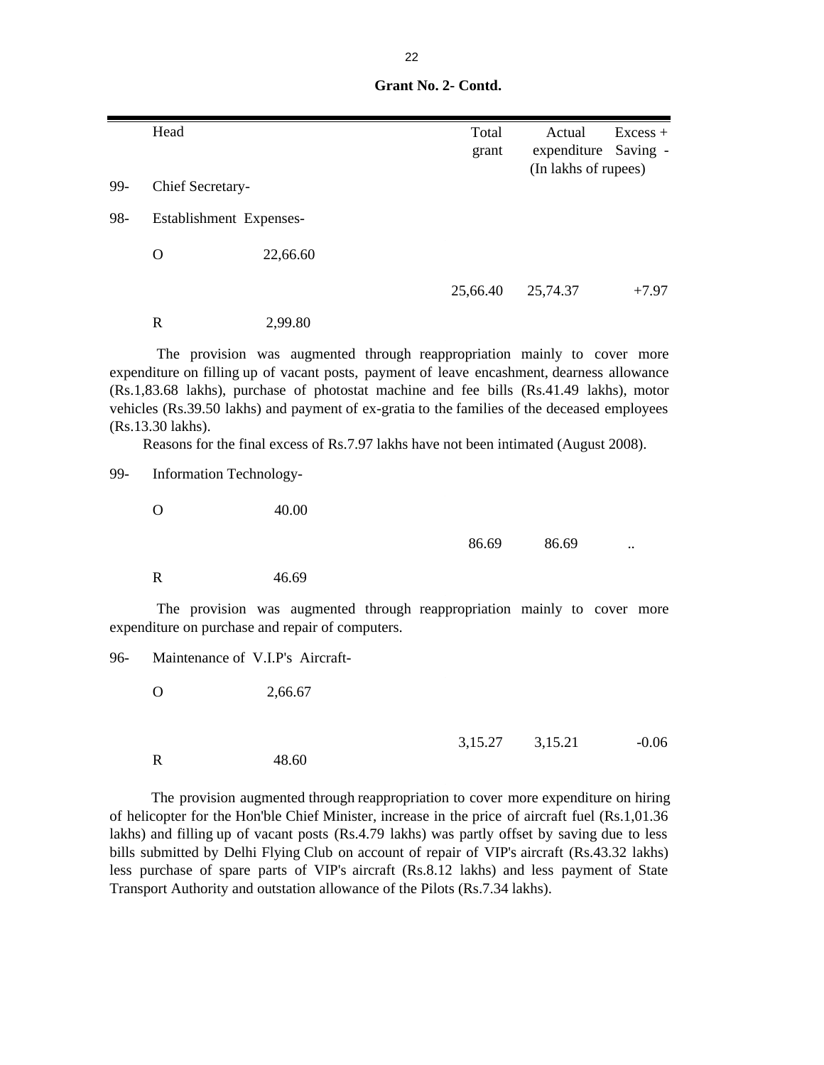**Grant No. 2- Contd.**

| | Head | | Total grant | Actual expenditure | Excess + Saving - |
|---|---|---|---|---|---|
| | | | | (In lakhs of rupees) | |
| 99- | Chief Secretary- | | | | |
| 98- | Establishment Expenses- | | | | |
| | O | 22,66.60 | | | |
| | | | 25,66.40 | 25,74.37 | +7.97 |
| | R | 2,99.80 | | | |

The provision was augmented through reappropriation mainly to cover more expenditure on filling up of vacant posts, payment of leave encashment, dearness allowance (Rs.1,83.68 lakhs), purchase of photostat machine and fee bills (Rs.41.49 lakhs), motor vehicles (Rs.39.50 lakhs) and payment of ex-gratia to the families of the deceased employees (Rs.13.30 lakhs).

Reasons for the final excess of Rs.7.97 lakhs have not been intimated (August 2008).

| | Head | | Total grant | Actual expenditure | Excess + Saving - |
|---|---|---|---|---|---|
| 99- | Information Technology- | | | | |
| | O | 40.00 | | | |
| | | | 86.69 | 86.69 | .. |
| | R | 46.69 | | | |

The provision was augmented through reappropriation mainly to cover more expenditure on purchase and repair of computers.

| | Head | | Total grant | Actual expenditure | Excess + Saving - |
|---|---|---|---|---|---|
| 96- | Maintenance of V.I.P's Aircraft- | | | | |
| | O | 2,66.67 | | | |
| | | | 3,15.27 | 3,15.21 | -0.06 |
| | R | 48.60 | | | |

The provision augmented through reappropriation to cover more expenditure on hiring of helicopter for the Hon'ble Chief Minister, increase in the price of aircraft fuel (Rs.1,01.36 lakhs) and filling up of vacant posts (Rs.4.79 lakhs) was partly offset by saving due to less bills submitted by Delhi Flying Club on account of repair of VIP's aircraft (Rs.43.32 lakhs) less purchase of spare parts of VIP's aircraft (Rs.8.12 lakhs) and less payment of State Transport Authority and outstation allowance of the Pilots (Rs.7.34 lakhs).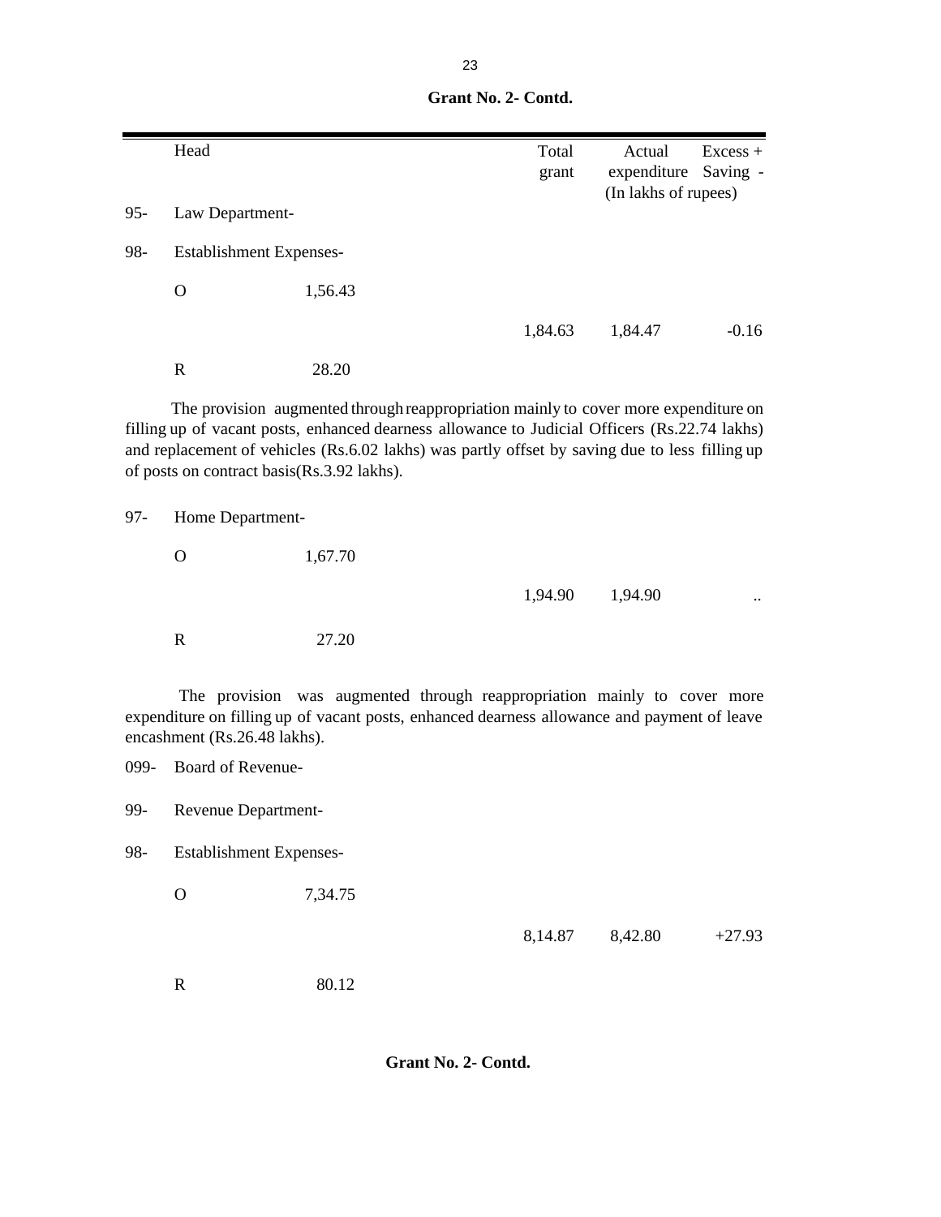**Grant No. 2- Contd.**

| | Head | | Total grant | Actual expenditure | Excess + Saving - |
|---|---|---|---|---|---|
| | | | | (In lakhs of rupees) | |
| 95- | Law Department- | | | | |
| 98- | Establishment Expenses- | | | | |
| | O | 1,56.43 | | | |
| | | | 1,84.63 | 1,84.47 | -0.16 |
| | R | 28.20 | | | |

The provision augmented through reappropriation mainly to cover more expenditure on filling up of vacant posts, enhanced dearness allowance to Judicial Officers (Rs.22.74 lakhs) and replacement of vehicles (Rs.6.02 lakhs) was partly offset by saving due to less filling up of posts on contract basis(Rs.3.92 lakhs).

| | | | | | |
|---|---|---|---|---|---|
| 97- | Home Department- | | | | |
| | O | 1,67.70 | | | |
| | | | 1,94.90 | 1,94.90 | .. |
| | R | 27.20 | | | |

The provision was augmented through reappropriation mainly to cover more expenditure on filling up of vacant posts, enhanced dearness allowance and payment of leave encashment (Rs.26.48 lakhs).

| | | | | | |
|---|---|---|---|---|---|
| 099- | Board of Revenue- | | | | |
| 99- | Revenue Department- | | | | |
| 98- | Establishment Expenses- | | | | |
| | O | 7,34.75 | | | |
| | | | 8,14.87 | 8,42.80 | +27.93 |
| | R | 80.12 | | | |

**Grant No. 2- Contd.**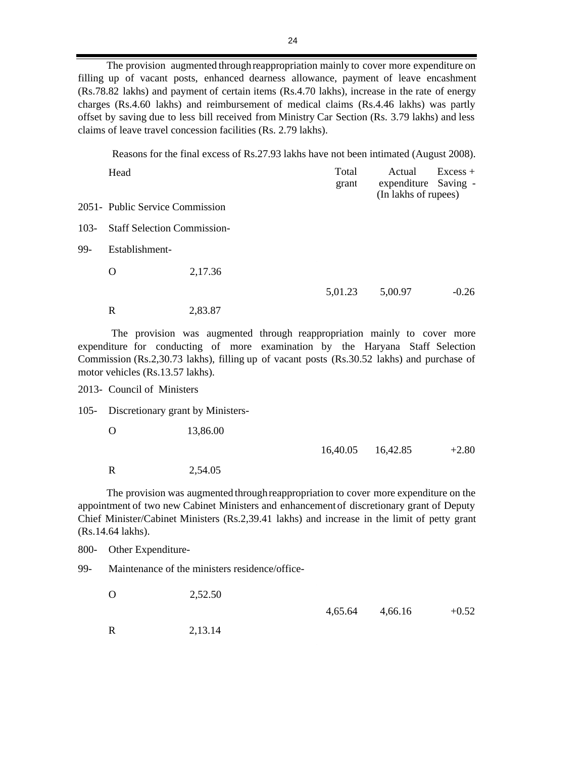The provision augmented through reappropriation mainly to cover more expenditure on filling up of vacant posts, enhanced dearness allowance, payment of leave encashment (Rs.78.82 lakhs) and payment of certain items (Rs.4.70 lakhs), increase in the rate of energy charges (Rs.4.60 lakhs) and reimbursement of medical claims (Rs.4.46 lakhs) was partly offset by saving due to less bill received from Ministry Car Section (Rs. 3.79 lakhs) and less claims of leave travel concession facilities (Rs. 2.79 lakhs).

Reasons for the final excess of Rs.27.93 lakhs have not been intimated (August 2008).

| Head | | | Total grant | Actual expenditure | Excess + Saving - |
|---|---|---|---|---|---|
| | | | (In lakhs of rupees) | | |
| 2051- | Public Service Commission | | | | |
| 103- | Staff Selection Commission- | | | | |
| 99- | Establishment- | | | | |
| | O | 2,17.36 | | | |
| | | | 5,01.23 | 5,00.97 | -0.26 |
| | R | 2,83.87 | | | |

The provision was augmented through reappropriation mainly to cover more expenditure for conducting of more examination by the Haryana Staff Selection Commission (Rs.2,30.73 lakhs), filling up of vacant posts (Rs.30.52 lakhs) and purchase of motor vehicles (Rs.13.57 lakhs).

| Head | | | Total grant | Actual expenditure | Excess + Saving - |
|---|---|---|---|---|---|
| 2013- | Council of Ministers | | | | |
| 105- | Discretionary grant by Ministers- | | | | |
| | O | 13,86.00 | | | |
| | | | 16,40.05 | 16,42.85 | +2.80 |
| | R | 2,54.05 | | | |

The provision was augmented through reappropriation to cover more expenditure on the appointment of two new Cabinet Ministers and enhancement of discretionary grant of Deputy Chief Minister/Cabinet Ministers (Rs.2,39.41 lakhs) and increase in the limit of petty grant (Rs.14.64 lakhs).

| Head | | | Total grant | Actual expenditure | Excess + Saving - |
|---|---|---|---|---|---|
| 800- | Other Expenditure- | | | | |
| 99- | Maintenance of the ministers residence/office- | | | | |
| | O | 2,52.50 | | | |
| | | | 4,65.64 | 4,66.16 | +0.52 |
| | R | 2,13.14 | | | |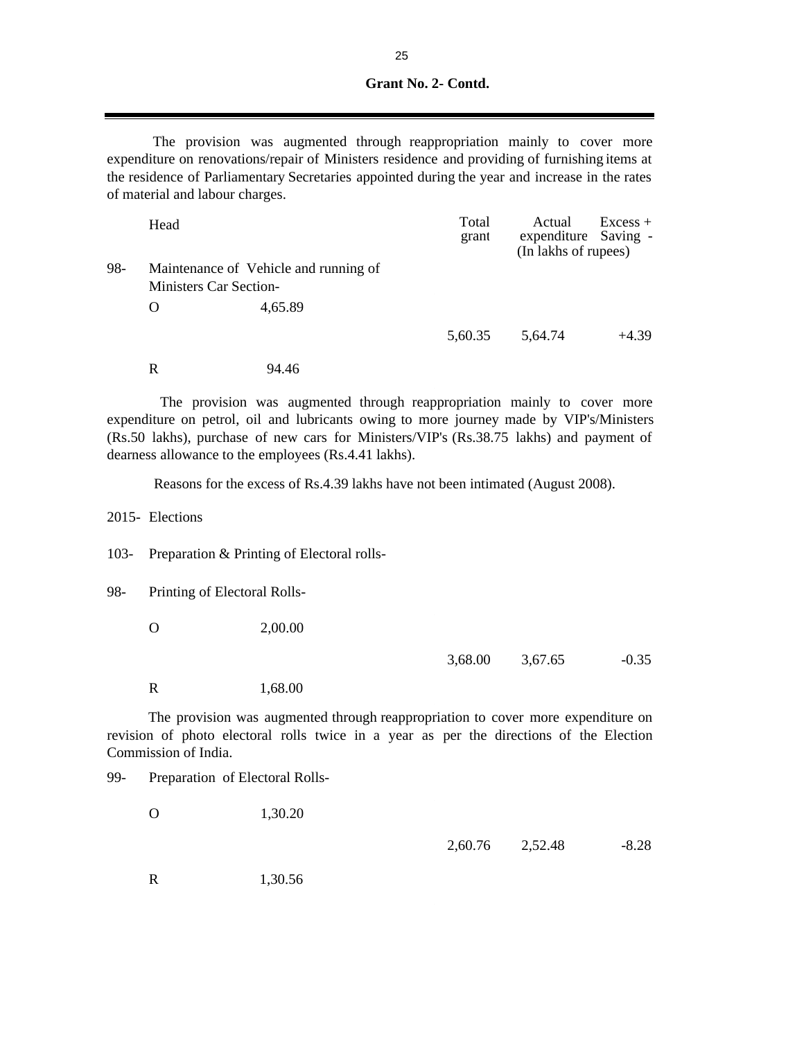**Grant No. 2- Contd.**

The provision was augmented through reappropriation mainly to cover more expenditure on renovations/repair of Ministers residence and providing of furnishing items at the residence of Parliamentary Secretaries appointed during the year and increase in the rates of material and labour charges.

| | Head | | Total grant | Actual expenditure | Excess + Saving - |
|---|---|---|---|---|---|
| | | | | (In lakhs of rupees) | |
| 98- | Maintenance of Vehicle and running of Ministers Car Section- | | | | |
| | O | 4,65.89 | | | |
| | | | 5,60.35 | 5,64.74 | +4.39 |
| | R | 94.46 | | | |

The provision was augmented through reappropriation mainly to cover more expenditure on petrol, oil and lubricants owing to more journey made by VIP's/Ministers (Rs.50 lakhs), purchase of new cars for Ministers/VIP's (Rs.38.75 lakhs) and payment of dearness allowance to the employees (Rs.4.41 lakhs).

Reasons for the excess of Rs.4.39 lakhs have not been intimated (August 2008).

2015- Elections

103- Preparation & Printing of Electoral rolls-

| | | | | | |
|---|---|---|---|---|---|
| 98- | Printing of Electoral Rolls- | | | | |
| | O | 2,00.00 | | | |
| | | | 3,68.00 | 3,67.65 | -0.35 |
| | R | 1,68.00 | | | |

The provision was augmented through reappropriation to cover more expenditure on revision of photo electoral rolls twice in a year as per the directions of the Election Commission of India.

| | | | | | |
|---|---|---|---|---|---|
| 99- | Preparation of Electoral Rolls- | | | | |
| | O | 1,30.20 | | | |
| | | | 2,60.76 | 2,52.48 | -8.28 |
| | R | 1,30.56 | | | |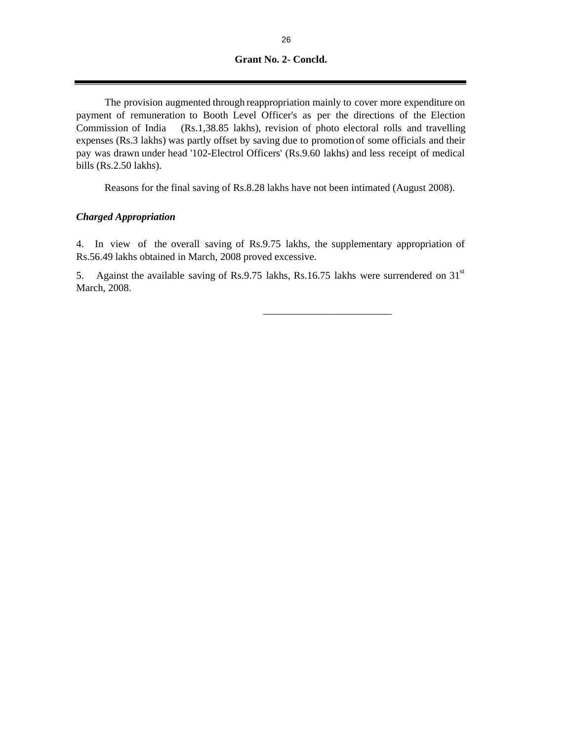**Grant No. 2- Concld.**

---

The provision augmented through reappropriation mainly to cover more expenditure on payment of remuneration to Booth Level Officer's as per the directions of the Election Commission of India (Rs.1,38.85 lakhs), revision of photo electoral rolls and travelling expenses (Rs.3 lakhs) was partly offset by saving due to promotion of some officials and their pay was drawn under head '102-Electrol Officers' (Rs.9.60 lakhs) and less receipt of medical bills (Rs.2.50 lakhs).

Reasons for the final saving of Rs.8.28 lakhs have not been intimated (August 2008).

***Charged Appropriation***

4. In view of the overall saving of Rs.9.75 lakhs, the supplementary appropriation of Rs.56.49 lakhs obtained in March, 2008 proved excessive.

5. Against the available saving of Rs.9.75 lakhs, Rs.16.75 lakhs were surrendered on 31st March, 2008.

---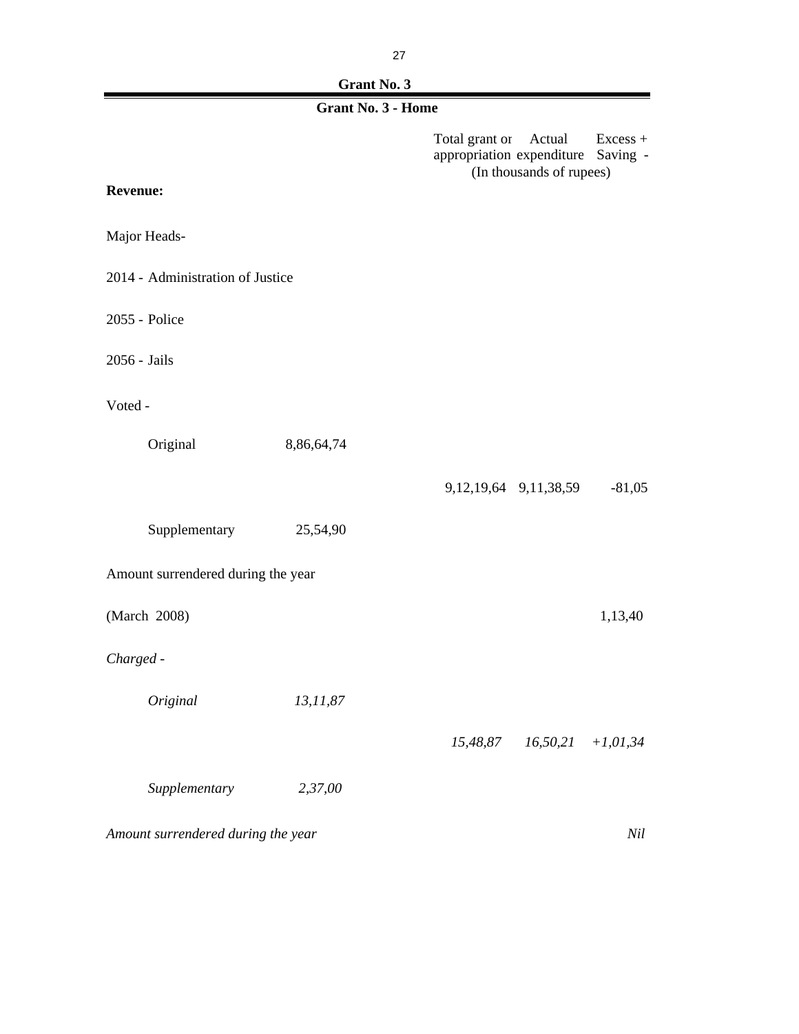## Grant No. 3

### Grant No. 3 - Home

| | | Total grant or appropriation | Actual expenditure | Excess + Saving - |
|---|---|---|---|---|
| | | (In thousands of rupees) | | |
| **Revenue:** | | | | |
| Major Heads- | | | | |
| 2014 - Administration of Justice | | | | |
| 2055 - Police | | | | |
| 2056 - Jails | | | | |
| Voted - | | | | |
| Original | 8,86,64,74 | | | |
| | | 9,12,19,64 | 9,11,38,59 | -81,05 |
| Supplementary | 25,54,90 | | | |
| Amount surrendered during the year | | | | |
| (March 2008) | | | | 1,13,40 |
| *Charged -* | | | | |
| *Original* | *13,11,87* | | | |
| | | *15,48,87* | *16,50,21* | *+1,01,34* |
| *Supplementary* | *2,37,00* | | | |
| *Amount surrendered during the year* | | | | *Nil* |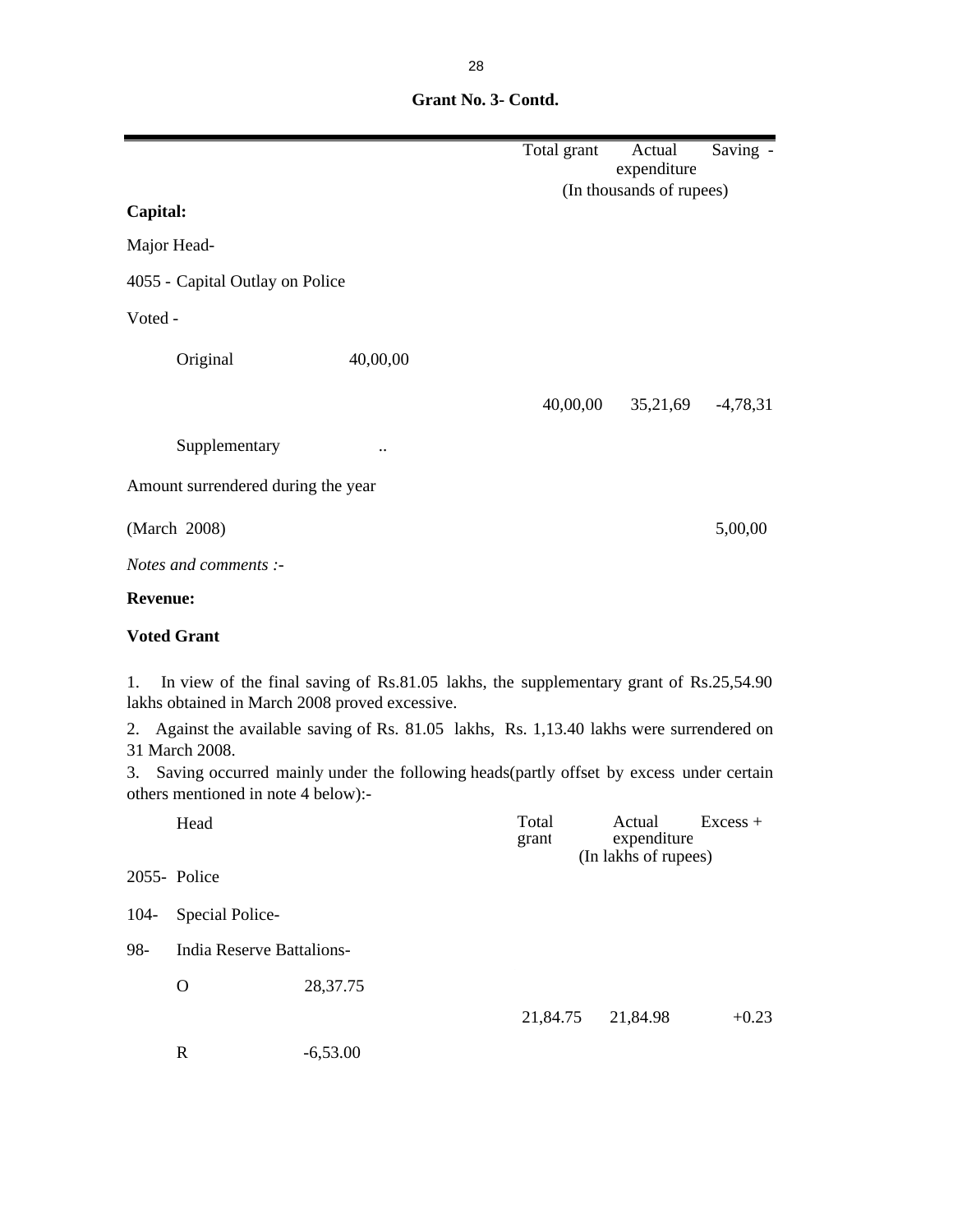**Grant No. 3- Contd.**

| | | Total grant | Actual expenditure | Saving - |
|---|---|---|---|---|
| | | (In thousands of rupees) | | |
| **Capital:** | | | | |
| Major Head- | | | | |
| 4055 - Capital Outlay on Police | | | | |
| Voted - | | | | |
| Original | 40,00,00 | | | |
| | | 40,00,00 | 35,21,69 | -4,78,31 |
| Supplementary | .. | | | |
| Amount surrendered during the year | | | | |
| (March 2008) | | | | 5,00,00 |

*Notes and comments :-*

**Revenue:**

**Voted Grant**

1. In view of the final saving of Rs.81.05 lakhs, the supplementary grant of Rs.25,54.90 lakhs obtained in March 2008 proved excessive.

2. Against the available saving of Rs. 81.05 lakhs, Rs. 1,13.40 lakhs were surrendered on 31 March 2008.

3. Saving occurred mainly under the following heads(partly offset by excess under certain others mentioned in note 4 below):-

| Head | | Total grant | Actual expenditure | Excess + |
|---|---|---|---|---|
| | | (In lakhs of rupees) | | |
| 2055- Police | | | | |
| 104- Special Police- | | | | |
| 98- India Reserve Battalions- | | | | |
| O | 28,37.75 | | | |
| | | 21,84.75 | 21,84.98 | +0.23 |
| R | -6,53.00 | | | |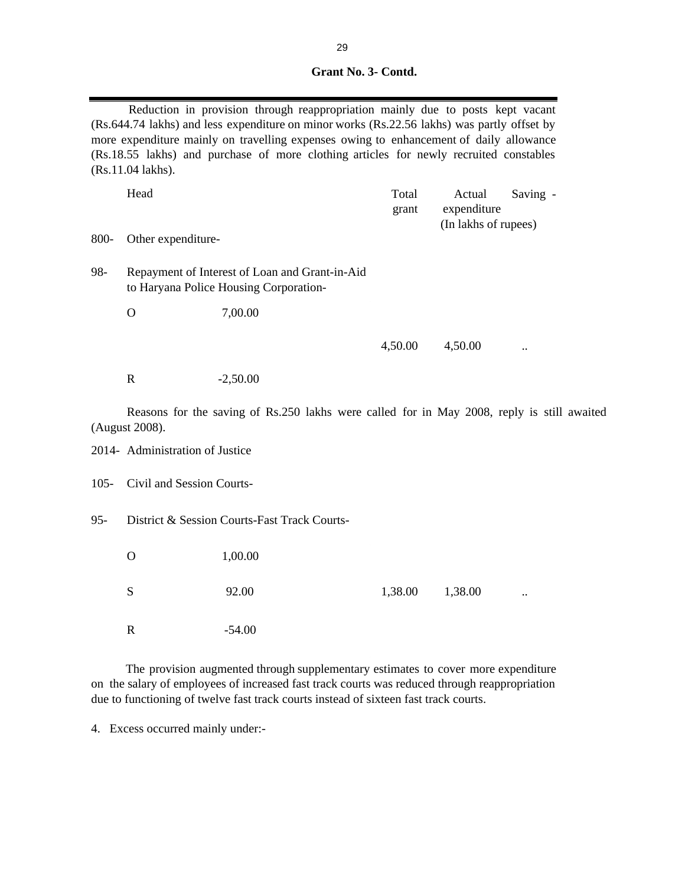**Grant No. 3- Contd.**

Reduction in provision through reappropriation mainly due to posts kept vacant (Rs.644.74 lakhs) and less expenditure on minor works (Rs.22.56 lakhs) was partly offset by more expenditure mainly on travelling expenses owing to enhancement of daily allowance (Rs.18.55 lakhs) and purchase of more clothing articles for newly recruited constables (Rs.11.04 lakhs).

| | Head | | Total grant | Actual expenditure | Saving - |
|---|---|---|---|---|---|
| | | | | (In lakhs of rupees) | |
| 800- | Other expenditure- | | | | |
| 98- | Repayment of Interest of Loan and Grant-in-Aid to Haryana Police Housing Corporation- | | | | |
| | O | 7,00.00 | | | |
| | | | 4,50.00 | 4,50.00 | .. |
| | R | -2,50.00 | | | |

Reasons for the saving of Rs.250 lakhs were called for in May 2008, reply is still awaited (August 2008).

| | Head | | Total grant | Actual expenditure | Saving - |
|---|---|---|---|---|---|
| 2014- | Administration of Justice | | | | |
| 105- | Civil and Session Courts- | | | | |
| 95- | District & Session Courts-Fast Track Courts- | | | | |
| | O | 1,00.00 | | | |
| | S | 92.00 | 1,38.00 | 1,38.00 | .. |
| | R | -54.00 | | | |

The provision augmented through supplementary estimates to cover more expenditure on the salary of employees of increased fast track courts was reduced through reappropriation due to functioning of twelve fast track courts instead of sixteen fast track courts.

4. Excess occurred mainly under:-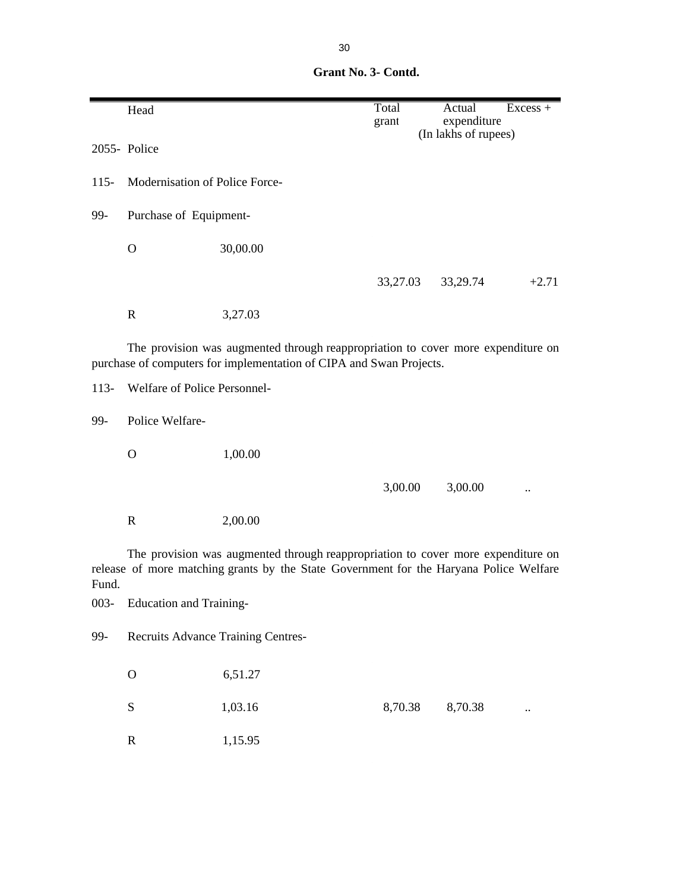**Grant No. 3- Contd.**

| Head | | Total grant | Actual expenditure | Excess + |
|---|---|---|---|---|
| | | | (In lakhs of rupees) | |
| 2055- Police | | | | |
| 115- Modernisation of Police Force- | | | | |
| 99- Purchase of Equipment- | | | | |
| O | 30,00.00 | | | |
| | | 33,27.03 | 33,29.74 | +2.71 |
| R | 3,27.03 | | | |

The provision was augmented through reappropriation to cover more expenditure on purchase of computers for implementation of CIPA and Swan Projects.

| Head | | Total grant | Actual expenditure | Excess + |
|---|---|---|---|---|
| 113- Welfare of Police Personnel- | | | | |
| 99- Police Welfare- | | | | |
| O | 1,00.00 | | | |
| | | 3,00.00 | 3,00.00 | .. |
| R | 2,00.00 | | | |

The provision was augmented through reappropriation to cover more expenditure on release of more matching grants by the State Government for the Haryana Police Welfare Fund.

| Head | | Total grant | Actual expenditure | Excess + |
|---|---|---|---|---|
| 003- Education and Training- | | | | |
| 99- Recruits Advance Training Centres- | | | | |
| O | 6,51.27 | | | |
| S | 1,03.16 | 8,70.38 | 8,70.38 | .. |
| R | 1,15.95 | | | |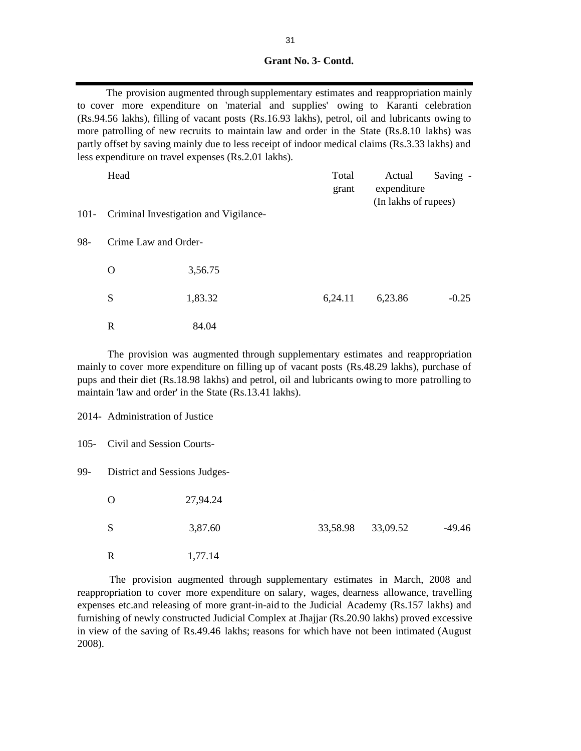**Grant No. 3- Contd.**

The provision augmented through supplementary estimates and reappropriation mainly to cover more expenditure on 'material and supplies' owing to Karanti celebration (Rs.94.56 lakhs), filling of vacant posts (Rs.16.93 lakhs), petrol, oil and lubricants owing to more patrolling of new recruits to maintain law and order in the State (Rs.8.10 lakhs) was partly offset by saving mainly due to less receipt of indoor medical claims (Rs.3.33 lakhs) and less expenditure on travel expenses (Rs.2.01 lakhs).

| | Head | | Total grant | Actual expenditure | Saving - |
|---|---|---|---|---|---|
| | | | | (In lakhs of rupees) | |
| 101- | Criminal Investigation and Vigilance- | | | | |
| 98- | Crime Law and Order- | | | | |
| | O | 3,56.75 | | | |
| | S | 1,83.32 | 6,24.11 | 6,23.86 | -0.25 |
| | R | 84.04 | | | |

The provision was augmented through supplementary estimates and reappropriation mainly to cover more expenditure on filling up of vacant posts (Rs.48.29 lakhs), purchase of pups and their diet (Rs.18.98 lakhs) and petrol, oil and lubricants owing to more patrolling to maintain 'law and order' in the State (Rs.13.41 lakhs).

| | Head | | Total grant | Actual expenditure | Saving - |
|---|---|---|---|---|---|
| 2014- | Administration of Justice | | | | |
| 105- | Civil and Session Courts- | | | | |
| 99- | District and Sessions Judges- | | | | |
| | O | 27,94.24 | | | |
| | S | 3,87.60 | 33,58.98 | 33,09.52 | -49.46 |
| | R | 1,77.14 | | | |

The provision augmented through supplementary estimates in March, 2008 and reappropriation to cover more expenditure on salary, wages, dearness allowance, travelling expenses etc.and releasing of more grant-in-aid to the Judicial Academy (Rs.157 lakhs) and furnishing of newly constructed Judicial Complex at Jhajjar (Rs.20.90 lakhs) proved excessive in view of the saving of Rs.49.46 lakhs; reasons for which have not been intimated (August 2008).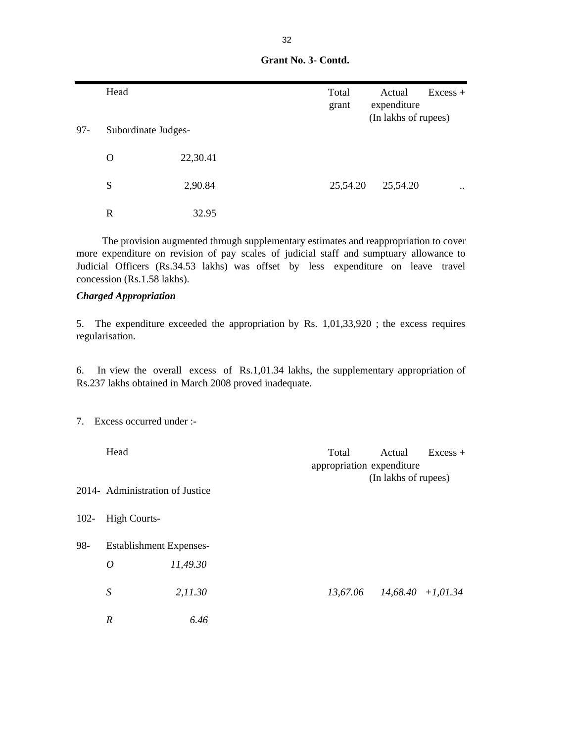**Grant No. 3- Contd.**

| | Head | | Total grant | Actual expenditure | Excess + |
|---|---|---|---|---|---|
| | | | | (In lakhs of rupees) | |
| 97- | Subordinate Judges- | | | | |
| | O | 22,30.41 | | | |
| | S | 2,90.84 | 25,54.20 | 25,54.20 | .. |
| | R | 32.95 | | | |

The provision augmented through supplementary estimates and reappropriation to cover more expenditure on revision of pay scales of judicial staff and sumptuary allowance to Judicial Officers (Rs.34.53 lakhs) was offset by less expenditure on leave travel concession (Rs.1.58 lakhs).

***Charged Appropriation***

5. The expenditure exceeded the appropriation by Rs. 1,01,33,920 ; the excess requires regularisation.

6. In view the overall excess of Rs.1,01.34 lakhs, the supplementary appropriation of Rs.237 lakhs obtained in March 2008 proved inadequate.

7. Excess occurred under :-

| | Head | | Total appropriation | Actual expenditure | Excess + |
|---|---|---|---|---|---|
| | | | | (In lakhs of rupees) | |
| 2014- | Administration of Justice | | | | |
| 102- | High Courts- | | | | |
| 98- | Establishment Expenses- | | | | |
| | *O* | *11,49.30* | | | |
| | *S* | *2,11.30* | *13,67.06* | *14,68.40* | *+1,01.34* |
| | *R* | *6.46* | | | |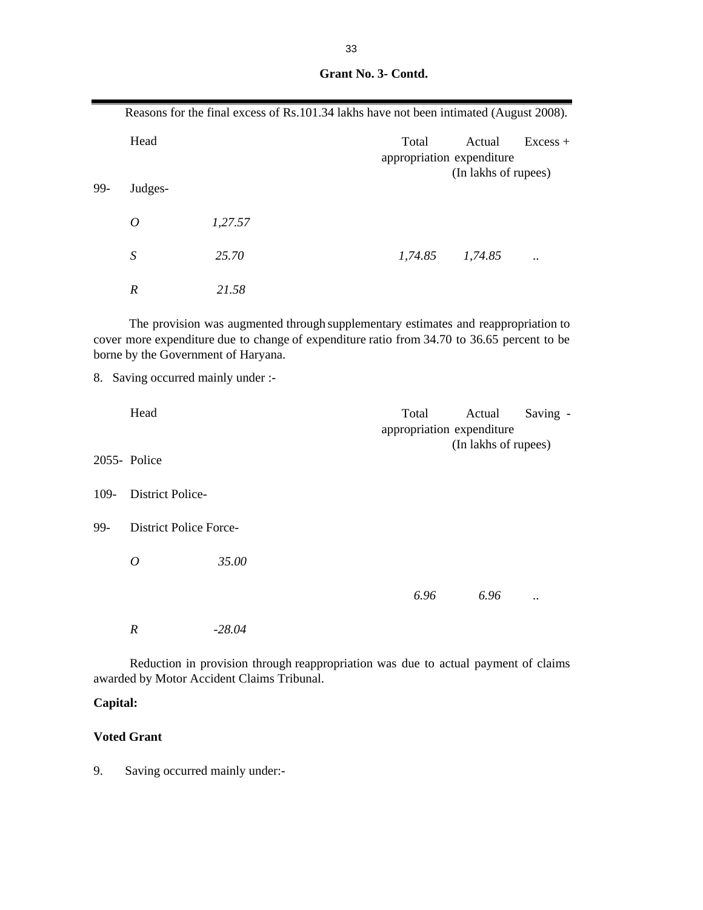**Grant No. 3- Contd.**

Reasons for the final excess of Rs.101.34 lakhs have not been intimated (August 2008).

| | Head | | Total appropriation | Actual expenditure | Excess + |
|---|---|---|---|---|---|
| | | | (In lakhs of rupees) | | |
| 99- | Judges- | | | | |
| | *O* | *1,27.57* | | | |
| | *S* | *25.70* | *1,74.85* | *1,74.85* | .. |
| | *R* | *21.58* | | | |

The provision was augmented through supplementary estimates and reappropriation to cover more expenditure due to change of expenditure ratio from 34.70 to 36.65 percent to be borne by the Government of Haryana.

8. Saving occurred mainly under :-

| | Head | | Total appropriation | Actual expenditure | Saving - |
|---|---|---|---|---|---|
| | | | (In lakhs of rupees) | | |
| 2055- | Police | | | | |
| 109- | District Police- | | | | |
| 99- | District Police Force- | | | | |
| | *O* | *35.00* | | | |
| | | | *6.96* | *6.96* | .. |
| | *R* | *-28.04* | | | |

Reduction in provision through reappropriation was due to actual payment of claims awarded by Motor Accident Claims Tribunal.

**Capital:**

**Voted Grant**

9. Saving occurred mainly under:-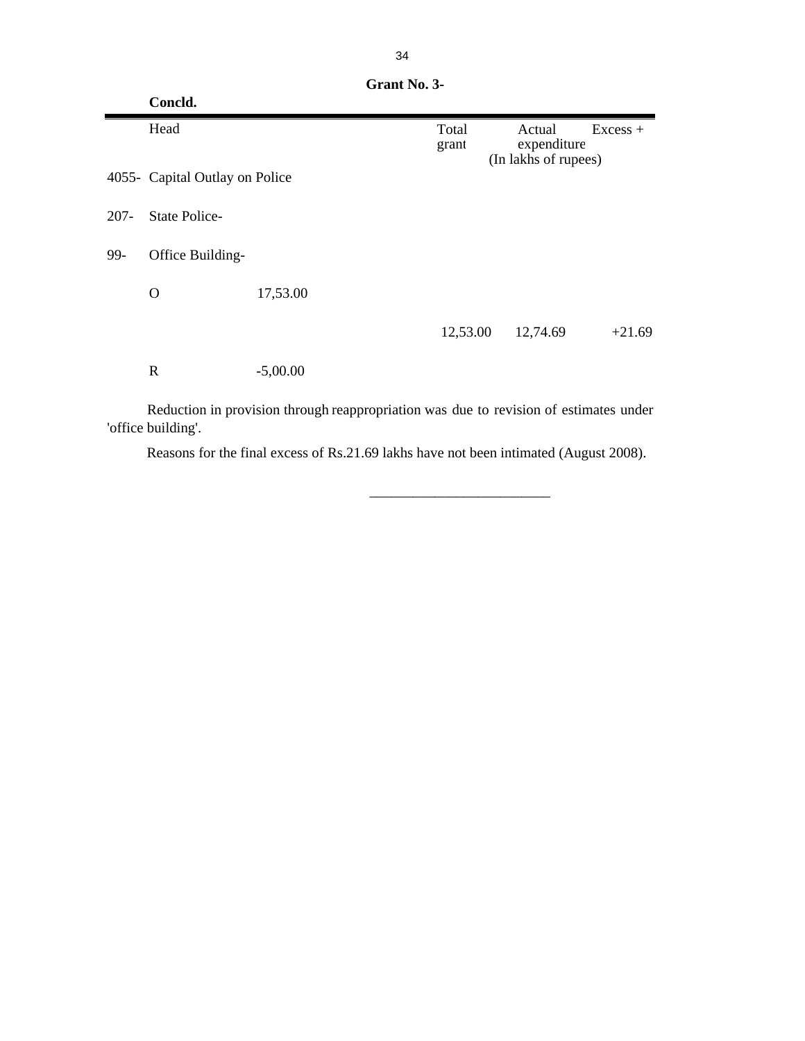**Grant No. 3-**

**Concld.**

| | Head | | Total grant | Actual expenditure | Excess + |
|---|---|---|---|---|---|
| | | | | (In lakhs of rupees) | |
| 4055- | Capital Outlay on Police | | | | |
| 207- | State Police- | | | | |
| 99- | Office Building- | | | | |
| | O | 17,53.00 | | | |
| | | | 12,53.00 | 12,74.69 | +21.69 |
| | R | -5,00.00 | | | |

Reduction in provision through reappropriation was due to revision of estimates under 'office building'.

Reasons for the final excess of Rs.21.69 lakhs have not been intimated (August 2008).

---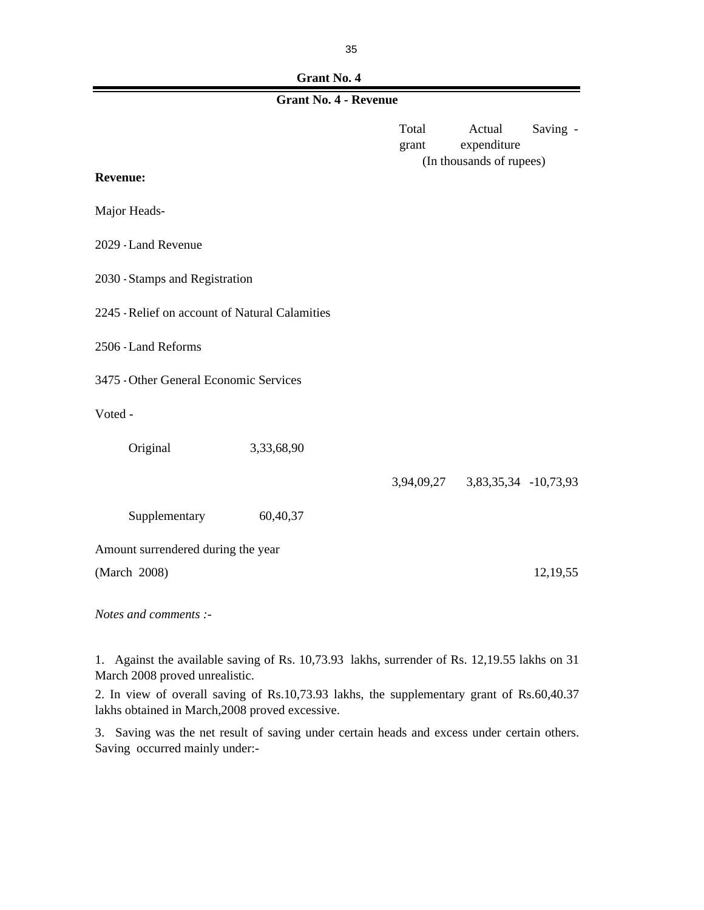# Grant No. 4

## Grant No. 4 - Revenue

| | | Total grant | Actual expenditure | Saving - |
|---|---|---|---|---|
| | | (In thousands of rupees) | | |
| **Revenue:** | | | | |
| Major Heads- | | | | |
| 2029 - Land Revenue | | | | |
| 2030 - Stamps and Registration | | | | |
| 2245 - Relief on account of Natural Calamities | | | | |
| 2506 - Land Reforms | | | | |
| 3475 - Other General Economic Services | | | | |
| Voted - | | | | |
| Original | 3,33,68,90 | | | |
| | | 3,94,09,27 | 3,83,35,34 | -10,73,93 |
| Supplementary | 60,40,37 | | | |
| Amount surrendered during the year (March 2008) | | | | 12,19,55 |

*Notes and comments :-*

1. Against the available saving of Rs. 10,73.93 lakhs, surrender of Rs. 12,19.55 lakhs on 31 March 2008 proved unrealistic.

2. In view of overall saving of Rs.10,73.93 lakhs, the supplementary grant of Rs.60,40.37 lakhs obtained in March,2008 proved excessive.

3. Saving was the net result of saving under certain heads and excess under certain others. Saving occurred mainly under:-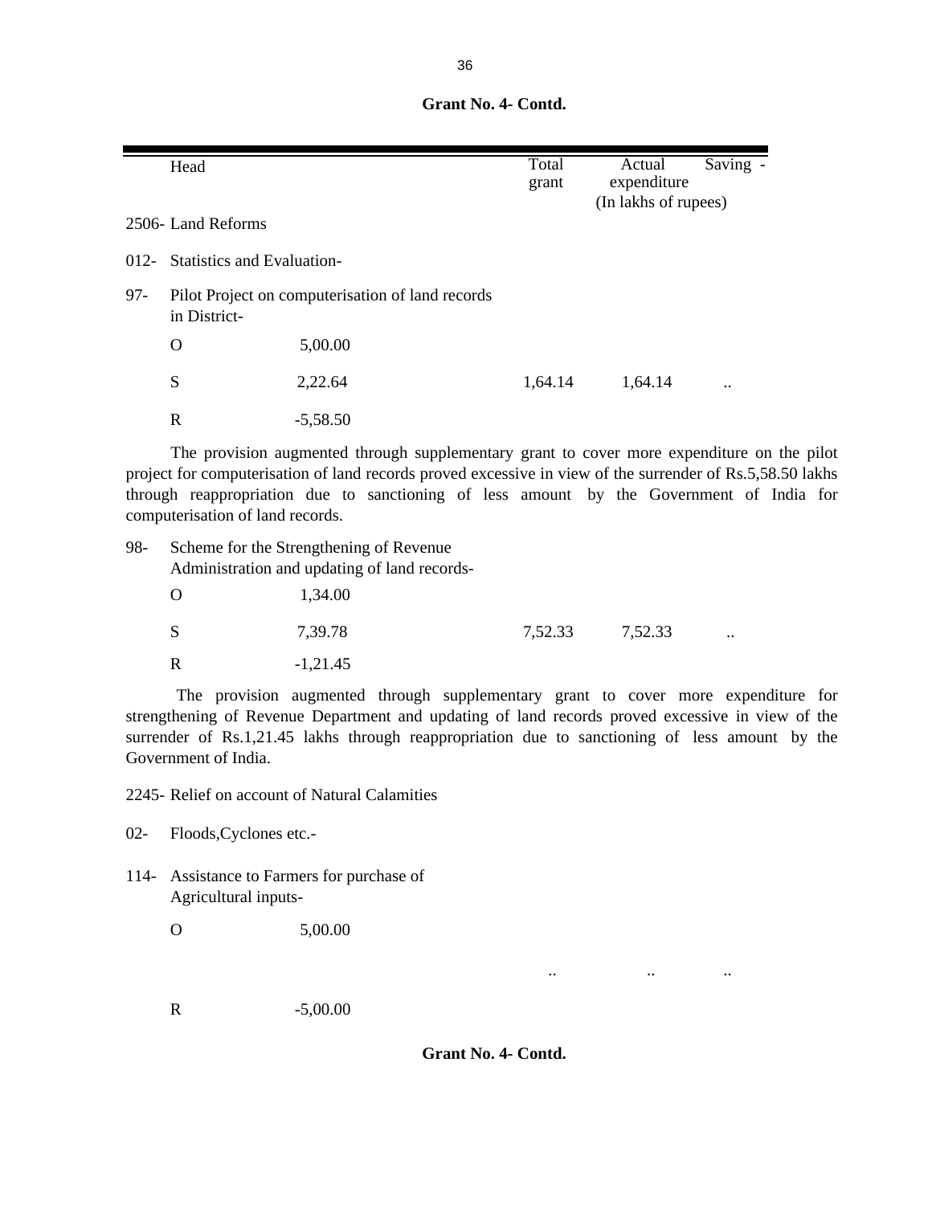**Grant No. 4- Contd.**

| | Head | | Total grant | Actual expenditure | Saving - |
|---|---|---|---|---|---|
| | | | | (In lakhs of rupees) | |
| 2506- | Land Reforms | | | | |
| 012- | Statistics and Evaluation- | | | | |
| 97- | Pilot Project on computerisation of land records in District- | | | | |
| | O | 5,00.00 | | | |
| | S | 2,22.64 | 1,64.14 | 1,64.14 | .. |
| | R | -5,58.50 | | | |

The provision augmented through supplementary grant to cover more expenditure on the pilot project for computerisation of land records proved excessive in view of the surrender of Rs.5,58.50 lakhs through reappropriation due to sanctioning of less amount by the Government of India for computerisation of land records.

| | Head | | Total grant | Actual expenditure | Saving - |
|---|---|---|---|---|---|
| 98- | Scheme for the Strengthening of Revenue Administration and updating of land records- | | | | |
| | O | 1,34.00 | | | |
| | S | 7,39.78 | 7,52.33 | 7,52.33 | .. |
| | R | -1,21.45 | | | |

The provision augmented through supplementary grant to cover more expenditure for strengthening of Revenue Department and updating of land records proved excessive in view of the surrender of Rs.1,21.45 lakhs through reappropriation due to sanctioning of less amount by the Government of India.

| | Head | | Total grant | Actual expenditure | Saving - |
|---|---|---|---|---|---|
| 2245- | Relief on account of Natural Calamities | | | | |
| 02- | Floods,Cyclones etc.- | | | | |
| 114- | Assistance to Farmers for purchase of Agricultural inputs- | | | | |
| | O | 5,00.00 | | | |
| | | | .. | .. | .. |
| | R | -5,00.00 | | | |

**Grant No. 4- Contd.**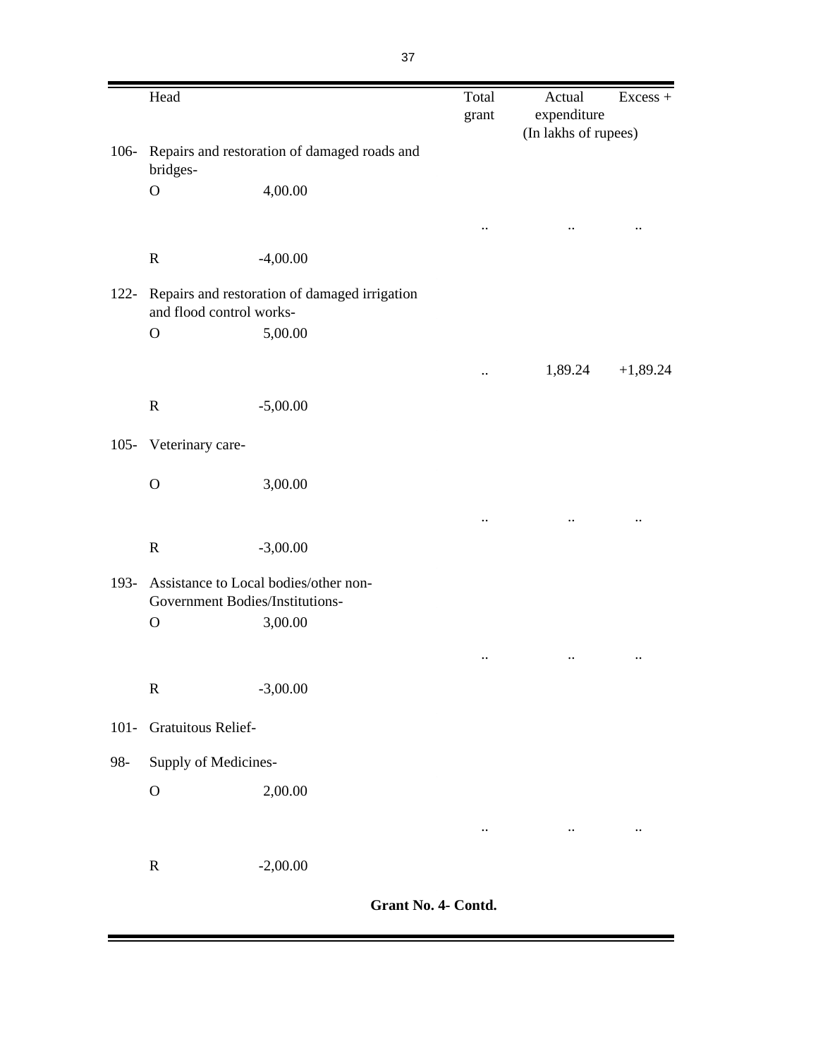| | Head | | Total grant | Actual expenditure | Excess + |
|---|---|---|---|---|---|
| | | | | (In lakhs of rupees) | |
| 106- | Repairs and restoration of damaged roads and bridges- | | | | |
| | O | 4,00.00 | | | |
| | | | .. | .. | .. |
| | R | -4,00.00 | | | |
| 122- | Repairs and restoration of damaged irrigation and flood control works- | | | | |
| | O | 5,00.00 | | | |
| | | | .. | 1,89.24 | +1,89.24 |
| | R | -5,00.00 | | | |
| 105- | Veterinary care- | | | | |
| | O | 3,00.00 | | | |
| | | | .. | .. | .. |
| | R | -3,00.00 | | | |
| 193- | Assistance to Local bodies/other non-Government Bodies/Institutions- | | | | |
| | O | 3,00.00 | | | |
| | | | .. | .. | .. |
| | R | -3,00.00 | | | |
| 101- | Gratuitous Relief- | | | | |
| 98- | Supply of Medicines- | | | | |
| | O | 2,00.00 | | | |
| | | | .. | .. | .. |
| | R | -2,00.00 | | | |

**Grant No. 4- Contd.**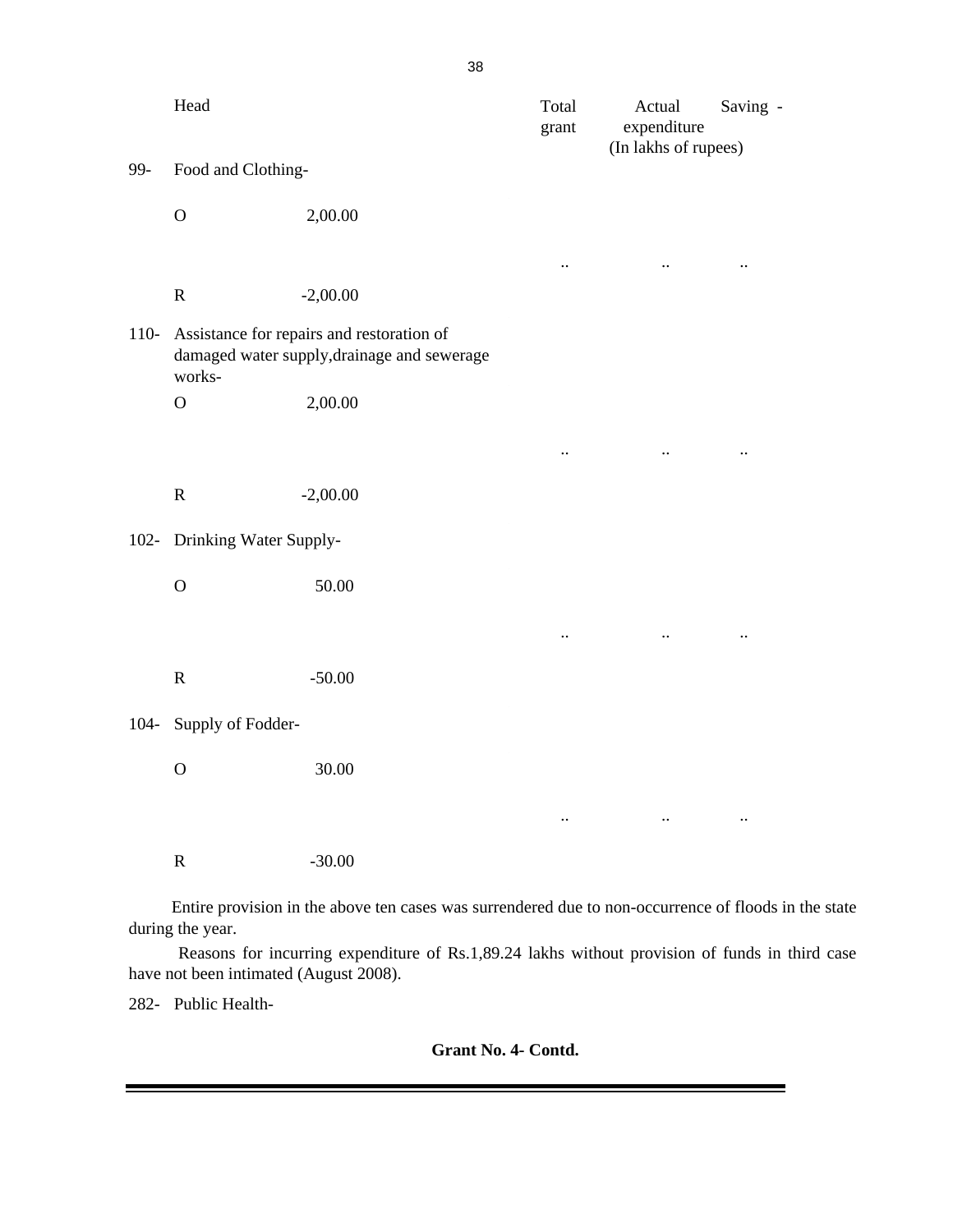| | Head | | Total grant | Actual expenditure | Saving - |
|---|---|---|---|---|---|
| | | | | (In lakhs of rupees) | |
| 99- | Food and Clothing- | | | | |
| | O | 2,00.00 | | | |
| | | | .. | .. | .. |
| | R | -2,00.00 | | | |
| 110- | Assistance for repairs and restoration of damaged water supply,drainage and sewerage works- | | | | |
| | O | 2,00.00 | | | |
| | | | .. | .. | .. |
| | R | -2,00.00 | | | |
| 102- | Drinking Water Supply- | | | | |
| | O | 50.00 | | | |
| | | | .. | .. | .. |
| | R | -50.00 | | | |
| 104- | Supply of Fodder- | | | | |
| | O | 30.00 | | | |
| | | | .. | .. | .. |
| | R | -30.00 | | | |

Entire provision in the above ten cases was surrendered due to non-occurrence of floods in the state during the year.

Reasons for incurring expenditure of Rs.1,89.24 lakhs without provision of funds in third case have not been intimated (August 2008).

282- Public Health-

**Grant No. 4- Contd.**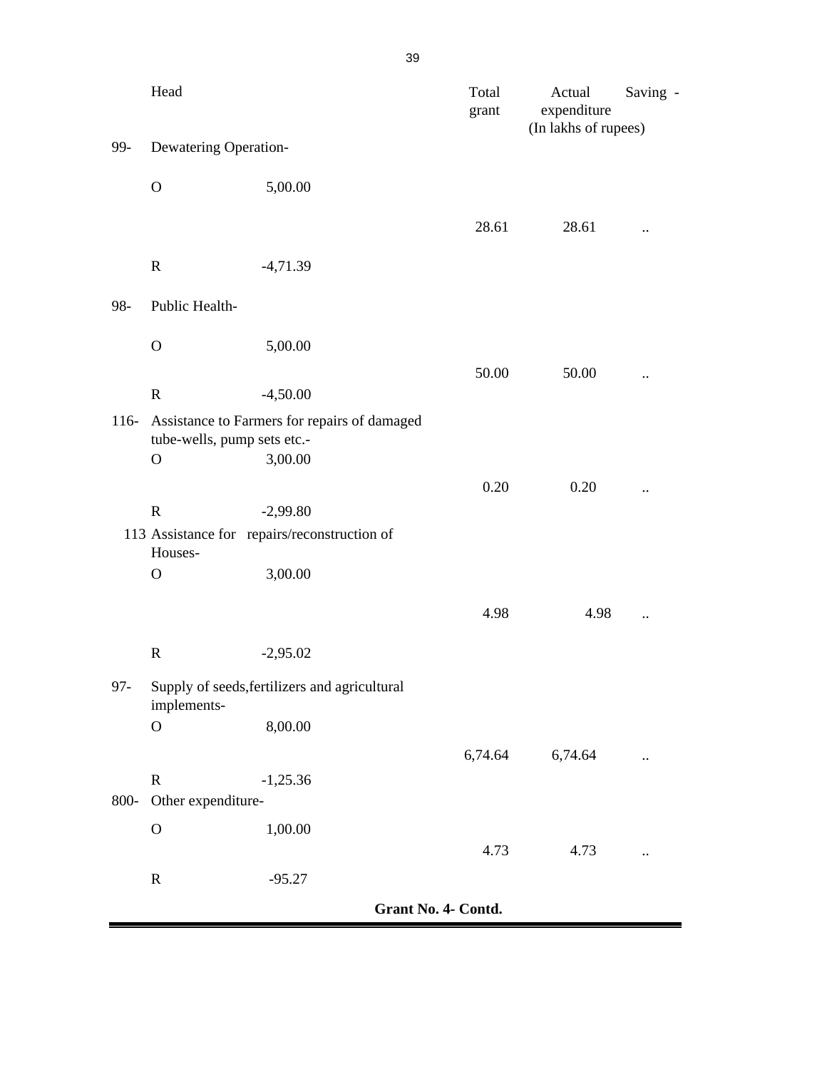| | Head | | Total grant | Actual expenditure | Saving - |
|---|---|---|---|---|---|
| | | | | (In lakhs of rupees) | |
| 99- | Dewatering Operation- | | | | |
| | O | 5,00.00 | | | |
| | | | 28.61 | 28.61 | .. |
| | R | -4,71.39 | | | |
| 98- | Public Health- | | | | |
| | O | 5,00.00 | | | |
| | | | 50.00 | 50.00 | .. |
| | R | -4,50.00 | | | |
| 116- | Assistance to Farmers for repairs of damaged tube-wells, pump sets etc.- | | | | |
| | O | 3,00.00 | | | |
| | | | 0.20 | 0.20 | .. |
| | R | -2,99.80 | | | |
| 113 | Assistance for repairs/reconstruction of Houses- | | | | |
| | O | 3,00.00 | | | |
| | | | 4.98 | 4.98 | .. |
| | R | -2,95.02 | | | |
| 97- | Supply of seeds,fertilizers and agricultural implements- | | | | |
| | O | 8,00.00 | | | |
| | | | 6,74.64 | 6,74.64 | .. |
| | R | -1,25.36 | | | |
| 800- | Other expenditure- | | | | |
| | O | 1,00.00 | | | |
| | | | 4.73 | 4.73 | .. |
| | R | -95.27 | | | |

**Grant No. 4- Contd.**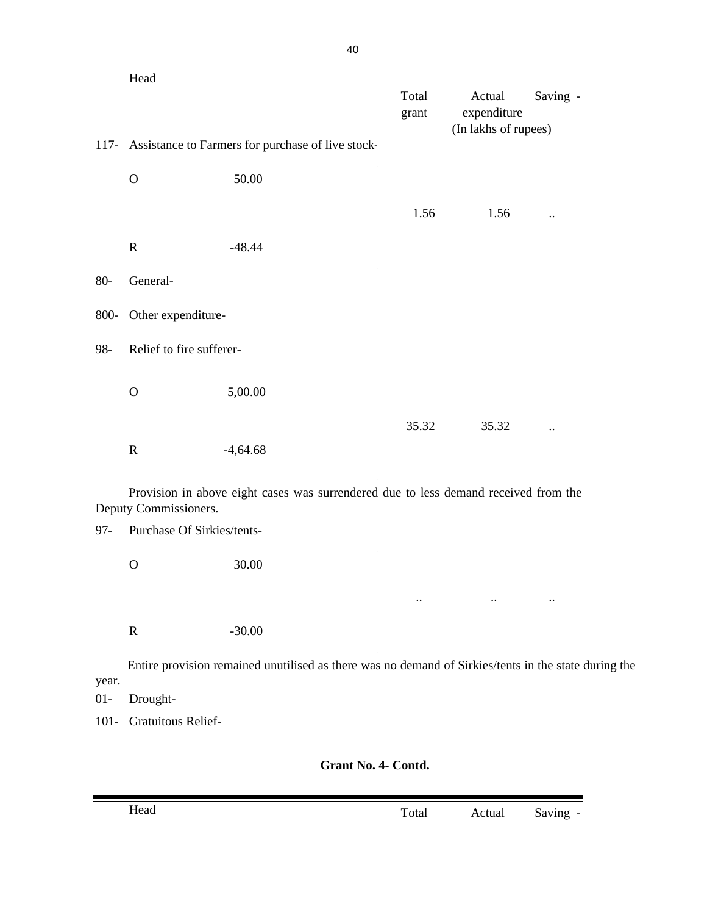| Head | | Total grant | Actual expenditure | Saving - |
|---|---|---|---|---|
| | | | (In lakhs of rupees) | |
| 117- Assistance to Farmers for purchase of live stock- | | | | |
| O | 50.00 | | | |
| | | 1.56 | 1.56 | .. |
| R | -48.44 | | | |
| 80- General- | | | | |
| 800- Other expenditure- | | | | |
| 98- Relief to fire sufferer- | | | | |
| O | 5,00.00 | | | |
| | | 35.32 | 35.32 | .. |
| R | -4,64.68 | | | |

Provision in above eight cases was surrendered due to less demand received from the Deputy Commissioners.

| | | | | |
|---|---|---|---|---|
| 97- Purchase Of Sirkies/tents- | | | | |
| O | 30.00 | | | |
| | | .. | .. | .. |
| R | -30.00 | | | |

Entire provision remained unutilised as there was no demand of Sirkies/tents in the state during the year.

01- Drought-

101- Gratuitous Relief-

**Grant No. 4- Contd.**

| Head | Total | Actual | Saving - |
|---|---|---|---|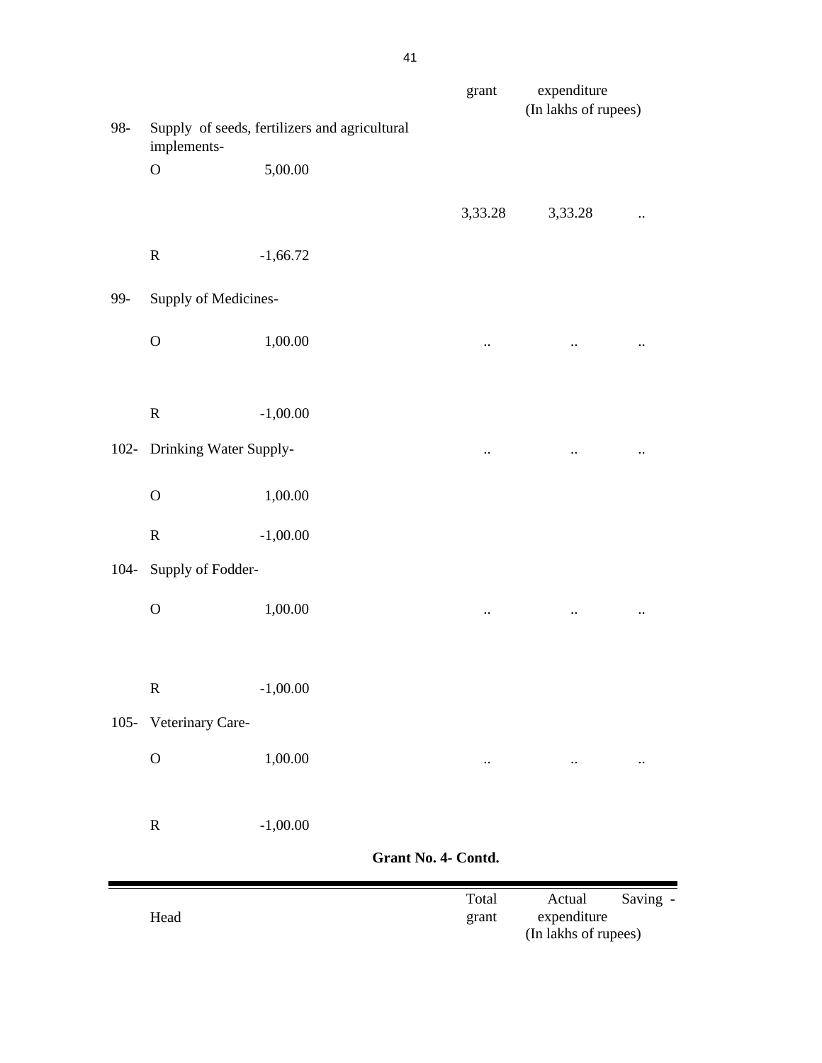| | Head | | Total grant | Actual expenditure | Saving - |
|---|---|---|---|---|---|
| | | | | (In lakhs of rupees) | |
| 98- | Supply of seeds, fertilizers and agricultural implements- | | | | |
| | O | 5,00.00 | | | |
| | | | 3,33.28 | 3,33.28 | .. |
| | R | -1,66.72 | | | |
| 99- | Supply of Medicines- | | | | |
| | O | 1,00.00 | .. | .. | .. |
| | R | -1,00.00 | | | |
| 102- | Drinking Water Supply- | | .. | .. | .. |
| | O | 1,00.00 | | | |
| | R | -1,00.00 | | | |
| 104- | Supply of Fodder- | | | | |
| | O | 1,00.00 | .. | .. | .. |
| | R | -1,00.00 | | | |
| 105- | Veterinary Care- | | | | |
| | O | 1,00.00 | .. | .. | .. |
| | R | -1,00.00 | | | |

**Grant No. 4- Contd.**

| Head | Total grant | Actual expenditure | Saving - |
|---|---|---|---|
| | | (In lakhs of rupees) | |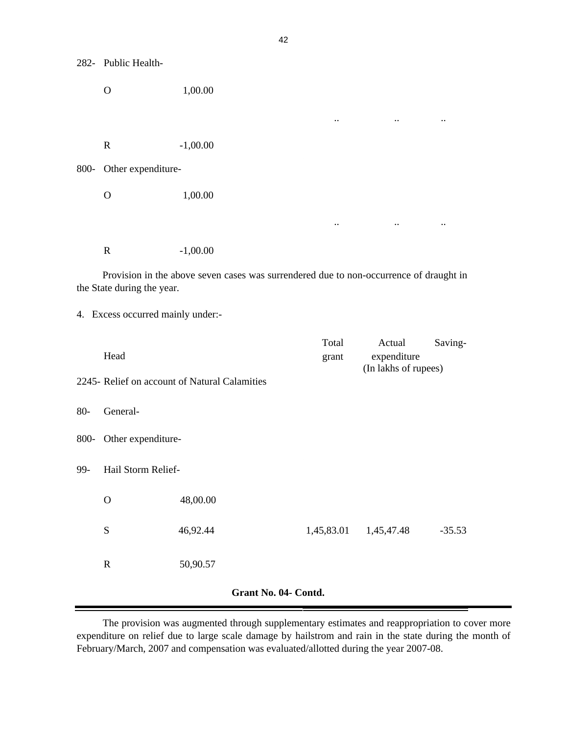| | | | | |
|---|---|---|---|---|
| 282- Public Health- | | | | |
| O | 1,00.00 | | | |
| | | .. | .. | .. |
| R | -1,00.00 | | | |
| 800- Other expenditure- | | | | |
| O | 1,00.00 | | | |
| | | .. | .. | .. |
| R | -1,00.00 | | | |

Provision in the above seven cases was surrendered due to non-occurrence of draught in the State during the year.

4. Excess occurred mainly under:-

| Head | | Total grant | Actual expenditure | Saving- |
|---|---|---|---|---|
| | | | (In lakhs of rupees) | |
| 2245- Relief on account of Natural Calamities | | | | |
| 80- General- | | | | |
| 800- Other expenditure- | | | | |
| 99- Hail Storm Relief- | | | | |
| O | 48,00.00 | | | |
| S | 46,92.44 | 1,45,83.01 | 1,45,47.48 | -35.53 |
| R | 50,90.57 | | | |

**Grant No. 04- Contd.**

The provision was augmented through supplementary estimates and reappropriation to cover more expenditure on relief due to large scale damage by hailstrom and rain in the state during the month of February/March, 2007 and compensation was evaluated/allotted during the year 2007-08.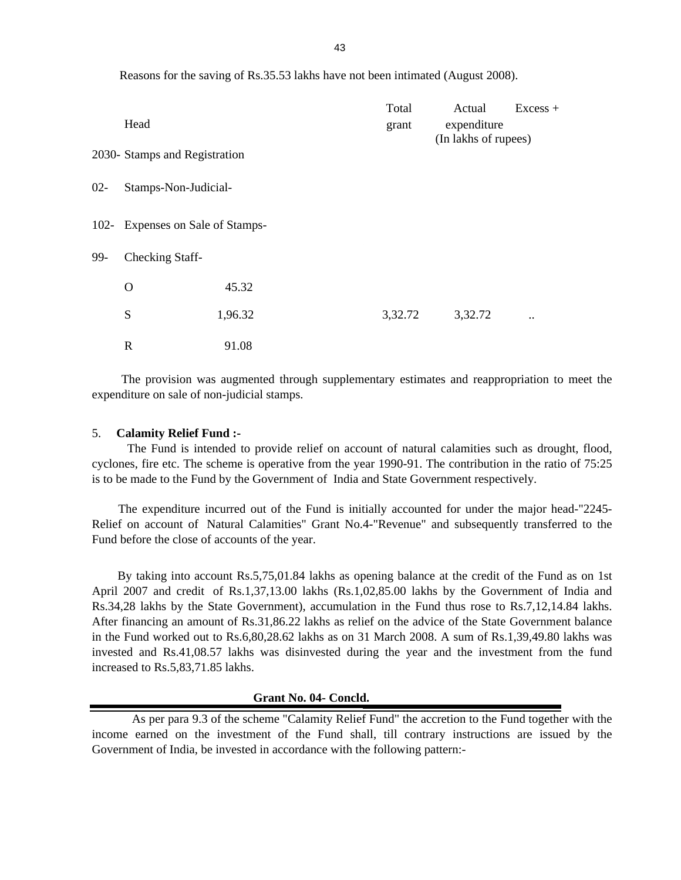Reasons for the saving of Rs.35.53 lakhs have not been intimated (August 2008).

| Head | | Total grant | Actual expenditure | Excess + |
|---|---|---|---|---|
| | | | (In lakhs of rupees) | |
| 2030- Stamps and Registration | | | | |
| 02- Stamps-Non-Judicial- | | | | |
| 102- Expenses on Sale of Stamps- | | | | |
| 99- Checking Staff- | | | | |
| O | 45.32 | | | |
| S | 1,96.32 | 3,32.72 | 3,32.72 | .. |
| R | 91.08 | | | |

The provision was augmented through supplementary estimates and reappropriation to meet the expenditure on sale of non-judicial stamps.

5. **Calamity Relief Fund :-**

The Fund is intended to provide relief on account of natural calamities such as drought, flood, cyclones, fire etc. The scheme is operative from the year 1990-91. The contribution in the ratio of 75:25 is to be made to the Fund by the Government of India and State Government respectively.

The expenditure incurred out of the Fund is initially accounted for under the major head-"2245-Relief on account of Natural Calamities" Grant No.4-"Revenue" and subsequently transferred to the Fund before the close of accounts of the year.

By taking into account Rs.5,75,01.84 lakhs as opening balance at the credit of the Fund as on 1st April 2007 and credit of Rs.1,37,13.00 lakhs (Rs.1,02,85.00 lakhs by the Government of India and Rs.34,28 lakhs by the State Government), accumulation in the Fund thus rose to Rs.7,12,14.84 lakhs. After financing an amount of Rs.31,86.22 lakhs as relief on the advice of the State Government balance in the Fund worked out to Rs.6,80,28.62 lakhs as on 31 March 2008. A sum of Rs.1,39,49.80 lakhs was invested and Rs.41,08.57 lakhs was disinvested during the year and the investment from the fund increased to Rs.5,83,71.85 lakhs.

**Grant No. 04- Concld.**

As per para 9.3 of the scheme "Calamity Relief Fund" the accretion to the Fund together with the income earned on the investment of the Fund shall, till contrary instructions are issued by the Government of India, be invested in accordance with the following pattern:-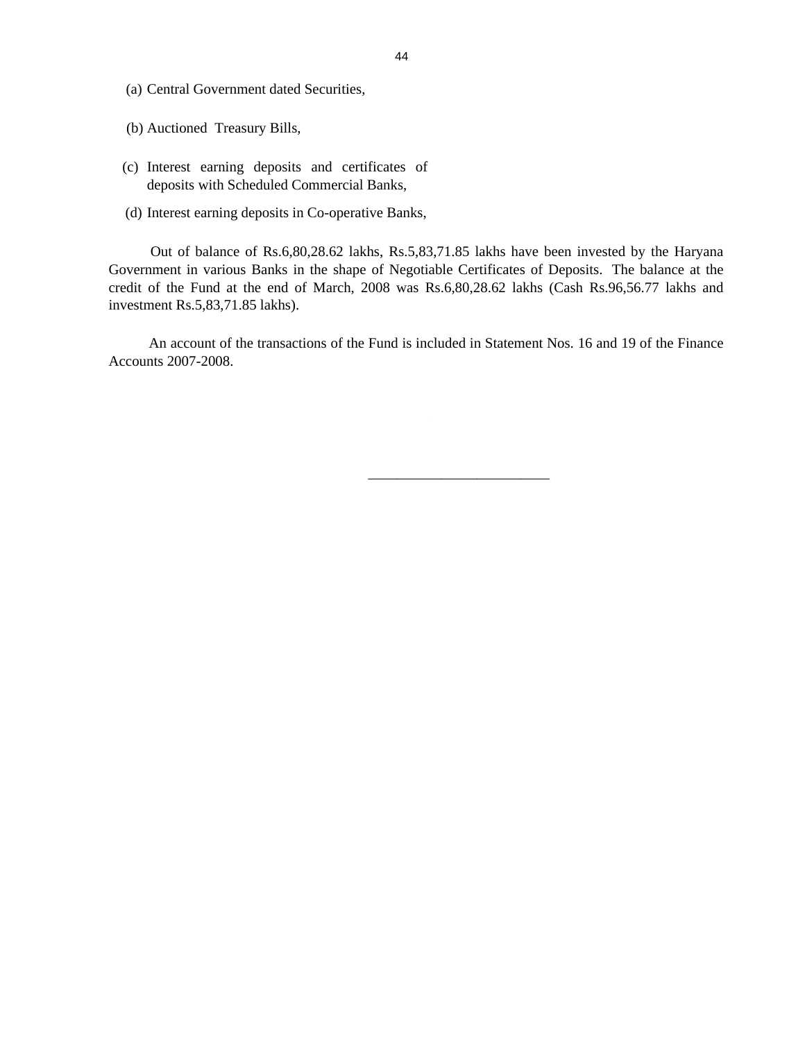(a) Central Government dated Securities,

(b) Auctioned Treasury Bills,

(c) Interest earning deposits and certificates of deposits with Scheduled Commercial Banks,

(d) Interest earning deposits in Co-operative Banks,

Out of balance of Rs.6,80,28.62 lakhs, Rs.5,83,71.85 lakhs have been invested by the Haryana Government in various Banks in the shape of Negotiable Certificates of Deposits. The balance at the credit of the Fund at the end of March, 2008 was Rs.6,80,28.62 lakhs (Cash Rs.96,56.77 lakhs and investment Rs.5,83,71.85 lakhs).

An account of the transactions of the Fund is included in Statement Nos. 16 and 19 of the Finance Accounts 2007-2008.

---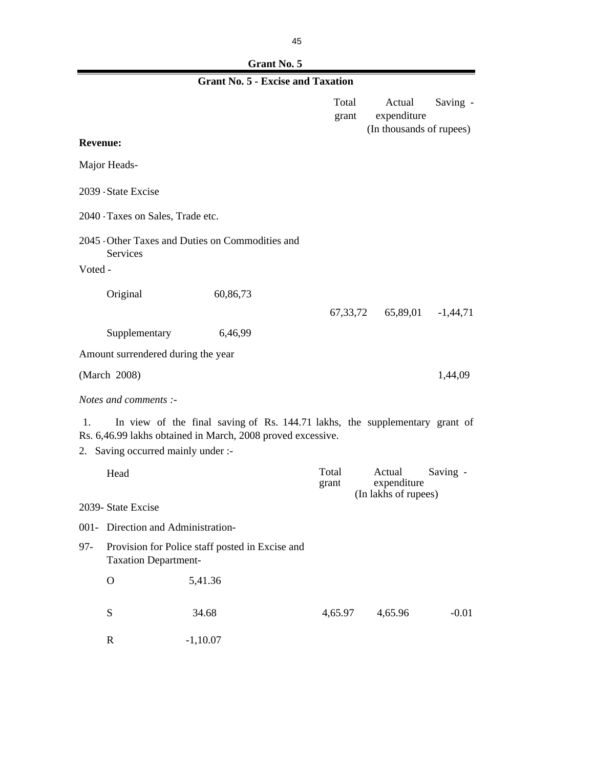## Grant No. 5

### Grant No. 5 - Excise and Taxation

| | | Total grant | Actual expenditure | Saving - |
|---|---|---|---|---|
| | | | (In thousands of rupees) | |
| **Revenue:** | | | | |
| Major Heads- | | | | |
| 2039 - State Excise | | | | |
| 2040 - Taxes on Sales, Trade etc. | | | | |
| 2045 - Other Taxes and Duties on Commodities and Services | | | | |
| Voted - | | | | |
| Original | 60,86,73 | | | |
| | | 67,33,72 | 65,89,01 | -1,44,71 |
| Supplementary | 6,46,99 | | | |
| Amount surrendered during the year | | | | |
| (March 2008) | | | | 1,44,09 |

*Notes and comments :-*

1. In view of the final saving of Rs. 144.71 lakhs, the supplementary grant of Rs. 6,46.99 lakhs obtained in March, 2008 proved excessive.
2. Saving occurred mainly under :-

| Head | | Total grant | Actual expenditure | Saving - |
|---|---|---|---|---|
| | | | (In lakhs of rupees) | |
| 2039- State Excise | | | | |
| 001- Direction and Administration- | | | | |
| 97- Provision for Police staff posted in Excise and Taxation Department- | | | | |
| O | 5,41.36 | | | |
| S | 34.68 | 4,65.97 | 4,65.96 | -0.01 |
| R | -1,10.07 | | | |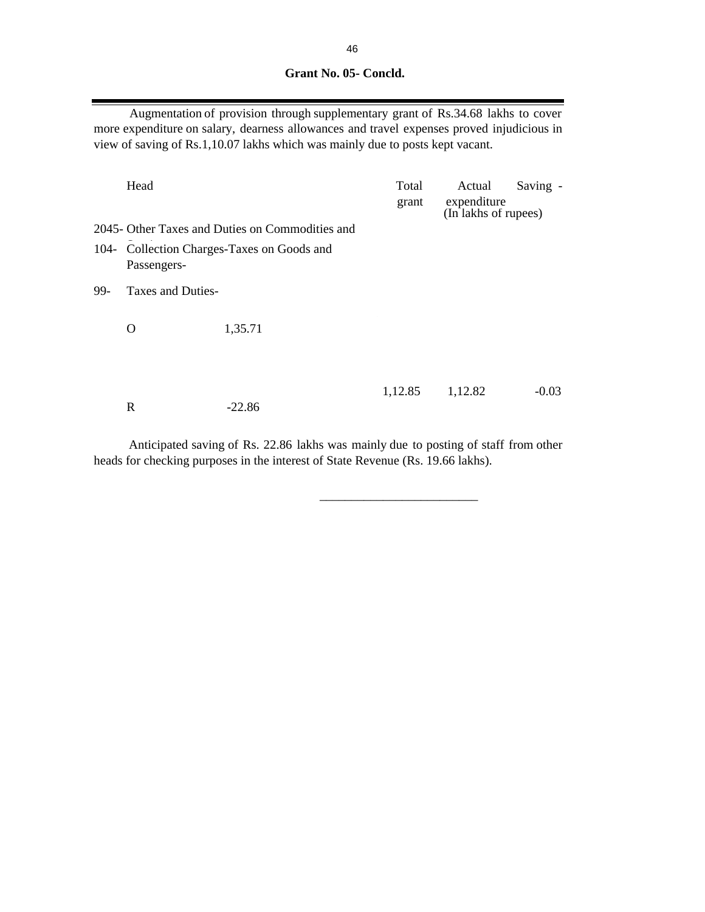**Grant No. 05- Concld.**

Augmentation of provision through supplementary grant of Rs.34.68 lakhs to cover more expenditure on salary, dearness allowances and travel expenses proved injudicious in view of saving of Rs.1,10.07 lakhs which was mainly due to posts kept vacant.

| Head | | Total grant | Actual expenditure | Saving - |
|---|---|---|---|---|
| | | | (In lakhs of rupees) | |
| 2045- Other Taxes and Duties on Commodities and Services- | | | | |
| 104- Collection Charges-Taxes on Goods and Passengers- | | | | |
| 99- Taxes and Duties- | | | | |
| O | 1,35.71 | | | |
| | | 1,12.85 | 1,12.82 | -0.03 |
| R | -22.86 | | | |

Anticipated saving of Rs. 22.86 lakhs was mainly due to posting of staff from other heads for checking purposes in the interest of State Revenue (Rs. 19.66 lakhs).

---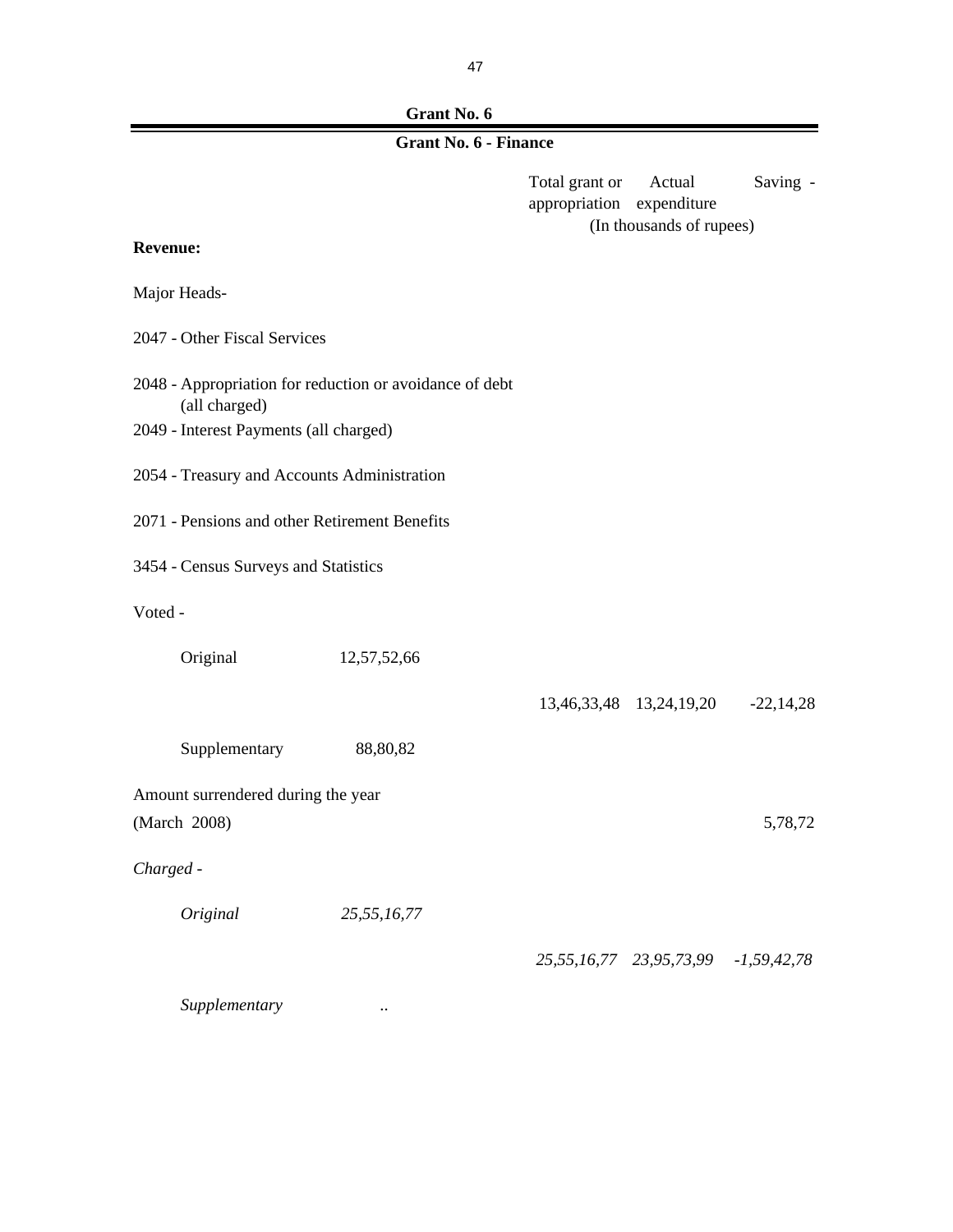## Grant No. 6

### Grant No. 6 - Finance

| | | Total grant or appropriation | Actual expenditure | Saving - |
|---|---|---|---|---|
| | | (In thousands of rupees) | | |
| **Revenue:** | | | | |
| Major Heads- | | | | |
| 2047 - Other Fiscal Services | | | | |
| 2048 - Appropriation for reduction or avoidance of debt (all charged) | | | | |
| 2049 - Interest Payments (all charged) | | | | |
| 2054 - Treasury and Accounts Administration | | | | |
| 2071 - Pensions and other Retirement Benefits | | | | |
| 3454 - Census Surveys and Statistics | | | | |
| Voted - | | | | |
| Original | 12,57,52,66 | | | |
| | | 13,46,33,48 | 13,24,19,20 | -22,14,28 |
| Supplementary | 88,80,82 | | | |
| Amount surrendered during the year (March 2008) | | | | 5,78,72 |
| *Charged -* | | | | |
| *Original* | *25,55,16,77* | | | |
| | | *25,55,16,77* | *23,95,73,99* | *-1,59,42,78* |
| *Supplementary* | .. | | | |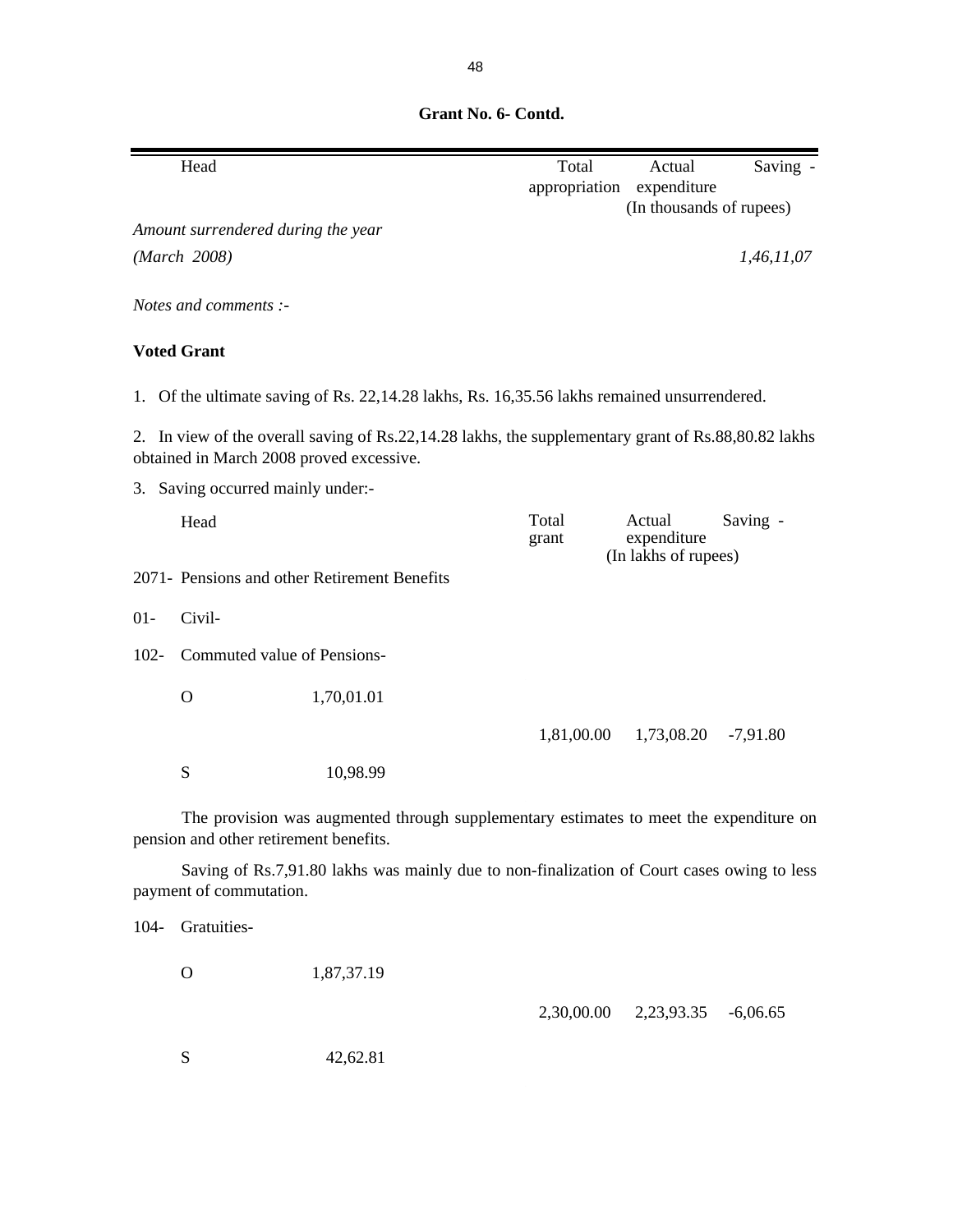**Grant No. 6- Contd.**

| Head | Total appropriation | Actual expenditure | Saving - |
|---|---|---|---|
| | | (In thousands of rupees) | |
| *Amount surrendered during the year* | | | |
| *(March 2008)* | | | *1,46,11,07* |

*Notes and comments :-*

**Voted Grant**

1. Of the ultimate saving of Rs. 22,14.28 lakhs, Rs. 16,35.56 lakhs remained unsurrendered.

2. In view of the overall saving of Rs.22,14.28 lakhs, the supplementary grant of Rs.88,80.82 lakhs obtained in March 2008 proved excessive.

3. Saving occurred mainly under:-

| Head | | Total grant | Actual expenditure | Saving - |
|---|---|---|---|---|
| | | | (In lakhs of rupees) | |
| 2071- Pensions and other Retirement Benefits | | | | |
| 01- Civil- | | | | |
| 102- Commuted value of Pensions- | | | | |
| O | 1,70,01.01 | | | |
| | | 1,81,00.00 | 1,73,08.20 | -7,91.80 |
| S | 10,98.99 | | | |

The provision was augmented through supplementary estimates to meet the expenditure on pension and other retirement benefits.

Saving of Rs.7,91.80 lakhs was mainly due to non-finalization of Court cases owing to less payment of commutation.

| Head | | Total grant | Actual expenditure | Saving - |
|---|---|---|---|---|
| 104- Gratuities- | | | | |
| O | 1,87,37.19 | | | |
| | | 2,30,00.00 | 2,23,93.35 | -6,06.65 |
| S | 42,62.81 | | | |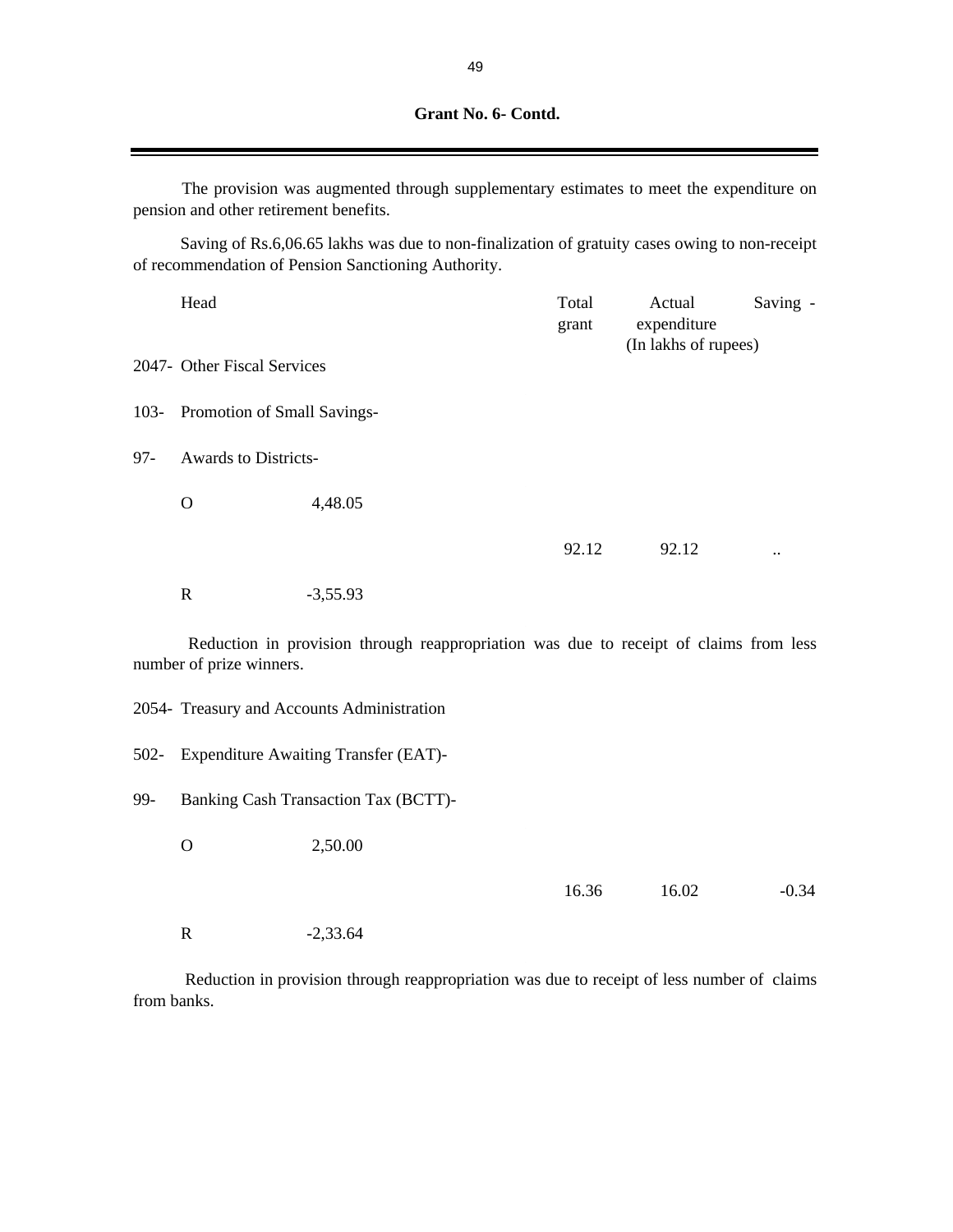**Grant No. 6- Contd.**

The provision was augmented through supplementary estimates to meet the expenditure on pension and other retirement benefits.

Saving of Rs.6,06.65 lakhs was due to non-finalization of gratuity cases owing to non-receipt of recommendation of Pension Sanctioning Authority.

| Head | | Total grant | Actual expenditure | Saving - |
|---|---|---|---|---|
| | | | (In lakhs of rupees) | |
| 2047- Other Fiscal Services | | | | |
| 103- Promotion of Small Savings- | | | | |
| 97- Awards to Districts- | | | | |
| O | 4,48.05 | | | |
| | | 92.12 | 92.12 | .. |
| R | -3,55.93 | | | |

Reduction in provision through reappropriation was due to receipt of claims from less number of prize winners.

| Head | | Total grant | Actual expenditure | Saving - |
|---|---|---|---|---|
| 2054- Treasury and Accounts Administration | | | | |
| 502- Expenditure Awaiting Transfer (EAT)- | | | | |
| 99- Banking Cash Transaction Tax (BCTT)- | | | | |
| O | 2,50.00 | | | |
| | | 16.36 | 16.02 | -0.34 |
| R | -2,33.64 | | | |

Reduction in provision through reappropriation was due to receipt of less number of claims from banks.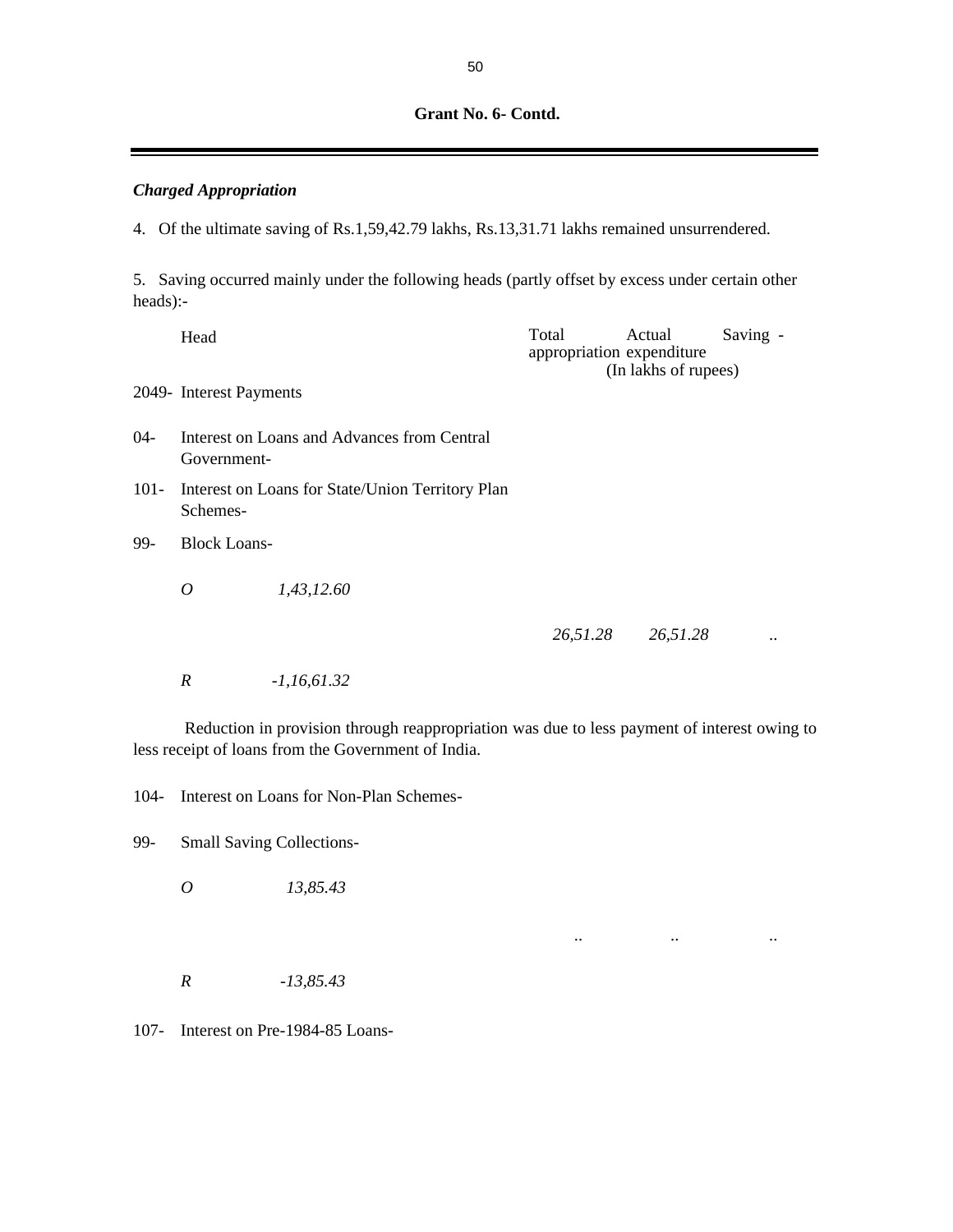**Grant No. 6- Contd.**

***Charged Appropriation***

4. Of the ultimate saving of Rs.1,59,42.79 lakhs, Rs.13,31.71 lakhs remained unsurrendered.

5. Saving occurred mainly under the following heads (partly offset by excess under certain other heads):-

| Head | | Total appropriation | Actual expenditure | Saving - |
|---|---|---|---|---|
| | | (In lakhs of rupees) | | |
| 2049- | Interest Payments | | | |
| 04- | Interest on Loans and Advances from Central Government- | | | |
| 101- | Interest on Loans for State/Union Territory Plan Schemes- | | | |
| 99- | Block Loans- | | | |
| | *O* *1,43,12.60* | | | |
| | | *26,51.28* | *26,51.28* | .. |
| | *R* *-1,16,61.32* | | | |

Reduction in provision through reappropriation was due to less payment of interest owing to less receipt of loans from the Government of India.

| | | | | |
|---|---|---|---|---|
| 104- | Interest on Loans for Non-Plan Schemes- | | | |
| 99- | Small Saving Collections- | | | |
| | *O* *13,85.43* | | | |
| | | .. | .. | .. |
| | *R* *-13,85.43* | | | |
| 107- | Interest on Pre-1984-85 Loans- | | | |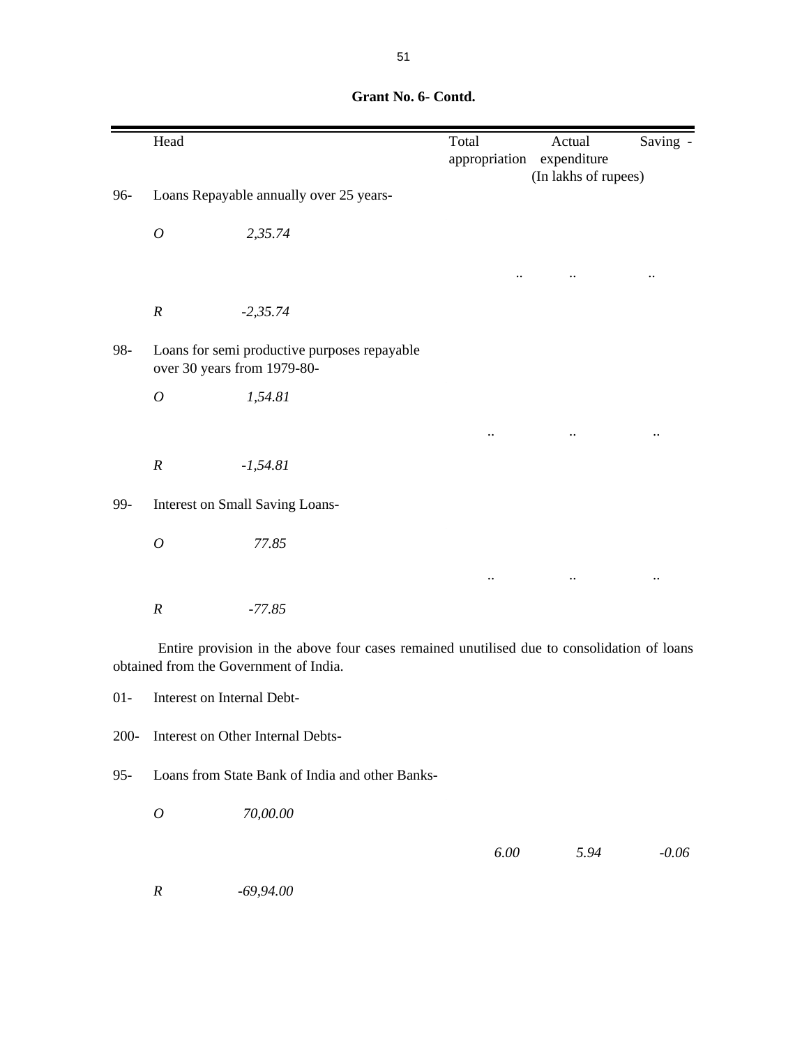**Grant No. 6- Contd.**

| | Head | | Total appropriation | Actual expenditure | Saving - |
|---|---|---|---|---|---|
| | | | | (In lakhs of rupees) | |
| 96- | Loans Repayable annually over 25 years- | | | | |
| | *O* | *2,35.74* | | | |
| | | | .. | .. | .. |
| | *R* | *-2,35.74* | | | |
| 98- | Loans for semi productive purposes repayable over 30 years from 1979-80- | | | | |
| | *O* | *1,54.81* | | | |
| | | | .. | .. | .. |
| | *R* | *-1,54.81* | | | |
| 99- | Interest on Small Saving Loans- | | | | |
| | *O* | *77.85* | | | |
| | | | .. | .. | .. |
| | *R* | *-77.85* | | | |

Entire provision in the above four cases remained unutilised due to consolidation of loans obtained from the Government of India.

| | Head | | Total appropriation | Actual expenditure | Saving - |
|---|---|---|---|---|---|
| 01- | Interest on Internal Debt- | | | | |
| 200- | Interest on Other Internal Debts- | | | | |
| 95- | Loans from State Bank of India and other Banks- | | | | |
| | *O* | *70,00.00* | | | |
| | | | *6.00* | *5.94* | *-0.06* |
| | *R* | *-69,94.00* | | | |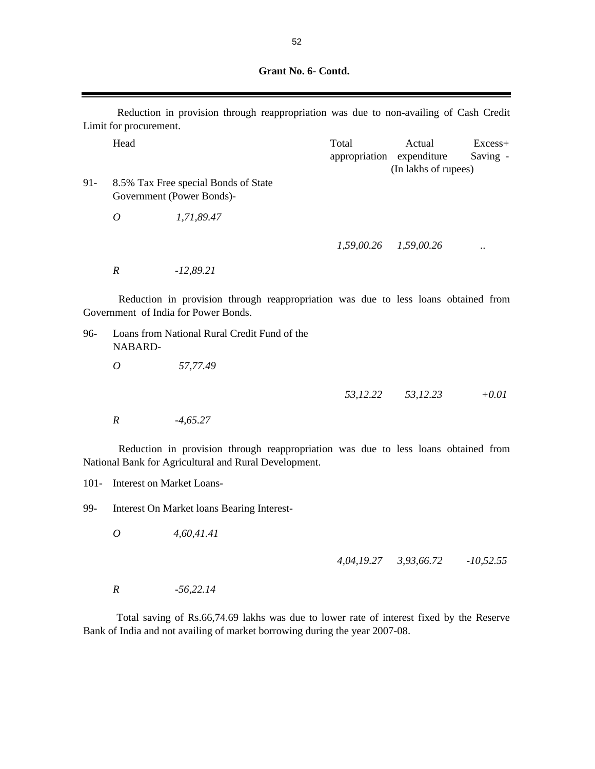**Grant No. 6- Contd.**

Reduction in provision through reappropriation was due to non-availing of Cash Credit Limit for procurement.

| Head | | Total appropriation | Actual expenditure | Excess+ Saving - |
|---|---|---|---|---|
| | | | (In lakhs of rupees) | |
| 91- 8.5% Tax Free special Bonds of State Government (Power Bonds)- | | | | |
| *O* | *1,71,89.47* | | | |
| | | *1,59,00.26* | *1,59,00.26* | .. |
| *R* | *-12,89.21* | | | |

Reduction in provision through reappropriation was due to less loans obtained from Government of India for Power Bonds.

| Head | | Total appropriation | Actual expenditure | Excess+ Saving - |
|---|---|---|---|---|
| 96- Loans from National Rural Credit Fund of the NABARD- | | | | |
| *O* | *57,77.49* | | | |
| | | *53,12.22* | *53,12.23* | *+0.01* |
| *R* | *-4,65.27* | | | |

Reduction in provision through reappropriation was due to less loans obtained from National Bank for Agricultural and Rural Development.

101- Interest on Market Loans-

| Head | | Total appropriation | Actual expenditure | Excess+ Saving - |
|---|---|---|---|---|
| 99- Interest On Market loans Bearing Interest- | | | | |
| *O* | *4,60,41.41* | | | |
| | | *4,04,19.27* | *3,93,66.72* | *-10,52.55* |
| *R* | *-56,22.14* | | | |

Total saving of Rs.66,74.69 lakhs was due to lower rate of interest fixed by the Reserve Bank of India and not availing of market borrowing during the year 2007-08.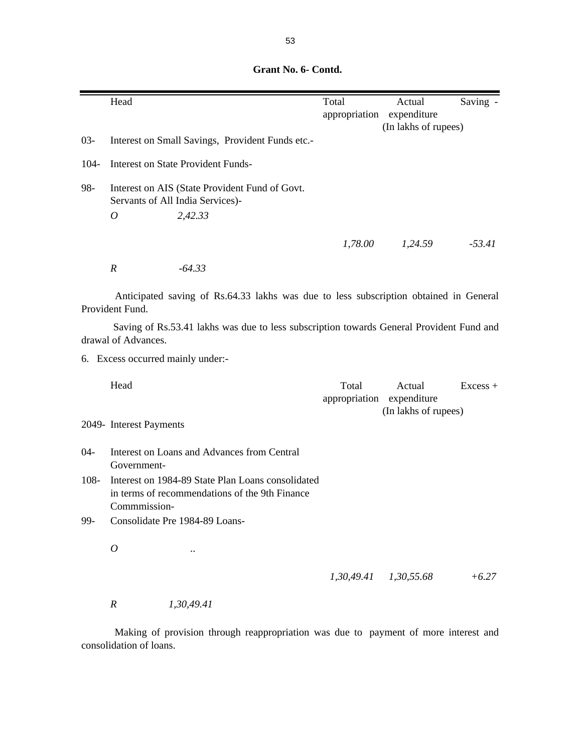**Grant No. 6- Contd.**

| | Head | Total appropriation | Actual expenditure | Saving - |
|---|---|---|---|---|
| | | | (In lakhs of rupees) | |
| 03- | Interest on Small Savings, Provident Funds etc.- | | | |
| 104- | Interest on State Provident Funds- | | | |
| 98- | Interest on AIS (State Provident Fund of Govt. Servants of All India Services)- | | | |
| | *O* *2,42.33* | | | |
| | | *1,78.00* | *1,24.59* | *-53.41* |
| | *R* *-64.33* | | | |

Anticipated saving of Rs.64.33 lakhs was due to less subscription obtained in General Provident Fund.

Saving of Rs.53.41 lakhs was due to less subscription towards General Provident Fund and drawal of Advances.

6. Excess occurred mainly under:-

| | Head | Total appropriation | Actual expenditure | Excess + |
|---|---|---|---|---|
| | | | (In lakhs of rupees) | |
| 2049- | Interest Payments | | | |
| 04- | Interest on Loans and Advances from Central Government- | | | |
| 108- | Interest on 1984-89 State Plan Loans consolidated in terms of recommendations of the 9th Finance Commmission- | | | |
| 99- | Consolidate Pre 1984-89 Loans- | | | |
| | *O* .. | | | |
| | | *1,30,49.41* | *1,30,55.68* | *+6.27* |
| | *R* *1,30,49.41* | | | |

Making of provision through reappropriation was due to payment of more interest and consolidation of loans.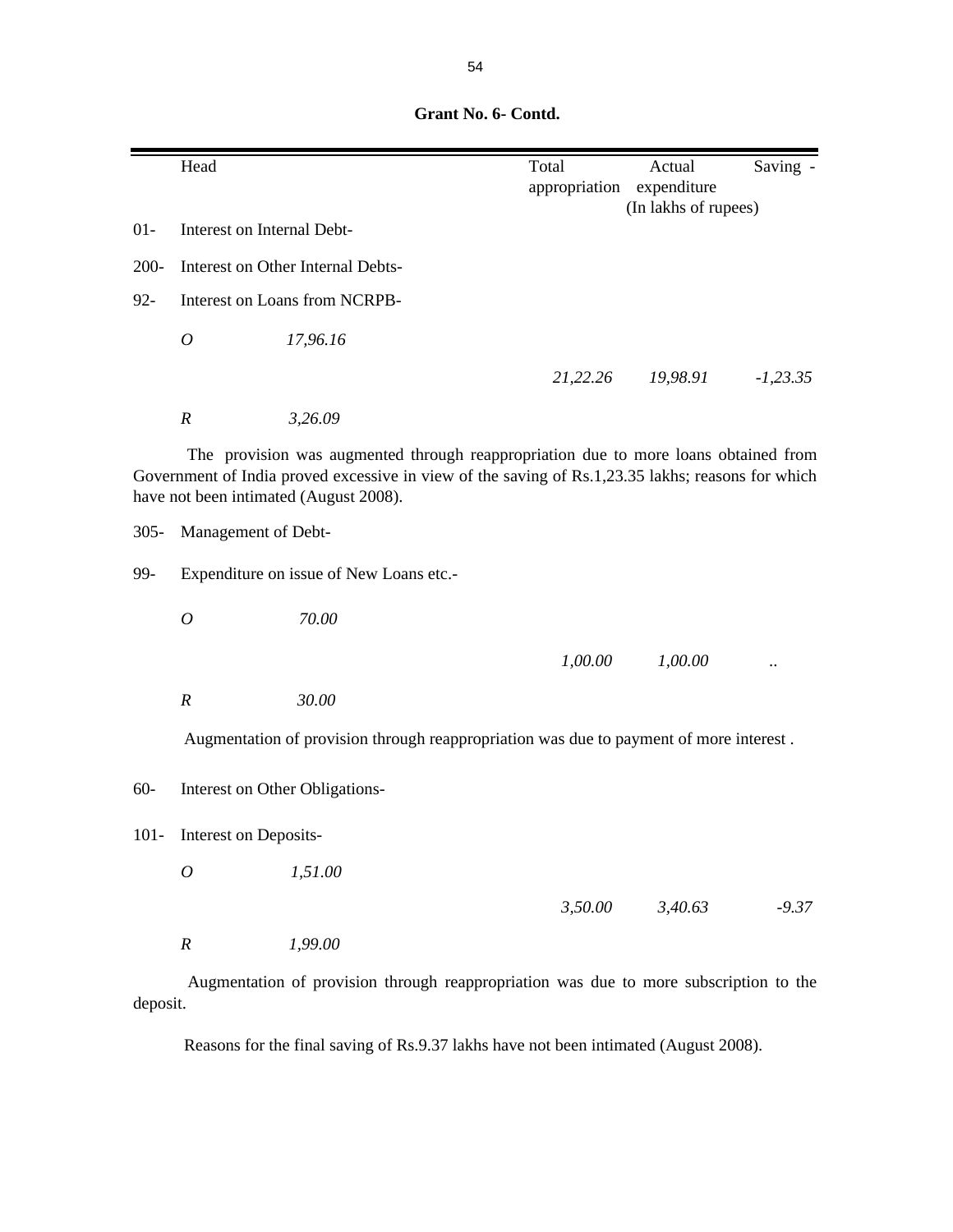**Grant No. 6- Contd.**

| | Head | | Total appropriation | Actual expenditure | Saving - |
|---|---|---|---|---|---|
| | | | | (In lakhs of rupees) | |
| 01- | Interest on Internal Debt- | | | | |
| 200- | Interest on Other Internal Debts- | | | | |
| 92- | Interest on Loans from NCRPB- | | | | |
| | *O* | *17,96.16* | | | |
| | | | *21,22.26* | *19,98.91* | *-1,23.35* |
| | *R* | *3,26.09* | | | |

The provision was augmented through reappropriation due to more loans obtained from Government of India proved excessive in view of the saving of Rs.1,23.35 lakhs; reasons for which have not been intimated (August 2008).

| | | | | | |
|---|---|---|---|---|---|
| 305- | Management of Debt- | | | | |
| 99- | Expenditure on issue of New Loans etc.- | | | | |
| | *O* | *70.00* | | | |
| | | | *1,00.00* | *1,00.00* | .. |
| | *R* | *30.00* | | | |

Augmentation of provision through reappropriation was due to payment of more interest .

| | | | | | |
|---|---|---|---|---|---|
| 60- | Interest on Other Obligations- | | | | |
| 101- | Interest on Deposits- | | | | |
| | *O* | *1,51.00* | | | |
| | | | *3,50.00* | *3,40.63* | *-9.37* |
| | *R* | *1,99.00* | | | |

Augmentation of provision through reappropriation was due to more subscription to the deposit.

Reasons for the final saving of Rs.9.37 lakhs have not been intimated (August 2008).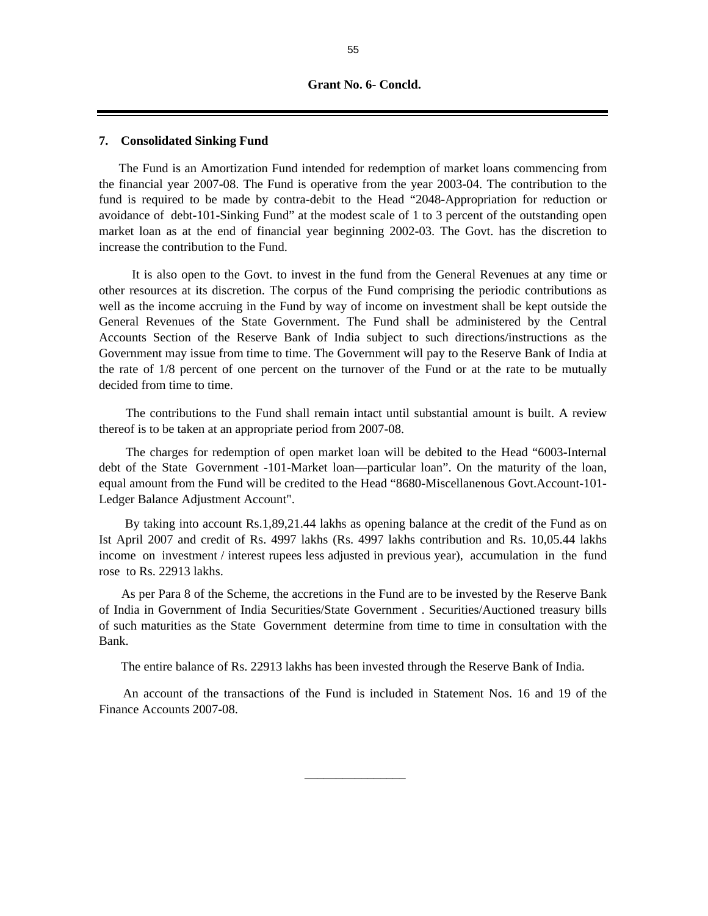**Grant No. 6- Concld.**

**7. Consolidated Sinking Fund**

The Fund is an Amortization Fund intended for redemption of market loans commencing from the financial year 2007-08. The Fund is operative from the year 2003-04. The contribution to the fund is required to be made by contra-debit to the Head "2048-Appropriation for reduction or avoidance of debt-101-Sinking Fund" at the modest scale of 1 to 3 percent of the outstanding open market loan as at the end of financial year beginning 2002-03. The Govt. has the discretion to increase the contribution to the Fund.

It is also open to the Govt. to invest in the fund from the General Revenues at any time or other resources at its discretion. The corpus of the Fund comprising the periodic contributions as well as the income accruing in the Fund by way of income on investment shall be kept outside the General Revenues of the State Government. The Fund shall be administered by the Central Accounts Section of the Reserve Bank of India subject to such directions/instructions as the Government may issue from time to time. The Government will pay to the Reserve Bank of India at the rate of 1/8 percent of one percent on the turnover of the Fund or at the rate to be mutually decided from time to time.

The contributions to the Fund shall remain intact until substantial amount is built. A review thereof is to be taken at an appropriate period from 2007-08.

The charges for redemption of open market loan will be debited to the Head "6003-Internal debt of the State Government -101-Market loan—particular loan". On the maturity of the loan, equal amount from the Fund will be credited to the Head "8680-Miscellanenous Govt.Account-101-Ledger Balance Adjustment Account".

By taking into account Rs.1,89,21.44 lakhs as opening balance at the credit of the Fund as on Ist April 2007 and credit of Rs. 4997 lakhs (Rs. 4997 lakhs contribution and Rs. 10,05.44 lakhs income on investment / interest rupees less adjusted in previous year), accumulation in the fund rose to Rs. 22913 lakhs.

As per Para 8 of the Scheme, the accretions in the Fund are to be invested by the Reserve Bank of India in Government of India Securities/State Government . Securities/Auctioned treasury bills of such maturities as the State Government determine from time to time in consultation with the Bank.

The entire balance of Rs. 22913 lakhs has been invested through the Reserve Bank of India.

An account of the transactions of the Fund is included in Statement Nos. 16 and 19 of the Finance Accounts 2007-08.

________________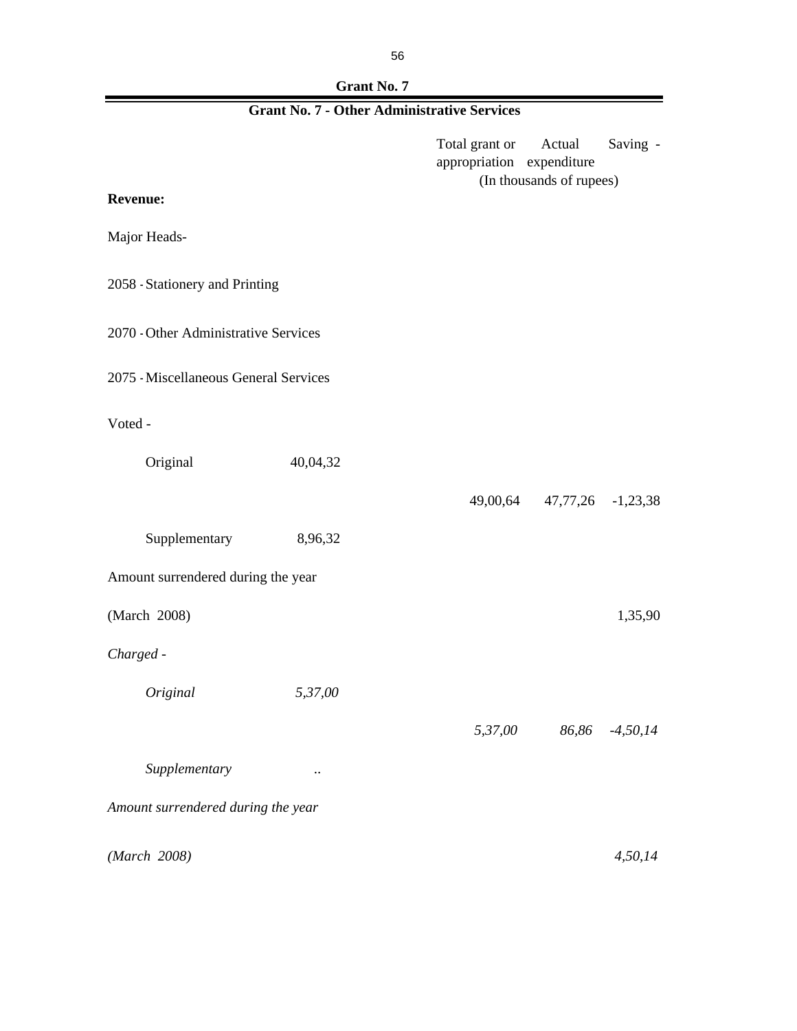## Grant No. 7

## Grant No. 7 - Other Administrative Services

| | | Total grant or appropriation | Actual expenditure | Saving - |
|---|---|---|---|---|
| | | (In thousands of rupees) | | |
| **Revenue:** | | | | |
| Major Heads- | | | | |
| 2058 - Stationery and Printing | | | | |
| 2070 - Other Administrative Services | | | | |
| 2075 - Miscellaneous General Services | | | | |
| Voted - | | | | |
| Original | 40,04,32 | | | |
| | | 49,00,64 | 47,77,26 | -1,23,38 |
| Supplementary | 8,96,32 | | | |
| Amount surrendered during the year | | | | |
| (March 2008) | | | | 1,35,90 |
| *Charged -* | | | | |
| *Original* | *5,37,00* | | | |
| | | *5,37,00* | *86,86* | *-4,50,14* |
| *Supplementary* | *..* | | | |
| *Amount surrendered during the year* | | | | |
| *(March 2008)* | | | | *4,50,14* |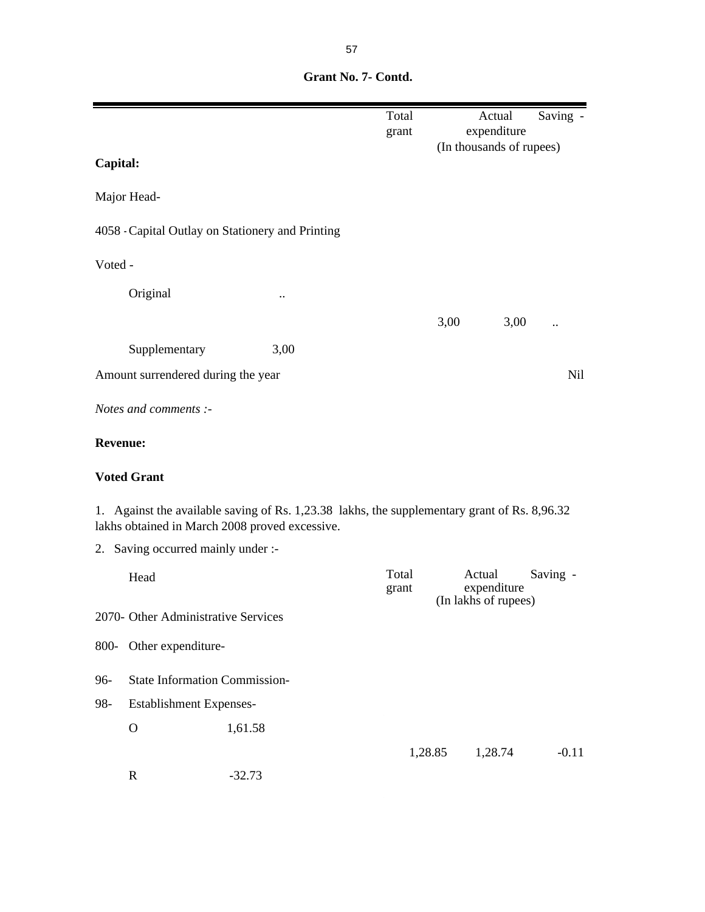**Grant No. 7- Contd.**

| | Total grant | Actual expenditure | Saving - |
|---|---|---|---|
| | (In thousands of rupees) | | |
| **Capital:** | | | |
| Major Head- | | | |
| 4058 - Capital Outlay on Stationery and Printing | | | |
| Voted - | | | |
| Original .. | | | |
| | 3,00 | 3,00 | .. |
| Supplementary 3,00 | | | |
| Amount surrendered during the year | | | Nil |

*Notes and comments :-*

**Revenue:**

**Voted Grant**

1. Against the available saving of Rs. 1,23.38 lakhs, the supplementary grant of Rs. 8,96.32 lakhs obtained in March 2008 proved excessive.

2. Saving occurred mainly under :-

| Head | Total grant | Actual expenditure | Saving - |
|---|---|---|---|
| | (In lakhs of rupees) | | |
| 2070- Other Administrative Services | | | |
| 800- Other expenditure- | | | |
| 96- State Information Commission- | | | |
| 98- Establishment Expenses- | | | |
| O 1,61.58 | | | |
| | 1,28.85 | 1,28.74 | -0.11 |
| R -32.73 | | | |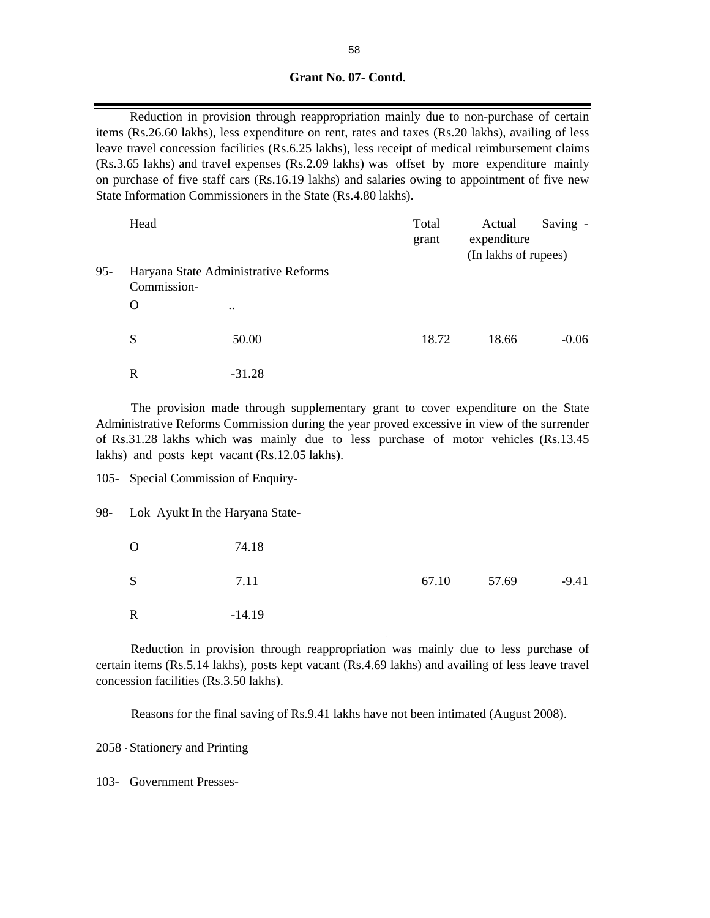**Grant No. 07- Contd.**

Reduction in provision through reappropriation mainly due to non-purchase of certain items (Rs.26.60 lakhs), less expenditure on rent, rates and taxes (Rs.20 lakhs), availing of less leave travel concession facilities (Rs.6.25 lakhs), less receipt of medical reimbursement claims (Rs.3.65 lakhs) and travel expenses (Rs.2.09 lakhs) was offset by more expenditure mainly on purchase of five staff cars (Rs.16.19 lakhs) and salaries owing to appointment of five new State Information Commissioners in the State (Rs.4.80 lakhs).

| | Head | | Total grant | Actual expenditure | Saving - |
|---|---|---|---|---|---|
| | | | | (In lakhs of rupees) | |
| 95- | Haryana State Administrative Reforms Commission- | | | | |
| | O | .. | | | |
| | S | 50.00 | 18.72 | 18.66 | -0.06 |
| | R | -31.28 | | | |

The provision made through supplementary grant to cover expenditure on the State Administrative Reforms Commission during the year proved excessive in view of the surrender of Rs.31.28 lakhs which was mainly due to less purchase of motor vehicles (Rs.13.45 lakhs) and posts kept vacant (Rs.12.05 lakhs).

105- Special Commission of Enquiry-

| | | | | | |
|---|---|---|---|---|---|
| 98- | Lok Ayukt In the Haryana State- | | | | |
| | O | 74.18 | | | |
| | S | 7.11 | 67.10 | 57.69 | -9.41 |
| | R | -14.19 | | | |

Reduction in provision through reappropriation was mainly due to less purchase of certain items (Rs.5.14 lakhs), posts kept vacant (Rs.4.69 lakhs) and availing of less leave travel concession facilities (Rs.3.50 lakhs).

Reasons for the final saving of Rs.9.41 lakhs have not been intimated (August 2008).

2058 - Stationery and Printing

103- Government Presses-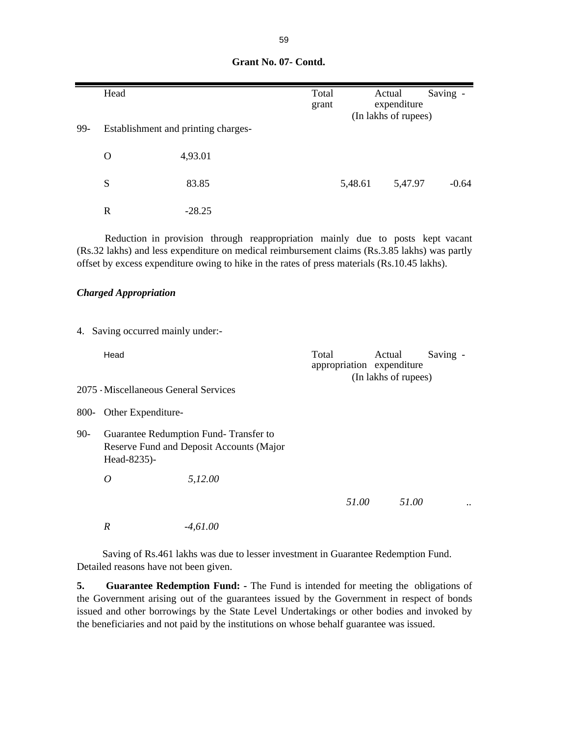**Grant No. 07- Contd.**

| | Head | | Total grant | Actual expenditure | Saving - |
|---|---|---|---|---|---|
| | | | | (In lakhs of rupees) | |
| 99- | Establishment and printing charges- | | | | |
| | O | 4,93.01 | | | |
| | S | 83.85 | 5,48.61 | 5,47.97 | -0.64 |
| | R | -28.25 | | | |

Reduction in provision through reappropriation mainly due to posts kept vacant (Rs.32 lakhs) and less expenditure on medical reimbursement claims (Rs.3.85 lakhs) was partly offset by excess expenditure owing to hike in the rates of press materials (Rs.10.45 lakhs).

***Charged Appropriation***

4. Saving occurred mainly under:-

| | Head | | Total appropriation | Actual expenditure | Saving - |
|---|---|---|---|---|---|
| | | | | (In lakhs of rupees) | |
| 2075 - | Miscellaneous General Services | | | | |
| 800- | Other Expenditure- | | | | |
| 90- | Guarantee Redumption Fund- Transfer to Reserve Fund and Deposit Accounts (Major Head-8235)- | | | | |
| | *O* | *5,12.00* | | | |
| | | | *51.00* | *51.00* | .. |
| | *R* | *-4,61.00* | | | |

Saving of Rs.461 lakhs was due to lesser investment in Guarantee Redemption Fund. Detailed reasons have not been given.

**5. Guarantee Redemption Fund: -** The Fund is intended for meeting the obligations of the Government arising out of the guarantees issued by the Government in respect of bonds issued and other borrowings by the State Level Undertakings or other bodies and invoked by the beneficiaries and not paid by the institutions on whose behalf guarantee was issued.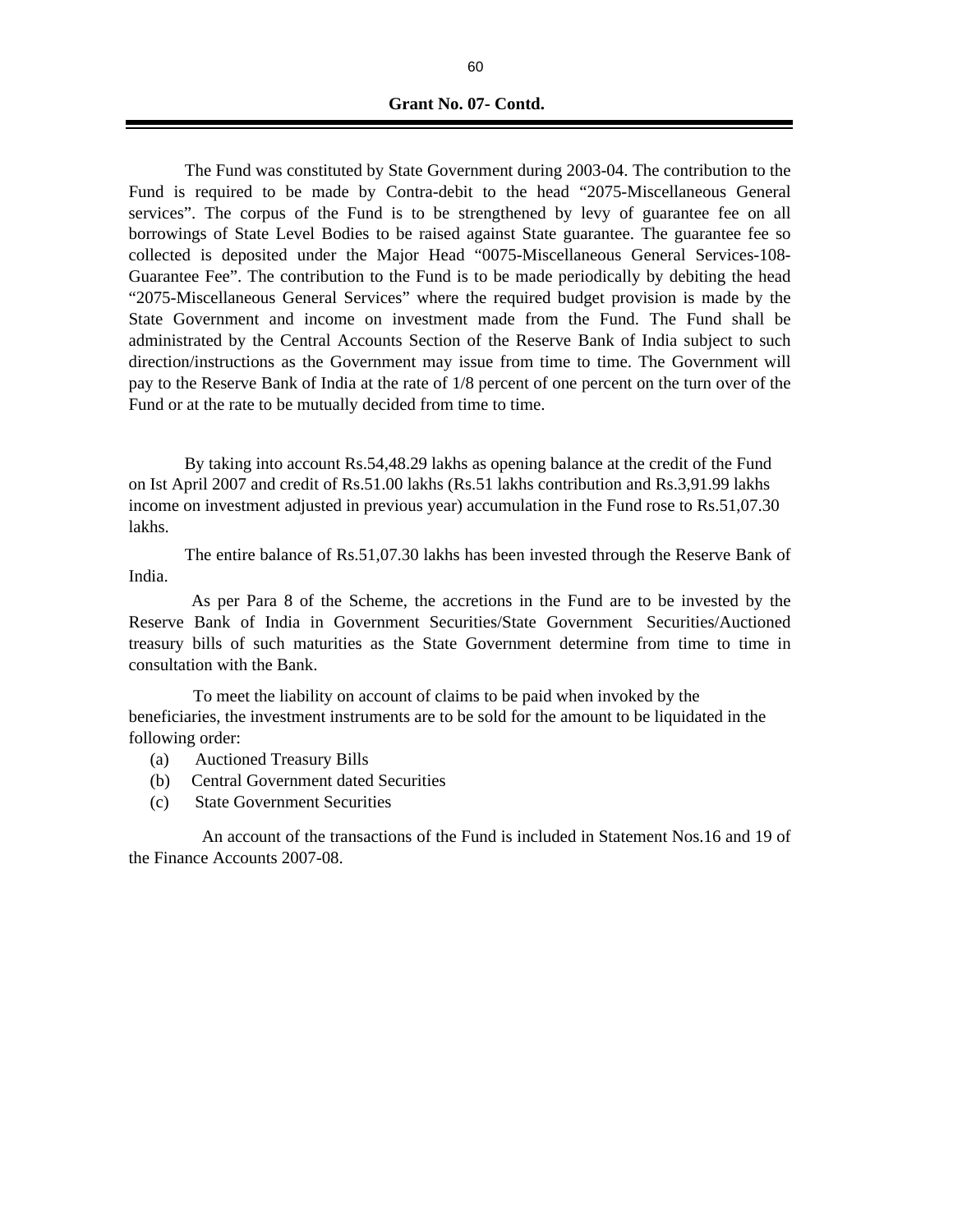**Grant No. 07- Contd.**

The Fund was constituted by State Government during 2003-04. The contribution to the Fund is required to be made by Contra-debit to the head "2075-Miscellaneous General services". The corpus of the Fund is to be strengthened by levy of guarantee fee on all borrowings of State Level Bodies to be raised against State guarantee. The guarantee fee so collected is deposited under the Major Head "0075-Miscellaneous General Services-108-Guarantee Fee". The contribution to the Fund is to be made periodically by debiting the head "2075-Miscellaneous General Services" where the required budget provision is made by the State Government and income on investment made from the Fund. The Fund shall be administrated by the Central Accounts Section of the Reserve Bank of India subject to such direction/instructions as the Government may issue from time to time. The Government will pay to the Reserve Bank of India at the rate of 1/8 percent of one percent on the turn over of the Fund or at the rate to be mutually decided from time to time.

By taking into account Rs.54,48.29 lakhs as opening balance at the credit of the Fund on Ist April 2007 and credit of Rs.51.00 lakhs (Rs.51 lakhs contribution and Rs.3,91.99 lakhs income on investment adjusted in previous year) accumulation in the Fund rose to Rs.51,07.30 lakhs.

The entire balance of Rs.51,07.30 lakhs has been invested through the Reserve Bank of India.

As per Para 8 of the Scheme, the accretions in the Fund are to be invested by the Reserve Bank of India in Government Securities/State Government Securities/Auctioned treasury bills of such maturities as the State Government determine from time to time in consultation with the Bank.

To meet the liability on account of claims to be paid when invoked by the beneficiaries, the investment instruments are to be sold for the amount to be liquidated in the following order:

(a) Auctioned Treasury Bills
(b) Central Government dated Securities
(c) State Government Securities

An account of the transactions of the Fund is included in Statement Nos.16 and 19 of the Finance Accounts 2007-08.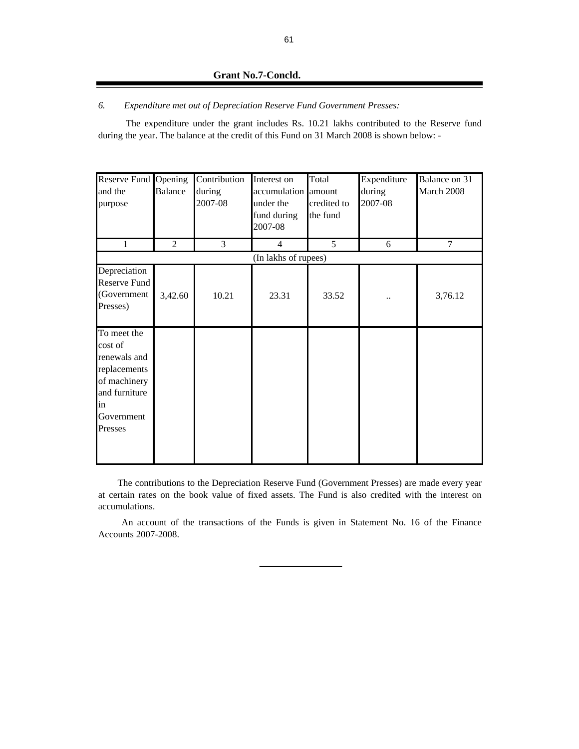**Grant No.7-Concld.**

6. *Expenditure met out of Depreciation Reserve Fund Government Presses:*

The expenditure under the grant includes Rs. 10.21 lakhs contributed to the Reserve fund during the year. The balance at the credit of this Fund on 31 March 2008 is shown below: -

| Reserve Fund and the purpose | Opening Balance | Contribution during 2007-08 | Interest on accumulation under the fund during 2007-08 | Total amount credited to the fund | Expenditure during 2007-08 | Balance on 31 March 2008 |
|---|---|---|---|---|---|---|
| 1 | 2 | 3 | 4 | 5 | 6 | 7 |
| (In lakhs of rupees) | | | | | | |
| Depreciation Reserve Fund (Government Presses) | 3,42.60 | 10.21 | 23.31 | 33.52 | .. | 3,76.12 |
| To meet the cost of renewals and replacements of machinery and furniture in Government Presses | | | | | | |

The contributions to the Depreciation Reserve Fund (Government Presses) are made every year at certain rates on the book value of fixed assets. The Fund is also credited with the interest on accumulations.

An account of the transactions of the Funds is given in Statement No. 16 of the Finance Accounts 2007-2008.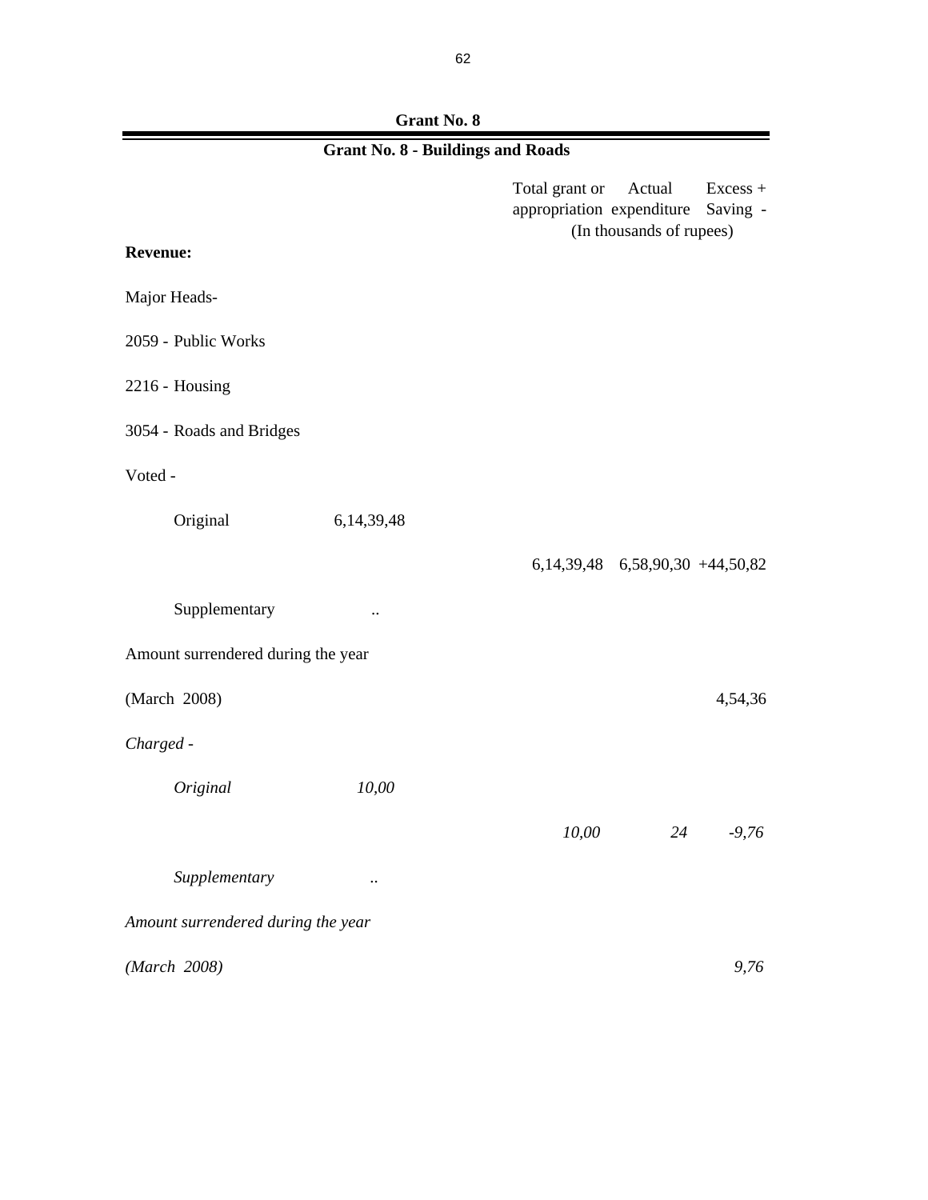## Grant No. 8

### Grant No. 8 - Buildings and Roads

| | | Total grant or appropriation | Actual expenditure | Excess + Saving - |
|---|---|---|---|---|
| | | (In thousands of rupees) | | |
| **Revenue:** | | | | |
| Major Heads- | | | | |
| 2059 - Public Works | | | | |
| 2216 - Housing | | | | |
| 3054 - Roads and Bridges | | | | |
| Voted - | | | | |
| Original | 6,14,39,48 | | | |
| | | 6,14,39,48 | 6,58,90,30 | +44,50,82 |
| Supplementary | .. | | | |
| Amount surrendered during the year | | | | |
| (March 2008) | | | | 4,54,36 |
| *Charged -* | | | | |
| *Original* | *10,00* | | | |
| | | *10,00* | *24* | *-9,76* |
| *Supplementary* | *..* | | | |
| *Amount surrendered during the year* | | | | |
| *(March 2008)* | | | | *9,76* |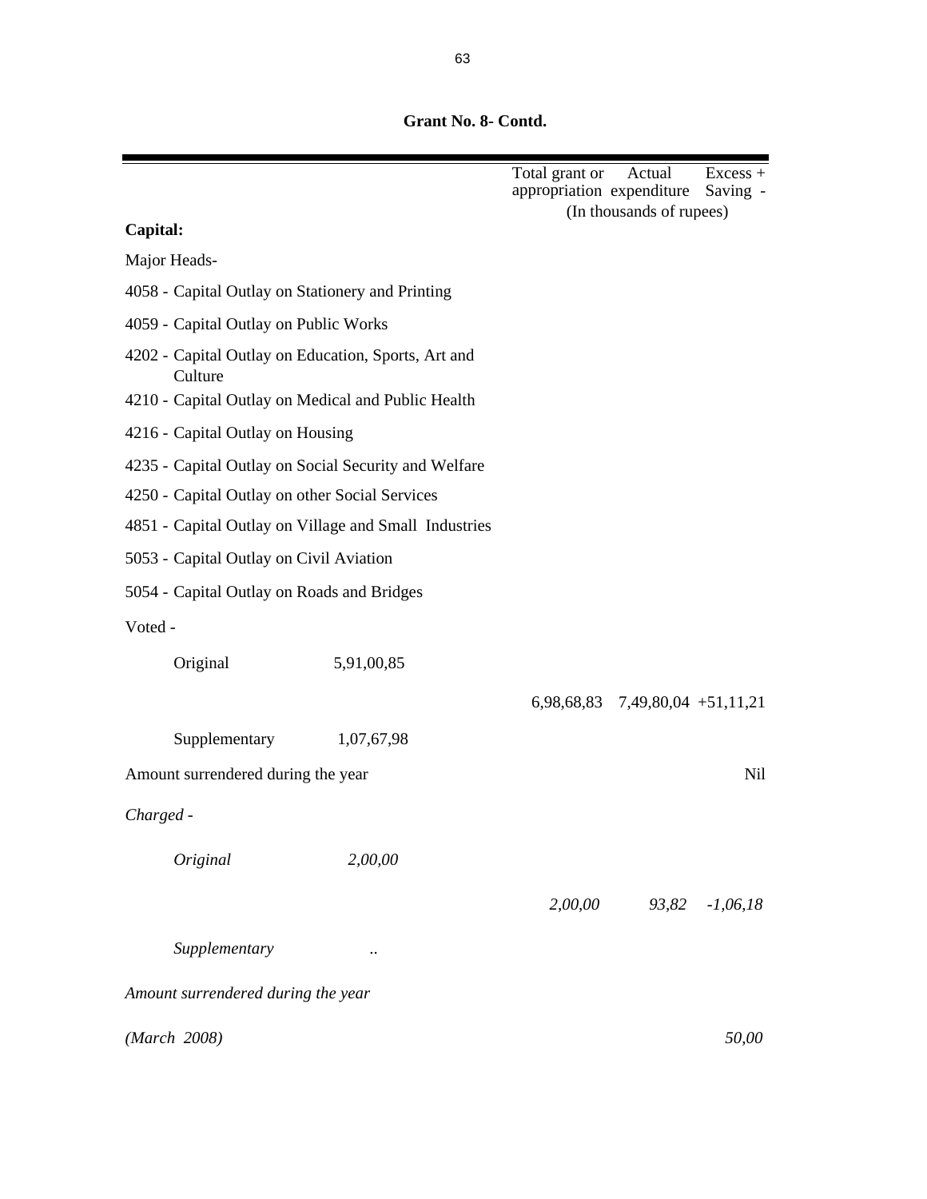**Grant No. 8- Contd.**

| | | Total grant or appropriation | Actual expenditure | Excess + Saving - |
|---|---|---|---|---|
| | | (In thousands of rupees) | | |
| **Capital:** | | | | |
| Major Heads- | | | | |
| 4058 - Capital Outlay on Stationery and Printing | | | | |
| 4059 - Capital Outlay on Public Works | | | | |
| 4202 - Capital Outlay on Education, Sports, Art and Culture | | | | |
| 4210 - Capital Outlay on Medical and Public Health | | | | |
| 4216 - Capital Outlay on Housing | | | | |
| 4235 - Capital Outlay on Social Security and Welfare | | | | |
| 4250 - Capital Outlay on other Social Services | | | | |
| 4851 - Capital Outlay on Village and Small Industries | | | | |
| 5053 - Capital Outlay on Civil Aviation | | | | |
| 5054 - Capital Outlay on Roads and Bridges | | | | |
| Voted - | | | | |
| Original | 5,91,00,85 | | | |
| | | 6,98,68,83 | 7,49,80,04 | +51,11,21 |
| Supplementary | 1,07,67,98 | | | |
| Amount surrendered during the year | | | | Nil |
| *Charged -* | | | | |
| *Original* | *2,00,00* | | | |
| | | *2,00,00* | *93,82* | *-1,06,18* |
| *Supplementary* | *..* | | | |
| *Amount surrendered during the year* | | | | |
| *(March 2008)* | | | | *50,00* |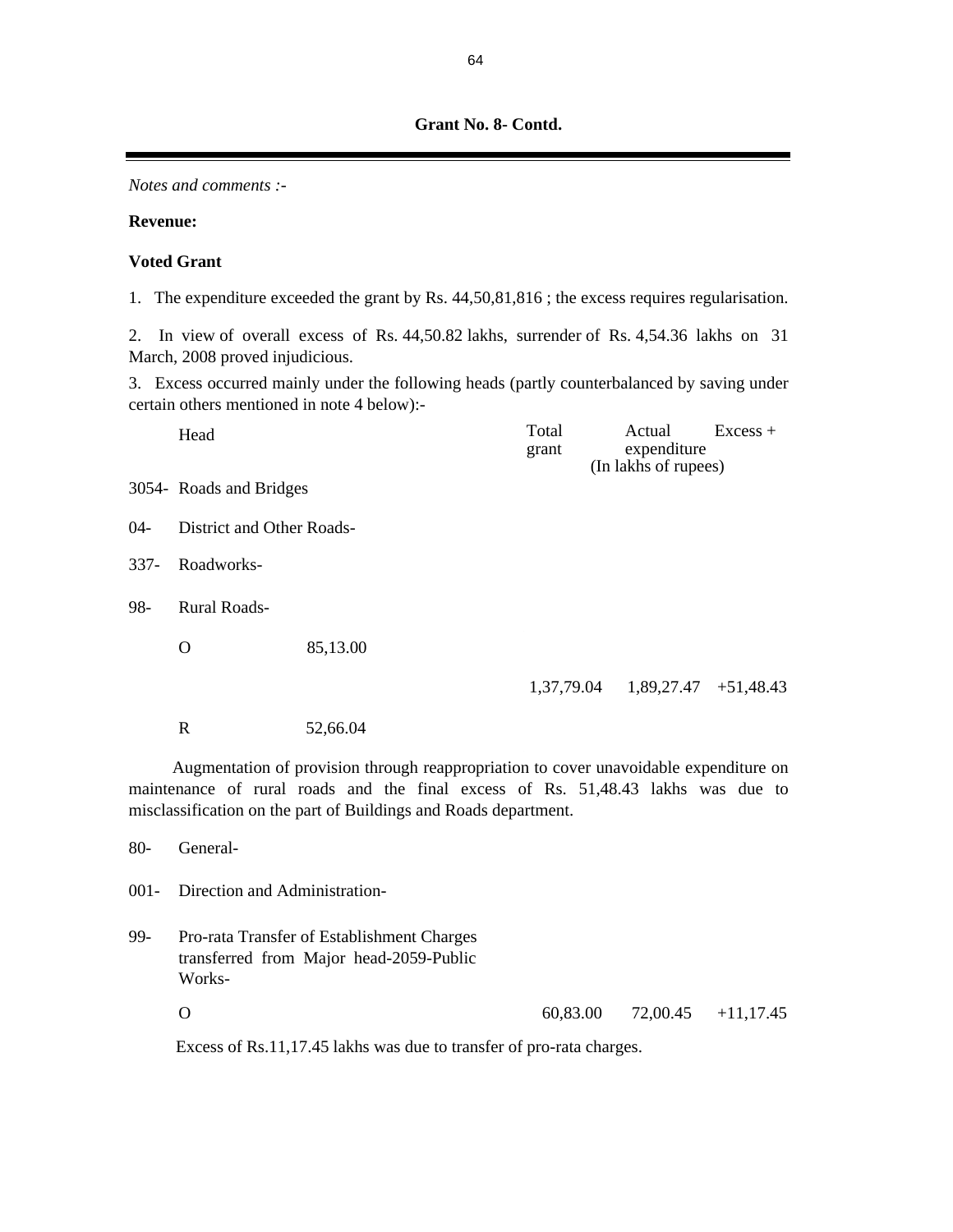### Grant No. 8- Contd.

*Notes and comments :-*

**Revenue:**

**Voted Grant**

1. The expenditure exceeded the grant by Rs. 44,50,81,816 ; the excess requires regularisation.

2. In view of overall excess of Rs. 44,50.82 lakhs, surrender of Rs. 4,54.36 lakhs on 31 March, 2008 proved injudicious.

3. Excess occurred mainly under the following heads (partly counterbalanced by saving under certain others mentioned in note 4 below):-

| | Head | | Total grant | Actual expenditure | Excess + |
|---|---|---|---|---|---|
| | | | | (In lakhs of rupees) | |
| 3054- | Roads and Bridges | | | | |
| 04- | District and Other Roads- | | | | |
| 337- | Roadworks- | | | | |
| 98- | Rural Roads- | | | | |
| | O | 85,13.00 | | | |
| | | | 1,37,79.04 | 1,89,27.47 | +51,48.43 |
| | R | 52,66.04 | | | |

Augmentation of provision through reappropriation to cover unavoidable expenditure on maintenance of rural roads and the final excess of Rs. 51,48.43 lakhs was due to misclassification on the part of Buildings and Roads department.

| | Head | | Total grant | Actual expenditure | Excess + |
|---|---|---|---|---|---|
| 80- | General- | | | | |
| 001- | Direction and Administration- | | | | |
| 99- | Pro-rata Transfer of Establishment Charges transferred from Major head-2059-Public Works- | | | | |
| | O | | 60,83.00 | 72,00.45 | +11,17.45 |

Excess of Rs.11,17.45 lakhs was due to transfer of pro-rata charges.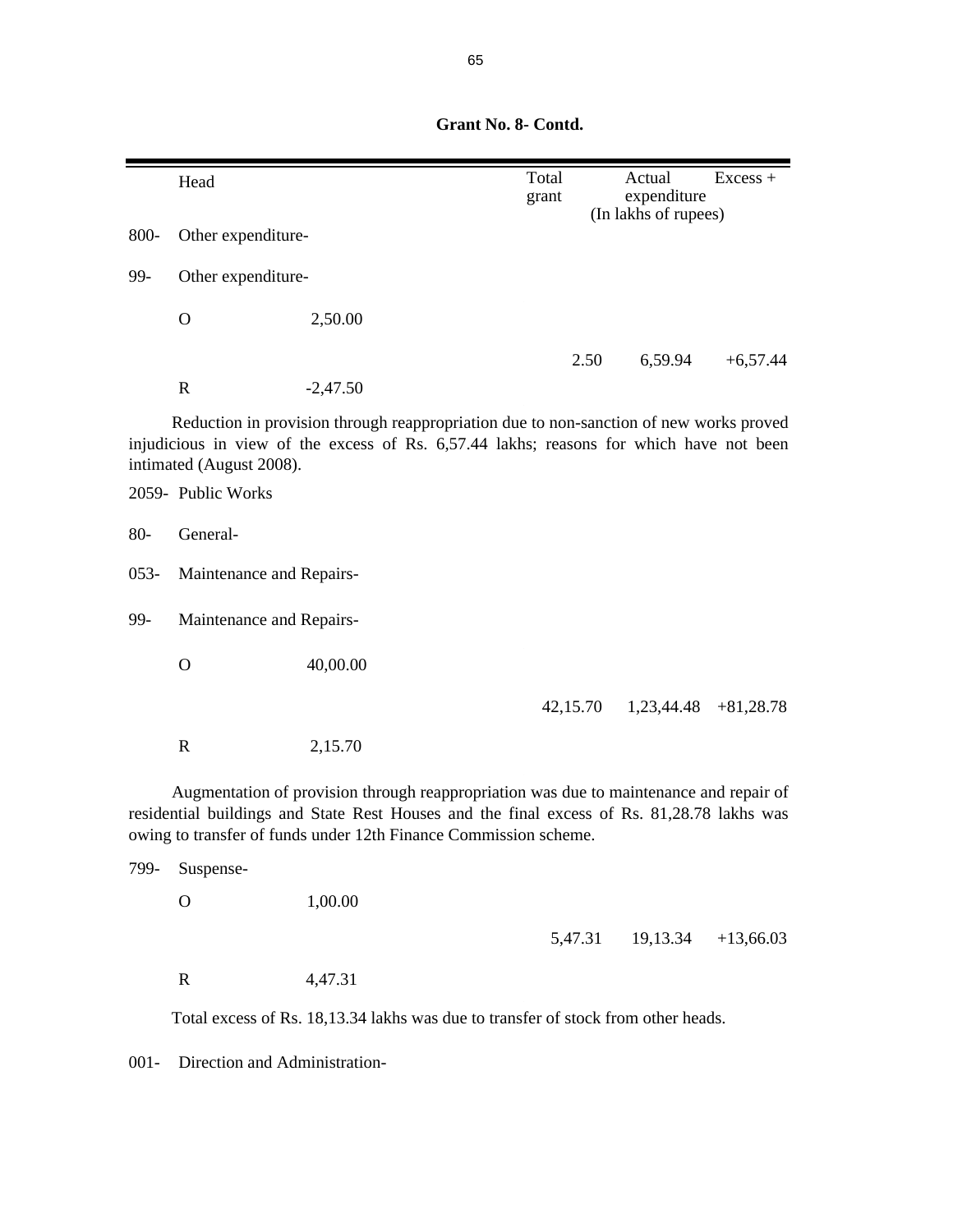**Grant No. 8- Contd.**

| | Head | | Total grant | Actual expenditure | Excess + |
|---|---|---|---|---|---|
| | | | | (In lakhs of rupees) | |
| 800- | Other expenditure- | | | | |
| 99- | Other expenditure- | | | | |
| | O | 2,50.00 | | | |
| | | | 2.50 | 6,59.94 | +6,57.44 |
| | R | -2,47.50 | | | |

Reduction in provision through reappropriation due to non-sanction of new works proved injudicious in view of the excess of Rs. 6,57.44 lakhs; reasons for which have not been intimated (August 2008).

| | Head | | Total grant | Actual expenditure | Excess + |
|---|---|---|---|---|---|
| 2059- | Public Works | | | | |
| 80- | General- | | | | |
| 053- | Maintenance and Repairs- | | | | |
| 99- | Maintenance and Repairs- | | | | |
| | O | 40,00.00 | | | |
| | | | 42,15.70 | 1,23,44.48 | +81,28.78 |
| | R | 2,15.70 | | | |

Augmentation of provision through reappropriation was due to maintenance and repair of residential buildings and State Rest Houses and the final excess of Rs. 81,28.78 lakhs was owing to transfer of funds under 12th Finance Commission scheme.

| | Head | | Total grant | Actual expenditure | Excess + |
|---|---|---|---|---|---|
| 799- | Suspense- | | | | |
| | O | 1,00.00 | | | |
| | | | 5,47.31 | 19,13.34 | +13,66.03 |
| | R | 4,47.31 | | | |

Total excess of Rs. 18,13.34 lakhs was due to transfer of stock from other heads.

001- Direction and Administration-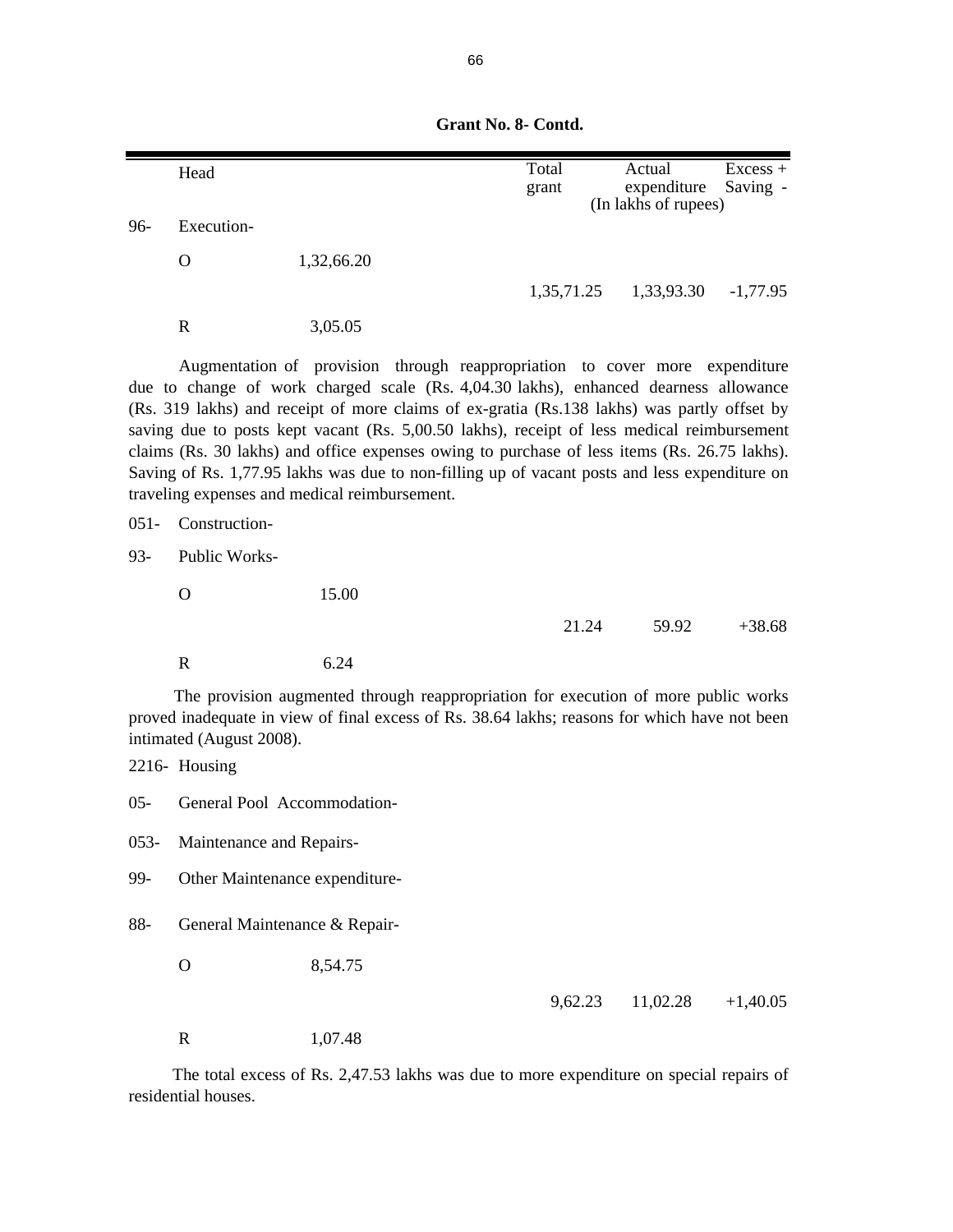**Grant No. 8- Contd.**

| | Head | | Total grant | Actual expenditure | Excess + Saving - |
|---|---|---|---|---|---|
| | | | | (In lakhs of rupees) | |
| 96- | Execution- | | | | |
| | O | 1,32,66.20 | | | |
| | | | 1,35,71.25 | 1,33,93.30 | -1,77.95 |
| | R | 3,05.05 | | | |

Augmentation of provision through reappropriation to cover more expenditure due to change of work charged scale (Rs. 4,04.30 lakhs), enhanced dearness allowance (Rs. 319 lakhs) and receipt of more claims of ex-gratia (Rs.138 lakhs) was partly offset by saving due to posts kept vacant (Rs. 5,00.50 lakhs), receipt of less medical reimbursement claims (Rs. 30 lakhs) and office expenses owing to purchase of less items (Rs. 26.75 lakhs). Saving of Rs. 1,77.95 lakhs was due to non-filling up of vacant posts and less expenditure on traveling expenses and medical reimbursement.

| | | | | | |
|---|---|---|---|---|---|
| 051- | Construction- | | | | |
| 93- | Public Works- | | | | |
| | O | 15.00 | | | |
| | | | 21.24 | 59.92 | +38.68 |
| | R | 6.24 | | | |

The provision augmented through reappropriation for execution of more public works proved inadequate in view of final excess of Rs. 38.64 lakhs; reasons for which have not been intimated (August 2008).

| | | | | | |
|---|---|---|---|---|---|
| 2216- | Housing | | | | |
| 05- | General Pool Accommodation- | | | | |
| 053- | Maintenance and Repairs- | | | | |
| 99- | Other Maintenance expenditure- | | | | |
| 88- | General Maintenance & Repair- | | | | |
| | O | 8,54.75 | | | |
| | | | 9,62.23 | 11,02.28 | +1,40.05 |
| | R | 1,07.48 | | | |

The total excess of Rs. 2,47.53 lakhs was due to more expenditure on special repairs of residential houses.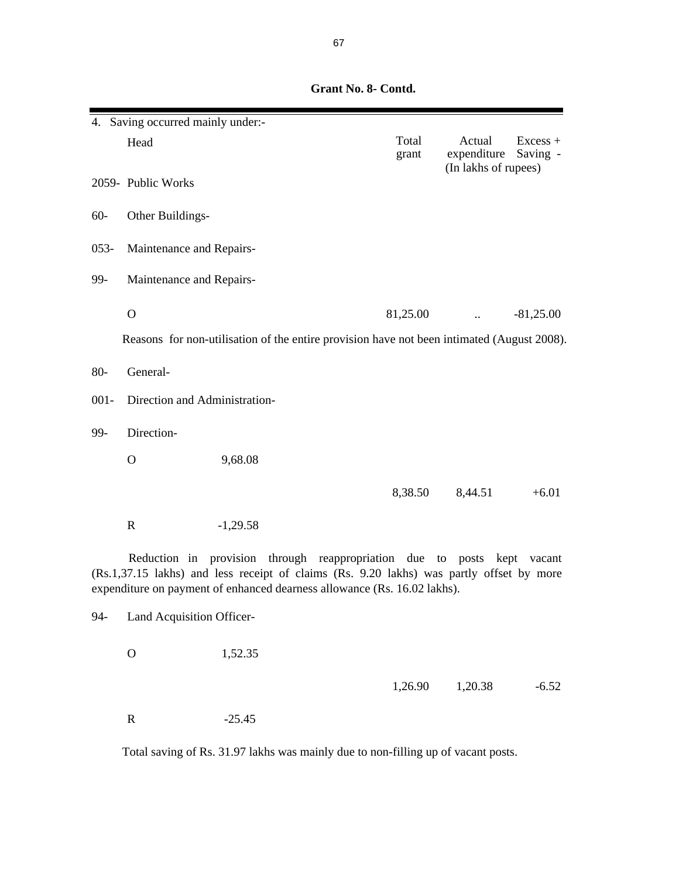**Grant No. 8- Contd.**

4. Saving occurred mainly under:-

| Head | | Total grant | Actual expenditure | Excess + Saving - |
|---|---|---|---|---|
| | | | (In lakhs of rupees) | |
| 2059- Public Works | | | | |
| 60- Other Buildings- | | | | |
| 053- Maintenance and Repairs- | | | | |
| 99- Maintenance and Repairs- | | | | |
| O | | 81,25.00 | .. | -81,25.00 |

Reasons for non-utilisation of the entire provision have not been intimated (August 2008).

| Head | | Total grant | Actual expenditure | Excess + Saving - |
|---|---|---|---|---|
| 80- General- | | | | |
| 001- Direction and Administration- | | | | |
| 99- Direction- | | | | |
| O | 9,68.08 | | | |
| | | 8,38.50 | 8,44.51 | +6.01 |
| R | -1,29.58 | | | |

Reduction in provision through reappropriation due to posts kept vacant (Rs.1,37.15 lakhs) and less receipt of claims (Rs. 9.20 lakhs) was partly offset by more expenditure on payment of enhanced dearness allowance (Rs. 16.02 lakhs).

| Head | | Total grant | Actual expenditure | Excess + Saving - |
|---|---|---|---|---|
| 94- Land Acquisition Officer- | | | | |
| O | 1,52.35 | | | |
| | | 1,26.90 | 1,20.38 | -6.52 |
| R | -25.45 | | | |

Total saving of Rs. 31.97 lakhs was mainly due to non-filling up of vacant posts.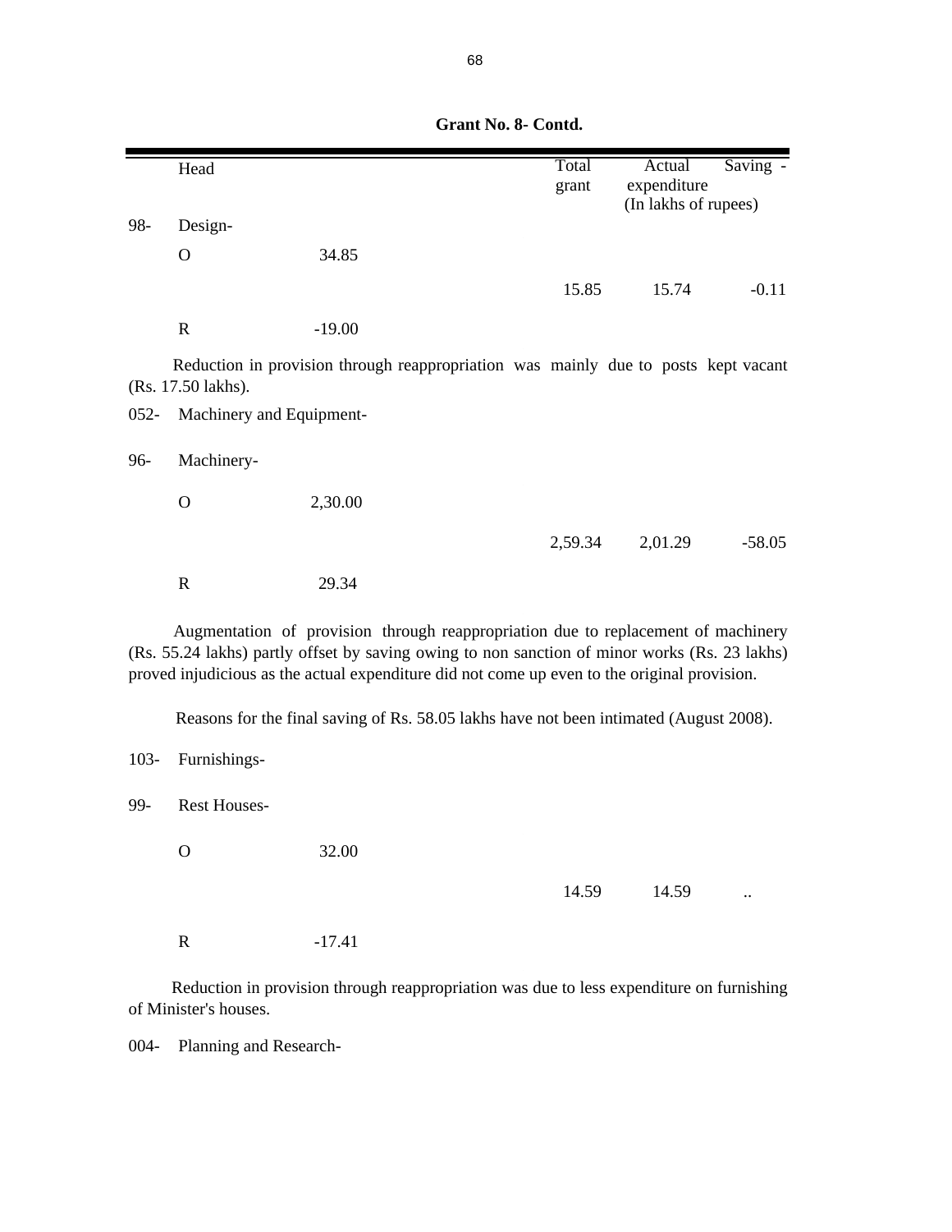**Grant No. 8- Contd.**

| | Head | | Total grant | Actual expenditure | Saving - |
|---|---|---|---|---|---|
| | | | | (In lakhs of rupees) | |
| 98- | Design- | | | | |
| | O | 34.85 | | | |
| | | | 15.85 | 15.74 | -0.11 |
| | R | -19.00 | | | |

Reduction in provision through reappropriation was mainly due to posts kept vacant (Rs. 17.50 lakhs).

| | | | | | |
|---|---|---|---|---|---|
| 052- | Machinery and Equipment- | | | | |
| 96- | Machinery- | | | | |
| | O | 2,30.00 | | | |
| | | | 2,59.34 | 2,01.29 | -58.05 |
| | R | 29.34 | | | |

Augmentation of provision through reappropriation due to replacement of machinery (Rs. 55.24 lakhs) partly offset by saving owing to non sanction of minor works (Rs. 23 lakhs) proved injudicious as the actual expenditure did not come up even to the original provision.

Reasons for the final saving of Rs. 58.05 lakhs have not been intimated (August 2008).

| | | | | | |
|---|---|---|---|---|---|
| 103- | Furnishings- | | | | |
| 99- | Rest Houses- | | | | |
| | O | 32.00 | | | |
| | | | 14.59 | 14.59 | .. |
| | R | -17.41 | | | |

Reduction in provision through reappropriation was due to less expenditure on furnishing of Minister's houses.

004- Planning and Research-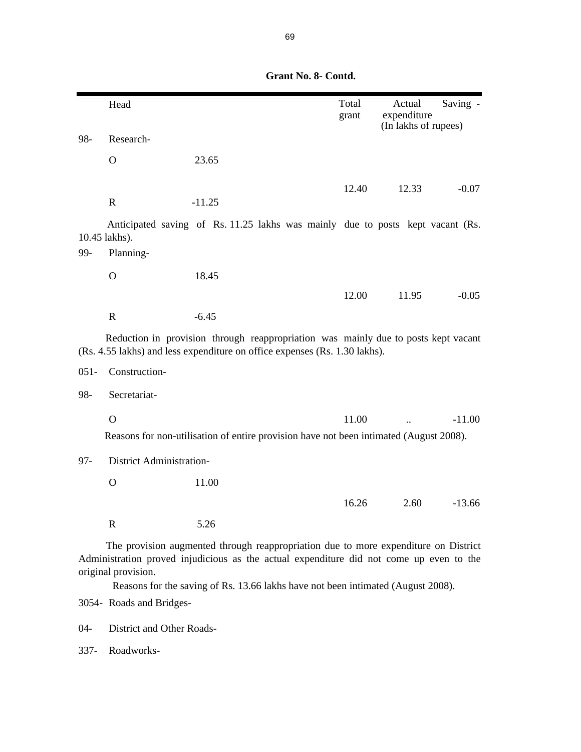**Grant No. 8- Contd.**

| | Head | | Total grant | Actual expenditure | Saving - |
|---|---|---|---|---|---|
| | | | | (In lakhs of rupees) | |
| 98- | Research- | | | | |
| | O | 23.65 | | | |
| | | | 12.40 | 12.33 | -0.07 |
| | R | -11.25 | | | |

Anticipated saving of Rs. 11.25 lakhs was mainly due to posts kept vacant (Rs. 10.45 lakhs).

| | | | | | |
|---|---|---|---|---|---|
| 99- | Planning- | | | | |
| | O | 18.45 | | | |
| | | | 12.00 | 11.95 | -0.05 |
| | R | -6.45 | | | |

Reduction in provision through reappropriation was mainly due to posts kept vacant (Rs. 4.55 lakhs) and less expenditure on office expenses (Rs. 1.30 lakhs).

051- Construction-

| | | | | | |
|---|---|---|---|---|---|
| 98- | Secretariat- | | | | |
| | O | | 11.00 | .. | -11.00 |

Reasons for non-utilisation of entire provision have not been intimated (August 2008).

| | | | | | |
|---|---|---|---|---|---|
| 97- | District Administration- | | | | |
| | O | 11.00 | | | |
| | | | 16.26 | 2.60 | -13.66 |
| | R | 5.26 | | | |

The provision augmented through reappropriation due to more expenditure on District Administration proved injudicious as the actual expenditure did not come up even to the original provision.

Reasons for the saving of Rs. 13.66 lakhs have not been intimated (August 2008).

3054- Roads and Bridges-

04- District and Other Roads-

337- Roadworks-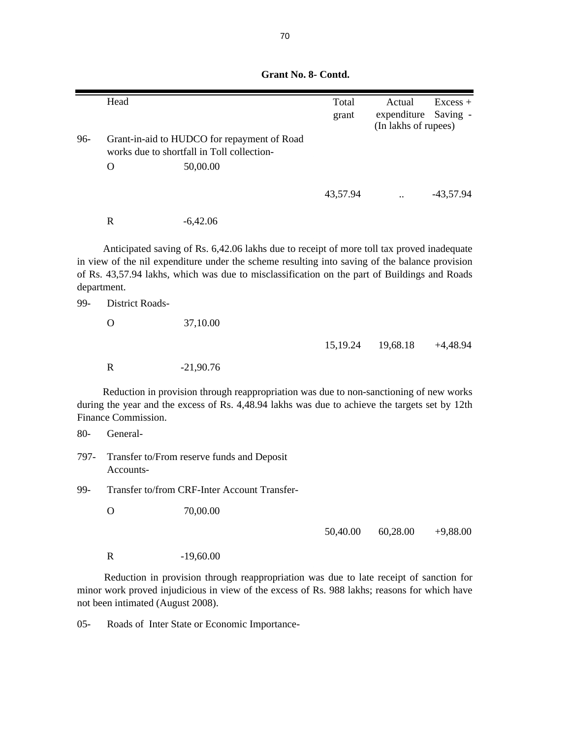**Grant No. 8- Contd.**

| | Head | | Total grant | Actual expenditure | Excess + Saving - |
|---|---|---|---|---|---|
| | | | | (In lakhs of rupees) | |
| 96- | Grant-in-aid to HUDCO for repayment of Road works due to shortfall in Toll collection- | | | | |
| | O | 50,00.00 | | | |
| | | | 43,57.94 | .. | -43,57.94 |
| | R | -6,42.06 | | | |

Anticipated saving of Rs. 6,42.06 lakhs due to receipt of more toll tax proved inadequate in view of the nil expenditure under the scheme resulting into saving of the balance provision of Rs. 43,57.94 lakhs, which was due to misclassification on the part of Buildings and Roads department.

| | | | | | |
|---|---|---|---|---|---|
| 99- | District Roads- | | | | |
| | O | 37,10.00 | | | |
| | | | 15,19.24 | 19,68.18 | +4,48.94 |
| | R | -21,90.76 | | | |

Reduction in provision through reappropriation was due to non-sanctioning of new works during the year and the excess of Rs. 4,48.94 lakhs was due to achieve the targets set by 12th Finance Commission.

| | | | | | |
|---|---|---|---|---|---|
| 80- | General- | | | | |
| 797- | Transfer to/From reserve funds and Deposit Accounts- | | | | |
| 99- | Transfer to/from CRF-Inter Account Transfer- | | | | |
| | O | 70,00.00 | | | |
| | | | 50,40.00 | 60,28.00 | +9,88.00 |
| | R | -19,60.00 | | | |

Reduction in provision through reappropriation was due to late receipt of sanction for minor work proved injudicious in view of the excess of Rs. 988 lakhs; reasons for which have not been intimated (August 2008).

05- Roads of Inter State or Economic Importance-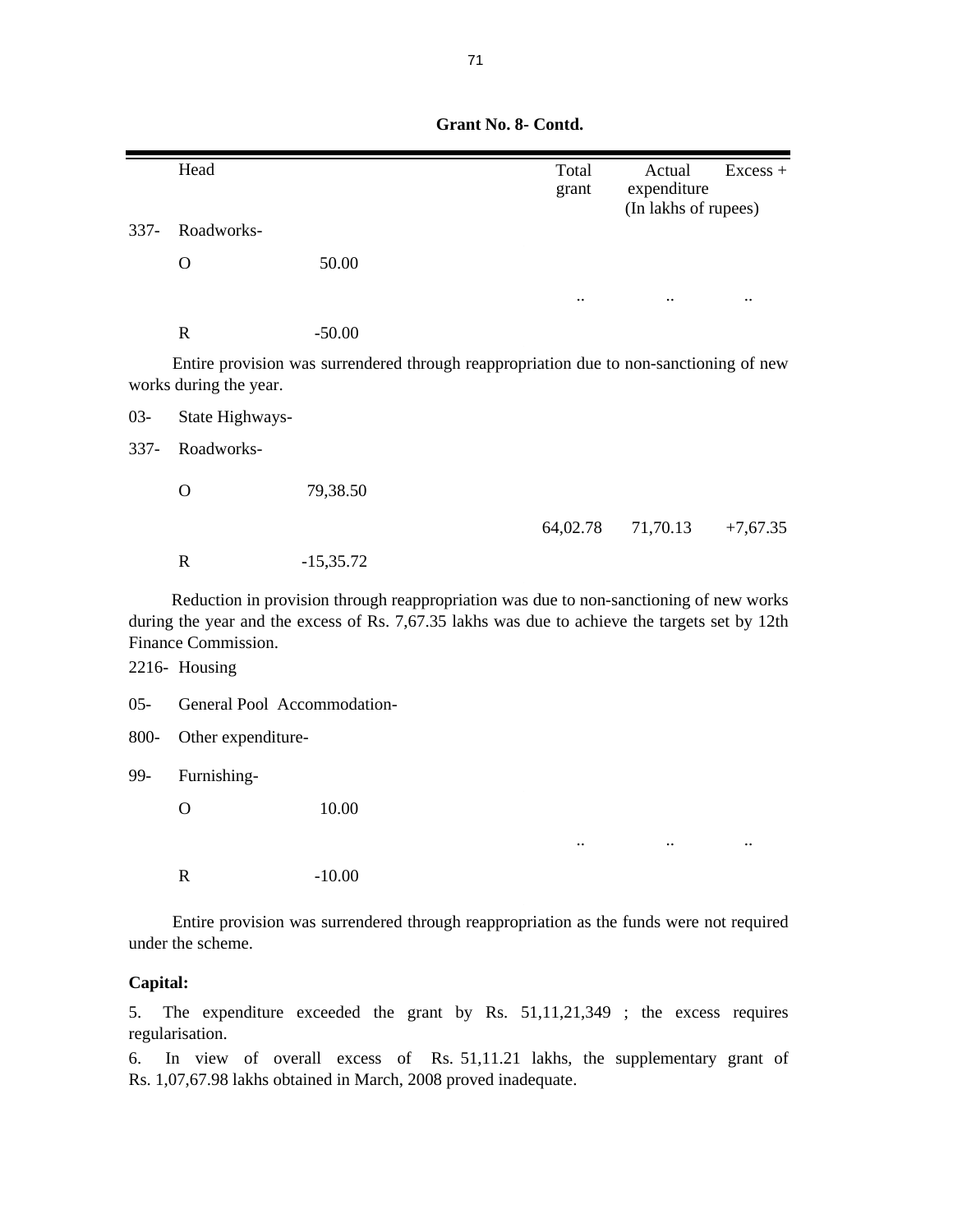**Grant No. 8- Contd.**

| | Head | | Total grant | Actual expenditure | Excess + |
|---|---|---|---|---|---|
| | | | | (In lakhs of rupees) | |
| 337- | Roadworks- | | | | |
| | O | 50.00 | | | |
| | | | .. | .. | .. |
| | R | -50.00 | | | |

Entire provision was surrendered through reappropriation due to non-sanctioning of new works during the year.

| | Head | | Total grant | Actual expenditure | Excess + |
|---|---|---|---|---|---|
| 03- | State Highways- | | | | |
| 337- | Roadworks- | | | | |
| | O | 79,38.50 | | | |
| | | | 64,02.78 | 71,70.13 | +7,67.35 |
| | R | -15,35.72 | | | |

Reduction in provision through reappropriation was due to non-sanctioning of new works during the year and the excess of Rs. 7,67.35 lakhs was due to achieve the targets set by 12th Finance Commission.

| | Head | | Total grant | Actual expenditure | Excess + |
|---|---|---|---|---|---|
| 2216- | Housing | | | | |
| 05- | General Pool Accommodation- | | | | |
| 800- | Other expenditure- | | | | |
| 99- | Furnishing- | | | | |
| | O | 10.00 | | | |
| | | | .. | .. | .. |
| | R | -10.00 | | | |

Entire provision was surrendered through reappropriation as the funds were not required under the scheme.

**Capital:**

5. The expenditure exceeded the grant by Rs. 51,11,21,349 ; the excess requires regularisation.

6. In view of overall excess of Rs. 51,11.21 lakhs, the supplementary grant of Rs. 1,07,67.98 lakhs obtained in March, 2008 proved inadequate.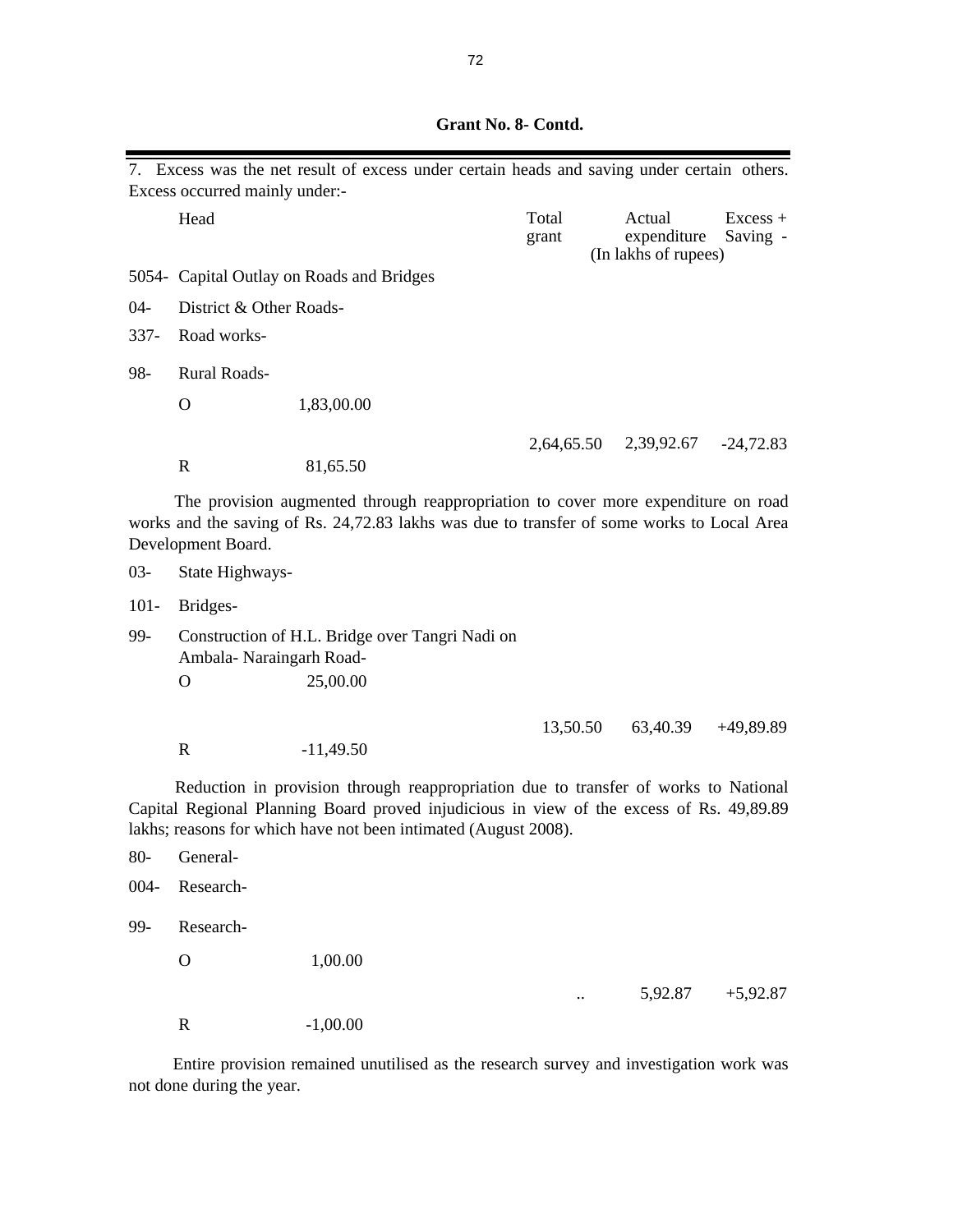**Grant No. 8- Contd.**

7. Excess was the net result of excess under certain heads and saving under certain others. Excess occurred mainly under:-

| | Head | | Total grant | Actual expenditure | Excess + Saving - |
|---|---|---|---|---|---|
| | | | | (In lakhs of rupees) | |
| 5054- | Capital Outlay on Roads and Bridges | | | | |
| 04- | District & Other Roads- | | | | |
| 337- | Road works- | | | | |
| 98- | Rural Roads- | | | | |
| | O | 1,83,00.00 | | | |
| | | | 2,64,65.50 | 2,39,92.67 | -24,72.83 |
| | R | 81,65.50 | | | |

The provision augmented through reappropriation to cover more expenditure on road works and the saving of Rs. 24,72.83 lakhs was due to transfer of some works to Local Area Development Board.

| | | | | | |
|---|---|---|---|---|---|
| 03- | State Highways- | | | | |
| 101- | Bridges- | | | | |
| 99- | Construction of H.L. Bridge over Tangri Nadi on Ambala- Naraingarh Road- | | | | |
| | O | 25,00.00 | | | |
| | | | 13,50.50 | 63,40.39 | +49,89.89 |
| | R | -11,49.50 | | | |

Reduction in provision through reappropriation due to transfer of works to National Capital Regional Planning Board proved injudicious in view of the excess of Rs. 49,89.89 lakhs; reasons for which have not been intimated (August 2008).

| | | | | | |
|---|---|---|---|---|---|
| 80- | General- | | | | |
| 004- | Research- | | | | |
| 99- | Research- | | | | |
| | O | 1,00.00 | | | |
| | | | .. | 5,92.87 | +5,92.87 |
| | R | -1,00.00 | | | |

Entire provision remained unutilised as the research survey and investigation work was not done during the year.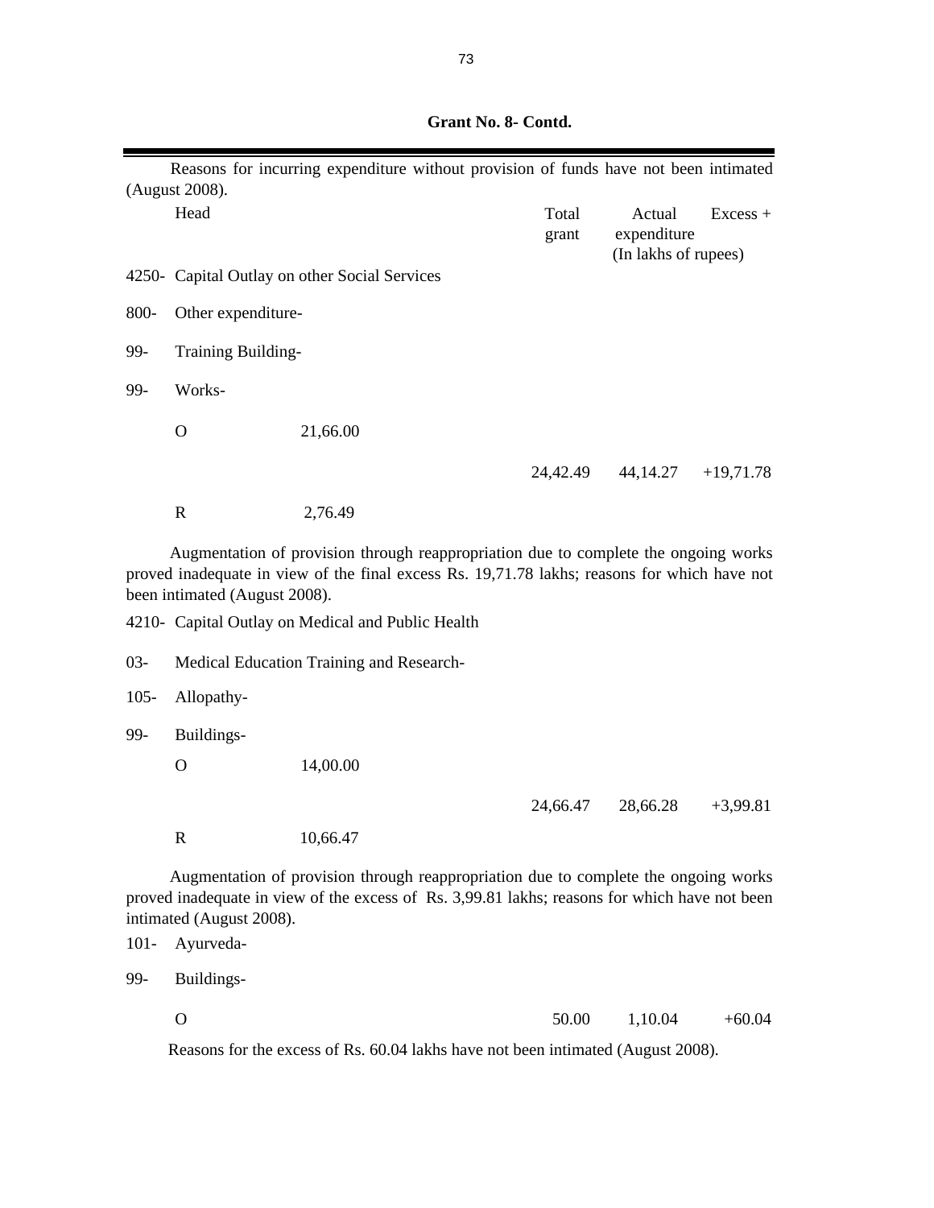**Grant No. 8- Contd.**

Reasons for incurring expenditure without provision of funds have not been intimated (August 2008).

| Head | | Total grant | Actual expenditure | Excess + |
|---|---|---|---|---|
| | | | (In lakhs of rupees) | |
| 4250- Capital Outlay on other Social Services | | | | |
| 800- Other expenditure- | | | | |
| 99- Training Building- | | | | |
| 99- Works- | | | | |
| O | 21,66.00 | | | |
| | | 24,42.49 | 44,14.27 | +19,71.78 |
| R | 2,76.49 | | | |

Augmentation of provision through reappropriation due to complete the ongoing works proved inadequate in view of the final excess Rs. 19,71.78 lakhs; reasons for which have not been intimated (August 2008).

| Head | | Total grant | Actual expenditure | Excess + |
|---|---|---|---|---|
| 4210- Capital Outlay on Medical and Public Health | | | | |
| 03- Medical Education Training and Research- | | | | |
| 105- Allopathy- | | | | |
| 99- Buildings- | | | | |
| O | 14,00.00 | | | |
| | | 24,66.47 | 28,66.28 | +3,99.81 |
| R | 10,66.47 | | | |

Augmentation of provision through reappropriation due to complete the ongoing works proved inadequate in view of the excess of Rs. 3,99.81 lakhs; reasons for which have not been intimated (August 2008).

| Head | | Total grant | Actual expenditure | Excess + |
|---|---|---|---|---|
| 101- Ayurveda- | | | | |
| 99- Buildings- | | | | |
| O | | 50.00 | 1,10.04 | +60.04 |

Reasons for the excess of Rs. 60.04 lakhs have not been intimated (August 2008).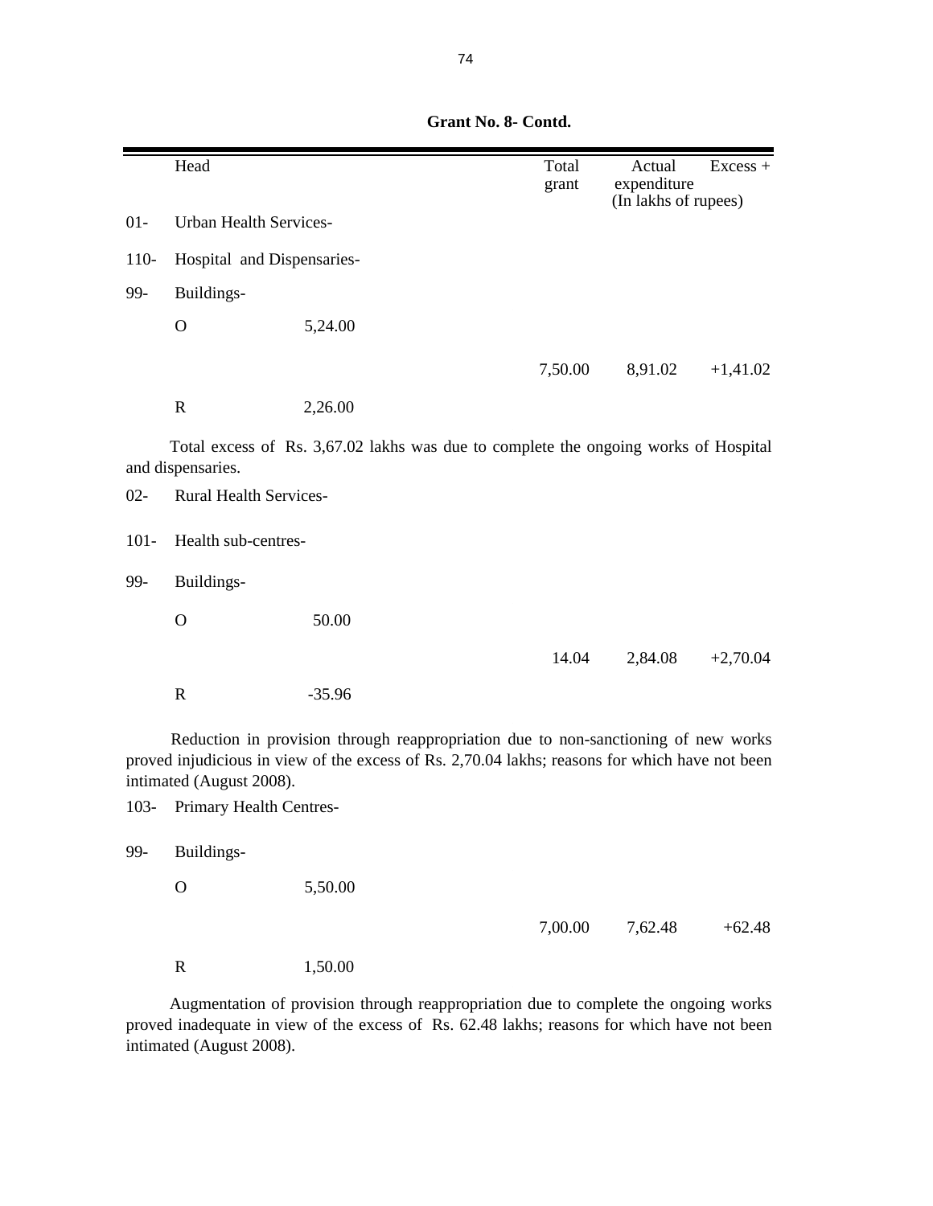**Grant No. 8- Contd.**

| | Head | | Total grant | Actual expenditure | Excess + |
|---|---|---|---|---|---|
| | | | | (In lakhs of rupees) | |
| 01- | Urban Health Services- | | | | |
| 110- | Hospital and Dispensaries- | | | | |
| 99- | Buildings- | | | | |
| | O | 5,24.00 | | | |
| | | | 7,50.00 | 8,91.02 | +1,41.02 |
| | R | 2,26.00 | | | |

Total excess of Rs. 3,67.02 lakhs was due to complete the ongoing works of Hospital and dispensaries.

| | | | | | |
|---|---|---|---|---|---|
| 02- | Rural Health Services- | | | | |
| 101- | Health sub-centres- | | | | |
| 99- | Buildings- | | | | |
| | O | 50.00 | | | |
| | | | 14.04 | 2,84.08 | +2,70.04 |
| | R | -35.96 | | | |

Reduction in provision through reappropriation due to non-sanctioning of new works proved injudicious in view of the excess of Rs. 2,70.04 lakhs; reasons for which have not been intimated (August 2008).

| | | | | | |
|---|---|---|---|---|---|
| 103- | Primary Health Centres- | | | | |
| 99- | Buildings- | | | | |
| | O | 5,50.00 | | | |
| | | | 7,00.00 | 7,62.48 | +62.48 |
| | R | 1,50.00 | | | |

Augmentation of provision through reappropriation due to complete the ongoing works proved inadequate in view of the excess of Rs. 62.48 lakhs; reasons for which have not been intimated (August 2008).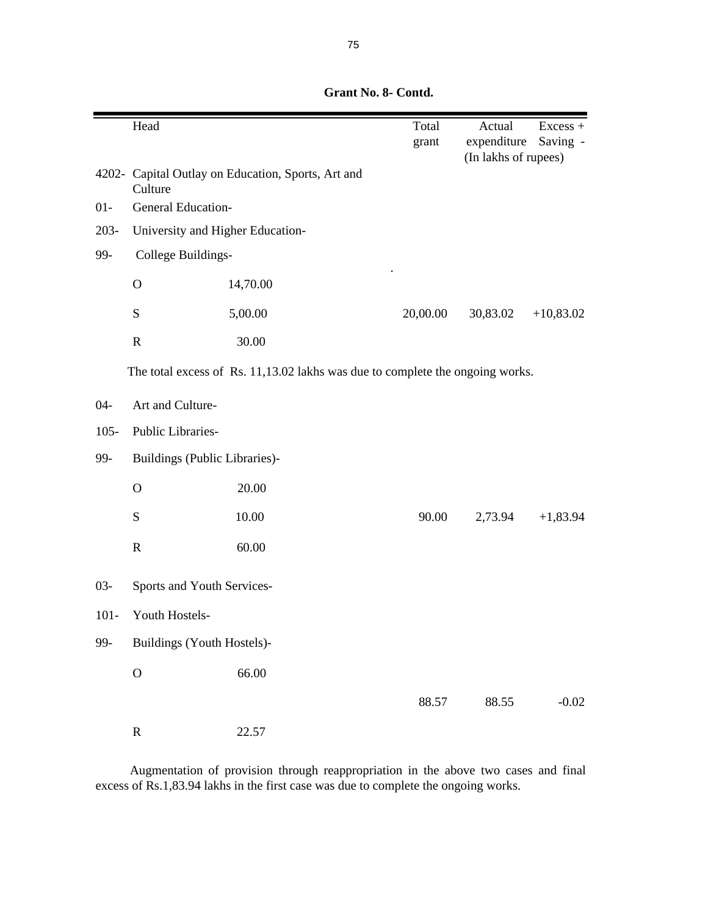**Grant No. 8- Contd.**

| | Head | | Total grant | Actual expenditure | Excess + Saving - |
|---|---|---|---|---|---|
| | | | | (In lakhs of rupees) | |
| 4202- | Capital Outlay on Education, Sports, Art and Culture | | | | |
| 01- | General Education- | | | | |
| 203- | University and Higher Education- | | | | |
| 99- | College Buildings- | | | | |
| | O | 14,70.00 | | | |
| | S | 5,00.00 | 20,00.00 | 30,83.02 | +10,83.02 |
| | R | 30.00 | | | |

The total excess of Rs. 11,13.02 lakhs was due to complete the ongoing works.

| | Head | | Total grant | Actual expenditure | Excess + Saving - |
|---|---|---|---|---|---|
| 04- | Art and Culture- | | | | |
| 105- | Public Libraries- | | | | |
| 99- | Buildings (Public Libraries)- | | | | |
| | O | 20.00 | | | |
| | S | 10.00 | 90.00 | 2,73.94 | +1,83.94 |
| | R | 60.00 | | | |
| 03- | Sports and Youth Services- | | | | |
| 101- | Youth Hostels- | | | | |
| 99- | Buildings (Youth Hostels)- | | | | |
| | O | 66.00 | | | |
| | | | 88.57 | 88.55 | -0.02 |
| | R | 22.57 | | | |

Augmentation of provision through reappropriation in the above two cases and final excess of Rs.1,83.94 lakhs in the first case was due to complete the ongoing works.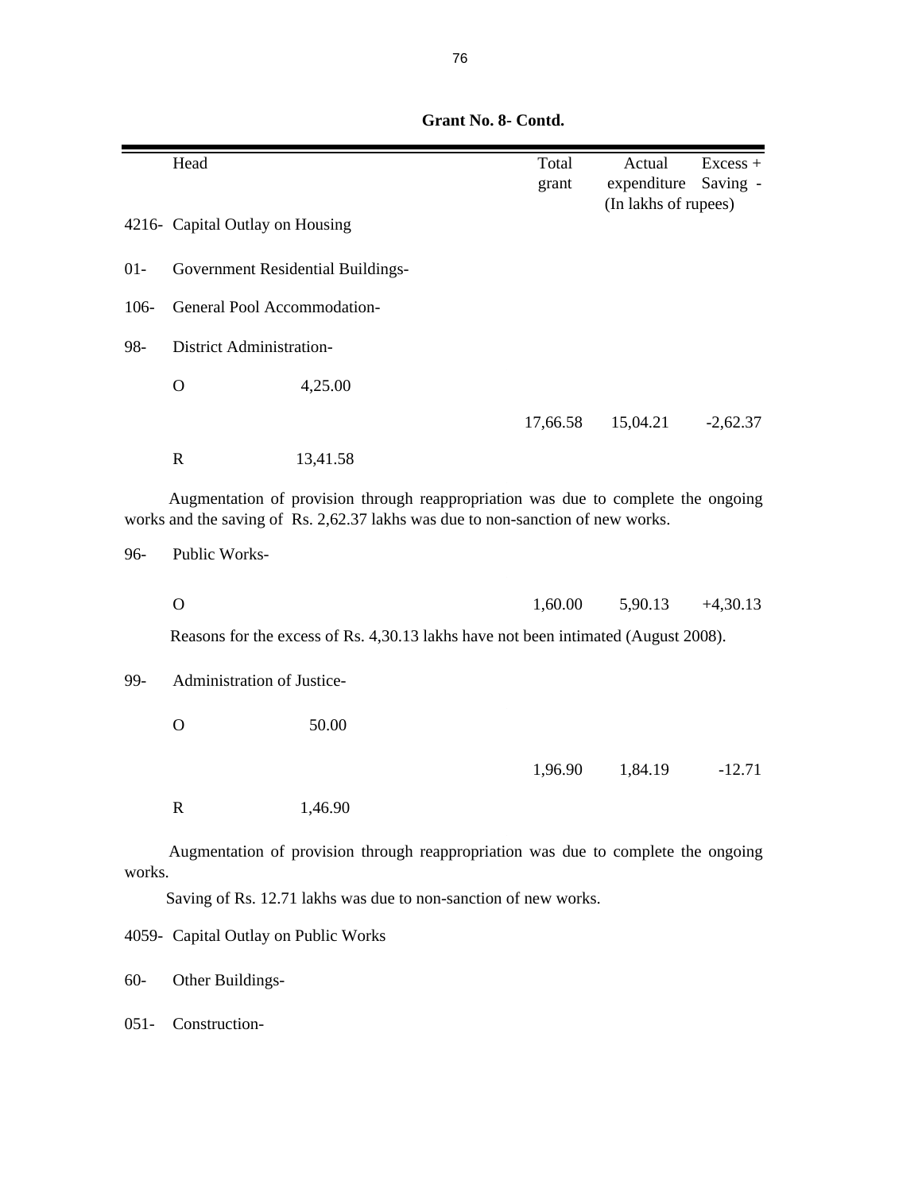**Grant No. 8- Contd.**

| Head | | Total grant | Actual expenditure | Excess + Saving - |
|---|---|---|---|---|
| | | | (In lakhs of rupees) | |
| 4216- Capital Outlay on Housing | | | | |
| 01- Government Residential Buildings- | | | | |
| 106- General Pool Accommodation- | | | | |
| 98- District Administration- | | | | |
| O | 4,25.00 | | | |
| | | 17,66.58 | 15,04.21 | -2,62.37 |
| R | 13,41.58 | | | |

Augmentation of provision through reappropriation was due to complete the ongoing works and the saving of Rs. 2,62.37 lakhs was due to non-sanction of new works.

| Head | | Total grant | Actual expenditure | Excess + Saving - |
|---|---|---|---|---|
| 96- Public Works- | | | | |
| O | | 1,60.00 | 5,90.13 | +4,30.13 |

Reasons for the excess of Rs. 4,30.13 lakhs have not been intimated (August 2008).

| Head | | Total grant | Actual expenditure | Excess + Saving - |
|---|---|---|---|---|
| 99- Administration of Justice- | | | | |
| O | 50.00 | | | |
| | | 1,96.90 | 1,84.19 | -12.71 |
| R | 1,46.90 | | | |

Augmentation of provision through reappropriation was due to complete the ongoing works.

Saving of Rs. 12.71 lakhs was due to non-sanction of new works.

4059- Capital Outlay on Public Works

60- Other Buildings-

051- Construction-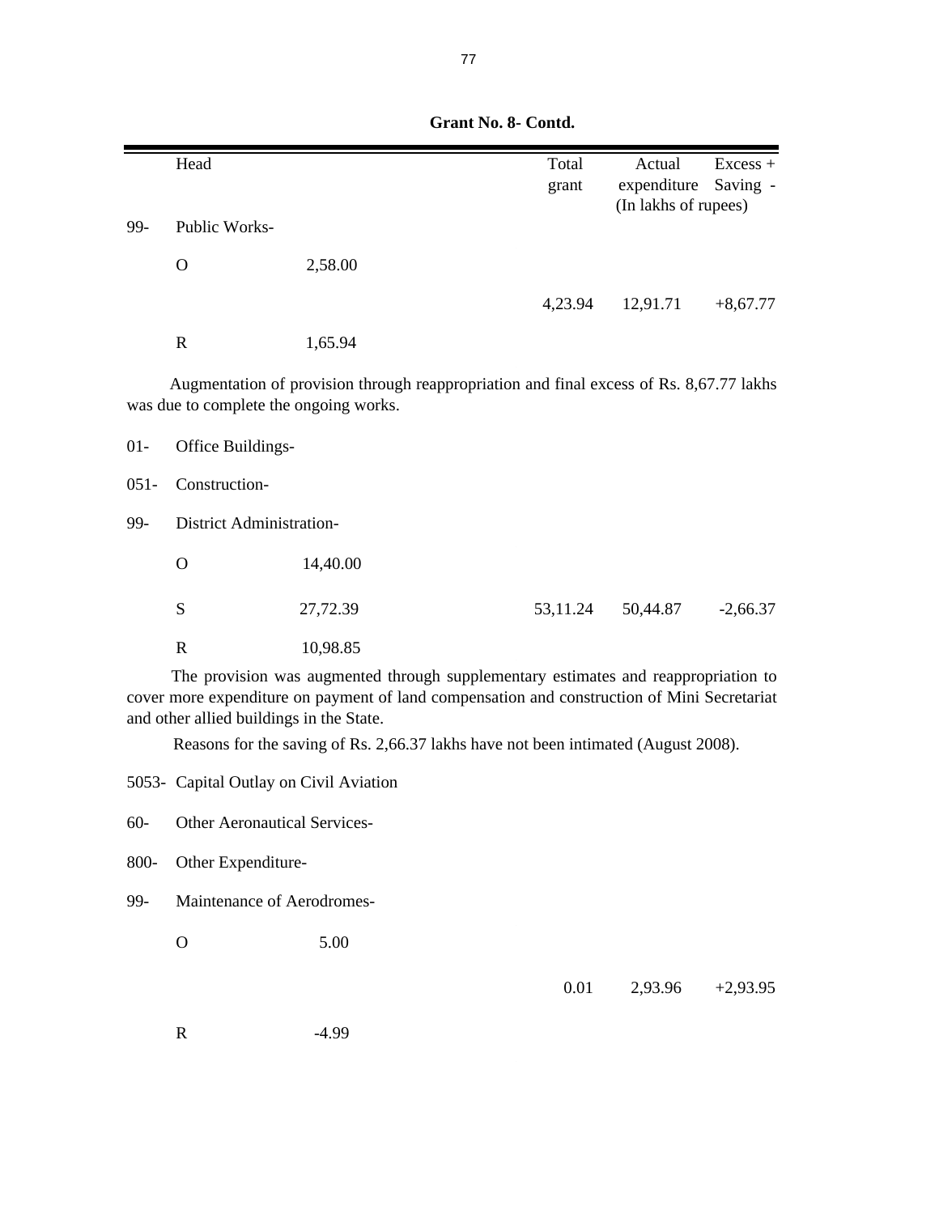**Grant No. 8- Contd.**

| | Head | | Total grant | Actual expenditure | Excess + Saving - |
|---|---|---|---|---|---|
| | | | | (In lakhs of rupees) | |
| 99- | Public Works- | | | | |
| | O | 2,58.00 | | | |
| | | | 4,23.94 | 12,91.71 | +8,67.77 |
| | R | 1,65.94 | | | |

Augmentation of provision through reappropriation and final excess of Rs. 8,67.77 lakhs was due to complete the ongoing works.

| | Head | | Total grant | Actual expenditure | Excess + Saving - |
|---|---|---|---|---|---|
| 01- | Office Buildings- | | | | |
| 051- | Construction- | | | | |
| 99- | District Administration- | | | | |
| | O | 14,40.00 | | | |
| | S | 27,72.39 | 53,11.24 | 50,44.87 | -2,66.37 |
| | R | 10,98.85 | | | |

The provision was augmented through supplementary estimates and reappropriation to cover more expenditure on payment of land compensation and construction of Mini Secretariat and other allied buildings in the State.

Reasons for the saving of Rs. 2,66.37 lakhs have not been intimated (August 2008).

| | Head | | Total grant | Actual expenditure | Excess + Saving - |
|---|---|---|---|---|---|
| 5053- | Capital Outlay on Civil Aviation | | | | |
| 60- | Other Aeronautical Services- | | | | |
| 800- | Other Expenditure- | | | | |
| 99- | Maintenance of Aerodromes- | | | | |
| | O | 5.00 | | | |
| | | | 0.01 | 2,93.96 | +2,93.95 |
| | R | -4.99 | | | |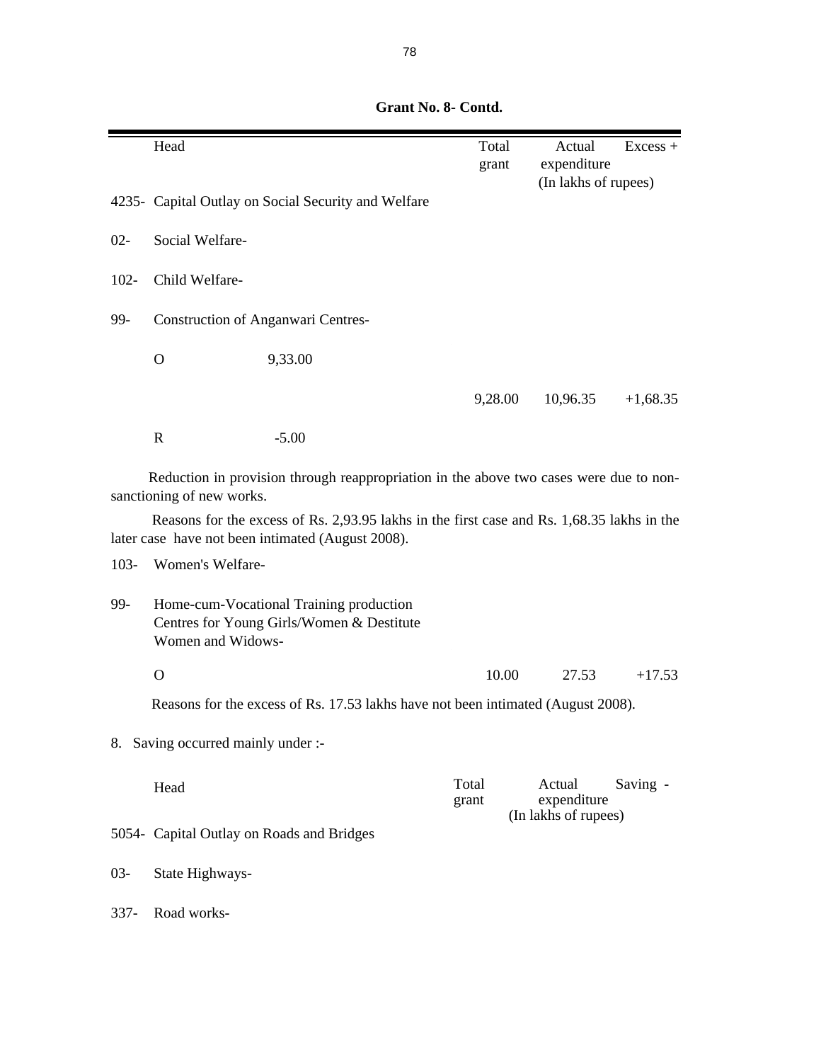**Grant No. 8- Contd.**

| | Head | | Total grant | Actual expenditure | Excess + |
|---|---|---|---|---|---|
| | | | | (In lakhs of rupees) | |
| 4235- | Capital Outlay on Social Security and Welfare | | | | |
| 02- | Social Welfare- | | | | |
| 102- | Child Welfare- | | | | |
| 99- | Construction of Anganwari Centres- | | | | |
| | O | 9,33.00 | | | |
| | | | 9,28.00 | 10,96.35 | +1,68.35 |
| | R | -5.00 | | | |

Reduction in provision through reappropriation in the above two cases were due to non-sanctioning of new works.

Reasons for the excess of Rs. 2,93.95 lakhs in the first case and Rs. 1,68.35 lakhs in the later case have not been intimated (August 2008).

| | Head | | Total grant | Actual expenditure | Excess + |
|---|---|---|---|---|---|
| 103- | Women's Welfare- | | | | |
| 99- | Home-cum-Vocational Training production Centres for Young Girls/Women & Destitute Women and Widows- | | | | |
| | O | | 10.00 | 27.53 | +17.53 |

Reasons for the excess of Rs. 17.53 lakhs have not been intimated (August 2008).

8. Saving occurred mainly under :-

| | Head | Total grant | Actual expenditure | Saving - |
|---|---|---|---|---|
| | | | (In lakhs of rupees) | |
| 5054- | Capital Outlay on Roads and Bridges | | | |
| 03- | State Highways- | | | |
| 337- | Road works- | | | |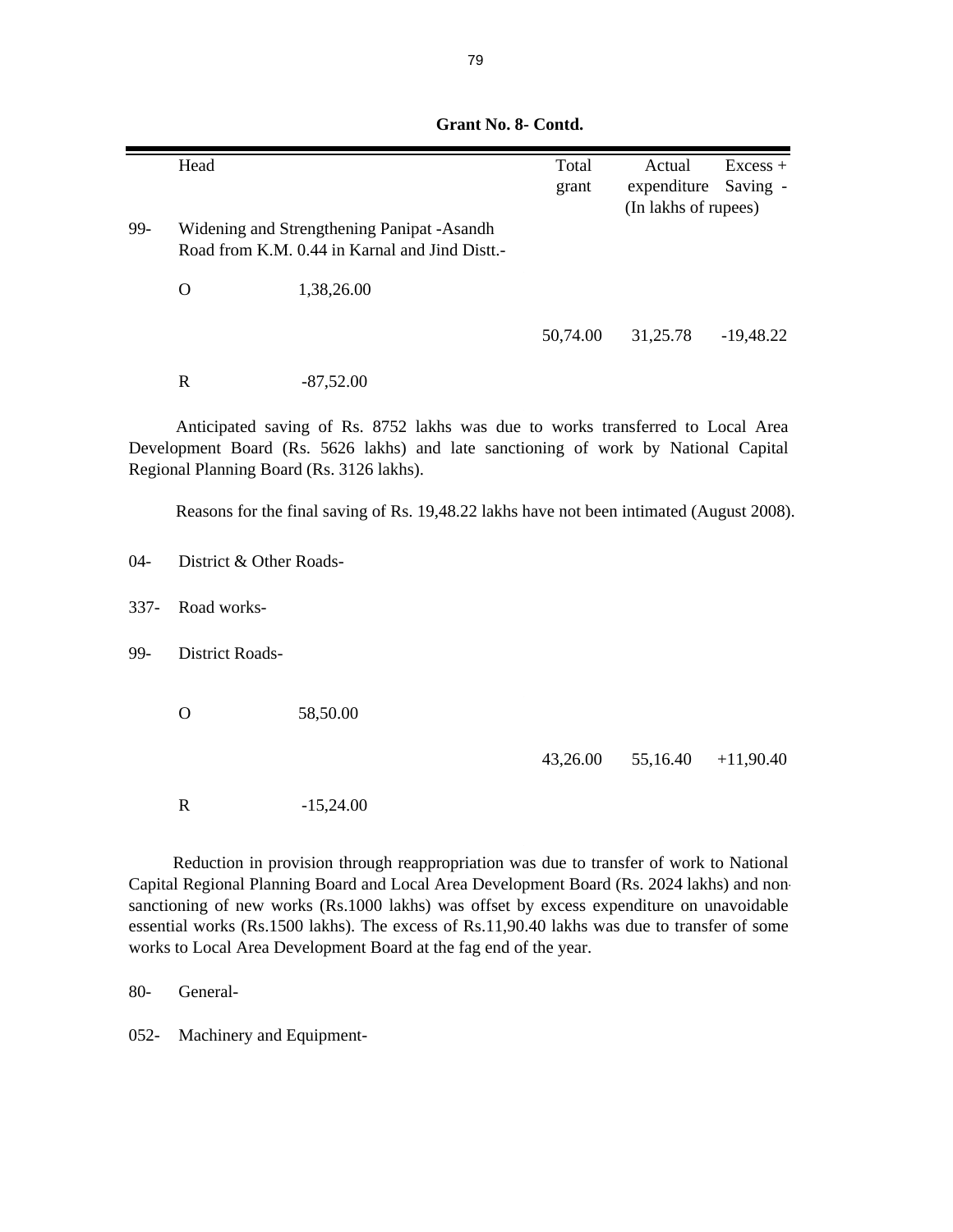**Grant No. 8- Contd.**

| | Head | | Total grant | Actual expenditure | Excess + Saving - |
|---|---|---|---|---|---|
| | | | | (In lakhs of rupees) | |
| 99- | Widening and Strengthening Panipat -Asandh Road from K.M. 0.44 in Karnal and Jind Distt.- | | | | |
| | O | 1,38,26.00 | | | |
| | | | 50,74.00 | 31,25.78 | -19,48.22 |
| | R | -87,52.00 | | | |

Anticipated saving of Rs. 8752 lakhs was due to works transferred to Local Area Development Board (Rs. 5626 lakhs) and late sanctioning of work by National Capital Regional Planning Board (Rs. 3126 lakhs).

Reasons for the final saving of Rs. 19,48.22 lakhs have not been intimated (August 2008).

04- District & Other Roads-

337- Road works-

99- District Roads-

| | | | | | |
|---|---|---|---|---|---|
| O | 58,50.00 | | | | |
| | | | 43,26.00 | 55,16.40 | +11,90.40 |
| R | -15,24.00 | | | | |

Reduction in provision through reappropriation was due to transfer of work to National Capital Regional Planning Board and Local Area Development Board (Rs. 2024 lakhs) and non-sanctioning of new works (Rs.1000 lakhs) was offset by excess expenditure on unavoidable essential works (Rs.1500 lakhs). The excess of Rs.11,90.40 lakhs was due to transfer of some works to Local Area Development Board at the fag end of the year.

80- General-

052- Machinery and Equipment-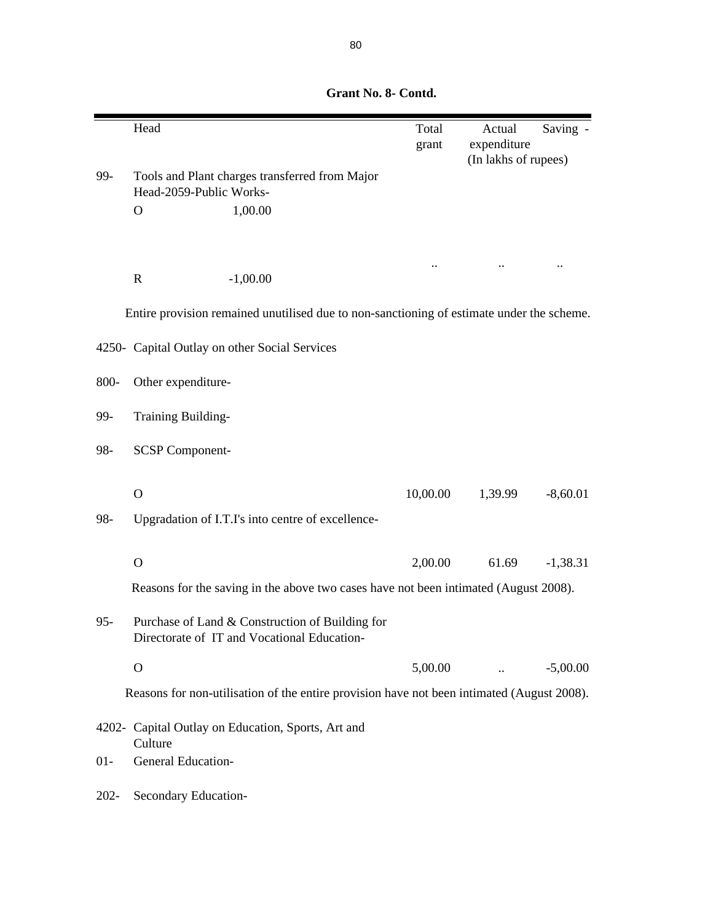**Grant No. 8- Contd.**

| | Head | Total grant | Actual expenditure | Saving - |
|---|---|---|---|---|
| | | | (In lakhs of rupees) | |
| 99- | Tools and Plant charges transferred from Major Head-2059-Public Works- | | | |
| | O 1,00.00 | | | |
| | | .. | .. | .. |
| | R -1,00.00 | | | |

Entire provision remained unutilised due to non-sanctioning of estimate under the scheme.

| | Head | Total grant | Actual expenditure | Saving - |
|---|---|---|---|---|
| 4250- | Capital Outlay on other Social Services | | | |
| 800- | Other expenditure- | | | |
| 99- | Training Building- | | | |
| 98- | SCSP Component- | | | |
| | O | 10,00.00 | 1,39.99 | -8,60.01 |
| 98- | Upgradation of I.T.I's into centre of excellence- | | | |
| | O | 2,00.00 | 61.69 | -1,38.31 |

Reasons for the saving in the above two cases have not been intimated (August 2008).

| | Head | Total grant | Actual expenditure | Saving - |
|---|---|---|---|---|
| 95- | Purchase of Land & Construction of Building for Directorate of IT and Vocational Education- | | | |
| | O | 5,00.00 | .. | -5,00.00 |

Reasons for non-utilisation of the entire provision have not been intimated (August 2008).

4202- Capital Outlay on Education, Sports, Art and Culture

01- General Education-

202- Secondary Education-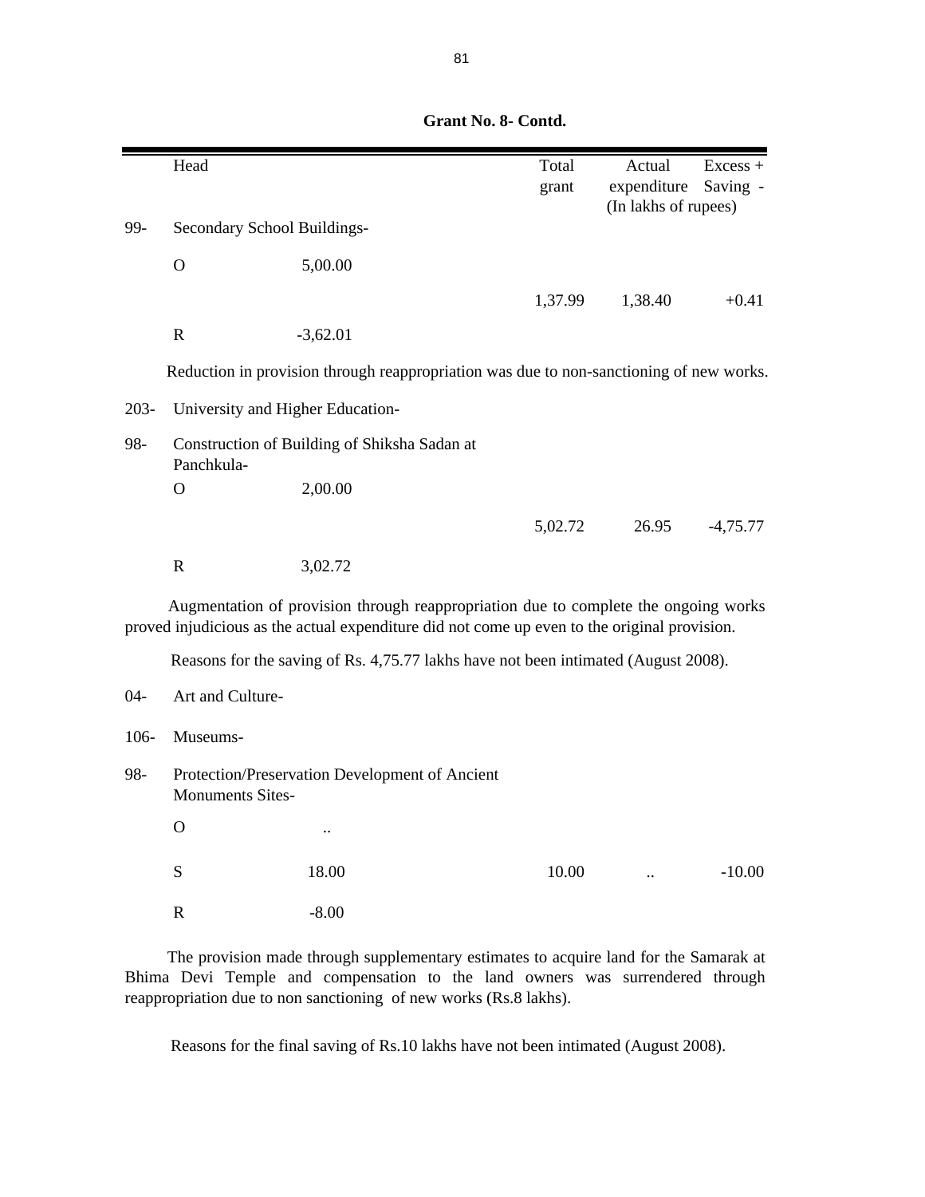**Grant No. 8- Contd.**

| | Head | | Total grant | Actual expenditure | Excess + Saving - |
|---|---|---|---|---|---|
| | | | | (In lakhs of rupees) | |
| 99- | Secondary School Buildings- | | | | |
| | O | 5,00.00 | | | |
| | | | 1,37.99 | 1,38.40 | +0.41 |
| | R | -3,62.01 | | | |

Reduction in provision through reappropriation was due to non-sanctioning of new works.

| | | | | | |
|---|---|---|---|---|---|
| 203- | University and Higher Education- | | | | |
| 98- | Construction of Building of Shiksha Sadan at Panchkula- | | | | |
| | O | 2,00.00 | | | |
| | | | 5,02.72 | 26.95 | -4,75.77 |
| | R | 3,02.72 | | | |

Augmentation of provision through reappropriation due to complete the ongoing works proved injudicious as the actual expenditure did not come up even to the original provision.

Reasons for the saving of Rs. 4,75.77 lakhs have not been intimated (August 2008).

| | | | | | |
|---|---|---|---|---|---|
| 04- | Art and Culture- | | | | |
| 106- | Museums- | | | | |
| 98- | Protection/Preservation Development of Ancient Monuments Sites- | | | | |
| | O | .. | | | |
| | S | 18.00 | 10.00 | .. | -10.00 |
| | R | -8.00 | | | |

The provision made through supplementary estimates to acquire land for the Samarak at Bhima Devi Temple and compensation to the land owners was surrendered through reappropriation due to non sanctioning of new works (Rs.8 lakhs).

Reasons for the final saving of Rs.10 lakhs have not been intimated (August 2008).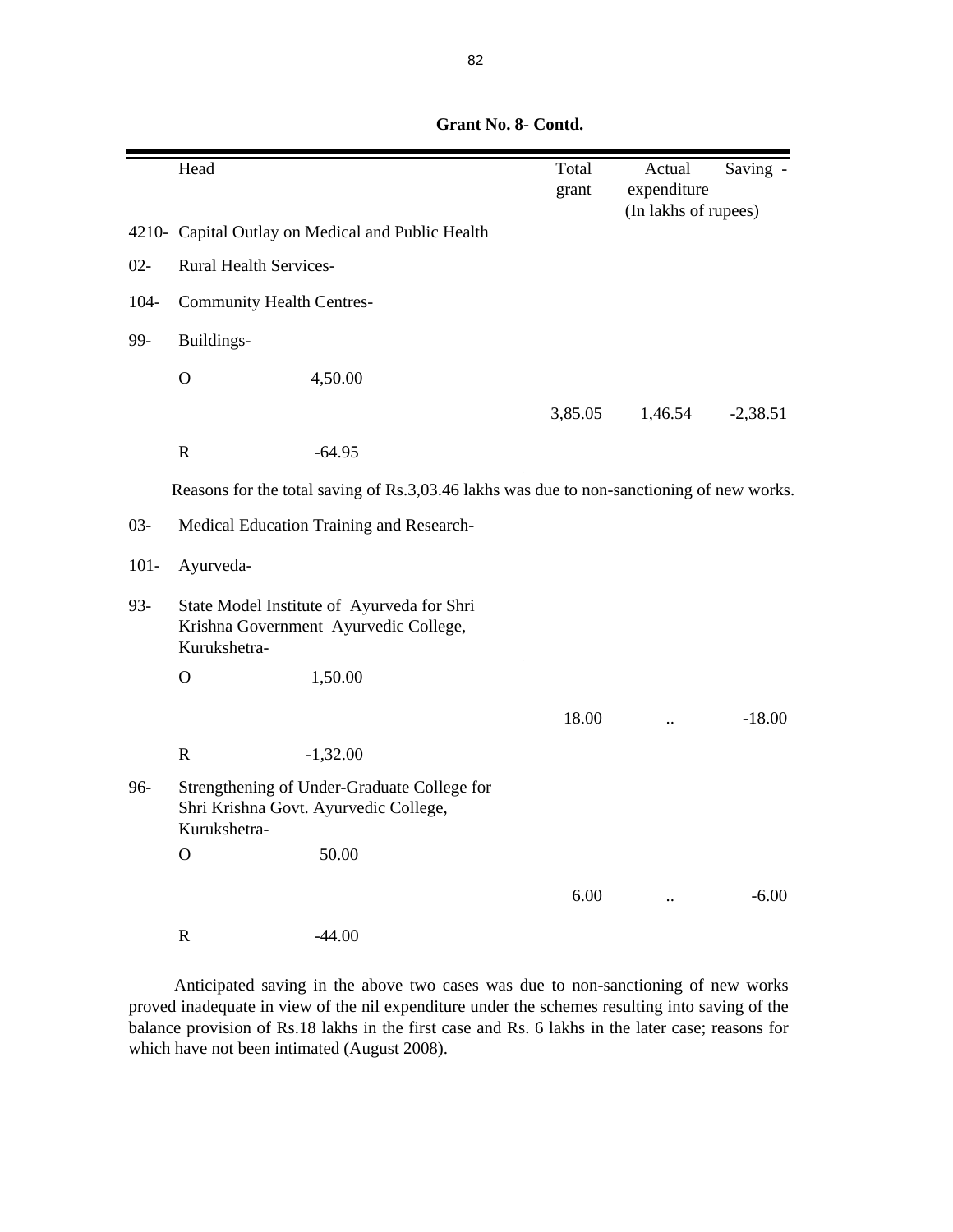**Grant No. 8- Contd.**

| | Head | | Total grant | Actual expenditure | Saving - |
|---|---|---|---|---|---|
| | | | | (In lakhs of rupees) | |
| 4210- | Capital Outlay on Medical and Public Health | | | | |
| 02- | Rural Health Services- | | | | |
| 104- | Community Health Centres- | | | | |
| 99- | Buildings- | | | | |
| | O | 4,50.00 | | | |
| | | | 3,85.05 | 1,46.54 | -2,38.51 |
| | R | -64.95 | | | |

Reasons for the total saving of Rs.3,03.46 lakhs was due to non-sanctioning of new works.

| | Head | | Total grant | Actual expenditure | Saving - |
|---|---|---|---|---|---|
| 03- | Medical Education Training and Research- | | | | |
| 101- | Ayurveda- | | | | |
| 93- | State Model Institute of Ayurveda for Shri Krishna Government Ayurvedic College, Kurukshetra- | | | | |
| | O | 1,50.00 | | | |
| | | | 18.00 | .. | -18.00 |
| | R | -1,32.00 | | | |
| 96- | Strengthening of Under-Graduate College for Shri Krishna Govt. Ayurvedic College, Kurukshetra- | | | | |
| | O | 50.00 | | | |
| | | | 6.00 | .. | -6.00 |
| | R | -44.00 | | | |

Anticipated saving in the above two cases was due to non-sanctioning of new works proved inadequate in view of the nil expenditure under the schemes resulting into saving of the balance provision of Rs.18 lakhs in the first case and Rs. 6 lakhs in the later case; reasons for which have not been intimated (August 2008).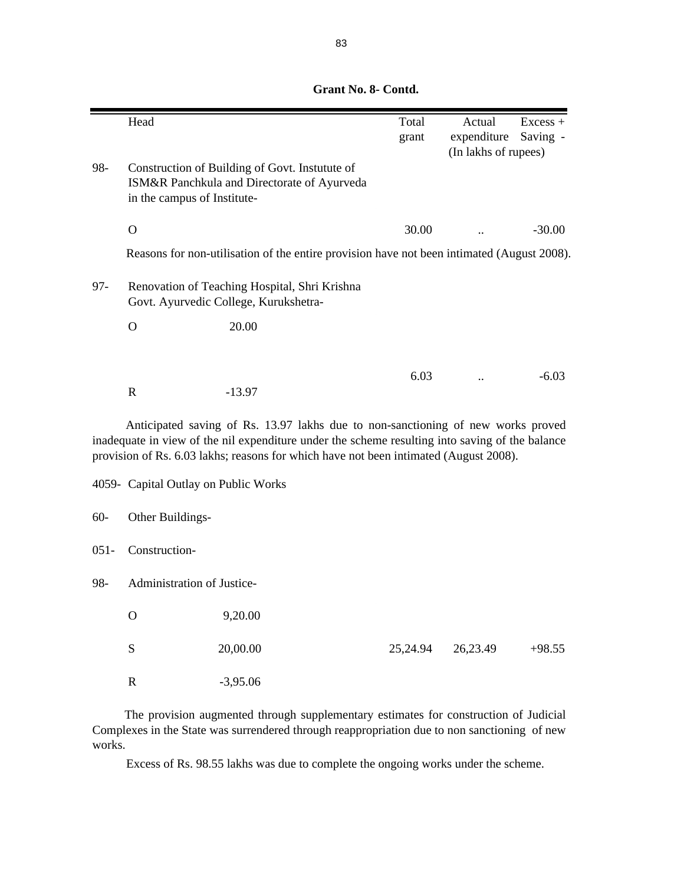**Grant No. 8- Contd.**

| | Head | | Total grant | Actual expenditure | Excess + Saving - |
|---|---|---|---|---|---|
| | | | | (In lakhs of rupees) | |
| 98- | Construction of Building of Govt. Instutute of ISM&R Panchkula and Directorate of Ayurveda in the campus of Institute- | | | | |
| | O | | 30.00 | .. | -30.00 |

Reasons for non-utilisation of the entire provision have not been intimated (August 2008).

| | Head | | Total grant | Actual expenditure | Excess + Saving - |
|---|---|---|---|---|---|
| 97- | Renovation of Teaching Hospital, Shri Krishna Govt. Ayurvedic College, Kurukshetra- | | | | |
| | O | 20.00 | | | |
| | | | 6.03 | .. | -6.03 |
| | R | -13.97 | | | |

Anticipated saving of Rs. 13.97 lakhs due to non-sanctioning of new works proved inadequate in view of the nil expenditure under the scheme resulting into saving of the balance provision of Rs. 6.03 lakhs; reasons for which have not been intimated (August 2008).

4059- Capital Outlay on Public Works

60- Other Buildings-

051- Construction-

| | Head | | Total grant | Actual expenditure | Excess + Saving - |
|---|---|---|---|---|---|
| 98- | Administration of Justice- | | | | |
| | O | 9,20.00 | | | |
| | S | 20,00.00 | 25,24.94 | 26,23.49 | +98.55 |
| | R | -3,95.06 | | | |

The provision augmented through supplementary estimates for construction of Judicial Complexes in the State was surrendered through reappropriation due to non sanctioning of new works.

Excess of Rs. 98.55 lakhs was due to complete the ongoing works under the scheme.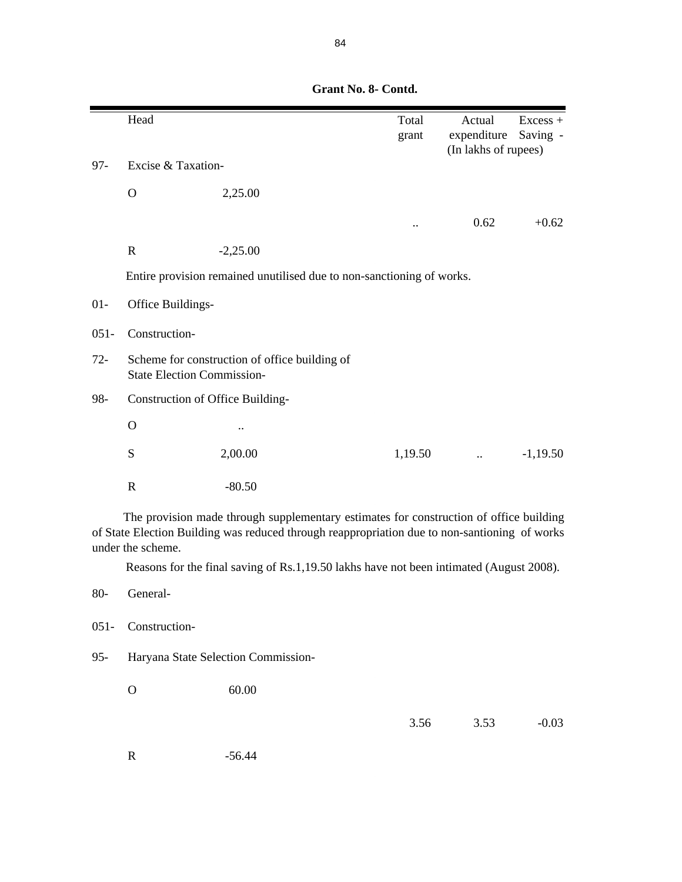**Grant No. 8- Contd.**

| | Head | | Total grant | Actual expenditure | Excess + Saving - |
|---|---|---|---|---|---|
| | | | | (In lakhs of rupees) | |
| 97- | Excise & Taxation- | | | | |
| | O | 2,25.00 | | | |
| | | | .. | 0.62 | +0.62 |
| | R | -2,25.00 | | | |

Entire provision remained unutilised due to non-sanctioning of works.

| | Head | | Total grant | Actual expenditure | Excess + Saving - |
|---|---|---|---|---|---|
| 01- | Office Buildings- | | | | |
| 051- | Construction- | | | | |
| 72- | Scheme for construction of office building of State Election Commission- | | | | |
| 98- | Construction of Office Building- | | | | |
| | O | .. | | | |
| | S | 2,00.00 | 1,19.50 | .. | -1,19.50 |
| | R | -80.50 | | | |

The provision made through supplementary estimates for construction of office building of State Election Building was reduced through reappropriation due to non-santioning of works under the scheme.

Reasons for the final saving of Rs.1,19.50 lakhs have not been intimated (August 2008).

| | Head | | Total grant | Actual expenditure | Excess + Saving - |
|---|---|---|---|---|---|
| 80- | General- | | | | |
| 051- | Construction- | | | | |
| 95- | Haryana State Selection Commission- | | | | |
| | O | 60.00 | | | |
| | | | 3.56 | 3.53 | -0.03 |
| | R | -56.44 | | | |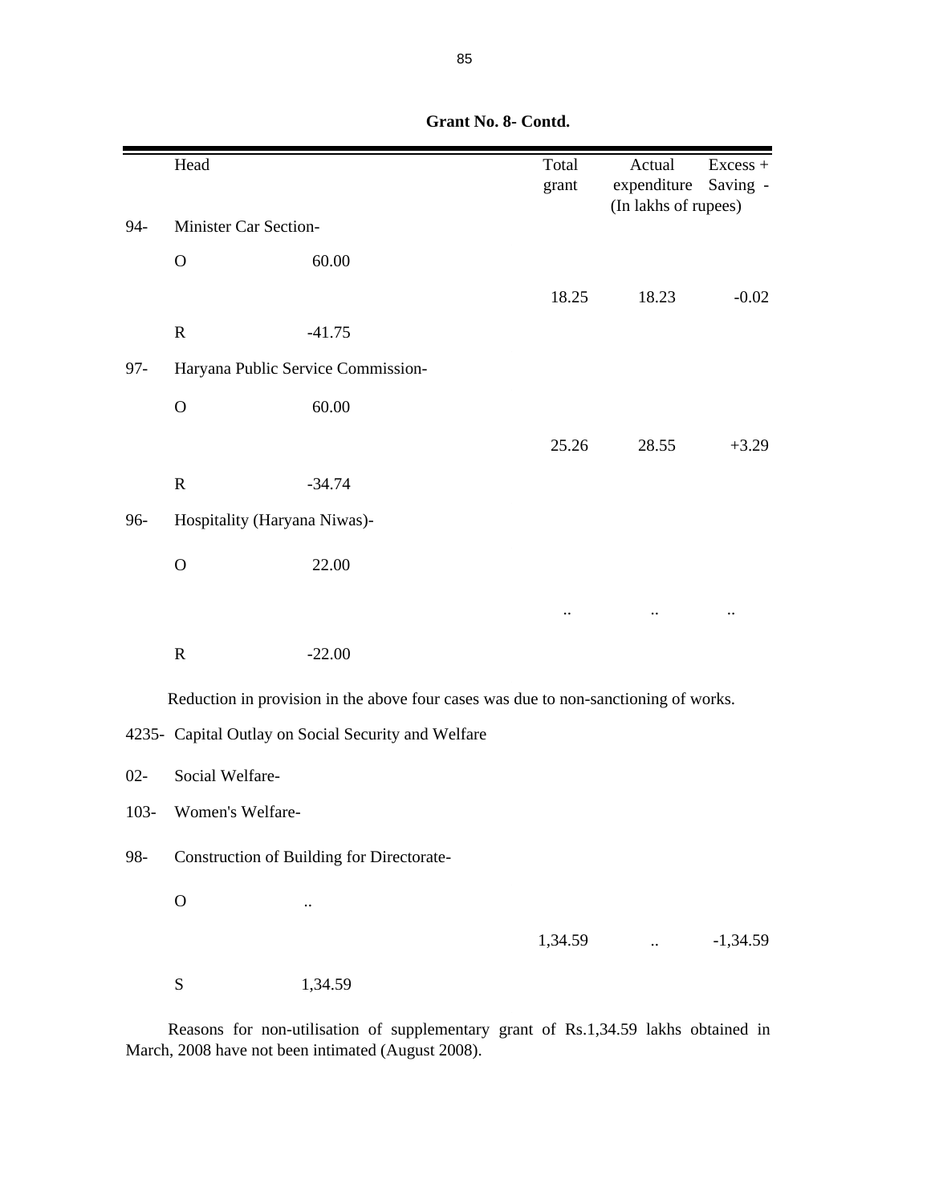**Grant No. 8- Contd.**

| | Head | | Total grant | Actual expenditure | Excess + Saving - |
|---|---|---|---|---|---|
| | | | | (In lakhs of rupees) | |
| 94- | Minister Car Section- | | | | |
| | O | 60.00 | | | |
| | | | 18.25 | 18.23 | -0.02 |
| | R | -41.75 | | | |
| 97- | Haryana Public Service Commission- | | | | |
| | O | 60.00 | | | |
| | | | 25.26 | 28.55 | +3.29 |
| | R | -34.74 | | | |
| 96- | Hospitality (Haryana Niwas)- | | | | |
| | O | 22.00 | | | |
| | | | .. | .. | .. |
| | R | -22.00 | | | |

Reduction in provision in the above four cases was due to non-sanctioning of works.

| | Head | | Total grant | Actual expenditure | Excess + Saving - |
|---|---|---|---|---|---|
| 4235- | Capital Outlay on Social Security and Welfare | | | | |
| 02- | Social Welfare- | | | | |
| 103- | Women's Welfare- | | | | |
| 98- | Construction of Building for Directorate- | | | | |
| | O | .. | | | |
| | | | 1,34.59 | .. | -1,34.59 |
| | S | 1,34.59 | | | |

Reasons for non-utilisation of supplementary grant of Rs.1,34.59 lakhs obtained in March, 2008 have not been intimated (August 2008).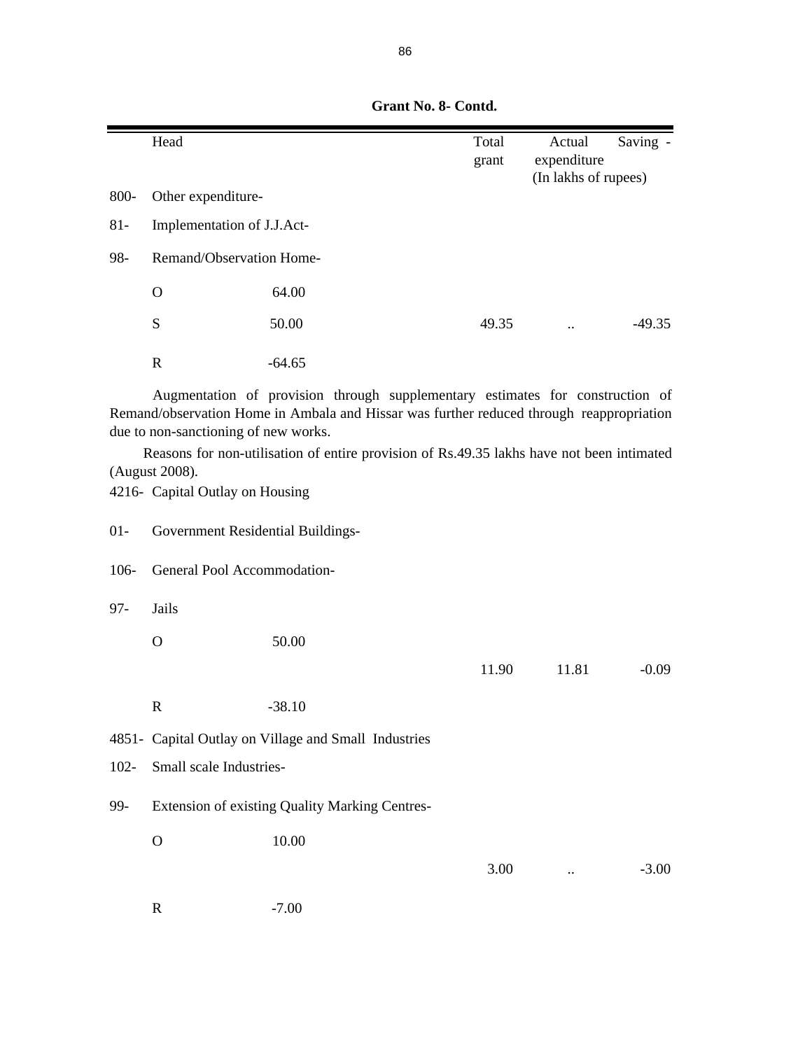**Grant No. 8- Contd.**

| | Head | | Total grant | Actual expenditure | Saving - |
|---|---|---|---|---|---|
| | | | | (In lakhs of rupees) | |
| 800- | Other expenditure- | | | | |
| 81- | Implementation of J.J.Act- | | | | |
| 98- | Remand/Observation Home- | | | | |
| | O | 64.00 | | | |
| | S | 50.00 | 49.35 | .. | -49.35 |
| | R | -64.65 | | | |

Augmentation of provision through supplementary estimates for construction of Remand/observation Home in Ambala and Hissar was further reduced through reappropriation due to non-sanctioning of new works.

Reasons for non-utilisation of entire provision of Rs.49.35 lakhs have not been intimated (August 2008).

| | Head | | Total grant | Actual expenditure | Saving - |
|---|---|---|---|---|---|
| 4216- | Capital Outlay on Housing | | | | |
| 01- | Government Residential Buildings- | | | | |
| 106- | General Pool Accommodation- | | | | |
| 97- | Jails | | | | |
| | O | 50.00 | | | |
| | | | 11.90 | 11.81 | -0.09 |
| | R | -38.10 | | | |
| 4851- | Capital Outlay on Village and Small Industries | | | | |
| 102- | Small scale Industries- | | | | |
| 99- | Extension of existing Quality Marking Centres- | | | | |
| | O | 10.00 | | | |
| | | | 3.00 | .. | -3.00 |
| | R | -7.00 | | | |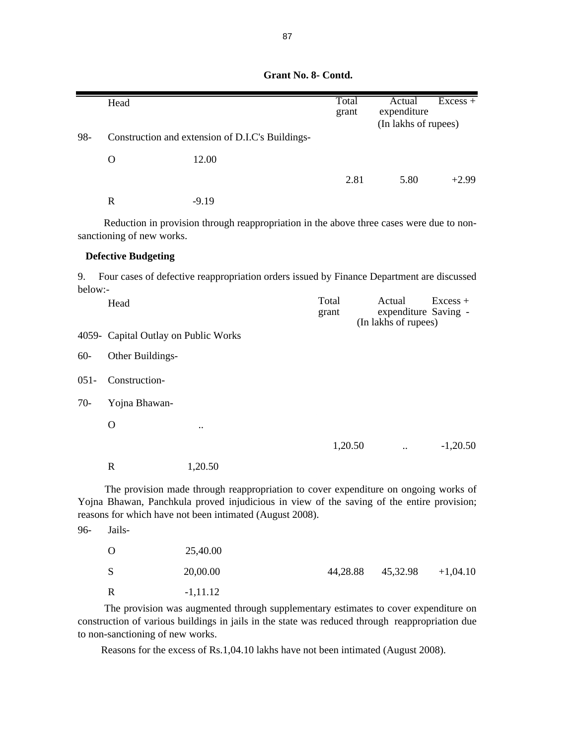**Grant No. 8- Contd.**

| | Head | | Total grant | Actual expenditure | Excess + |
|---|---|---|---|---|---|
| | | | | (In lakhs of rupees) | |
| 98- | Construction and extension of D.I.C's Buildings- | | | | |
| | O | 12.00 | | | |
| | | | 2.81 | 5.80 | +2.99 |
| | R | -9.19 | | | |

Reduction in provision through reappropriation in the above three cases were due to non-sanctioning of new works.

**Defective Budgeting**

9. Four cases of defective reappropriation orders issued by Finance Department are discussed below:-

| | Head | | Total grant | Actual expenditure | Excess + Saving - |
|---|---|---|---|---|---|
| | | | | (In lakhs of rupees) | |
| 4059- | Capital Outlay on Public Works | | | | |
| 60- | Other Buildings- | | | | |
| 051- | Construction- | | | | |
| 70- | Yojna Bhawan- | | | | |
| | O | .. | | | |
| | | | 1,20.50 | .. | -1,20.50 |
| | R | 1,20.50 | | | |

The provision made through reappropriation to cover expenditure on ongoing works of Yojna Bhawan, Panchkula proved injudicious in view of the saving of the entire provision; reasons for which have not been intimated (August 2008).

| | | | | | |
|---|---|---|---|---|---|
| 96- | Jails- | | | | |
| | O | 25,40.00 | | | |
| | S | 20,00.00 | 44,28.88 | 45,32.98 | +1,04.10 |
| | R | -1,11.12 | | | |

The provision was augmented through supplementary estimates to cover expenditure on construction of various buildings in jails in the state was reduced through reappropriation due to non-sanctioning of new works.

Reasons for the excess of Rs.1,04.10 lakhs have not been intimated (August 2008).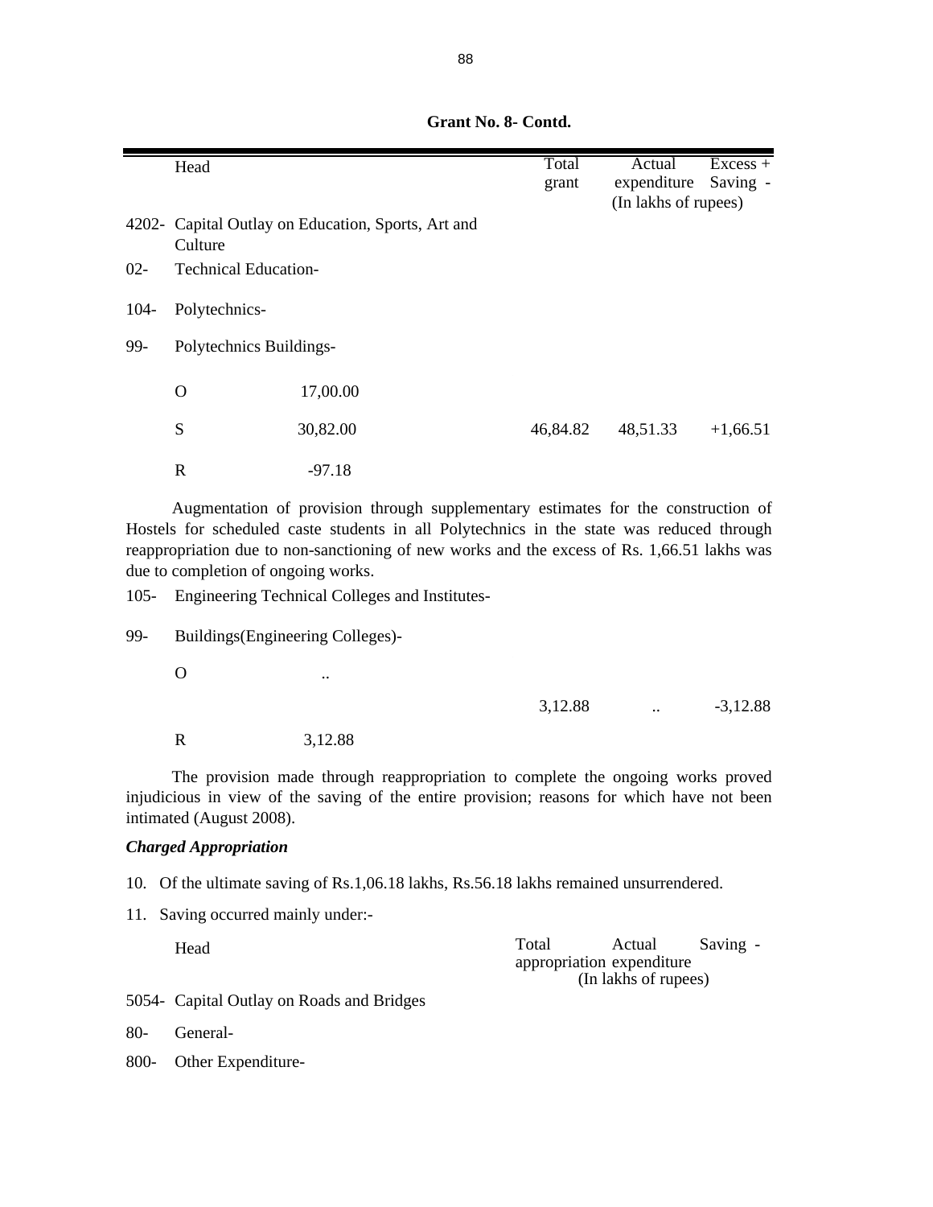**Grant No. 8- Contd.**

| | Head | | Total grant | Actual expenditure | Excess + Saving - |
|---|---|---|---|---|---|
| | | | | (In lakhs of rupees) | |
| 4202- | Capital Outlay on Education, Sports, Art and Culture | | | | |
| 02- | Technical Education- | | | | |
| 104- | Polytechnics- | | | | |
| 99- | Polytechnics Buildings- | | | | |
| | O | 17,00.00 | | | |
| | S | 30,82.00 | 46,84.82 | 48,51.33 | +1,66.51 |
| | R | -97.18 | | | |

Augmentation of provision through supplementary estimates for the construction of Hostels for scheduled caste students in all Polytechnics in the state was reduced through reappropriation due to non-sanctioning of new works and the excess of Rs. 1,66.51 lakhs was due to completion of ongoing works.

| | Head | | Total grant | Actual expenditure | Excess + Saving - |
|---|---|---|---|---|---|
| 105- | Engineering Technical Colleges and Institutes- | | | | |
| 99- | Buildings(Engineering Colleges)- | | | | |
| | O | .. | | | |
| | | | 3,12.88 | .. | -3,12.88 |
| | R | 3,12.88 | | | |

The provision made through reappropriation to complete the ongoing works proved injudicious in view of the saving of the entire provision; reasons for which have not been intimated (August 2008).

***Charged Appropriation***

10. Of the ultimate saving of Rs.1,06.18 lakhs, Rs.56.18 lakhs remained unsurrendered.

11. Saving occurred mainly under:-

| | Head | Total appropriation | Actual expenditure | Saving - |
|---|---|---|---|---|
| | | | (In lakhs of rupees) | |
| 5054- | Capital Outlay on Roads and Bridges | | | |
| 80- | General- | | | |
| 800- | Other Expenditure- | | | |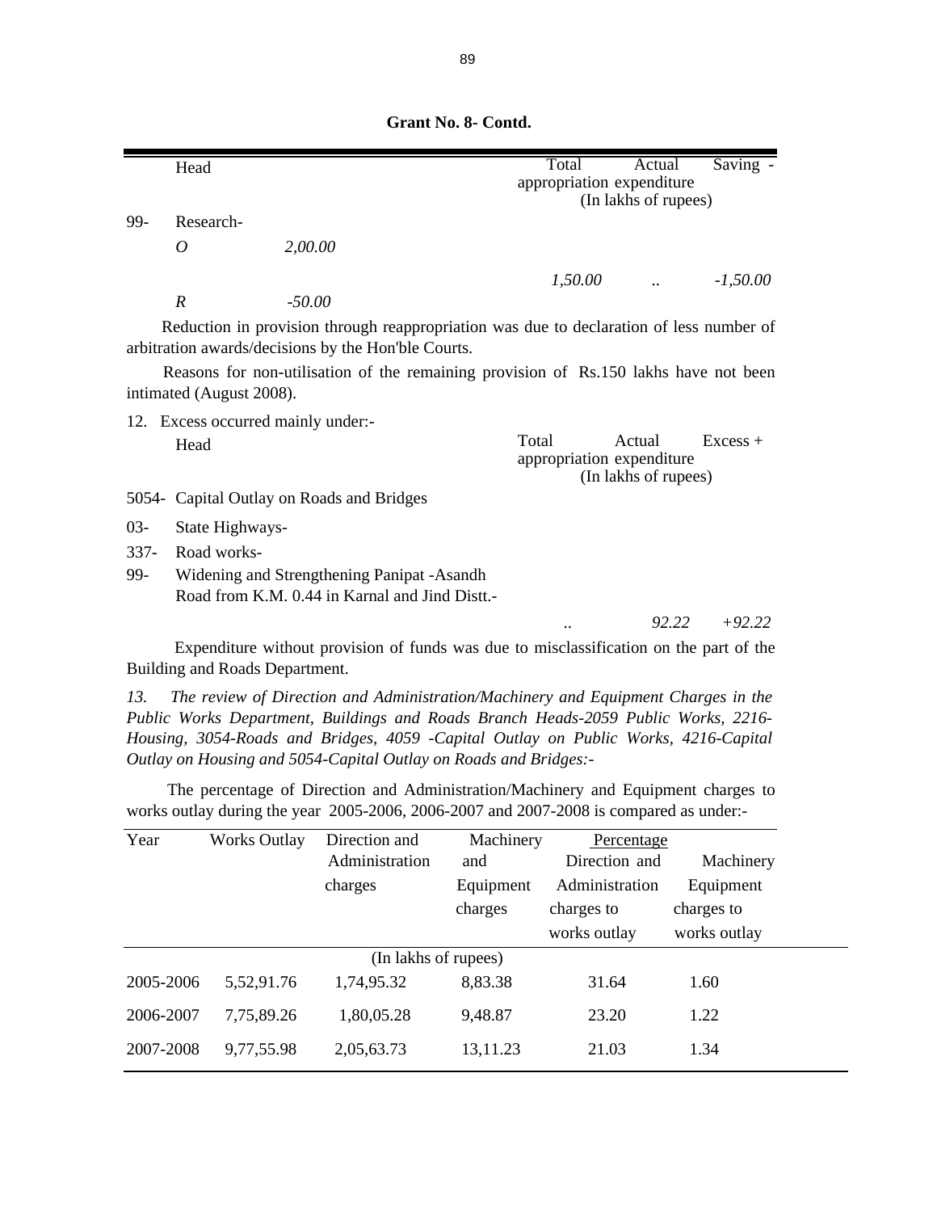**Grant No. 8- Contd.**

| | Head | | Total appropriation | Actual expenditure | Saving - |
|---|---|---|---|---|---|
| | | | (In lakhs of rupees) | | |
| 99- | Research- | | | | |
| | *O* | *2,00.00* | | | |
| | | | *1,50.00* | .. | *-1,50.00* |
| | *R* | *-50.00* | | | |

Reduction in provision through reappropriation was due to declaration of less number of arbitration awards/decisions by the Hon'ble Courts.

Reasons for non-utilisation of the remaining provision of Rs.150 lakhs have not been intimated (August 2008).

12. Excess occurred mainly under:-

| | Head | Total appropriation | Actual expenditure | Excess + |
|---|---|---|---|---|
| | | (In lakhs of rupees) | | |
| 5054- | Capital Outlay on Roads and Bridges | | | |
| 03- | State Highways- | | | |
| 337- | Road works- | | | |
| 99- | Widening and Strengthening Panipat -Asandh Road from K.M. 0.44 in Karnal and Jind Distt.- | | | |
| | | .. | *92.22* | *+92.22* |

Expenditure without provision of funds was due to misclassification on the part of the Building and Roads Department.

*13. The review of Direction and Administration/Machinery and Equipment Charges in the Public Works Department, Buildings and Roads Branch Heads-2059 Public Works, 2216-Housing, 3054-Roads and Bridges, 4059 -Capital Outlay on Public Works, 4216-Capital Outlay on Housing and 5054-Capital Outlay on Roads and Bridges:-*

The percentage of Direction and Administration/Machinery and Equipment charges to works outlay during the year 2005-2006, 2006-2007 and 2007-2008 is compared as under:-

| Year | Works Outlay | Direction and Administration charges | Machinery and Equipment charges | Percentage: Direction and Administration charges to works outlay | Percentage: Machinery Equipment charges to works outlay |
|---|---|---|---|---|---|
| | | (In lakhs of rupees) | | | |
| 2005-2006 | 5,52,91.76 | 1,74,95.32 | 8,83.38 | 31.64 | 1.60 |
| 2006-2007 | 7,75,89.26 | 1,80,05.28 | 9,48.87 | 23.20 | 1.22 |
| 2007-2008 | 9,77,55.98 | 2,05,63.73 | 13,11.23 | 21.03 | 1.34 |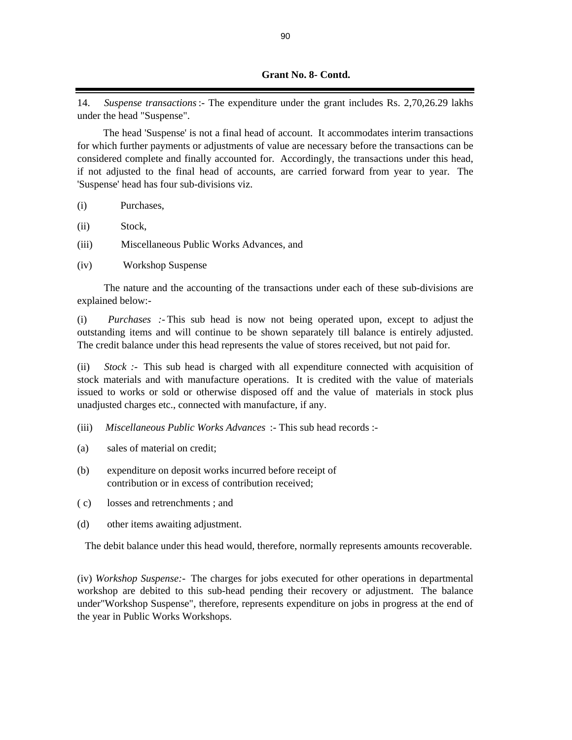**Grant No. 8- Contd.**

14. *Suspense transactions* :- The expenditure under the grant includes Rs. 2,70,26.29 lakhs under the head "Suspense".

The head 'Suspense' is not a final head of account. It accommodates interim transactions for which further payments or adjustments of value are necessary before the transactions can be considered complete and finally accounted for. Accordingly, the transactions under this head, if not adjusted to the final head of accounts, are carried forward from year to year. The 'Suspense' head has four sub-divisions viz.

(i) Purchases,

(ii) Stock,

(iii) Miscellaneous Public Works Advances, and

(iv) Workshop Suspense

The nature and the accounting of the transactions under each of these sub-divisions are explained below:-

(i) *Purchases :-* This sub head is now not being operated upon, except to adjust the outstanding items and will continue to be shown separately till balance is entirely adjusted. The credit balance under this head represents the value of stores received, but not paid for.

(ii) *Stock :-* This sub head is charged with all expenditure connected with acquisition of stock materials and with manufacture operations. It is credited with the value of materials issued to works or sold or otherwise disposed off and the value of materials in stock plus unadjusted charges etc., connected with manufacture, if any.

(iii) *Miscellaneous Public Works Advances* :- This sub head records :-

(a) sales of material on credit;

(b) expenditure on deposit works incurred before receipt of contribution or in excess of contribution received;

( c) losses and retrenchments ; and

(d) other items awaiting adjustment.

The debit balance under this head would, therefore, normally represents amounts recoverable.

(iv) *Workshop Suspense:-* The charges for jobs executed for other operations in departmental workshop are debited to this sub-head pending their recovery or adjustment. The balance under"Workshop Suspense", therefore, represents expenditure on jobs in progress at the end of the year in Public Works Workshops.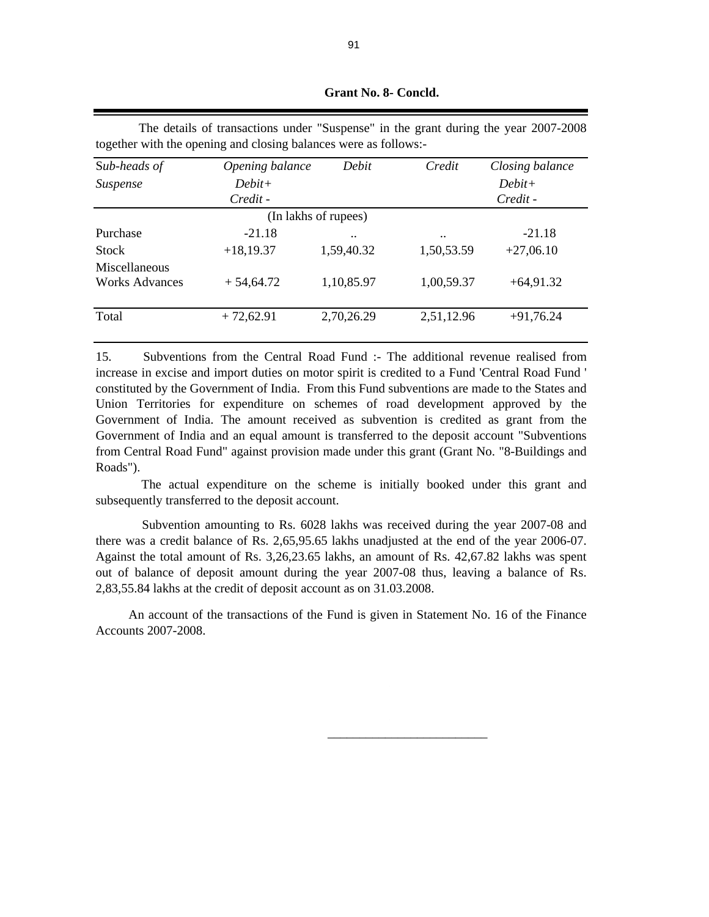**Grant No. 8- Concld.**

The details of transactions under "Suspense" in the grant during the year 2007-2008 together with the opening and closing balances were as follows:-

| *Sub-heads of Suspense* | *Opening balance Debit+ Credit -* | *Debit* | *Credit* | *Closing balance Debit+ Credit -* |
|---|---|---|---|---|
| | (In lakhs of rupees) | | | |
| Purchase | -21.18 | .. | .. | -21.18 |
| Stock | +18,19.37 | 1,59,40.32 | 1,50,53.59 | +27,06.10 |
| Miscellaneous Works Advances | + 54,64.72 | 1,10,85.97 | 1,00,59.37 | +64,91.32 |
| Total | + 72,62.91 | 2,70,26.29 | 2,51,12.96 | +91,76.24 |

15. Subventions from the Central Road Fund :- The additional revenue realised from increase in excise and import duties on motor spirit is credited to a Fund 'Central Road Fund ' constituted by the Government of India. From this Fund subventions are made to the States and Union Territories for expenditure on schemes of road development approved by the Government of India. The amount received as subvention is credited as grant from the Government of India and an equal amount is transferred to the deposit account "Subventions from Central Road Fund" against provision made under this grant (Grant No. "8-Buildings and Roads").

The actual expenditure on the scheme is initially booked under this grant and subsequently transferred to the deposit account.

Subvention amounting to Rs. 6028 lakhs was received during the year 2007-08 and there was a credit balance of Rs. 2,65,95.65 lakhs unadjusted at the end of the year 2006-07. Against the total amount of Rs. 3,26,23.65 lakhs, an amount of Rs. 42,67.82 lakhs was spent out of balance of deposit amount during the year 2007-08 thus, leaving a balance of Rs. 2,83,55.84 lakhs at the credit of deposit account as on 31.03.2008.

An account of the transactions of the Fund is given in Statement No. 16 of the Finance Accounts 2007-2008.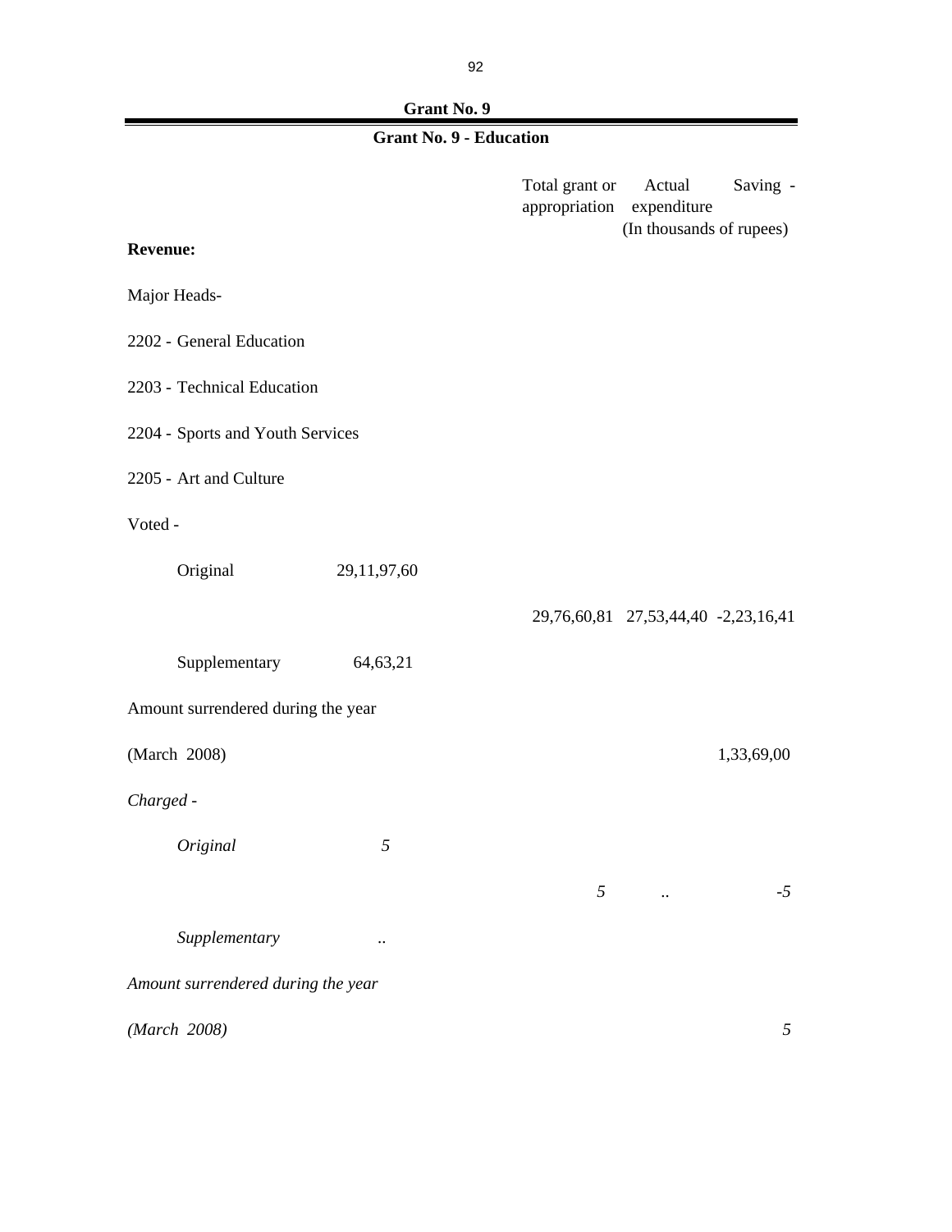## Grant No. 9

### Grant No. 9 - Education

| | | Total grant or appropriation | Actual expenditure | Saving - |
|---|---|---|---|---|
| | | | (In thousands of rupees) | |
| **Revenue:** | | | | |
| Major Heads- | | | | |
| 2202 - General Education | | | | |
| 2203 - Technical Education | | | | |
| 2204 - Sports and Youth Services | | | | |
| 2205 - Art and Culture | | | | |
| Voted - | | | | |
| Original | 29,11,97,60 | | | |
| | | 29,76,60,81 | 27,53,44,40 | -2,23,16,41 |
| Supplementary | 64,63,21 | | | |
| Amount surrendered during the year | | | | |
| (March 2008) | | | | 1,33,69,00 |
| *Charged -* | | | | |
| *Original* | *5* | | | |
| | | *5* | *..* | *-5* |
| *Supplementary* | *..* | | | |
| *Amount surrendered during the year* | | | | |
| *(March 2008)* | | | | *5* |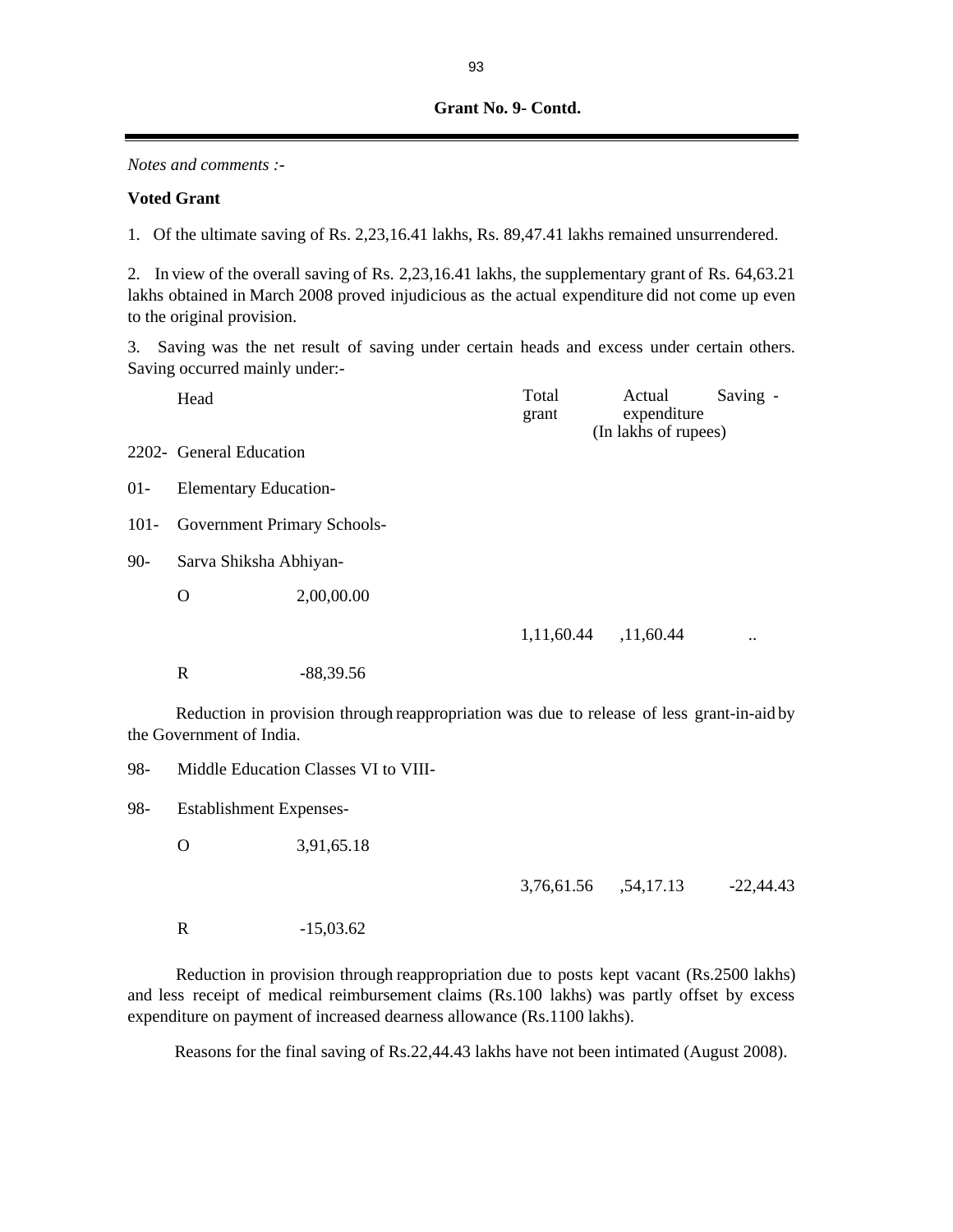**Grant No. 9- Contd.**

*Notes and comments :-*

**Voted Grant**

1. Of the ultimate saving of Rs. 2,23,16.41 lakhs, Rs. 89,47.41 lakhs remained unsurrendered.

2. In view of the overall saving of Rs. 2,23,16.41 lakhs, the supplementary grant of Rs. 64,63.21 lakhs obtained in March 2008 proved injudicious as the actual expenditure did not come up even to the original provision.

3. Saving was the net result of saving under certain heads and excess under certain others. Saving occurred mainly under:-

| | Head | | Total grant | Actual expenditure | Saving - |
|---|---|---|---|---|---|
| | | | | (In lakhs of rupees) | |
| 2202- | General Education | | | | |
| 01- | Elementary Education- | | | | |
| 101- | Government Primary Schools- | | | | |
| 90- | Sarva Shiksha Abhiyan- | | | | |
| | O | 2,00,00.00 | | | |
| | | | 1,11,60.44 | ,11,60.44 | .. |
| | R | -88,39.56 | | | |

Reduction in provision through reappropriation was due to release of less grant-in-aid by the Government of India.

| | | | | | |
|---|---|---|---|---|---|
| 98- | Middle Education Classes VI to VIII- | | | | |
| 98- | Establishment Expenses- | | | | |
| | O | 3,91,65.18 | | | |
| | | | 3,76,61.56 | ,54,17.13 | -22,44.43 |
| | R | -15,03.62 | | | |

Reduction in provision through reappropriation due to posts kept vacant (Rs.2500 lakhs) and less receipt of medical reimbursement claims (Rs.100 lakhs) was partly offset by excess expenditure on payment of increased dearness allowance (Rs.1100 lakhs).

Reasons for the final saving of Rs.22,44.43 lakhs have not been intimated (August 2008).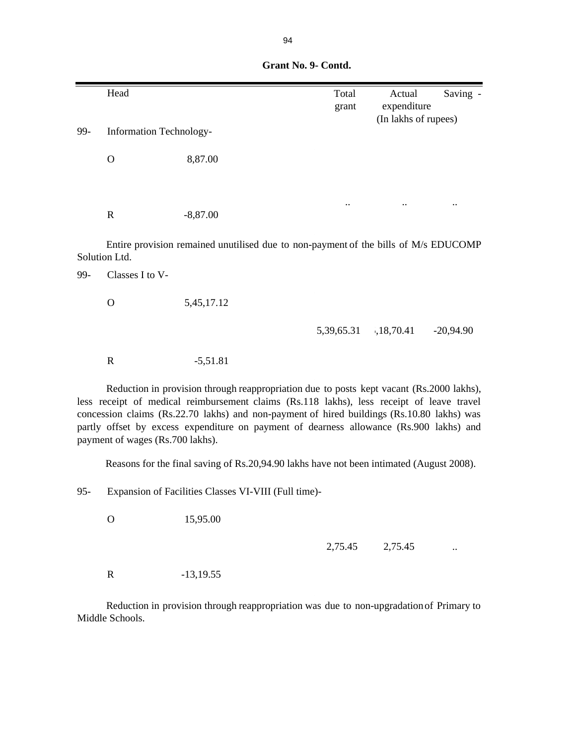**Grant No. 9- Contd.**

| | Head | | Total grant | Actual expenditure | Saving - |
|---|---|---|---|---|---|
| | | | | (In lakhs of rupees) | |
| 99- | Information Technology- | | | | |
| | O | 8,87.00 | | | |
| | | | .. | .. | .. |
| | R | -8,87.00 | | | |

Entire provision remained unutilised due to non-payment of the bills of M/s EDUCOMP Solution Ltd.

| | Head | | Total grant | Actual expenditure | Saving - |
|---|---|---|---|---|---|
| 99- | Classes I to V- | | | | |
| | O | 5,45,17.12 | | | |
| | | | 5,39,65.31 | ,18,70.41 | -20,94.90 |
| | R | -5,51.81 | | | |

Reduction in provision through reappropriation due to posts kept vacant (Rs.2000 lakhs), less receipt of medical reimbursement claims (Rs.118 lakhs), less receipt of leave travel concession claims (Rs.22.70 lakhs) and non-payment of hired buildings (Rs.10.80 lakhs) was partly offset by excess expenditure on payment of dearness allowance (Rs.900 lakhs) and payment of wages (Rs.700 lakhs).

Reasons for the final saving of Rs.20,94.90 lakhs have not been intimated (August 2008).

| | Head | | Total grant | Actual expenditure | Saving - |
|---|---|---|---|---|---|
| 95- | Expansion of Facilities Classes VI-VIII (Full time)- | | | | |
| | O | 15,95.00 | | | |
| | | | 2,75.45 | 2,75.45 | .. |
| | R | -13,19.55 | | | |

Reduction in provision through reappropriation was due to non-upgradation of Primary to Middle Schools.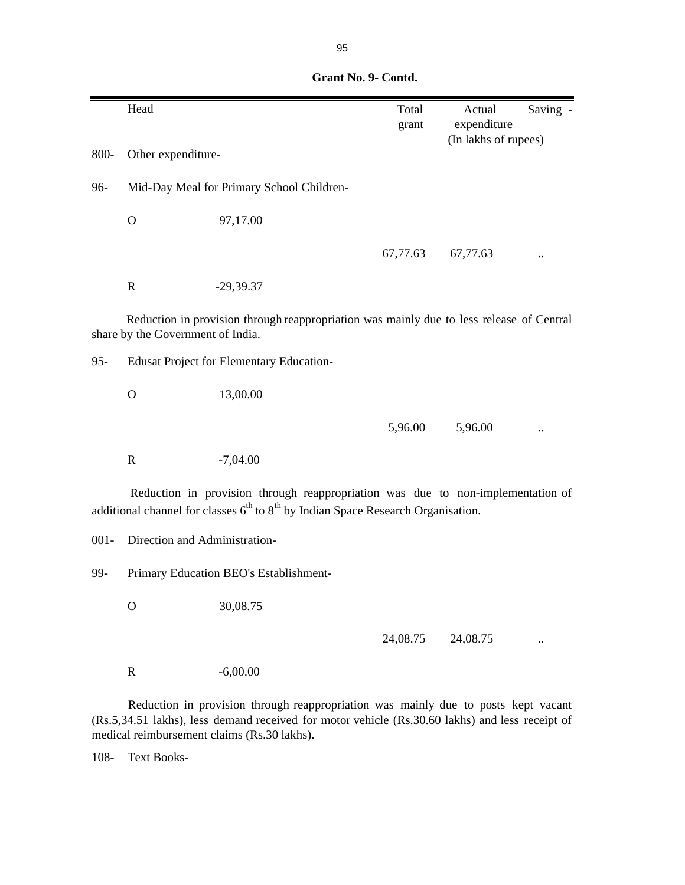**Grant No. 9- Contd.**

| | Head | | Total grant | Actual expenditure | Saving - |
|---|---|---|---|---|---|
| | | | | (In lakhs of rupees) | |
| 800- | Other expenditure- | | | | |
| 96- | Mid-Day Meal for Primary School Children- | | | | |
| | O | 97,17.00 | | | |
| | | | 67,77.63 | 67,77.63 | .. |
| | R | -29,39.37 | | | |

Reduction in provision through reappropriation was mainly due to less release of Central share by the Government of India.

| | Head | | Total grant | Actual expenditure | Saving - |
|---|---|---|---|---|---|
| 95- | Edusat Project for Elementary Education- | | | | |
| | O | 13,00.00 | | | |
| | | | 5,96.00 | 5,96.00 | .. |
| | R | -7,04.00 | | | |

Reduction in provision through reappropriation was due to non-implementation of additional channel for classes 6th to 8th by Indian Space Research Organisation.

| | Head | | Total grant | Actual expenditure | Saving - |
|---|---|---|---|---|---|
| 001- | Direction and Administration- | | | | |
| 99- | Primary Education BEO's Establishment- | | | | |
| | O | 30,08.75 | | | |
| | | | 24,08.75 | 24,08.75 | .. |
| | R | -6,00.00 | | | |

Reduction in provision through reappropriation was mainly due to posts kept vacant (Rs.5,34.51 lakhs), less demand received for motor vehicle (Rs.30.60 lakhs) and less receipt of medical reimbursement claims (Rs.30 lakhs).

108- Text Books-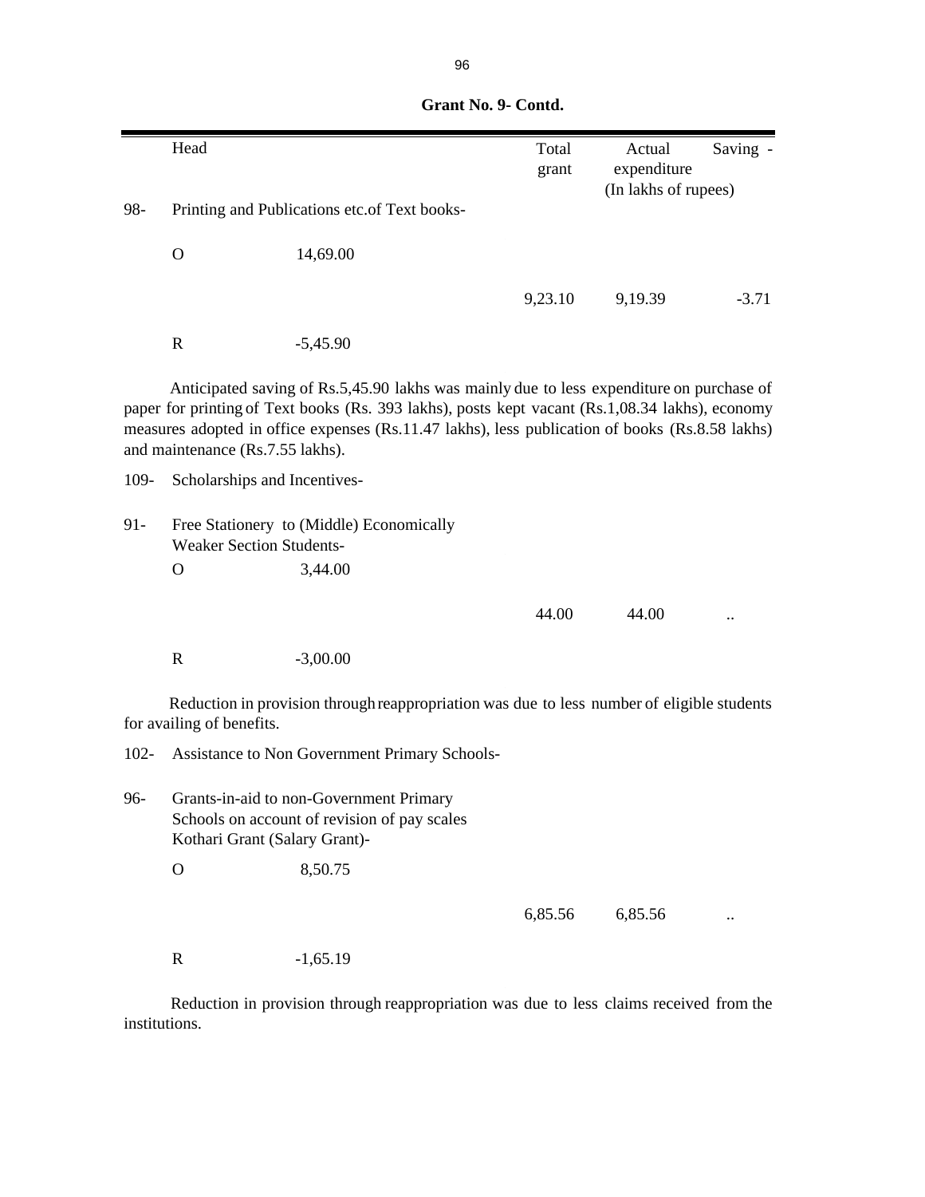**Grant No. 9- Contd.**

| | Head | | Total grant | Actual expenditure | Saving - |
|---|---|---|---|---|---|
| | | | | (In lakhs of rupees) | |
| 98- | Printing and Publications etc.of Text books- | | | | |
| | O | 14,69.00 | | | |
| | | | 9,23.10 | 9,19.39 | -3.71 |
| | R | -5,45.90 | | | |

Anticipated saving of Rs.5,45.90 lakhs was mainly due to less expenditure on purchase of paper for printing of Text books (Rs. 393 lakhs), posts kept vacant (Rs.1,08.34 lakhs), economy measures adopted in office expenses (Rs.11.47 lakhs), less publication of books (Rs.8.58 lakhs) and maintenance (Rs.7.55 lakhs).

| | Head | | Total grant | Actual expenditure | Saving - |
|---|---|---|---|---|---|
| 109- | Scholarships and Incentives- | | | | |
| 91- | Free Stationery to (Middle) Economically Weaker Section Students- | | | | |
| | O | 3,44.00 | | | |
| | | | 44.00 | 44.00 | .. |
| | R | -3,00.00 | | | |

Reduction in provision through reappropriation was due to less number of eligible students for availing of benefits.

| | Head | | Total grant | Actual expenditure | Saving - |
|---|---|---|---|---|---|
| 102- | Assistance to Non Government Primary Schools- | | | | |
| 96- | Grants-in-aid to non-Government Primary Schools on account of revision of pay scales Kothari Grant (Salary Grant)- | | | | |
| | O | 8,50.75 | | | |
| | | | 6,85.56 | 6,85.56 | .. |
| | R | -1,65.19 | | | |

Reduction in provision through reappropriation was due to less claims received from the institutions.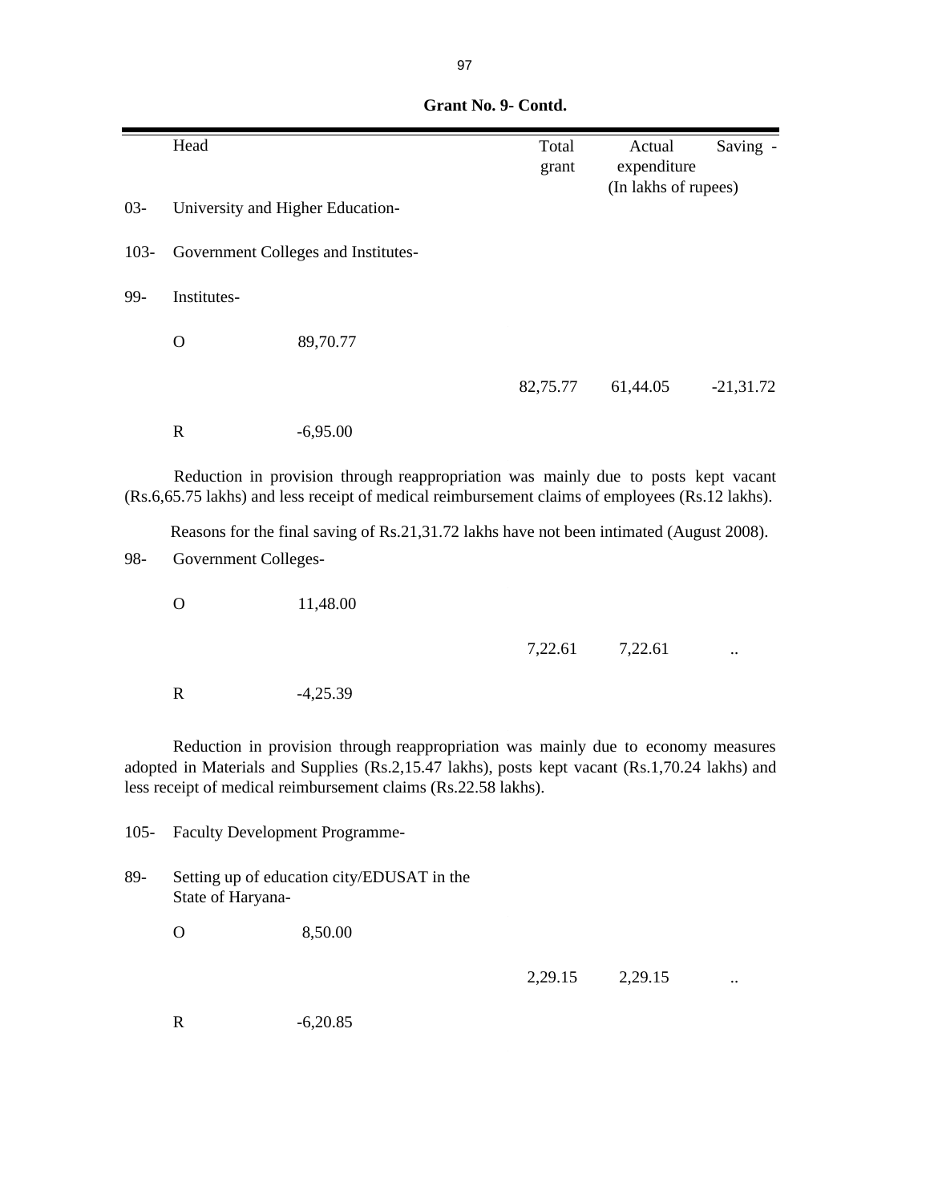**Grant No. 9- Contd.**

| | Head | | Total grant | Actual expenditure | Saving - |
|---|---|---|---|---|---|
| | | | | (In lakhs of rupees) | |
| 03- | University and Higher Education- | | | | |
| 103- | Government Colleges and Institutes- | | | | |
| 99- | Institutes- | | | | |
| | O | 89,70.77 | | | |
| | | | 82,75.77 | 61,44.05 | -21,31.72 |
| | R | -6,95.00 | | | |

Reduction in provision through reappropriation was mainly due to posts kept vacant (Rs.6,65.75 lakhs) and less receipt of medical reimbursement claims of employees (Rs.12 lakhs).

Reasons for the final saving of Rs.21,31.72 lakhs have not been intimated (August 2008).

| | | | | | |
|---|---|---|---|---|---|
| 98- | Government Colleges- | | | | |
| | O | 11,48.00 | | | |
| | | | 7,22.61 | 7,22.61 | .. |
| | R | -4,25.39 | | | |

Reduction in provision through reappropriation was mainly due to economy measures adopted in Materials and Supplies (Rs.2,15.47 lakhs), posts kept vacant (Rs.1,70.24 lakhs) and less receipt of medical reimbursement claims (Rs.22.58 lakhs).

| | | | | | |
|---|---|---|---|---|---|
| 105- | Faculty Development Programme- | | | | |
| 89- | Setting up of education city/EDUSAT in the State of Haryana- | | | | |
| | O | 8,50.00 | | | |
| | | | 2,29.15 | 2,29.15 | .. |
| | R | -6,20.85 | | | |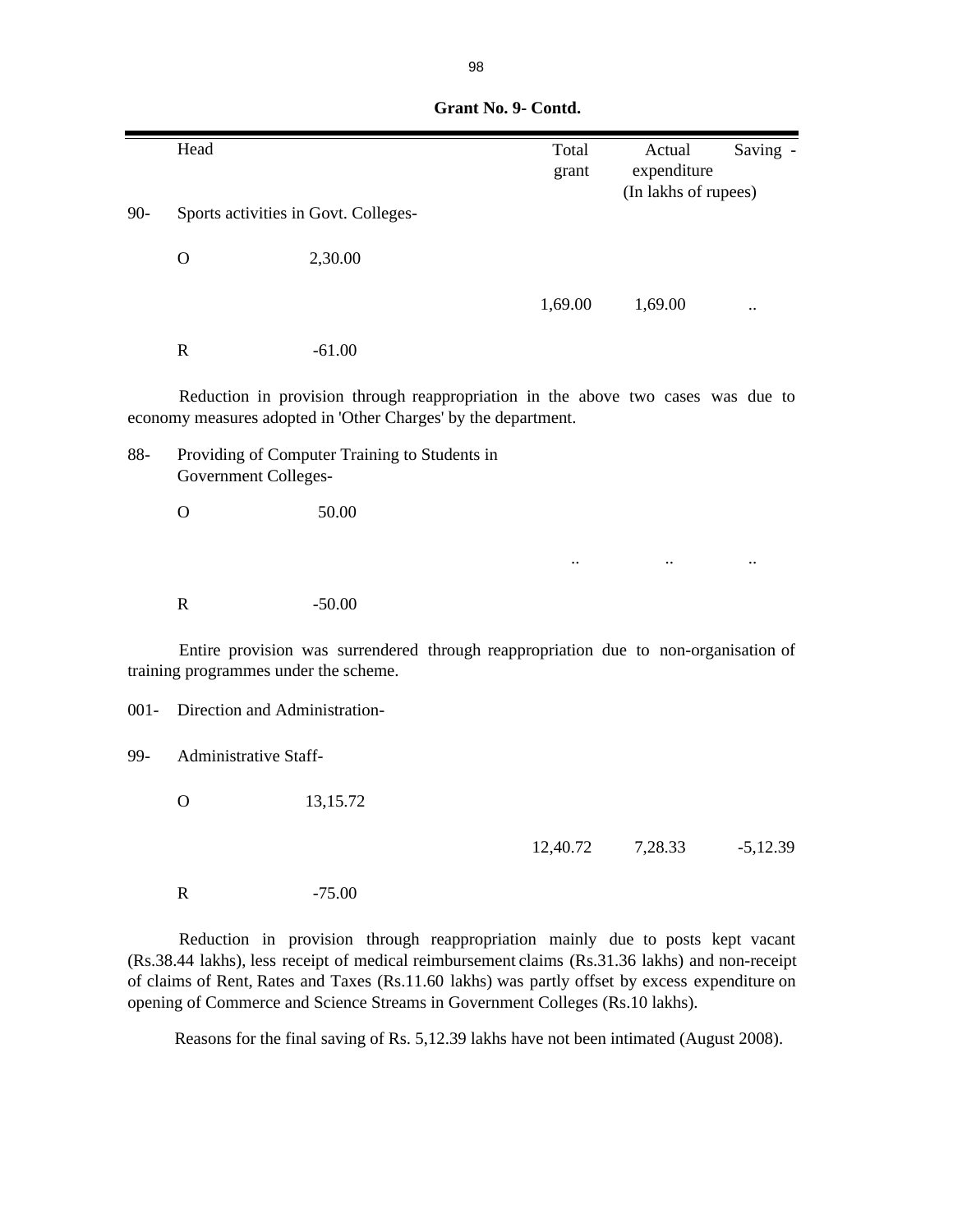**Grant No. 9- Contd.**

| | Head | | Total grant | Actual expenditure | Saving - |
|---|---|---|---|---|---|
| | | | | (In lakhs of rupees) | |
| 90- | Sports activities in Govt. Colleges- | | | | |
| | O | 2,30.00 | | | |
| | | | 1,69.00 | 1,69.00 | .. |
| | R | -61.00 | | | |

Reduction in provision through reappropriation in the above two cases was due to economy measures adopted in 'Other Charges' by the department.

| | Head | | Total grant | Actual expenditure | Saving - |
|---|---|---|---|---|---|
| 88- | Providing of Computer Training to Students in Government Colleges- | | | | |
| | O | 50.00 | | | |
| | | | .. | .. | .. |
| | R | -50.00 | | | |

Entire provision was surrendered through reappropriation due to non-organisation of training programmes under the scheme.

| | Head | | Total grant | Actual expenditure | Saving - |
|---|---|---|---|---|---|
| 001- | Direction and Administration- | | | | |
| 99- | Administrative Staff- | | | | |
| | O | 13,15.72 | | | |
| | | | 12,40.72 | 7,28.33 | -5,12.39 |
| | R | -75.00 | | | |

Reduction in provision through reappropriation mainly due to posts kept vacant (Rs.38.44 lakhs), less receipt of medical reimbursement claims (Rs.31.36 lakhs) and non-receipt of claims of Rent, Rates and Taxes (Rs.11.60 lakhs) was partly offset by excess expenditure on opening of Commerce and Science Streams in Government Colleges (Rs.10 lakhs).

Reasons for the final saving of Rs. 5,12.39 lakhs have not been intimated (August 2008).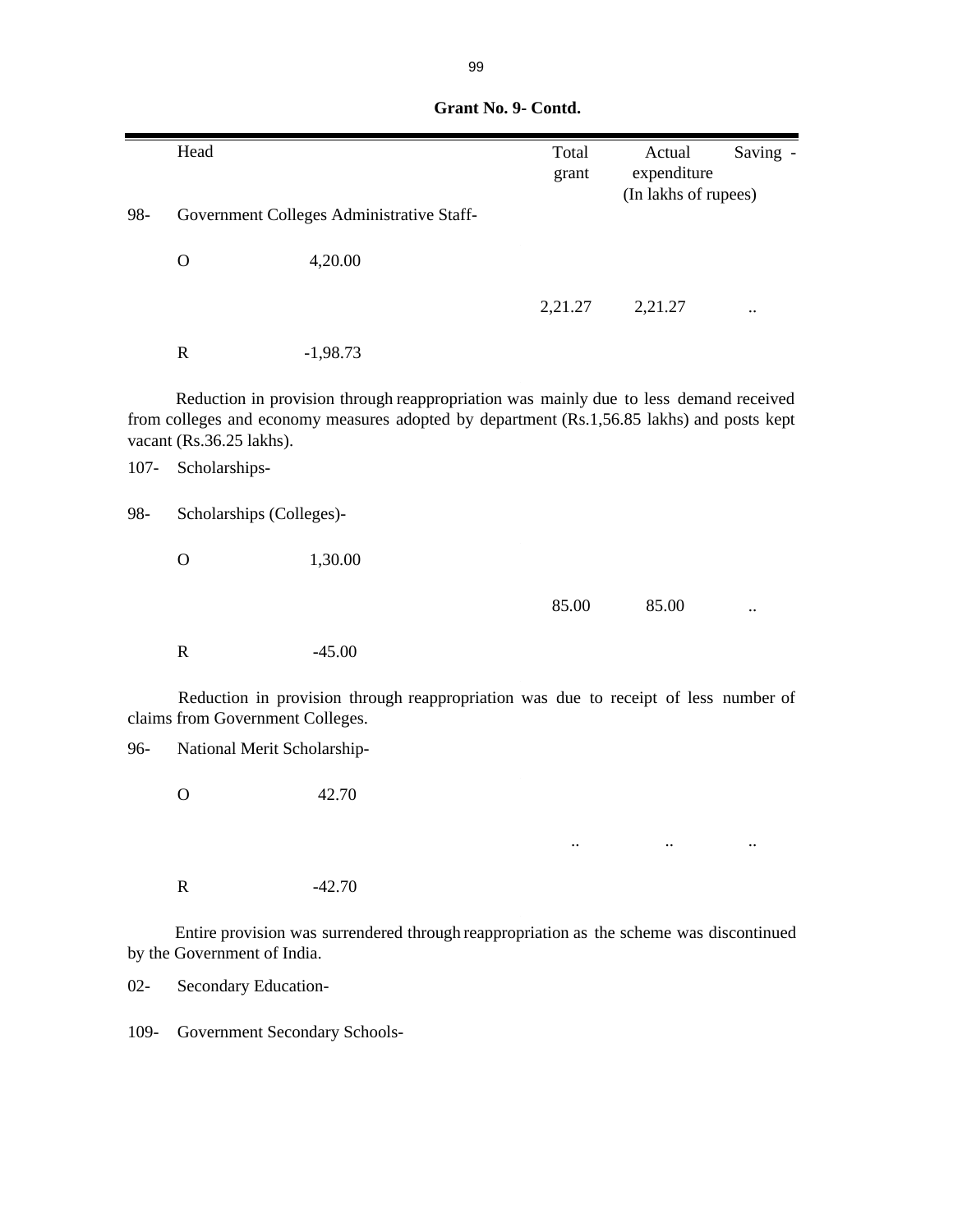**Grant No. 9- Contd.**

| Head | | Total grant | Actual expenditure | Saving - |
|---|---|---|---|---|
| | | | (In lakhs of rupees) | |
| 98- Government Colleges Administrative Staff- | | | | |
| O | 4,20.00 | | | |
| | | 2,21.27 | 2,21.27 | .. |
| R | -1,98.73 | | | |

Reduction in provision through reappropriation was mainly due to less demand received from colleges and economy measures adopted by department (Rs.1,56.85 lakhs) and posts kept vacant (Rs.36.25 lakhs).

107- Scholarships-

| Head | | Total grant | Actual expenditure | Saving - |
|---|---|---|---|---|
| 98- Scholarships (Colleges)- | | | | |
| O | 1,30.00 | | | |
| | | 85.00 | 85.00 | .. |
| R | -45.00 | | | |

Reduction in provision through reappropriation was due to receipt of less number of claims from Government Colleges.

| Head | | Total grant | Actual expenditure | Saving - |
|---|---|---|---|---|
| 96- National Merit Scholarship- | | | | |
| O | 42.70 | | | |
| | | .. | .. | .. |
| R | -42.70 | | | |

Entire provision was surrendered through reappropriation as the scheme was discontinued by the Government of India.

02- Secondary Education-

109- Government Secondary Schools-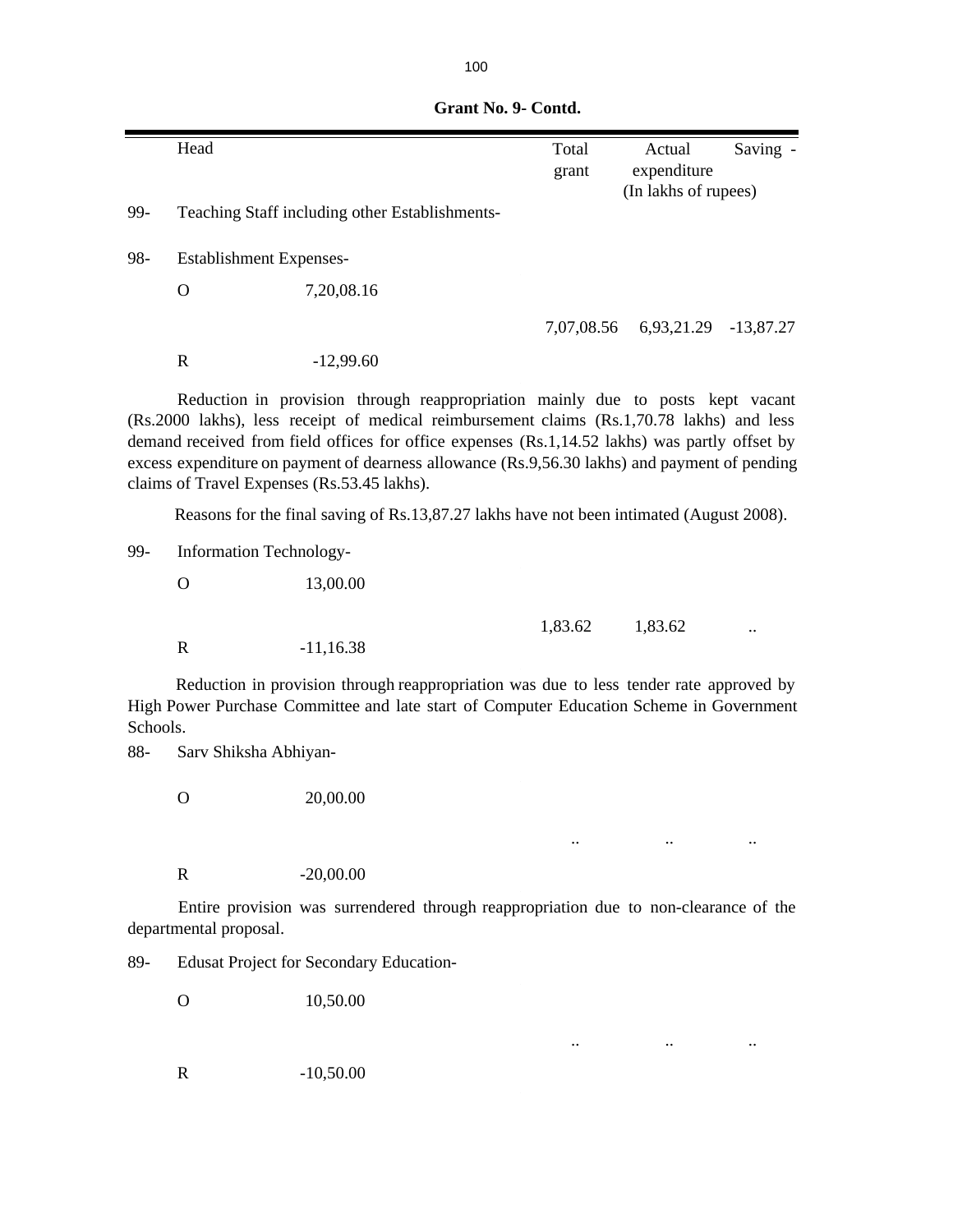**Grant No. 9- Contd.**

| | Head | | Total grant | Actual expenditure | Saving - |
|---|---|---|---|---|---|
| | | | | (In lakhs of rupees) | |
| 99- | Teaching Staff including other Establishments- | | | | |
| 98- | Establishment Expenses- | | | | |
| | O | 7,20,08.16 | | | |
| | | | 7,07,08.56 | 6,93,21.29 | -13,87.27 |
| | R | -12,99.60 | | | |

Reduction in provision through reappropriation mainly due to posts kept vacant (Rs.2000 lakhs), less receipt of medical reimbursement claims (Rs.1,70.78 lakhs) and less demand received from field offices for office expenses (Rs.1,14.52 lakhs) was partly offset by excess expenditure on payment of dearness allowance (Rs.9,56.30 lakhs) and payment of pending claims of Travel Expenses (Rs.53.45 lakhs).

Reasons for the final saving of Rs.13,87.27 lakhs have not been intimated (August 2008).

| | Head | | Total grant | Actual expenditure | Saving - |
|---|---|---|---|---|---|
| 99- | Information Technology- | | | | |
| | O | 13,00.00 | | | |
| | | | 1,83.62 | 1,83.62 | .. |
| | R | -11,16.38 | | | |

Reduction in provision through reappropriation was due to less tender rate approved by High Power Purchase Committee and late start of Computer Education Scheme in Government Schools.

| | Head | | Total grant | Actual expenditure | Saving - |
|---|---|---|---|---|---|
| 88- | Sarv Shiksha Abhiyan- | | | | |
| | O | 20,00.00 | | | |
| | | | .. | .. | .. |
| | R | -20,00.00 | | | |

Entire provision was surrendered through reappropriation due to non-clearance of the departmental proposal.

| | Head | | Total grant | Actual expenditure | Saving - |
|---|---|---|---|---|---|
| 89- | Edusat Project for Secondary Education- | | | | |
| | O | 10,50.00 | | | |
| | | | .. | .. | .. |
| | R | -10,50.00 | | | |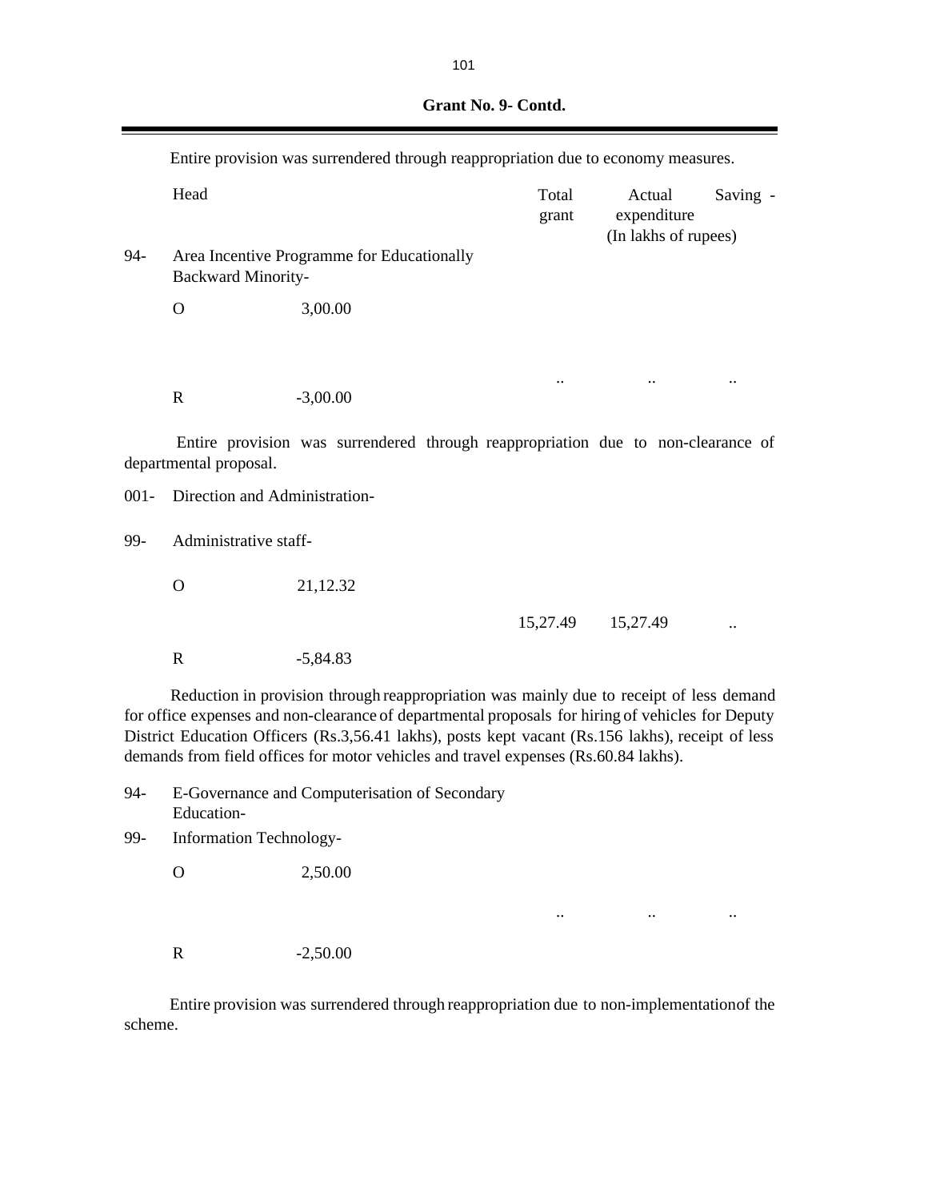**Grant No. 9- Contd.**

Entire provision was surrendered through reappropriation due to economy measures.

| Head | | Total grant | Actual expenditure | Saving - |
|---|---|---|---|---|
| | | | (In lakhs of rupees) | |
| 94- Area Incentive Programme for Educationally Backward Minority- | | | | |
| O | 3,00.00 | | | |
| | | .. | .. | .. |
| R | -3,00.00 | | | |

Entire provision was surrendered through reappropriation due to non-clearance of departmental proposal.

001- Direction and Administration-

| Head | | Total grant | Actual expenditure | Saving - |
|---|---|---|---|---|
| 99- Administrative staff- | | | | |
| O | 21,12.32 | | | |
| | | 15,27.49 | 15,27.49 | .. |
| R | -5,84.83 | | | |

Reduction in provision through reappropriation was mainly due to receipt of less demand for office expenses and non-clearance of departmental proposals for hiring of vehicles for Deputy District Education Officers (Rs.3,56.41 lakhs), posts kept vacant (Rs.156 lakhs), receipt of less demands from field offices for motor vehicles and travel expenses (Rs.60.84 lakhs).

94- E-Governance and Computerisation of Secondary Education-

| Head | | Total grant | Actual expenditure | Saving - |
|---|---|---|---|---|
| 99- Information Technology- | | | | |
| O | 2,50.00 | | | |
| | | .. | .. | .. |
| R | -2,50.00 | | | |

Entire provision was surrendered through reappropriation due to non-implementation of the scheme.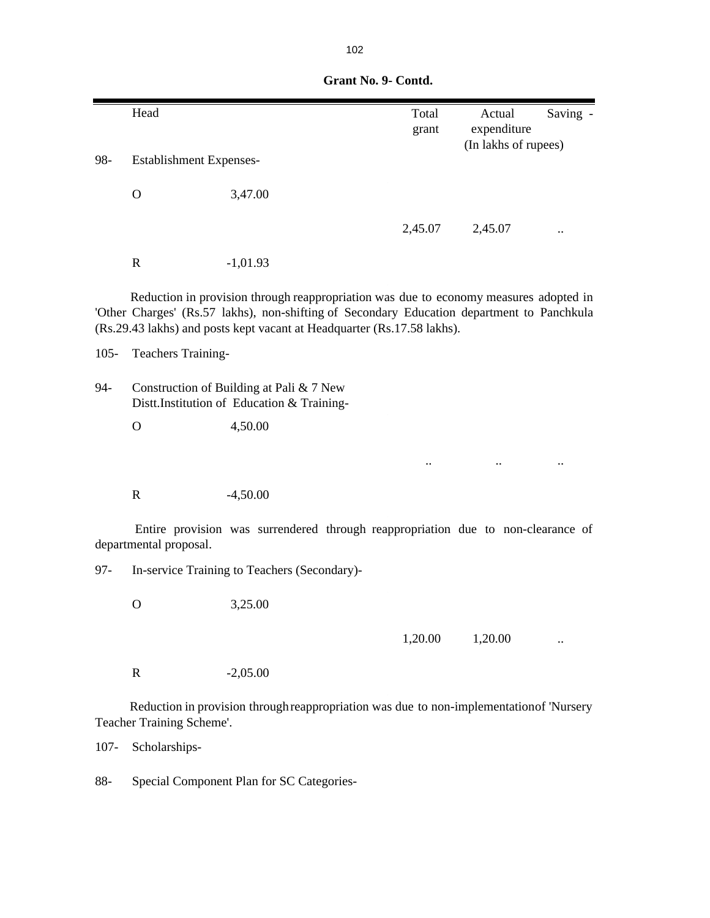**Grant No. 9- Contd.**

| | Head | | Total grant | Actual expenditure | Saving - |
|---|---|---|---|---|---|
| | | | | (In lakhs of rupees) | |
| 98- | Establishment Expenses- | | | | |
| | O | 3,47.00 | | | |
| | | | 2,45.07 | 2,45.07 | .. |
| | R | -1,01.93 | | | |

Reduction in provision through reappropriation was due to economy measures adopted in 'Other Charges' (Rs.57 lakhs), non-shifting of Secondary Education department to Panchkula (Rs.29.43 lakhs) and posts kept vacant at Headquarter (Rs.17.58 lakhs).

| | | | | | |
|---|---|---|---|---|---|
| 105- | Teachers Training- | | | | |
| 94- | Construction of Building at Pali & 7 New Distt.Institution of Education & Training- | | | | |
| | O | 4,50.00 | | | |
| | | | .. | .. | .. |
| | R | -4,50.00 | | | |

Entire provision was surrendered through reappropriation due to non-clearance of departmental proposal.

| | | | | | |
|---|---|---|---|---|---|
| 97- | In-service Training to Teachers (Secondary)- | | | | |
| | O | 3,25.00 | | | |
| | | | 1,20.00 | 1,20.00 | .. |
| | R | -2,05.00 | | | |

Reduction in provision through reappropriation was due to non-implementation of 'Nursery Teacher Training Scheme'.

107- Scholarships-

88- Special Component Plan for SC Categories-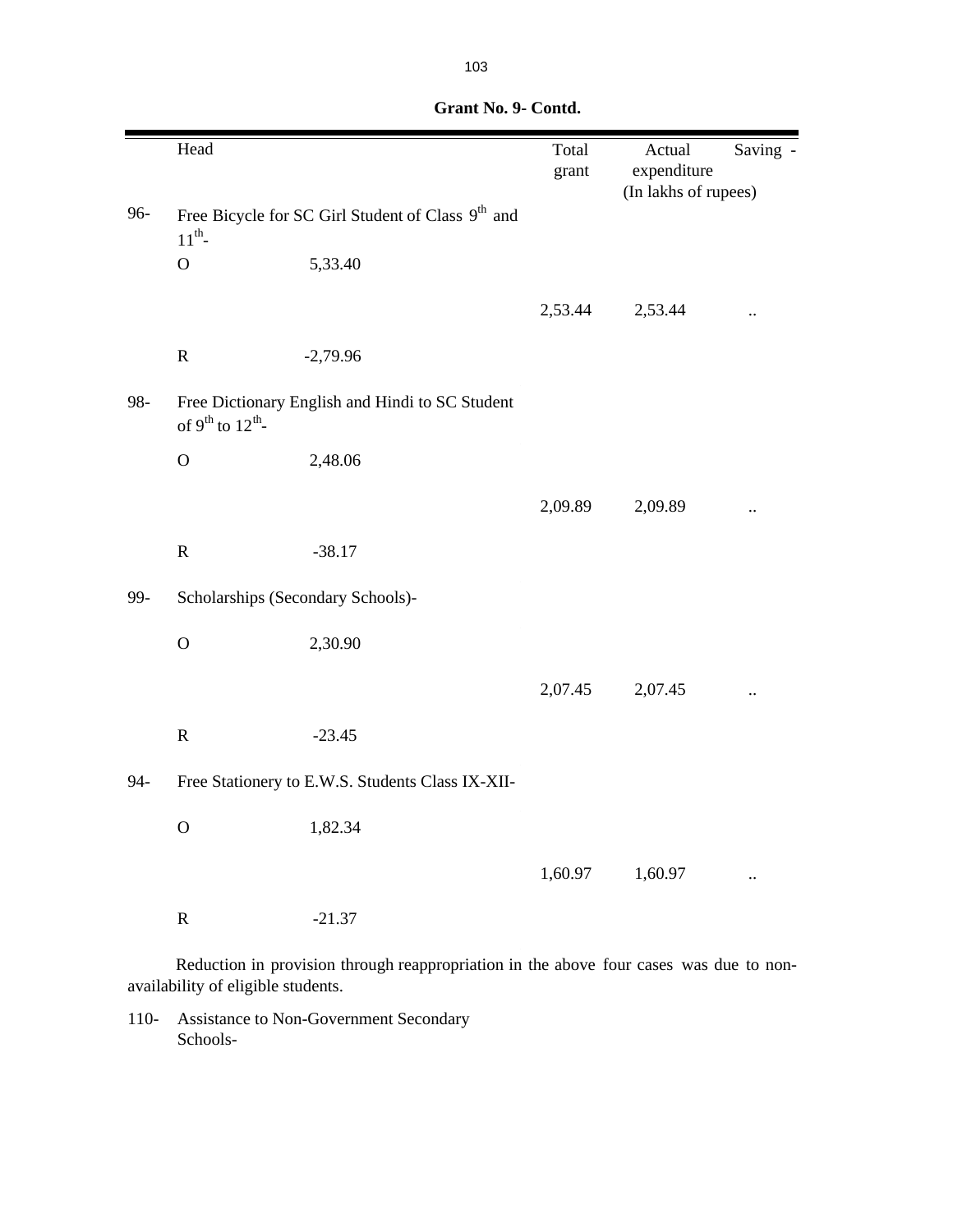**Grant No. 9- Contd.**

| | Head | | Total grant | Actual expenditure | Saving - |
|---|---|---|---|---|---|
| | | | | (In lakhs of rupees) | |
| 96- | Free Bicycle for SC Girl Student of Class 9th and 11th- | | | | |
| | O | 5,33.40 | | | |
| | | | 2,53.44 | 2,53.44 | .. |
| | R | -2,79.96 | | | |
| 98- | Free Dictionary English and Hindi to SC Student of 9th to 12th- | | | | |
| | O | 2,48.06 | | | |
| | | | 2,09.89 | 2,09.89 | .. |
| | R | -38.17 | | | |
| 99- | Scholarships (Secondary Schools)- | | | | |
| | O | 2,30.90 | | | |
| | | | 2,07.45 | 2,07.45 | .. |
| | R | -23.45 | | | |
| 94- | Free Stationery to E.W.S. Students Class IX-XII- | | | | |
| | O | 1,82.34 | | | |
| | | | 1,60.97 | 1,60.97 | .. |
| | R | -21.37 | | | |

Reduction in provision through reappropriation in the above four cases was due to non-availability of eligible students.

110- Assistance to Non-Government Secondary Schools-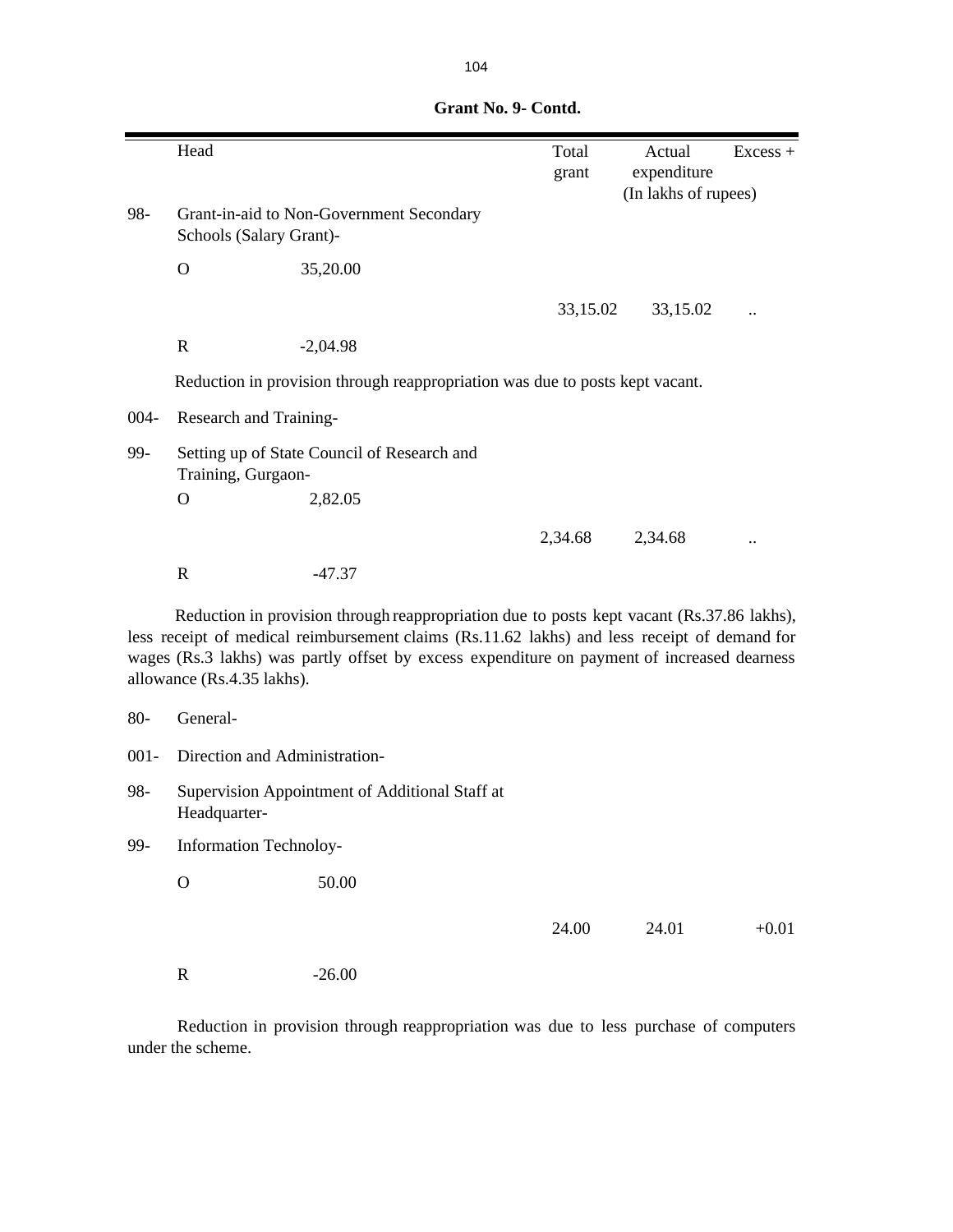**Grant No. 9- Contd.**

| | Head | | Total grant | Actual expenditure | Excess + |
|---|---|---|---|---|---|
| | | | | (In lakhs of rupees) | |
| 98- | Grant-in-aid to Non-Government Secondary Schools (Salary Grant)- | | | | |
| | O | 35,20.00 | | | |
| | | | 33,15.02 | 33,15.02 | .. |
| | R | -2,04.98 | | | |

Reduction in provision through reappropriation was due to posts kept vacant.

| | | | | | |
|---|---|---|---|---|---|
| 004- | Research and Training- | | | | |
| 99- | Setting up of State Council of Research and Training, Gurgaon- | | | | |
| | O | 2,82.05 | | | |
| | | | 2,34.68 | 2,34.68 | .. |
| | R | -47.37 | | | |

Reduction in provision through reappropriation due to posts kept vacant (Rs.37.86 lakhs), less receipt of medical reimbursement claims (Rs.11.62 lakhs) and less receipt of demand for wages (Rs.3 lakhs) was partly offset by excess expenditure on payment of increased dearness allowance (Rs.4.35 lakhs).

| | | | | | |
|---|---|---|---|---|---|
| 80- | General- | | | | |
| 001- | Direction and Administration- | | | | |
| 98- | Supervision Appointment of Additional Staff at Headquarter- | | | | |
| 99- | Information Technoloy- | | | | |
| | O | 50.00 | | | |
| | | | 24.00 | 24.01 | +0.01 |
| | R | -26.00 | | | |

Reduction in provision through reappropriation was due to less purchase of computers under the scheme.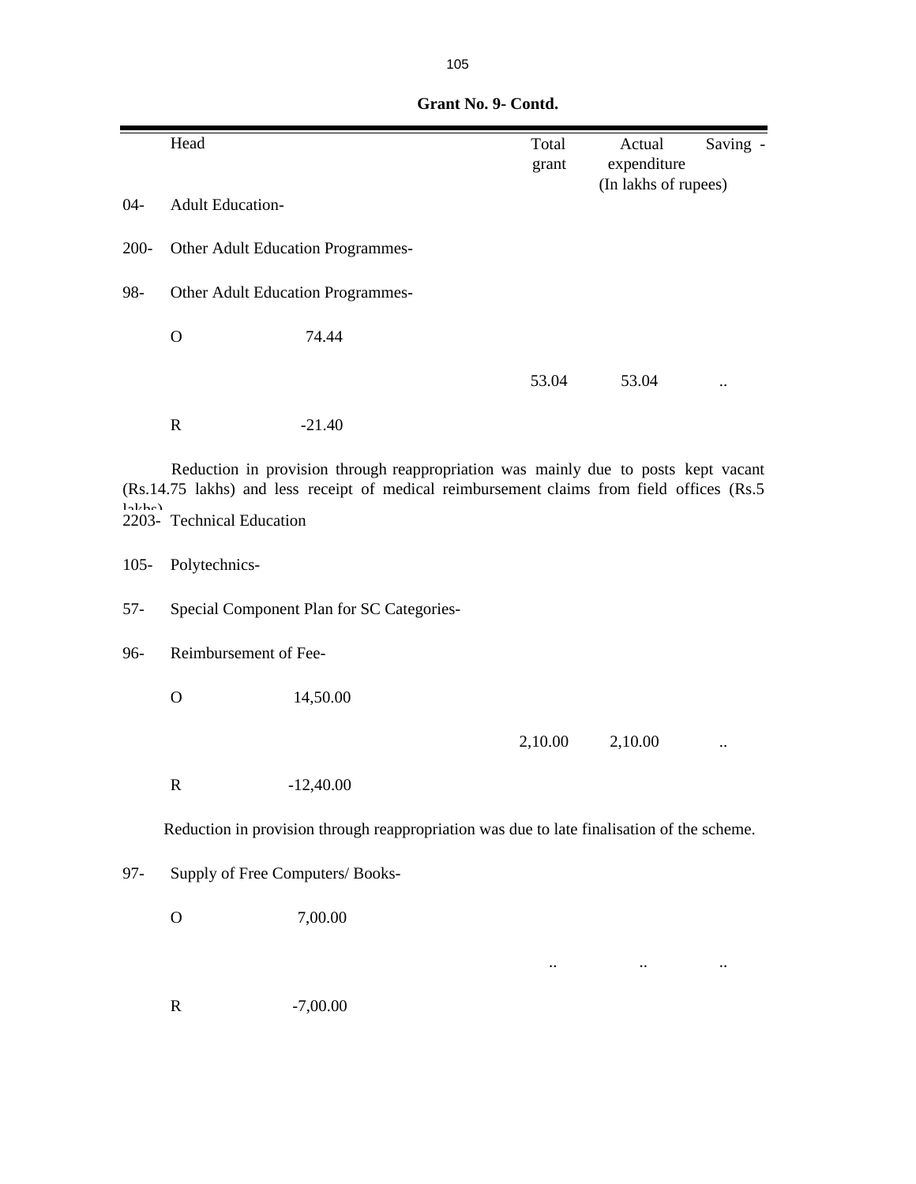**Grant No. 9- Contd.**

| | Head | | Total grant | Actual expenditure | Saving - |
|---|---|---|---|---|---|
| | | | | (In lakhs of rupees) | |
| 04- | Adult Education- | | | | |
| 200- | Other Adult Education Programmes- | | | | |
| 98- | Other Adult Education Programmes- | | | | |
| | O | 74.44 | | | |
| | | | 53.04 | 53.04 | .. |
| | R | -21.40 | | | |

Reduction in provision through reappropriation was mainly due to posts kept vacant (Rs.14.75 lakhs) and less receipt of medical reimbursement claims from field offices (Rs.5 lakhs)

| | Head | | Total grant | Actual expenditure | Saving - |
|---|---|---|---|---|---|
| 2203- | Technical Education | | | | |
| 105- | Polytechnics- | | | | |
| 57- | Special Component Plan for SC Categories- | | | | |
| 96- | Reimbursement of Fee- | | | | |
| | O | 14,50.00 | | | |
| | | | 2,10.00 | 2,10.00 | .. |
| | R | -12,40.00 | | | |

Reduction in provision through reappropriation was due to late finalisation of the scheme.

| | Head | | Total grant | Actual expenditure | Saving - |
|---|---|---|---|---|---|
| 97- | Supply of Free Computers/ Books- | | | | |
| | O | 7,00.00 | | | |
| | | | .. | .. | .. |
| | R | -7,00.00 | | | |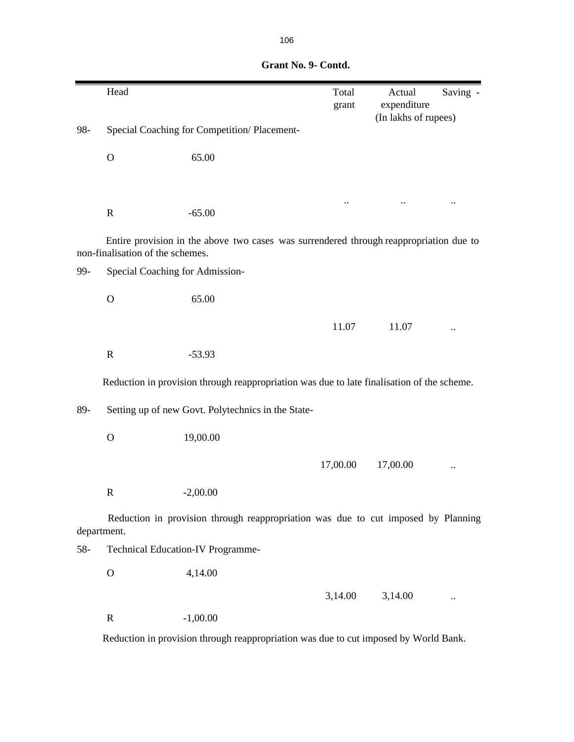**Grant No. 9- Contd.**

| | Head | | Total grant | Actual expenditure | Saving - |
|---|---|---|---|---|---|
| | | | | (In lakhs of rupees) | |
| 98- | Special Coaching for Competition/ Placement- | | | | |
| | O | 65.00 | | | |
| | | | .. | .. | .. |
| | R | -65.00 | | | |

Entire provision in the above two cases was surrendered through reappropriation due to non-finalisation of the schemes.

| | Head | | Total grant | Actual expenditure | Saving - |
|---|---|---|---|---|---|
| 99- | Special Coaching for Admission- | | | | |
| | O | 65.00 | | | |
| | | | 11.07 | 11.07 | .. |
| | R | -53.93 | | | |

Reduction in provision through reappropriation was due to late finalisation of the scheme.

| | Head | | Total grant | Actual expenditure | Saving - |
|---|---|---|---|---|---|
| 89- | Setting up of new Govt. Polytechnics in the State- | | | | |
| | O | 19,00.00 | | | |
| | | | 17,00.00 | 17,00.00 | .. |
| | R | -2,00.00 | | | |

Reduction in provision through reappropriation was due to cut imposed by Planning department.

| | Head | | Total grant | Actual expenditure | Saving - |
|---|---|---|---|---|---|
| 58- | Technical Education-IV Programme- | | | | |
| | O | 4,14.00 | | | |
| | | | 3,14.00 | 3,14.00 | .. |
| | R | -1,00.00 | | | |

Reduction in provision through reappropriation was due to cut imposed by World Bank.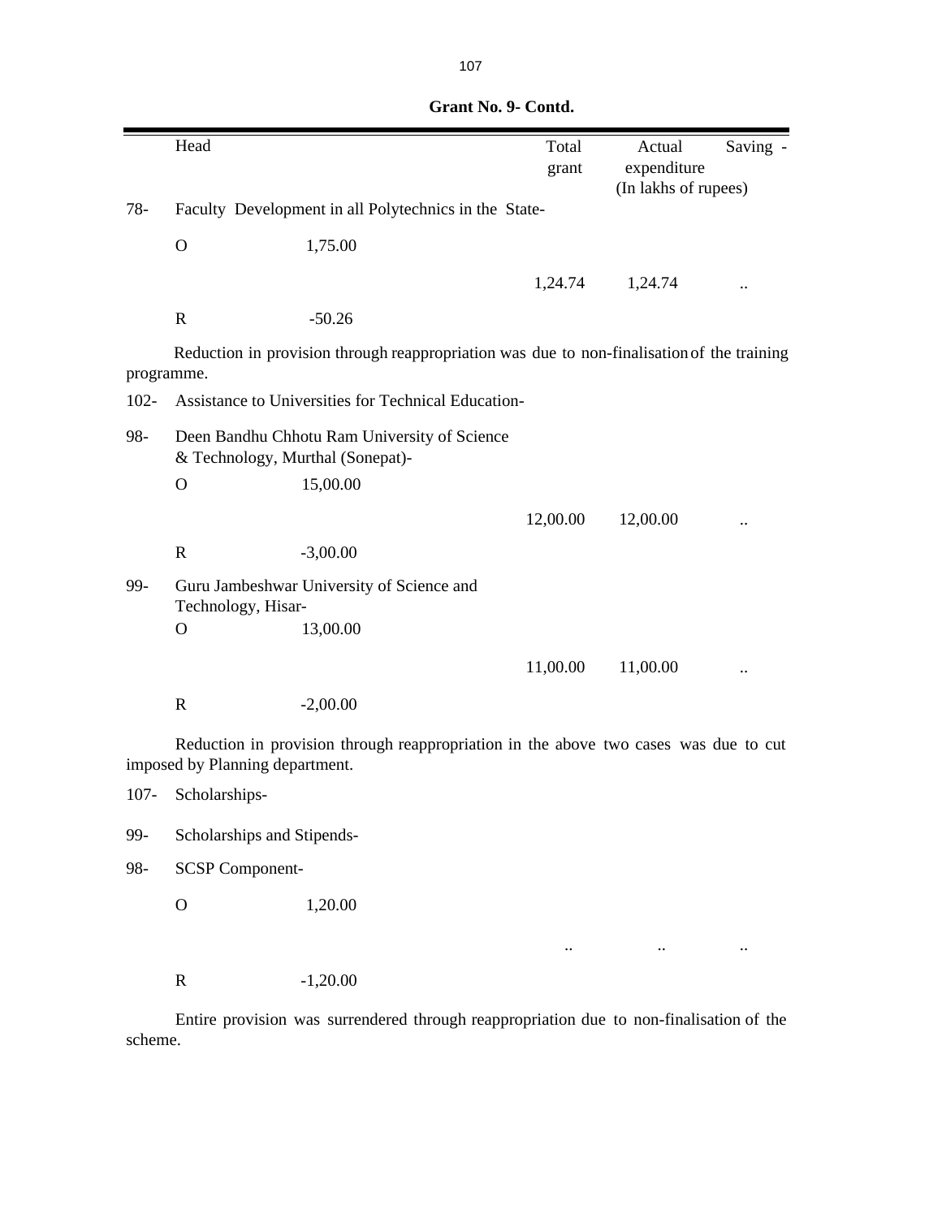**Grant No. 9- Contd.**

| | Head | | Total grant | Actual expenditure | Saving - |
|---|---|---|---|---|---|
| | | | | (In lakhs of rupees) | |
| 78- | Faculty Development in all Polytechnics in the State- | | | | |
| | O | 1,75.00 | | | |
| | | | 1,24.74 | 1,24.74 | .. |
| | R | -50.26 | | | |

Reduction in provision through reappropriation was due to non-finalisation of the training programme.

| | Head | | Total grant | Actual expenditure | Saving - |
|---|---|---|---|---|---|
| 102- | Assistance to Universities for Technical Education- | | | | |
| 98- | Deen Bandhu Chhotu Ram University of Science & Technology, Murthal (Sonepat)- | | | | |
| | O | 15,00.00 | | | |
| | | | 12,00.00 | 12,00.00 | .. |
| | R | -3,00.00 | | | |
| 99- | Guru Jambeshwar University of Science and Technology, Hisar- | | | | |
| | O | 13,00.00 | | | |
| | | | 11,00.00 | 11,00.00 | .. |
| | R | -2,00.00 | | | |

Reduction in provision through reappropriation in the above two cases was due to cut imposed by Planning department.

| | Head | | Total grant | Actual expenditure | Saving - |
|---|---|---|---|---|---|
| 107- | Scholarships- | | | | |
| 99- | Scholarships and Stipends- | | | | |
| 98- | SCSP Component- | | | | |
| | O | 1,20.00 | | | |
| | | | .. | .. | .. |
| | R | -1,20.00 | | | |

Entire provision was surrendered through reappropriation due to non-finalisation of the scheme.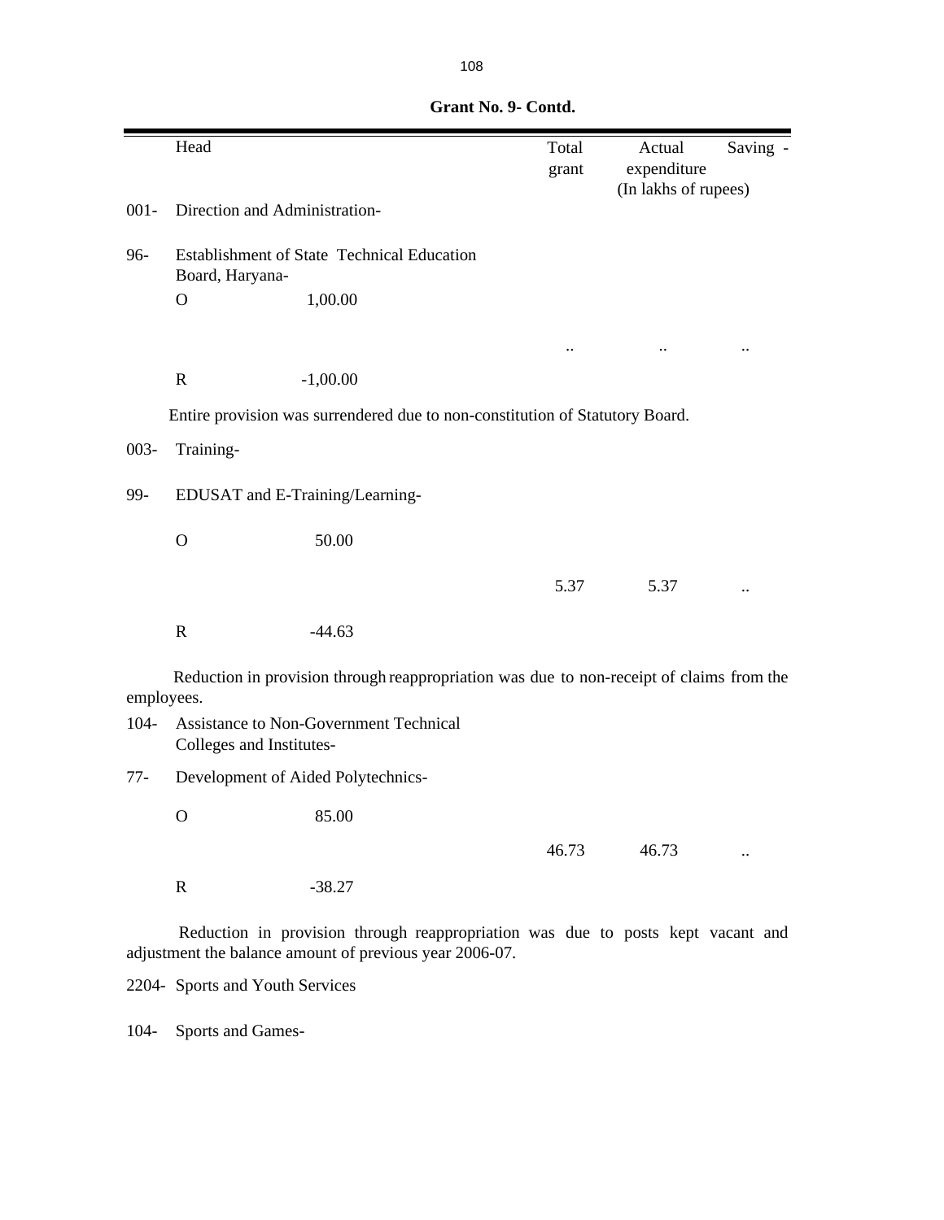**Grant No. 9- Contd.**

| | Head | | Total grant | Actual expenditure | Saving - |
|---|---|---|---|---|---|
| | | | | (In lakhs of rupees) | |
| 001- | Direction and Administration- | | | | |
| 96- | Establishment of State Technical Education Board, Haryana- | | | | |
| | O | 1,00.00 | | | |
| | | | .. | .. | .. |
| | R | -1,00.00 | | | |

Entire provision was surrendered due to non-constitution of Statutory Board.

| | Head | | Total grant | Actual expenditure | Saving - |
|---|---|---|---|---|---|
| 003- | Training- | | | | |
| 99- | EDUSAT and E-Training/Learning- | | | | |
| | O | 50.00 | | | |
| | | | 5.37 | 5.37 | .. |
| | R | -44.63 | | | |

Reduction in provision through reappropriation was due to non-receipt of claims from the employees.

| | Head | | Total grant | Actual expenditure | Saving - |
|---|---|---|---|---|---|
| 104- | Assistance to Non-Government Technical Colleges and Institutes- | | | | |
| 77- | Development of Aided Polytechnics- | | | | |
| | O | 85.00 | | | |
| | | | 46.73 | 46.73 | .. |
| | R | -38.27 | | | |

Reduction in provision through reappropriation was due to posts kept vacant and adjustment the balance amount of previous year 2006-07.

2204- Sports and Youth Services

104- Sports and Games-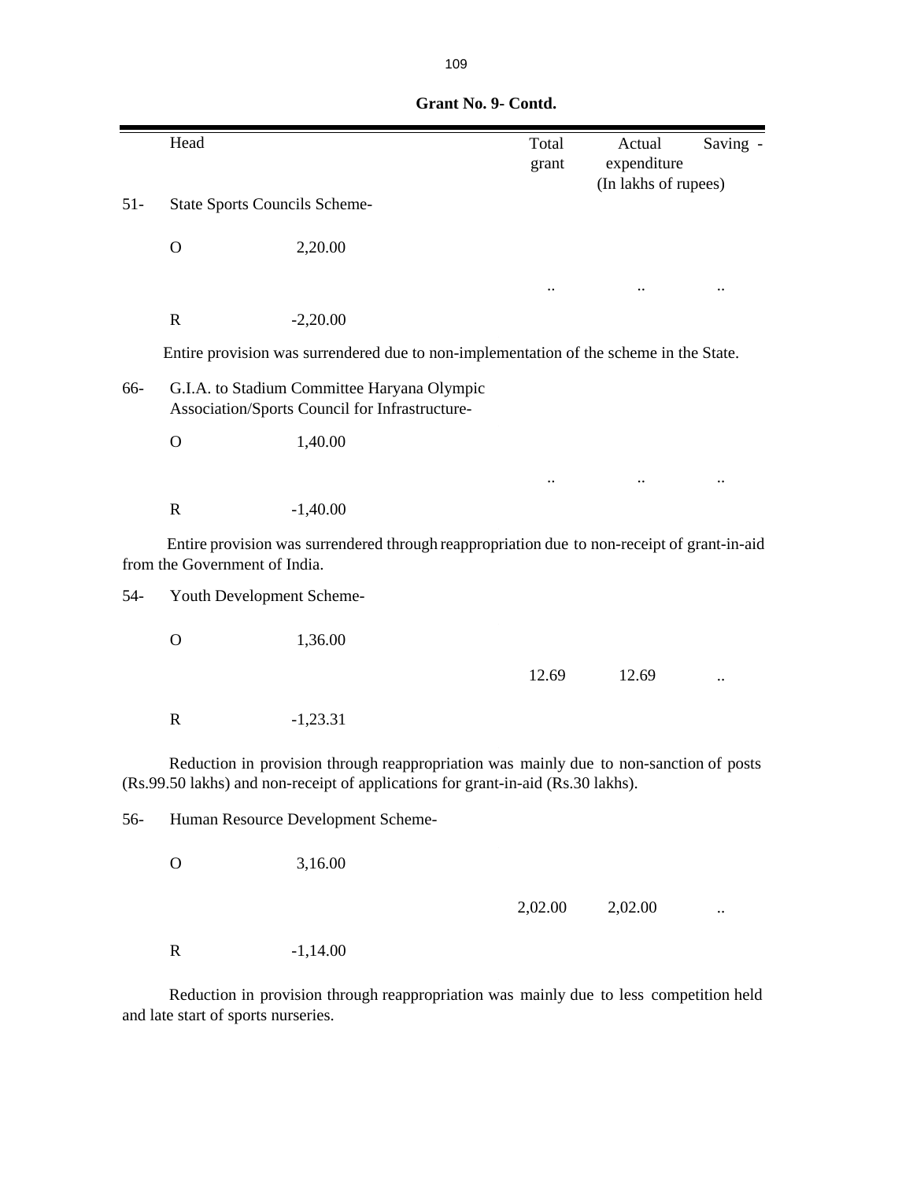**Grant No. 9- Contd.**

| | Head | | Total grant | Actual expenditure | Saving - |
|---|---|---|---|---|---|
| | | | (In lakhs of rupees) | | |
| 51- | State Sports Councils Scheme- | | | | |
| | O | 2,20.00 | | | |
| | | | .. | .. | .. |
| | R | -2,20.00 | | | |

Entire provision was surrendered due to non-implementation of the scheme in the State.

| | | | | | |
|---|---|---|---|---|---|
| 66- | G.I.A. to Stadium Committee Haryana Olympic Association/Sports Council for Infrastructure- | | | | |
| | O | 1,40.00 | | | |
| | | | .. | .. | .. |
| | R | -1,40.00 | | | |

Entire provision was surrendered through reappropriation due to non-receipt of grant-in-aid from the Government of India.

| | | | | | |
|---|---|---|---|---|---|
| 54- | Youth Development Scheme- | | | | |
| | O | 1,36.00 | | | |
| | | | 12.69 | 12.69 | .. |
| | R | -1,23.31 | | | |

Reduction in provision through reappropriation was mainly due to non-sanction of posts (Rs.99.50 lakhs) and non-receipt of applications for grant-in-aid (Rs.30 lakhs).

| | | | | | |
|---|---|---|---|---|---|
| 56- | Human Resource Development Scheme- | | | | |
| | O | 3,16.00 | | | |
| | | | 2,02.00 | 2,02.00 | .. |
| | R | -1,14.00 | | | |

Reduction in provision through reappropriation was mainly due to less competition held and late start of sports nurseries.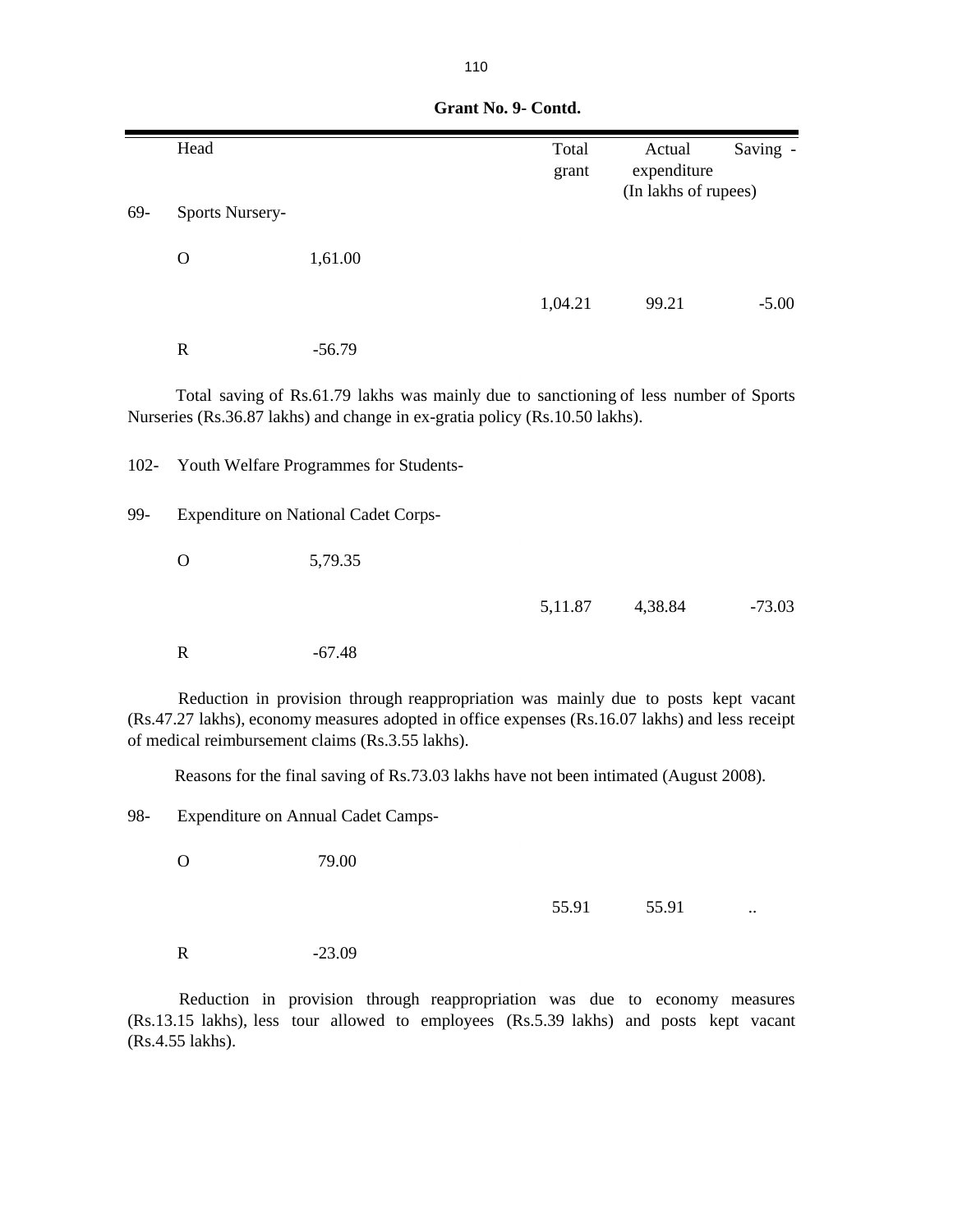**Grant No. 9- Contd.**

| | Head | | Total grant | Actual expenditure | Saving - |
|---|---|---|---|---|---|
| | | | | (In lakhs of rupees) | |
| 69- | Sports Nursery- | | | | |
| | O | 1,61.00 | | | |
| | | | 1,04.21 | 99.21 | -5.00 |
| | R | -56.79 | | | |

Total saving of Rs.61.79 lakhs was mainly due to sanctioning of less number of Sports Nurseries (Rs.36.87 lakhs) and change in ex-gratia policy (Rs.10.50 lakhs).

| | | | | | |
|---|---|---|---|---|---|
| 102- | Youth Welfare Programmes for Students- | | | | |
| 99- | Expenditure on National Cadet Corps- | | | | |
| | O | 5,79.35 | | | |
| | | | 5,11.87 | 4,38.84 | -73.03 |
| | R | -67.48 | | | |

Reduction in provision through reappropriation was mainly due to posts kept vacant (Rs.47.27 lakhs), economy measures adopted in office expenses (Rs.16.07 lakhs) and less receipt of medical reimbursement claims (Rs.3.55 lakhs).

Reasons for the final saving of Rs.73.03 lakhs have not been intimated (August 2008).

| | | | | | |
|---|---|---|---|---|---|
| 98- | Expenditure on Annual Cadet Camps- | | | | |
| | O | 79.00 | | | |
| | | | 55.91 | 55.91 | .. |
| | R | -23.09 | | | |

Reduction in provision through reappropriation was due to economy measures (Rs.13.15 lakhs), less tour allowed to employees (Rs.5.39 lakhs) and posts kept vacant (Rs.4.55 lakhs).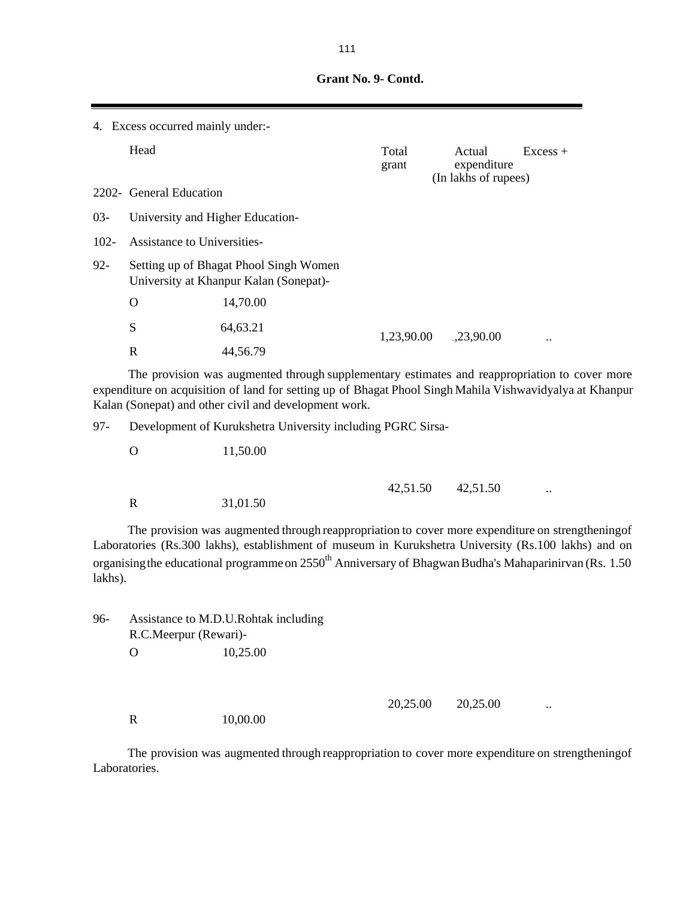**Grant No. 9- Contd.**

4. Excess occurred mainly under:-

| | Head | | Total grant | Actual expenditure | Excess + |
|---|---|---|---|---|---|
| | | | | (In lakhs of rupees) | |
| 2202- | General Education | | | | |
| 03- | University and Higher Education- | | | | |
| 102- | Assistance to Universities- | | | | |
| 92- | Setting up of Bhagat Phool Singh Women University at Khanpur Kalan (Sonepat)- | | | | |
| | O | 14,70.00 | | | |
| | S | 64,63.21 | 1,23,90.00 | .,23,90.00 | .. |
| | R | 44,56.79 | | | |

The provision was augmented through supplementary estimates and reappropriation to cover more expenditure on acquisition of land for setting up of Bhagat Phool Singh Mahila Vishwavidyalya at Khanpur Kalan (Sonepat) and other civil and development work.

| | Head | | Total grant | Actual expenditure | Excess + |
|---|---|---|---|---|---|
| 97- | Development of Kurukshetra University including PGRC Sirsa- | | | | |
| | O | 11,50.00 | 42,51.50 | 42,51.50 | .. |
| | R | 31,01.50 | | | |

The provision was augmented through reappropriation to cover more expenditure on strengtheningof Laboratories (Rs.300 lakhs), establishment of museum in Kurukshetra University (Rs.100 lakhs) and on organising the educational programme on 2550th Anniversary of Bhagwan Budha's Mahaparinirvan (Rs. 1.50 lakhs).

| | Head | | Total grant | Actual expenditure | Excess + |
|---|---|---|---|---|---|
| 96- | Assistance to M.D.U.Rohtak including R.C.Meerpur (Rewari)- | | | | |
| | O | 10,25.00 | 20,25.00 | 20,25.00 | .. |
| | R | 10,00.00 | | | |

The provision was augmented through reappropriation to cover more expenditure on strengtheningof Laboratories.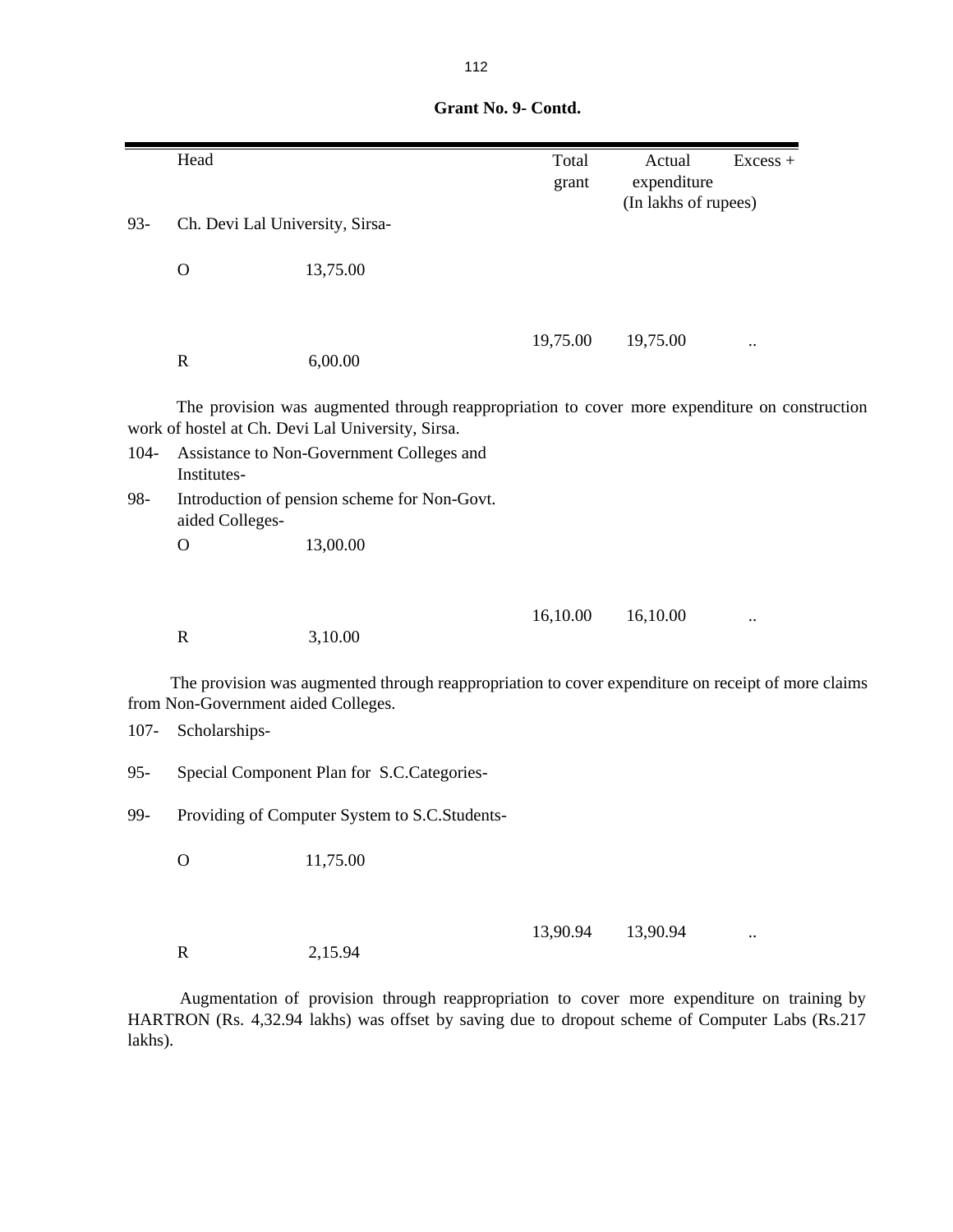**Grant No. 9- Contd.**

| | Head | | Total grant | Actual expenditure | Excess + |
|---|---|---|---|---|---|
| | | | | (In lakhs of rupees) | |
| 93- | Ch. Devi Lal University, Sirsa- | | | | |
| | O | 13,75.00 | | | |
| | | | 19,75.00 | 19,75.00 | .. |
| | R | 6,00.00 | | | |

The provision was augmented through reappropriation to cover more expenditure on construction work of hostel at Ch. Devi Lal University, Sirsa.

| | Head | | Total grant | Actual expenditure | Excess + |
|---|---|---|---|---|---|
| 104- | Assistance to Non-Government Colleges and Institutes- | | | | |
| 98- | Introduction of pension scheme for Non-Govt. aided Colleges- | | | | |
| | O | 13,00.00 | | | |
| | | | 16,10.00 | 16,10.00 | .. |
| | R | 3,10.00 | | | |

The provision was augmented through reappropriation to cover expenditure on receipt of more claims from Non-Government aided Colleges.

| | Head | | Total grant | Actual expenditure | Excess + |
|---|---|---|---|---|---|
| 107- | Scholarships- | | | | |
| 95- | Special Component Plan for S.C.Categories- | | | | |
| 99- | Providing of Computer System to S.C.Students- | | | | |
| | O | 11,75.00 | | | |
| | | | 13,90.94 | 13,90.94 | .. |
| | R | 2,15.94 | | | |

Augmentation of provision through reappropriation to cover more expenditure on training by HARTRON (Rs. 4,32.94 lakhs) was offset by saving due to dropout scheme of Computer Labs (Rs.217 lakhs).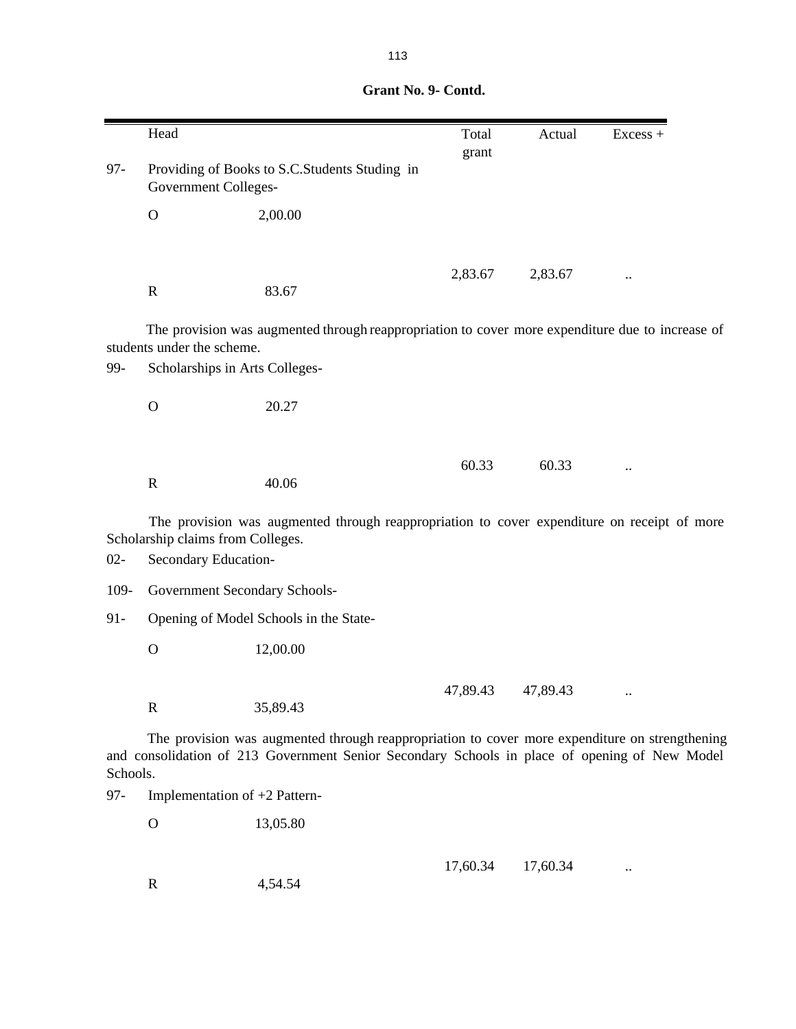**Grant No. 9- Contd.**

| | Head | | Total grant | Actual | Excess + |
|---|---|---|---|---|---|
| 97- | Providing of Books to S.C.Students Studing in Government Colleges- | | | | |
| | O | 2,00.00 | | | |
| | | | 2,83.67 | 2,83.67 | .. |
| | R | 83.67 | | | |

The provision was augmented through reappropriation to cover more expenditure due to increase of students under the scheme.

| | | | | | |
|---|---|---|---|---|---|
| 99- | Scholarships in Arts Colleges- | | | | |
| | O | 20.27 | | | |
| | | | 60.33 | 60.33 | .. |
| | R | 40.06 | | | |

The provision was augmented through reappropriation to cover expenditure on receipt of more Scholarship claims from Colleges.

02- Secondary Education-

109- Government Secondary Schools-

| | | | | | |
|---|---|---|---|---|---|
| 91- | Opening of Model Schools in the State- | | | | |
| | O | 12,00.00 | | | |
| | | | 47,89.43 | 47,89.43 | .. |
| | R | 35,89.43 | | | |

The provision was augmented through reappropriation to cover more expenditure on strengthening and consolidation of 213 Government Senior Secondary Schools in place of opening of New Model Schools.

| | | | | | |
|---|---|---|---|---|---|
| 97- | Implementation of +2 Pattern- | | | | |
| | O | 13,05.80 | | | |
| | | | 17,60.34 | 17,60.34 | .. |
| | R | 4,54.54 | | | |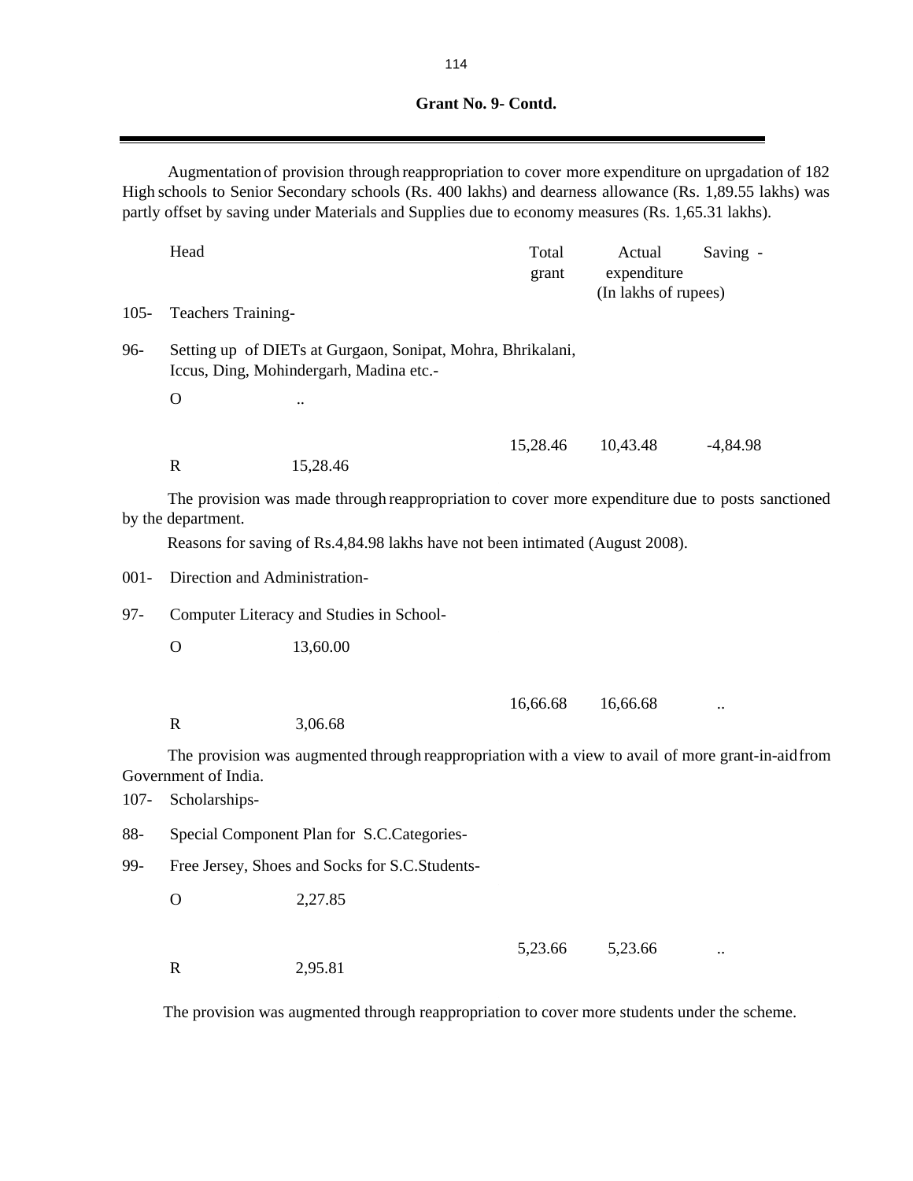**Grant No. 9- Contd.**

---

Augmentation of provision through reappropriation to cover more expenditure on uprgadation of 182 High schools to Senior Secondary schools (Rs. 400 lakhs) and dearness allowance (Rs. 1,89.55 lakhs) was partly offset by saving under Materials and Supplies due to economy measures (Rs. 1,65.31 lakhs).

| | Head | | Total grant | Actual expenditure | Saving - |
|---|---|---|---|---|---|
| | | | | (In lakhs of rupees) | |
| 105- | Teachers Training- | | | | |
| 96- | Setting up of DIETs at Gurgaon, Sonipat, Mohra, Bhrikalani, Iccus, Ding, Mohindergarh, Madina etc.- | | | | |
| | O | .. | | | |
| | R | 15,28.46 | 15,28.46 | 10,43.48 | -4,84.98 |

The provision was made through reappropriation to cover more expenditure due to posts sanctioned by the department.

Reasons for saving of Rs.4,84.98 lakhs have not been intimated (August 2008).

| | Head | | Total grant | Actual expenditure | Saving - |
|---|---|---|---|---|---|
| 001- | Direction and Administration- | | | | |
| 97- | Computer Literacy and Studies in School- | | | | |
| | O | 13,60.00 | | | |
| | R | 3,06.68 | 16,66.68 | 16,66.68 | .. |

The provision was augmented through reappropriation with a view to avail of more grant-in-aid from Government of India.

| | Head | | Total grant | Actual expenditure | Saving - |
|---|---|---|---|---|---|
| 107- | Scholarships- | | | | |
| 88- | Special Component Plan for S.C.Categories- | | | | |
| 99- | Free Jersey, Shoes and Socks for S.C.Students- | | | | |
| | O | 2,27.85 | | | |
| | R | 2,95.81 | 5,23.66 | 5,23.66 | .. |

The provision was augmented through reappropriation to cover more students under the scheme.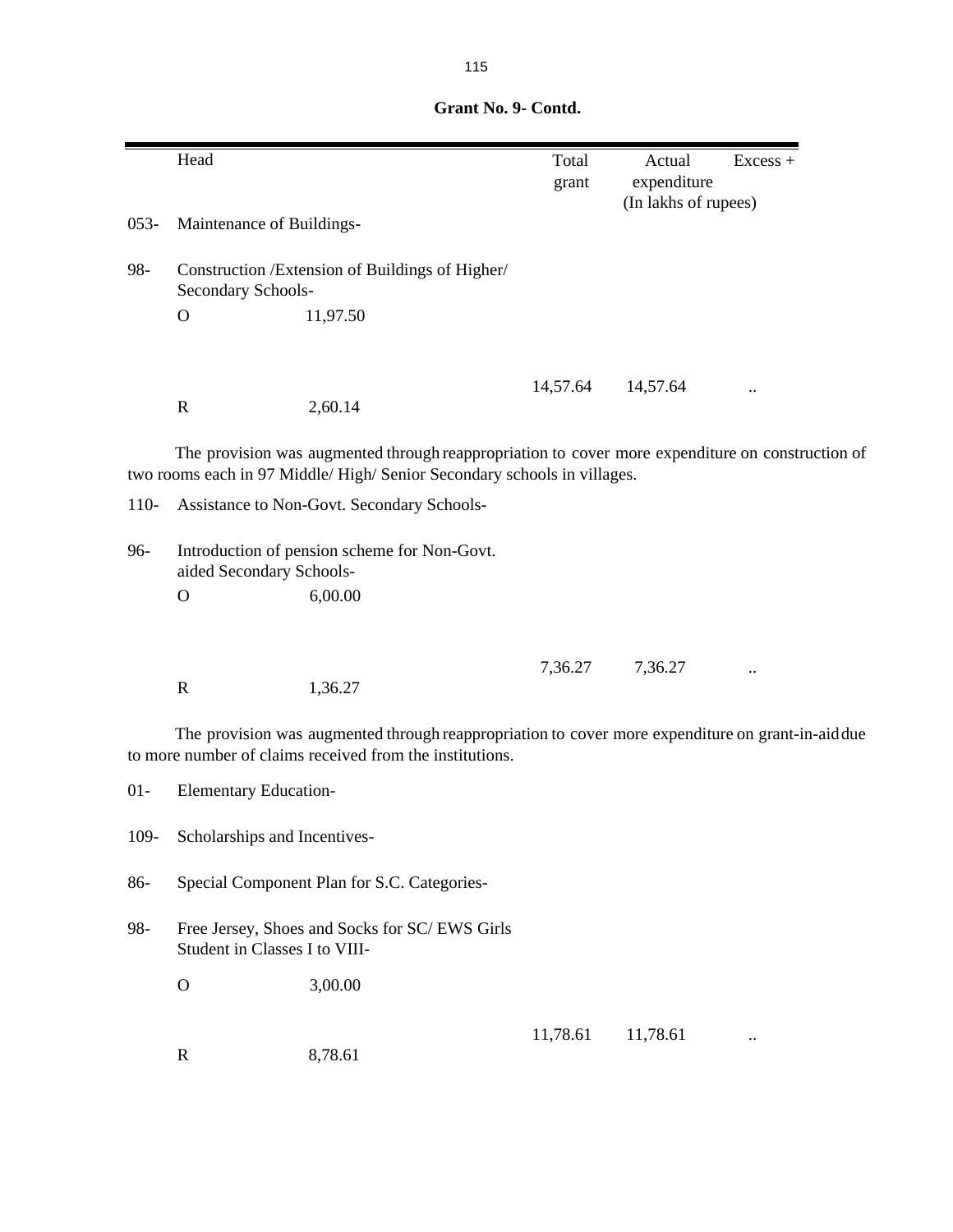**Grant No. 9- Contd.**

| | Head | | Total grant | Actual expenditure | Excess + |
|---|---|---|---|---|---|
| | | | | (In lakhs of rupees) | |
| 053- | Maintenance of Buildings- | | | | |
| 98- | Construction /Extension of Buildings of Higher/ Secondary Schools- | | | | |
| | O | 11,97.50 | | | |
| | | | 14,57.64 | 14,57.64 | .. |
| | R | 2,60.14 | | | |

The provision was augmented through reappropriation to cover more expenditure on construction of two rooms each in 97 Middle/ High/ Senior Secondary schools in villages.

| | Head | | Total grant | Actual expenditure | Excess + |
|---|---|---|---|---|---|
| 110- | Assistance to Non-Govt. Secondary Schools- | | | | |
| 96- | Introduction of pension scheme for Non-Govt. aided Secondary Schools- | | | | |
| | O | 6,00.00 | | | |
| | | | 7,36.27 | 7,36.27 | .. |
| | R | 1,36.27 | | | |

The provision was augmented through reappropriation to cover more expenditure on grant-in-aid due to more number of claims received from the institutions.

| | Head | | Total grant | Actual expenditure | Excess + |
|---|---|---|---|---|---|
| 01- | Elementary Education- | | | | |
| 109- | Scholarships and Incentives- | | | | |
| 86- | Special Component Plan for S.C. Categories- | | | | |
| 98- | Free Jersey, Shoes and Socks for SC/ EWS Girls Student in Classes I to VIII- | | | | |
| | O | 3,00.00 | | | |
| | | | 11,78.61 | 11,78.61 | .. |
| | R | 8,78.61 | | | |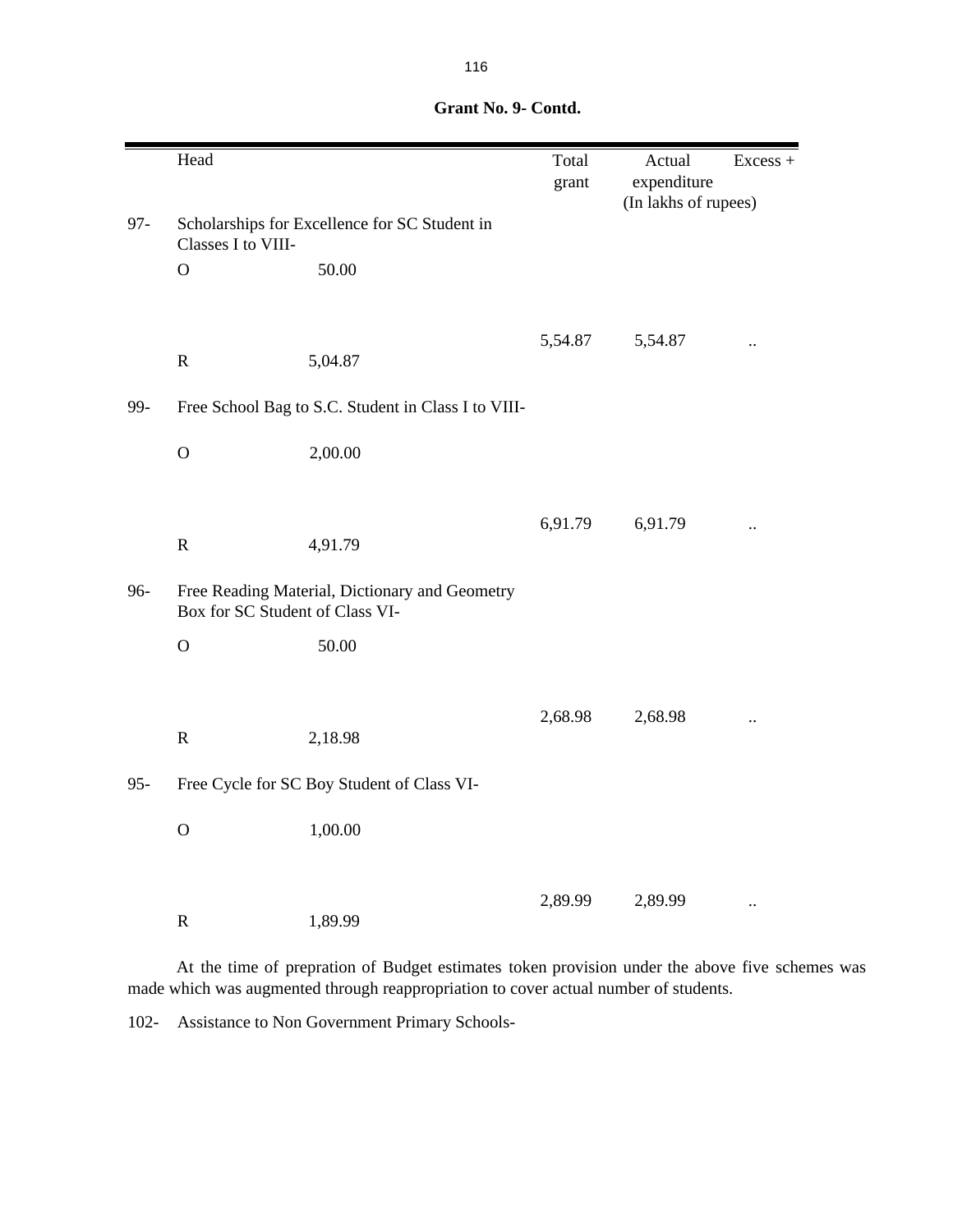**Grant No. 9- Contd.**

| | Head | | Total grant | Actual expenditure | Excess + |
|---|---|---|---|---|---|
| | | | | (In lakhs of rupees) | |
| 97- | Scholarships for Excellence for SC Student in Classes I to VIII- | | | | |
| | O | 50.00 | | | |
| | | | 5,54.87 | 5,54.87 | .. |
| | R | 5,04.87 | | | |
| 99- | Free School Bag to S.C. Student in Class I to VIII- | | | | |
| | O | 2,00.00 | | | |
| | | | 6,91.79 | 6,91.79 | .. |
| | R | 4,91.79 | | | |
| 96- | Free Reading Material, Dictionary and Geometry Box for SC Student of Class VI- | | | | |
| | O | 50.00 | | | |
| | | | 2,68.98 | 2,68.98 | .. |
| | R | 2,18.98 | | | |
| 95- | Free Cycle for SC Boy Student of Class VI- | | | | |
| | O | 1,00.00 | | | |
| | | | 2,89.99 | 2,89.99 | .. |
| | R | 1,89.99 | | | |

At the time of prepration of Budget estimates token provision under the above five schemes was made which was augmented through reappropriation to cover actual number of students.

102- Assistance to Non Government Primary Schools-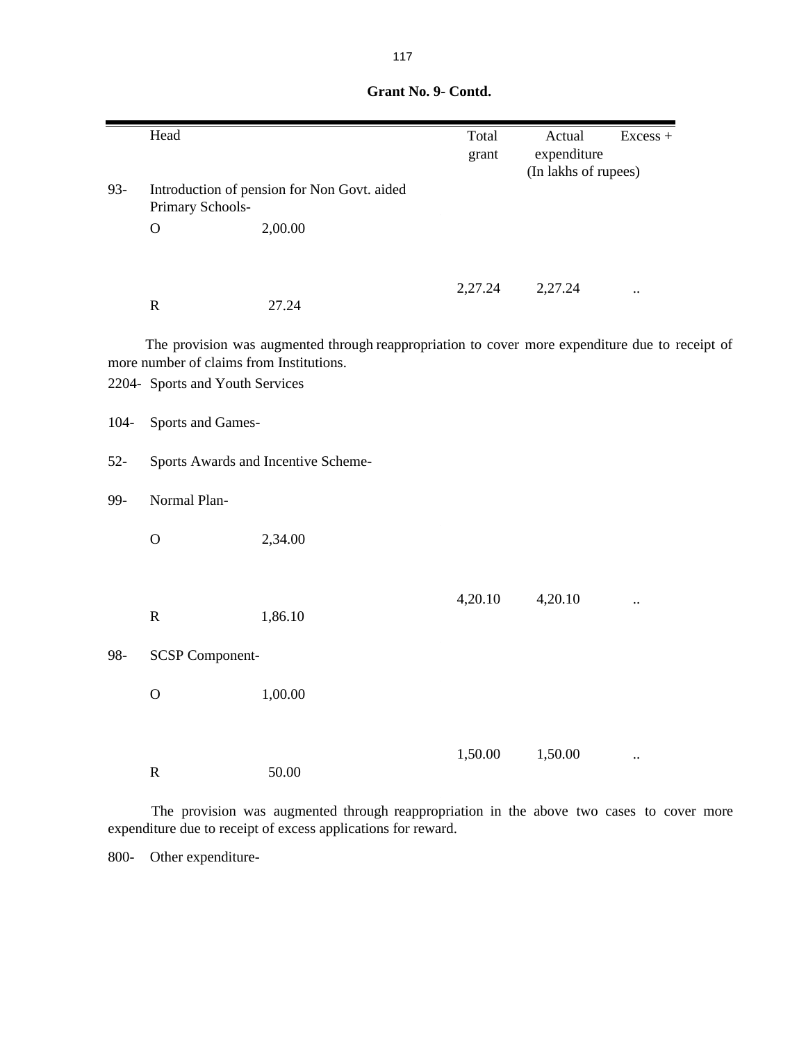**Grant No. 9- Contd.**

| | Head | | Total grant | Actual expenditure | Excess + |
|---|---|---|---|---|---|
| | | | | (In lakhs of rupees) | |
| 93- | Introduction of pension for Non Govt. aided Primary Schools- | | | | |
| | O | 2,00.00 | | | |
| | | | 2,27.24 | 2,27.24 | .. |
| | R | 27.24 | | | |

The provision was augmented through reappropriation to cover more expenditure due to receipt of more number of claims from Institutions.

2204- Sports and Youth Services

104- Sports and Games-

52- Sports Awards and Incentive Scheme-

| | Head | | Total grant | Actual expenditure | Excess + |
|---|---|---|---|---|---|
| 99- | Normal Plan- | | | | |
| | O | 2,34.00 | | | |
| | | | 4,20.10 | 4,20.10 | .. |
| | R | 1,86.10 | | | |
| 98- | SCSP Component- | | | | |
| | O | 1,00.00 | | | |
| | | | 1,50.00 | 1,50.00 | .. |
| | R | 50.00 | | | |

The provision was augmented through reappropriation in the above two cases to cover more expenditure due to receipt of excess applications for reward.

800- Other expenditure-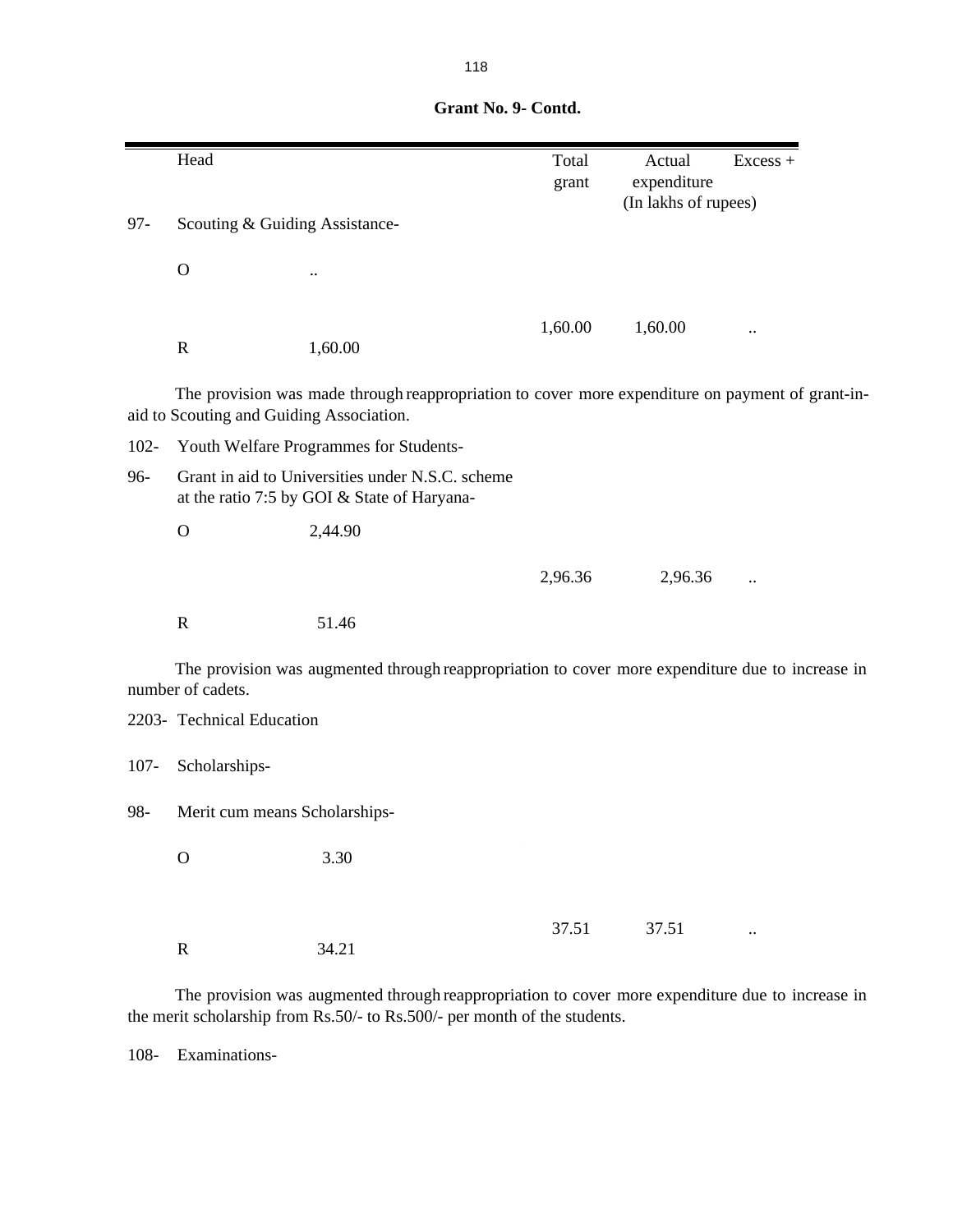**Grant No. 9- Contd.**

| | Head | | Total grant | Actual expenditure | Excess + |
|---|---|---|---|---|---|
| | | | | (In lakhs of rupees) | |
| 97- | Scouting & Guiding Assistance- | | | | |
| | O | .. | | | |
| | | | 1,60.00 | 1,60.00 | .. |
| | R | 1,60.00 | | | |

The provision was made through reappropriation to cover more expenditure on payment of grant-in-aid to Scouting and Guiding Association.

| | | | | | |
|---|---|---|---|---|---|
| 102- | Youth Welfare Programmes for Students- | | | | |
| 96- | Grant in aid to Universities under N.S.C. scheme at the ratio 7:5 by GOI & State of Haryana- | | | | |
| | O | 2,44.90 | | | |
| | | | 2,96.36 | 2,96.36 | .. |
| | R | 51.46 | | | |

The provision was augmented through reappropriation to cover more expenditure due to increase in number of cadets.

| | | | | | |
|---|---|---|---|---|---|
| 2203- | Technical Education | | | | |
| 107- | Scholarships- | | | | |
| 98- | Merit cum means Scholarships- | | | | |
| | O | 3.30 | | | |
| | | | 37.51 | 37.51 | .. |
| | R | 34.21 | | | |

The provision was augmented through reappropriation to cover more expenditure due to increase in the merit scholarship from Rs.50/- to Rs.500/- per month of the students.

108- Examinations-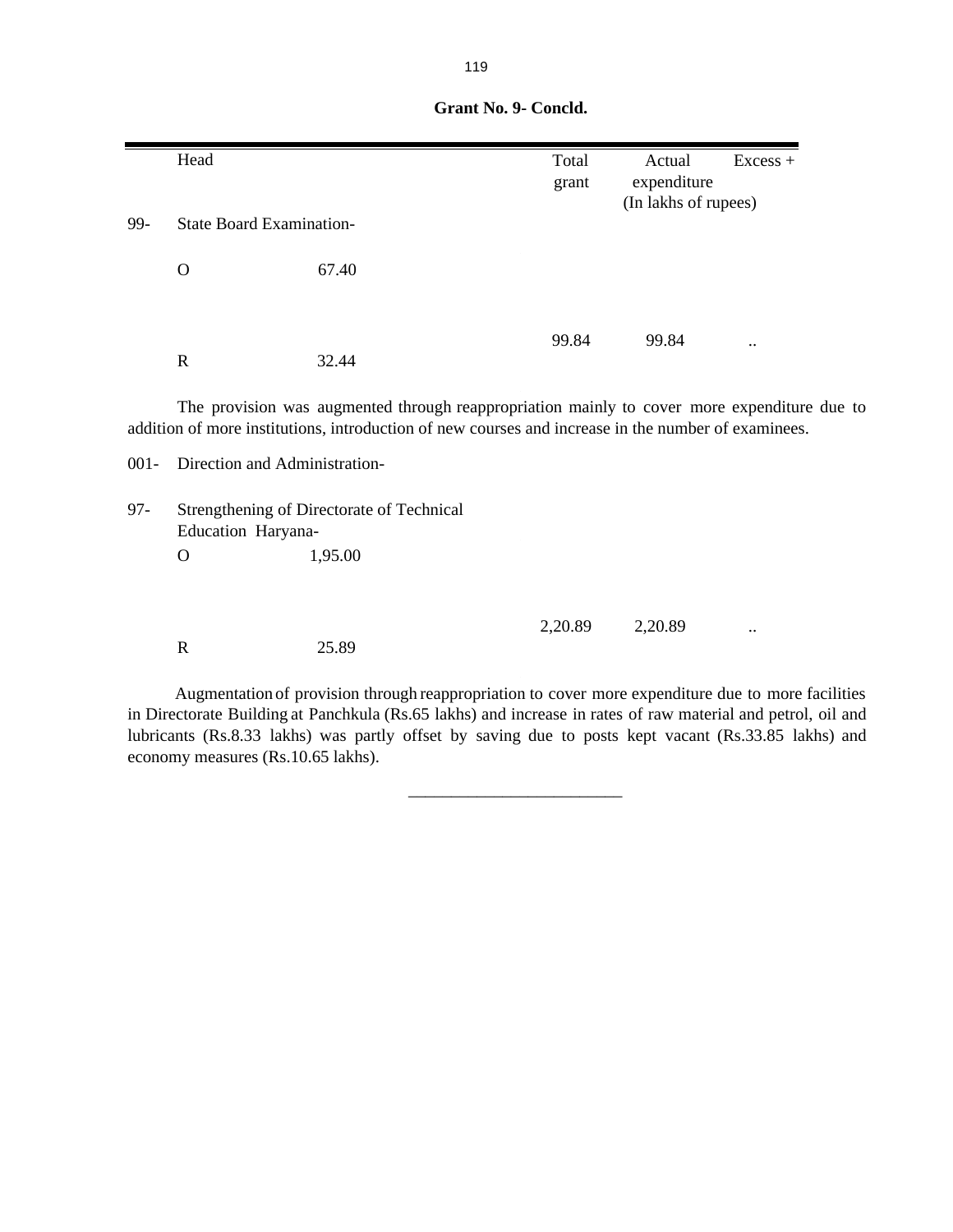**Grant No. 9- Concld.**

| | Head | | Total grant | Actual expenditure | Excess + |
|---|---|---|---|---|---|
| | | | (In lakhs of rupees) | | |
| 99- | State Board Examination- | | | | |
| | O | 67.40 | | | |
| | | | 99.84 | 99.84 | .. |
| | R | 32.44 | | | |

The provision was augmented through reappropriation mainly to cover more expenditure due to addition of more institutions, introduction of new courses and increase in the number of examinees.

| | Head | | Total grant | Actual expenditure | Excess + |
|---|---|---|---|---|---|
| 001- | Direction and Administration- | | | | |
| 97- | Strengthening of Directorate of Technical Education Haryana- | | | | |
| | O | 1,95.00 | | | |
| | | | 2,20.89 | 2,20.89 | .. |
| | R | 25.89 | | | |

Augmentation of provision through reappropriation to cover more expenditure due to more facilities in Directorate Building at Panchkula (Rs.65 lakhs) and increase in rates of raw material and petrol, oil and lubricants (Rs.8.33 lakhs) was partly offset by saving due to posts kept vacant (Rs.33.85 lakhs) and economy measures (Rs.10.65 lakhs).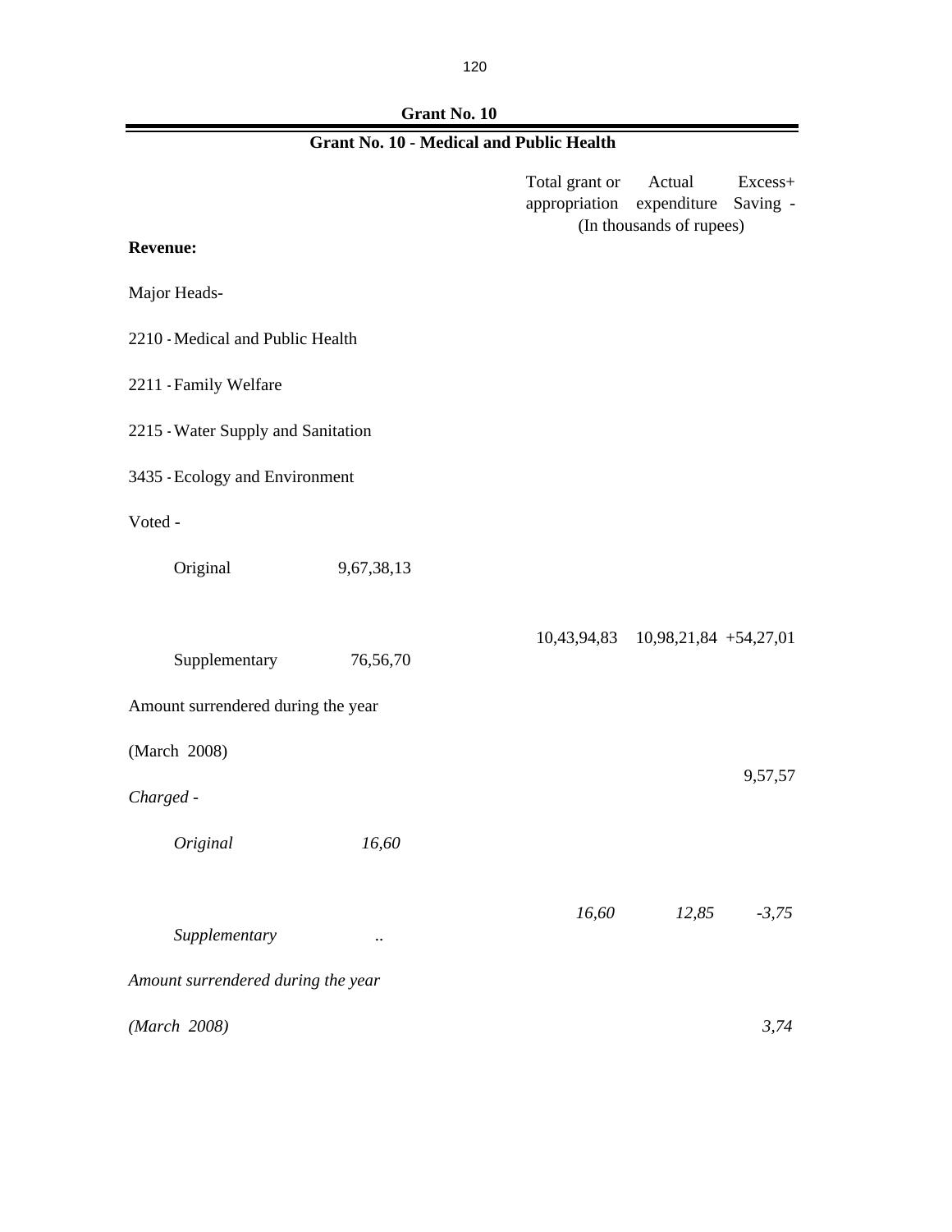## Grant No. 10

### Grant No. 10 - Medical and Public Health

| | | Total grant or appropriation | Actual expenditure | Excess+ Saving - |
|---|---|---|---|---|
| | | (In thousands of rupees) | | |
| **Revenue:** | | | | |
| Major Heads- | | | | |
| 2210 - Medical and Public Health | | | | |
| 2211 - Family Welfare | | | | |
| 2215 - Water Supply and Sanitation | | | | |
| 3435 - Ecology and Environment | | | | |
| Voted - | | | | |
| Original | 9,67,38,13 | | | |
| | | 10,43,94,83 | 10,98,21,84 | +54,27,01 |
| Supplementary | 76,56,70 | | | |
| Amount surrendered during the year | | | | |
| (March 2008) | | | | 9,57,57 |
| *Charged -* | | | | |
| *Original* | *16,60* | | | |
| | | *16,60* | *12,85* | *-3,75* |
| *Supplementary* | *..* | | | |
| *Amount surrendered during the year* | | | | |
| *(March 2008)* | | | | *3,74* |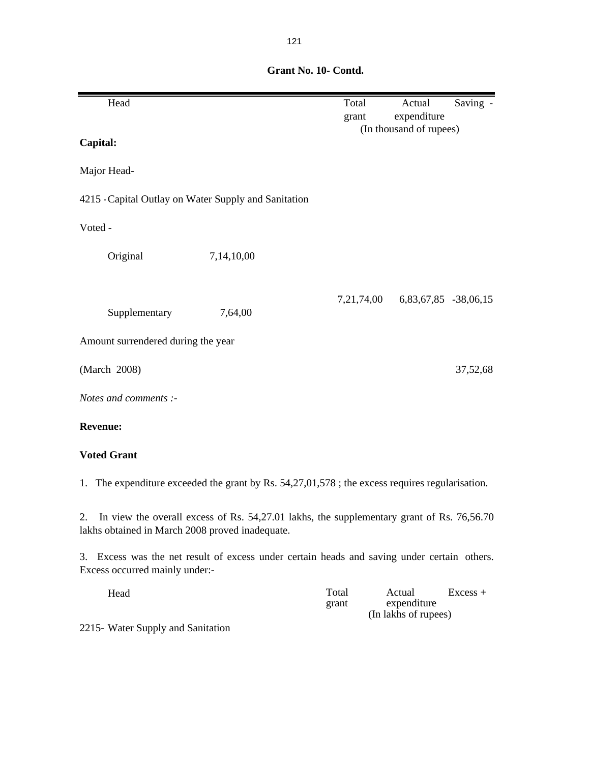## Grant No. 10- Contd.

| Head | | Total grant | Actual expenditure | Saving - |
|---|---|---|---|---|
| | | (In thousand of rupees) | | |
| **Capital:** | | | | |
| Major Head- | | | | |
| 4215 - Capital Outlay on Water Supply and Sanitation | | | | |
| Voted - | | | | |
| Original | 7,14,10,00 | | | |
| | | 7,21,74,00 | 6,83,67,85 | -38,06,15 |
| Supplementary | 7,64,00 | | | |
| Amount surrendered during the year | | | | |
| (March 2008) | | | | 37,52,68 |

*Notes and comments :-*

**Revenue:**

**Voted Grant**

1. The expenditure exceeded the grant by Rs. 54,27,01,578 ; the excess requires regularisation.

2. In view the overall excess of Rs. 54,27.01 lakhs, the supplementary grant of Rs. 76,56.70 lakhs obtained in March 2008 proved inadequate.

3. Excess was the net result of excess under certain heads and saving under certain others. Excess occurred mainly under:-

| Head | Total grant | Actual expenditure | Excess + |
|---|---|---|---|
| | (In lakhs of rupees) | | |
| 2215- Water Supply and Sanitation | | | |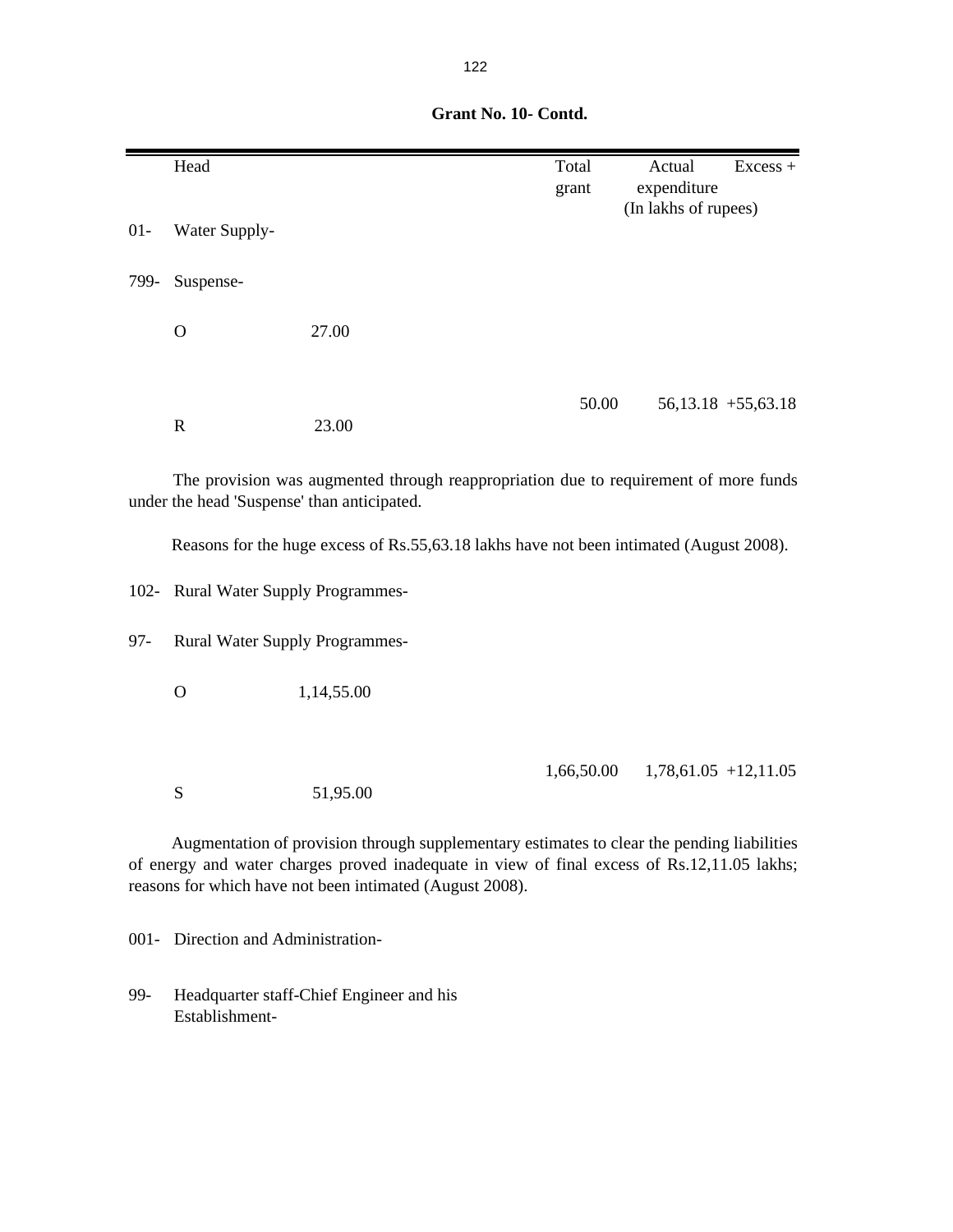**Grant No. 10- Contd.**

| | Head | | Total grant | Actual expenditure | Excess + |
|---|---|---|---|---|---|
| | | | | (In lakhs of rupees) | |
| 01- | Water Supply- | | | | |
| 799- | Suspense- | | | | |
| | O | 27.00 | | | |
| | | | 50.00 | 56,13.18 | +55,63.18 |
| | R | 23.00 | | | |

The provision was augmented through reappropriation due to requirement of more funds under the head 'Suspense' than anticipated.

Reasons for the huge excess of Rs.55,63.18 lakhs have not been intimated (August 2008).

| | Head | | Total grant | Actual expenditure | Excess + |
|---|---|---|---|---|---|
| 102- | Rural Water Supply Programmes- | | | | |
| 97- | Rural Water Supply Programmes- | | | | |
| | O | 1,14,55.00 | | | |
| | | | 1,66,50.00 | 1,78,61.05 | +12,11.05 |
| | S | 51,95.00 | | | |

Augmentation of provision through supplementary estimates to clear the pending liabilities of energy and water charges proved inadequate in view of final excess of Rs.12,11.05 lakhs; reasons for which have not been intimated (August 2008).

001- Direction and Administration-

99- Headquarter staff-Chief Engineer and his Establishment-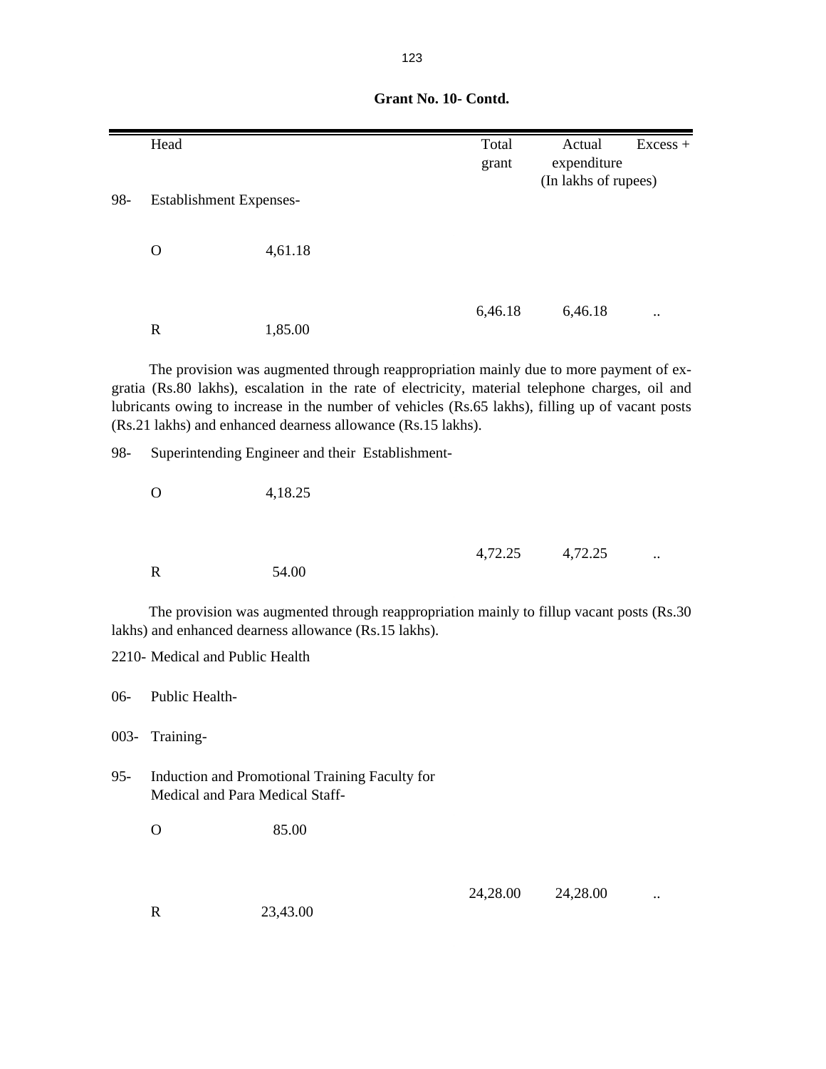**Grant No. 10- Contd.**

| | Head | | Total grant | Actual expenditure | Excess + |
|---|---|---|---|---|---|
| | | | | (In lakhs of rupees) | |
| 98- | Establishment Expenses- | | | | |
| | O | 4,61.18 | | | |
| | | | 6,46.18 | 6,46.18 | .. |
| | R | 1,85.00 | | | |

The provision was augmented through reappropriation mainly due to more payment of ex-gratia (Rs.80 lakhs), escalation in the rate of electricity, material telephone charges, oil and lubricants owing to increase in the number of vehicles (Rs.65 lakhs), filling up of vacant posts (Rs.21 lakhs) and enhanced dearness allowance (Rs.15 lakhs).

| | Head | | Total grant | Actual expenditure | Excess + |
|---|---|---|---|---|---|
| 98- | Superintending Engineer and their Establishment- | | | | |
| | O | 4,18.25 | | | |
| | | | 4,72.25 | 4,72.25 | .. |
| | R | 54.00 | | | |

The provision was augmented through reappropriation mainly to fillup vacant posts (Rs.30 lakhs) and enhanced dearness allowance (Rs.15 lakhs).

| | Head | | Total grant | Actual expenditure | Excess + |
|---|---|---|---|---|---|
| 2210- | Medical and Public Health | | | | |
| 06- | Public Health- | | | | |
| 003- | Training- | | | | |
| 95- | Induction and Promotional Training Faculty for Medical and Para Medical Staff- | | | | |
| | O | 85.00 | | | |
| | | | 24,28.00 | 24,28.00 | .. |
| | R | 23,43.00 | | | |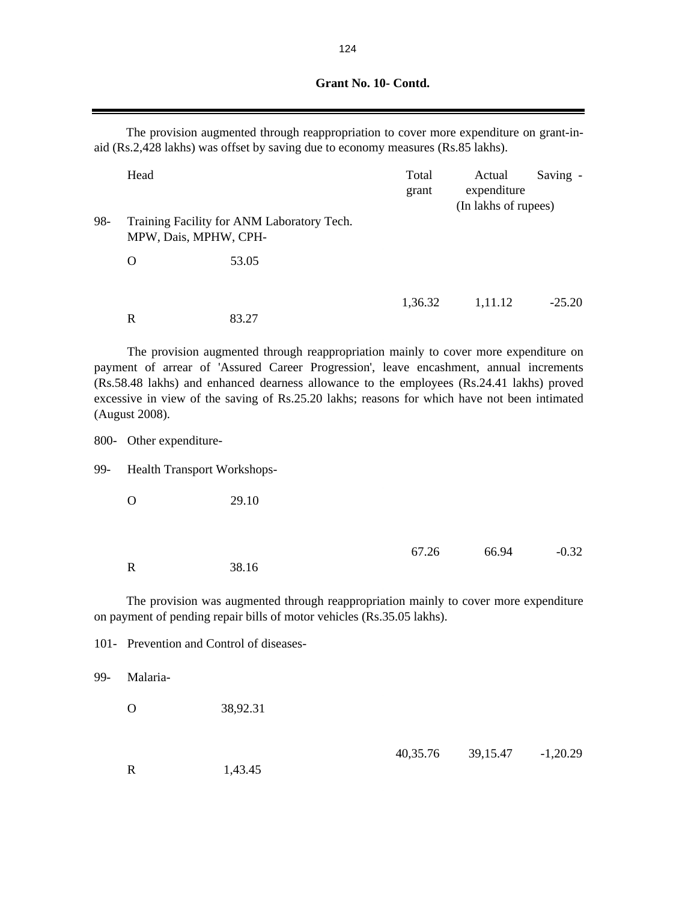**Grant No. 10- Contd.**

The provision augmented through reappropriation to cover more expenditure on grant-in-aid (Rs.2,428 lakhs) was offset by saving due to economy measures (Rs.85 lakhs).

| | Head | | Total grant | Actual expenditure | Saving - |
|---|---|---|---|---|---|
| | | | | (In lakhs of rupees) | |
| 98- | Training Facility for ANM Laboratory Tech. MPW, Dais, MPHW, CPH- | | | | |
| | O | 53.05 | | | |
| | | | 1,36.32 | 1,11.12 | -25.20 |
| | R | 83.27 | | | |

The provision augmented through reappropriation mainly to cover more expenditure on payment of arrear of 'Assured Career Progression', leave encashment, annual increments (Rs.58.48 lakhs) and enhanced dearness allowance to the employees (Rs.24.41 lakhs) proved excessive in view of the saving of Rs.25.20 lakhs; reasons for which have not been intimated (August 2008).

| | | | | | |
|---|---|---|---|---|---|
| 800- | Other expenditure- | | | | |
| 99- | Health Transport Workshops- | | | | |
| | O | 29.10 | | | |
| | | | 67.26 | 66.94 | -0.32 |
| | R | 38.16 | | | |

The provision was augmented through reappropriation mainly to cover more expenditure on payment of pending repair bills of motor vehicles (Rs.35.05 lakhs).

| | | | | | |
|---|---|---|---|---|---|
| 101- | Prevention and Control of diseases- | | | | |
| 99- | Malaria- | | | | |
| | O | 38,92.31 | | | |
| | | | 40,35.76 | 39,15.47 | -1,20.29 |
| | R | 1,43.45 | | | |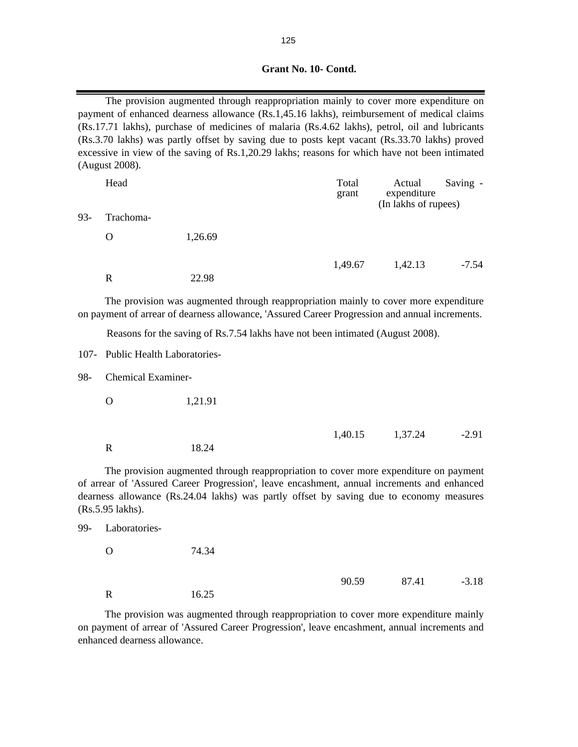**Grant No. 10- Contd.**

The provision augmented through reappropriation mainly to cover more expenditure on payment of enhanced dearness allowance (Rs.1,45.16 lakhs), reimbursement of medical claims (Rs.17.71 lakhs), purchase of medicines of malaria (Rs.4.62 lakhs), petrol, oil and lubricants (Rs.3.70 lakhs) was partly offset by saving due to posts kept vacant (Rs.33.70 lakhs) proved excessive in view of the saving of Rs.1,20.29 lakhs; reasons for which have not been intimated (August 2008).

| | Head | | Total grant | Actual expenditure | Saving - |
|---|---|---|---|---|---|
| | | | (In lakhs of rupees) | | |
| 93- | Trachoma- | | | | |
| | O | 1,26.69 | | | |
| | | | 1,49.67 | 1,42.13 | -7.54 |
| | R | 22.98 | | | |

The provision was augmented through reappropriation mainly to cover more expenditure on payment of arrear of dearness allowance, 'Assured Career Progression and annual increments.

Reasons for the saving of Rs.7.54 lakhs have not been intimated (August 2008).

| | | | | | |
|---|---|---|---|---|---|
| 107- | Public Health Laboratories- | | | | |
| 98- | Chemical Examiner- | | | | |
| | O | 1,21.91 | | | |
| | | | 1,40.15 | 1,37.24 | -2.91 |
| | R | 18.24 | | | |

The provision augmented through reappropriation to cover more expenditure on payment of arrear of 'Assured Career Progression', leave encashment, annual increments and enhanced dearness allowance (Rs.24.04 lakhs) was partly offset by saving due to economy measures (Rs.5.95 lakhs).

| | | | | | |
|---|---|---|---|---|---|
| 99- | Laboratories- | | | | |
| | O | 74.34 | | | |
| | | | 90.59 | 87.41 | -3.18 |
| | R | 16.25 | | | |

The provision was augmented through reappropriation to cover more expenditure mainly on payment of arrear of 'Assured Career Progression', leave encashment, annual increments and enhanced dearness allowance.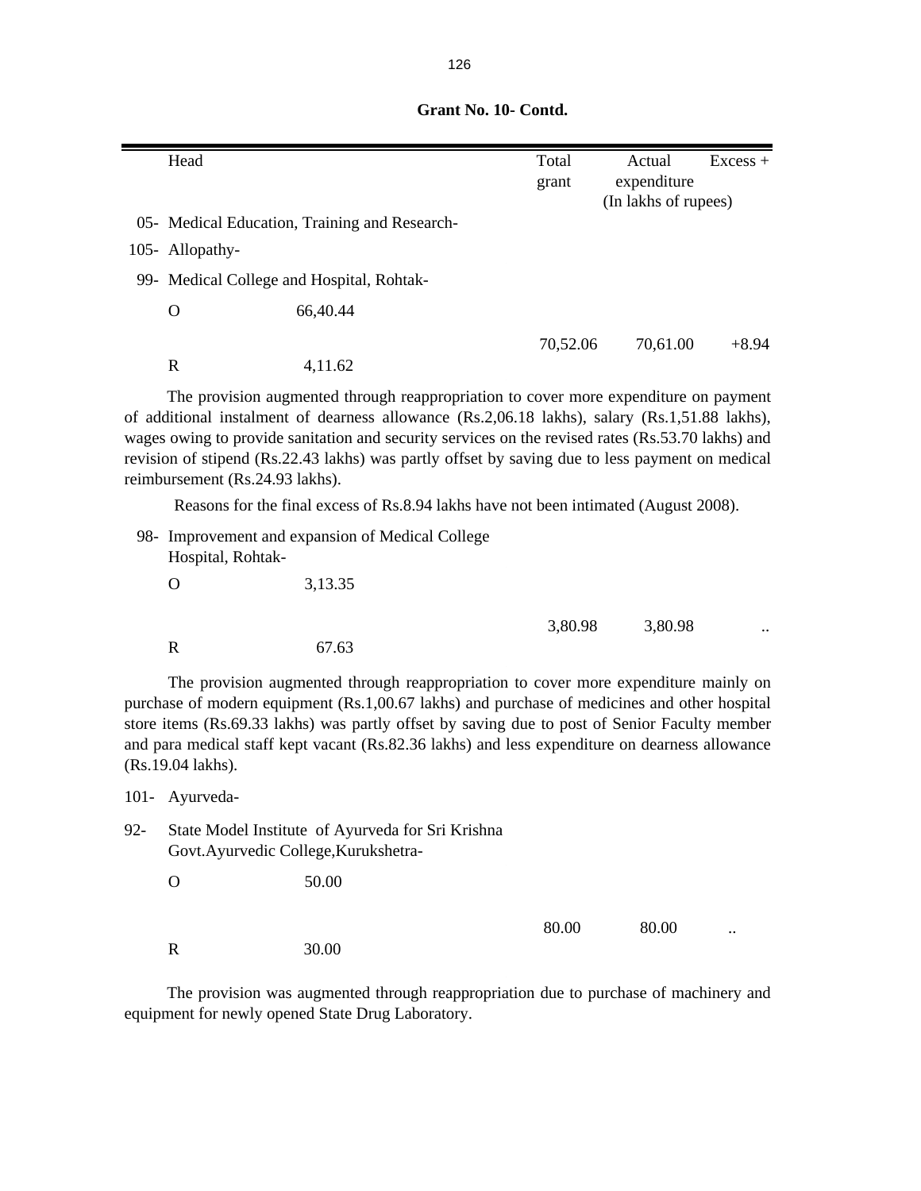**Grant No. 10- Contd.**

| Head | | Total grant | Actual expenditure | Excess + |
|---|---|---|---|---|
| | | | (In lakhs of rupees) | |
| 05- Medical Education, Training and Research- | | | | |
| 105- Allopathy- | | | | |
| 99- Medical College and Hospital, Rohtak- | | | | |
| O | 66,40.44 | | | |
| | | 70,52.06 | 70,61.00 | +8.94 |
| R | 4,11.62 | | | |

The provision augmented through reappropriation to cover more expenditure on payment of additional instalment of dearness allowance (Rs.2,06.18 lakhs), salary (Rs.1,51.88 lakhs), wages owing to provide sanitation and security services on the revised rates (Rs.53.70 lakhs) and revision of stipend (Rs.22.43 lakhs) was partly offset by saving due to less payment on medical reimbursement (Rs.24.93 lakhs).

Reasons for the final excess of Rs.8.94 lakhs have not been intimated (August 2008).

| Head | | Total grant | Actual expenditure | Excess + |
|---|---|---|---|---|
| 98- Improvement and expansion of Medical College Hospital, Rohtak- | | | | |
| O | 3,13.35 | | | |
| | | 3,80.98 | 3,80.98 | .. |
| R | 67.63 | | | |

The provision augmented through reappropriation to cover more expenditure mainly on purchase of modern equipment (Rs.1,00.67 lakhs) and purchase of medicines and other hospital store items (Rs.69.33 lakhs) was partly offset by saving due to post of Senior Faculty member and para medical staff kept vacant (Rs.82.36 lakhs) and less expenditure on dearness allowance (Rs.19.04 lakhs).

| Head | | Total grant | Actual expenditure | Excess + |
|---|---|---|---|---|
| 101- Ayurveda- | | | | |
| 92- State Model Institute of Ayurveda for Sri Krishna Govt.Ayurvedic College,Kurukshetra- | | | | |
| O | 50.00 | | | |
| | | 80.00 | 80.00 | .. |
| R | 30.00 | | | |

The provision was augmented through reappropriation due to purchase of machinery and equipment for newly opened State Drug Laboratory.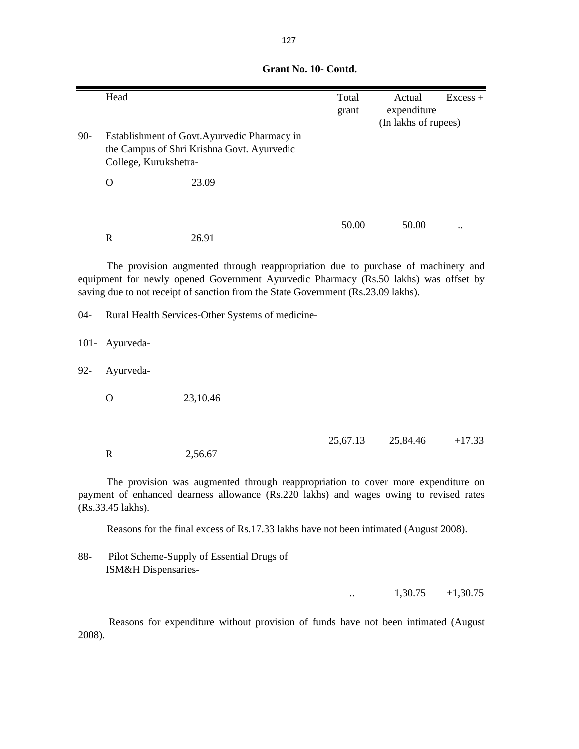**Grant No. 10- Contd.**

| | Head | | Total grant | Actual expenditure | Excess + |
|---|---|---|---|---|---|
| | | | | (In lakhs of rupees) | |
| 90- | Establishment of Govt.Ayurvedic Pharmacy in the Campus of Shri Krishna Govt. Ayurvedic College, Kurukshetra- | | | | |
| | O | 23.09 | | | |
| | | | 50.00 | 50.00 | .. |
| | R | 26.91 | | | |

The provision augmented through reappropriation due to purchase of machinery and equipment for newly opened Government Ayurvedic Pharmacy (Rs.50 lakhs) was offset by saving due to not receipt of sanction from the State Government (Rs.23.09 lakhs).

| | | | | | |
|---|---|---|---|---|---|
| 04- | Rural Health Services-Other Systems of medicine- | | | | |
| 101- | Ayurveda- | | | | |
| 92- | Ayurveda- | | | | |
| | O | 23,10.46 | | | |
| | | | 25,67.13 | 25,84.46 | +17.33 |
| | R | 2,56.67 | | | |

The provision was augmented through reappropriation to cover more expenditure on payment of enhanced dearness allowance (Rs.220 lakhs) and wages owing to revised rates (Rs.33.45 lakhs).

Reasons for the final excess of Rs.17.33 lakhs have not been intimated (August 2008).

| | | | | | |
|---|---|---|---|---|---|
| 88- | Pilot Scheme-Supply of Essential Drugs of ISM&H Dispensaries- | | | | |
| | | | .. | 1,30.75 | +1,30.75 |

Reasons for expenditure without provision of funds have not been intimated (August 2008).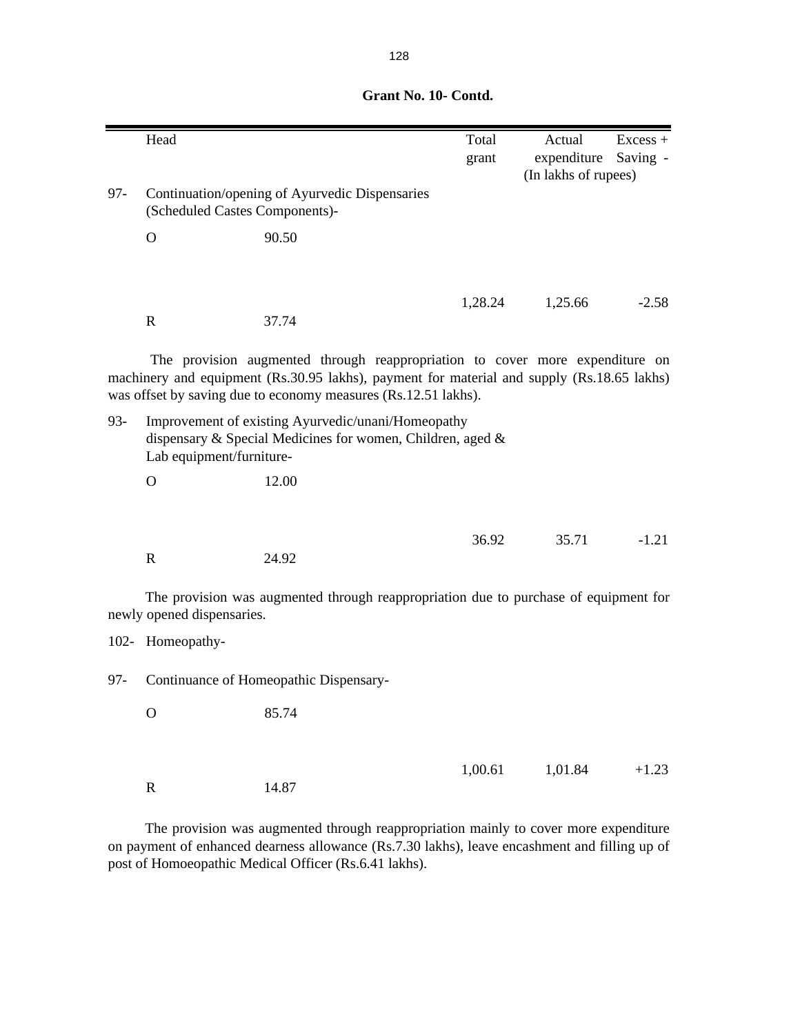**Grant No. 10- Contd.**

| | Head | | Total grant | Actual expenditure | Excess + Saving - |
|---|---|---|---|---|---|
| | | | | (In lakhs of rupees) | |
| 97- | Continuation/opening of Ayurvedic Dispensaries (Scheduled Castes Components)- | | | | |
| | O | 90.50 | | | |
| | | | 1,28.24 | 1,25.66 | -2.58 |
| | R | 37.74 | | | |

The provision augmented through reappropriation to cover more expenditure on machinery and equipment (Rs.30.95 lakhs), payment for material and supply (Rs.18.65 lakhs) was offset by saving due to economy measures (Rs.12.51 lakhs).

| | Head | | Total grant | Actual expenditure | Excess + Saving - |
|---|---|---|---|---|---|
| 93- | Improvement of existing Ayurvedic/unani/Homeopathy dispensary & Special Medicines for women, Children, aged & Lab equipment/furniture- | | | | |
| | O | 12.00 | | | |
| | | | 36.92 | 35.71 | -1.21 |
| | R | 24.92 | | | |

The provision was augmented through reappropriation due to purchase of equipment for newly opened dispensaries.

| | Head | | Total grant | Actual expenditure | Excess + Saving - |
|---|---|---|---|---|---|
| 102- | Homeopathy- | | | | |
| 97- | Continuance of Homeopathic Dispensary- | | | | |
| | O | 85.74 | | | |
| | | | 1,00.61 | 1,01.84 | +1.23 |
| | R | 14.87 | | | |

The provision was augmented through reappropriation mainly to cover more expenditure on payment of enhanced dearness allowance (Rs.7.30 lakhs), leave encashment and filling up of post of Homoeopathic Medical Officer (Rs.6.41 lakhs).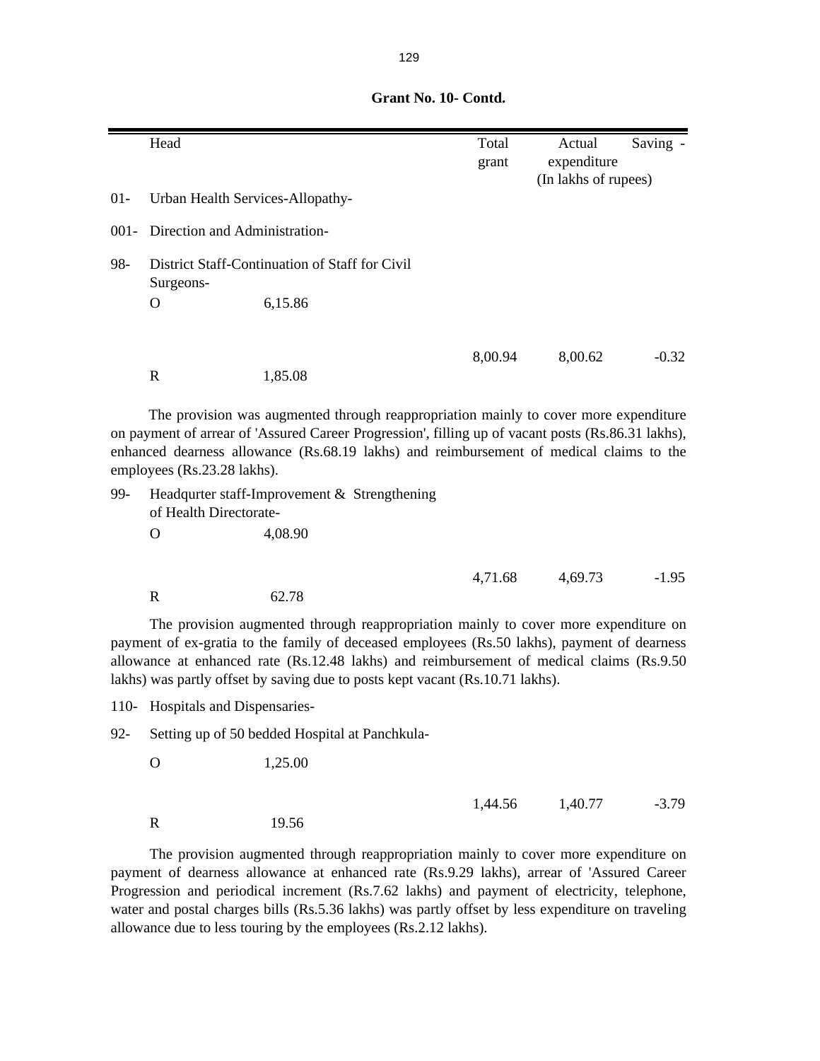**Grant No. 10- Contd.**

| | Head | | Total grant | Actual expenditure | Saving - |
|---|---|---|---|---|---|
| | | | | (In lakhs of rupees) | |
| 01- | Urban Health Services-Allopathy- | | | | |
| 001- | Direction and Administration- | | | | |
| 98- | District Staff-Continuation of Staff for Civil Surgeons- | | | | |
| | O | 6,15.86 | | | |
| | | | 8,00.94 | 8,00.62 | -0.32 |
| | R | 1,85.08 | | | |

The provision was augmented through reappropriation mainly to cover more expenditure on payment of arrear of 'Assured Career Progression', filling up of vacant posts (Rs.86.31 lakhs), enhanced dearness allowance (Rs.68.19 lakhs) and reimbursement of medical claims to the employees (Rs.23.28 lakhs).

| | Head | | Total grant | Actual expenditure | Saving - |
|---|---|---|---|---|---|
| 99- | Headqurter staff-Improvement & Strengthening of Health Directorate- | | | | |
| | O | 4,08.90 | | | |
| | | | 4,71.68 | 4,69.73 | -1.95 |
| | R | 62.78 | | | |

The provision augmented through reappropriation mainly to cover more expenditure on payment of ex-gratia to the family of deceased employees (Rs.50 lakhs), payment of dearness allowance at enhanced rate (Rs.12.48 lakhs) and reimbursement of medical claims (Rs.9.50 lakhs) was partly offset by saving due to posts kept vacant (Rs.10.71 lakhs).

| | Head | | Total grant | Actual expenditure | Saving - |
|---|---|---|---|---|---|
| 110- | Hospitals and Dispensaries- | | | | |
| 92- | Setting up of 50 bedded Hospital at Panchkula- | | | | |
| | O | 1,25.00 | | | |
| | | | 1,44.56 | 1,40.77 | -3.79 |
| | R | 19.56 | | | |

The provision augmented through reappropriation mainly to cover more expenditure on payment of dearness allowance at enhanced rate (Rs.9.29 lakhs), arrear of 'Assured Career Progression and periodical increment (Rs.7.62 lakhs) and payment of electricity, telephone, water and postal charges bills (Rs.5.36 lakhs) was partly offset by less expenditure on traveling allowance due to less touring by the employees (Rs.2.12 lakhs).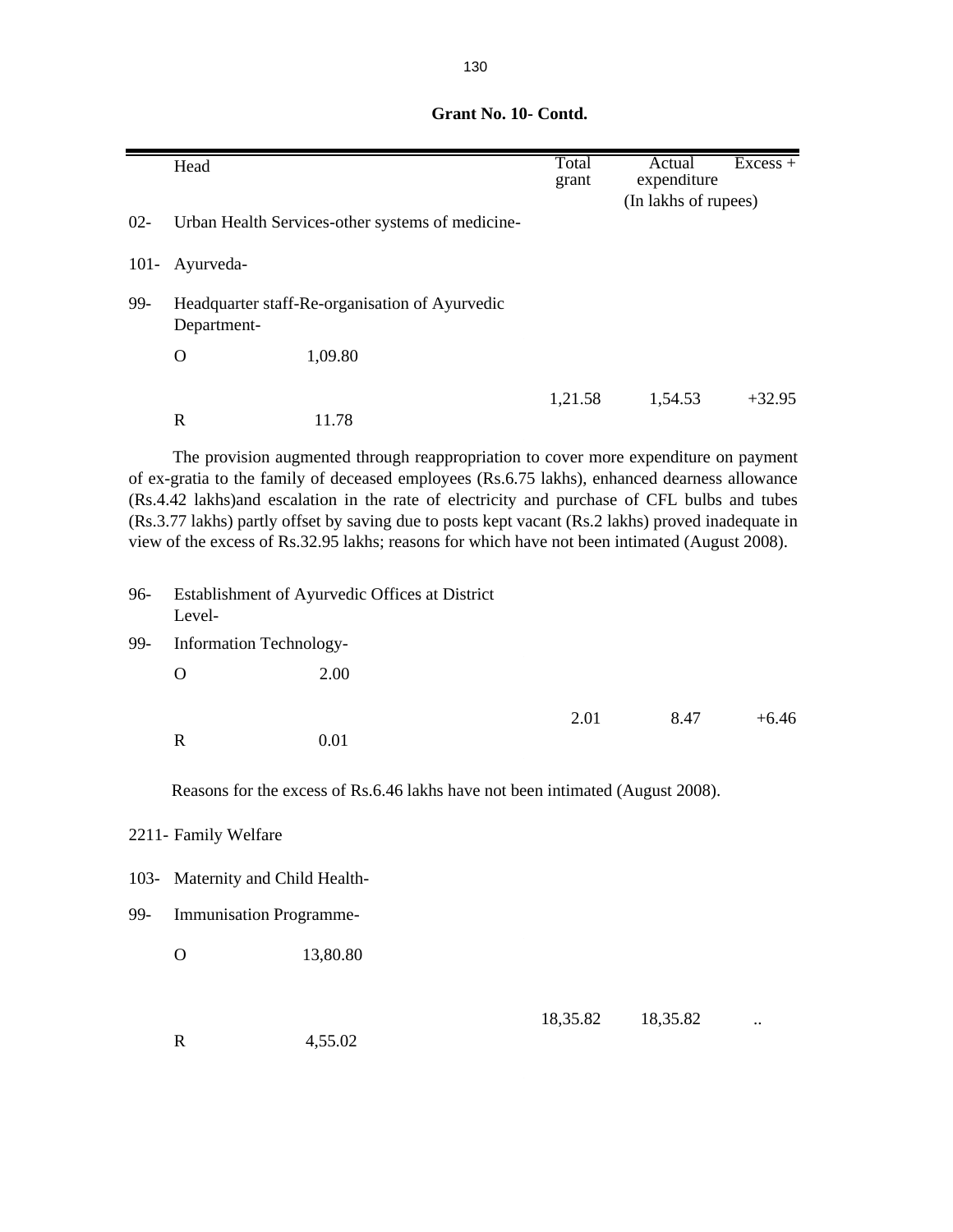**Grant No. 10- Contd.**

| | Head | | Total grant | Actual expenditure | Excess + |
|---|---|---|---|---|---|
| | | | | (In lakhs of rupees) | |
| 02- | Urban Health Services-other systems of medicine- | | | | |
| 101- | Ayurveda- | | | | |
| 99- | Headquarter staff-Re-organisation of Ayurvedic Department- | | | | |
| | O | 1,09.80 | | | |
| | | | 1,21.58 | 1,54.53 | +32.95 |
| | R | 11.78 | | | |

The provision augmented through reappropriation to cover more expenditure on payment of ex-gratia to the family of deceased employees (Rs.6.75 lakhs), enhanced dearness allowance (Rs.4.42 lakhs)and escalation in the rate of electricity and purchase of CFL bulbs and tubes (Rs.3.77 lakhs) partly offset by saving due to posts kept vacant (Rs.2 lakhs) proved inadequate in view of the excess of Rs.32.95 lakhs; reasons for which have not been intimated (August 2008).

| | Head | | Total grant | Actual expenditure | Excess + |
|---|---|---|---|---|---|
| 96- | Establishment of Ayurvedic Offices at District Level- | | | | |
| 99- | Information Technology- | | | | |
| | O | 2.00 | | | |
| | | | 2.01 | 8.47 | +6.46 |
| | R | 0.01 | | | |

Reasons for the excess of Rs.6.46 lakhs have not been intimated (August 2008).

| | Head | | Total grant | Actual expenditure | Excess + |
|---|---|---|---|---|---|
| 2211- | Family Welfare | | | | |
| 103- | Maternity and Child Health- | | | | |
| 99- | Immunisation Programme- | | | | |
| | O | 13,80.80 | | | |
| | | | 18,35.82 | 18,35.82 | .. |
| | R | 4,55.02 | | | |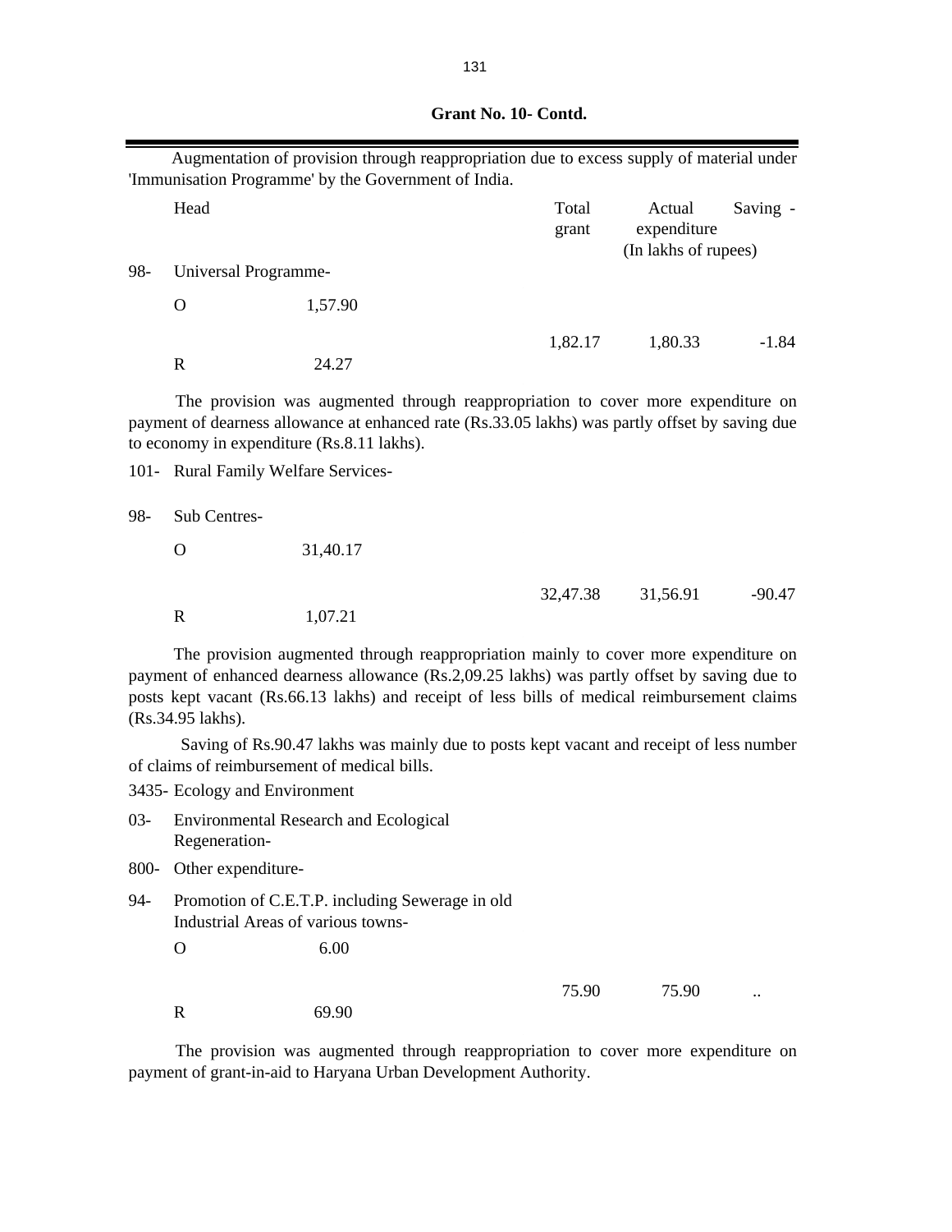**Grant No. 10- Contd.**

Augmentation of provision through reappropriation due to excess supply of material under 'Immunisation Programme' by the Government of India.

| | Head | | Total grant | Actual expenditure | Saving - |
|---|---|---|---|---|---|
| | | | | (In lakhs of rupees) | |
| 98- | Universal Programme- | | | | |
| | O | 1,57.90 | | | |
| | | | 1,82.17 | 1,80.33 | -1.84 |
| | R | 24.27 | | | |

The provision was augmented through reappropriation to cover more expenditure on payment of dearness allowance at enhanced rate (Rs.33.05 lakhs) was partly offset by saving due to economy in expenditure (Rs.8.11 lakhs).

| | | | | | |
|---|---|---|---|---|---|
| 101- | Rural Family Welfare Services- | | | | |
| 98- | Sub Centres- | | | | |
| | O | 31,40.17 | | | |
| | | | 32,47.38 | 31,56.91 | -90.47 |
| | R | 1,07.21 | | | |

The provision augmented through reappropriation mainly to cover more expenditure on payment of enhanced dearness allowance (Rs.2,09.25 lakhs) was partly offset by saving due to posts kept vacant (Rs.66.13 lakhs) and receipt of less bills of medical reimbursement claims (Rs.34.95 lakhs).

Saving of Rs.90.47 lakhs was mainly due to posts kept vacant and receipt of less number of claims of reimbursement of medical bills.

| | | | | | |
|---|---|---|---|---|---|
| 3435- | Ecology and Environment | | | | |
| 03- | Environmental Research and Ecological Regeneration- | | | | |
| 800- | Other expenditure- | | | | |
| 94- | Promotion of C.E.T.P. including Sewerage in old Industrial Areas of various towns- | | | | |
| | O | 6.00 | | | |
| | | | 75.90 | 75.90 | .. |
| | R | 69.90 | | | |

The provision was augmented through reappropriation to cover more expenditure on payment of grant-in-aid to Haryana Urban Development Authority.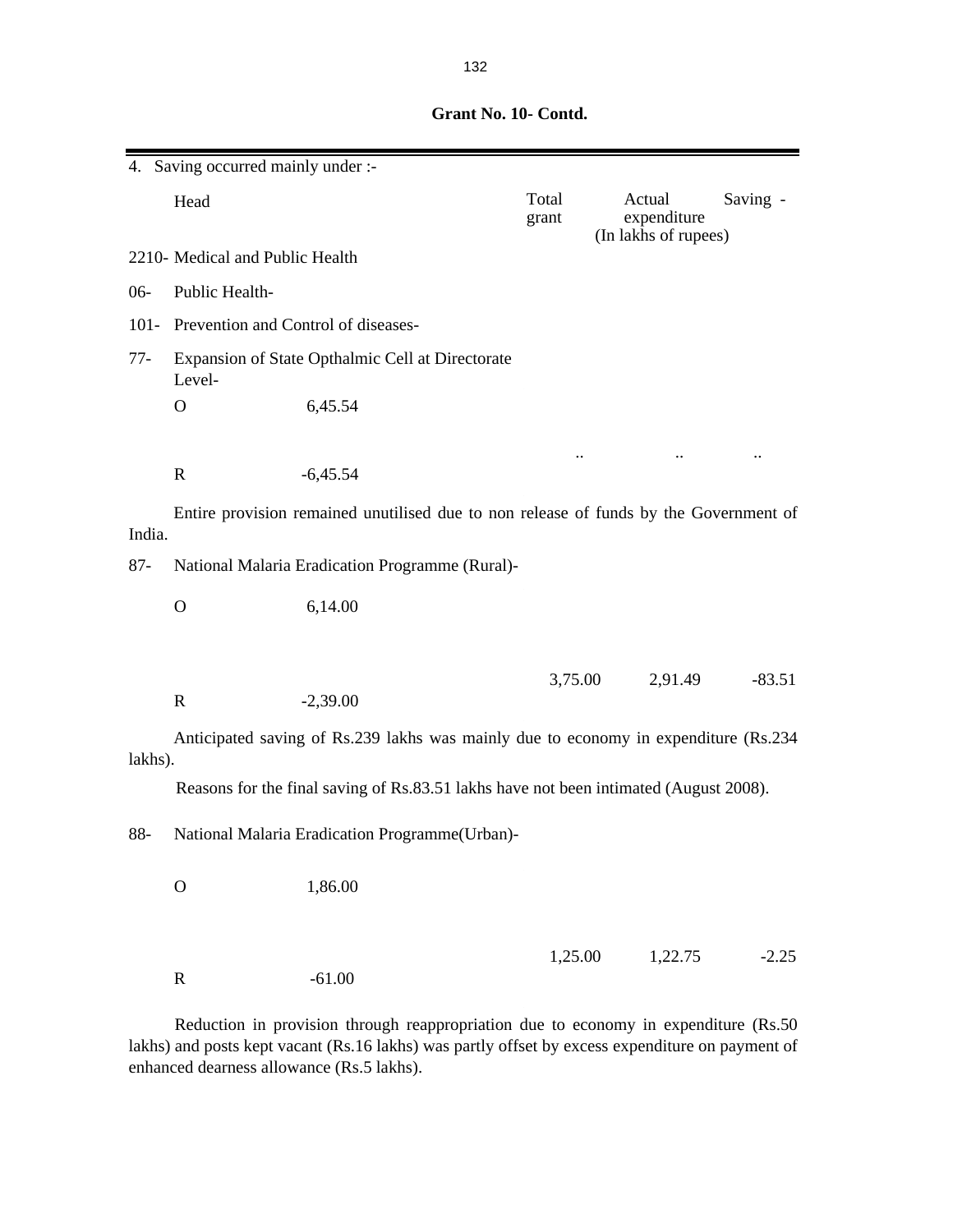**Grant No. 10- Contd.**

4. Saving occurred mainly under :-

| Head | | Total grant | Actual expenditure | Saving - |
|---|---|---|---|---|
| | | | (In lakhs of rupees) | |
| 2210- Medical and Public Health | | | | |
| 06- Public Health- | | | | |
| 101- Prevention and Control of diseases- | | | | |
| 77- Expansion of State Opthalmic Cell at Directorate Level- | | | | |
| O | 6,45.54 | | | |
| | | .. | .. | .. |
| R | -6,45.54 | | | |

Entire provision remained unutilised due to non release of funds by the Government of India.

| Head | | Total grant | Actual expenditure | Saving - |
|---|---|---|---|---|
| 87- National Malaria Eradication Programme (Rural)- | | | | |
| O | 6,14.00 | | | |
| | | 3,75.00 | 2,91.49 | -83.51 |
| R | -2,39.00 | | | |

Anticipated saving of Rs.239 lakhs was mainly due to economy in expenditure (Rs.234 lakhs).

Reasons for the final saving of Rs.83.51 lakhs have not been intimated (August 2008).

| Head | | Total grant | Actual expenditure | Saving - |
|---|---|---|---|---|
| 88- National Malaria Eradication Programme(Urban)- | | | | |
| O | 1,86.00 | | | |
| | | 1,25.00 | 1,22.75 | -2.25 |
| R | -61.00 | | | |

Reduction in provision through reappropriation due to economy in expenditure (Rs.50 lakhs) and posts kept vacant (Rs.16 lakhs) was partly offset by excess expenditure on payment of enhanced dearness allowance (Rs.5 lakhs).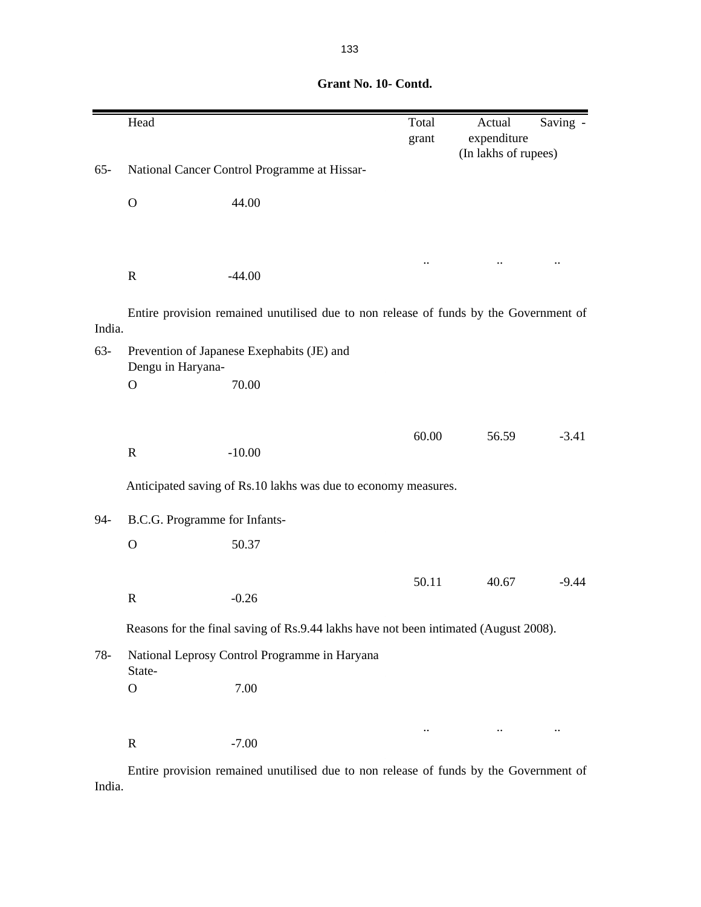**Grant No. 10- Contd.**

| | Head | | Total grant | Actual expenditure | Saving - |
|---|---|---|---|---|---|
| | | | | (In lakhs of rupees) | |
| 65- | National Cancer Control Programme at Hissar- | | | | |
| | O | 44.00 | | | |
| | R | -44.00 | .. | .. | .. |

Entire provision remained unutilised due to non release of funds by the Government of India.

| | Head | | Total grant | Actual expenditure | Saving - |
|---|---|---|---|---|---|
| 63- | Prevention of Japanese Exephabits (JE) and Dengu in Haryana- | | | | |
| | O | 70.00 | | | |
| | R | -10.00 | 60.00 | 56.59 | -3.41 |

Anticipated saving of Rs.10 lakhs was due to economy measures.

| | Head | | Total grant | Actual expenditure | Saving - |
|---|---|---|---|---|---|
| 94- | B.C.G. Programme for Infants- | | | | |
| | O | 50.37 | | | |
| | R | -0.26 | 50.11 | 40.67 | -9.44 |

Reasons for the final saving of Rs.9.44 lakhs have not been intimated (August 2008).

| | Head | | Total grant | Actual expenditure | Saving - |
|---|---|---|---|---|---|
| 78- | National Leprosy Control Programme in Haryana State- | | | | |
| | O | 7.00 | | | |
| | R | -7.00 | .. | .. | .. |

Entire provision remained unutilised due to non release of funds by the Government of India.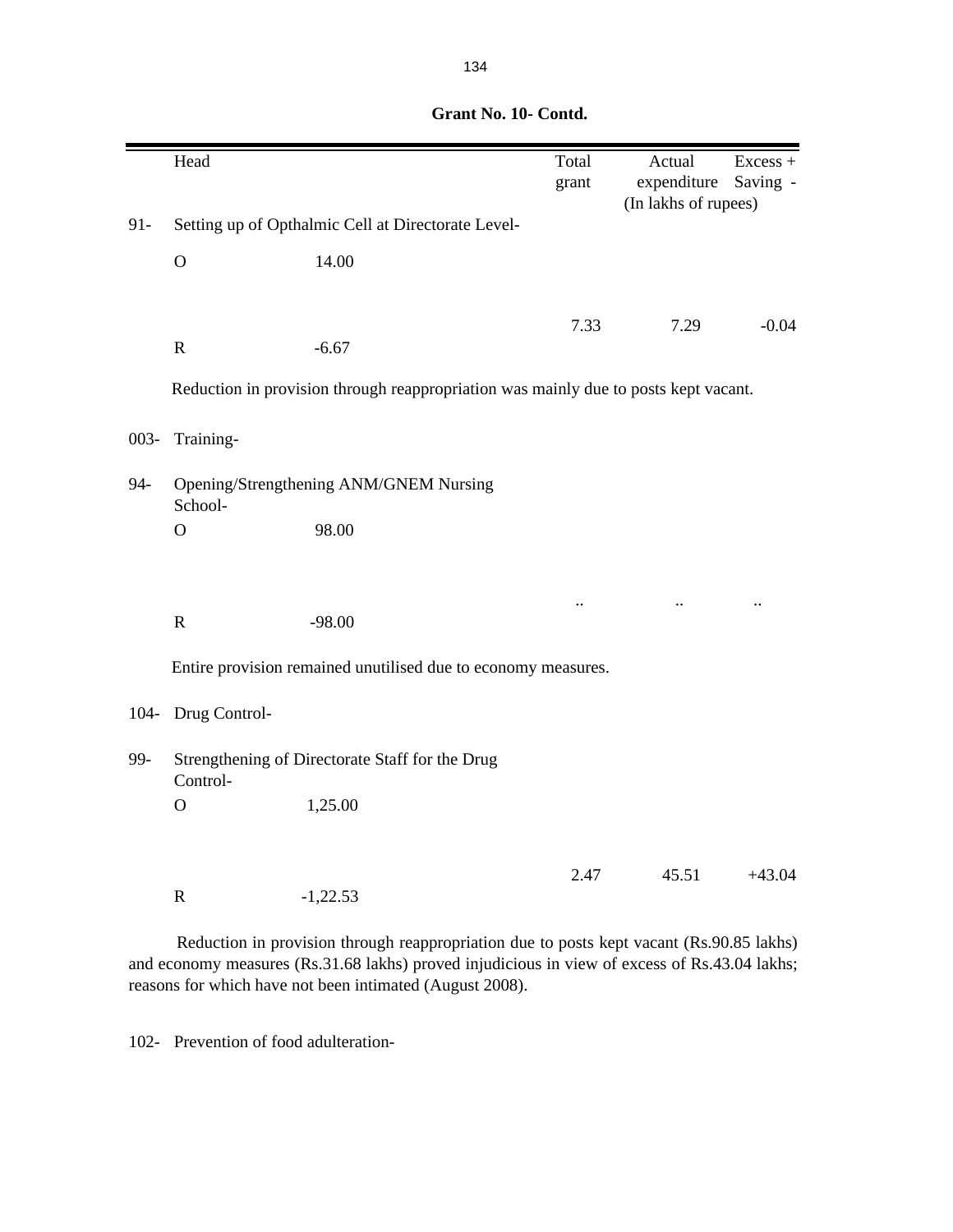**Grant No. 10- Contd.**

| | Head | | Total grant | Actual expenditure | Excess + Saving - |
|---|---|---|---|---|---|
| | | | | (In lakhs of rupees) | |
| 91- | Setting up of Opthalmic Cell at Directorate Level- | | | | |
| | O | 14.00 | | | |
| | | | 7.33 | 7.29 | -0.04 |
| | R | -6.67 | | | |

Reduction in provision through reappropriation was mainly due to posts kept vacant.

| | Head | | Total grant | Actual expenditure | Excess + Saving - |
|---|---|---|---|---|---|
| 003- | Training- | | | | |
| 94- | Opening/Strengthening ANM/GNEM Nursing School- | | | | |
| | O | 98.00 | | | |
| | | | .. | .. | .. |
| | R | -98.00 | | | |

Entire provision remained unutilised due to economy measures.

| | Head | | Total grant | Actual expenditure | Excess + Saving - |
|---|---|---|---|---|---|
| 104- | Drug Control- | | | | |
| 99- | Strengthening of Directorate Staff for the Drug Control- | | | | |
| | O | 1,25.00 | | | |
| | | | 2.47 | 45.51 | +43.04 |
| | R | -1,22.53 | | | |

Reduction in provision through reappropriation due to posts kept vacant (Rs.90.85 lakhs) and economy measures (Rs.31.68 lakhs) proved injudicious in view of excess of Rs.43.04 lakhs; reasons for which have not been intimated (August 2008).

102- Prevention of food adulteration-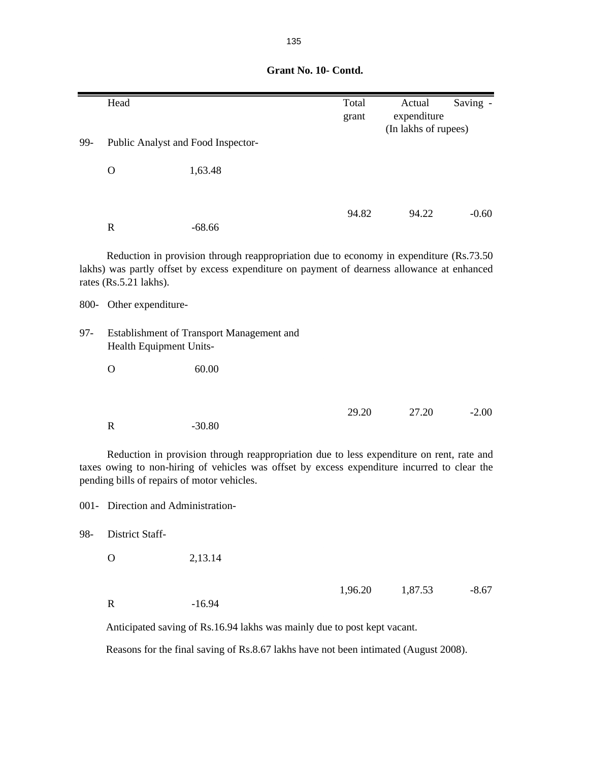**Grant No. 10- Contd.**

| | Head | | Total grant | Actual expenditure | Saving - |
|---|---|---|---|---|---|
| | | | | (In lakhs of rupees) | |
| 99- | Public Analyst and Food Inspector- | | | | |
| | O | 1,63.48 | | | |
| | | | 94.82 | 94.22 | -0.60 |
| | R | -68.66 | | | |

Reduction in provision through reappropriation due to economy in expenditure (Rs.73.50 lakhs) was partly offset by excess expenditure on payment of dearness allowance at enhanced rates (Rs.5.21 lakhs).

| | | | | | |
|---|---|---|---|---|---|
| 800- | Other expenditure- | | | | |
| 97- | Establishment of Transport Management and Health Equipment Units- | | | | |
| | O | 60.00 | | | |
| | | | 29.20 | 27.20 | -2.00 |
| | R | -30.80 | | | |

Reduction in provision through reappropriation due to less expenditure on rent, rate and taxes owing to non-hiring of vehicles was offset by excess expenditure incurred to clear the pending bills of repairs of motor vehicles.

| | | | | | |
|---|---|---|---|---|---|
| 001- | Direction and Administration- | | | | |
| 98- | District Staff- | | | | |
| | O | 2,13.14 | | | |
| | | | 1,96.20 | 1,87.53 | -8.67 |
| | R | -16.94 | | | |

Anticipated saving of Rs.16.94 lakhs was mainly due to post kept vacant.

Reasons for the final saving of Rs.8.67 lakhs have not been intimated (August 2008).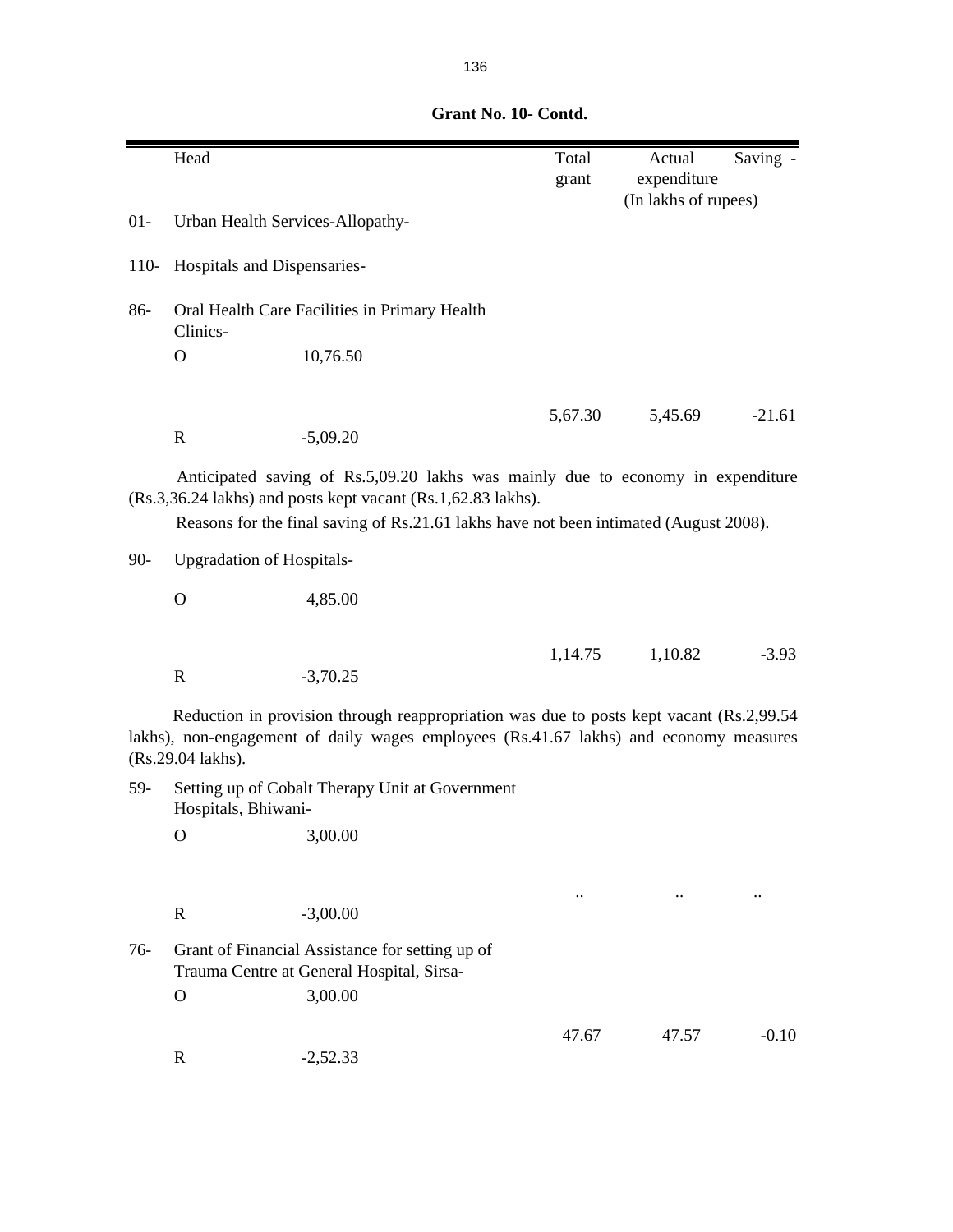**Grant No. 10- Contd.**

| | Head | | Total grant | Actual expenditure | Saving - |
|---|---|---|---|---|---|
| | | | | (In lakhs of rupees) | |
| 01- | Urban Health Services-Allopathy- | | | | |
| 110- | Hospitals and Dispensaries- | | | | |
| 86- | Oral Health Care Facilities in Primary Health Clinics- | | | | |
| | O | 10,76.50 | | | |
| | | | 5,67.30 | 5,45.69 | -21.61 |
| | R | -5,09.20 | | | |

Anticipated saving of Rs.5,09.20 lakhs was mainly due to economy in expenditure (Rs.3,36.24 lakhs) and posts kept vacant (Rs.1,62.83 lakhs).

Reasons for the final saving of Rs.21.61 lakhs have not been intimated (August 2008).

| | | | | | |
|---|---|---|---|---|---|
| 90- | Upgradation of Hospitals- | | | | |
| | O | 4,85.00 | | | |
| | | | 1,14.75 | 1,10.82 | -3.93 |
| | R | -3,70.25 | | | |

Reduction in provision through reappropriation was due to posts kept vacant (Rs.2,99.54 lakhs), non-engagement of daily wages employees (Rs.41.67 lakhs) and economy measures (Rs.29.04 lakhs).

| | | | | | |
|---|---|---|---|---|---|
| 59- | Setting up of Cobalt Therapy Unit at Government Hospitals, Bhiwani- | | | | |
| | O | 3,00.00 | | | |
| | | | .. | .. | .. |
| | R | -3,00.00 | | | |
| 76- | Grant of Financial Assistance for setting up of Trauma Centre at General Hospital, Sirsa- | | | | |
| | O | 3,00.00 | | | |
| | | | 47.67 | 47.57 | -0.10 |
| | R | -2,52.33 | | | |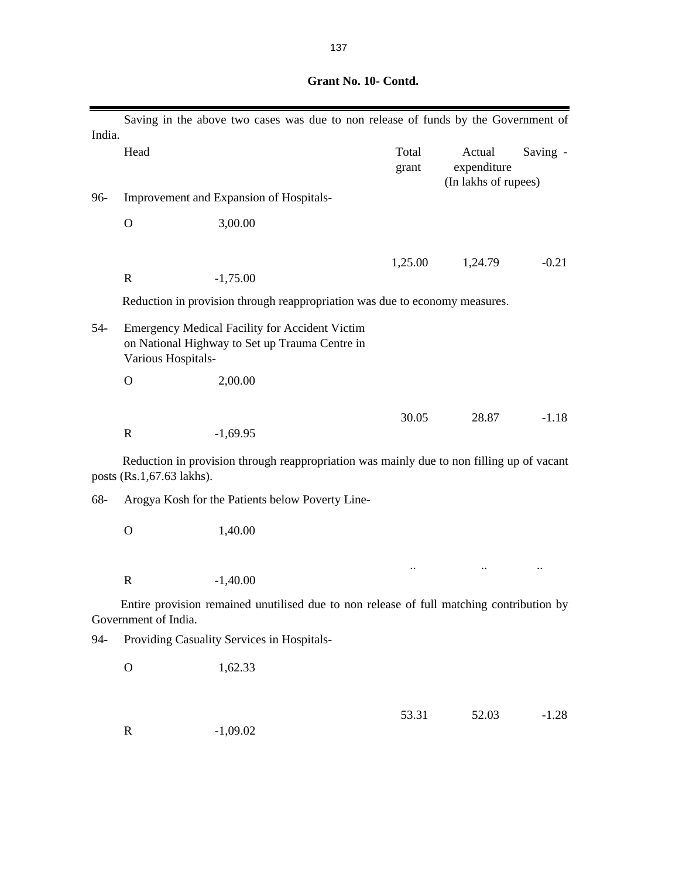**Grant No. 10- Contd.**

Saving in the above two cases was due to non release of funds by the Government of India.

| | Head | | Total grant | Actual expenditure | Saving - |
|---|---|---|---|---|---|
| | | | | (In lakhs of rupees) | |
| 96- | Improvement and Expansion of Hospitals- | | | | |
| | O | 3,00.00 | | | |
| | | | 1,25.00 | 1,24.79 | -0.21 |
| | R | -1,75.00 | | | |

Reduction in provision through reappropriation was due to economy measures.

| | Head | | Total grant | Actual expenditure | Saving - |
|---|---|---|---|---|---|
| 54- | Emergency Medical Facility for Accident Victim on National Highway to Set up Trauma Centre in Various Hospitals- | | | | |
| | O | 2,00.00 | | | |
| | | | 30.05 | 28.87 | -1.18 |
| | R | -1,69.95 | | | |

Reduction in provision through reappropriation was mainly due to non filling up of vacant posts (Rs.1,67.63 lakhs).

| | Head | | Total grant | Actual expenditure | Saving - |
|---|---|---|---|---|---|
| 68- | Arogya Kosh for the Patients below Poverty Line- | | | | |
| | O | 1,40.00 | | | |
| | | | .. | .. | .. |
| | R | -1,40.00 | | | |

Entire provision remained unutilised due to non release of full matching contribution by Government of India.

| | Head | | Total grant | Actual expenditure | Saving - |
|---|---|---|---|---|---|
| 94- | Providing Casuality Services in Hospitals- | | | | |
| | O | 1,62.33 | | | |
| | | | 53.31 | 52.03 | -1.28 |
| | R | -1,09.02 | | | |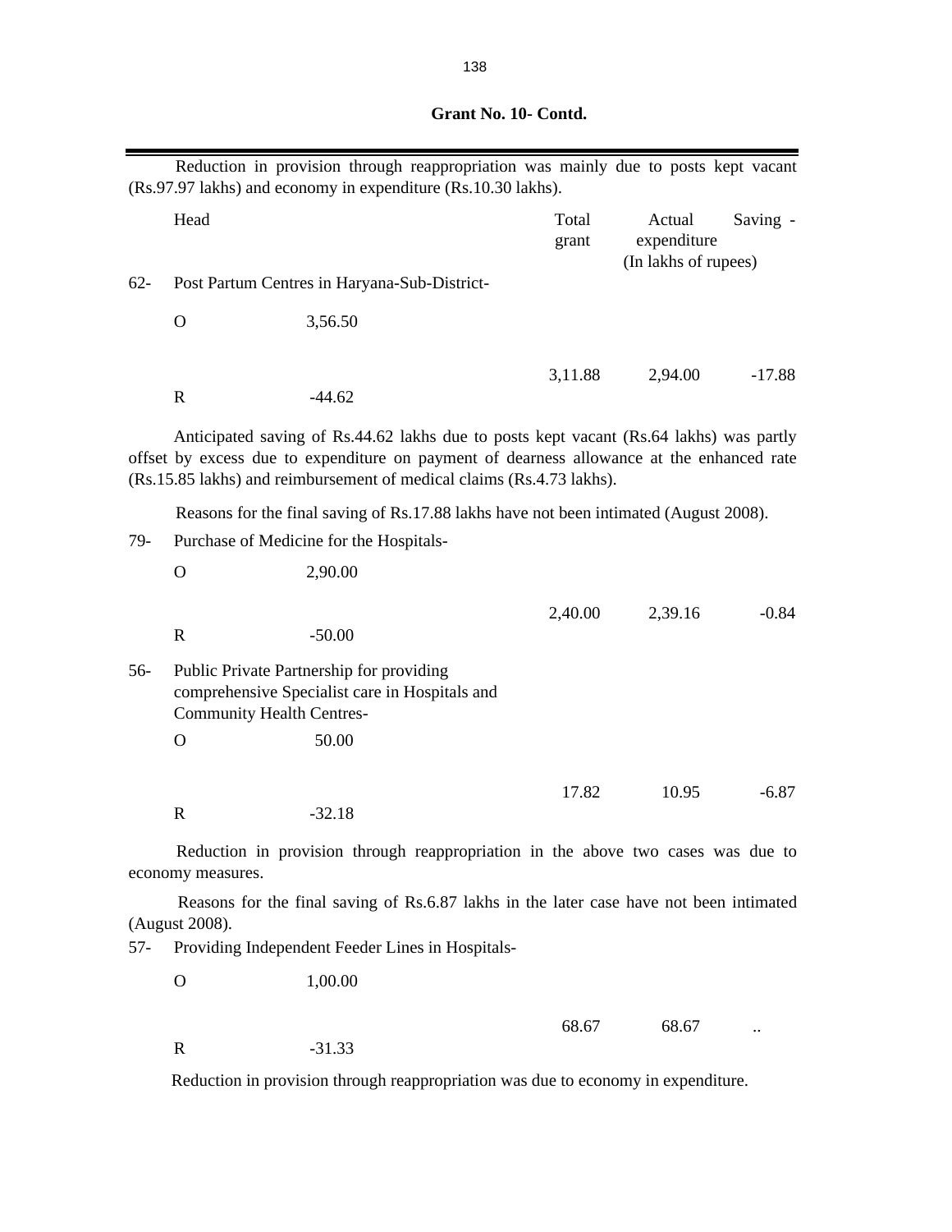**Grant No. 10- Contd.**

Reduction in provision through reappropriation was mainly due to posts kept vacant (Rs.97.97 lakhs) and economy in expenditure (Rs.10.30 lakhs).

| | Head | | Total grant | Actual expenditure | Saving - |
|---|---|---|---|---|---|
| | | | | (In lakhs of rupees) | |
| 62- | Post Partum Centres in Haryana-Sub-District- | | | | |
| | O | 3,56.50 | | | |
| | | | 3,11.88 | 2,94.00 | -17.88 |
| | R | -44.62 | | | |

Anticipated saving of Rs.44.62 lakhs due to posts kept vacant (Rs.64 lakhs) was partly offset by excess due to expenditure on payment of dearness allowance at the enhanced rate (Rs.15.85 lakhs) and reimbursement of medical claims (Rs.4.73 lakhs).

Reasons for the final saving of Rs.17.88 lakhs have not been intimated (August 2008).

| | Head | | Total grant | Actual expenditure | Saving - |
|---|---|---|---|---|---|
| 79- | Purchase of Medicine for the Hospitals- | | | | |
| | O | 2,90.00 | | | |
| | | | 2,40.00 | 2,39.16 | -0.84 |
| | R | -50.00 | | | |
| 56- | Public Private Partnership for providing comprehensive Specialist care in Hospitals and Community Health Centres- | | | | |
| | O | 50.00 | | | |
| | | | 17.82 | 10.95 | -6.87 |
| | R | -32.18 | | | |

Reduction in provision through reappropriation in the above two cases was due to economy measures.

Reasons for the final saving of Rs.6.87 lakhs in the later case have not been intimated (August 2008).

| | Head | | Total grant | Actual expenditure | Saving - |
|---|---|---|---|---|---|
| 57- | Providing Independent Feeder Lines in Hospitals- | | | | |
| | O | 1,00.00 | | | |
| | | | 68.67 | 68.67 | .. |
| | R | -31.33 | | | |

Reduction in provision through reappropriation was due to economy in expenditure.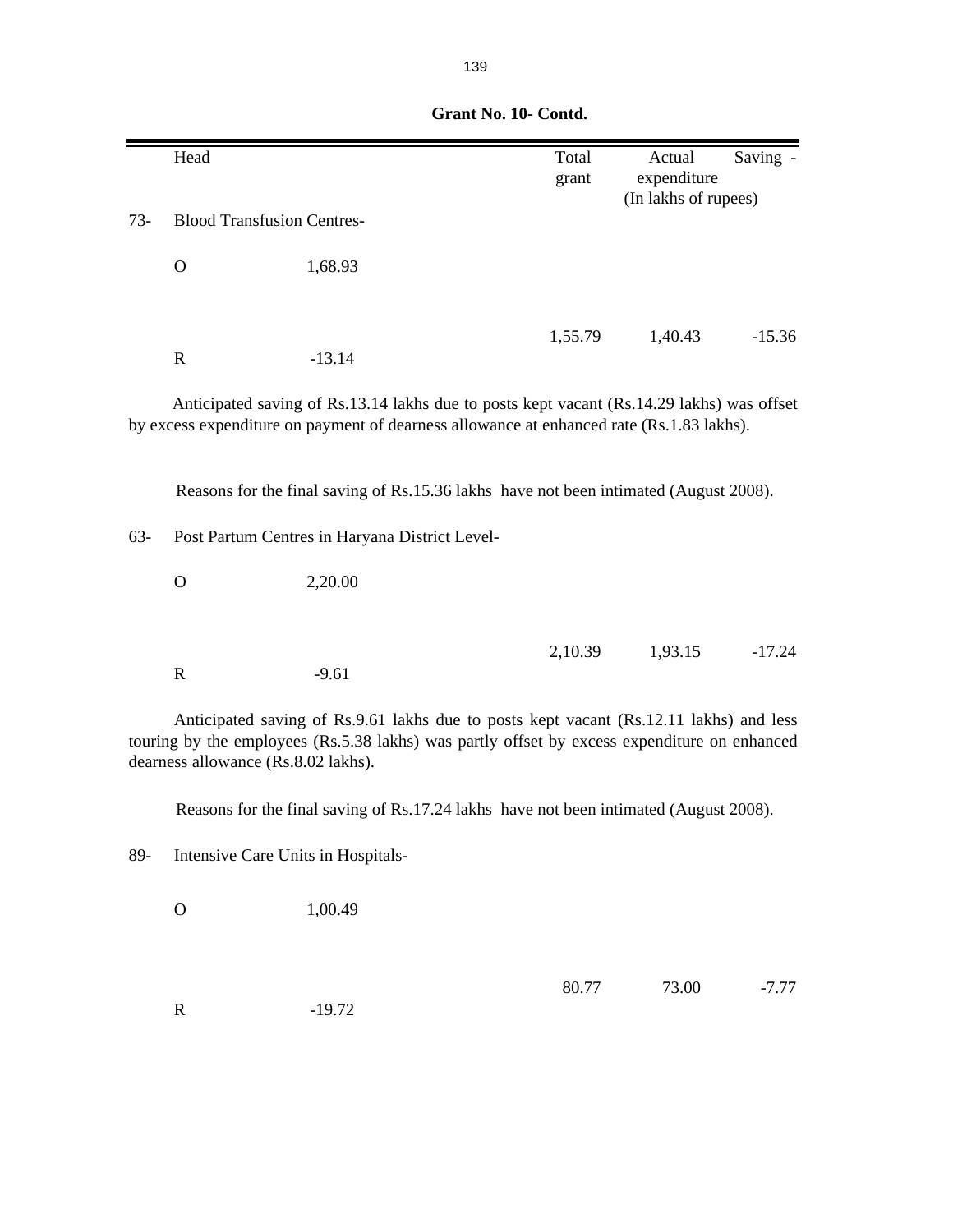**Grant No. 10- Contd.**

| | Head | | Total grant | Actual expenditure | Saving - |
|---|---|---|---|---|---|
| | | | | (In lakhs of rupees) | |
| 73- | Blood Transfusion Centres- | | | | |
| | O | 1,68.93 | | | |
| | | | 1,55.79 | 1,40.43 | -15.36 |
| | R | -13.14 | | | |

Anticipated saving of Rs.13.14 lakhs due to posts kept vacant (Rs.14.29 lakhs) was offset by excess expenditure on payment of dearness allowance at enhanced rate (Rs.1.83 lakhs).

Reasons for the final saving of Rs.15.36 lakhs have not been intimated (August 2008).

| | Head | | Total grant | Actual expenditure | Saving - |
|---|---|---|---|---|---|
| 63- | Post Partum Centres in Haryana District Level- | | | | |
| | O | 2,20.00 | | | |
| | | | 2,10.39 | 1,93.15 | -17.24 |
| | R | -9.61 | | | |

Anticipated saving of Rs.9.61 lakhs due to posts kept vacant (Rs.12.11 lakhs) and less touring by the employees (Rs.5.38 lakhs) was partly offset by excess expenditure on enhanced dearness allowance (Rs.8.02 lakhs).

Reasons for the final saving of Rs.17.24 lakhs have not been intimated (August 2008).

| | Head | | Total grant | Actual expenditure | Saving - |
|---|---|---|---|---|---|
| 89- | Intensive Care Units in Hospitals- | | | | |
| | O | 1,00.49 | | | |
| | | | 80.77 | 73.00 | -7.77 |
| | R | -19.72 | | | |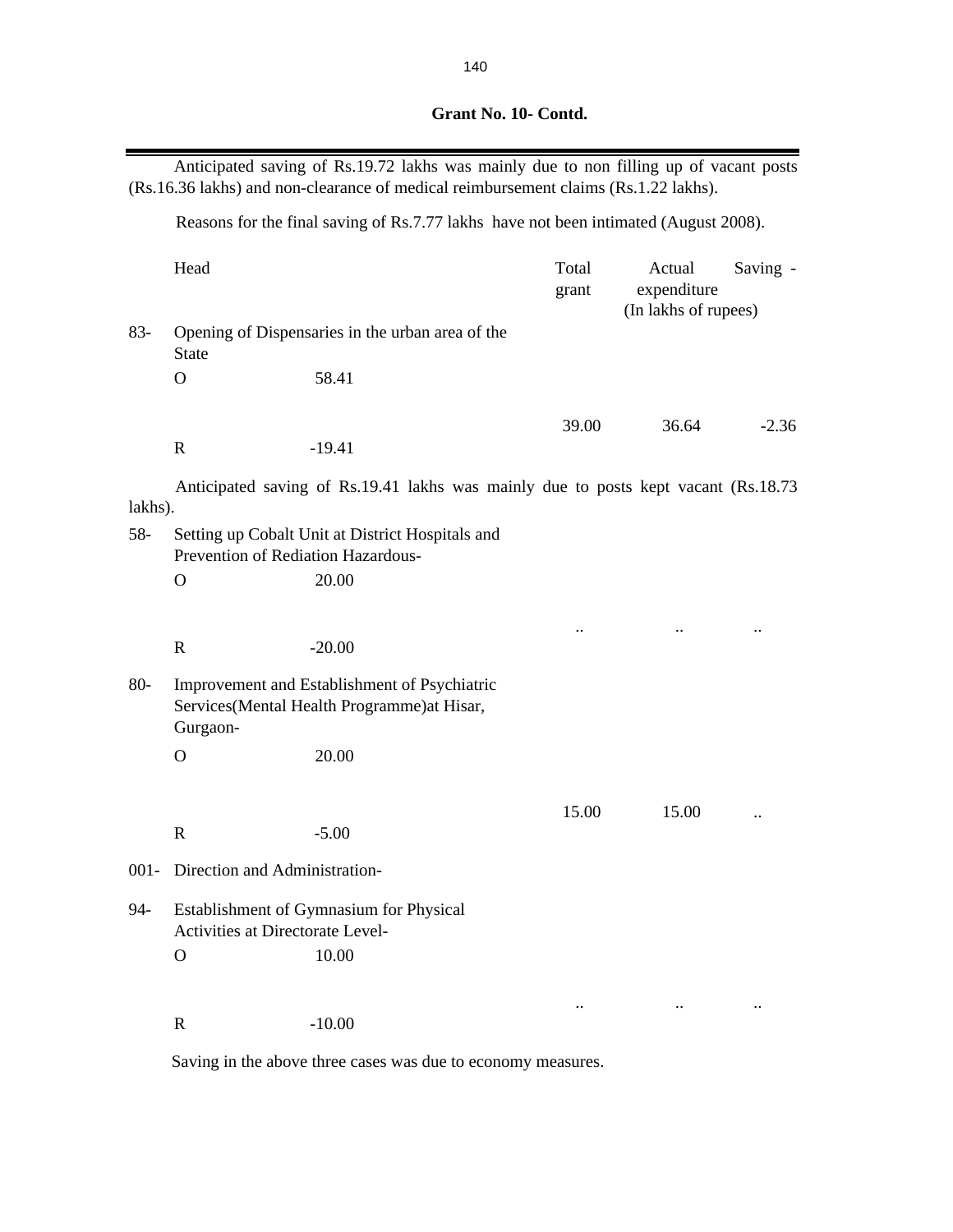**Grant No. 10- Contd.**

Anticipated saving of Rs.19.72 lakhs was mainly due to non filling up of vacant posts (Rs.16.36 lakhs) and non-clearance of medical reimbursement claims (Rs.1.22 lakhs).

Reasons for the final saving of Rs.7.77 lakhs have not been intimated (August 2008).

| | Head | | Total grant | Actual expenditure | Saving - |
|---|---|---|---|---|---|
| | | | | (In lakhs of rupees) | |
| 83- | Opening of Dispensaries in the urban area of the State | | | | |
| | O | 58.41 | | | |
| | | | 39.00 | 36.64 | -2.36 |
| | R | -19.41 | | | |

Anticipated saving of Rs.19.41 lakhs was mainly due to posts kept vacant (Rs.18.73 lakhs).

| | Head | | Total grant | Actual expenditure | Saving - |
|---|---|---|---|---|---|
| 58- | Setting up Cobalt Unit at District Hospitals and Prevention of Rediation Hazardous- | | | | |
| | O | 20.00 | | | |
| | | | .. | .. | .. |
| | R | -20.00 | | | |
| 80- | Improvement and Establishment of Psychiatric Services(Mental Health Programme)at Hisar, Gurgaon- | | | | |
| | O | 20.00 | | | |
| | | | 15.00 | 15.00 | .. |
| | R | -5.00 | | | |
| 001- | Direction and Administration- | | | | |
| 94- | Establishment of Gymnasium for Physical Activities at Directorate Level- | | | | |
| | O | 10.00 | | | |
| | | | .. | .. | .. |
| | R | -10.00 | | | |

Saving in the above three cases was due to economy measures.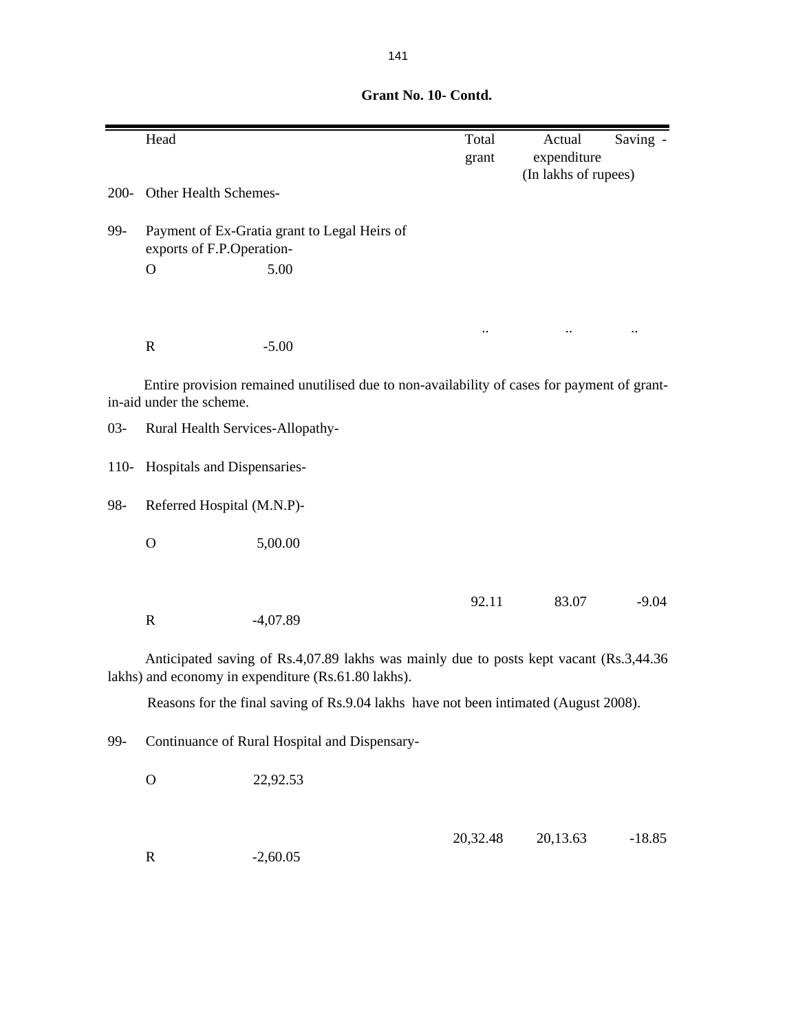**Grant No. 10- Contd.**

| | Head | | Total grant | Actual expenditure | Saving - |
|---|---|---|---|---|---|
| | | | | (In lakhs of rupees) | |
| 200- | Other Health Schemes- | | | | |
| 99- | Payment of Ex-Gratia grant to Legal Heirs of exports of F.P.Operation- | | | | |
| | O | 5.00 | | | |
| | | | .. | .. | .. |
| | R | -5.00 | | | |

Entire provision remained unutilised due to non-availability of cases for payment of grant-in-aid under the scheme.

| | Head | | Total grant | Actual expenditure | Saving - |
|---|---|---|---|---|---|
| 03- | Rural Health Services-Allopathy- | | | | |
| 110- | Hospitals and Dispensaries- | | | | |
| 98- | Referred Hospital (M.N.P)- | | | | |
| | O | 5,00.00 | | | |
| | | | 92.11 | 83.07 | -9.04 |
| | R | -4,07.89 | | | |

Anticipated saving of Rs.4,07.89 lakhs was mainly due to posts kept vacant (Rs.3,44.36 lakhs) and economy in expenditure (Rs.61.80 lakhs).

Reasons for the final saving of Rs.9.04 lakhs have not been intimated (August 2008).

| | Head | | Total grant | Actual expenditure | Saving - |
|---|---|---|---|---|---|
| 99- | Continuance of Rural Hospital and Dispensary- | | | | |
| | O | 22,92.53 | | | |
| | | | 20,32.48 | 20,13.63 | -18.85 |
| | R | -2,60.05 | | | |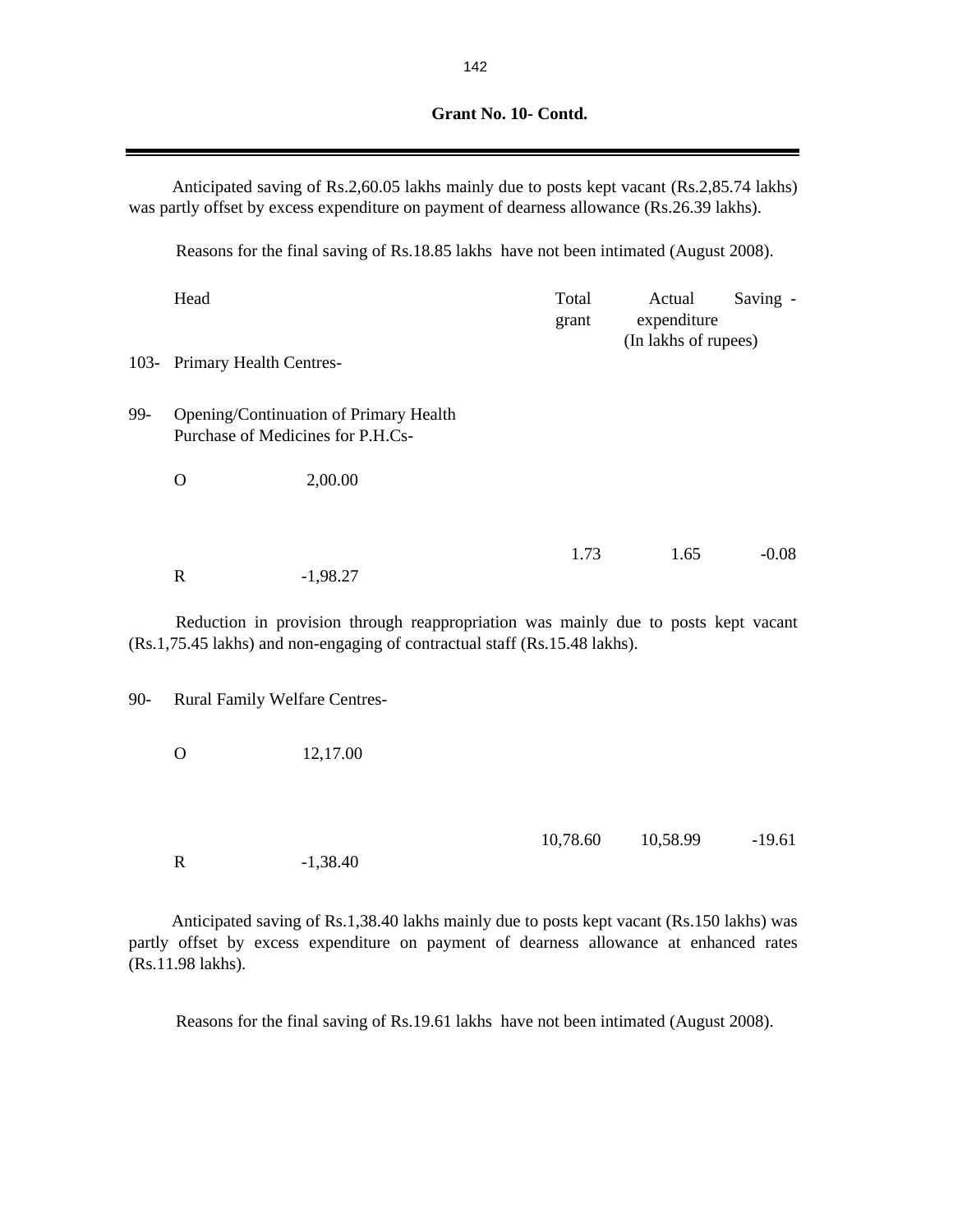**Grant No. 10- Contd.**

Anticipated saving of Rs.2,60.05 lakhs mainly due to posts kept vacant (Rs.2,85.74 lakhs) was partly offset by excess expenditure on payment of dearness allowance (Rs.26.39 lakhs).

Reasons for the final saving of Rs.18.85 lakhs have not been intimated (August 2008).

| Head | | Total grant | Actual expenditure | Saving - |
|---|---|---|---|---|
| | | (In lakhs of rupees) | | |
| 103- Primary Health Centres- | | | | |
| 99- Opening/Continuation of Primary Health Purchase of Medicines for P.H.Cs- | | | | |
| O | 2,00.00 | | | |
| | | 1.73 | 1.65 | -0.08 |
| R | -1,98.27 | | | |

Reduction in provision through reappropriation was mainly due to posts kept vacant (Rs.1,75.45 lakhs) and non-engaging of contractual staff (Rs.15.48 lakhs).

| Head | | Total grant | Actual expenditure | Saving - |
|---|---|---|---|---|
| 90- Rural Family Welfare Centres- | | | | |
| O | 12,17.00 | | | |
| | | 10,78.60 | 10,58.99 | -19.61 |
| R | -1,38.40 | | | |

Anticipated saving of Rs.1,38.40 lakhs mainly due to posts kept vacant (Rs.150 lakhs) was partly offset by excess expenditure on payment of dearness allowance at enhanced rates (Rs.11.98 lakhs).

Reasons for the final saving of Rs.19.61 lakhs have not been intimated (August 2008).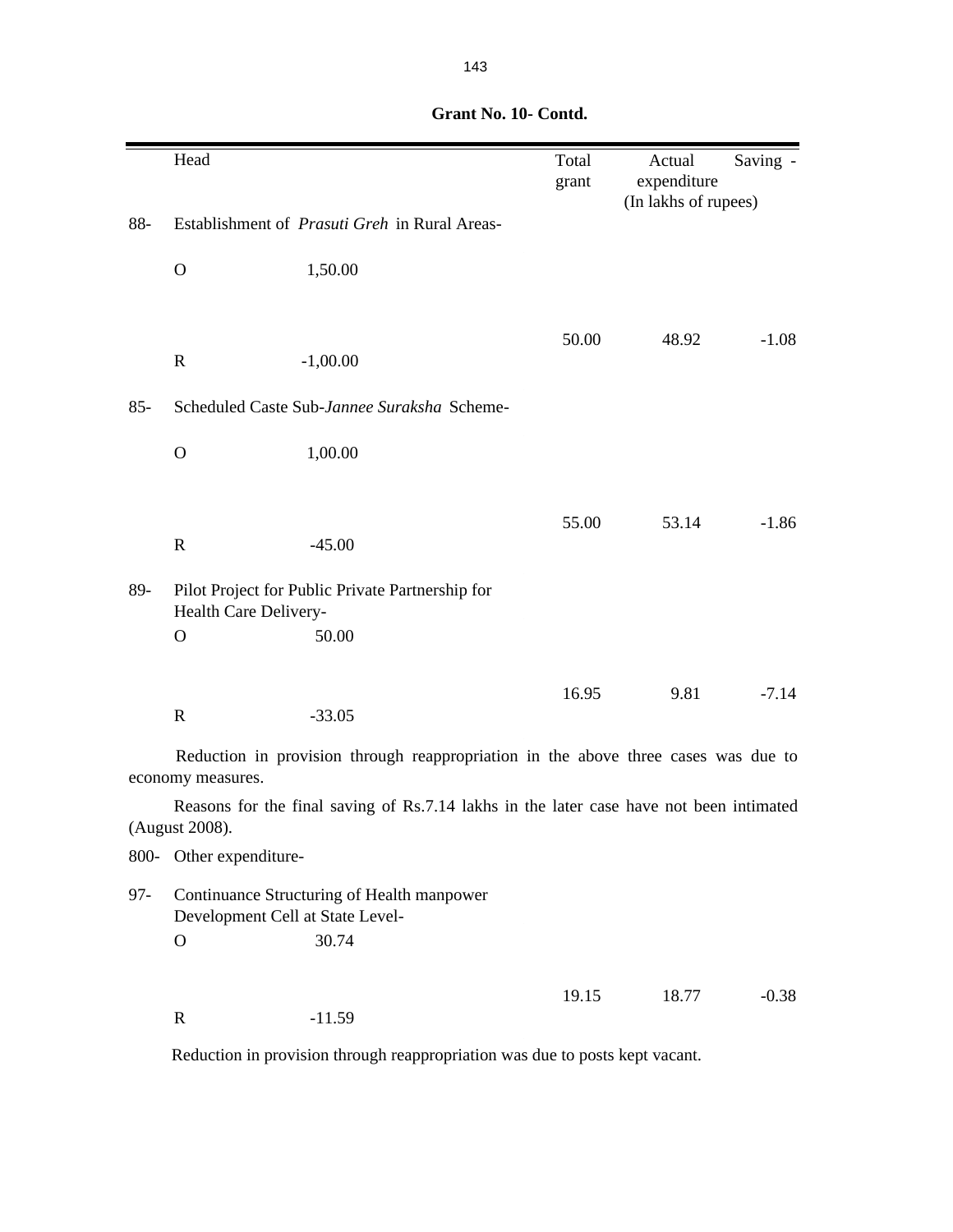**Grant No. 10- Contd.**

| | Head | | Total grant | Actual expenditure | Saving - |
|---|---|---|---|---|---|
| | | | | (In lakhs of rupees) | |
| 88- | Establishment of *Prasuti Greh* in Rural Areas- | | | | |
| | O | 1,50.00 | | | |
| | | | 50.00 | 48.92 | -1.08 |
| | R | -1,00.00 | | | |
| 85- | Scheduled Caste Sub-*Jannee Suraksha* Scheme- | | | | |
| | O | 1,00.00 | | | |
| | | | 55.00 | 53.14 | -1.86 |
| | R | -45.00 | | | |
| 89- | Pilot Project for Public Private Partnership for Health Care Delivery- | | | | |
| | O | 50.00 | | | |
| | | | 16.95 | 9.81 | -7.14 |
| | R | -33.05 | | | |

Reduction in provision through reappropriation in the above three cases was due to economy measures.

Reasons for the final saving of Rs.7.14 lakhs in the later case have not been intimated (August 2008).

| | Head | | Total grant | Actual expenditure | Saving - |
|---|---|---|---|---|---|
| 800- | Other expenditure- | | | | |
| 97- | Continuance Structuring of Health manpower Development Cell at State Level- | | | | |
| | O | 30.74 | | | |
| | | | 19.15 | 18.77 | -0.38 |
| | R | -11.59 | | | |

Reduction in provision through reappropriation was due to posts kept vacant.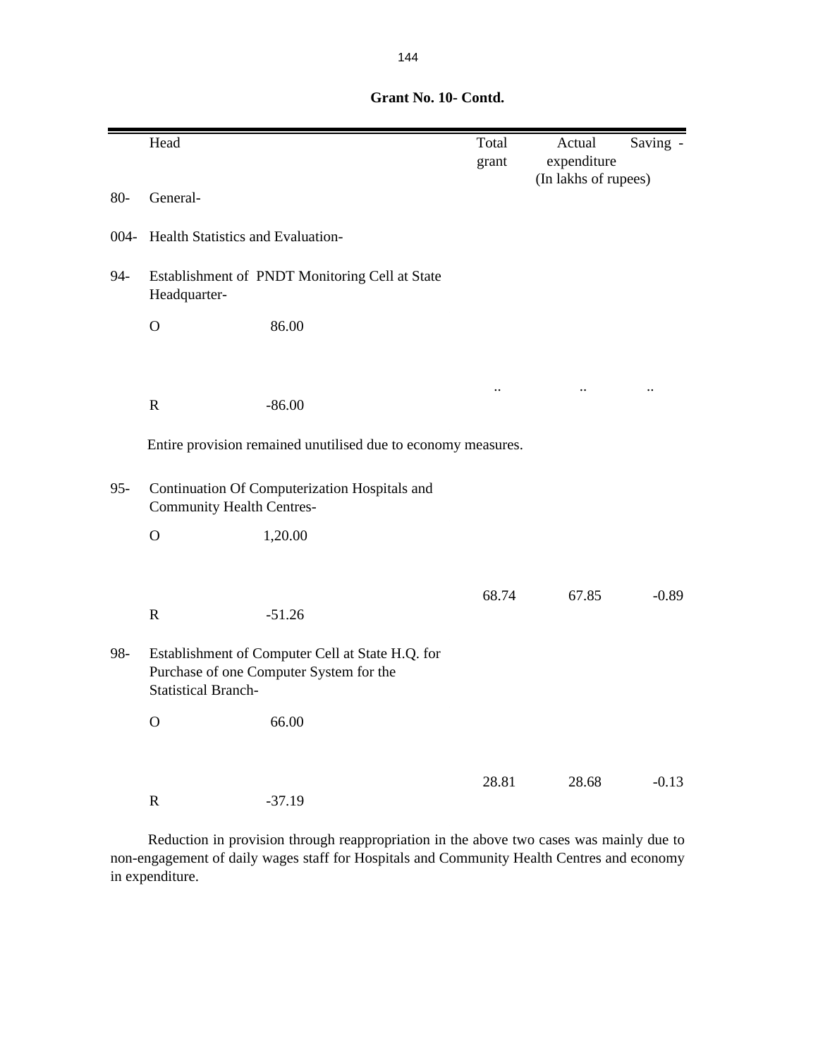**Grant No. 10- Contd.**

| | Head | | Total grant | Actual expenditure | Saving - |
|---|---|---|---|---|---|
| | | | | (In lakhs of rupees) | |
| 80- | General- | | | | |
| 004- | Health Statistics and Evaluation- | | | | |
| 94- | Establishment of PNDT Monitoring Cell at State Headquarter- | | | | |
| | O | 86.00 | | | |
| | | | .. | .. | .. |
| | R | -86.00 | | | |

Entire provision remained unutilised due to economy measures.

| | Head | | Total grant | Actual expenditure | Saving - |
|---|---|---|---|---|---|
| 95- | Continuation Of Computerization Hospitals and Community Health Centres- | | | | |
| | O | 1,20.00 | | | |
| | | | 68.74 | 67.85 | -0.89 |
| | R | -51.26 | | | |
| 98- | Establishment of Computer Cell at State H.Q. for Purchase of one Computer System for the Statistical Branch- | | | | |
| | O | 66.00 | | | |
| | | | 28.81 | 28.68 | -0.13 |
| | R | -37.19 | | | |

Reduction in provision through reappropriation in the above two cases was mainly due to non-engagement of daily wages staff for Hospitals and Community Health Centres and economy in expenditure.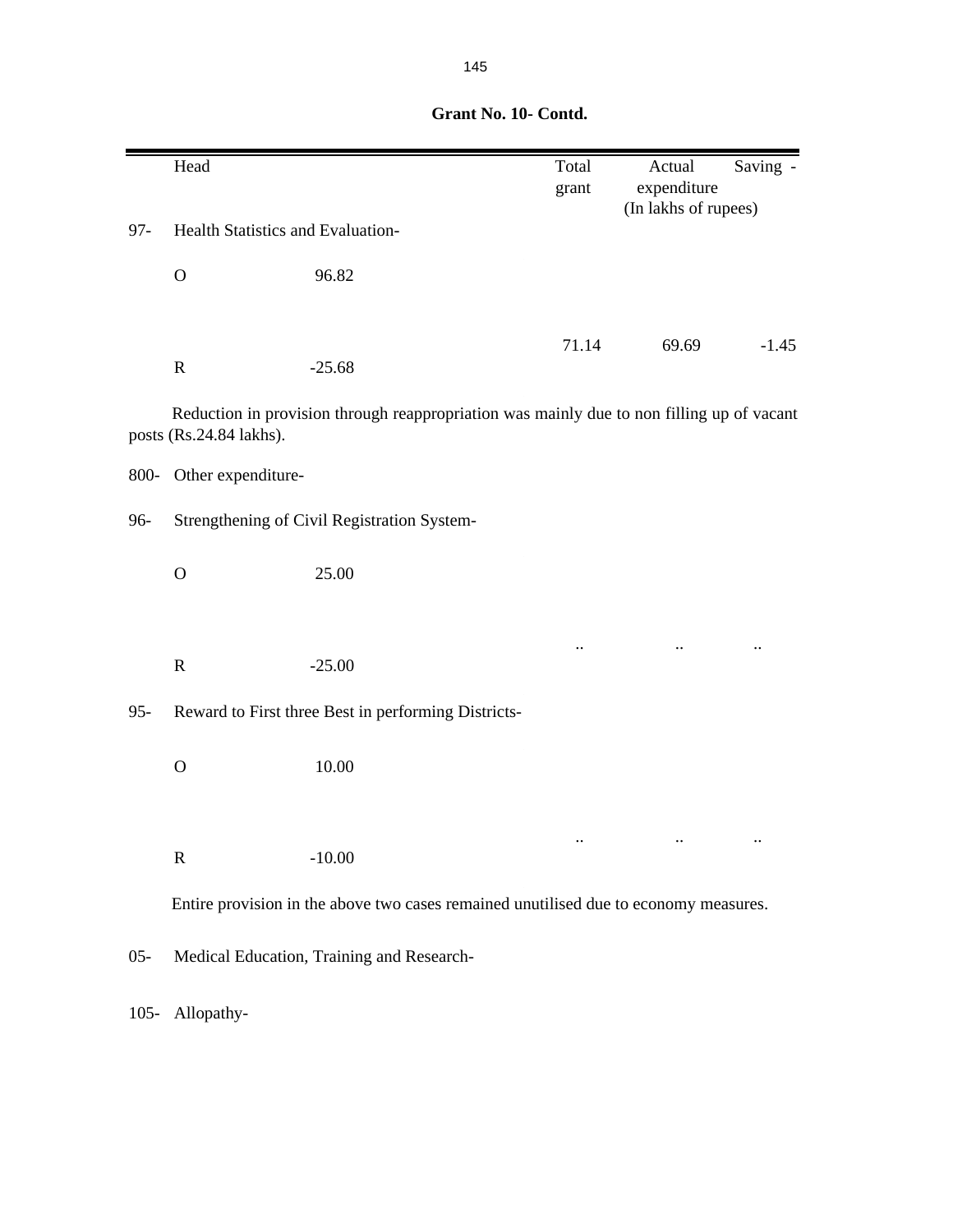**Grant No. 10- Contd.**

| | Head | | Total grant | Actual expenditure | Saving - |
|---|---|---|---|---|---|
| | | | | (In lakhs of rupees) | |
| 97- | Health Statistics and Evaluation- | | | | |
| | O | 96.82 | | | |
| | | | 71.14 | 69.69 | -1.45 |
| | R | -25.68 | | | |

Reduction in provision through reappropriation was mainly due to non filling up of vacant posts (Rs.24.84 lakhs).

| | Head | | Total grant | Actual expenditure | Saving - |
|---|---|---|---|---|---|
| 800- | Other expenditure- | | | | |
| 96- | Strengthening of Civil Registration System- | | | | |
| | O | 25.00 | | | |
| | | | .. | .. | .. |
| | R | -25.00 | | | |
| 95- | Reward to First three Best in performing Districts- | | | | |
| | O | 10.00 | | | |
| | | | .. | .. | .. |
| | R | -10.00 | | | |

Entire provision in the above two cases remained unutilised due to economy measures.

05- Medical Education, Training and Research-

105- Allopathy-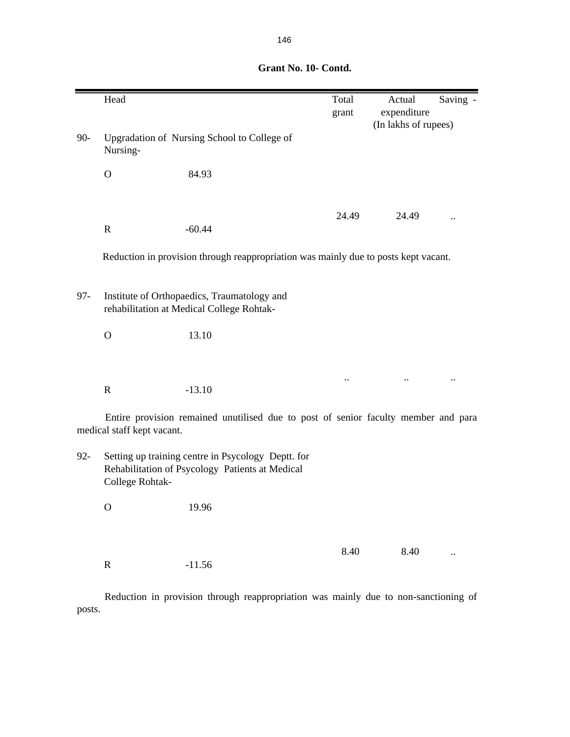**Grant No. 10- Contd.**

| | Head | | Total grant | Actual expenditure | Saving - |
|---|---|---|---|---|---|
| | | | | (In lakhs of rupees) | |
| 90- | Upgradation of Nursing School to College of Nursing- | | | | |
| | O | 84.93 | | | |
| | | | 24.49 | 24.49 | .. |
| | R | -60.44 | | | |

Reduction in provision through reappropriation was mainly due to posts kept vacant.

| | Head | | Total grant | Actual expenditure | Saving - |
|---|---|---|---|---|---|
| 97- | Institute of Orthopaedics, Traumatology and rehabilitation at Medical College Rohtak- | | | | |
| | O | 13.10 | | | |
| | | | .. | .. | .. |
| | R | -13.10 | | | |

Entire provision remained unutilised due to post of senior faculty member and para medical staff kept vacant.

| | Head | | Total grant | Actual expenditure | Saving - |
|---|---|---|---|---|---|
| 92- | Setting up training centre in Psycology Deptt. for Rehabilitation of Psycology Patients at Medical College Rohtak- | | | | |
| | O | 19.96 | | | |
| | | | 8.40 | 8.40 | .. |
| | R | -11.56 | | | |

Reduction in provision through reappropriation was mainly due to non-sanctioning of posts.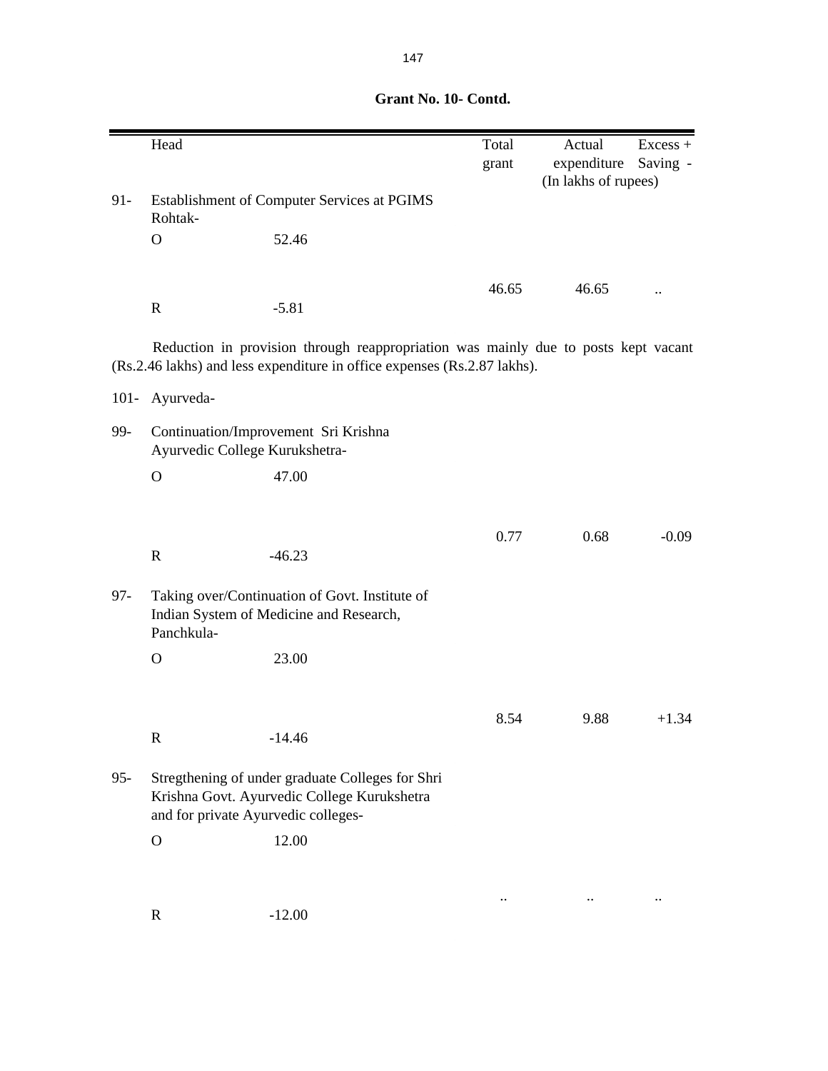**Grant No. 10- Contd.**

| | Head | | Total grant | Actual expenditure | Excess + Saving - |
|---|---|---|---|---|---|
| | | | | (In lakhs of rupees) | |
| 91- | Establishment of Computer Services at PGIMS Rohtak- | | | | |
| | O | 52.46 | | | |
| | | | 46.65 | 46.65 | .. |
| | R | -5.81 | | | |

Reduction in provision through reappropriation was mainly due to posts kept vacant (Rs.2.46 lakhs) and less expenditure in office expenses (Rs.2.87 lakhs).

| | Head | | Total grant | Actual expenditure | Excess + Saving - |
|---|---|---|---|---|---|
| 101- | Ayurveda- | | | | |
| 99- | Continuation/Improvement Sri Krishna Ayurvedic College Kurukshetra- | | | | |
| | O | 47.00 | | | |
| | | | 0.77 | 0.68 | -0.09 |
| | R | -46.23 | | | |
| 97- | Taking over/Continuation of Govt. Institute of Indian System of Medicine and Research, Panchkula- | | | | |
| | O | 23.00 | | | |
| | | | 8.54 | 9.88 | +1.34 |
| | R | -14.46 | | | |
| 95- | Stregthening of under graduate Colleges for Shri Krishna Govt. Ayurvedic College Kurukshetra and for private Ayurvedic colleges- | | | | |
| | O | 12.00 | | | |
| | | | .. | .. | .. |
| | R | -12.00 | | | |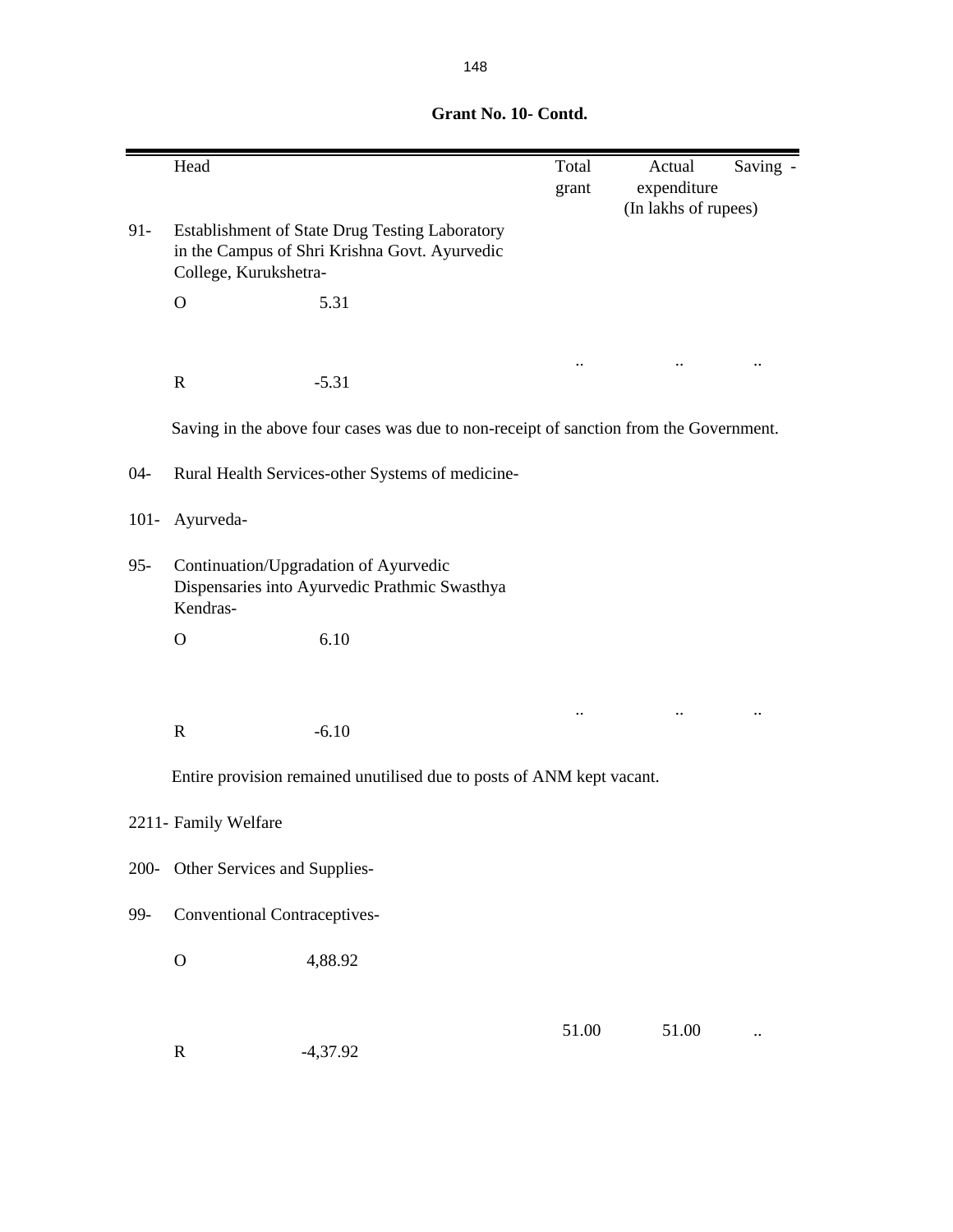**Grant No. 10- Contd.**

| | Head | | Total grant | Actual expenditure | Saving - |
|---|---|---|---|---|---|
| | | | | (In lakhs of rupees) | |
| 91- | Establishment of State Drug Testing Laboratory in the Campus of Shri Krishna Govt. Ayurvedic College, Kurukshetra- | | | | |
| | O | 5.31 | | | |
| | | | .. | .. | .. |
| | R | -5.31 | | | |

Saving in the above four cases was due to non-receipt of sanction from the Government.

| | Head | | Total grant | Actual expenditure | Saving - |
|---|---|---|---|---|---|
| 04- | Rural Health Services-other Systems of medicine- | | | | |
| 101- | Ayurveda- | | | | |
| 95- | Continuation/Upgradation of Ayurvedic Dispensaries into Ayurvedic Prathmic Swasthya Kendras- | | | | |
| | O | 6.10 | | | |
| | | | .. | .. | .. |
| | R | -6.10 | | | |

Entire provision remained unutilised due to posts of ANM kept vacant.

| | Head | | Total grant | Actual expenditure | Saving - |
|---|---|---|---|---|---|
| 2211- | Family Welfare | | | | |
| 200- | Other Services and Supplies- | | | | |
| 99- | Conventional Contraceptives- | | | | |
| | O | 4,88.92 | | | |
| | | | 51.00 | 51.00 | .. |
| | R | -4,37.92 | | | |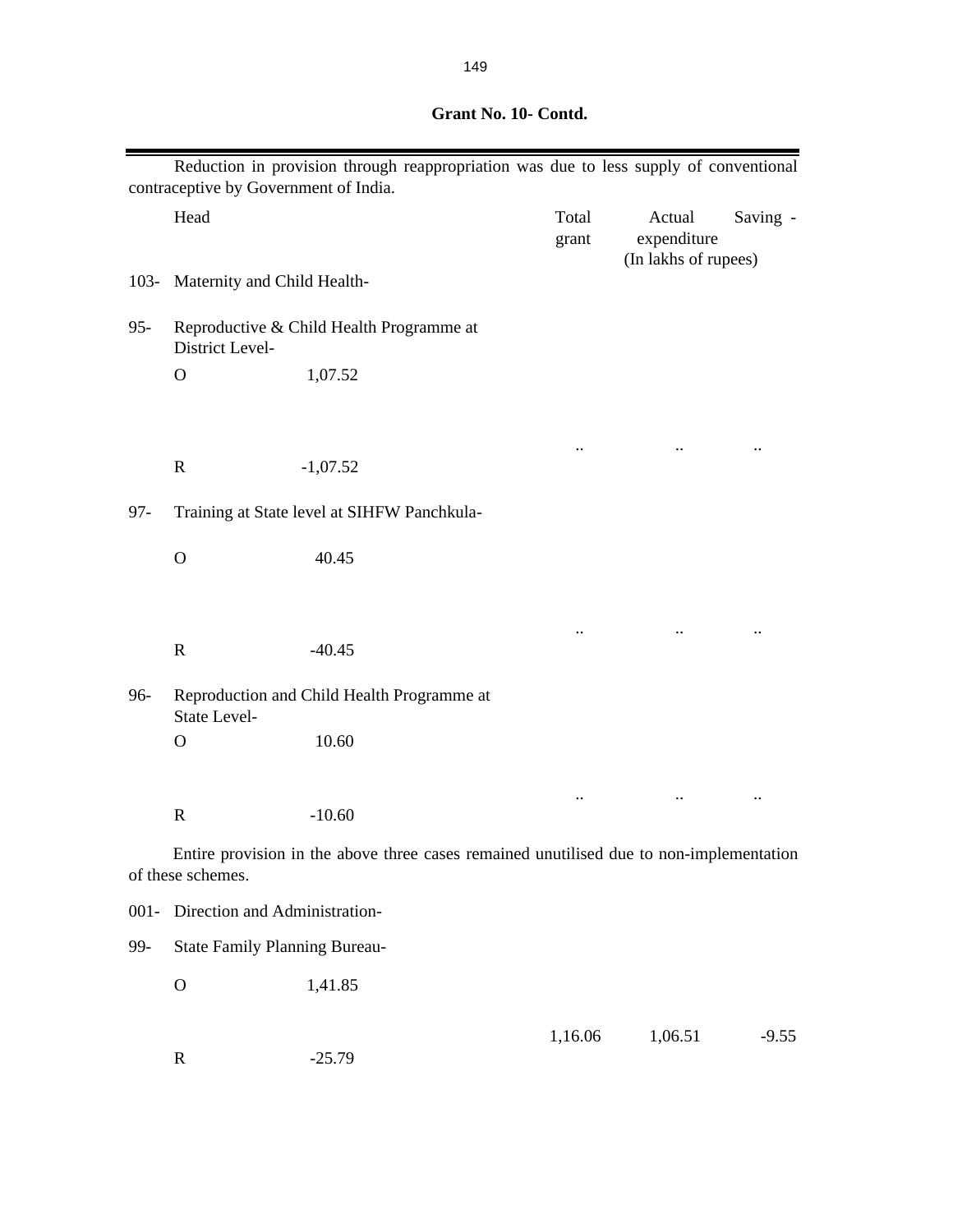**Grant No. 10- Contd.**

Reduction in provision through reappropriation was due to less supply of conventional contraceptive by Government of India.

| Head | | Total grant | Actual expenditure | Saving - |
|---|---|---|---|---|
| | | | (In lakhs of rupees) | |
| 103- Maternity and Child Health- | | | | |
| 95- Reproductive & Child Health Programme at District Level- | | | | |
| O | 1,07.52 | | | |
| | | .. | .. | .. |
| R | -1,07.52 | | | |
| 97- Training at State level at SIHFW Panchkula- | | | | |
| O | 40.45 | | | |
| | | .. | .. | .. |
| R | -40.45 | | | |
| 96- Reproduction and Child Health Programme at State Level- | | | | |
| O | 10.60 | | | |
| | | .. | .. | .. |
| R | -10.60 | | | |

Entire provision in the above three cases remained unutilised due to non-implementation of these schemes.

| Head | | Total grant | Actual expenditure | Saving - |
|---|---|---|---|---|
| 001- Direction and Administration- | | | | |
| 99- State Family Planning Bureau- | | | | |
| O | 1,41.85 | | | |
| | | 1,16.06 | 1,06.51 | -9.55 |
| R | -25.79 | | | |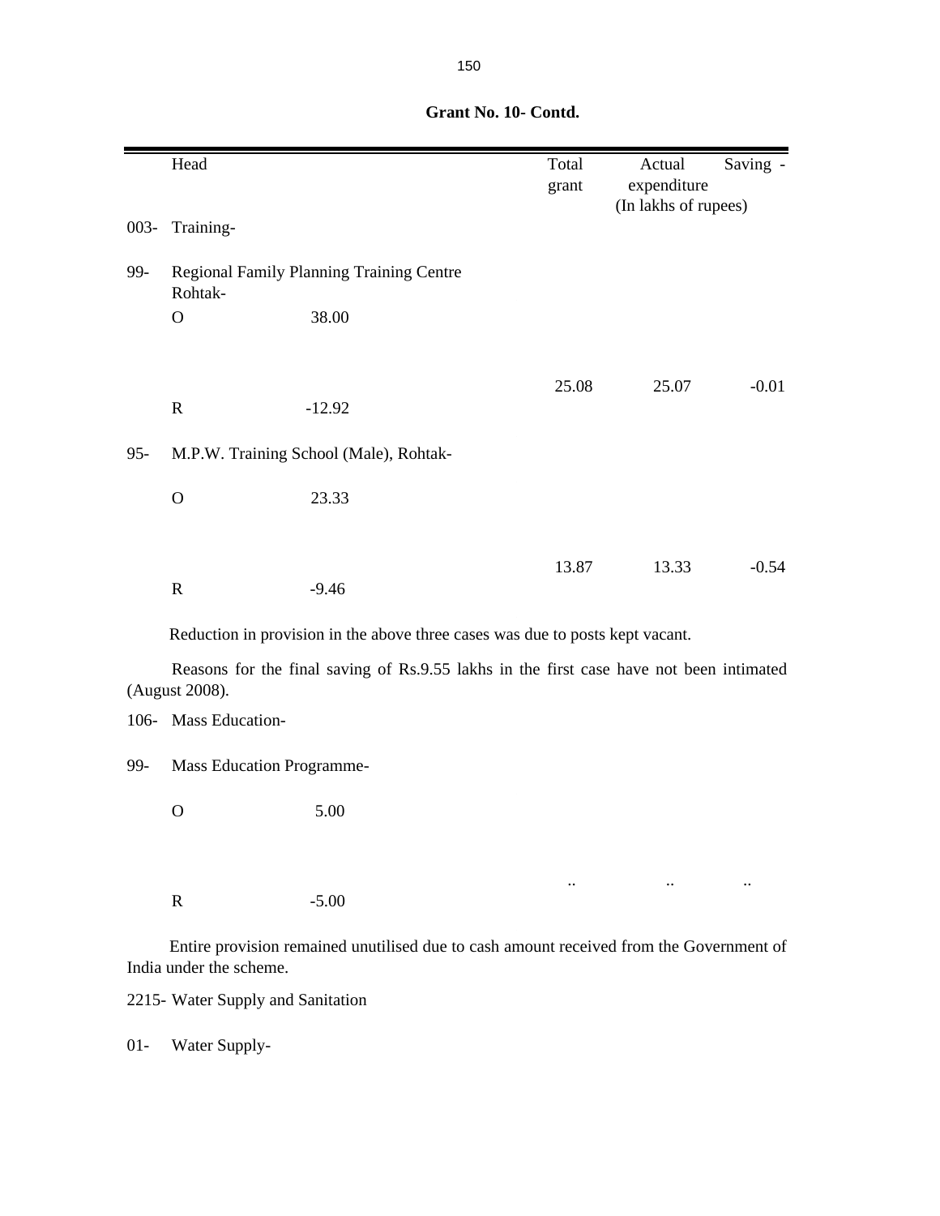**Grant No. 10- Contd.**

| | Head | | Total grant | Actual expenditure | Saving - |
|---|---|---|---|---|---|
| | | | | (In lakhs of rupees) | |
| 003- | Training- | | | | |
| 99- | Regional Family Planning Training Centre Rohtak- | | | | |
| | O | 38.00 | | | |
| | | | 25.08 | 25.07 | -0.01 |
| | R | -12.92 | | | |
| 95- | M.P.W. Training School (Male), Rohtak- | | | | |
| | O | 23.33 | | | |
| | | | 13.87 | 13.33 | -0.54 |
| | R | -9.46 | | | |

Reduction in provision in the above three cases was due to posts kept vacant.

Reasons for the final saving of Rs.9.55 lakhs in the first case have not been intimated (August 2008).

| | | | | | |
|---|---|---|---|---|---|
| 106- | Mass Education- | | | | |
| 99- | Mass Education Programme- | | | | |
| | O | 5.00 | | | |
| | | | .. | .. | .. |
| | R | -5.00 | | | |

Entire provision remained unutilised due to cash amount received from the Government of India under the scheme.

2215- Water Supply and Sanitation

01- Water Supply-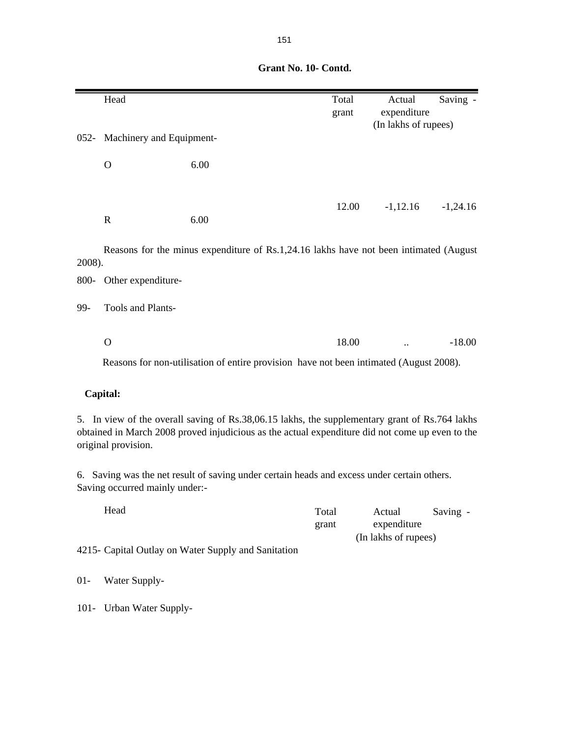**Grant No. 10- Contd.**

| Head | | Total grant | Actual expenditure | Saving - |
|---|---|---|---|---|
| | | | (In lakhs of rupees) | |
| 052- Machinery and Equipment- | | | | |
| O | 6.00 | | | |
| | | 12.00 | -1,12.16 | -1,24.16 |
| R | 6.00 | | | |

Reasons for the minus expenditure of Rs.1,24.16 lakhs have not been intimated (August 2008).

| Head | Total grant | Actual expenditure | Saving - |
|---|---|---|---|
| 800- Other expenditure- | | | |
| 99- Tools and Plants- | | | |
| O | 18.00 | .. | -18.00 |

Reasons for non-utilisation of entire provision have not been intimated (August 2008).

**Capital:**

5. In view of the overall saving of Rs.38,06.15 lakhs, the supplementary grant of Rs.764 lakhs obtained in March 2008 proved injudicious as the actual expenditure did not come up even to the original provision.

6. Saving was the net result of saving under certain heads and excess under certain others. Saving occurred mainly under:-

| Head | Total grant | Actual expenditure | Saving - |
|---|---|---|---|
| | | (In lakhs of rupees) | |
| 4215- Capital Outlay on Water Supply and Sanitation | | | |
| 01- Water Supply- | | | |
| 101- Urban Water Supply- | | | |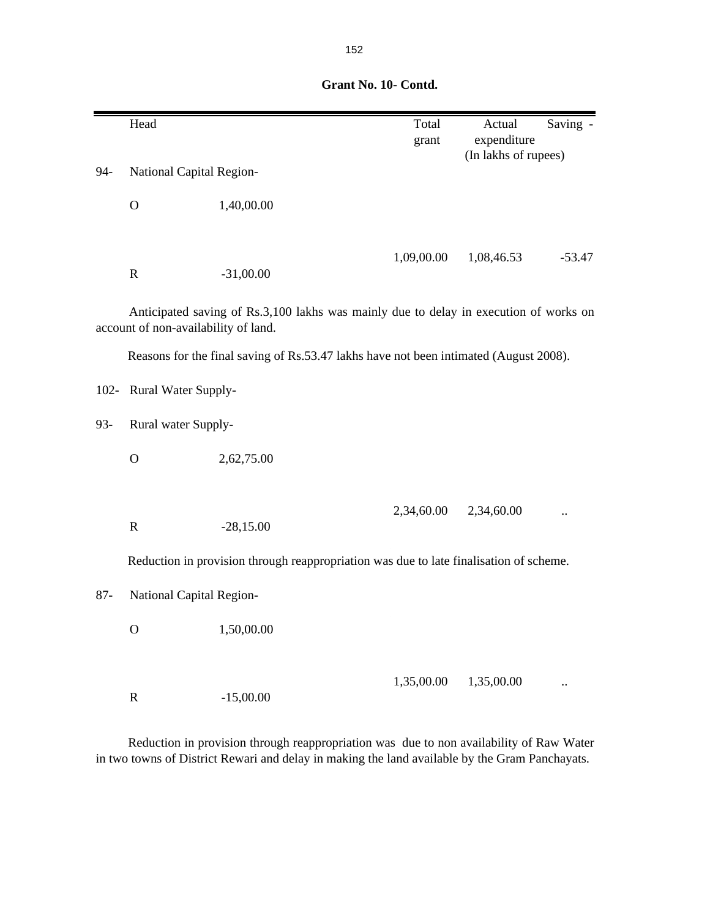**Grant No. 10- Contd.**

| | Head | | Total grant | Actual expenditure | Saving - |
|---|---|---|---|---|---|
| | | | | (In lakhs of rupees) | |
| 94- | National Capital Region- | | | | |
| | O | 1,40,00.00 | | | |
| | | | 1,09,00.00 | 1,08,46.53 | -53.47 |
| | R | -31,00.00 | | | |

Anticipated saving of Rs.3,100 lakhs was mainly due to delay in execution of works on account of non-availability of land.

Reasons for the final saving of Rs.53.47 lakhs have not been intimated (August 2008).

| | Head | | Total grant | Actual expenditure | Saving - |
|---|---|---|---|---|---|
| 102- | Rural Water Supply- | | | | |
| 93- | Rural water Supply- | | | | |
| | O | 2,62,75.00 | | | |
| | | | 2,34,60.00 | 2,34,60.00 | .. |
| | R | -28,15.00 | | | |

Reduction in provision through reappropriation was due to late finalisation of scheme.

| | Head | | Total grant | Actual expenditure | Saving - |
|---|---|---|---|---|---|
| 87- | National Capital Region- | | | | |
| | O | 1,50,00.00 | | | |
| | | | 1,35,00.00 | 1,35,00.00 | .. |
| | R | -15,00.00 | | | |

Reduction in provision through reappropriation was due to non availability of Raw Water in two towns of District Rewari and delay in making the land available by the Gram Panchayats.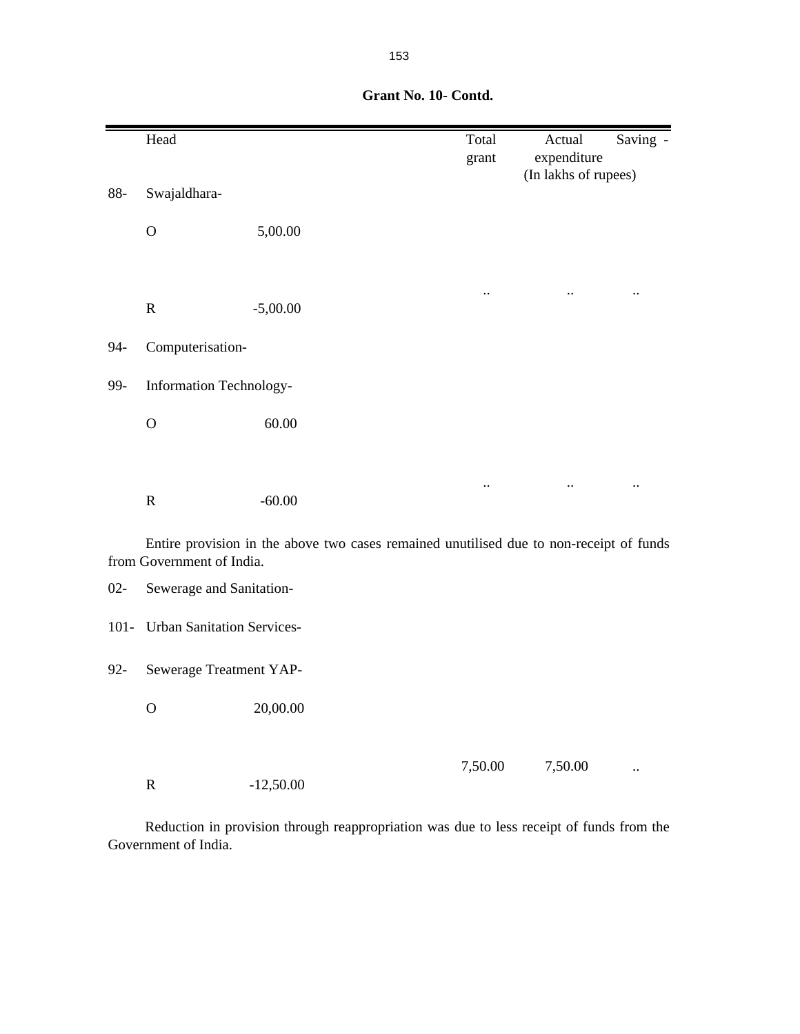**Grant No. 10- Contd.**

| | Head | | Total grant | Actual expenditure | Saving - |
|---|---|---|---|---|---|
| | | | | (In lakhs of rupees) | |
| 88- | Swajaldhara- | | | | |
| | O | 5,00.00 | | | |
| | R | -5,00.00 | .. | .. | .. |
| 94- | Computerisation- | | | | |
| 99- | Information Technology- | | | | |
| | O | 60.00 | | | |
| | R | -60.00 | .. | .. | .. |

Entire provision in the above two cases remained unutilised due to non-receipt of funds from Government of India.

| | Head | | Total grant | Actual expenditure | Saving - |
|---|---|---|---|---|---|
| 02- | Sewerage and Sanitation- | | | | |
| 101- | Urban Sanitation Services- | | | | |
| 92- | Sewerage Treatment YAP- | | | | |
| | O | 20,00.00 | | | |
| | R | -12,50.00 | 7,50.00 | 7,50.00 | .. |

Reduction in provision through reappropriation was due to less receipt of funds from the Government of India.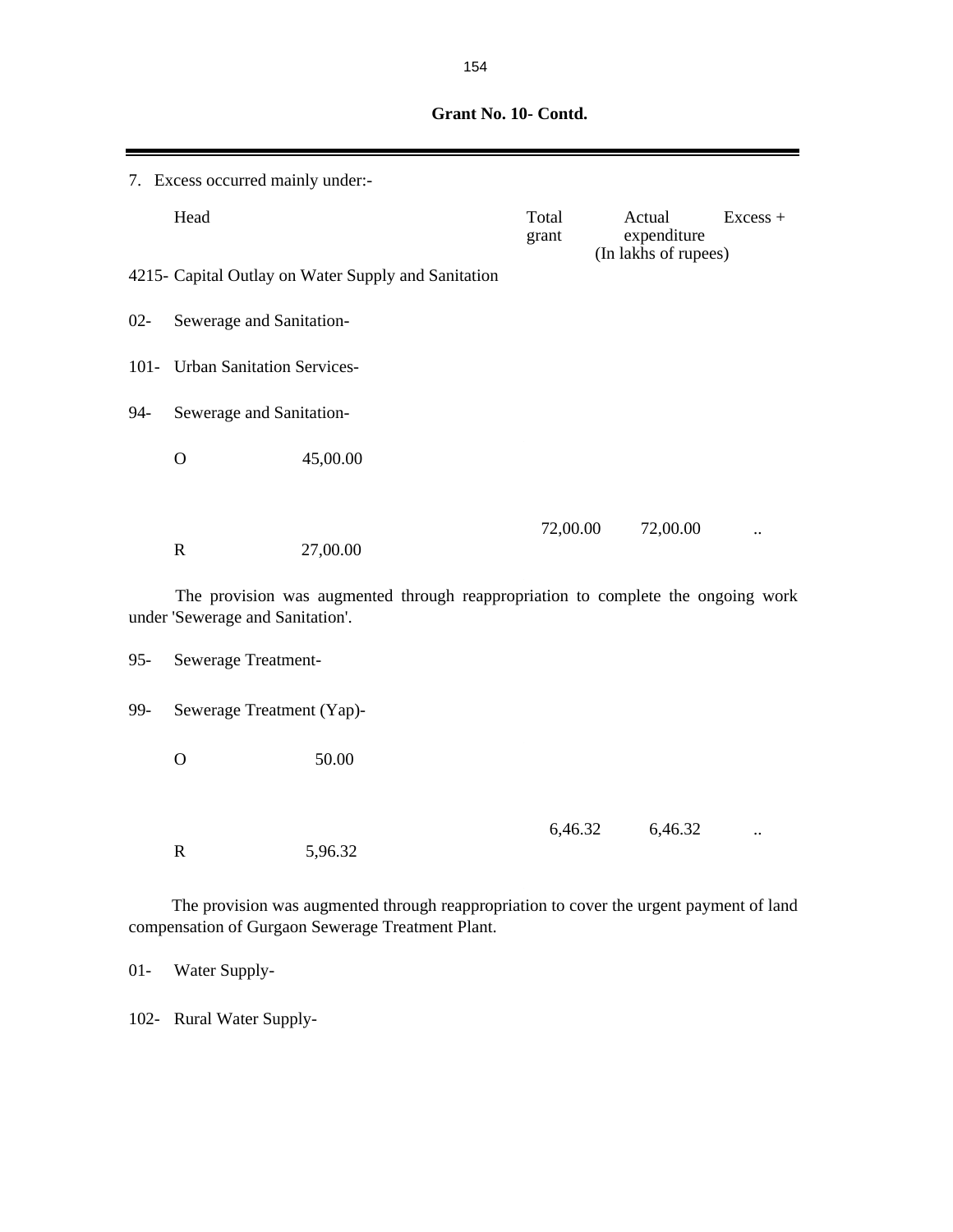**Grant No. 10- Contd.**

7. Excess occurred mainly under:-

| Head | | Total grant | Actual expenditure | Excess + |
|---|---|---|---|---|
| | | (In lakhs of rupees) | | |
| 4215- Capital Outlay on Water Supply and Sanitation | | | | |
| 02- Sewerage and Sanitation- | | | | |
| 101- Urban Sanitation Services- | | | | |
| 94- Sewerage and Sanitation- | | | | |
| O | 45,00.00 | | | |
| | | 72,00.00 | 72,00.00 | .. |
| R | 27,00.00 | | | |

The provision was augmented through reappropriation to complete the ongoing work under 'Sewerage and Sanitation'.

| Head | | Total grant | Actual expenditure | Excess + |
|---|---|---|---|---|
| 95- Sewerage Treatment- | | | | |
| 99- Sewerage Treatment (Yap)- | | | | |
| O | 50.00 | | | |
| | | 6,46.32 | 6,46.32 | .. |
| R | 5,96.32 | | | |

The provision was augmented through reappropriation to cover the urgent payment of land compensation of Gurgaon Sewerage Treatment Plant.

01- Water Supply-

102- Rural Water Supply-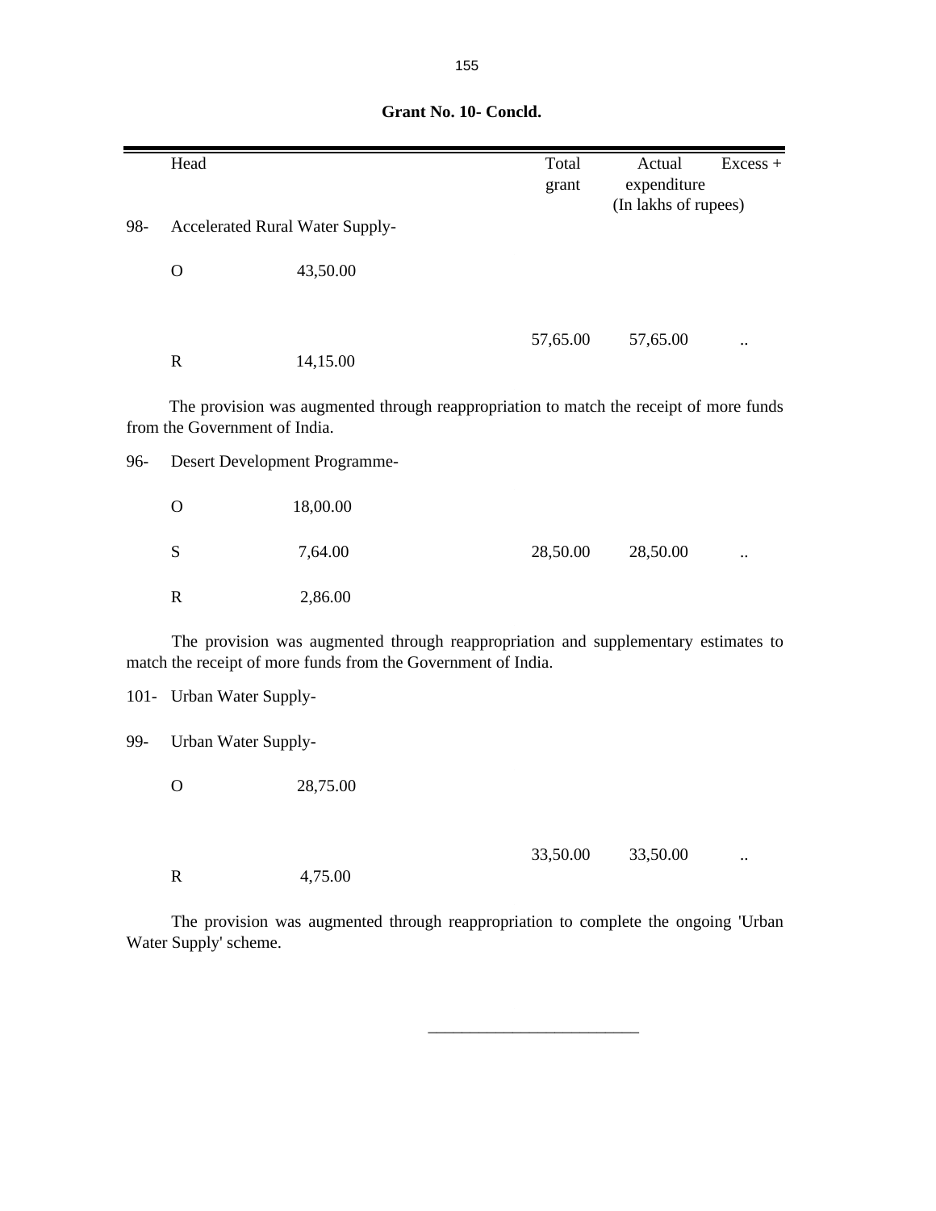**Grant No. 10- Concld.**

| | Head | | Total grant | Actual expenditure | Excess + |
|---|---|---|---|---|---|
| | | | | (In lakhs of rupees) | |
| 98- | Accelerated Rural Water Supply- | | | | |
| | O | 43,50.00 | | | |
| | | | 57,65.00 | 57,65.00 | .. |
| | R | 14,15.00 | | | |

The provision was augmented through reappropriation to match the receipt of more funds from the Government of India.

| | Head | | Total grant | Actual expenditure | Excess + |
|---|---|---|---|---|---|
| 96- | Desert Development Programme- | | | | |
| | O | 18,00.00 | | | |
| | S | 7,64.00 | 28,50.00 | 28,50.00 | .. |
| | R | 2,86.00 | | | |

The provision was augmented through reappropriation and supplementary estimates to match the receipt of more funds from the Government of India.

| | Head | | Total grant | Actual expenditure | Excess + |
|---|---|---|---|---|---|
| 101- | Urban Water Supply- | | | | |
| 99- | Urban Water Supply- | | | | |
| | O | 28,75.00 | | | |
| | | | 33,50.00 | 33,50.00 | .. |
| | R | 4,75.00 | | | |

The provision was augmented through reappropriation to complete the ongoing 'Urban Water Supply' scheme.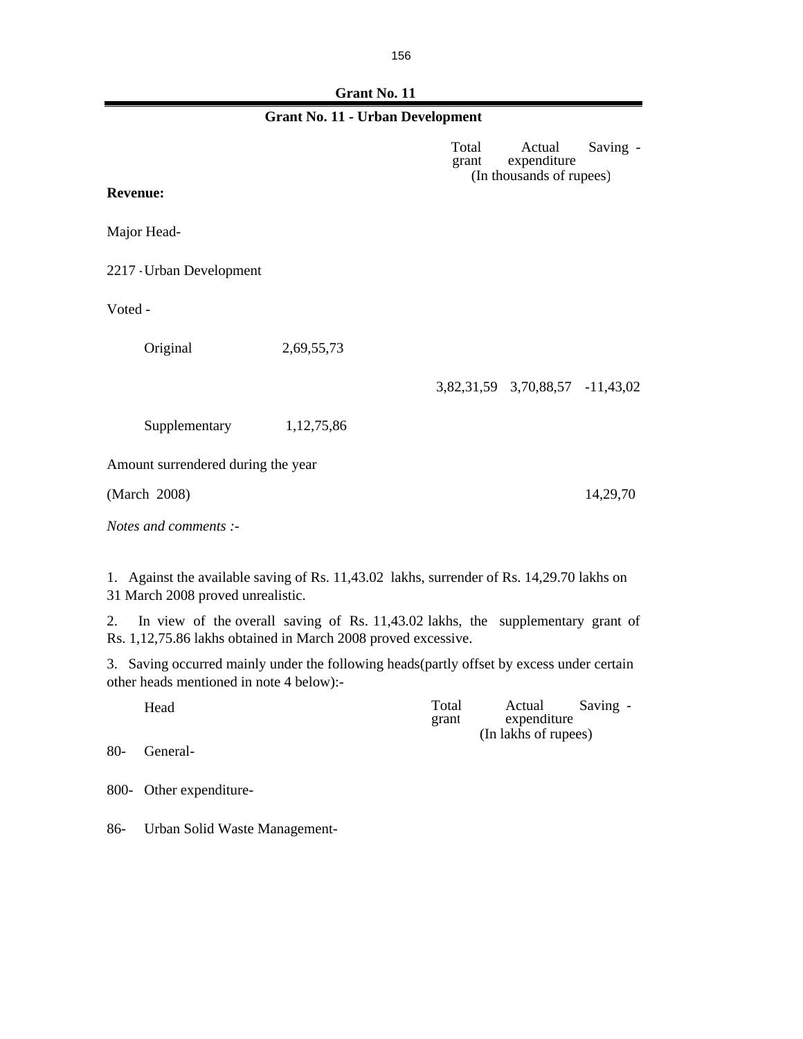## Grant No. 11

### Grant No. 11 - Urban Development

| | | Total grant | Actual expenditure | Saving - |
|---|---|---|---|---|
| | | (In thousands of rupees) | | |
| **Revenue:** | | | | |
| Major Head- | | | | |
| 2217 - Urban Development | | | | |
| Voted - | | | | |
| Original | 2,69,55,73 | | | |
| | | 3,82,31,59 | 3,70,88,57 | -11,43,02 |
| Supplementary | 1,12,75,86 | | | |
| Amount surrendered during the year | | | | |
| (March 2008) | | | | 14,29,70 |

*Notes and comments :-*

1. Against the available saving of Rs. 11,43.02 lakhs, surrender of Rs. 14,29.70 lakhs on 31 March 2008 proved unrealistic.

2. In view of the overall saving of Rs. 11,43.02 lakhs, the supplementary grant of Rs. 1,12,75.86 lakhs obtained in March 2008 proved excessive.

3. Saving occurred mainly under the following heads(partly offset by excess under certain other heads mentioned in note 4 below):-

| Head | Total grant | Actual expenditure | Saving - |
|---|---|---|---|
| | (In lakhs of rupees) | | |
| 80- General- | | | |
| 800- Other expenditure- | | | |
| 86- Urban Solid Waste Management- | | | |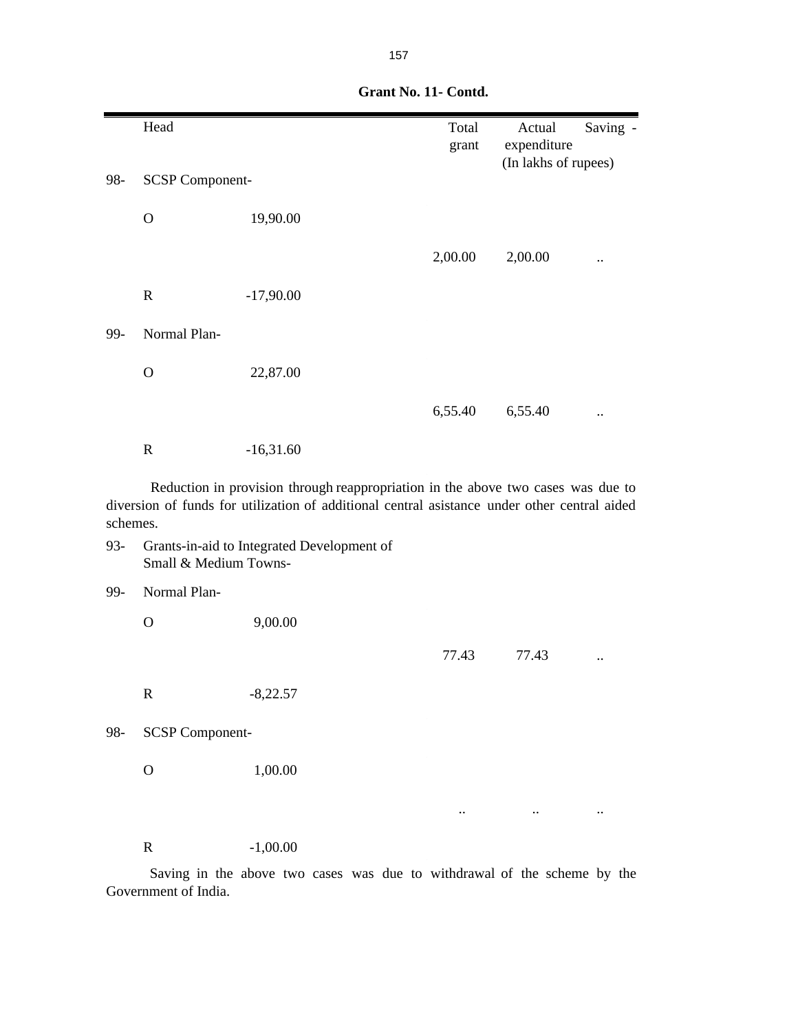**Grant No. 11- Contd.**

| | Head | | Total grant | Actual expenditure | Saving - |
|---|---|---|---|---|---|
| | | | | (In lakhs of rupees) | |
| 98- | SCSP Component- | | | | |
| | O | 19,90.00 | | | |
| | | | 2,00.00 | 2,00.00 | .. |
| | R | -17,90.00 | | | |
| 99- | Normal Plan- | | | | |
| | O | 22,87.00 | | | |
| | | | 6,55.40 | 6,55.40 | .. |
| | R | -16,31.60 | | | |

Reduction in provision through reappropriation in the above two cases was due to diversion of funds for utilization of additional central asistance under other central aided schemes.

| | | | | | |
|---|---|---|---|---|---|
| 93- | Grants-in-aid to Integrated Development of Small & Medium Towns- | | | | |
| 99- | Normal Plan- | | | | |
| | O | 9,00.00 | | | |
| | | | 77.43 | 77.43 | .. |
| | R | -8,22.57 | | | |
| 98- | SCSP Component- | | | | |
| | O | 1,00.00 | | | |
| | | | .. | .. | .. |
| | R | -1,00.00 | | | |

Saving in the above two cases was due to withdrawal of the scheme by the Government of India.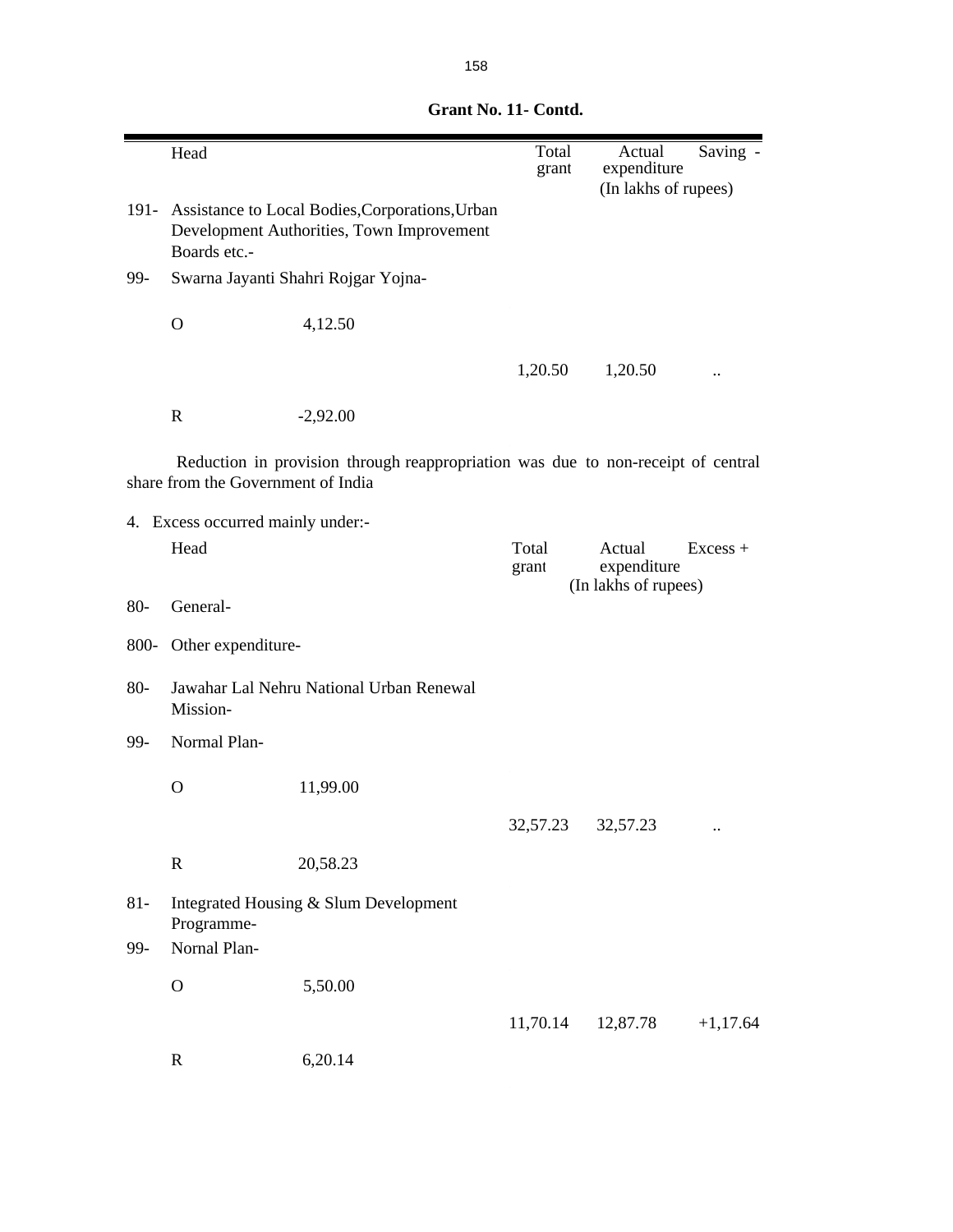**Grant No. 11- Contd.**

| | Head | | Total grant | Actual expenditure | Saving - |
|---|---|---|---|---|---|
| | | | | (In lakhs of rupees) | |
| 191- | Assistance to Local Bodies,Corporations,Urban Development Authorities, Town Improvement Boards etc.- | | | | |
| 99- | Swarna Jayanti Shahri Rojgar Yojna- | | | | |
| | O | 4,12.50 | | | |
| | | | 1,20.50 | 1,20.50 | .. |
| | R | -2,92.00 | | | |

Reduction in provision through reappropriation was due to non-receipt of central share from the Government of India

4. Excess occurred mainly under:-

| | Head | | Total grant | Actual expenditure | Excess + |
|---|---|---|---|---|---|
| | | | | (In lakhs of rupees) | |
| 80- | General- | | | | |
| 800- | Other expenditure- | | | | |
| 80- | Jawahar Lal Nehru National Urban Renewal Mission- | | | | |
| 99- | Normal Plan- | | | | |
| | O | 11,99.00 | | | |
| | | | 32,57.23 | 32,57.23 | .. |
| | R | 20,58.23 | | | |
| 81- | Integrated Housing & Slum Development Programme- | | | | |
| 99- | Nornal Plan- | | | | |
| | O | 5,50.00 | | | |
| | | | 11,70.14 | 12,87.78 | +1,17.64 |
| | R | 6,20.14 | | | |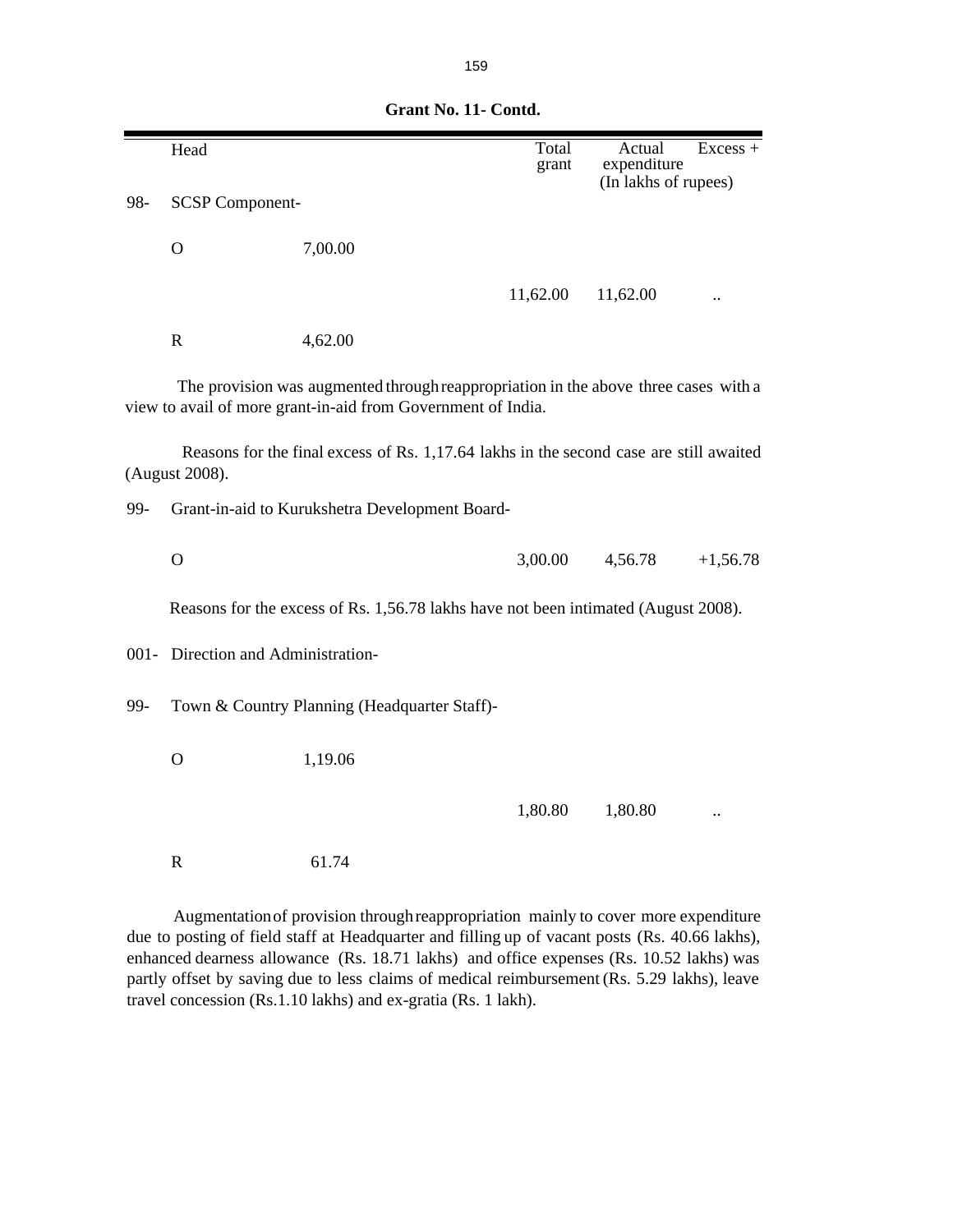**Grant No. 11- Contd.**

| | Head | | Total grant | Actual expenditure | Excess + |
|---|---|---|---|---|---|
| | | | | (In lakhs of rupees) | |
| 98- | SCSP Component- | | | | |
| | O | 7,00.00 | | | |
| | | | 11,62.00 | 11,62.00 | .. |
| | R | 4,62.00 | | | |

The provision was augmented through reappropriation in the above three cases with a view to avail of more grant-in-aid from Government of India.

Reasons for the final excess of Rs. 1,17.64 lakhs in the second case are still awaited (August 2008).

| | Head | | Total grant | Actual expenditure | Excess + |
|---|---|---|---|---|---|
| 99- | Grant-in-aid to Kurukshetra Development Board- | | | | |
| | O | | 3,00.00 | 4,56.78 | +1,56.78 |

Reasons for the excess of Rs. 1,56.78 lakhs have not been intimated (August 2008).

| | Head | | Total grant | Actual expenditure | Excess + |
|---|---|---|---|---|---|
| 001- | Direction and Administration- | | | | |
| 99- | Town & Country Planning (Headquarter Staff)- | | | | |
| | O | 1,19.06 | | | |
| | | | 1,80.80 | 1,80.80 | .. |
| | R | 61.74 | | | |

Augmentation of provision through reappropriation mainly to cover more expenditure due to posting of field staff at Headquarter and filling up of vacant posts (Rs. 40.66 lakhs), enhanced dearness allowance (Rs. 18.71 lakhs) and office expenses (Rs. 10.52 lakhs) was partly offset by saving due to less claims of medical reimbursement (Rs. 5.29 lakhs), leave travel concession (Rs.1.10 lakhs) and ex-gratia (Rs. 1 lakh).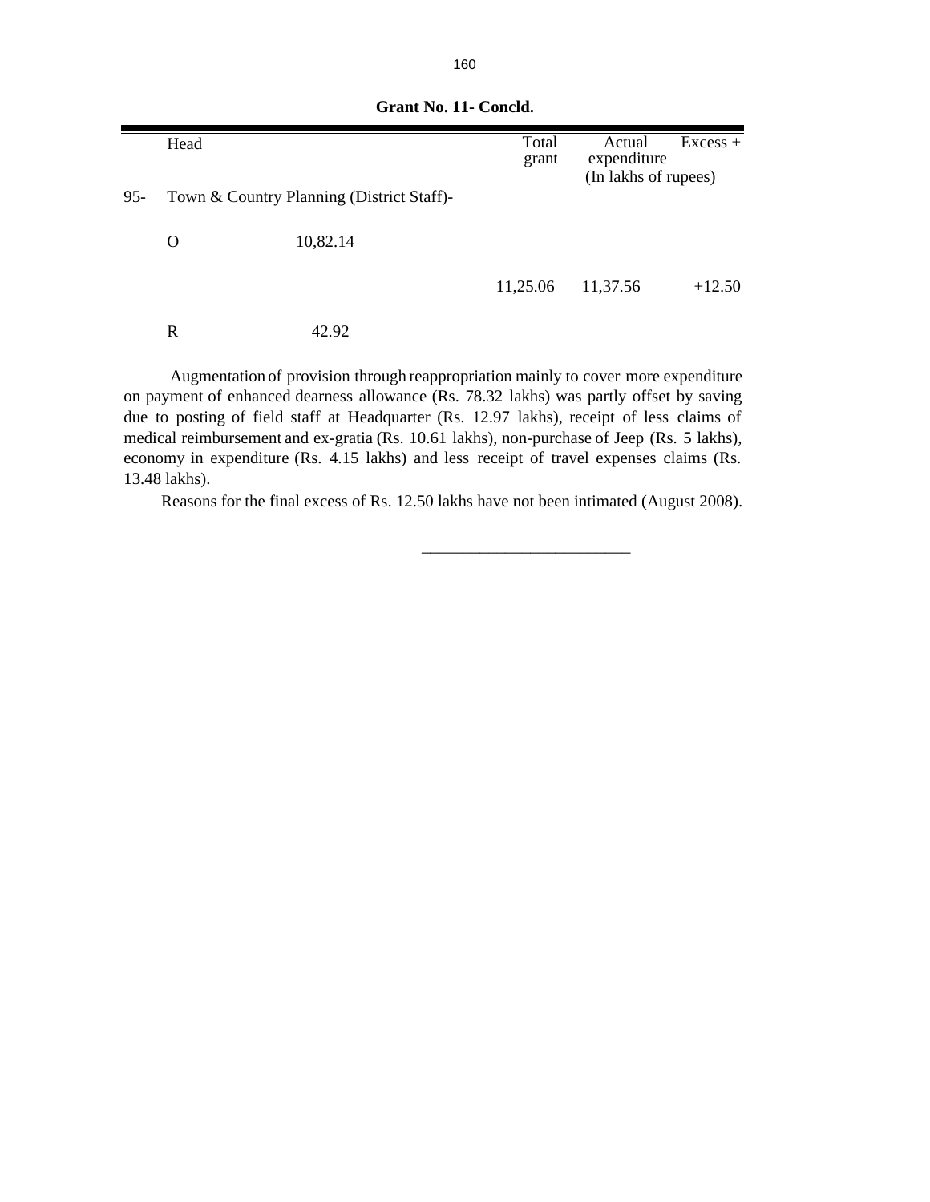**Grant No. 11- Concld.**

| | Head | | Total grant | Actual expenditure | Excess + |
|---|---|---|---|---|---|
| | | | | (In lakhs of rupees) | |
| 95- | Town & Country Planning (District Staff)- | | | | |
| | O | 10,82.14 | | | |
| | | | 11,25.06 | 11,37.56 | +12.50 |
| | R | 42.92 | | | |

Augmentation of provision through reappropriation mainly to cover more expenditure on payment of enhanced dearness allowance (Rs. 78.32 lakhs) was partly offset by saving due to posting of field staff at Headquarter (Rs. 12.97 lakhs), receipt of less claims of medical reimbursement and ex-gratia (Rs. 10.61 lakhs), non-purchase of Jeep (Rs. 5 lakhs), economy in expenditure (Rs. 4.15 lakhs) and less receipt of travel expenses claims (Rs. 13.48 lakhs).

Reasons for the final excess of Rs. 12.50 lakhs have not been intimated (August 2008).

---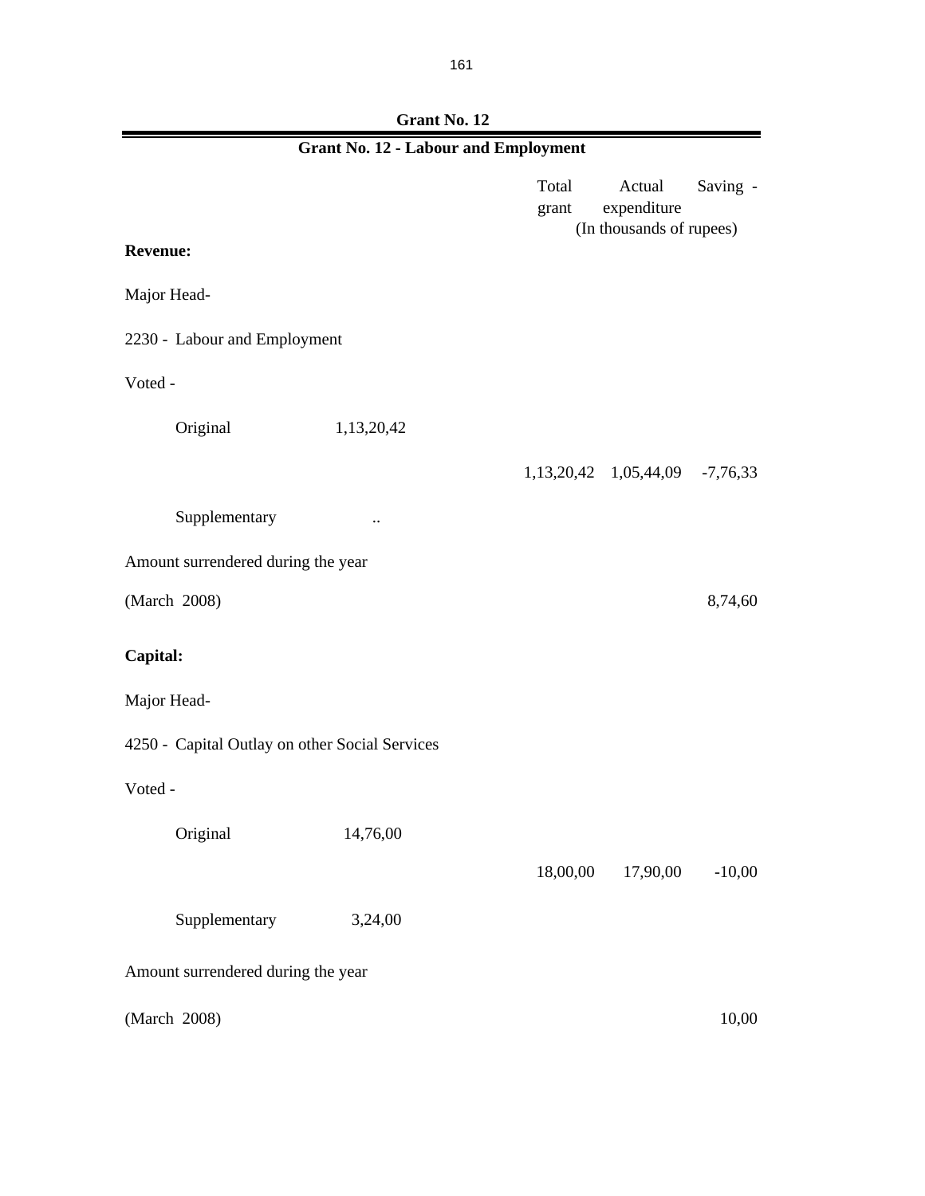## Grant No. 12

### Grant No. 12 - Labour and Employment

| | | Total grant | Actual expenditure | Saving - |
|---|---|---|---|---|
| | | | (In thousands of rupees) | |
| **Revenue:** | | | | |
| Major Head- | | | | |
| 2230 - Labour and Employment | | | | |
| Voted - | | | | |
| Original | 1,13,20,42 | | | |
| | | 1,13,20,42 | 1,05,44,09 | -7,76,33 |
| Supplementary | .. | | | |
| Amount surrendered during the year | | | | |
| (March 2008) | | | | 8,74,60 |
| **Capital:** | | | | |
| Major Head- | | | | |
| 4250 - Capital Outlay on other Social Services | | | | |
| Voted - | | | | |
| Original | 14,76,00 | | | |
| | | 18,00,00 | 17,90,00 | -10,00 |
| Supplementary | 3,24,00 | | | |
| Amount surrendered during the year | | | | |
| (March 2008) | | | | 10,00 |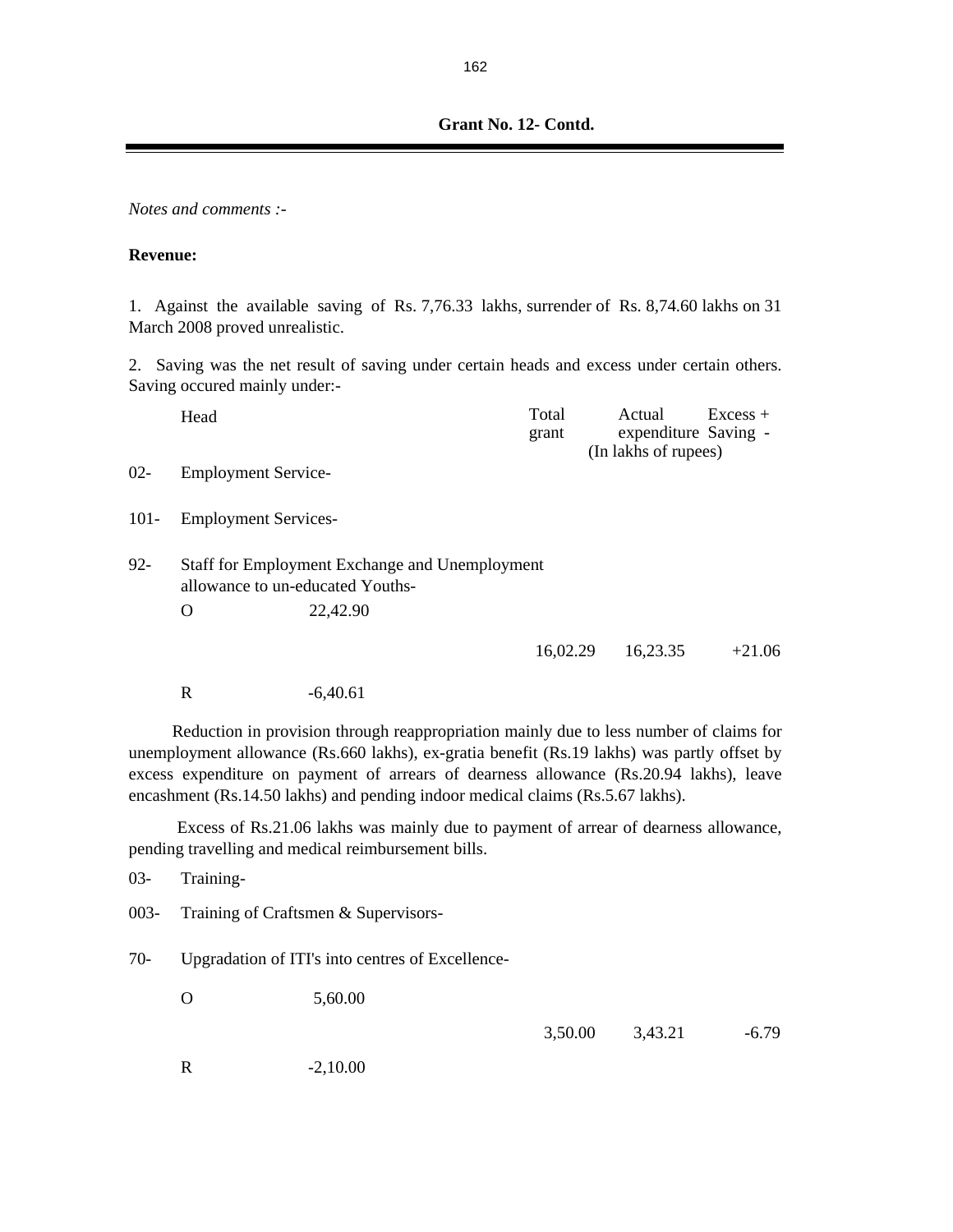**Grant No. 12- Contd.**

*Notes and comments :-*

**Revenue:**

1. Against the available saving of Rs. 7,76.33 lakhs, surrender of Rs. 8,74.60 lakhs on 31 March 2008 proved unrealistic.

2. Saving was the net result of saving under certain heads and excess under certain others. Saving occured mainly under:-

| | Head | | Total grant | Actual expenditure | Excess + Saving - |
|---|---|---|---|---|---|
| | | | (In lakhs of rupees) | | |
| 02- | Employment Service- | | | | |
| 101- | Employment Services- | | | | |
| 92- | Staff for Employment Exchange and Unemployment allowance to un-educated Youths- | | | | |
| | O | 22,42.90 | | | |
| | | | 16,02.29 | 16,23.35 | +21.06 |
| | R | -6,40.61 | | | |

Reduction in provision through reappropriation mainly due to less number of claims for unemployment allowance (Rs.660 lakhs), ex-gratia benefit (Rs.19 lakhs) was partly offset by excess expenditure on payment of arrears of dearness allowance (Rs.20.94 lakhs), leave encashment (Rs.14.50 lakhs) and pending indoor medical claims (Rs.5.67 lakhs).

Excess of Rs.21.06 lakhs was mainly due to payment of arrear of dearness allowance, pending travelling and medical reimbursement bills.

| | | | | | |
|---|---|---|---|---|---|
| 03- | Training- | | | | |
| 003- | Training of Craftsmen & Supervisors- | | | | |
| 70- | Upgradation of ITI's into centres of Excellence- | | | | |
| | O | 5,60.00 | | | |
| | | | 3,50.00 | 3,43.21 | -6.79 |
| | R | -2,10.00 | | | |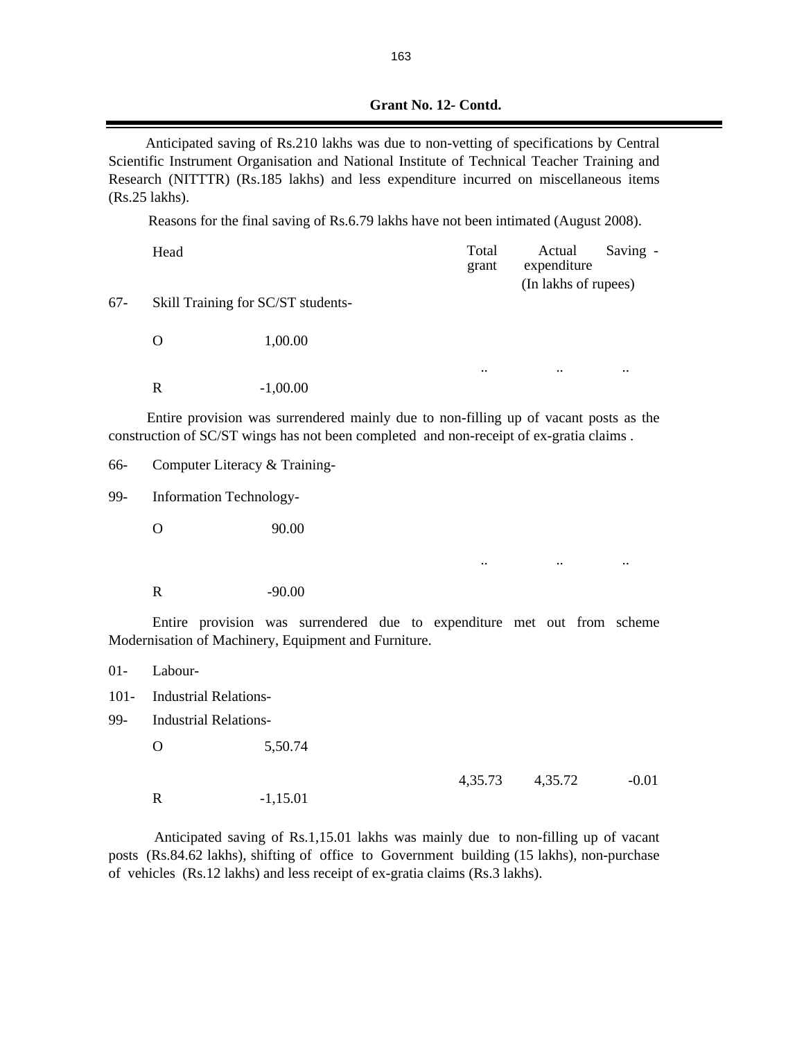**Grant No. 12- Contd.**

Anticipated saving of Rs.210 lakhs was due to non-vetting of specifications by Central Scientific Instrument Organisation and National Institute of Technical Teacher Training and Research (NITTTR) (Rs.185 lakhs) and less expenditure incurred on miscellaneous items (Rs.25 lakhs).

Reasons for the final saving of Rs.6.79 lakhs have not been intimated (August 2008).

| | Head | | Total grant | Actual expenditure | Saving - |
|---|---|---|---|---|---|
| | | | (In lakhs of rupees) | | |
| 67- | Skill Training for SC/ST students- | | | | |
| | O | 1,00.00 | | | |
| | | | .. | .. | .. |
| | R | -1,00.00 | | | |

Entire provision was surrendered mainly due to non-filling up of vacant posts as the construction of SC/ST wings has not been completed and non-receipt of ex-gratia claims .

| | Head | | Total grant | Actual expenditure | Saving - |
|---|---|---|---|---|---|
| 66- | Computer Literacy & Training- | | | | |
| 99- | Information Technology- | | | | |
| | O | 90.00 | | | |
| | | | .. | .. | .. |
| | R | -90.00 | | | |

Entire provision was surrendered due to expenditure met out from scheme Modernisation of Machinery, Equipment and Furniture.

| | Head | | Total grant | Actual expenditure | Saving - |
|---|---|---|---|---|---|
| 01- | Labour- | | | | |
| 101- | Industrial Relations- | | | | |
| 99- | Industrial Relations- | | | | |
| | O | 5,50.74 | | | |
| | | | 4,35.73 | 4,35.72 | -0.01 |
| | R | -1,15.01 | | | |

Anticipated saving of Rs.1,15.01 lakhs was mainly due to non-filling up of vacant posts (Rs.84.62 lakhs), shifting of office to Government building (15 lakhs), non-purchase of vehicles (Rs.12 lakhs) and less receipt of ex-gratia claims (Rs.3 lakhs).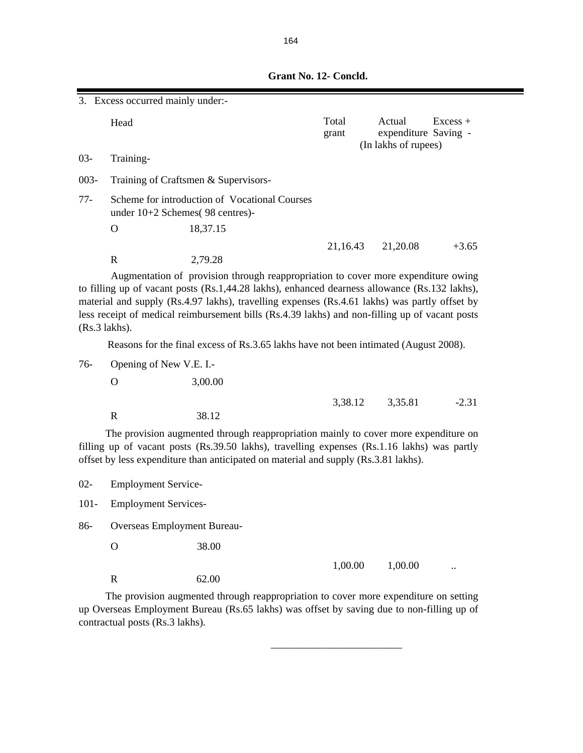**Grant No. 12- Concld.**

3. Excess occurred mainly under:-

| | Head | | Total grant | Actual expenditure | Excess + Saving - |
|---|---|---|---|---|---|
| | | | (In lakhs of rupees) | | |
| 03- | Training- | | | | |
| 003- | Training of Craftsmen & Supervisors- | | | | |
| 77- | Scheme for introduction of Vocational Courses under 10+2 Schemes( 98 centres)- | | | | |
| | O | 18,37.15 | | | |
| | | | 21,16.43 | 21,20.08 | +3.65 |
| | R | 2,79.28 | | | |

Augmentation of provision through reappropriation to cover more expenditure owing to filling up of vacant posts (Rs.1,44.28 lakhs), enhanced dearness allowance (Rs.132 lakhs), material and supply (Rs.4.97 lakhs), travelling expenses (Rs.4.61 lakhs) was partly offset by less receipt of medical reimbursement bills (Rs.4.39 lakhs) and non-filling up of vacant posts (Rs.3 lakhs).

Reasons for the final excess of Rs.3.65 lakhs have not been intimated (August 2008).

| | | | | | |
|---|---|---|---|---|---|
| 76- | Opening of New V.E. I.- | | | | |
| | O | 3,00.00 | | | |
| | | | 3,38.12 | 3,35.81 | -2.31 |
| | R | 38.12 | | | |

The provision augmented through reappropriation mainly to cover more expenditure on filling up of vacant posts (Rs.39.50 lakhs), travelling expenses (Rs.1.16 lakhs) was partly offset by less expenditure than anticipated on material and supply (Rs.3.81 lakhs).

| | | | | | |
|---|---|---|---|---|---|
| 02- | Employment Service- | | | | |
| 101- | Employment Services- | | | | |
| 86- | Overseas Employment Bureau- | | | | |
| | O | 38.00 | | | |
| | | | 1,00.00 | 1,00.00 | .. |
| | R | 62.00 | | | |

The provision augmented through reappropriation to cover more expenditure on setting up Overseas Employment Bureau (Rs.65 lakhs) was offset by saving due to non-filling up of contractual posts (Rs.3 lakhs).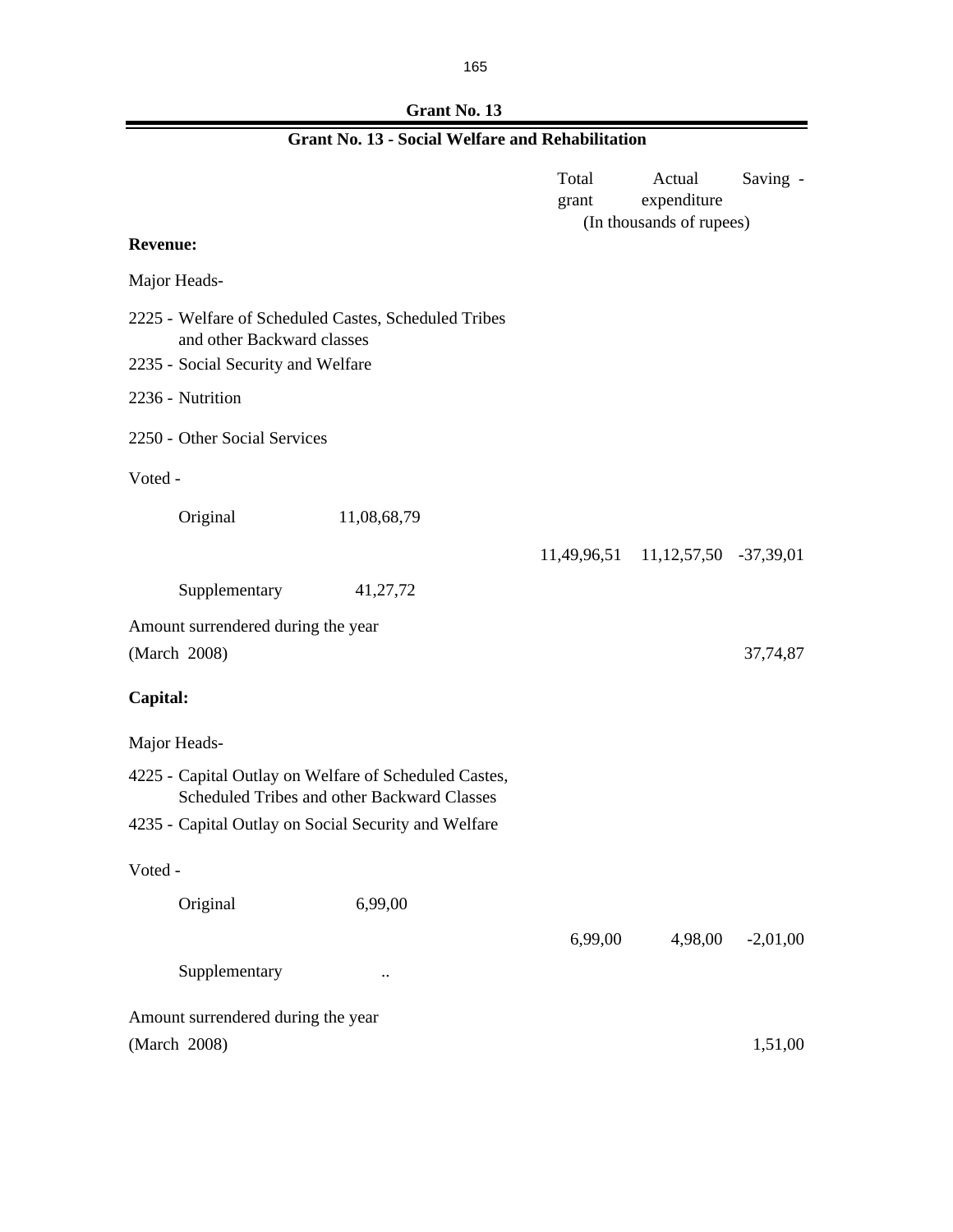## Grant No. 13

### Grant No. 13 - Social Welfare and Rehabilitation

| | | Total grant | Actual expenditure | Saving - |
|---|---|---|---|---|
| | | (In thousands of rupees) | | |
| **Revenue:** | | | | |
| Major Heads- | | | | |
| 2225 - Welfare of Scheduled Castes, Scheduled Tribes and other Backward classes | | | | |
| 2235 - Social Security and Welfare | | | | |
| 2236 - Nutrition | | | | |
| 2250 - Other Social Services | | | | |
| Voted - | | | | |
| Original | 11,08,68,79 | | | |
| | | 11,49,96,51 | 11,12,57,50 | -37,39,01 |
| Supplementary | 41,27,72 | | | |
| Amount surrendered during the year (March 2008) | | | | 37,74,87 |
| **Capital:** | | | | |
| Major Heads- | | | | |
| 4225 - Capital Outlay on Welfare of Scheduled Castes, Scheduled Tribes and other Backward Classes | | | | |
| 4235 - Capital Outlay on Social Security and Welfare | | | | |
| Voted - | | | | |
| Original | 6,99,00 | | | |
| | | 6,99,00 | 4,98,00 | -2,01,00 |
| Supplementary | .. | | | |
| Amount surrendered during the year (March 2008) | | | | 1,51,00 |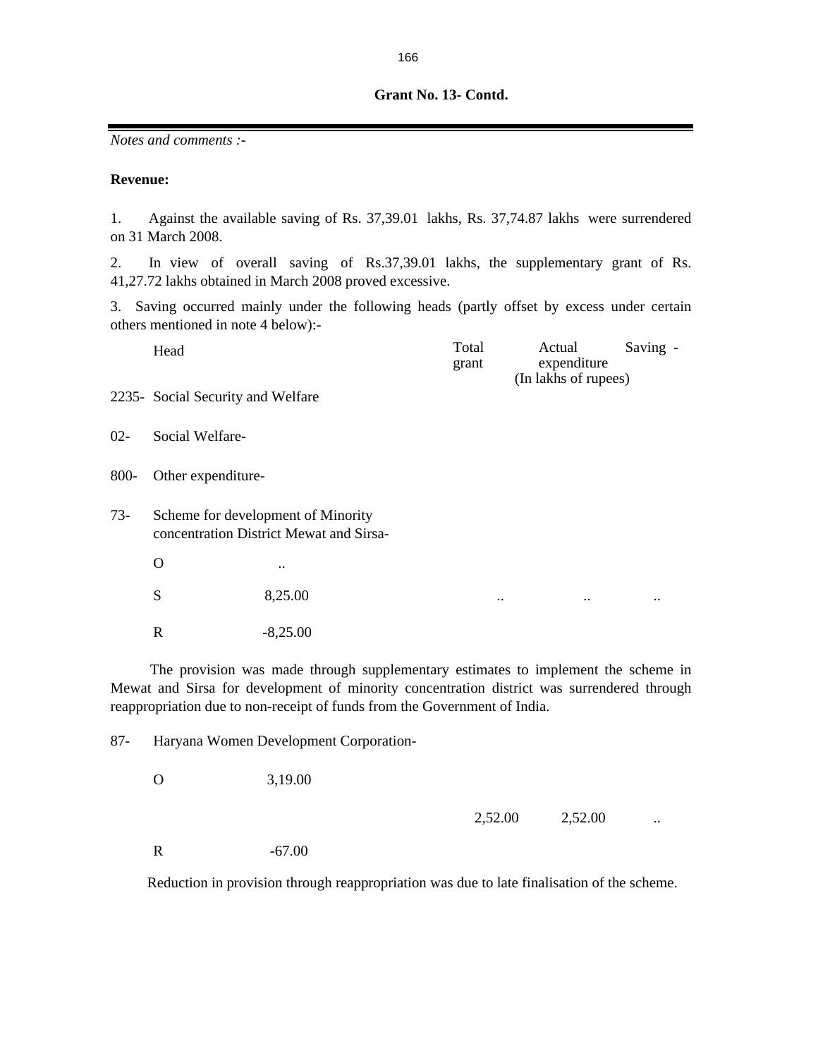**Grant No. 13- Contd.**

*Notes and comments :-*

**Revenue:**

1. Against the available saving of Rs. 37,39.01 lakhs, Rs. 37,74.87 lakhs were surrendered on 31 March 2008.

2. In view of overall saving of Rs.37,39.01 lakhs, the supplementary grant of Rs. 41,27.72 lakhs obtained in March 2008 proved excessive.

3. Saving occurred mainly under the following heads (partly offset by excess under certain others mentioned in note 4 below):-

| | Head | | Total grant | Actual expenditure | Saving - |
|---|---|---|---|---|---|
| | | | (In lakhs of rupees) | | |
| 2235- | Social Security and Welfare | | | | |
| 02- | Social Welfare- | | | | |
| 800- | Other expenditure- | | | | |
| 73- | Scheme for development of Minority concentration District Mewat and Sirsa- | | | | |
| | O | .. | | | |
| | S | 8,25.00 | .. | .. | .. |
| | R | -8,25.00 | | | |

The provision was made through supplementary estimates to implement the scheme in Mewat and Sirsa for development of minority concentration district was surrendered through reappropriation due to non-receipt of funds from the Government of India.

| | Head | | Total grant | Actual expenditure | Saving - |
|---|---|---|---|---|---|
| 87- | Haryana Women Development Corporation- | | | | |
| | O | 3,19.00 | | | |
| | | | 2,52.00 | 2,52.00 | .. |
| | R | -67.00 | | | |

Reduction in provision through reappropriation was due to late finalisation of the scheme.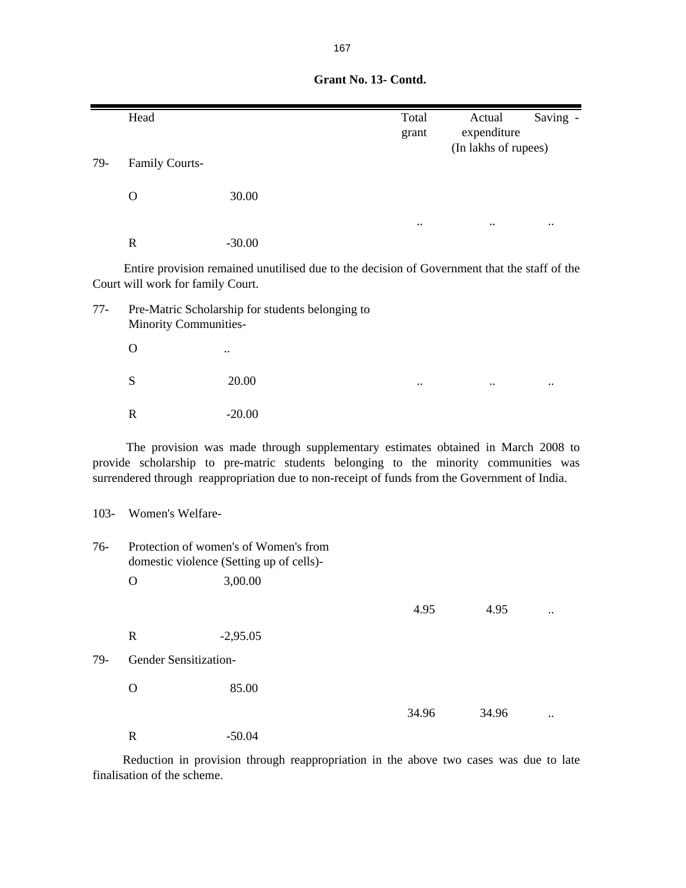**Grant No. 13- Contd.**

| | Head | | Total grant | Actual expenditure | Saving - |
|---|---|---|---|---|---|
| | | | | (In lakhs of rupees) | |
| 79- | Family Courts- | | | | |
| | O | 30.00 | | | |
| | | | .. | .. | .. |
| | R | -30.00 | | | |

Entire provision remained unutilised due to the decision of Government that the staff of the Court will work for family Court.

| | | | | | |
|---|---|---|---|---|---|
| 77- | Pre-Matric Scholarship for students belonging to Minority Communities- | | | | |
| | O | .. | | | |
| | S | 20.00 | .. | .. | .. |
| | R | -20.00 | | | |

The provision was made through supplementary estimates obtained in March 2008 to provide scholarship to pre-matric students belonging to the minority communities was surrendered through reappropriation due to non-receipt of funds from the Government of India.

| | | | | | |
|---|---|---|---|---|---|
| 103- | Women's Welfare- | | | | |
| 76- | Protection of women's of Women's from domestic violence (Setting up of cells)- | | | | |
| | O | 3,00.00 | | | |
| | | | 4.95 | 4.95 | .. |
| | R | -2,95.05 | | | |
| 79- | Gender Sensitization- | | | | |
| | O | 85.00 | | | |
| | | | 34.96 | 34.96 | .. |
| | R | -50.04 | | | |

Reduction in provision through reappropriation in the above two cases was due to late finalisation of the scheme.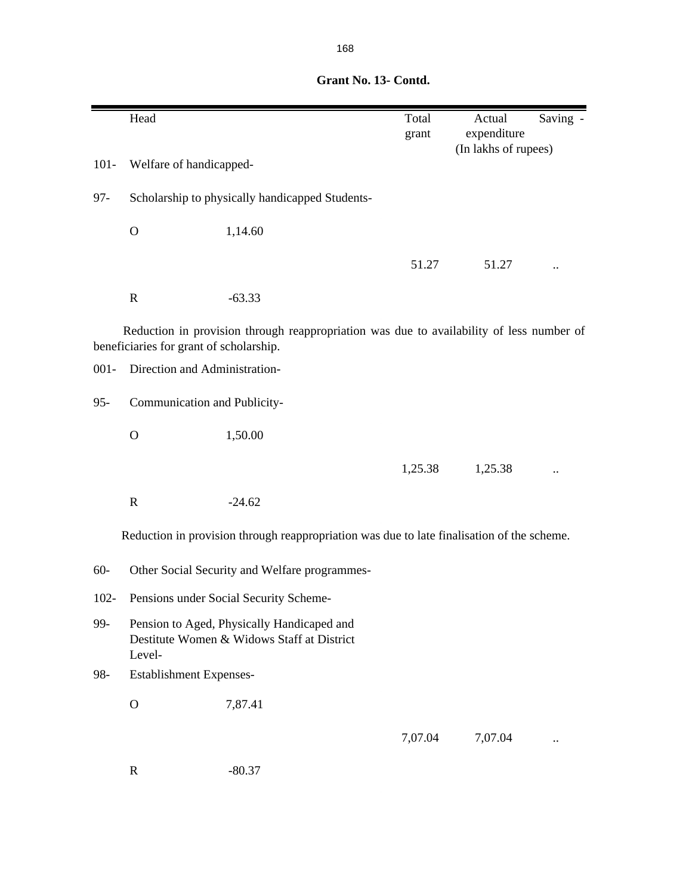**Grant No. 13- Contd.**

| | Head | | Total grant | Actual expenditure | Saving - |
|---|---|---|---|---|---|
| | | | | (In lakhs of rupees) | |
| 101- | Welfare of handicapped- | | | | |
| 97- | Scholarship to physically handicapped Students- | | | | |
| | O | 1,14.60 | | | |
| | | | 51.27 | 51.27 | .. |
| | R | -63.33 | | | |

Reduction in provision through reappropriation was due to availability of less number of beneficiaries for grant of scholarship.

| | | | | | |
|---|---|---|---|---|---|
| 001- | Direction and Administration- | | | | |
| 95- | Communication and Publicity- | | | | |
| | O | 1,50.00 | | | |
| | | | 1,25.38 | 1,25.38 | .. |
| | R | -24.62 | | | |

Reduction in provision through reappropriation was due to late finalisation of the scheme.

| | | | | | |
|---|---|---|---|---|---|
| 60- | Other Social Security and Welfare programmes- | | | | |
| 102- | Pensions under Social Security Scheme- | | | | |
| 99- | Pension to Aged, Physically Handicaped and Destitute Women & Widows Staff at District Level- | | | | |
| 98- | Establishment Expenses- | | | | |
| | O | 7,87.41 | | | |
| | | | 7,07.04 | 7,07.04 | .. |
| | R | -80.37 | | | |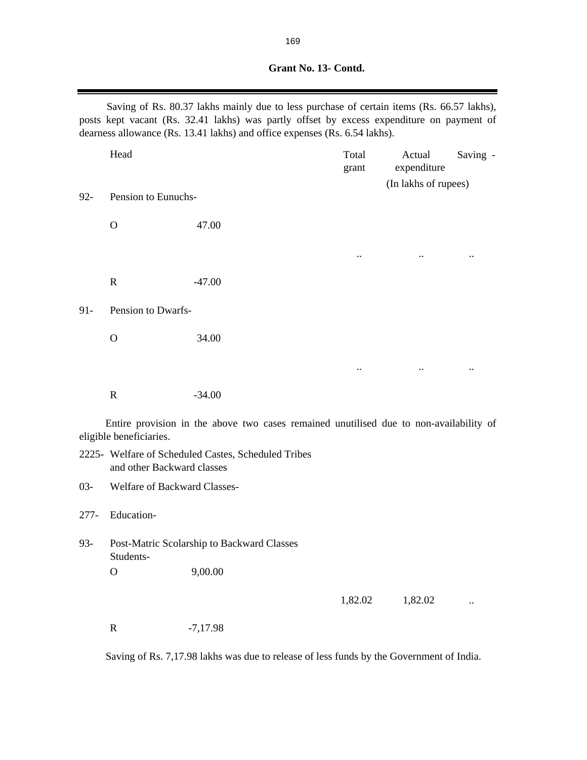**Grant No. 13- Contd.**

Saving of Rs. 80.37 lakhs mainly due to less purchase of certain items (Rs. 66.57 lakhs), posts kept vacant (Rs. 32.41 lakhs) was partly offset by excess expenditure on payment of dearness allowance (Rs. 13.41 lakhs) and office expenses (Rs. 6.54 lakhs).

| | Head | | Total grant | Actual expenditure | Saving - |
|---|---|---|---|---|---|
| | | | | (In lakhs of rupees) | |
| 92- | Pension to Eunuchs- | | | | |
| | O | 47.00 | | | |
| | | | .. | .. | .. |
| | R | -47.00 | | | |
| 91- | Pension to Dwarfs- | | | | |
| | O | 34.00 | | | |
| | | | .. | .. | .. |
| | R | -34.00 | | | |

Entire provision in the above two cases remained unutilised due to non-availability of eligible beneficiaries.

2225- Welfare of Scheduled Castes, Scheduled Tribes and other Backward classes

03- Welfare of Backward Classes-

277- Education-

| | | | | | |
|---|---|---|---|---|---|
| 93- | Post-Matric Scolarship to Backward Classes Students- | | | | |
| | O | 9,00.00 | | | |
| | | | 1,82.02 | 1,82.02 | .. |
| | R | -7,17.98 | | | |

Saving of Rs. 7,17.98 lakhs was due to release of less funds by the Government of India.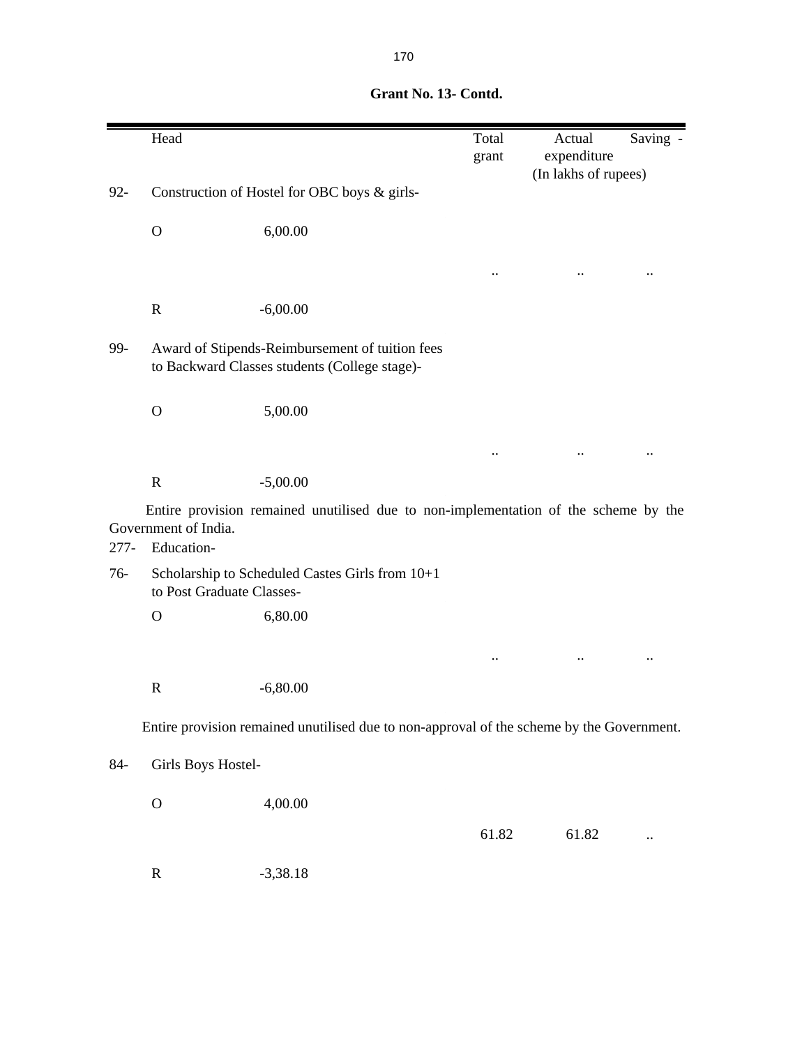**Grant No. 13- Contd.**

| | Head | | Total grant | Actual expenditure | Saving - |
|---|---|---|---|---|---|
| | | | | (In lakhs of rupees) | |
| 92- | Construction of Hostel for OBC boys & girls- | | | | |
| | O | 6,00.00 | | | |
| | | | .. | .. | .. |
| | R | -6,00.00 | | | |
| 99- | Award of Stipends-Reimbursement of tuition fees to Backward Classes students (College stage)- | | | | |
| | O | 5,00.00 | | | |
| | | | .. | .. | .. |
| | R | -5,00.00 | | | |

Entire provision remained unutilised due to non-implementation of the scheme by the Government of India.

| | Head | | Total grant | Actual expenditure | Saving - |
|---|---|---|---|---|---|
| 277- | Education- | | | | |
| 76- | Scholarship to Scheduled Castes Girls from 10+1 to Post Graduate Classes- | | | | |
| | O | 6,80.00 | | | |
| | | | .. | .. | .. |
| | R | -6,80.00 | | | |

Entire provision remained unutilised due to non-approval of the scheme by the Government.

| | Head | | Total grant | Actual expenditure | Saving - |
|---|---|---|---|---|---|
| 84- | Girls Boys Hostel- | | | | |
| | O | 4,00.00 | | | |
| | | | 61.82 | 61.82 | .. |
| | R | -3,38.18 | | | |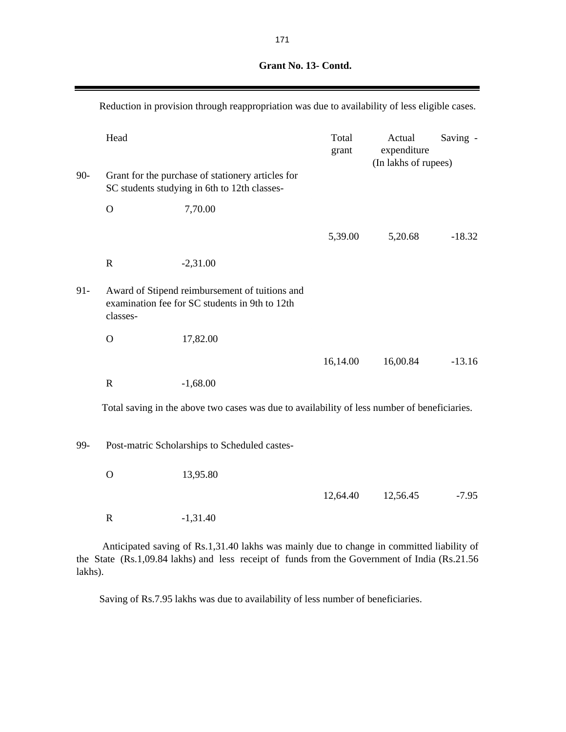**Grant No. 13- Contd.**

Reduction in provision through reappropriation was due to availability of less eligible cases.

| | Head | | Total grant | Actual expenditure | Saving - |
|---|---|---|---|---|---|
| | | | | (In lakhs of rupees) | |
| 90- | Grant for the purchase of stationery articles for SC students studying in 6th to 12th classes- | | | | |
| | O | 7,70.00 | | | |
| | | | 5,39.00 | 5,20.68 | -18.32 |
| | R | -2,31.00 | | | |
| 91- | Award of Stipend reimbursement of tuitions and examination fee for SC students in 9th to 12th classes- | | | | |
| | O | 17,82.00 | | | |
| | | | 16,14.00 | 16,00.84 | -13.16 |
| | R | -1,68.00 | | | |

Total saving in the above two cases was due to availability of less number of beneficiaries.

| | Head | | Total grant | Actual expenditure | Saving - |
|---|---|---|---|---|---|
| 99- | Post-matric Scholarships to Scheduled castes- | | | | |
| | O | 13,95.80 | | | |
| | | | 12,64.40 | 12,56.45 | -7.95 |
| | R | -1,31.40 | | | |

Anticipated saving of Rs.1,31.40 lakhs was mainly due to change in committed liability of the State (Rs.1,09.84 lakhs) and less receipt of funds from the Government of India (Rs.21.56 lakhs).

Saving of Rs.7.95 lakhs was due to availability of less number of beneficiaries.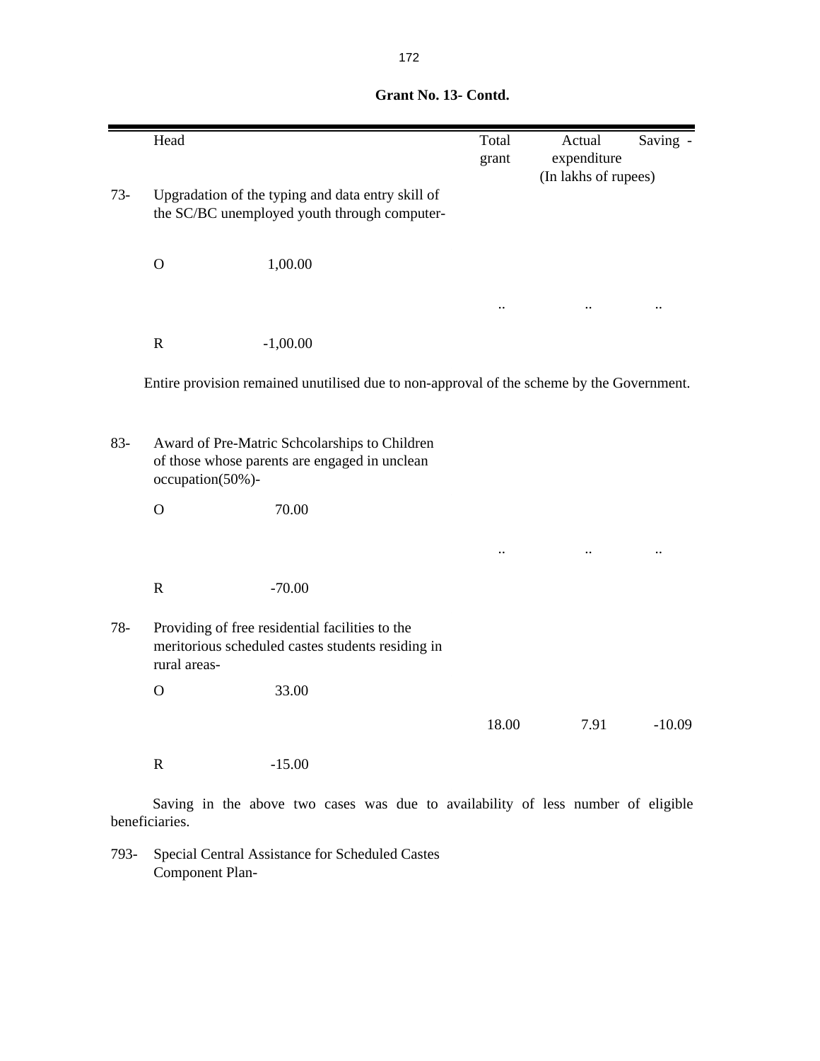**Grant No. 13- Contd.**

| | Head | | Total grant | Actual expenditure | Saving - |
|---|---|---|---|---|---|
| | | | | (In lakhs of rupees) | |
| 73- | Upgradation of the typing and data entry skill of the SC/BC unemployed youth through computer- | | | | |
| | O | 1,00.00 | | | |
| | | | .. | .. | .. |
| | R | -1,00.00 | | | |

Entire provision remained unutilised due to non-approval of the scheme by the Government.

| | Head | | Total grant | Actual expenditure | Saving - |
|---|---|---|---|---|---|
| 83- | Award of Pre-Matric Schcolarships to Children of those whose parents are engaged in unclean occupation(50%)- | | | | |
| | O | 70.00 | | | |
| | | | .. | .. | .. |
| | R | -70.00 | | | |
| 78- | Providing of free residential facilities to the meritorious scheduled castes students residing in rural areas- | | | | |
| | O | 33.00 | | | |
| | | | 18.00 | 7.91 | -10.09 |
| | R | -15.00 | | | |

Saving in the above two cases was due to availability of less number of eligible beneficiaries.

793- Special Central Assistance for Scheduled Castes Component Plan-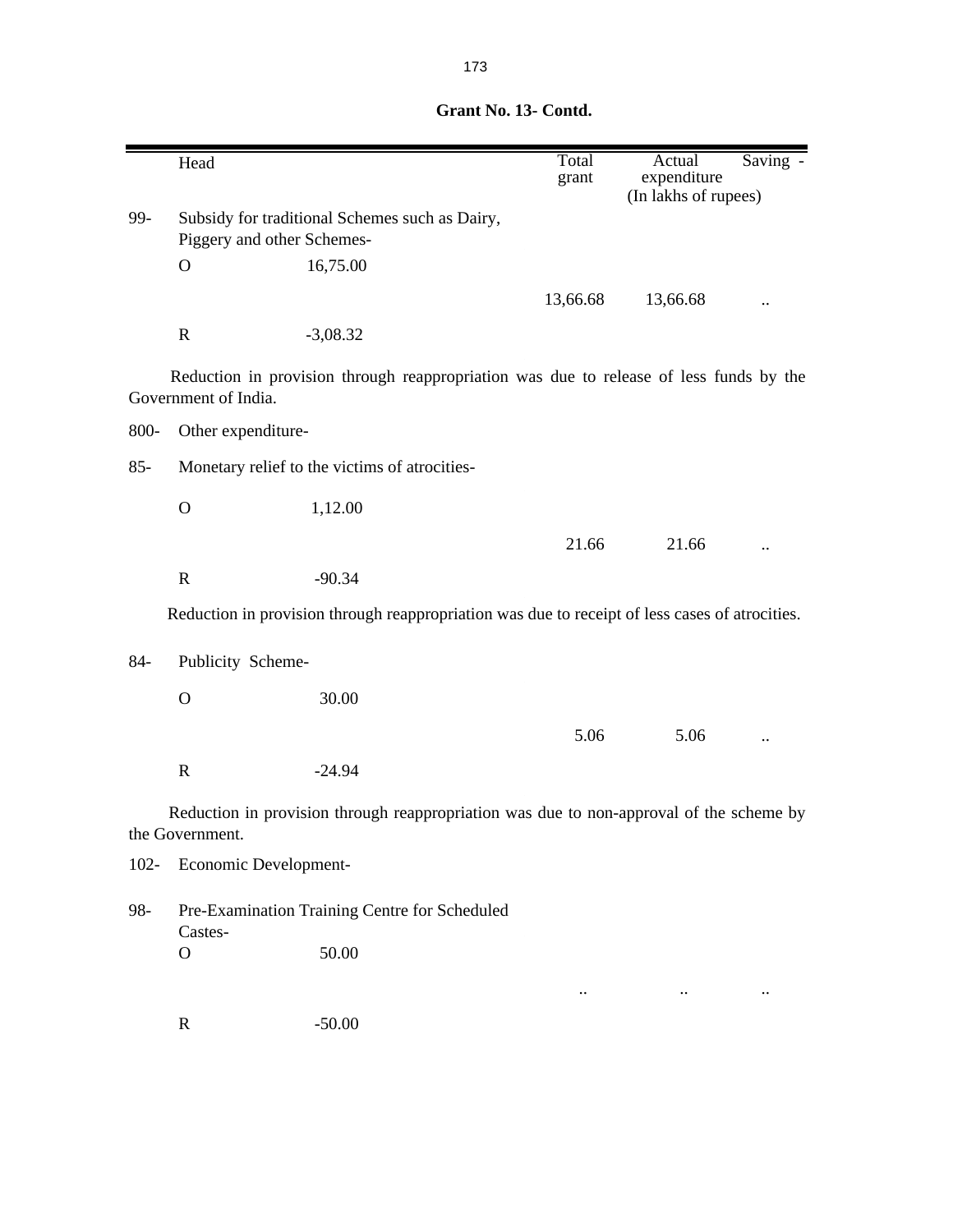**Grant No. 13- Contd.**

| | Head | | Total grant | Actual expenditure | Saving - |
|---|---|---|---|---|---|
| | | | | (In lakhs of rupees) | |
| 99- | Subsidy for traditional Schemes such as Dairy, Piggery and other Schemes- | | | | |
| | O | 16,75.00 | | | |
| | | | 13,66.68 | 13,66.68 | .. |
| | R | -3,08.32 | | | |

Reduction in provision through reappropriation was due to release of less funds by the Government of India.

| | | | | | |
|---|---|---|---|---|---|
| 800- | Other expenditure- | | | | |
| 85- | Monetary relief to the victims of atrocities- | | | | |
| | O | 1,12.00 | | | |
| | | | 21.66 | 21.66 | .. |
| | R | -90.34 | | | |

Reduction in provision through reappropriation was due to receipt of less cases of atrocities.

| | | | | | |
|---|---|---|---|---|---|
| 84- | Publicity Scheme- | | | | |
| | O | 30.00 | | | |
| | | | 5.06 | 5.06 | .. |
| | R | -24.94 | | | |

Reduction in provision through reappropriation was due to non-approval of the scheme by the Government.

| | | | | | |
|---|---|---|---|---|---|
| 102- | Economic Development- | | | | |
| 98- | Pre-Examination Training Centre for Scheduled Castes- | | | | |
| | O | 50.00 | | | |
| | | | .. | .. | .. |
| | R | -50.00 | | | |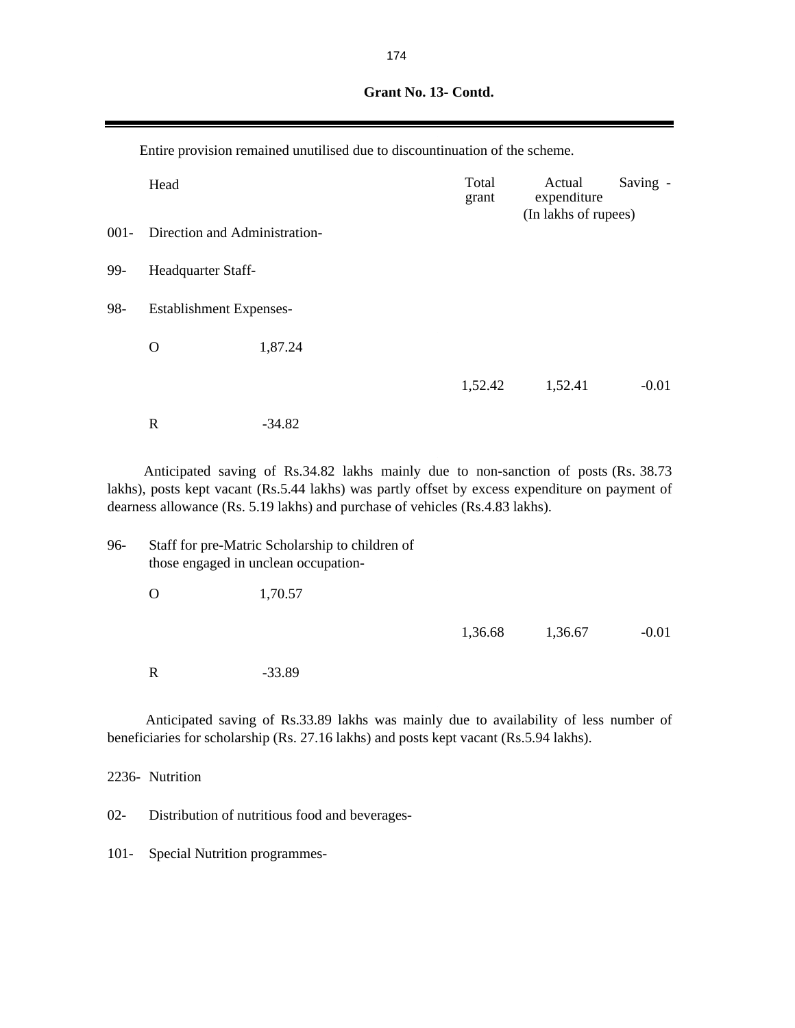**Grant No. 13- Contd.**

Entire provision remained unutilised due to discountinuation of the scheme.

| | Head | | Total grant | Actual expenditure | Saving - |
|---|---|---|---|---|---|
| | | | | (In lakhs of rupees) | |
| 001- | Direction and Administration- | | | | |
| 99- | Headquarter Staff- | | | | |
| 98- | Establishment Expenses- | | | | |
| | O | 1,87.24 | | | |
| | | | 1,52.42 | 1,52.41 | -0.01 |
| | R | -34.82 | | | |

Anticipated saving of Rs.34.82 lakhs mainly due to non-sanction of posts (Rs. 38.73 lakhs), posts kept vacant (Rs.5.44 lakhs) was partly offset by excess expenditure on payment of dearness allowance (Rs. 5.19 lakhs) and purchase of vehicles (Rs.4.83 lakhs).

| | | | | | |
|---|---|---|---|---|---|
| 96- | Staff for pre-Matric Scholarship to children of those engaged in unclean occupation- | | | | |
| | O | 1,70.57 | | | |
| | | | 1,36.68 | 1,36.67 | -0.01 |
| | R | -33.89 | | | |

Anticipated saving of Rs.33.89 lakhs was mainly due to availability of less number of beneficiaries for scholarship (Rs. 27.16 lakhs) and posts kept vacant (Rs.5.94 lakhs).

2236- Nutrition

02- Distribution of nutritious food and beverages-

101- Special Nutrition programmes-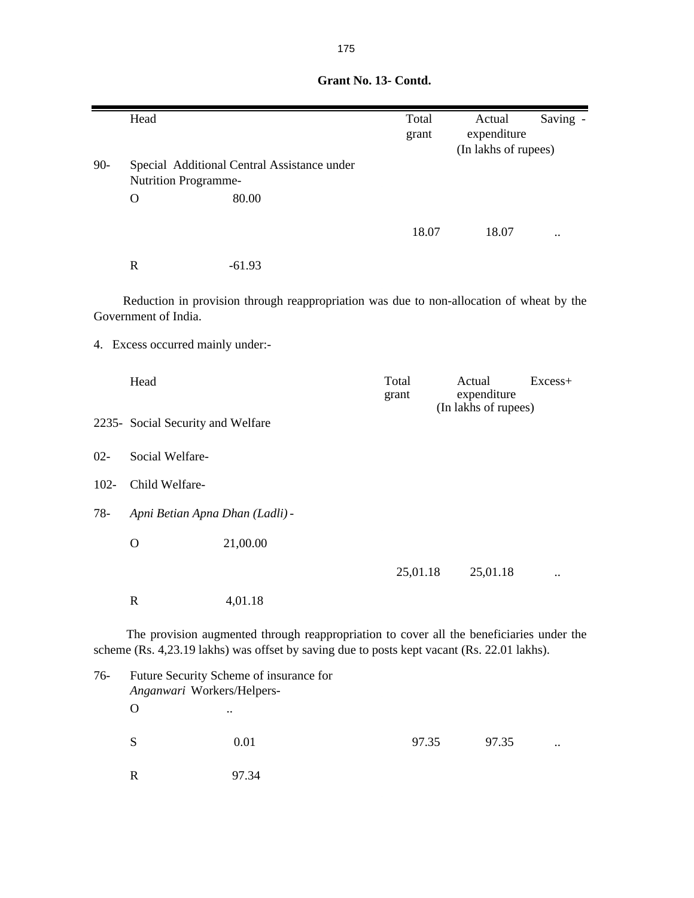**Grant No. 13- Contd.**

| | Head | | Total grant | Actual expenditure | Saving - |
|---|---|---|---|---|---|
| | | | | (In lakhs of rupees) | |
| 90- | Special Additional Central Assistance under Nutrition Programme- | | | | |
| | O | 80.00 | | | |
| | | | 18.07 | 18.07 | .. |
| | R | -61.93 | | | |

Reduction in provision through reappropriation was due to non-allocation of wheat by the Government of India.

4. Excess occurred mainly under:-

| | Head | | Total grant | Actual expenditure | Excess+ |
|---|---|---|---|---|---|
| | | | | (In lakhs of rupees) | |
| 2235- | Social Security and Welfare | | | | |
| 02- | Social Welfare- | | | | |
| 102- | Child Welfare- | | | | |
| 78- | *Apni Betian Apna Dhan (Ladli)* - | | | | |
| | O | 21,00.00 | | | |
| | | | 25,01.18 | 25,01.18 | .. |
| | R | 4,01.18 | | | |

The provision augmented through reappropriation to cover all the beneficiaries under the scheme (Rs. 4,23.19 lakhs) was offset by saving due to posts kept vacant (Rs. 22.01 lakhs).

| | | | | | |
|---|---|---|---|---|---|
| 76- | Future Security Scheme of insurance for *Anganwari* Workers/Helpers- | | | | |
| | O | .. | | | |
| | S | 0.01 | 97.35 | 97.35 | .. |
| | R | 97.34 | | | |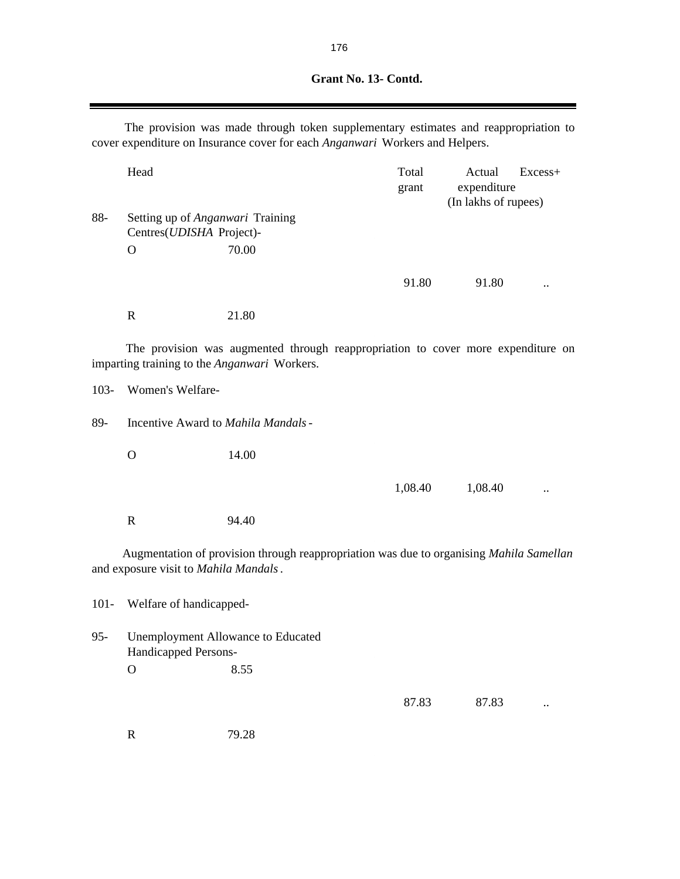**Grant No. 13- Contd.**

The provision was made through token supplementary estimates and reappropriation to cover expenditure on Insurance cover for each *Anganwari* Workers and Helpers.

| | Head | | Total grant | Actual expenditure | Excess+ |
|---|---|---|---|---|---|
| | | | | (In lakhs of rupees) | |
| 88- | Setting up of *Anganwari* Training Centres(*UDISHA* Project)- | | | | |
| | O | 70.00 | | | |
| | | | 91.80 | 91.80 | .. |
| | R | 21.80 | | | |

The provision was augmented through reappropriation to cover more expenditure on imparting training to the *Anganwari* Workers.

| | Head | | Total grant | Actual expenditure | Excess+ |
|---|---|---|---|---|---|
| 103- | Women's Welfare- | | | | |
| 89- | Incentive Award to *Mahila Mandals* - | | | | |
| | O | 14.00 | | | |
| | | | 1,08.40 | 1,08.40 | .. |
| | R | 94.40 | | | |

Augmentation of provision through reappropriation was due to organising *Mahila Samellan* and exposure visit to *Mahila Mandals* .

| | Head | | Total grant | Actual expenditure | Excess+ |
|---|---|---|---|---|---|
| 101- | Welfare of handicapped- | | | | |
| 95- | Unemployment Allowance to Educated Handicapped Persons- | | | | |
| | O | 8.55 | | | |
| | | | 87.83 | 87.83 | .. |
| | R | 79.28 | | | |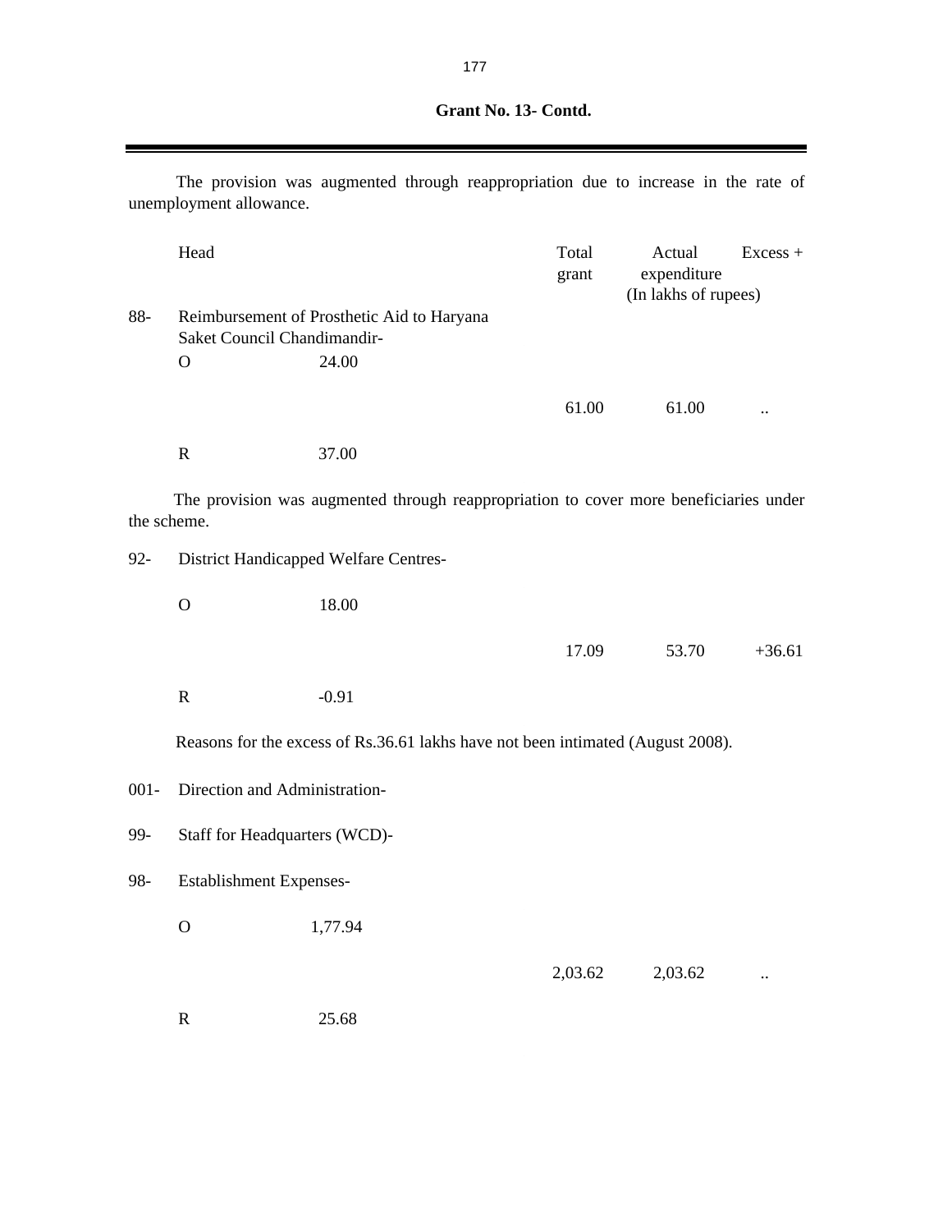**Grant No. 13- Contd.**

The provision was augmented through reappropriation due to increase in the rate of unemployment allowance.

| | Head | | Total grant | Actual expenditure | Excess + |
|---|---|---|---|---|---|
| | | | | (In lakhs of rupees) | |
| 88- | Reimbursement of Prosthetic Aid to Haryana Saket Council Chandimandir- | | | | |
| | O | 24.00 | | | |
| | | | 61.00 | 61.00 | .. |
| | R | 37.00 | | | |

The provision was augmented through reappropriation to cover more beneficiaries under the scheme.

| | Head | | Total grant | Actual expenditure | Excess + |
|---|---|---|---|---|---|
| 92- | District Handicapped Welfare Centres- | | | | |
| | O | 18.00 | | | |
| | | | 17.09 | 53.70 | +36.61 |
| | R | -0.91 | | | |

Reasons for the excess of Rs.36.61 lakhs have not been intimated (August 2008).

| | Head | | Total grant | Actual expenditure | Excess + |
|---|---|---|---|---|---|
| 001- | Direction and Administration- | | | | |
| 99- | Staff for Headquarters (WCD)- | | | | |
| 98- | Establishment Expenses- | | | | |
| | O | 1,77.94 | | | |
| | | | 2,03.62 | 2,03.62 | .. |
| | R | 25.68 | | | |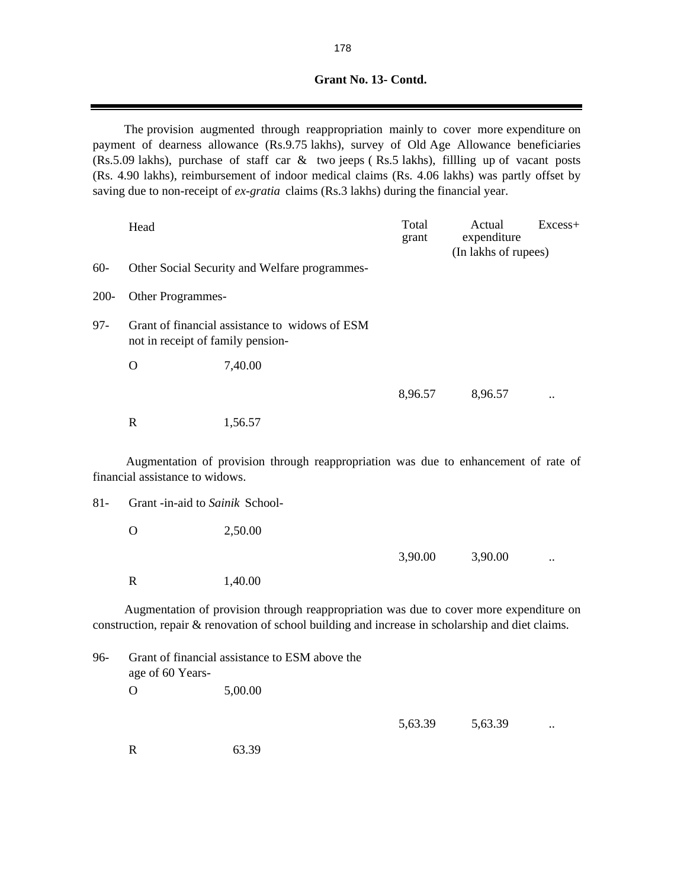**Grant No. 13- Contd.**

The provision augmented through reappropriation mainly to cover more expenditure on payment of dearness allowance (Rs.9.75 lakhs), survey of Old Age Allowance beneficiaries (Rs.5.09 lakhs), purchase of staff car & two jeeps ( Rs.5 lakhs), fillling up of vacant posts (Rs. 4.90 lakhs), reimbursement of indoor medical claims (Rs. 4.06 lakhs) was partly offset by saving due to non-receipt of *ex-gratia* claims (Rs.3 lakhs) during the financial year.

| | Head | | Total grant | Actual expenditure | Excess+ |
|---|---|---|---|---|---|
| | | | (In lakhs of rupees) | | |
| 60- | Other Social Security and Welfare programmes- | | | | |
| 200- | Other Programmes- | | | | |
| 97- | Grant of financial assistance to widows of ESM not in receipt of family pension- | | | | |
| | O | 7,40.00 | | | |
| | | | 8,96.57 | 8,96.57 | .. |
| | R | 1,56.57 | | | |

Augmentation of provision through reappropriation was due to enhancement of rate of financial assistance to widows.

| | Head | | Total grant | Actual expenditure | Excess+ |
|---|---|---|---|---|---|
| 81- | Grant -in-aid to *Sainik* School- | | | | |
| | O | 2,50.00 | | | |
| | | | 3,90.00 | 3,90.00 | .. |
| | R | 1,40.00 | | | |

Augmentation of provision through reappropriation was due to cover more expenditure on construction, repair & renovation of school building and increase in scholarship and diet claims.

| | Head | | Total grant | Actual expenditure | Excess+ |
|---|---|---|---|---|---|
| 96- | Grant of financial assistance to ESM above the age of 60 Years- | | | | |
| | O | 5,00.00 | | | |
| | | | 5,63.39 | 5,63.39 | .. |
| | R | 63.39 | | | |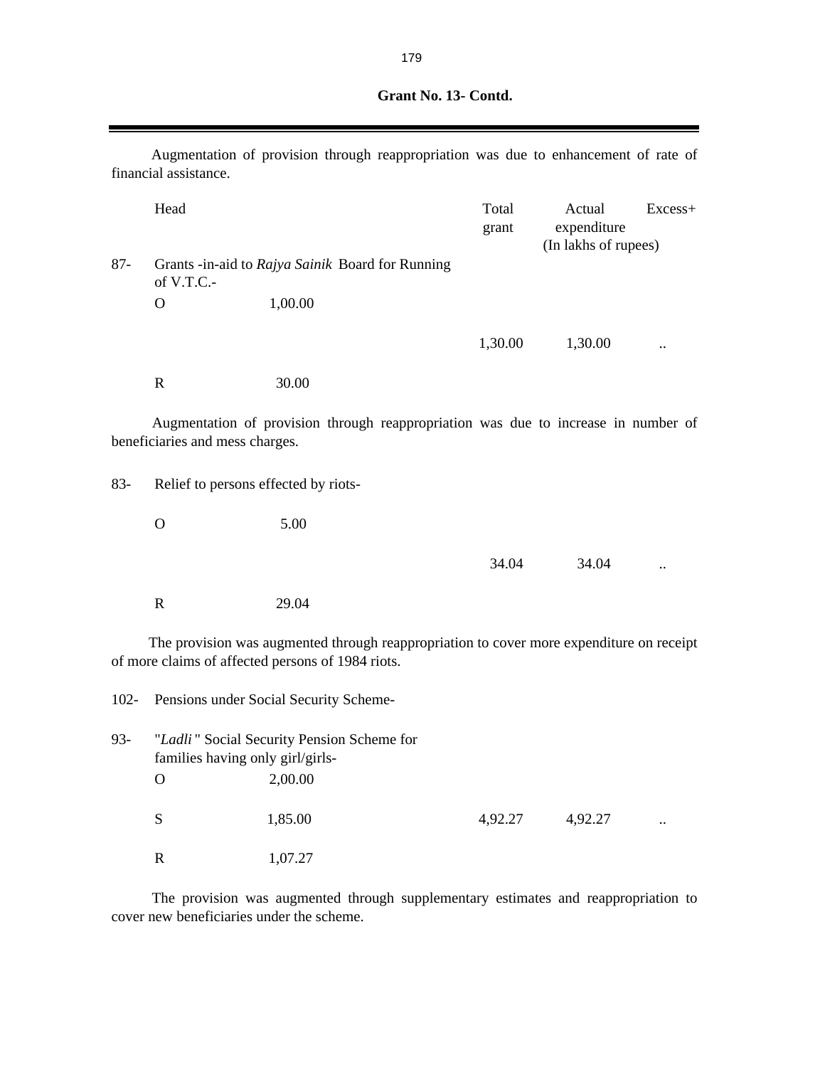**Grant No. 13- Contd.**

Augmentation of provision through reappropriation was due to enhancement of rate of financial assistance.

| | Head | | Total grant | Actual expenditure | Excess+ |
|---|---|---|---|---|---|
| | | | | (In lakhs of rupees) | |
| 87- | Grants -in-aid to *Rajya Sainik* Board for Running of V.T.C.- | | | | |
| | O | 1,00.00 | | | |
| | | | 1,30.00 | 1,30.00 | .. |
| | R | 30.00 | | | |

Augmentation of provision through reappropriation was due to increase in number of beneficiaries and mess charges.

| | | | | | |
|---|---|---|---|---|---|
| 83- | Relief to persons effected by riots- | | | | |
| | O | 5.00 | | | |
| | | | 34.04 | 34.04 | .. |
| | R | 29.04 | | | |

The provision was augmented through reappropriation to cover more expenditure on receipt of more claims of affected persons of 1984 riots.

| | | | | | |
|---|---|---|---|---|---|
| 102- | Pensions under Social Security Scheme- | | | | |
| 93- | "*Ladli*" Social Security Pension Scheme for families having only girl/girls- | | | | |
| | O | 2,00.00 | | | |
| | S | 1,85.00 | 4,92.27 | 4,92.27 | .. |
| | R | 1,07.27 | | | |

The provision was augmented through supplementary estimates and reappropriation to cover new beneficiaries under the scheme.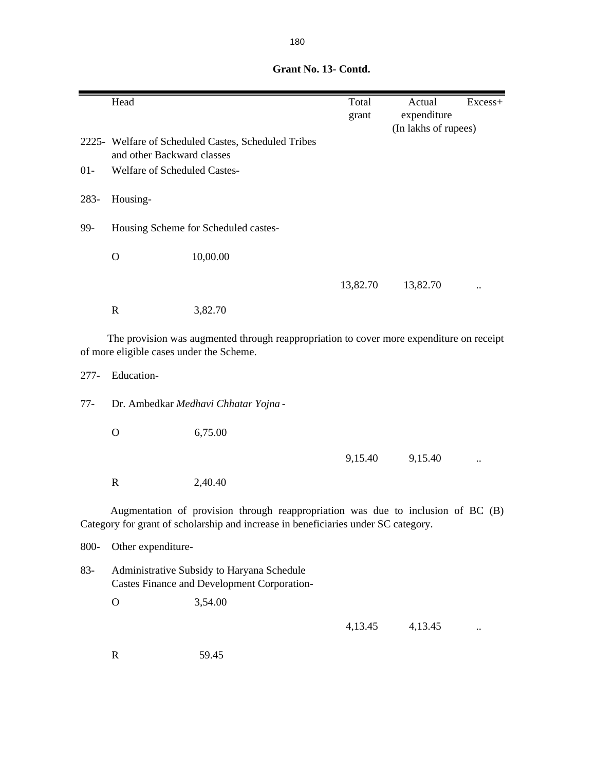**Grant No. 13- Contd.**

| | Head | | Total grant | Actual expenditure | Excess+ |
|---|---|---|---|---|---|
| | | | | (In lakhs of rupees) | |
| 2225- | Welfare of Scheduled Castes, Scheduled Tribes and other Backward classes | | | | |
| 01- | Welfare of Scheduled Castes- | | | | |
| 283- | Housing- | | | | |
| 99- | Housing Scheme for Scheduled castes- | | | | |
| | O | 10,00.00 | | | |
| | | | 13,82.70 | 13,82.70 | .. |
| | R | 3,82.70 | | | |

The provision was augmented through reappropriation to cover more expenditure on receipt of more eligible cases under the Scheme.

| | Head | | Total grant | Actual expenditure | Excess+ |
|---|---|---|---|---|---|
| 277- | Education- | | | | |
| 77- | Dr. Ambedkar *Medhavi Chhatar Yojna* - | | | | |
| | O | 6,75.00 | | | |
| | | | 9,15.40 | 9,15.40 | .. |
| | R | 2,40.40 | | | |

Augmentation of provision through reappropriation was due to inclusion of BC (B) Category for grant of scholarship and increase in beneficiaries under SC category.

| | Head | | Total grant | Actual expenditure | Excess+ |
|---|---|---|---|---|---|
| 800- | Other expenditure- | | | | |
| 83- | Administrative Subsidy to Haryana Schedule Castes Finance and Development Corporation- | | | | |
| | O | 3,54.00 | | | |
| | | | 4,13.45 | 4,13.45 | .. |
| | R | 59.45 | | | |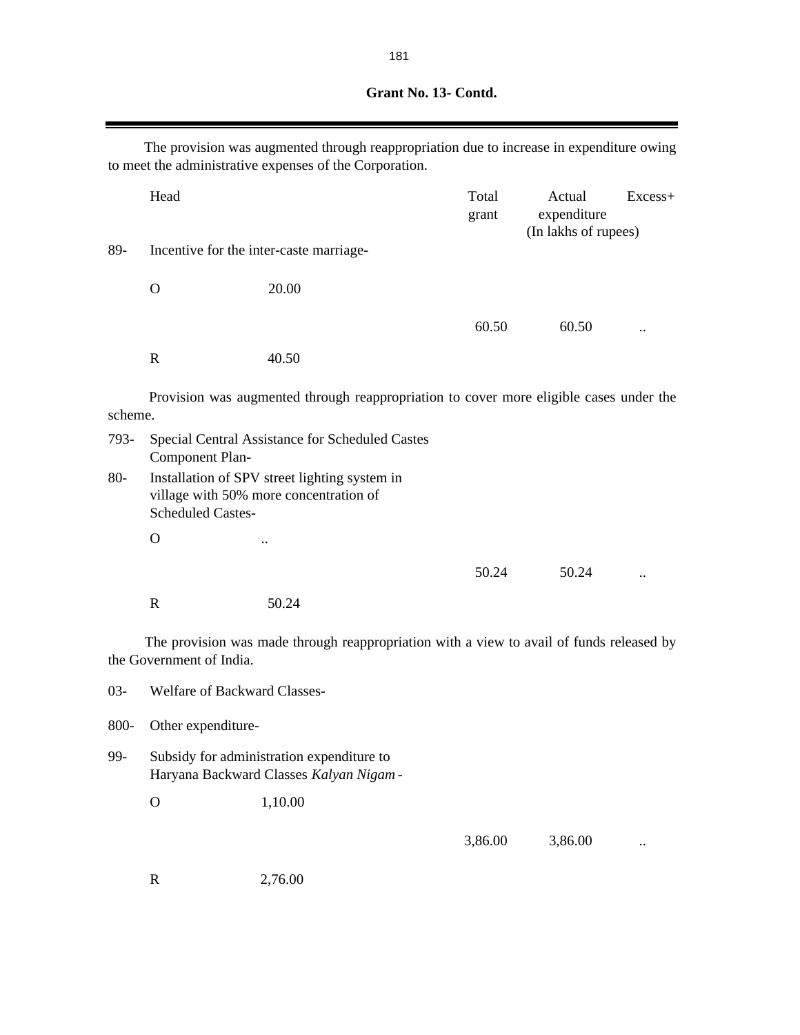**Grant No. 13- Contd.**

The provision was augmented through reappropriation due to increase in expenditure owing to meet the administrative expenses of the Corporation.

| | Head | | Total grant | Actual expenditure | Excess+ |
|---|---|---|---|---|---|
| | | | | (In lakhs of rupees) | |
| 89- | Incentive for the inter-caste marriage- | | | | |
| | O | 20.00 | | | |
| | | | 60.50 | 60.50 | .. |
| | R | 40.50 | | | |

Provision was augmented through reappropriation to cover more eligible cases under the scheme.

| | | | | | |
|---|---|---|---|---|---|
| 793- | Special Central Assistance for Scheduled Castes Component Plan- | | | | |
| 80- | Installation of SPV street lighting system in village with 50% more concentration of Scheduled Castes- | | | | |
| | O | .. | | | |
| | | | 50.24 | 50.24 | .. |
| | R | 50.24 | | | |

The provision was made through reappropriation with a view to avail of funds released by the Government of India.

| | | | | | |
|---|---|---|---|---|---|
| 03- | Welfare of Backward Classes- | | | | |
| 800- | Other expenditure- | | | | |
| 99- | Subsidy for administration expenditure to Haryana Backward Classes *Kalyan Nigam* - | | | | |
| | O | 1,10.00 | | | |
| | | | 3,86.00 | 3,86.00 | .. |
| | R | 2,76.00 | | | |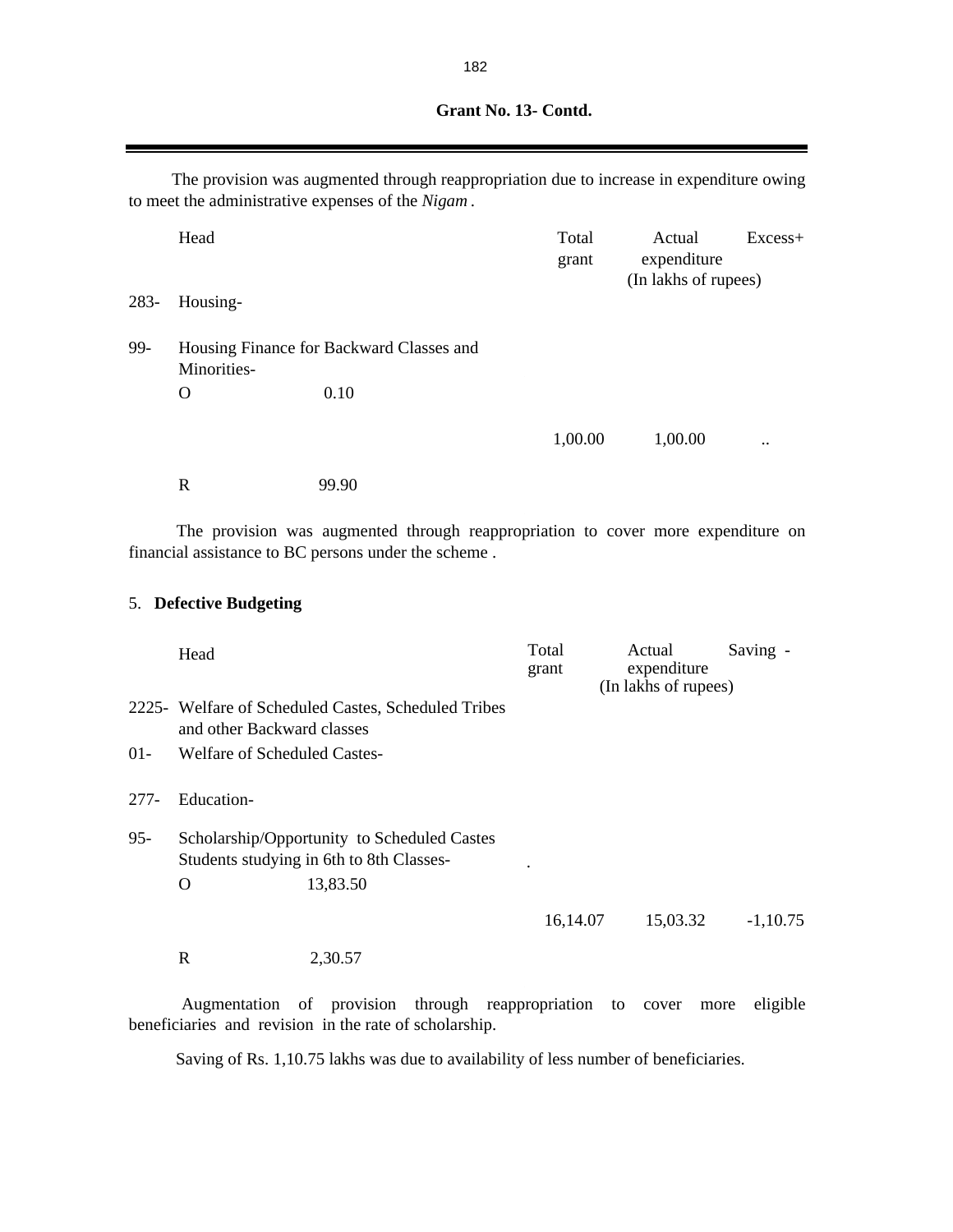**Grant No. 13- Contd.**

The provision was augmented through reappropriation due to increase in expenditure owing to meet the administrative expenses of the *Nigam* .

| | Head | | Total grant | Actual expenditure | Excess+ |
|---|---|---|---|---|---|
| | | | | (In lakhs of rupees) | |
| 283- | Housing- | | | | |
| 99- | Housing Finance for Backward Classes and Minorities- | | | | |
| | O | 0.10 | | | |
| | | | 1,00.00 | 1,00.00 | .. |
| | R | 99.90 | | | |

The provision was augmented through reappropriation to cover more expenditure on financial assistance to BC persons under the scheme .

5. **Defective Budgeting**

| | Head | | Total grant | Actual expenditure | Saving - |
|---|---|---|---|---|---|
| | | | | (In lakhs of rupees) | |
| 2225- | Welfare of Scheduled Castes, Scheduled Tribes and other Backward classes | | | | |
| 01- | Welfare of Scheduled Castes- | | | | |
| 277- | Education- | | | | |
| 95- | Scholarship/Opportunity to Scheduled Castes Students studying in 6th to 8th Classes- | | | | |
| | O | 13,83.50 | | | |
| | | | 16,14.07 | 15,03.32 | -1,10.75 |
| | R | 2,30.57 | | | |

Augmentation of provision through reappropriation to cover more eligible beneficiaries and revision in the rate of scholarship.

Saving of Rs. 1,10.75 lakhs was due to availability of less number of beneficiaries.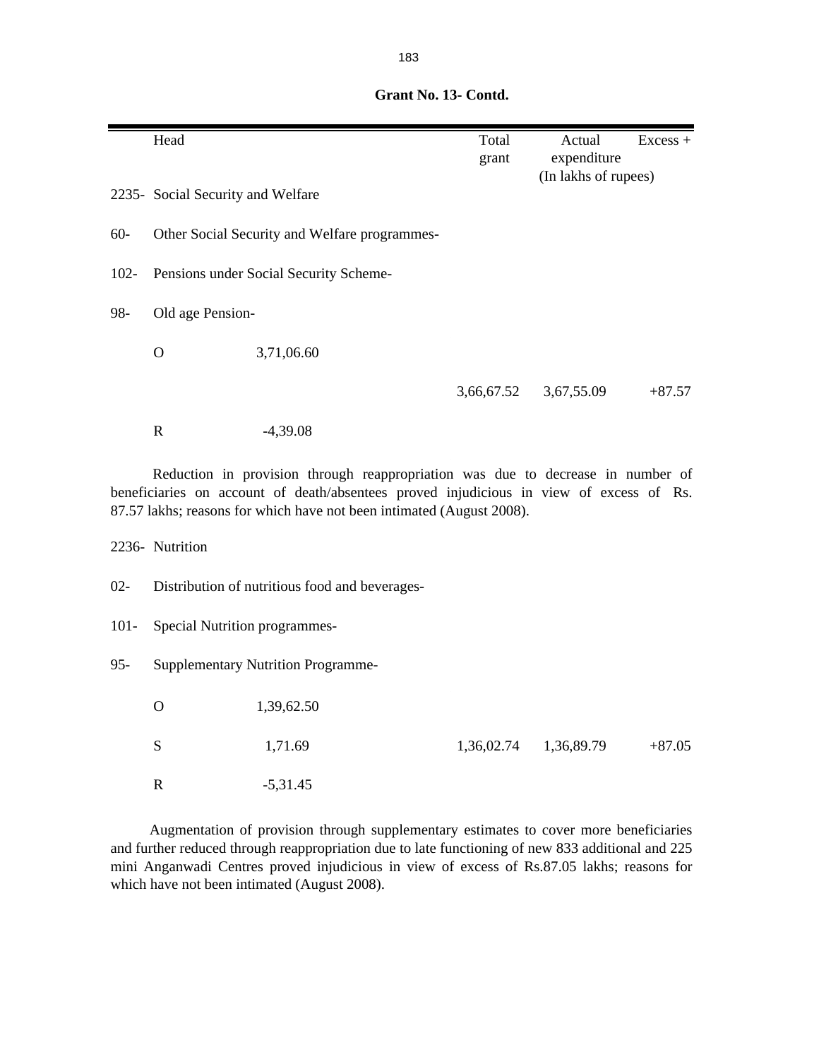**Grant No. 13- Contd.**

| | Head | | Total grant | Actual expenditure | Excess + |
|---|---|---|---|---|---|
| | | | | (In lakhs of rupees) | |
| 2235- | Social Security and Welfare | | | | |
| 60- | Other Social Security and Welfare programmes- | | | | |
| 102- | Pensions under Social Security Scheme- | | | | |
| 98- | Old age Pension- | | | | |
| | O | 3,71,06.60 | | | |
| | | | 3,66,67.52 | 3,67,55.09 | +87.57 |
| | R | -4,39.08 | | | |

Reduction in provision through reappropriation was due to decrease in number of beneficiaries on account of death/absentees proved injudicious in view of excess of Rs. 87.57 lakhs; reasons for which have not been intimated (August 2008).

| | Head | | Total grant | Actual expenditure | Excess + |
|---|---|---|---|---|---|
| 2236- | Nutrition | | | | |
| 02- | Distribution of nutritious food and beverages- | | | | |
| 101- | Special Nutrition programmes- | | | | |
| 95- | Supplementary Nutrition Programme- | | | | |
| | O | 1,39,62.50 | | | |
| | S | 1,71.69 | 1,36,02.74 | 1,36,89.79 | +87.05 |
| | R | -5,31.45 | | | |

Augmentation of provision through supplementary estimates to cover more beneficiaries and further reduced through reappropriation due to late functioning of new 833 additional and 225 mini Anganwadi Centres proved injudicious in view of excess of Rs.87.05 lakhs; reasons for which have not been intimated (August 2008).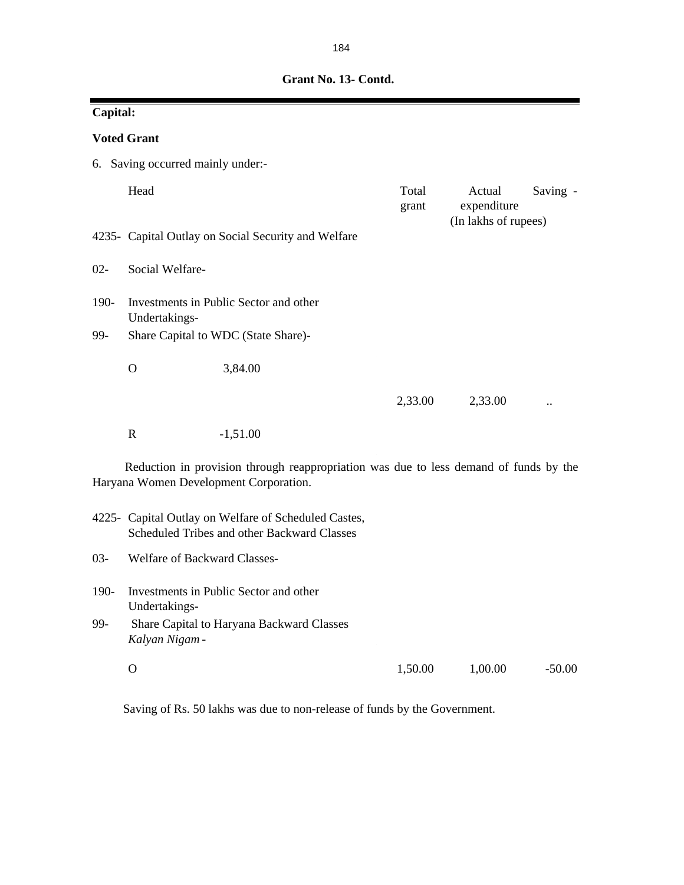**Grant No. 13- Contd.**

**Capital:**

**Voted Grant**

6. Saving occurred mainly under:-

| Head | | Total grant | Actual expenditure | Saving - |
|---|---|---|---|---|
| | | | (In lakhs of rupees) | |
| 4235- | Capital Outlay on Social Security and Welfare | | | |
| 02- | Social Welfare- | | | |
| 190- | Investments in Public Sector and other Undertakings- | | | |
| 99- | Share Capital to WDC (State Share)- | | | |
| | O 3,84.00 | | | |
| | | 2,33.00 | 2,33.00 | .. |
| | R -1,51.00 | | | |

Reduction in provision through reappropriation was due to less demand of funds by the Haryana Women Development Corporation.

| Head | | Total grant | Actual expenditure | Saving - |
|---|---|---|---|---|
| 4225- | Capital Outlay on Welfare of Scheduled Castes, Scheduled Tribes and other Backward Classes | | | |
| 03- | Welfare of Backward Classes- | | | |
| 190- | Investments in Public Sector and other Undertakings- | | | |
| 99- | Share Capital to Haryana Backward Classes *Kalyan Nigam* - | | | |
| | O | 1,50.00 | 1,00.00 | -50.00 |

Saving of Rs. 50 lakhs was due to non-release of funds by the Government.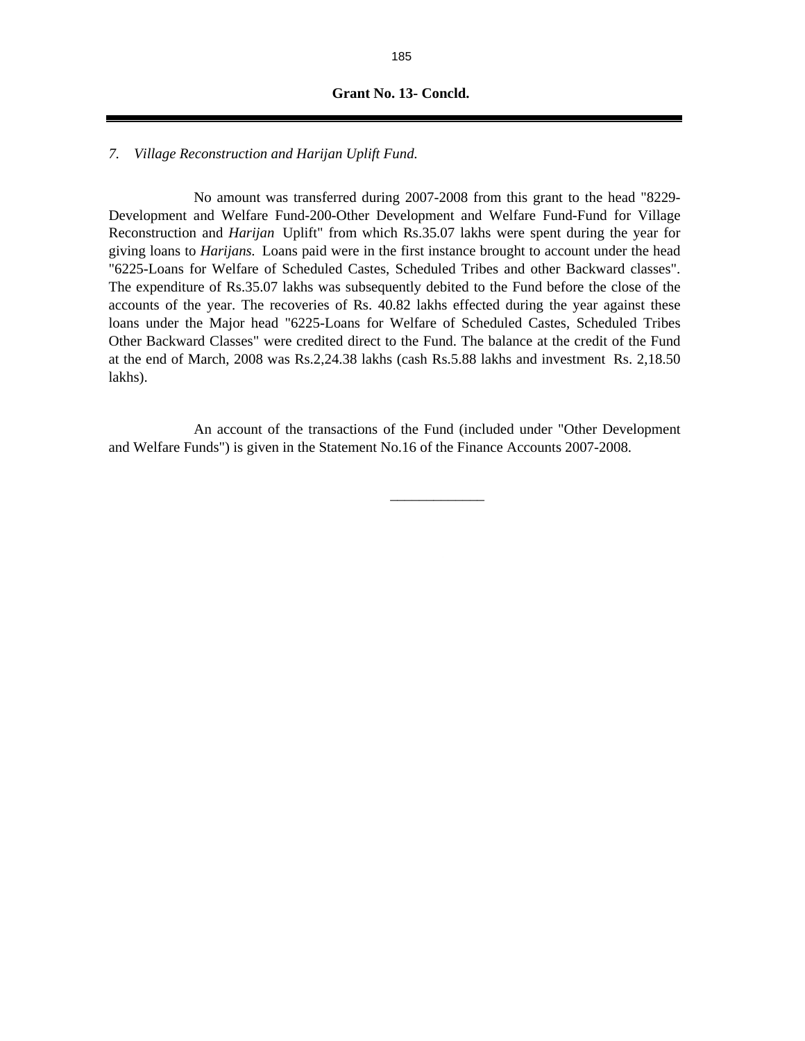**Grant No. 13- Concld.**

---

*7. Village Reconstruction and Harijan Uplift Fund.*

No amount was transferred during 2007-2008 from this grant to the head "8229-Development and Welfare Fund-200-Other Development and Welfare Fund-Fund for Village Reconstruction and *Harijan* Uplift" from which Rs.35.07 lakhs were spent during the year for giving loans to *Harijans.* Loans paid were in the first instance brought to account under the head "6225-Loans for Welfare of Scheduled Castes, Scheduled Tribes and other Backward classes". The expenditure of Rs.35.07 lakhs was subsequently debited to the Fund before the close of the accounts of the year. The recoveries of Rs. 40.82 lakhs effected during the year against these loans under the Major head "6225-Loans for Welfare of Scheduled Castes, Scheduled Tribes Other Backward Classes" were credited direct to the Fund. The balance at the credit of the Fund at the end of March, 2008 was Rs.2,24.38 lakhs (cash Rs.5.88 lakhs and investment Rs. 2,18.50 lakhs).

An account of the transactions of the Fund (included under "Other Development and Welfare Funds") is given in the Statement No.16 of the Finance Accounts 2007-2008.

---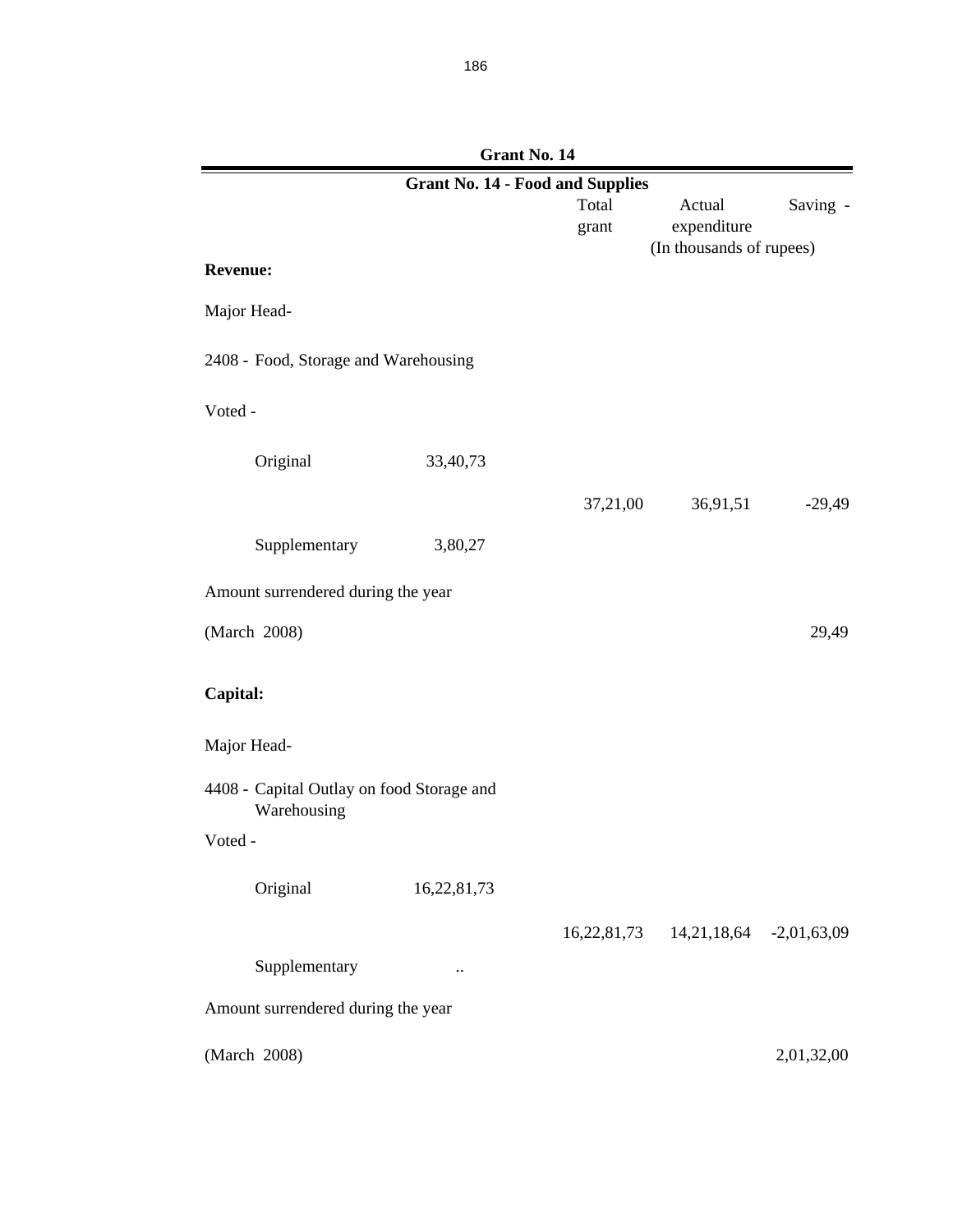## Grant No. 14

### Grant No. 14 - Food and Supplies

| | | Total grant | Actual expenditure | Saving - |
|---|---|---|---|---|
| | | (In thousands of rupees) | | |
| **Revenue:** | | | | |
| Major Head- | | | | |
| 2408 - Food, Storage and Warehousing | | | | |
| Voted - | | | | |
| Original | 33,40,73 | | | |
| | | 37,21,00 | 36,91,51 | -29,49 |
| Supplementary | 3,80,27 | | | |
| Amount surrendered during the year | | | | |
| (March 2008) | | | | 29,49 |
| **Capital:** | | | | |
| Major Head- | | | | |
| 4408 - Capital Outlay on food Storage and Warehousing | | | | |
| Voted - | | | | |
| Original | 16,22,81,73 | | | |
| | | 16,22,81,73 | 14,21,18,64 | -2,01,63,09 |
| Supplementary | .. | | | |
| Amount surrendered during the year | | | | |
| (March 2008) | | | | 2,01,32,00 |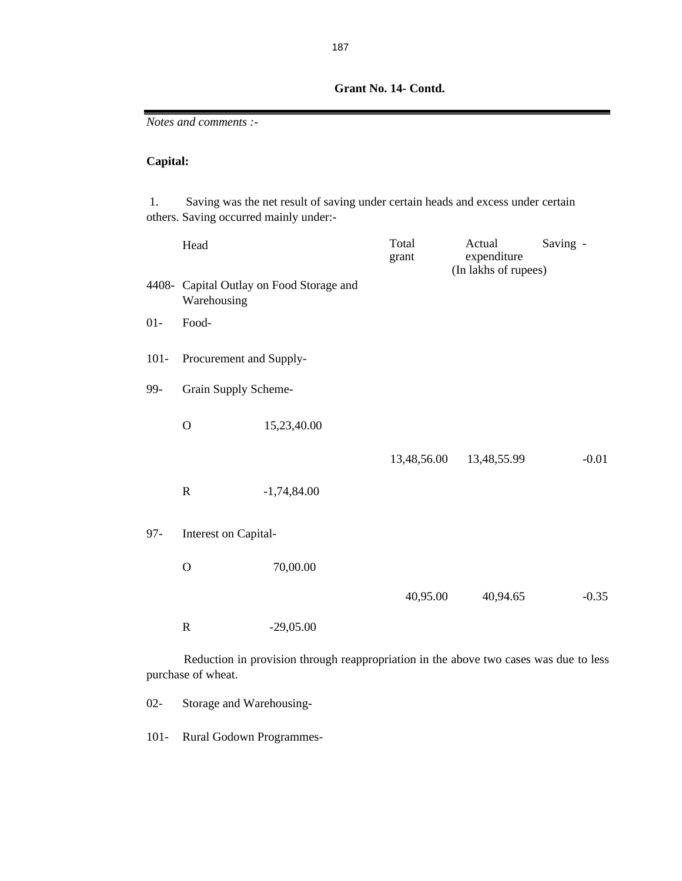**Grant No. 14- Contd.**

*Notes and comments :-*

**Capital:**

1. Saving was the net result of saving under certain heads and excess under certain others. Saving occurred mainly under:-

| | Head | | Total grant | Actual expenditure | Saving - |
|---|---|---|---|---|---|
| | | | | (In lakhs of rupees) | |
| 4408- | Capital Outlay on Food Storage and Warehousing | | | | |
| 01- | Food- | | | | |
| 101- | Procurement and Supply- | | | | |
| 99- | Grain Supply Scheme- | | | | |
| | O | 15,23,40.00 | | | |
| | | | 13,48,56.00 | 13,48,55.99 | -0.01 |
| | R | -1,74,84.00 | | | |
| 97- | Interest on Capital- | | | | |
| | O | 70,00.00 | | | |
| | | | 40,95.00 | 40,94.65 | -0.35 |
| | R | -29,05.00 | | | |

Reduction in provision through reappropriation in the above two cases was due to less purchase of wheat.

02- Storage and Warehousing-

101- Rural Godown Programmes-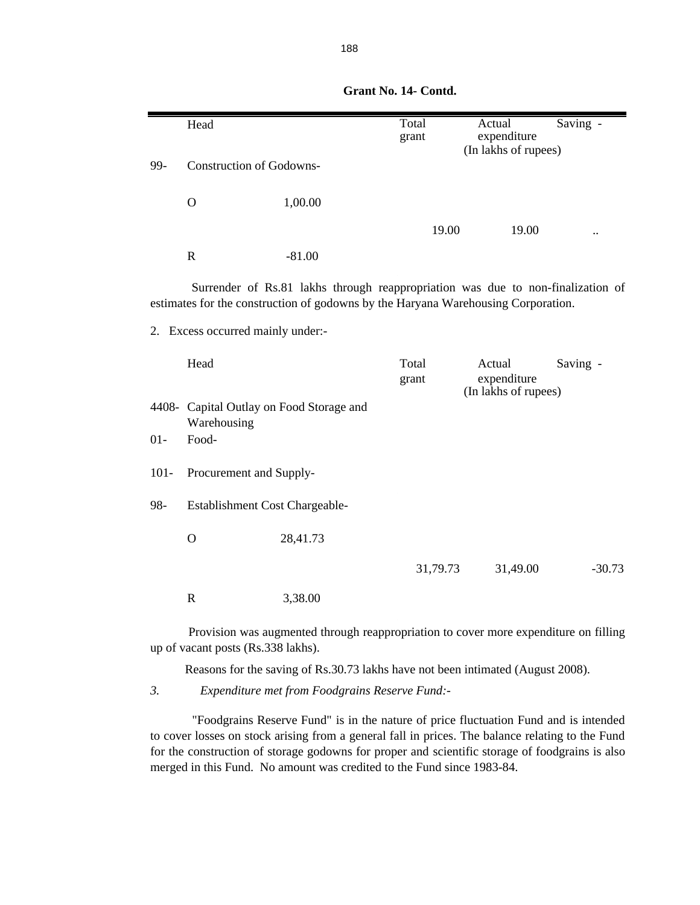**Grant No. 14- Contd.**

| | Head | | Total grant | Actual expenditure | Saving - |
|---|---|---|---|---|---|
| | | | | (In lakhs of rupees) | |
| 99- | Construction of Godowns- | | | | |
| | O | 1,00.00 | | | |
| | | | 19.00 | 19.00 | .. |
| | R | -81.00 | | | |

Surrender of Rs.81 lakhs through reappropriation was due to non-finalization of estimates for the construction of godowns by the Haryana Warehousing Corporation.

2. Excess occurred mainly under:-

| | Head | | Total grant | Actual expenditure | Saving - |
|---|---|---|---|---|---|
| | | | | (In lakhs of rupees) | |
| 4408- | Capital Outlay on Food Storage and Warehousing | | | | |
| 01- | Food- | | | | |
| 101- | Procurement and Supply- | | | | |
| 98- | Establishment Cost Chargeable- | | | | |
| | O | 28,41.73 | | | |
| | | | 31,79.73 | 31,49.00 | -30.73 |
| | R | 3,38.00 | | | |

Provision was augmented through reappropriation to cover more expenditure on filling up of vacant posts (Rs.338 lakhs).

Reasons for the saving of Rs.30.73 lakhs have not been intimated (August 2008).

3. *Expenditure met from Foodgrains Reserve Fund:-*

"Foodgrains Reserve Fund" is in the nature of price fluctuation Fund and is intended to cover losses on stock arising from a general fall in prices. The balance relating to the Fund for the construction of storage godowns for proper and scientific storage of foodgrains is also merged in this Fund. No amount was credited to the Fund since 1983-84.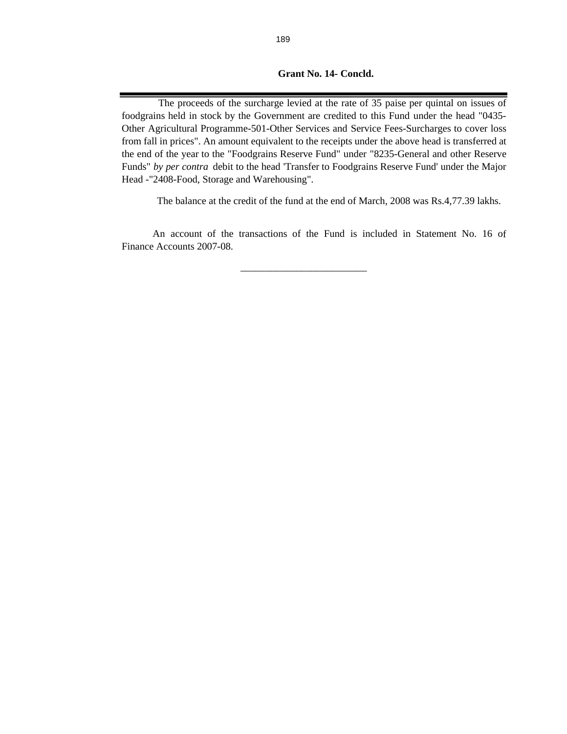**Grant No. 14- Concld.**

---

The proceeds of the surcharge levied at the rate of 35 paise per quintal on issues of foodgrains held in stock by the Government are credited to this Fund under the head "0435-Other Agricultural Programme-501-Other Services and Service Fees-Surcharges to cover loss from fall in prices". An amount equivalent to the receipts under the above head is transferred at the end of the year to the "Foodgrains Reserve Fund" under "8235-General and other Reserve Funds" *by per contra* debit to the head 'Transfer to Foodgrains Reserve Fund' under the Major Head -"2408-Food, Storage and Warehousing".

The balance at the credit of the fund at the end of March, 2008 was Rs.4,77.39 lakhs.

An account of the transactions of the Fund is included in Statement No. 16 of Finance Accounts 2007-08.

---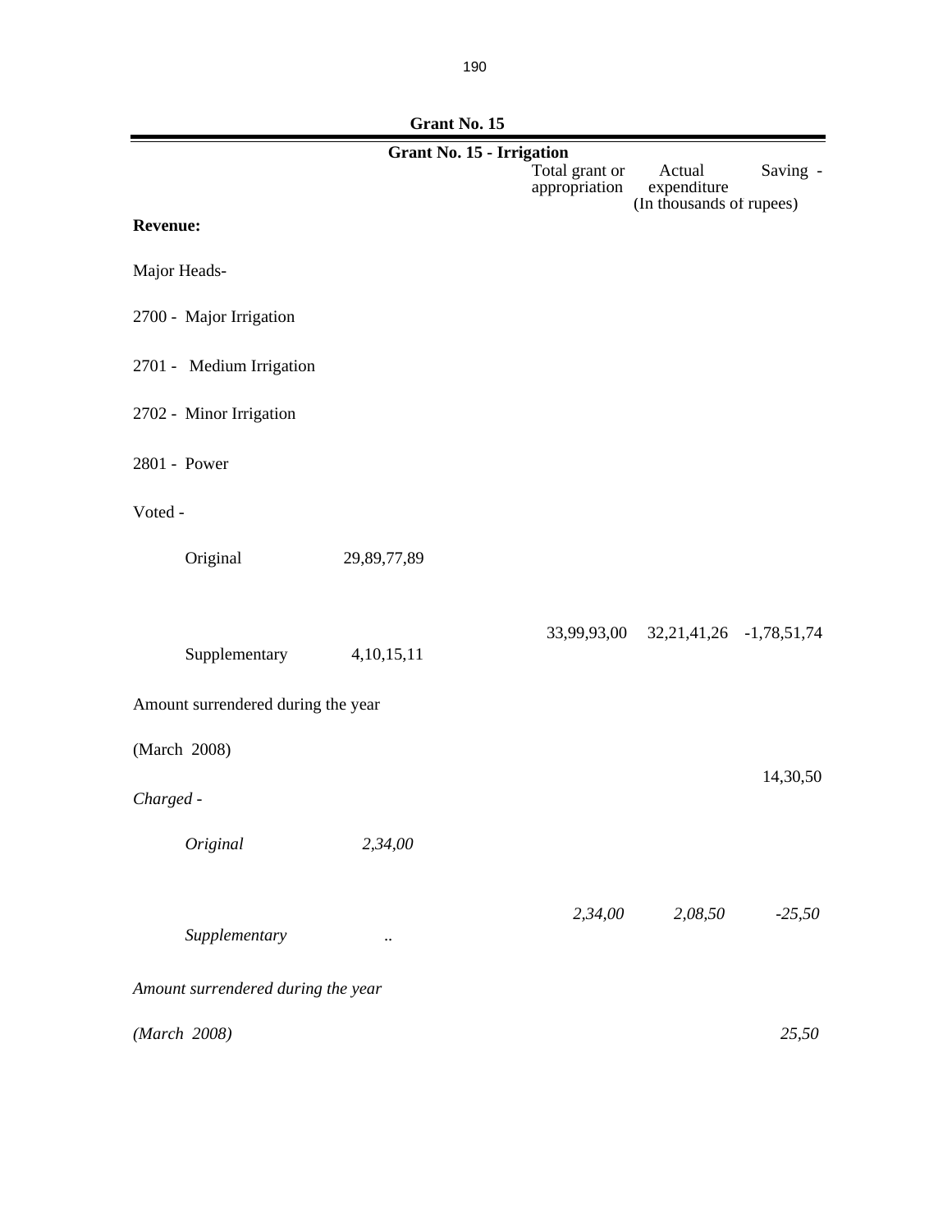## Grant No. 15

### Grant No. 15 - Irrigation

| | | Total grant or appropriation | Actual expenditure | Saving - |
|---|---|---|---|---|
| | | | (In thousands of rupees) | |
| **Revenue:** | | | | |
| Major Heads- | | | | |
| 2700 - Major Irrigation | | | | |
| 2701 - Medium Irrigation | | | | |
| 2702 - Minor Irrigation | | | | |
| 2801 - Power | | | | |
| Voted - | | | | |
| Original | 29,89,77,89 | | | |
| | | 33,99,93,00 | 32,21,41,26 | -1,78,51,74 |
| Supplementary | 4,10,15,11 | | | |
| Amount surrendered during the year | | | | |
| (March 2008) | | | | 14,30,50 |
| *Charged -* | | | | |
| *Original* | *2,34,00* | | | |
| | | *2,34,00* | *2,08,50* | *-25,50* |
| *Supplementary* | *..* | | | |
| *Amount surrendered during the year* | | | | |
| *(March 2008)* | | | | *25,50* |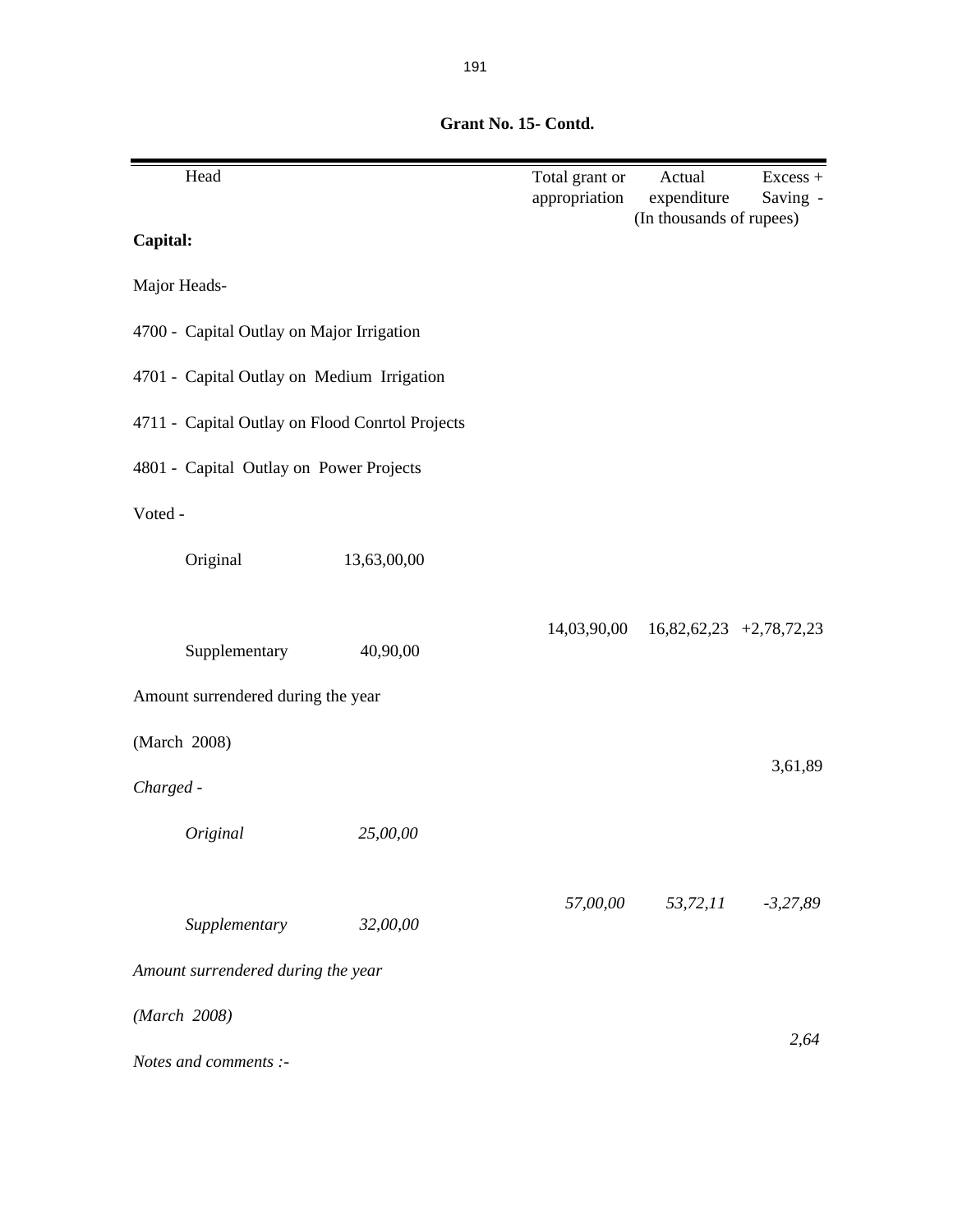**Grant No. 15- Contd.**

| Head | | Total grant or appropriation | Actual expenditure | Excess + Saving - |
|---|---|---|---|---|
| | | | (In thousands of rupees) | |
| **Capital:** | | | | |
| Major Heads- | | | | |
| 4700 - Capital Outlay on Major Irrigation | | | | |
| 4701 - Capital Outlay on Medium Irrigation | | | | |
| 4711 - Capital Outlay on Flood Conrtol Projects | | | | |
| 4801 - Capital Outlay on Power Projects | | | | |
| Voted - | | | | |
| Original | 13,63,00,00 | | | |
| | | 14,03,90,00 | 16,82,62,23 | +2,78,72,23 |
| Supplementary | 40,90,00 | | | |
| Amount surrendered during the year | | | | |
| (March 2008) | | | | 3,61,89 |
| *Charged -* | | | | |
| *Original* | *25,00,00* | | | |
| | | *57,00,00* | *53,72,11* | *-3,27,89* |
| *Supplementary* | *32,00,00* | | | |
| *Amount surrendered during the year* | | | | |
| *(March 2008)* | | | | *2,64* |

*Notes and comments :-*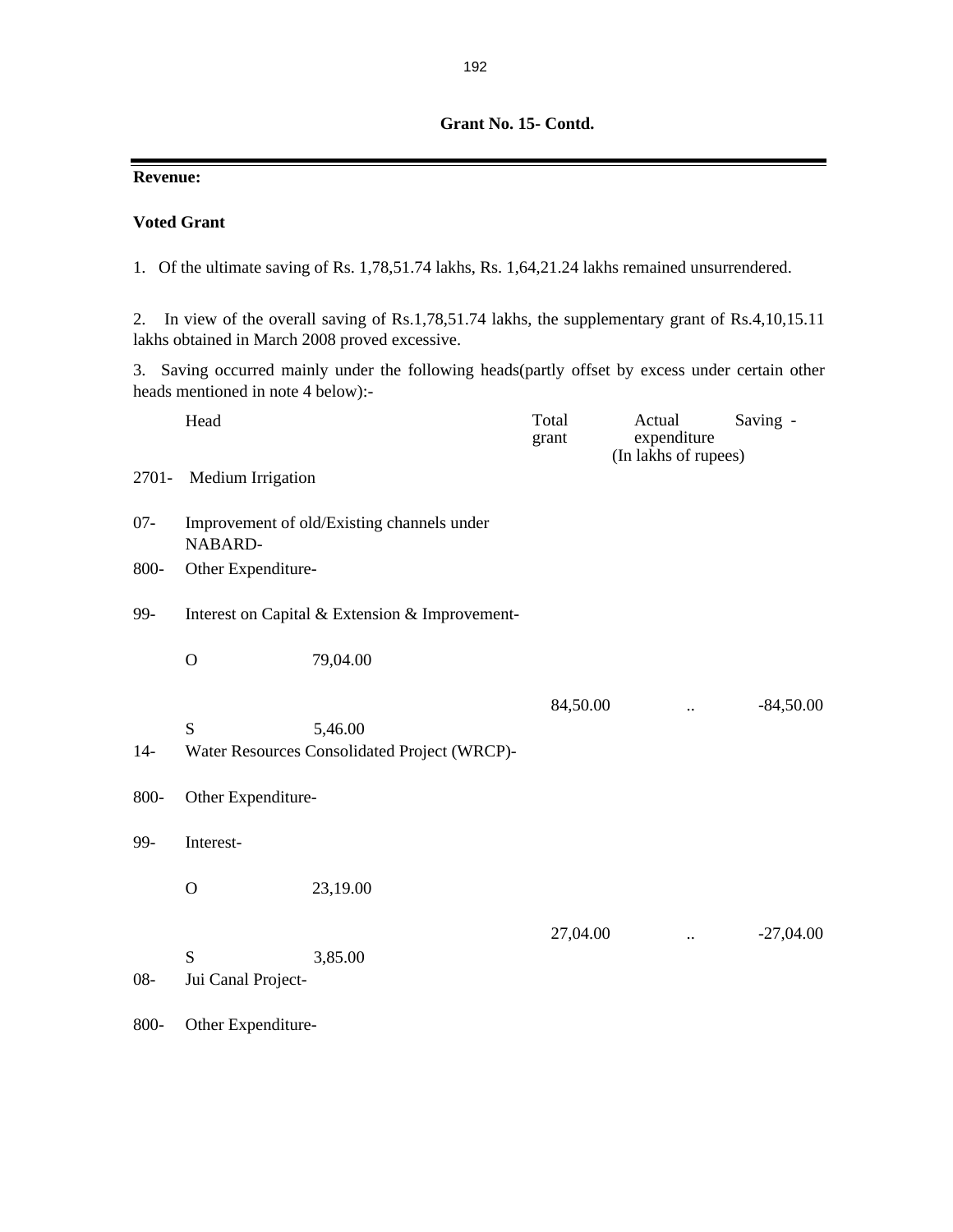**Grant No. 15- Contd.**

**Revenue:**

**Voted Grant**

1. Of the ultimate saving of Rs. 1,78,51.74 lakhs, Rs. 1,64,21.24 lakhs remained unsurrendered.

2. In view of the overall saving of Rs.1,78,51.74 lakhs, the supplementary grant of Rs.4,10,15.11 lakhs obtained in March 2008 proved excessive.

3. Saving occurred mainly under the following heads(partly offset by excess under certain other heads mentioned in note 4 below):-

| | Head | | Total grant | Actual expenditure | Saving - |
|---|---|---|---|---|---|
| | | | (In lakhs of rupees) | | |
| 2701- | Medium Irrigation | | | | |
| 07- | Improvement of old/Existing channels under NABARD- | | | | |
| 800- | Other Expenditure- | | | | |
| 99- | Interest on Capital & Extension & Improvement- | | | | |
| | O | 79,04.00 | | | |
| | | | 84,50.00 | .. | -84,50.00 |
| | S | 5,46.00 | | | |
| 14- | Water Resources Consolidated Project (WRCP)- | | | | |
| 800- | Other Expenditure- | | | | |
| 99- | Interest- | | | | |
| | O | 23,19.00 | | | |
| | | | 27,04.00 | .. | -27,04.00 |
| | S | 3,85.00 | | | |
| 08- | Jui Canal Project- | | | | |
| 800- | Other Expenditure- | | | | |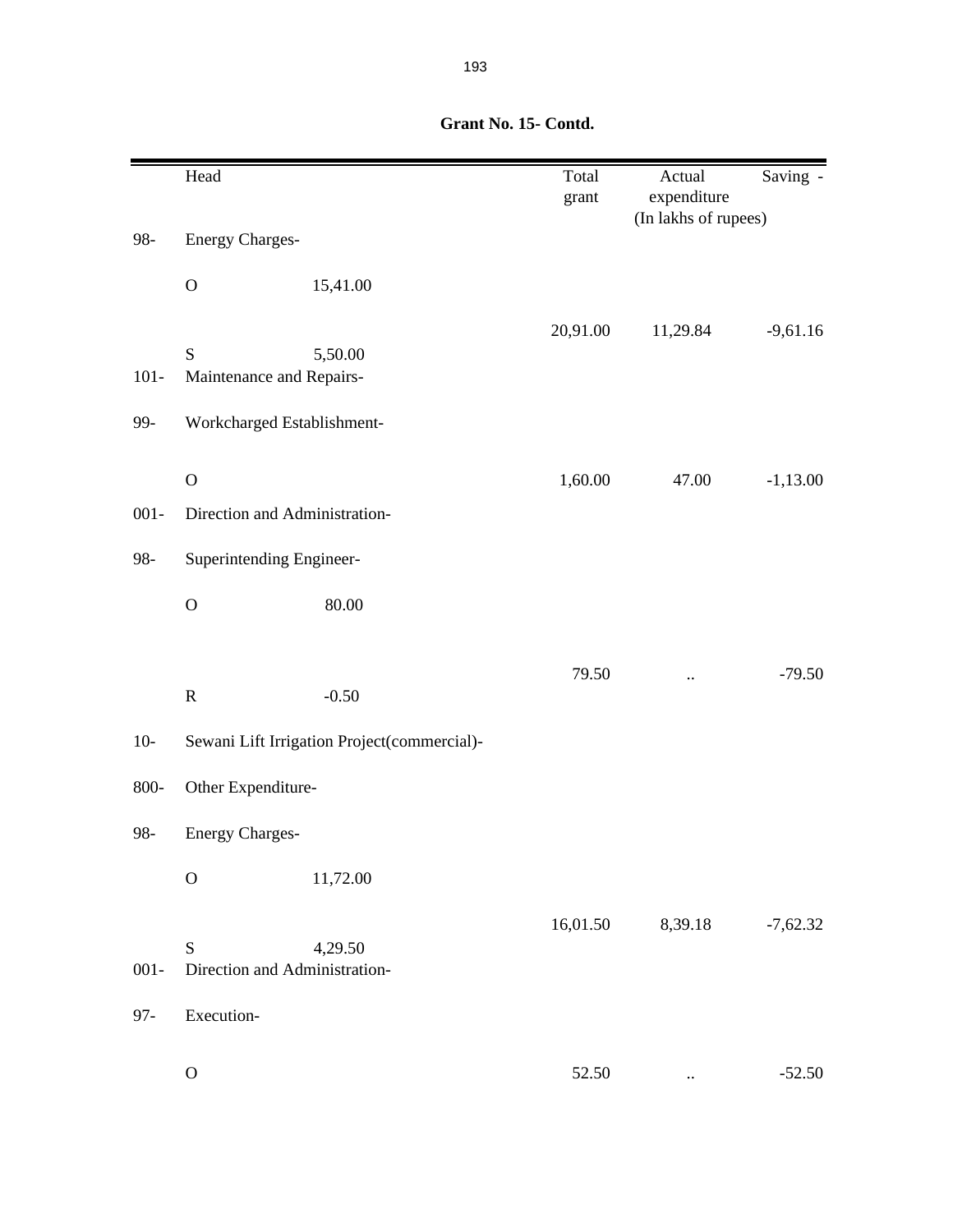**Grant No. 15- Contd.**

| | Head | | Total grant | Actual expenditure | Saving - |
|---|---|---|---|---|---|
| | | | | (In lakhs of rupees) | |
| 98- | Energy Charges- | | | | |
| | O | 15,41.00 | | | |
| | | | 20,91.00 | 11,29.84 | -9,61.16 |
| | S | 5,50.00 | | | |
| 101- | Maintenance and Repairs- | | | | |
| 99- | Workcharged Establishment- | | | | |
| | O | | 1,60.00 | 47.00 | -1,13.00 |
| 001- | Direction and Administration- | | | | |
| 98- | Superintending Engineer- | | | | |
| | O | 80.00 | | | |
| | | | 79.50 | .. | -79.50 |
| | R | -0.50 | | | |
| 10- | Sewani Lift Irrigation Project(commercial)- | | | | |
| 800- | Other Expenditure- | | | | |
| 98- | Energy Charges- | | | | |
| | O | 11,72.00 | | | |
| | | | 16,01.50 | 8,39.18 | -7,62.32 |
| | S | 4,29.50 | | | |
| 001- | Direction and Administration- | | | | |
| 97- | Execution- | | | | |
| | O | | 52.50 | .. | -52.50 |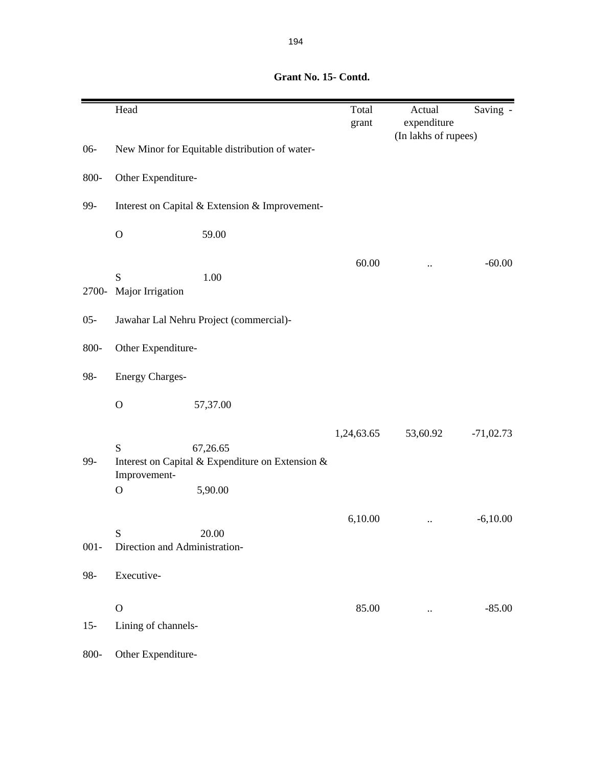**Grant No. 15- Contd.**

| | Head | | Total grant | Actual expenditure | Saving - |
|---|---|---|---|---|---|
| | | | | (In lakhs of rupees) | |
| 06- | New Minor for Equitable distribution of water- | | | | |
| 800- | Other Expenditure- | | | | |
| 99- | Interest on Capital & Extension & Improvement- | | | | |
| | O | 59.00 | | | |
| | S | 1.00 | 60.00 | .. | -60.00 |
| 2700- | Major Irrigation | | | | |
| 05- | Jawahar Lal Nehru Project (commercial)- | | | | |
| 800- | Other Expenditure- | | | | |
| 98- | Energy Charges- | | | | |
| | O | 57,37.00 | | | |
| | S | 67,26.65 | 1,24,63.65 | 53,60.92 | -71,02.73 |
| 99- | Interest on Capital & Expenditure on Extension & Improvement- | | | | |
| | O | 5,90.00 | | | |
| | S | 20.00 | 6,10.00 | .. | -6,10.00 |
| 001- | Direction and Administration- | | | | |
| 98- | Executive- | | | | |
| | O | | 85.00 | .. | -85.00 |
| 15- | Lining of channels- | | | | |
| 800- | Other Expenditure- | | | | |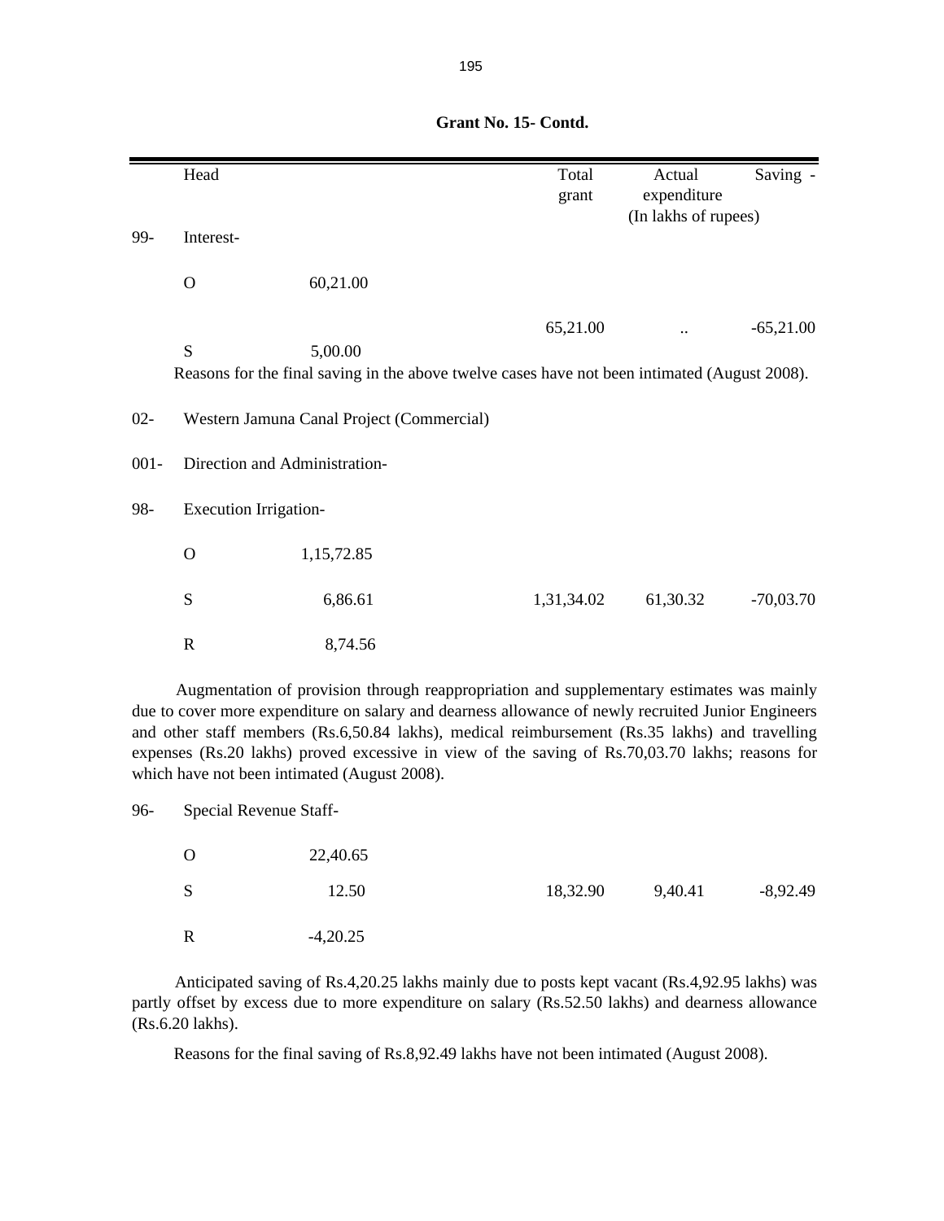**Grant No. 15- Contd.**

| | Head | | Total grant | Actual expenditure | Saving - |
|---|---|---|---|---|---|
| | | | | (In lakhs of rupees) | |
| 99- | Interest- | | | | |
| | O | 60,21.00 | | | |
| | | | 65,21.00 | .. | -65,21.00 |
| | S | 5,00.00 | | | |

Reasons for the final saving in the above twelve cases have not been intimated (August 2008).

| | Head | | Total grant | Actual expenditure | Saving - |
|---|---|---|---|---|---|
| 02- | Western Jamuna Canal Project (Commercial) | | | | |
| 001- | Direction and Administration- | | | | |
| 98- | Execution Irrigation- | | | | |
| | O | 1,15,72.85 | | | |
| | S | 6,86.61 | 1,31,34.02 | 61,30.32 | -70,03.70 |
| | R | 8,74.56 | | | |

Augmentation of provision through reappropriation and supplementary estimates was mainly due to cover more expenditure on salary and dearness allowance of newly recruited Junior Engineers and other staff members (Rs.6,50.84 lakhs), medical reimbursement (Rs.35 lakhs) and travelling expenses (Rs.20 lakhs) proved excessive in view of the saving of Rs.70,03.70 lakhs; reasons for which have not been intimated (August 2008).

| | Head | | Total grant | Actual expenditure | Saving - |
|---|---|---|---|---|---|
| 96- | Special Revenue Staff- | | | | |
| | O | 22,40.65 | | | |
| | S | 12.50 | 18,32.90 | 9,40.41 | -8,92.49 |
| | R | -4,20.25 | | | |

Anticipated saving of Rs.4,20.25 lakhs mainly due to posts kept vacant (Rs.4,92.95 lakhs) was partly offset by excess due to more expenditure on salary (Rs.52.50 lakhs) and dearness allowance (Rs.6.20 lakhs).

Reasons for the final saving of Rs.8,92.49 lakhs have not been intimated (August 2008).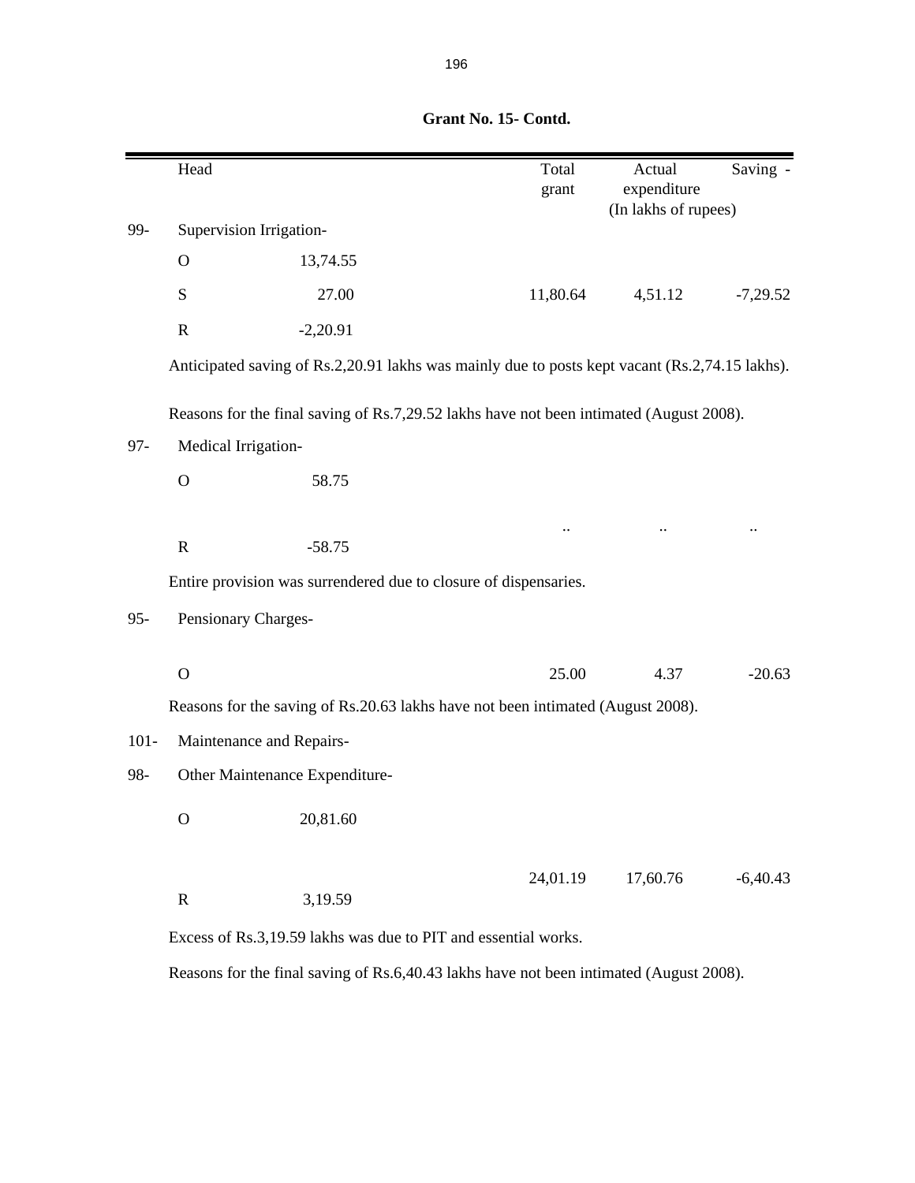**Grant No. 15- Contd.**

| | Head | | Total grant | Actual expenditure | Saving - |
|---|---|---|---|---|---|
| | | | | (In lakhs of rupees) | |
| 99- | Supervision Irrigation- | | | | |
| | O | 13,74.55 | | | |
| | S | 27.00 | 11,80.64 | 4,51.12 | -7,29.52 |
| | R | -2,20.91 | | | |

Anticipated saving of Rs.2,20.91 lakhs was mainly due to posts kept vacant (Rs.2,74.15 lakhs).

Reasons for the final saving of Rs.7,29.52 lakhs have not been intimated (August 2008).

| | Head | | Total grant | Actual expenditure | Saving - |
|---|---|---|---|---|---|
| 97- | Medical Irrigation- | | | | |
| | O | 58.75 | | | |
| | | | .. | .. | .. |
| | R | -58.75 | | | |

Entire provision was surrendered due to closure of dispensaries.

| | Head | | Total grant | Actual expenditure | Saving - |
|---|---|---|---|---|---|
| 95- | Pensionary Charges- | | | | |
| | O | | 25.00 | 4.37 | -20.63 |

Reasons for the saving of Rs.20.63 lakhs have not been intimated (August 2008).

| | Head | | Total grant | Actual expenditure | Saving - |
|---|---|---|---|---|---|
| 101- | Maintenance and Repairs- | | | | |
| 98- | Other Maintenance Expenditure- | | | | |
| | O | 20,81.60 | | | |
| | | | 24,01.19 | 17,60.76 | -6,40.43 |
| | R | 3,19.59 | | | |

Excess of Rs.3,19.59 lakhs was due to PIT and essential works.

Reasons for the final saving of Rs.6,40.43 lakhs have not been intimated (August 2008).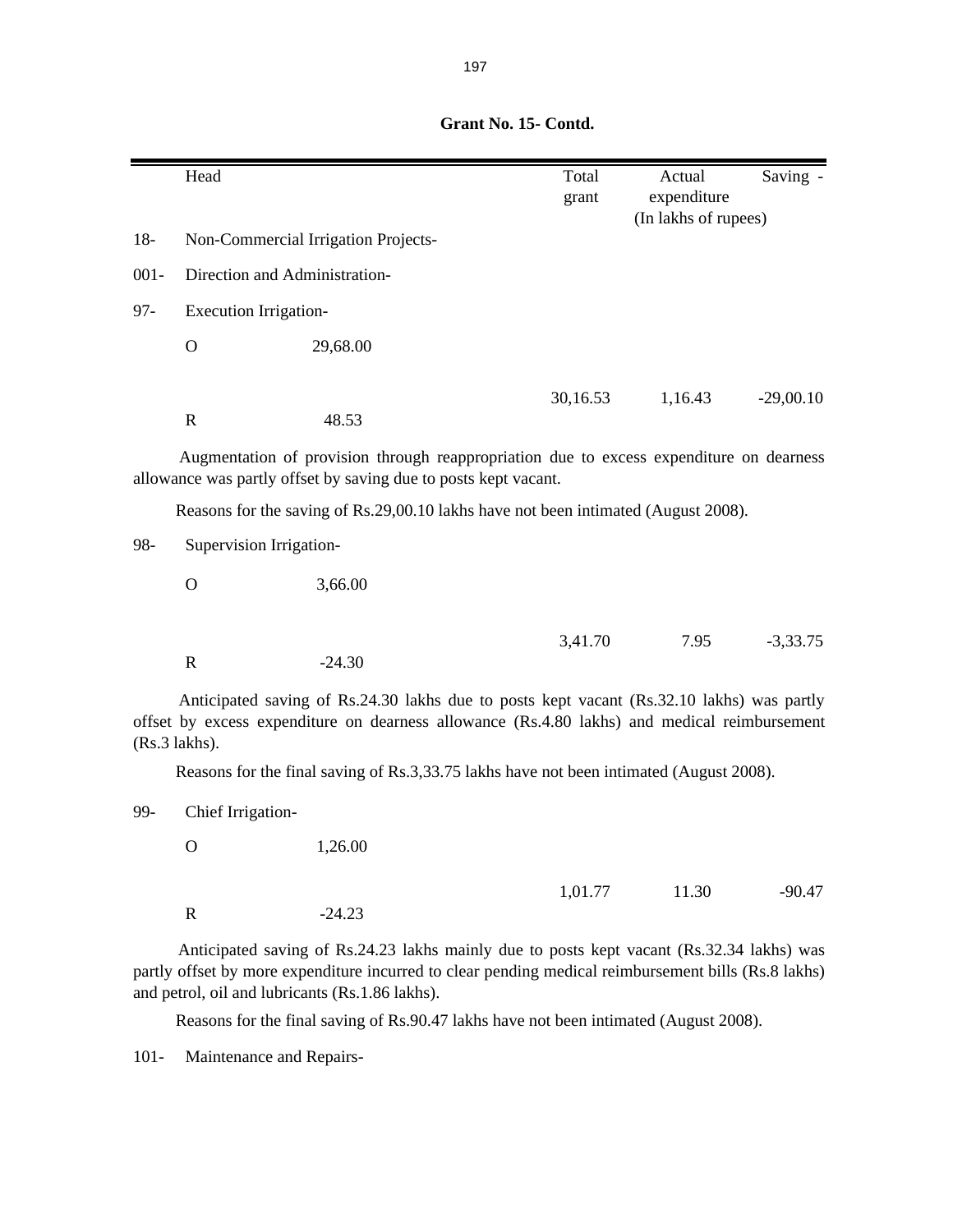**Grant No. 15- Contd.**

| | Head | | Total grant | Actual expenditure | Saving - |
|---|---|---|---|---|---|
| | | | | (In lakhs of rupees) | |
| 18- | Non-Commercial Irrigation Projects- | | | | |
| 001- | Direction and Administration- | | | | |
| 97- | Execution Irrigation- | | | | |
| | O | 29,68.00 | | | |
| | | | 30,16.53 | 1,16.43 | -29,00.10 |
| | R | 48.53 | | | |

Augmentation of provision through reappropriation due to excess expenditure on dearness allowance was partly offset by saving due to posts kept vacant.

Reasons for the saving of Rs.29,00.10 lakhs have not been intimated (August 2008).

| | Head | | Total grant | Actual expenditure | Saving - |
|---|---|---|---|---|---|
| 98- | Supervision Irrigation- | | | | |
| | O | 3,66.00 | | | |
| | | | 3,41.70 | 7.95 | -3,33.75 |
| | R | -24.30 | | | |

Anticipated saving of Rs.24.30 lakhs due to posts kept vacant (Rs.32.10 lakhs) was partly offset by excess expenditure on dearness allowance (Rs.4.80 lakhs) and medical reimbursement (Rs.3 lakhs).

Reasons for the final saving of Rs.3,33.75 lakhs have not been intimated (August 2008).

| | Head | | Total grant | Actual expenditure | Saving - |
|---|---|---|---|---|---|
| 99- | Chief Irrigation- | | | | |
| | O | 1,26.00 | | | |
| | | | 1,01.77 | 11.30 | -90.47 |
| | R | -24.23 | | | |

Anticipated saving of Rs.24.23 lakhs mainly due to posts kept vacant (Rs.32.34 lakhs) was partly offset by more expenditure incurred to clear pending medical reimbursement bills (Rs.8 lakhs) and petrol, oil and lubricants (Rs.1.86 lakhs).

Reasons for the final saving of Rs.90.47 lakhs have not been intimated (August 2008).

101- Maintenance and Repairs-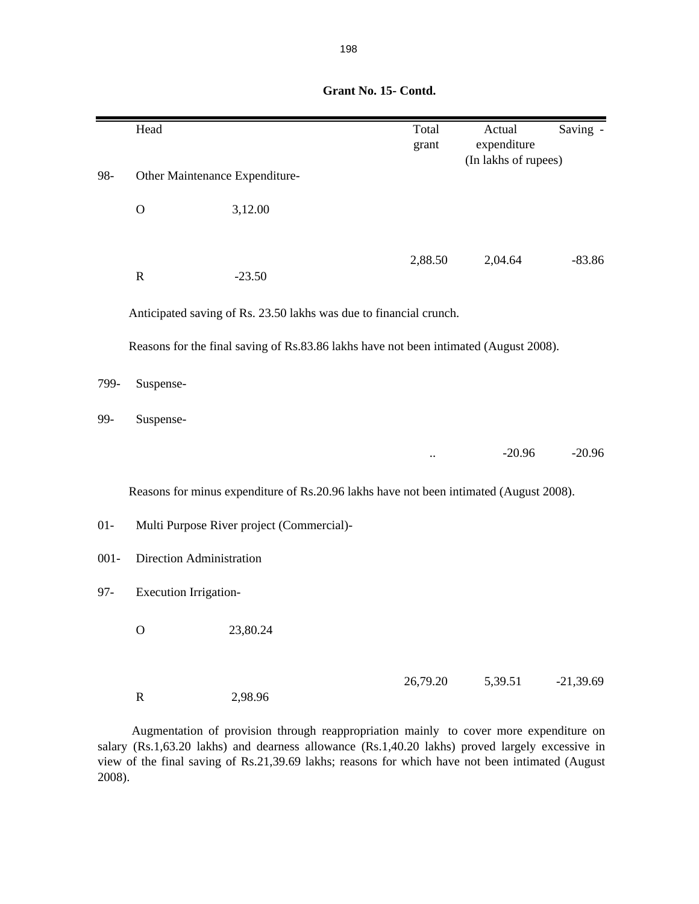**Grant No. 15- Contd.**

| | Head | | Total grant | Actual expenditure | Saving - |
|---|---|---|---|---|---|
| | | | | (In lakhs of rupees) | |
| 98- | Other Maintenance Expenditure- | | | | |
| | O | 3,12.00 | | | |
| | | | 2,88.50 | 2,04.64 | -83.86 |
| | R | -23.50 | | | |

Anticipated saving of Rs. 23.50 lakhs was due to financial crunch.

Reasons for the final saving of Rs.83.86 lakhs have not been intimated (August 2008).

| | | | | | |
|---|---|---|---|---|---|
| 799- | Suspense- | | | | |
| 99- | Suspense- | | | | |
| | | | .. | -20.96 | -20.96 |

Reasons for minus expenditure of Rs.20.96 lakhs have not been intimated (August 2008).

| | | | | | |
|---|---|---|---|---|---|
| 01- | Multi Purpose River project (Commercial)- | | | | |
| 001- | Direction Administration | | | | |
| 97- | Execution Irrigation- | | | | |
| | O | 23,80.24 | | | |
| | | | 26,79.20 | 5,39.51 | -21,39.69 |
| | R | 2,98.96 | | | |

Augmentation of provision through reappropriation mainly to cover more expenditure on salary (Rs.1,63.20 lakhs) and dearness allowance (Rs.1,40.20 lakhs) proved largely excessive in view of the final saving of Rs.21,39.69 lakhs; reasons for which have not been intimated (August 2008).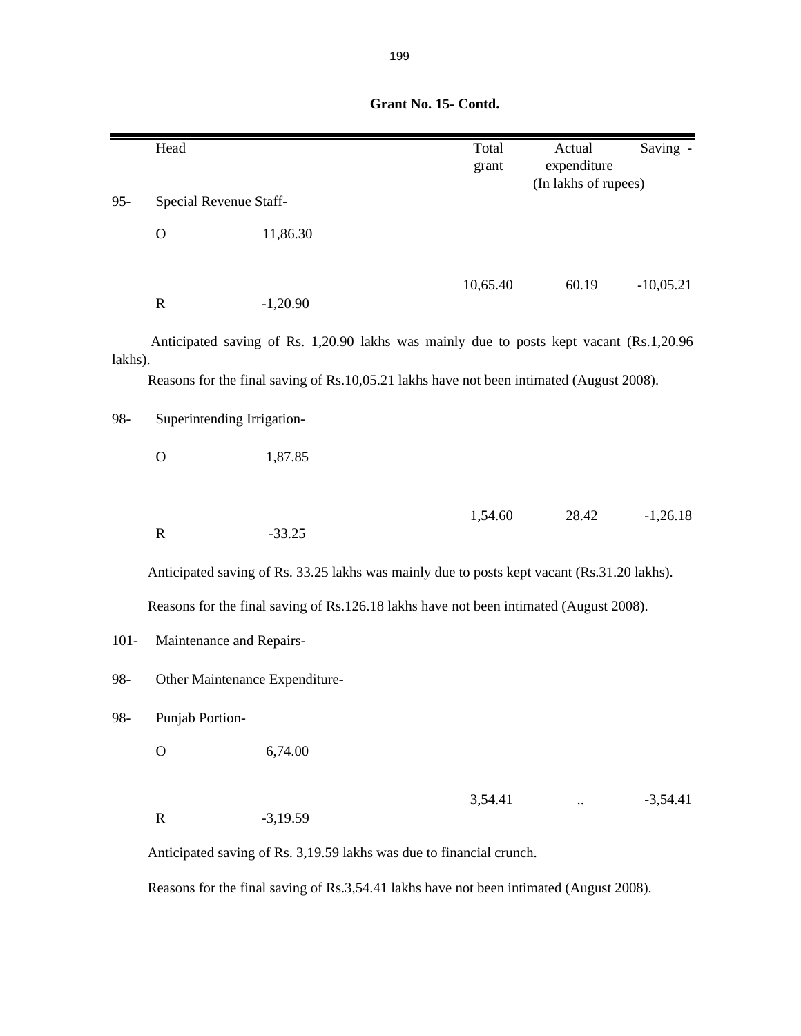**Grant No. 15- Contd.**

| | Head | | Total grant | Actual expenditure | Saving - |
|---|---|---|---|---|---|
| | | | | (In lakhs of rupees) | |
| 95- | Special Revenue Staff- | | | | |
| | O | 11,86.30 | | | |
| | R | -1,20.90 | 10,65.40 | 60.19 | -10,05.21 |

Anticipated saving of Rs. 1,20.90 lakhs was mainly due to posts kept vacant (Rs.1,20.96 lakhs).

Reasons for the final saving of Rs.10,05.21 lakhs have not been intimated (August 2008).

| | Head | | Total grant | Actual expenditure | Saving - |
|---|---|---|---|---|---|
| 98- | Superintending Irrigation- | | | | |
| | O | 1,87.85 | | | |
| | R | -33.25 | 1,54.60 | 28.42 | -1,26.18 |

Anticipated saving of Rs. 33.25 lakhs was mainly due to posts kept vacant (Rs.31.20 lakhs).

Reasons for the final saving of Rs.126.18 lakhs have not been intimated (August 2008).

| | Head | | Total grant | Actual expenditure | Saving - |
|---|---|---|---|---|---|
| 101- | Maintenance and Repairs- | | | | |
| 98- | Other Maintenance Expenditure- | | | | |
| 98- | Punjab Portion- | | | | |
| | O | 6,74.00 | | | |
| | R | -3,19.59 | 3,54.41 | .. | -3,54.41 |

Anticipated saving of Rs. 3,19.59 lakhs was due to financial crunch.

Reasons for the final saving of Rs.3,54.41 lakhs have not been intimated (August 2008).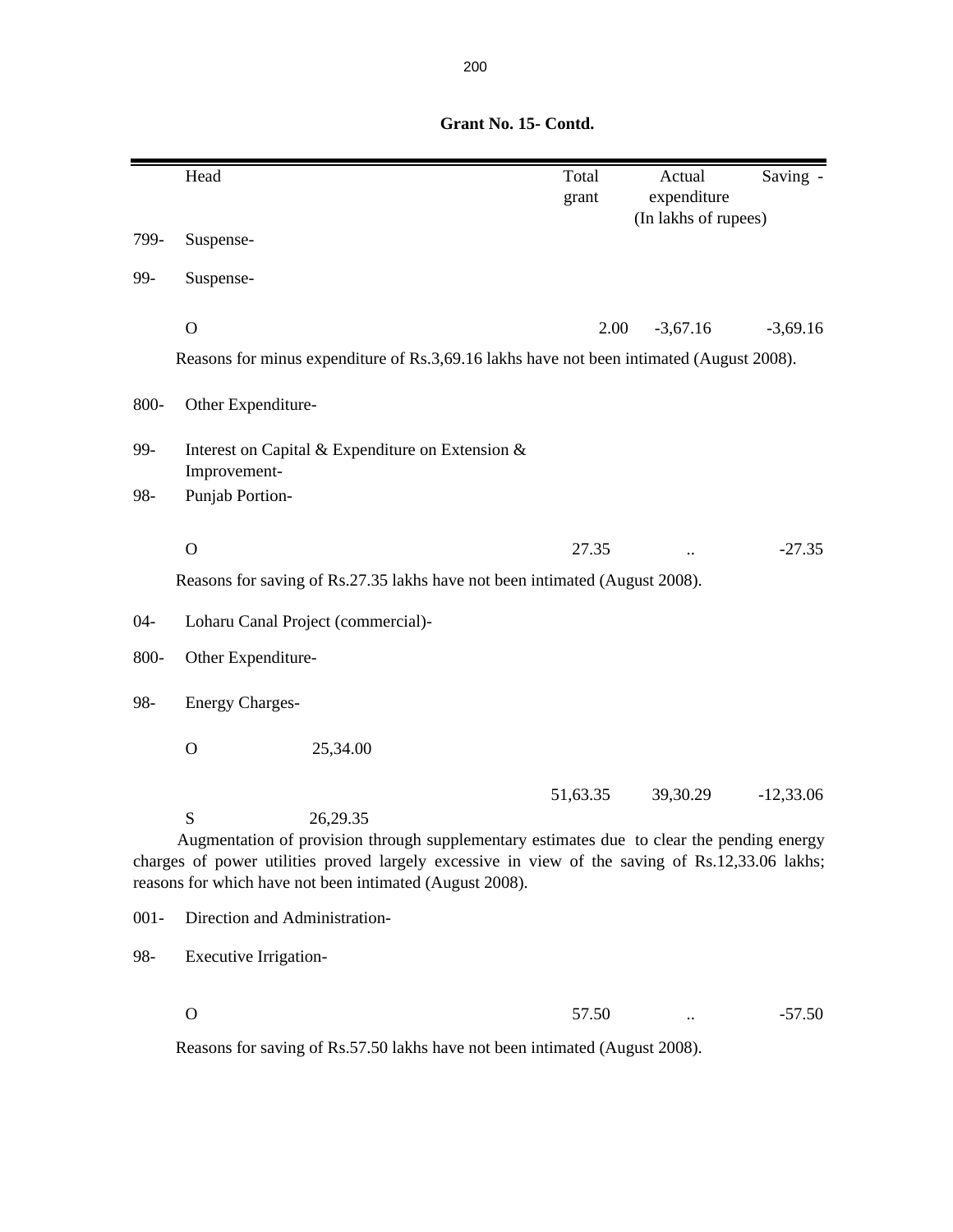**Grant No. 15- Contd.**

| | Head | Total grant | Actual expenditure | Saving - |
|---|---|---|---|---|
| | | | (In lakhs of rupees) | |
| 799- | Suspense- | | | |
| 99- | Suspense- | | | |
| | O | 2.00 | -3,67.16 | -3,69.16 |

Reasons for minus expenditure of Rs.3,69.16 lakhs have not been intimated (August 2008).

| | Head | Total grant | Actual expenditure | Saving - |
|---|---|---|---|---|
| 800- | Other Expenditure- | | | |
| 99- | Interest on Capital & Expenditure on Extension & Improvement- | | | |
| 98- | Punjab Portion- | | | |
| | O | 27.35 | .. | -27.35 |

Reasons for saving of Rs.27.35 lakhs have not been intimated (August 2008).

| | Head | Total grant | Actual expenditure | Saving - |
|---|---|---|---|---|
| 04- | Loharu Canal Project (commercial)- | | | |
| 800- | Other Expenditure- | | | |
| 98- | Energy Charges- | | | |
| | O 25,34.00 | | | |
| | | 51,63.35 | 39,30.29 | -12,33.06 |
| | S 26,29.35 | | | |

Augmentation of provision through supplementary estimates due to clear the pending energy charges of power utilities proved largely excessive in view of the saving of Rs.12,33.06 lakhs; reasons for which have not been intimated (August 2008).

| | Head | Total grant | Actual expenditure | Saving - |
|---|---|---|---|---|
| 001- | Direction and Administration- | | | |
| 98- | Executive Irrigation- | | | |
| | O | 57.50 | .. | -57.50 |

Reasons for saving of Rs.57.50 lakhs have not been intimated (August 2008).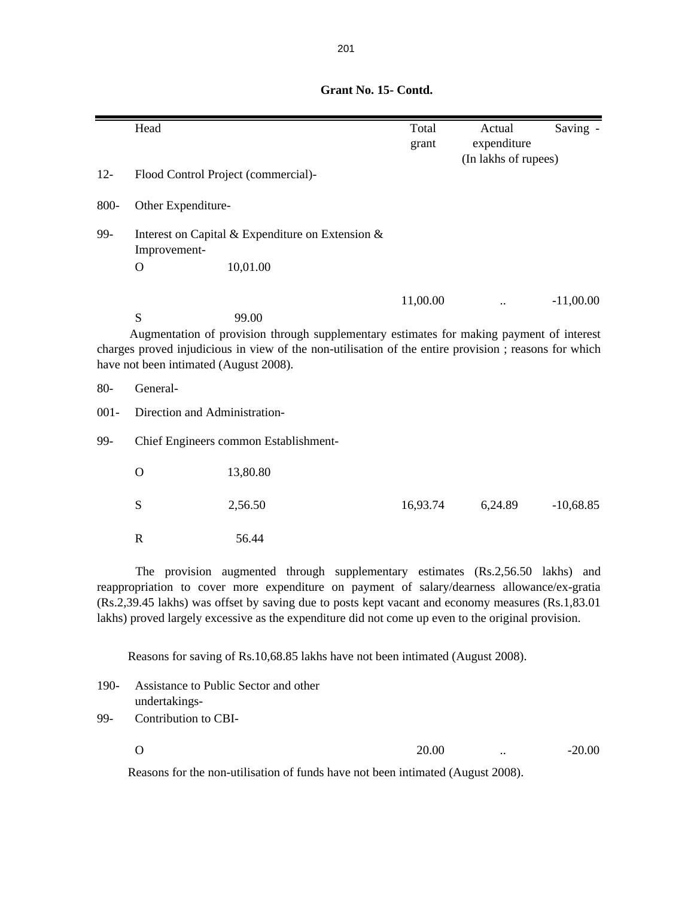**Grant No. 15- Contd.**

| | Head | | Total grant | Actual expenditure | Saving - |
|---|---|---|---|---|---|
| | | | | (In lakhs of rupees) | |
| 12- | Flood Control Project (commercial)- | | | | |
| 800- | Other Expenditure- | | | | |
| 99- | Interest on Capital & Expenditure on Extension & Improvement- | | | | |
| | O | 10,01.00 | | | |
| | | | 11,00.00 | .. | -11,00.00 |
| | S | 99.00 | | | |

Augmentation of provision through supplementary estimates for making payment of interest charges proved injudicious in view of the non-utilisation of the entire provision ; reasons for which have not been intimated (August 2008).

| | Head | | Total grant | Actual expenditure | Saving - |
|---|---|---|---|---|---|
| 80- | General- | | | | |
| 001- | Direction and Administration- | | | | |
| 99- | Chief Engineers common Establishment- | | | | |
| | O | 13,80.80 | | | |
| | S | 2,56.50 | 16,93.74 | 6,24.89 | -10,68.85 |
| | R | 56.44 | | | |

The provision augmented through supplementary estimates (Rs.2,56.50 lakhs) and reappropriation to cover more expenditure on payment of salary/dearness allowance/ex-gratia (Rs.2,39.45 lakhs) was offset by saving due to posts kept vacant and economy measures (Rs.1,83.01 lakhs) proved largely excessive as the expenditure did not come up even to the original provision.

Reasons for saving of Rs.10,68.85 lakhs have not been intimated (August 2008).

| | Head | | Total grant | Actual expenditure | Saving - |
|---|---|---|---|---|---|
| 190- | Assistance to Public Sector and other undertakings- | | | | |
| 99- | Contribution to CBI- | | | | |
| | O | | 20.00 | .. | -20.00 |

Reasons for the non-utilisation of funds have not been intimated (August 2008).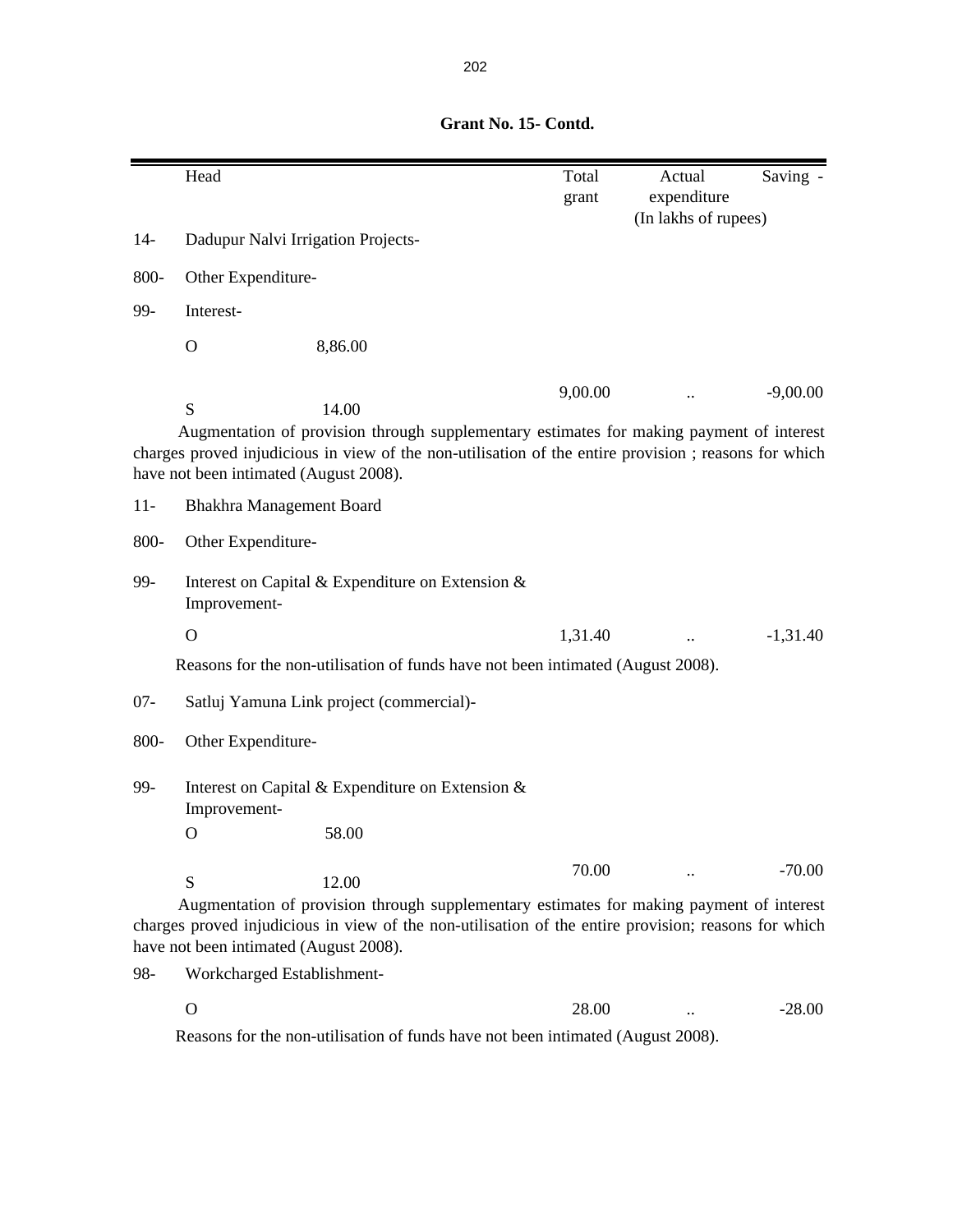**Grant No. 15- Contd.**

| | Head | | Total grant | Actual expenditure | Saving - |
|---|---|---|---|---|---|
| | | | | (In lakhs of rupees) | |
| 14- | Dadupur Nalvi Irrigation Projects- | | | | |
| 800- | Other Expenditure- | | | | |
| 99- | Interest- | | | | |
| | O | 8,86.00 | | | |
| | | | 9,00.00 | .. | -9,00.00 |
| | S | 14.00 | | | |

Augmentation of provision through supplementary estimates for making payment of interest charges proved injudicious in view of the non-utilisation of the entire provision ; reasons for which have not been intimated (August 2008).

| | Head | | Total grant | Actual expenditure | Saving - |
|---|---|---|---|---|---|
| 11- | Bhakhra Management Board | | | | |
| 800- | Other Expenditure- | | | | |
| 99- | Interest on Capital & Expenditure on Extension & Improvement- | | | | |
| | O | | 1,31.40 | .. | -1,31.40 |

Reasons for the non-utilisation of funds have not been intimated (August 2008).

| | Head | | Total grant | Actual expenditure | Saving - |
|---|---|---|---|---|---|
| 07- | Satluj Yamuna Link project (commercial)- | | | | |
| 800- | Other Expenditure- | | | | |
| 99- | Interest on Capital & Expenditure on Extension & Improvement- | | | | |
| | O | 58.00 | | | |
| | | | 70.00 | .. | -70.00 |
| | S | 12.00 | | | |

Augmentation of provision through supplementary estimates for making payment of interest charges proved injudicious in view of the non-utilisation of the entire provision; reasons for which have not been intimated (August 2008).

| | Head | | Total grant | Actual expenditure | Saving - |
|---|---|---|---|---|---|
| 98- | Workcharged Establishment- | | | | |
| | O | | 28.00 | .. | -28.00 |

Reasons for the non-utilisation of funds have not been intimated (August 2008).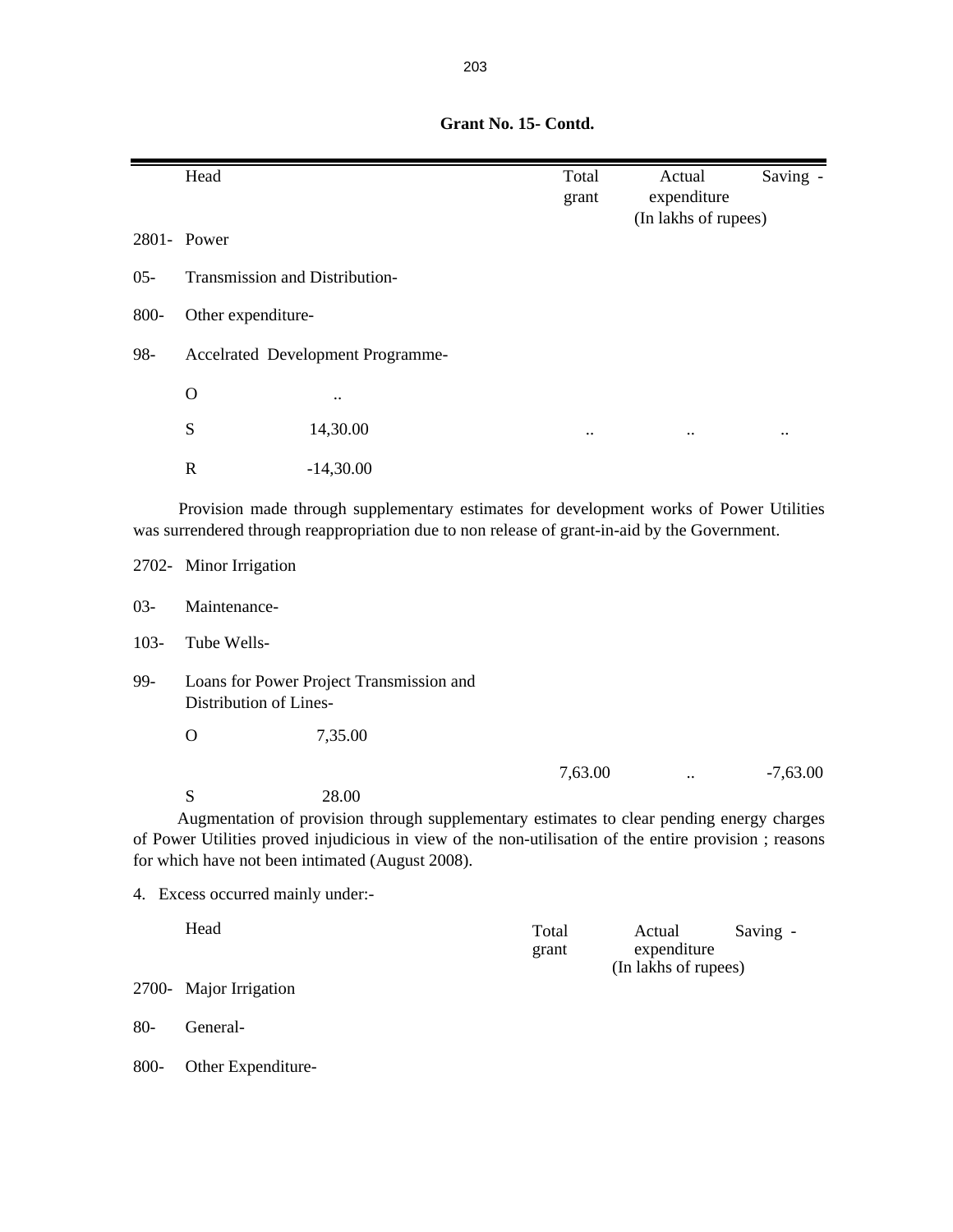**Grant No. 15- Contd.**

| | Head | | Total grant | Actual expenditure | Saving - |
|---|---|---|---|---|---|
| | | | | (In lakhs of rupees) | |
| 2801- | Power | | | | |
| 05- | Transmission and Distribution- | | | | |
| 800- | Other expenditure- | | | | |
| 98- | Accelrated Development Programme- | | | | |
| | O | .. | | | |
| | S | 14,30.00 | .. | .. | .. |
| | R | -14,30.00 | | | |

Provision made through supplementary estimates for development works of Power Utilities was surrendered through reappropriation due to non release of grant-in-aid by the Government.

| | Head | | Total grant | Actual expenditure | Saving - |
|---|---|---|---|---|---|
| 2702- | Minor Irrigation | | | | |
| 03- | Maintenance- | | | | |
| 103- | Tube Wells- | | | | |
| 99- | Loans for Power Project Transmission and Distribution of Lines- | | | | |
| | O | 7,35.00 | | | |
| | | | 7,63.00 | .. | -7,63.00 |
| | S | 28.00 | | | |

Augmentation of provision through supplementary estimates to clear pending energy charges of Power Utilities proved injudicious in view of the non-utilisation of the entire provision ; reasons for which have not been intimated (August 2008).

4. Excess occurred mainly under:-

| | Head | Total grant | Actual expenditure | Saving - |
|---|---|---|---|---|
| | | | (In lakhs of rupees) | |
| 2700- | Major Irrigation | | | |
| 80- | General- | | | |
| 800- | Other Expenditure- | | | |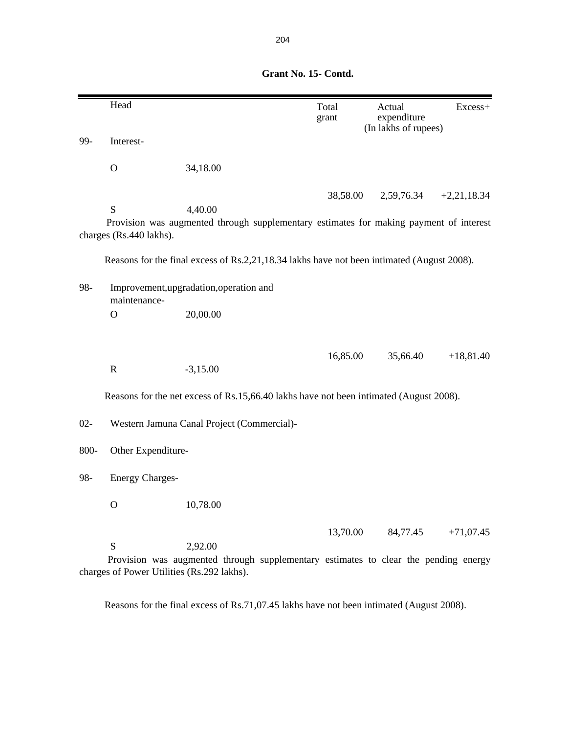**Grant No. 15- Contd.**

| | Head | | Total grant | Actual expenditure | Excess+ |
|---|---|---|---|---|---|
| | | | | (In lakhs of rupees) | |
| 99- | Interest- | | | | |
| | O | 34,18.00 | | | |
| | | | 38,58.00 | 2,59,76.34 | +2,21,18.34 |
| | S | 4,40.00 | | | |

Provision was augmented through supplementary estimates for making payment of interest charges (Rs.440 lakhs).

Reasons for the final excess of Rs.2,21,18.34 lakhs have not been intimated (August 2008).

| | Head | | Total grant | Actual expenditure | Excess+ |
|---|---|---|---|---|---|
| 98- | Improvement,upgradation,operation and maintenance- | | | | |
| | O | 20,00.00 | | | |
| | | | 16,85.00 | 35,66.40 | +18,81.40 |
| | R | -3,15.00 | | | |

Reasons for the net excess of Rs.15,66.40 lakhs have not been intimated (August 2008).

| | Head | | Total grant | Actual expenditure | Excess+ |
|---|---|---|---|---|---|
| 02- | Western Jamuna Canal Project (Commercial)- | | | | |
| 800- | Other Expenditure- | | | | |
| 98- | Energy Charges- | | | | |
| | O | 10,78.00 | | | |
| | | | 13,70.00 | 84,77.45 | +71,07.45 |
| | S | 2,92.00 | | | |

Provision was augmented through supplementary estimates to clear the pending energy charges of Power Utilities (Rs.292 lakhs).

Reasons for the final excess of Rs.71,07.45 lakhs have not been intimated (August 2008).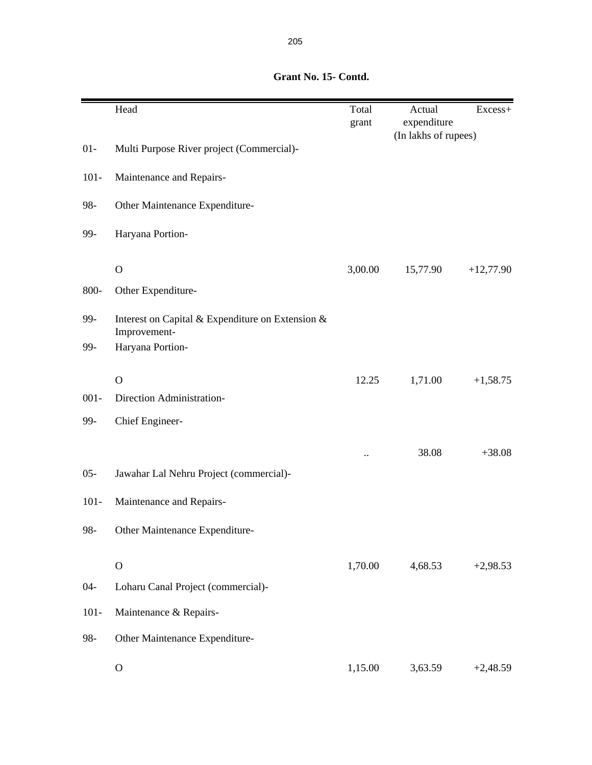**Grant No. 15- Contd.**

| | Head | Total grant | Actual expenditure | Excess+ |
|---|---|---|---|---|
| | | | (In lakhs of rupees) | |
| 01- | Multi Purpose River project (Commercial)- | | | |
| 101- | Maintenance and Repairs- | | | |
| 98- | Other Maintenance Expenditure- | | | |
| 99- | Haryana Portion- | | | |
| | O | 3,00.00 | 15,77.90 | +12,77.90 |
| 800- | Other Expenditure- | | | |
| 99- | Interest on Capital & Expenditure on Extension & Improvement- | | | |
| 99- | Haryana Portion- | | | |
| | O | 12.25 | 1,71.00 | +1,58.75 |
| 001- | Direction Administration- | | | |
| 99- | Chief Engineer- | | | |
| | | .. | 38.08 | +38.08 |
| 05- | Jawahar Lal Nehru Project (commercial)- | | | |
| 101- | Maintenance and Repairs- | | | |
| 98- | Other Maintenance Expenditure- | | | |
| | O | 1,70.00 | 4,68.53 | +2,98.53 |
| 04- | Loharu Canal Project (commercial)- | | | |
| 101- | Maintenance & Repairs- | | | |
| 98- | Other Maintenance Expenditure- | | | |
| | O | 1,15.00 | 3,63.59 | +2,48.59 |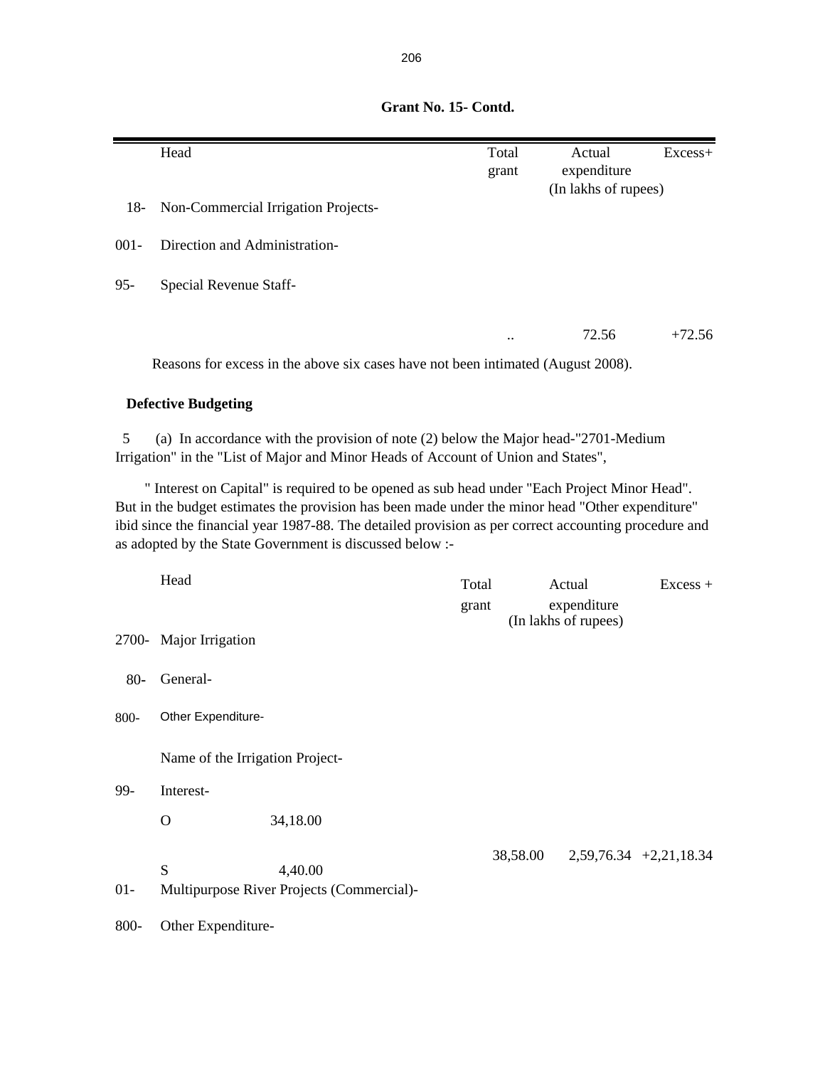**Grant No. 15- Contd.**

| | Head | Total grant | Actual expenditure | Excess+ |
|---|---|---|---|---|
| | | | (In lakhs of rupees) | |
| 18- | Non-Commercial Irrigation Projects- | | | |
| 001- | Direction and Administration- | | | |
| 95- | Special Revenue Staff- | | | |
| | | .. | 72.56 | +72.56 |

Reasons for excess in the above six cases have not been intimated (August 2008).

**Defective Budgeting**

5 (a) In accordance with the provision of note (2) below the Major head-"2701-Medium Irrigation" in the "List of Major and Minor Heads of Account of Union and States",

" Interest on Capital" is required to be opened as sub head under "Each Project Minor Head". But in the budget estimates the provision has been made under the minor head "Other expenditure" ibid since the financial year 1987-88. The detailed provision as per correct accounting procedure and as adopted by the State Government is discussed below :-

| | Head | | Total grant | Actual expenditure | Excess + |
|---|---|---|---|---|---|
| | | | | (In lakhs of rupees) | |
| 2700- | Major Irrigation | | | | |
| 80- | General- | | | | |
| 800- | Other Expenditure- | | | | |
| | Name of the Irrigation Project- | | | | |
| 99- | Interest- | | | | |
| | O | 34,18.00 | | | |
| | | | 38,58.00 | 2,59,76.34 | +2,21,18.34 |
| | S | 4,40.00 | | | |
| 01- | Multipurpose River Projects (Commercial)- | | | | |
| 800- | Other Expenditure- | | | | |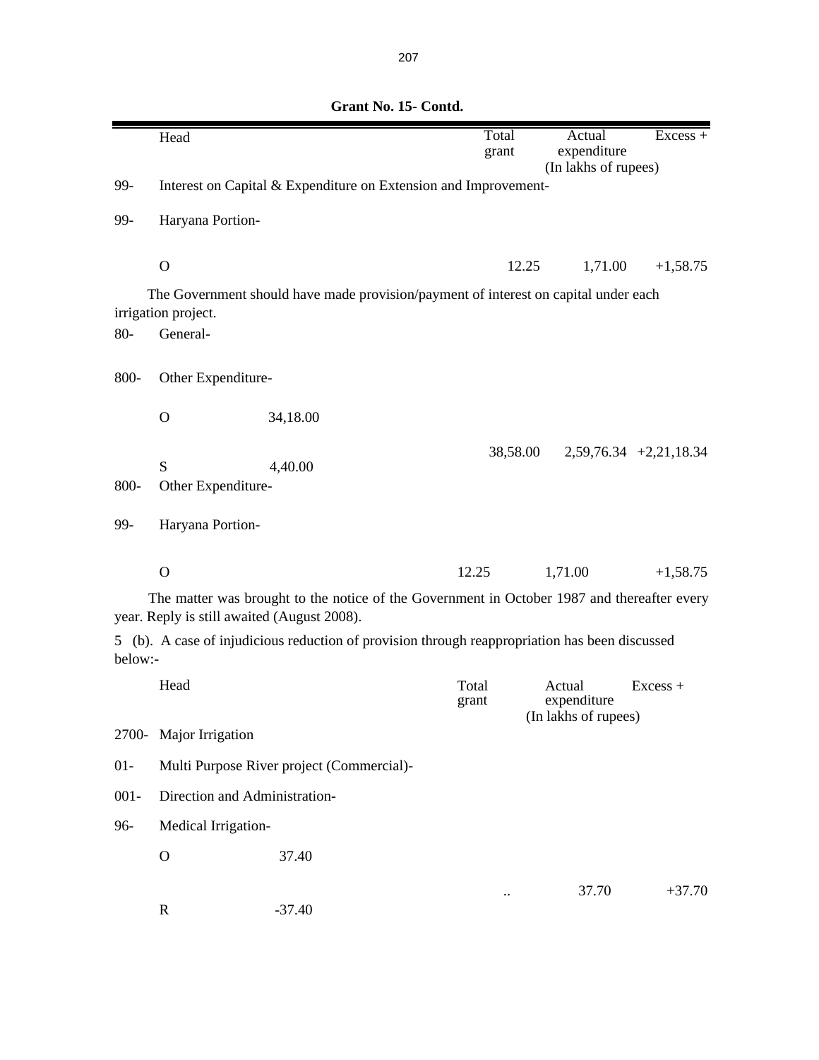**Grant No. 15- Contd.**

| | Head | | Total grant | Actual expenditure | Excess + |
|---|---|---|---|---|---|
| | | | | (In lakhs of rupees) | |
| 99- | Interest on Capital & Expenditure on Extension and Improvement- | | | | |
| 99- | Haryana Portion- | | | | |
| | O | | 12.25 | 1,71.00 | +1,58.75 |

The Government should have made provision/payment of interest on capital under each irrigation project.

| | Head | | Total grant | Actual expenditure | Excess + |
|---|---|---|---|---|---|
| 80- | General- | | | | |
| 800- | Other Expenditure- | | | | |
| | O | 34,18.00 | | | |
| | | | 38,58.00 | 2,59,76.34 | +2,21,18.34 |
| | S | 4,40.00 | | | |
| 800- | Other Expenditure- | | | | |
| 99- | Haryana Portion- | | | | |
| | O | | 12.25 | 1,71.00 | +1,58.75 |

The matter was brought to the notice of the Government in October 1987 and thereafter every year. Reply is still awaited (August 2008).

5 (b). A case of injudicious reduction of provision through reappropriation has been discussed below:-

| | Head | | Total grant | Actual expenditure | Excess + |
|---|---|---|---|---|---|
| | | | | (In lakhs of rupees) | |
| 2700- | Major Irrigation | | | | |
| 01- | Multi Purpose River project (Commercial)- | | | | |
| 001- | Direction and Administration- | | | | |
| 96- | Medical Irrigation- | | | | |
| | O | 37.40 | | | |
| | | | .. | 37.70 | +37.70 |
| | R | -37.40 | | | |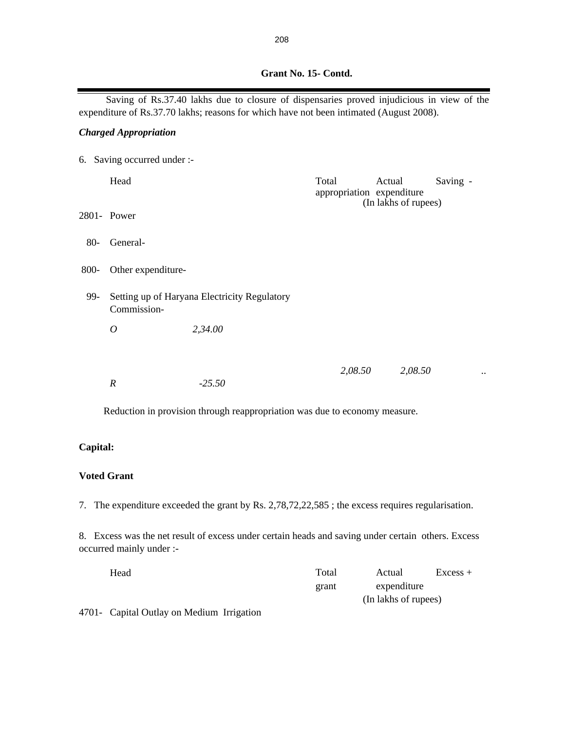## Grant No. 15- Contd.

Saving of Rs.37.40 lakhs due to closure of dispensaries proved injudicious in view of the expenditure of Rs.37.70 lakhs; reasons for which have not been intimated (August 2008).

***Charged Appropriation***

6. Saving occurred under :-

| | Head | | Total appropriation | Actual expenditure | Saving - |
|---|---|---|---|---|---|
| | | | | (In lakhs of rupees) | |
| 2801- | Power | | | | |
| 80- | General- | | | | |
| 800- | Other expenditure- | | | | |
| 99- | Setting up of Haryana Electricity Regulatory Commission- | | | | |
| | *O* | *2,34.00* | | | |
| | | | *2,08.50* | *2,08.50* | .. |
| | *R* | *-25.50* | | | |

Reduction in provision through reappropriation was due to economy measure.

**Capital:**

**Voted Grant**

7. The expenditure exceeded the grant by Rs. 2,78,72,22,585 ; the excess requires regularisation.

8. Excess was the net result of excess under certain heads and saving under certain others. Excess occurred mainly under :-

| | Head | Total grant | Actual expenditure | Excess + |
|---|---|---|---|---|
| | | | (In lakhs of rupees) | |
| 4701- | Capital Outlay on Medium Irrigation | | | |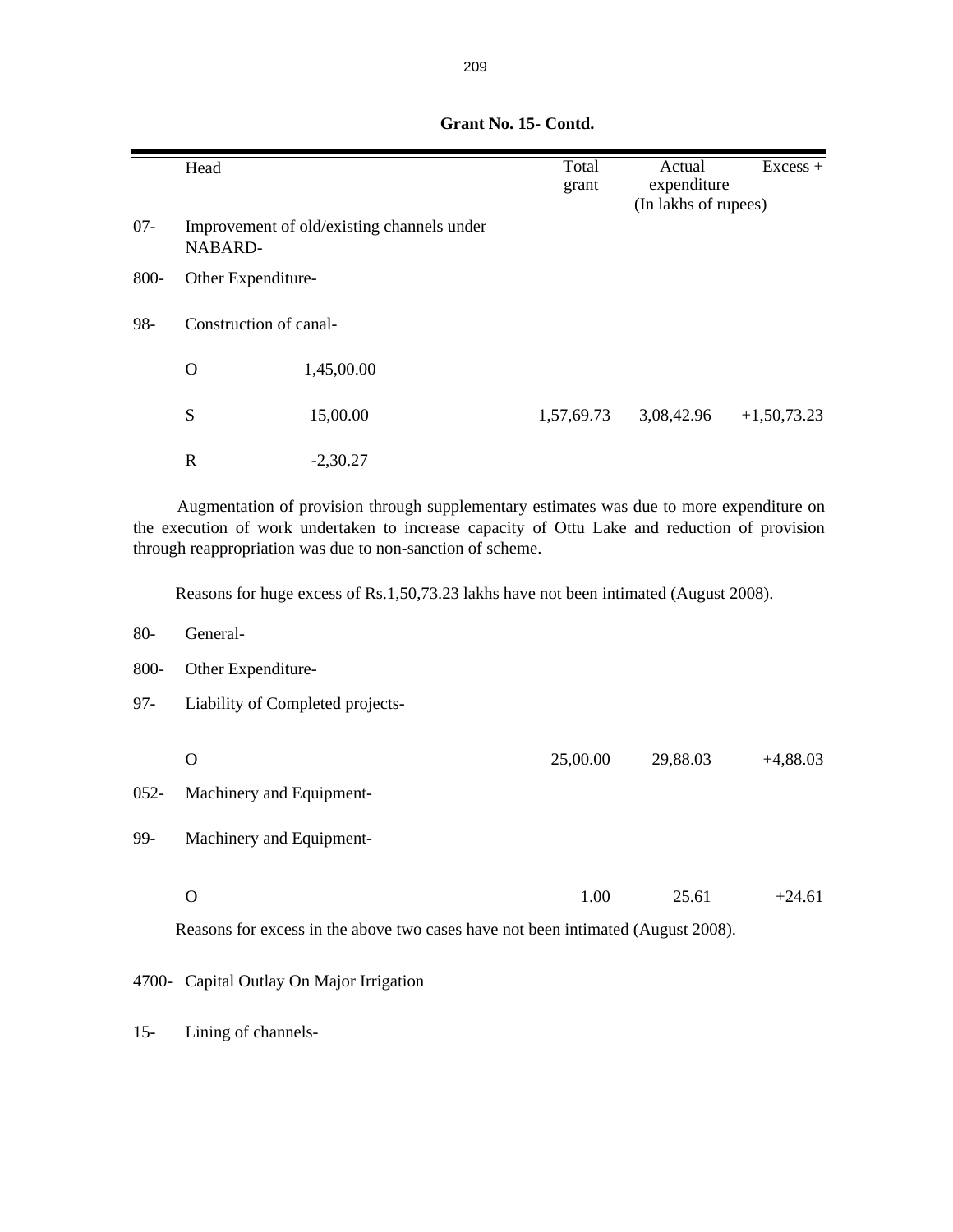**Grant No. 15- Contd.**

| | Head | | Total grant | Actual expenditure | Excess + |
|---|---|---|---|---|---|
| | | | | (In lakhs of rupees) | |
| 07- | Improvement of old/existing channels under NABARD- | | | | |
| 800- | Other Expenditure- | | | | |
| 98- | Construction of canal- | | | | |
| | O | 1,45,00.00 | | | |
| | S | 15,00.00 | 1,57,69.73 | 3,08,42.96 | +1,50,73.23 |
| | R | -2,30.27 | | | |

Augmentation of provision through supplementary estimates was due to more expenditure on the execution of work undertaken to increase capacity of Ottu Lake and reduction of provision through reappropriation was due to non-sanction of scheme.

Reasons for huge excess of Rs.1,50,73.23 lakhs have not been intimated (August 2008).

| | | | Total grant | Actual expenditure | Excess + |
|---|---|---|---|---|---|
| 80- | General- | | | | |
| 800- | Other Expenditure- | | | | |
| 97- | Liability of Completed projects- | | | | |
| | O | | 25,00.00 | 29,88.03 | +4,88.03 |
| 052- | Machinery and Equipment- | | | | |
| 99- | Machinery and Equipment- | | | | |
| | O | | 1.00 | 25.61 | +24.61 |

Reasons for excess in the above two cases have not been intimated (August 2008).

4700- Capital Outlay On Major Irrigation

15- Lining of channels-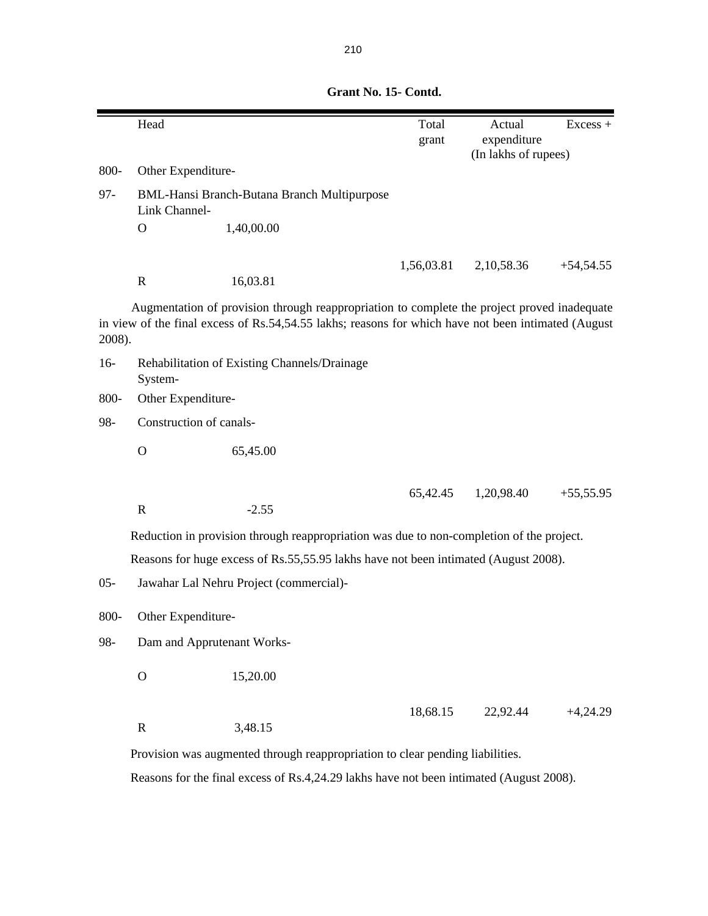**Grant No. 15- Contd.**

| | Head | | Total grant | Actual expenditure | Excess + |
|---|---|---|---|---|---|
| | | | | (In lakhs of rupees) | |
| 800- | Other Expenditure- | | | | |
| 97- | BML-Hansi Branch-Butana Branch Multipurpose Link Channel- | | | | |
| | O | 1,40,00.00 | | | |
| | | | 1,56,03.81 | 2,10,58.36 | +54,54.55 |
| | R | 16,03.81 | | | |

Augmentation of provision through reappropriation to complete the project proved inadequate in view of the final excess of Rs.54,54.55 lakhs; reasons for which have not been intimated (August 2008).

| | | | | | |
|---|---|---|---|---|---|
| 16- | Rehabilitation of Existing Channels/Drainage System- | | | | |
| 800- | Other Expenditure- | | | | |
| 98- | Construction of canals- | | | | |
| | O | 65,45.00 | | | |
| | | | 65,42.45 | 1,20,98.40 | +55,55.95 |
| | R | -2.55 | | | |

Reduction in provision through reappropriation was due to non-completion of the project.

Reasons for huge excess of Rs.55,55.95 lakhs have not been intimated (August 2008).

| | | | | | |
|---|---|---|---|---|---|
| 05- | Jawahar Lal Nehru Project (commercial)- | | | | |
| 800- | Other Expenditure- | | | | |
| 98- | Dam and Apprutenant Works- | | | | |
| | O | 15,20.00 | | | |
| | | | 18,68.15 | 22,92.44 | +4,24.29 |
| | R | 3,48.15 | | | |

Provision was augmented through reappropriation to clear pending liabilities.

Reasons for the final excess of Rs.4,24.29 lakhs have not been intimated (August 2008).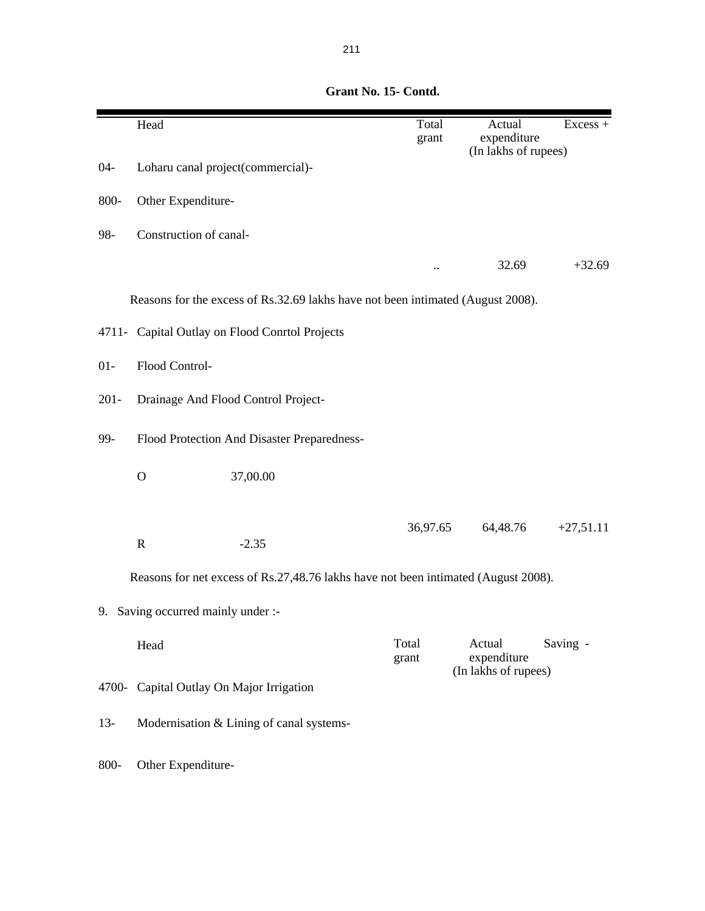**Grant No. 15- Contd.**

| | Head | Total grant | Actual expenditure | Excess + |
|---|---|---|---|---|
| | | | (In lakhs of rupees) | |
| 04- | Loharu canal project(commercial)- | | | |
| 800- | Other Expenditure- | | | |
| 98- | Construction of canal- | | | |
| | | .. | 32.69 | +32.69 |

Reasons for the excess of Rs.32.69 lakhs have not been intimated (August 2008).

| | Head | Total grant | Actual expenditure | Excess + |
|---|---|---|---|---|
| 4711- | Capital Outlay on Flood Conrtol Projects | | | |
| 01- | Flood Control- | | | |
| 201- | Drainage And Flood Control Project- | | | |
| 99- | Flood Protection And Disaster Preparedness- | | | |
| | O 37,00.00 | | | |
| | R -2.35 | 36,97.65 | 64,48.76 | +27,51.11 |

Reasons for net excess of Rs.27,48.76 lakhs have not been intimated (August 2008).

9. Saving occurred mainly under :-

| | Head | Total grant | Actual expenditure | Saving - |
|---|---|---|---|---|
| | | | (In lakhs of rupees) | |
| 4700- | Capital Outlay On Major Irrigation | | | |
| 13- | Modernisation & Lining of canal systems- | | | |
| 800- | Other Expenditure- | | | |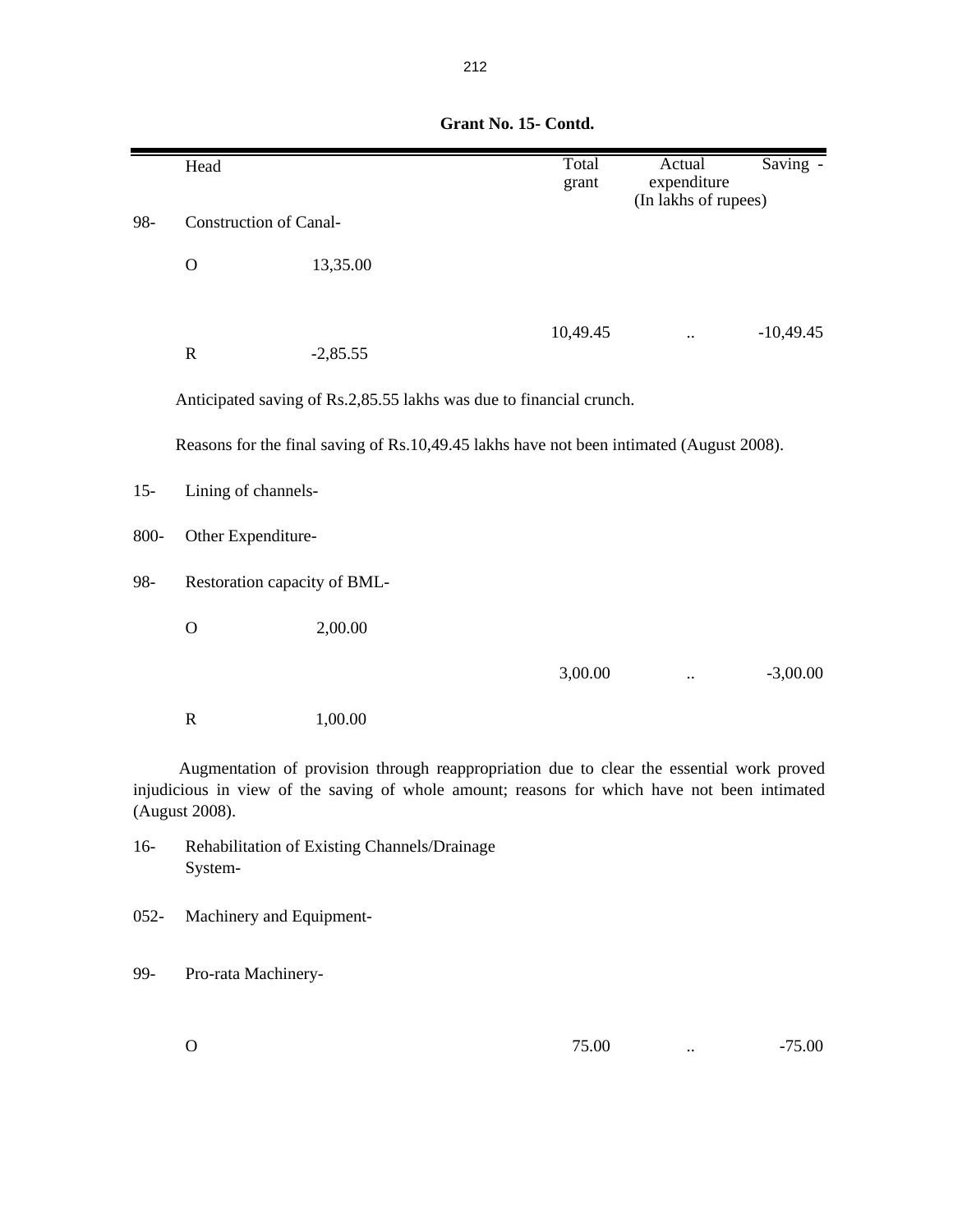**Grant No. 15- Contd.**

| | Head | | Total grant | Actual expenditure | Saving - |
|---|---|---|---|---|---|
| | | | | (In lakhs of rupees) | |
| 98- | Construction of Canal- | | | | |
| | O | 13,35.00 | | | |
| | | | 10,49.45 | .. | -10,49.45 |
| | R | -2,85.55 | | | |

Anticipated saving of Rs.2,85.55 lakhs was due to financial crunch.

Reasons for the final saving of Rs.10,49.45 lakhs have not been intimated (August 2008).

| | Head | | Total grant | Actual expenditure | Saving - |
|---|---|---|---|---|---|
| 15- | Lining of channels- | | | | |
| 800- | Other Expenditure- | | | | |
| 98- | Restoration capacity of BML- | | | | |
| | O | 2,00.00 | | | |
| | | | 3,00.00 | .. | -3,00.00 |
| | R | 1,00.00 | | | |

Augmentation of provision through reappropriation due to clear the essential work proved injudicious in view of the saving of whole amount; reasons for which have not been intimated (August 2008).

| | Head | | Total grant | Actual expenditure | Saving - |
|---|---|---|---|---|---|
| 16- | Rehabilitation of Existing Channels/Drainage System- | | | | |
| 052- | Machinery and Equipment- | | | | |
| 99- | Pro-rata Machinery- | | | | |
| | O | | 75.00 | .. | -75.00 |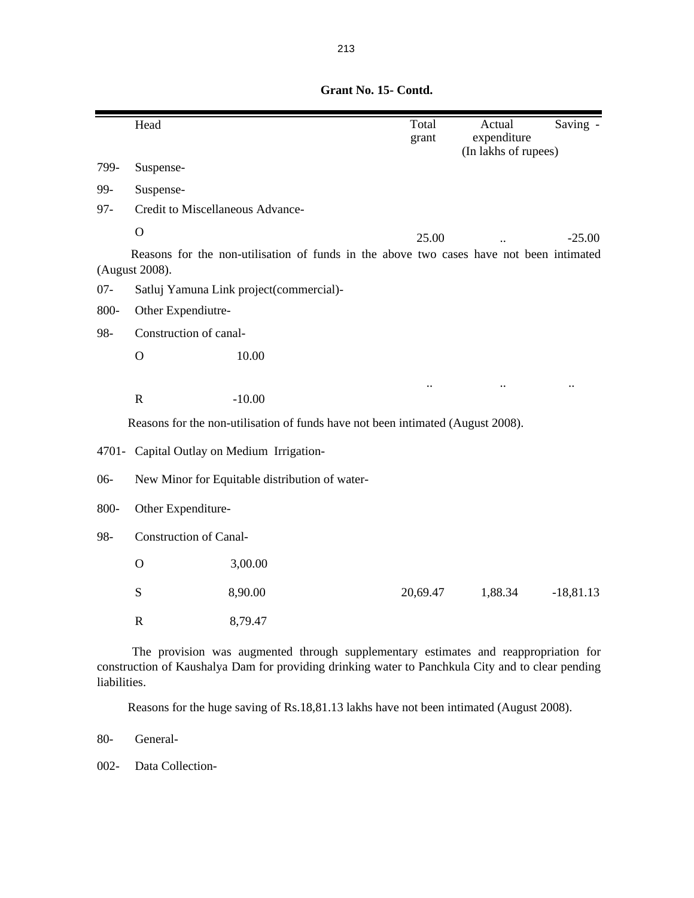**Grant No. 15- Contd.**

| | Head | | Total grant | Actual expenditure | Saving - |
|---|---|---|---|---|---|
| | | | | (In lakhs of rupees) | |
| 799- | Suspense- | | | | |
| 99- | Suspense- | | | | |
| 97- | Credit to Miscellaneous Advance- | | | | |
| | O | | 25.00 | .. | -25.00 |

Reasons for the non-utilisation of funds in the above two cases have not been intimated (August 2008).

| | Head | | Total grant | Actual expenditure | Saving - |
|---|---|---|---|---|---|
| 07- | Satluj Yamuna Link project(commercial)- | | | | |
| 800- | Other Expendiutre- | | | | |
| 98- | Construction of canal- | | | | |
| | O | 10.00 | | | |
| | | | .. | .. | .. |
| | R | -10.00 | | | |

Reasons for the non-utilisation of funds have not been intimated (August 2008).

| | Head | | Total grant | Actual expenditure | Saving - |
|---|---|---|---|---|---|
| 4701- | Capital Outlay on Medium Irrigation- | | | | |
| 06- | New Minor for Equitable distribution of water- | | | | |
| 800- | Other Expenditure- | | | | |
| 98- | Construction of Canal- | | | | |
| | O | 3,00.00 | | | |
| | S | 8,90.00 | 20,69.47 | 1,88.34 | -18,81.13 |
| | R | 8,79.47 | | | |

The provision was augmented through supplementary estimates and reappropriation for construction of Kaushalya Dam for providing drinking water to Panchkula City and to clear pending liabilities.

Reasons for the huge saving of Rs.18,81.13 lakhs have not been intimated (August 2008).

80- General-

002- Data Collection-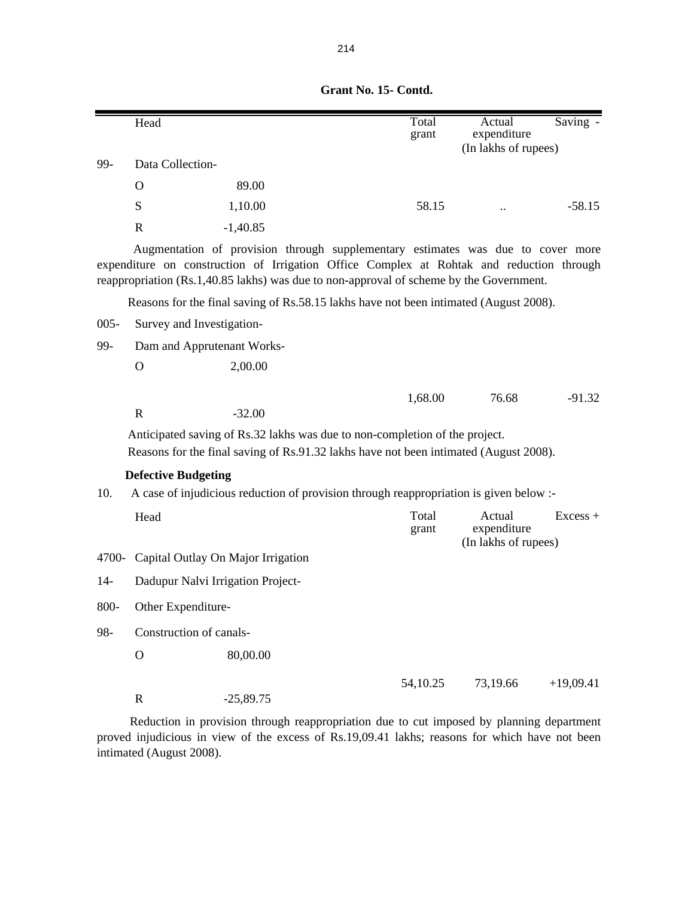**Grant No. 15- Contd.**

| | Head | | Total grant | Actual expenditure | Saving - |
|---|---|---|---|---|---|
| | | | | (In lakhs of rupees) | |
| 99- | Data Collection- | | | | |
| | O | 89.00 | | | |
| | S | 1,10.00 | 58.15 | .. | -58.15 |
| | R | -1,40.85 | | | |

Augmentation of provision through supplementary estimates was due to cover more expenditure on construction of Irrigation Office Complex at Rohtak and reduction through reappropriation (Rs.1,40.85 lakhs) was due to non-approval of scheme by the Government.

Reasons for the final saving of Rs.58.15 lakhs have not been intimated (August 2008).

| | Head | | Total grant | Actual expenditure | Saving - |
|---|---|---|---|---|---|
| 005- | Survey and Investigation- | | | | |
| 99- | Dam and Apprutenant Works- | | | | |
| | O | 2,00.00 | | | |
| | | | 1,68.00 | 76.68 | -91.32 |
| | R | -32.00 | | | |

Anticipated saving of Rs.32 lakhs was due to non-completion of the project.

Reasons for the final saving of Rs.91.32 lakhs have not been intimated (August 2008).

**Defective Budgeting**

10. A case of injudicious reduction of provision through reappropriation is given below :-

| | Head | | Total grant | Actual expenditure | Excess + |
|---|---|---|---|---|---|
| | | | | (In lakhs of rupees) | |
| 4700- | Capital Outlay On Major Irrigation | | | | |
| 14- | Dadupur Nalvi Irrigation Project- | | | | |
| 800- | Other Expenditure- | | | | |
| 98- | Construction of canals- | | | | |
| | O | 80,00.00 | | | |
| | | | 54,10.25 | 73,19.66 | +19,09.41 |
| | R | -25,89.75 | | | |

Reduction in provision through reappropriation due to cut imposed by planning department proved injudicious in view of the excess of Rs.19,09.41 lakhs; reasons for which have not been intimated (August 2008).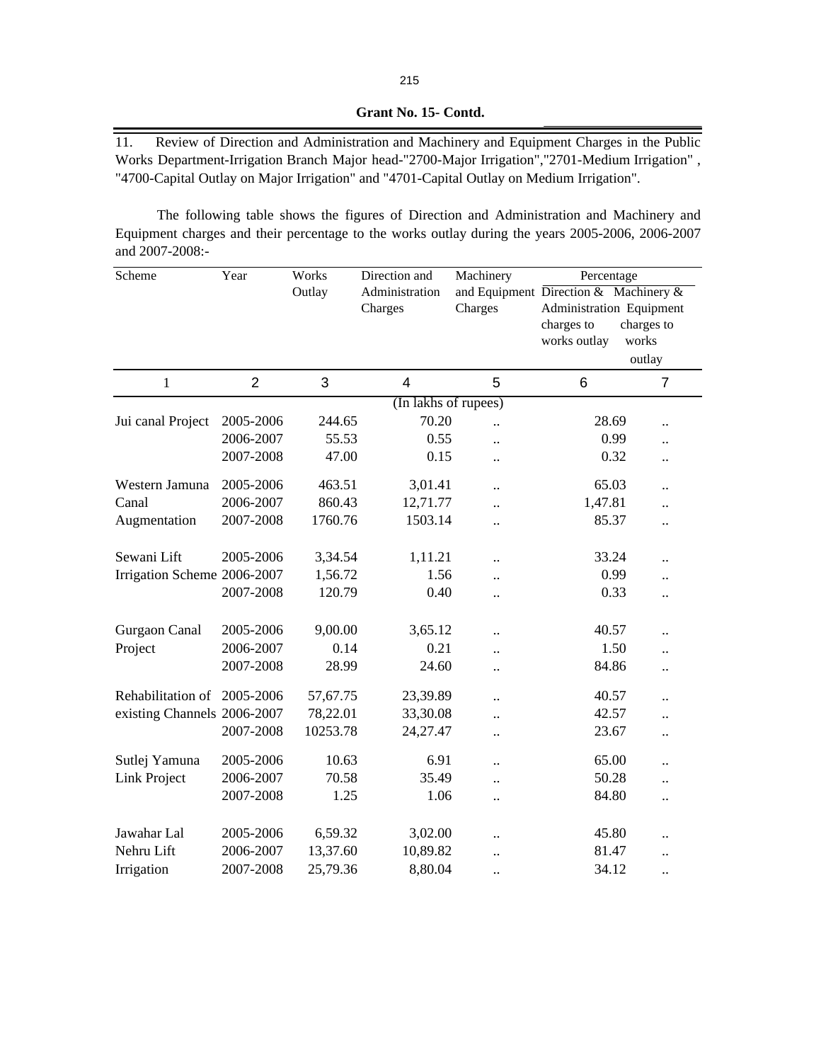**Grant No. 15- Contd.**

11. Review of Direction and Administration and Machinery and Equipment Charges in the Public Works Department-Irrigation Branch Major head-"2700-Major Irrigation","2701-Medium Irrigation" , "4700-Capital Outlay on Major Irrigation" and "4701-Capital Outlay on Medium Irrigation".

The following table shows the figures of Direction and Administration and Machinery and Equipment charges and their percentage to the works outlay during the years 2005-2006, 2006-2007 and 2007-2008:-

| Scheme | Year | Works Outlay | Direction and Administration Charges | Machinery and Equipment Charges | Percentage | |
|---|---|---|---|---|---|---|
| | | | | | Direction & Administration charges to works outlay | Machinery & Equipment charges to works outlay |
| 1 | 2 | 3 | 4 | 5 | 6 | 7 |
| | | | (In lakhs of rupees) | | | |
| Jui canal Project | 2005-2006 | 244.65 | 70.20 | .. | 28.69 | .. |
| | 2006-2007 | 55.53 | 0.55 | .. | 0.99 | .. |
| | 2007-2008 | 47.00 | 0.15 | .. | 0.32 | .. |
| Western Jamuna | 2005-2006 | 463.51 | 3,01.41 | .. | 65.03 | .. |
| Canal | 2006-2007 | 860.43 | 12,71.77 | .. | 1,47.81 | .. |
| Augmentation | 2007-2008 | 1760.76 | 1503.14 | .. | 85.37 | .. |
| Sewani Lift | 2005-2006 | 3,34.54 | 1,11.21 | .. | 33.24 | .. |
| Irrigation Scheme | 2006-2007 | 1,56.72 | 1.56 | .. | 0.99 | .. |
| | 2007-2008 | 120.79 | 0.40 | .. | 0.33 | .. |
| Gurgaon Canal | 2005-2006 | 9,00.00 | 3,65.12 | .. | 40.57 | .. |
| Project | 2006-2007 | 0.14 | 0.21 | .. | 1.50 | .. |
| | 2007-2008 | 28.99 | 24.60 | .. | 84.86 | .. |
| Rehabilitation of | 2005-2006 | 57,67.75 | 23,39.89 | .. | 40.57 | .. |
| existing Channels | 2006-2007 | 78,22.01 | 33,30.08 | .. | 42.57 | .. |
| | 2007-2008 | 10253.78 | 24,27.47 | .. | 23.67 | .. |
| Sutlej Yamuna | 2005-2006 | 10.63 | 6.91 | .. | 65.00 | .. |
| Link Project | 2006-2007 | 70.58 | 35.49 | .. | 50.28 | .. |
| | 2007-2008 | 1.25 | 1.06 | .. | 84.80 | .. |
| Jawahar Lal | 2005-2006 | 6,59.32 | 3,02.00 | .. | 45.80 | .. |
| Nehru Lift | 2006-2007 | 13,37.60 | 10,89.82 | .. | 81.47 | .. |
| Irrigation | 2007-2008 | 25,79.36 | 8,80.04 | .. | 34.12 | .. |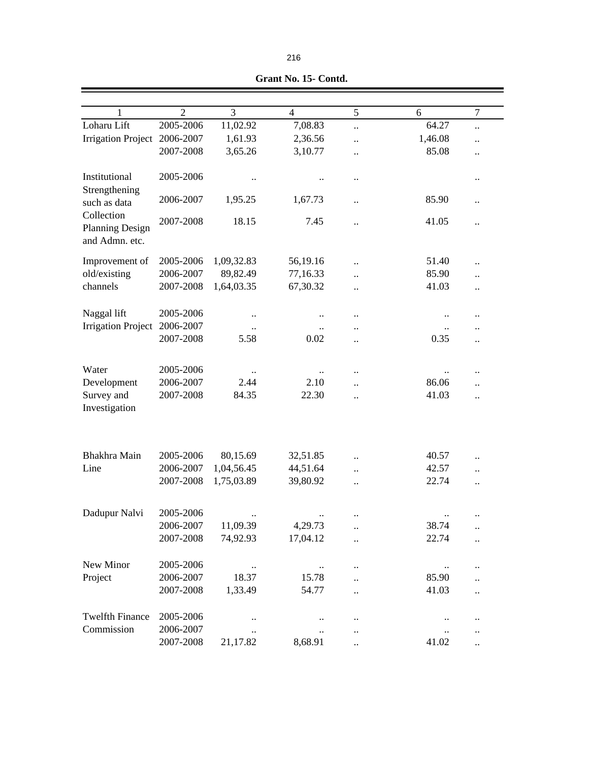**Grant No. 15- Contd.**

| 1 | 2 | 3 | 4 | 5 | 6 | 7 |
|---|---|---|---|---|---|---|
| Loharu Lift Irrigation Project | 2005-2006 | 11,02.92 | 7,08.83 | .. | 64.27 | .. |
| | 2006-2007 | 1,61.93 | 2,36.56 | .. | 1,46.08 | .. |
| | 2007-2008 | 3,65.26 | 3,10.77 | .. | 85.08 | .. |
| Institutional Strengthening such as data Collection Planning Design and Admn. etc. | 2005-2006 | .. | .. | .. | | .. |
| | 2006-2007 | 1,95.25 | 1,67.73 | .. | 85.90 | .. |
| | 2007-2008 | 18.15 | 7.45 | .. | 41.05 | .. |
| Improvement of old/existing channels | 2005-2006 | 1,09,32.83 | 56,19.16 | .. | 51.40 | .. |
| | 2006-2007 | 89,82.49 | 77,16.33 | .. | 85.90 | .. |
| | 2007-2008 | 1,64,03.35 | 67,30.32 | .. | 41.03 | .. |
| Naggal lift Irrigation Project | 2005-2006 | .. | .. | .. | .. | .. |
| | 2006-2007 | .. | .. | .. | .. | .. |
| | 2007-2008 | 5.58 | 0.02 | .. | 0.35 | .. |
| Water Development Survey and Investigation | 2005-2006 | .. | .. | .. | .. | .. |
| | 2006-2007 | 2.44 | 2.10 | .. | 86.06 | .. |
| | 2007-2008 | 84.35 | 22.30 | .. | 41.03 | .. |
| Bhakhra Main Line | 2005-2006 | 80,15.69 | 32,51.85 | .. | 40.57 | .. |
| | 2006-2007 | 1,04,56.45 | 44,51.64 | .. | 42.57 | .. |
| | 2007-2008 | 1,75,03.89 | 39,80.92 | .. | 22.74 | .. |
| Dadupur Nalvi | 2005-2006 | .. | .. | .. | .. | .. |
| | 2006-2007 | 11,09.39 | 4,29.73 | .. | 38.74 | .. |
| | 2007-2008 | 74,92.93 | 17,04.12 | .. | 22.74 | .. |
| New Minor Project | 2005-2006 | .. | .. | .. | .. | .. |
| | 2006-2007 | 18.37 | 15.78 | .. | 85.90 | .. |
| | 2007-2008 | 1,33.49 | 54.77 | .. | 41.03 | .. |
| Twelfth Finance Commission | 2005-2006 | .. | .. | .. | .. | .. |
| | 2006-2007 | .. | .. | .. | .. | .. |
| | 2007-2008 | 21,17.82 | 8,68.91 | .. | 41.02 | .. |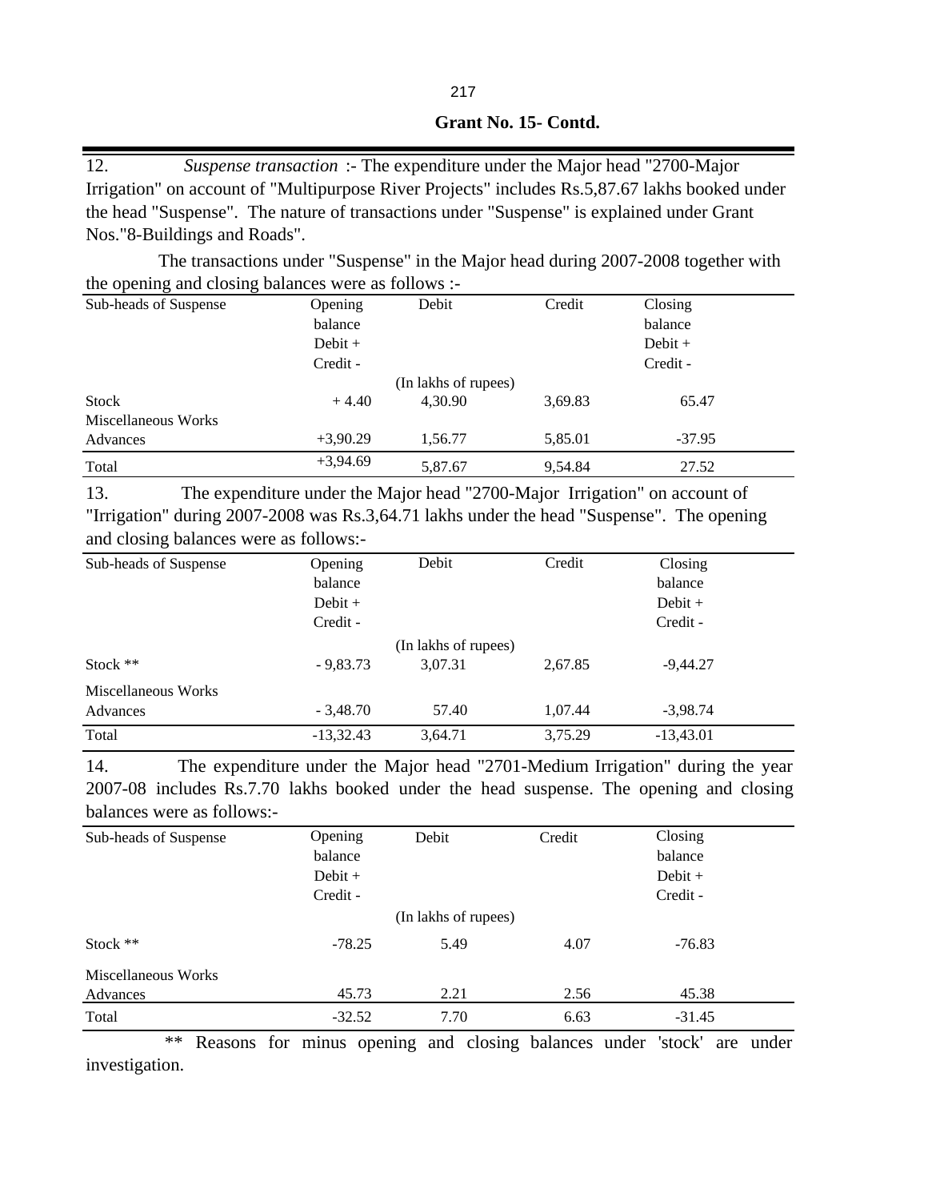**Grant No. 15- Contd.**

12. *Suspense transaction* :- The expenditure under the Major head "2700-Major Irrigation" on account of "Multipurpose River Projects" includes Rs.5,87.67 lakhs booked under the head "Suspense". The nature of transactions under "Suspense" is explained under Grant Nos."8-Buildings and Roads".

The transactions under "Suspense" in the Major head during 2007-2008 together with the opening and closing balances were as follows :-

| Sub-heads of Suspense | Opening balance Debit + Credit - | Debit | Credit | Closing balance Debit + Credit - |
|---|---|---|---|---|
| | | (In lakhs of rupees) | | |
| Stock | + 4.40 | 4,30.90 | 3,69.83 | 65.47 |
| Miscellaneous Works Advances | +3,90.29 | 1,56.77 | 5,85.01 | -37.95 |
| Total | +3,94.69 | 5,87.67 | 9,54.84 | 27.52 |

13. The expenditure under the Major head "2700-Major Irrigation" on account of "Irrigation" during 2007-2008 was Rs.3,64.71 lakhs under the head "Suspense". The opening and closing balances were as follows:-

| Sub-heads of Suspense | Opening balance Debit + Credit - | Debit | Credit | Closing balance Debit + Credit - |
|---|---|---|---|---|
| | | (In lakhs of rupees) | | |
| Stock ** | - 9,83.73 | 3,07.31 | 2,67.85 | -9,44.27 |
| Miscellaneous Works Advances | - 3,48.70 | 57.40 | 1,07.44 | -3,98.74 |
| Total | -13,32.43 | 3,64.71 | 3,75.29 | -13,43.01 |

14. The expenditure under the Major head "2701-Medium Irrigation" during the year 2007-08 includes Rs.7.70 lakhs booked under the head suspense. The opening and closing balances were as follows:-

| Sub-heads of Suspense | Opening balance Debit + Credit - | Debit | Credit | Closing balance Debit + Credit - |
|---|---|---|---|---|
| | | (In lakhs of rupees) | | |
| Stock ** | -78.25 | 5.49 | 4.07 | -76.83 |
| Miscellaneous Works Advances | 45.73 | 2.21 | 2.56 | 45.38 |
| Total | -32.52 | 7.70 | 6.63 | -31.45 |

** Reasons for minus opening and closing balances under 'stock' are under investigation.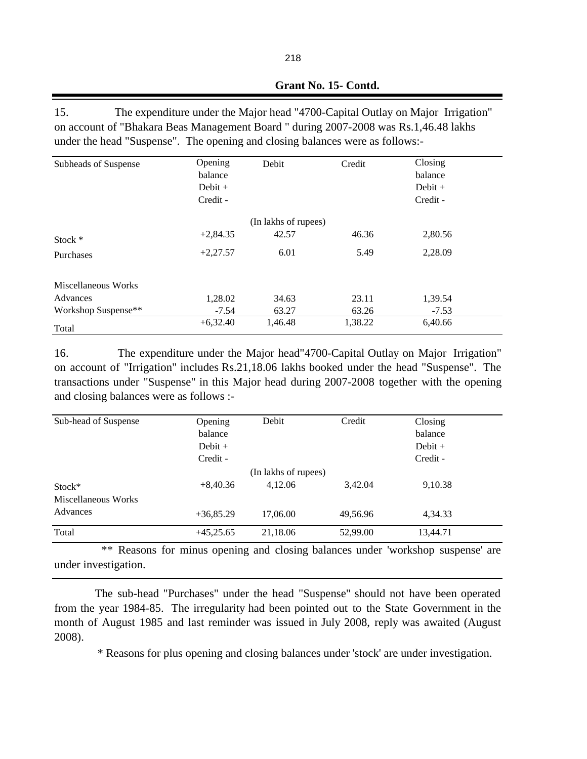**Grant No. 15- Contd.**

15. The expenditure under the Major head "4700-Capital Outlay on Major Irrigation" on account of "Bhakara Beas Management Board " during 2007-2008 was Rs.1,46.48 lakhs under the head "Suspense". The opening and closing balances were as follows:-

| Subheads of Suspense | Opening balance Debit + Credit - | Debit | Credit | Closing balance Debit + Credit - |
|---|---|---|---|---|
| | | (In lakhs of rupees) | | |
| Stock * | +2,84.35 | 42.57 | 46.36 | 2,80.56 |
| Purchases | +2,27.57 | 6.01 | 5.49 | 2,28.09 |
| Miscellaneous Works Advances | 1,28.02 | 34.63 | 23.11 | 1,39.54 |
| Workshop Suspense** | -7.54 | 63.27 | 63.26 | -7.53 |
| Total | +6,32.40 | 1,46.48 | 1,38.22 | 6,40.66 |

16. The expenditure under the Major head"4700-Capital Outlay on Major Irrigation" on account of "Irrigation" includes Rs.21,18.06 lakhs booked under the head "Suspense". The transactions under "Suspense" in this Major head during 2007-2008 together with the opening and closing balances were as follows :-

| Sub-head of Suspense | Opening balance Debit + Credit - | Debit | Credit | Closing balance Debit + Credit - |
|---|---|---|---|---|
| | | (In lakhs of rupees) | | |
| Stock* | +8,40.36 | 4,12.06 | 3,42.04 | 9,10.38 |
| Miscellaneous Works Advances | +36,85.29 | 17,06.00 | 49,56.96 | 4,34.33 |
| Total | +45,25.65 | 21,18.06 | 52,99.00 | 13,44.71 |

** Reasons for minus opening and closing balances under 'workshop suspense' are under investigation.

The sub-head "Purchases" under the head "Suspense" should not have been operated from the year 1984-85. The irregularity had been pointed out to the State Government in the month of August 1985 and last reminder was issued in July 2008, reply was awaited (August 2008).

* Reasons for plus opening and closing balances under 'stock' are under investigation.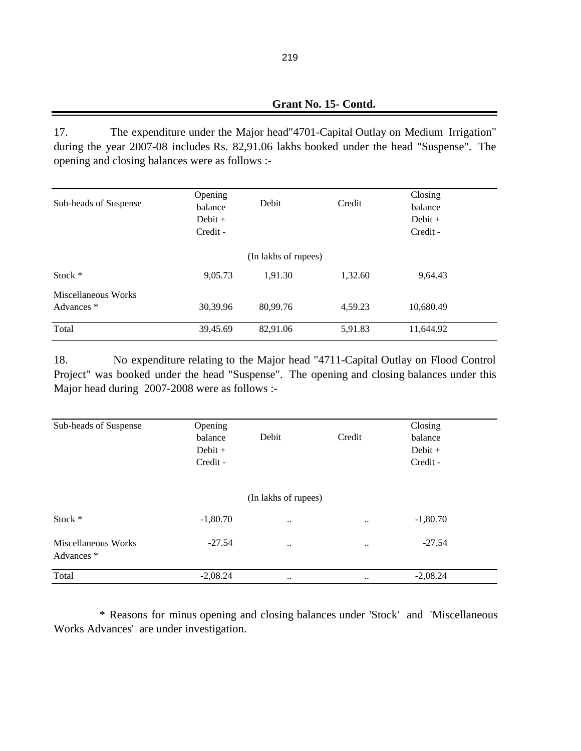**Grant No. 15- Contd.**

17. The expenditure under the Major head"4701-Capital Outlay on Medium Irrigation" during the year 2007-08 includes Rs. 82,91.06 lakhs booked under the head "Suspense". The opening and closing balances were as follows :-

| Sub-heads of Suspense | Opening balance Debit + Credit - | Debit | Credit | Closing balance Debit + Credit - |
|---|---|---|---|---|
| | | (In lakhs of rupees) | | |
| Stock * | 9,05.73 | 1,91.30 | 1,32.60 | 9,64.43 |
| Miscellaneous Works Advances * | 30,39.96 | 80,99.76 | 4,59.23 | 10,680.49 |
| Total | 39,45.69 | 82,91.06 | 5,91.83 | 11,644.92 |

18. No expenditure relating to the Major head "4711-Capital Outlay on Flood Control Project" was booked under the head "Suspense". The opening and closing balances under this Major head during 2007-2008 were as follows :-

| Sub-heads of Suspense | Opening balance Debit + Credit - | Debit | Credit | Closing balance Debit + Credit - |
|---|---|---|---|---|
| | | (In lakhs of rupees) | | |
| Stock * | -1,80.70 | .. | .. | -1,80.70 |
| Miscellaneous Works Advances * | -27.54 | .. | .. | -27.54 |
| Total | -2,08.24 | .. | .. | -2,08.24 |

\* Reasons for minus opening and closing balances under 'Stock' and 'Miscellaneous Works Advances' are under investigation.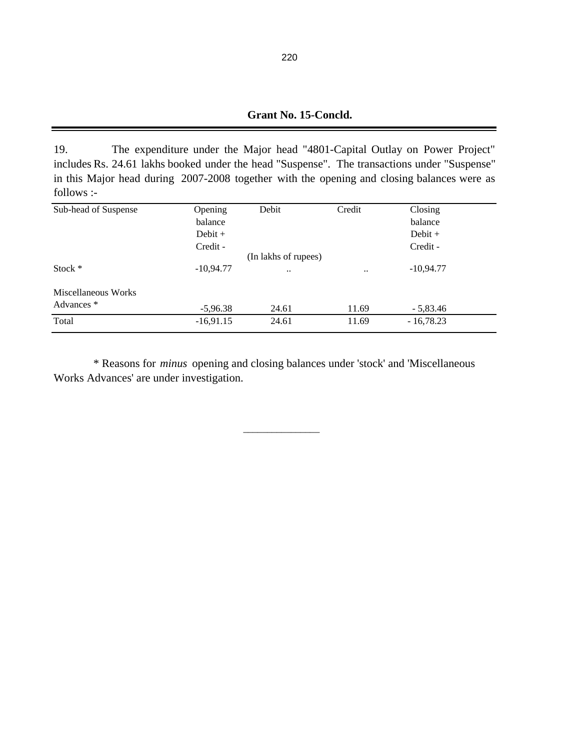**Grant No. 15-Concld.**

19. The expenditure under the Major head "4801-Capital Outlay on Power Project" includes Rs. 24.61 lakhs booked under the head "Suspense". The transactions under "Suspense" in this Major head during 2007-2008 together with the opening and closing balances were as follows :-

| Sub-head of Suspense | Opening balance Debit + Credit - | Debit | Credit | Closing balance Debit + Credit - |
|---|---|---|---|---|
| | | (In lakhs of rupees) | | |
| Stock * | -10,94.77 | .. | .. | -10,94.77 |
| Miscellaneous Works Advances * | -5,96.38 | 24.61 | 11.69 | - 5,83.46 |
| Total | -16,91.15 | 24.61 | 11.69 | - 16,78.23 |

\* Reasons for *minus* opening and closing balances under 'stock' and 'Miscellaneous Works Advances' are under investigation.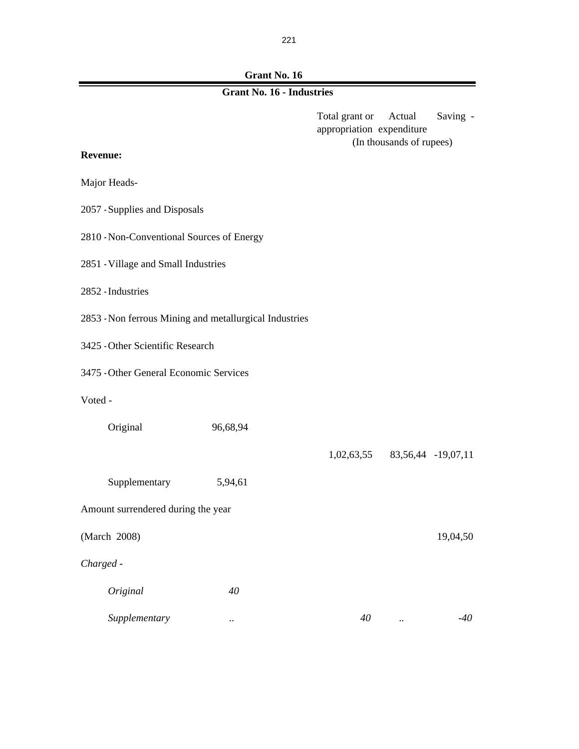## Grant No. 16

### Grant No. 16 - Industries

| | | Total grant or appropriation | Actual expenditure | Saving - |
|---|---|---|---|---|
| | | (In thousands of rupees) | | |
| **Revenue:** | | | | |
| Major Heads- | | | | |
| 2057 - Supplies and Disposals | | | | |
| 2810 - Non-Conventional Sources of Energy | | | | |
| 2851 - Village and Small Industries | | | | |
| 2852 - Industries | | | | |
| 2853 - Non ferrous Mining and metallurgical Industries | | | | |
| 3425 - Other Scientific Research | | | | |
| 3475 - Other General Economic Services | | | | |
| Voted - | | | | |
| Original | 96,68,94 | | | |
| | | 1,02,63,55 | 83,56,44 | -19,07,11 |
| Supplementary | 5,94,61 | | | |
| Amount surrendered during the year | | | | |
| (March 2008) | | | | 19,04,50 |
| *Charged -* | | | | |
| *Original* | *40* | | | |
| *Supplementary* | *..* | *40* | *..* | *-40* |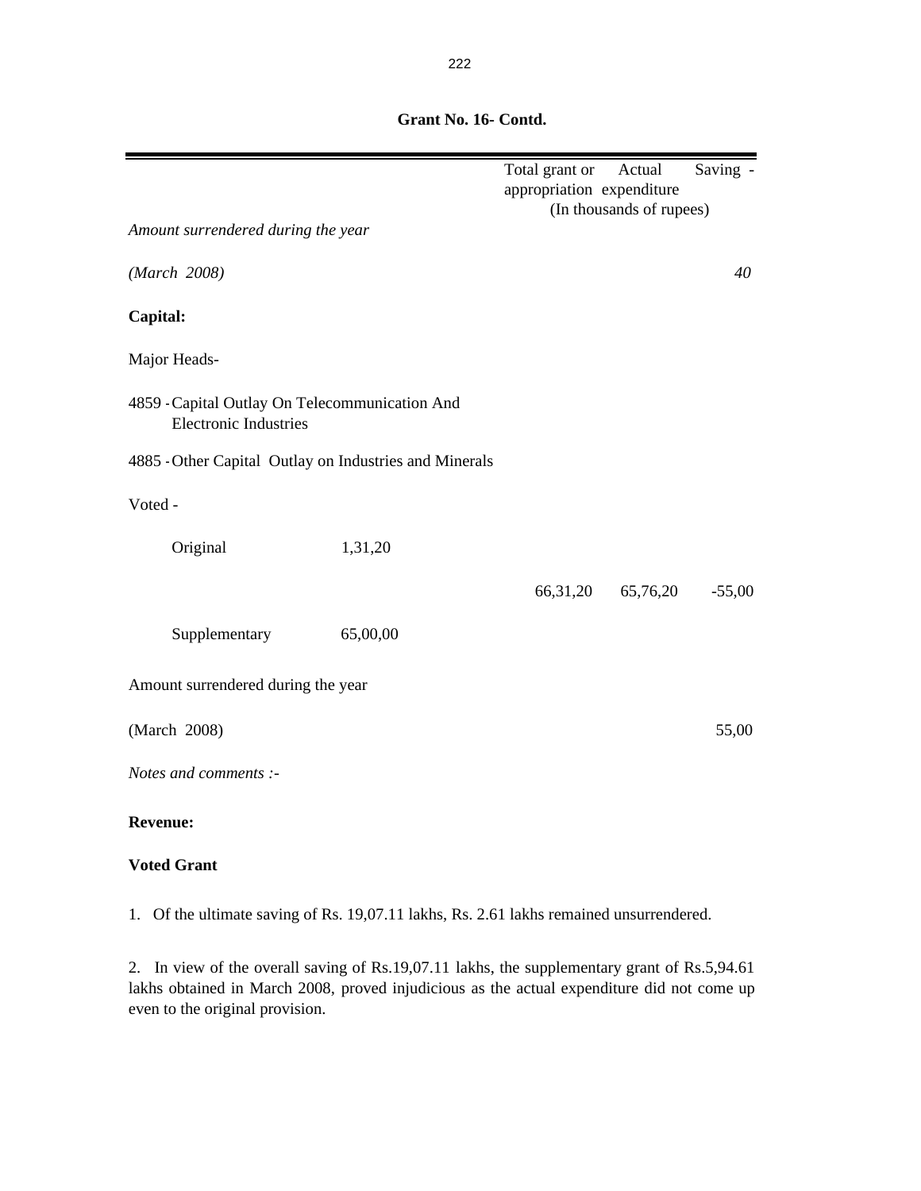**Grant No. 16- Contd.**

| | | Total grant or appropriation | Actual expenditure | Saving - |
|---|---|---|---|---|
| | | (In thousands of rupees) | | |
| *Amount surrendered during the year* | | | | |
| *(March 2008)* | | | | *40* |
| **Capital:** | | | | |
| Major Heads- | | | | |
| 4859 - Capital Outlay On Telecommunication And Electronic Industries | | | | |
| 4885 - Other Capital Outlay on Industries and Minerals | | | | |
| Voted - | | | | |
| Original | 1,31,20 | | | |
| | | 66,31,20 | 65,76,20 | -55,00 |
| Supplementary | 65,00,00 | | | |
| Amount surrendered during the year | | | | |
| (March 2008) | | | | 55,00 |

*Notes and comments :-*

**Revenue:**

**Voted Grant**

1. Of the ultimate saving of Rs. 19,07.11 lakhs, Rs. 2.61 lakhs remained unsurrendered.

2. In view of the overall saving of Rs.19,07.11 lakhs, the supplementary grant of Rs.5,94.61 lakhs obtained in March 2008, proved injudicious as the actual expenditure did not come up even to the original provision.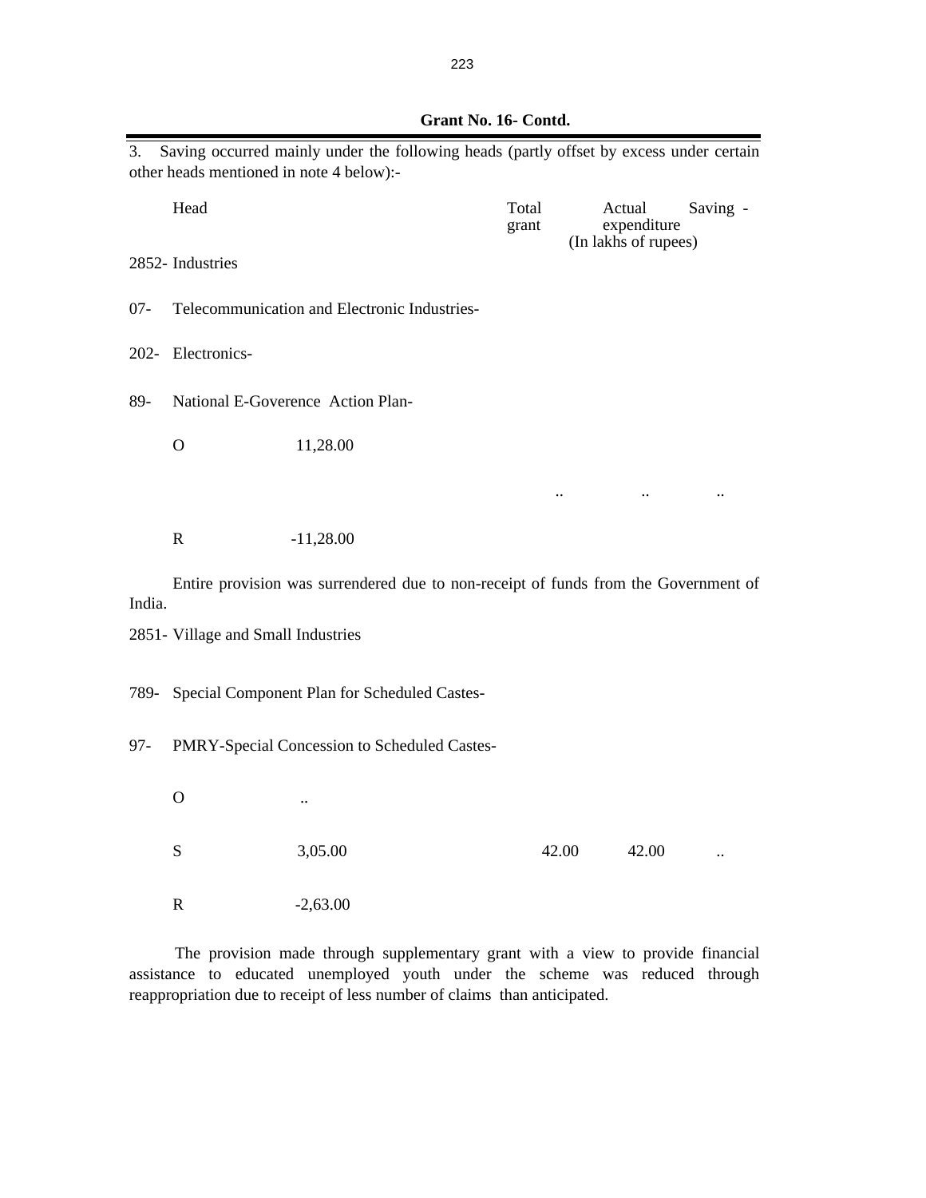**Grant No. 16- Contd.**

3. Saving occurred mainly under the following heads (partly offset by excess under certain other heads mentioned in note 4 below):-

| Head | | Total grant | Actual expenditure | Saving - |
|---|---|---|---|---|
| | | (In lakhs of rupees) | | |
| 2852- Industries | | | | |
| 07- Telecommunication and Electronic Industries- | | | | |
| 202- Electronics- | | | | |
| 89- National E-Goverence Action Plan- | | | | |
| O | 11,28.00 | | | |
| | | .. | .. | .. |
| R | -11,28.00 | | | |

Entire provision was surrendered due to non-receipt of funds from the Government of India.

| Head | | Total grant | Actual expenditure | Saving - |
|---|---|---|---|---|
| 2851- Village and Small Industries | | | | |
| 789- Special Component Plan for Scheduled Castes- | | | | |
| 97- PMRY-Special Concession to Scheduled Castes- | | | | |
| O | .. | | | |
| S | 3,05.00 | 42.00 | 42.00 | .. |
| R | -2,63.00 | | | |

The provision made through supplementary grant with a view to provide financial assistance to educated unemployed youth under the scheme was reduced through reappropriation due to receipt of less number of claims than anticipated.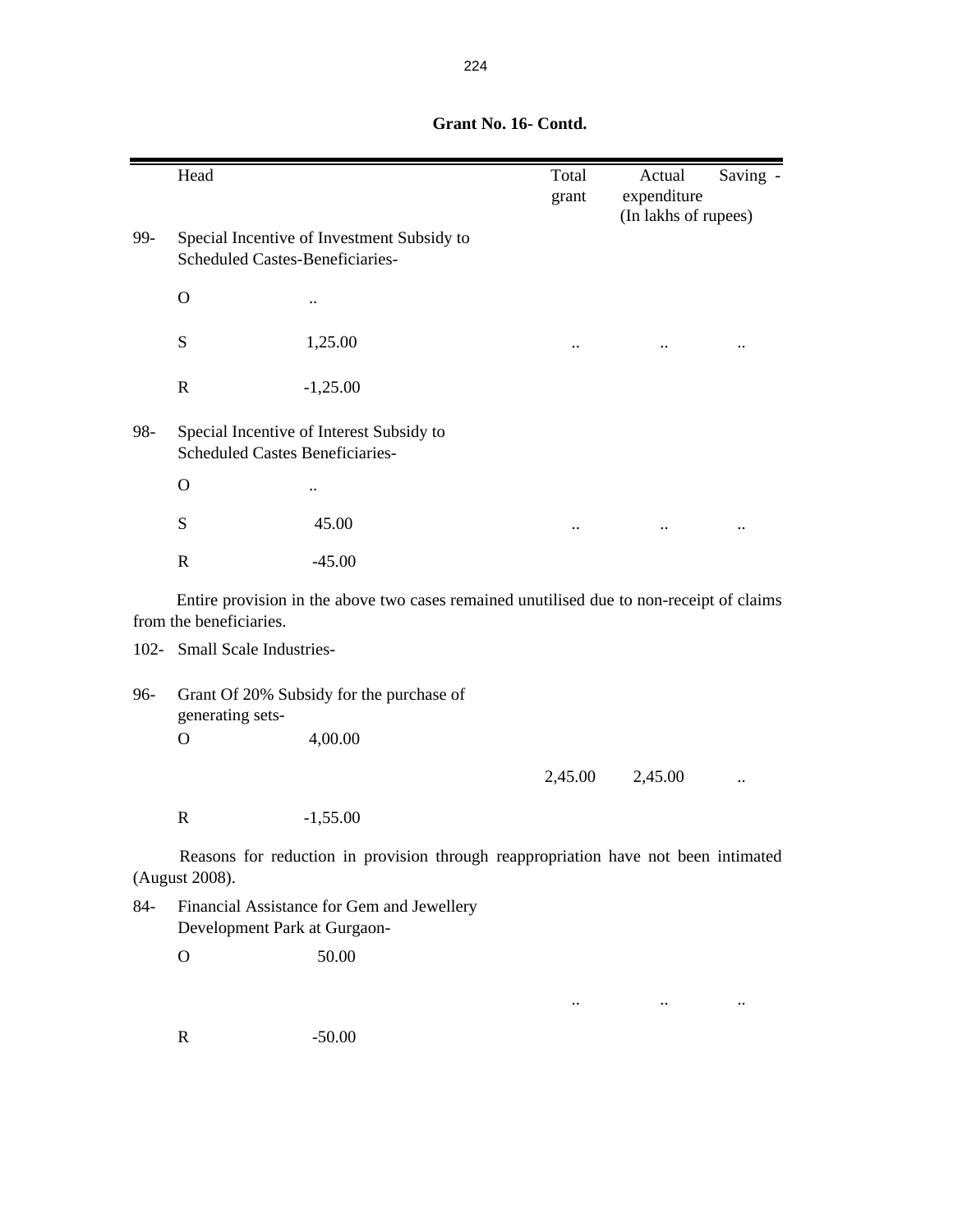**Grant No. 16- Contd.**

| | Head | | Total grant | Actual expenditure | Saving - |
|---|---|---|---|---|---|
| | | | | (In lakhs of rupees) | |
| 99- | Special Incentive of Investment Subsidy to Scheduled Castes-Beneficiaries- | | | | |
| | O | .. | | | |
| | S | 1,25.00 | .. | .. | .. |
| | R | -1,25.00 | | | |
| 98- | Special Incentive of Interest Subsidy to Scheduled Castes Beneficiaries- | | | | |
| | O | .. | | | |
| | S | 45.00 | .. | .. | .. |
| | R | -45.00 | | | |

Entire provision in the above two cases remained unutilised due to non-receipt of claims from the beneficiaries.

| | Head | | Total grant | Actual expenditure | Saving - |
|---|---|---|---|---|---|
| 102- | Small Scale Industries- | | | | |
| 96- | Grant Of 20% Subsidy for the purchase of generating sets- | | | | |
| | O | 4,00.00 | | | |
| | | | 2,45.00 | 2,45.00 | .. |
| | R | -1,55.00 | | | |

Reasons for reduction in provision through reappropriation have not been intimated (August 2008).

| | Head | | Total grant | Actual expenditure | Saving - |
|---|---|---|---|---|---|
| 84- | Financial Assistance for Gem and Jewellery Development Park at Gurgaon- | | | | |
| | O | 50.00 | | | |
| | | | .. | .. | .. |
| | R | -50.00 | | | |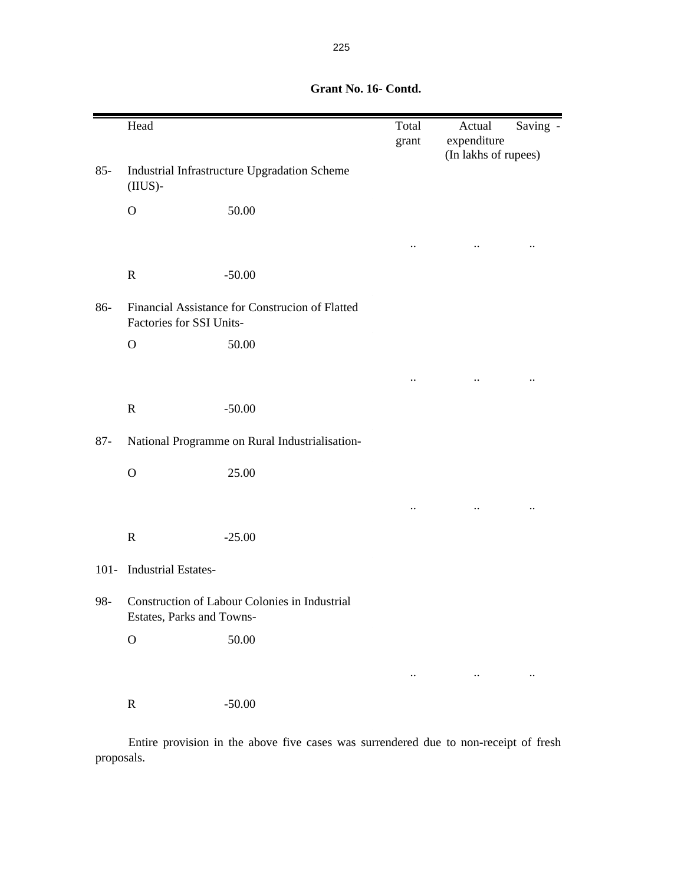**Grant No. 16- Contd.**

| | Head | | Total grant | Actual expenditure | Saving - |
|---|---|---|---|---|---|
| | | | | (In lakhs of rupees) | |
| 85- | Industrial Infrastructure Upgradation Scheme (IIUS)- | | | | |
| | O | 50.00 | | | |
| | | | .. | .. | .. |
| | R | -50.00 | | | |
| 86- | Financial Assistance for Construcion of Flatted Factories for SSI Units- | | | | |
| | O | 50.00 | | | |
| | | | .. | .. | .. |
| | R | -50.00 | | | |
| 87- | National Programme on Rural Industrialisation- | | | | |
| | O | 25.00 | | | |
| | | | .. | .. | .. |
| | R | -25.00 | | | |
| 101- | Industrial Estates- | | | | |
| 98- | Construction of Labour Colonies in Industrial Estates, Parks and Towns- | | | | |
| | O | 50.00 | | | |
| | | | .. | .. | .. |
| | R | -50.00 | | | |

Entire provision in the above five cases was surrendered due to non-receipt of fresh proposals.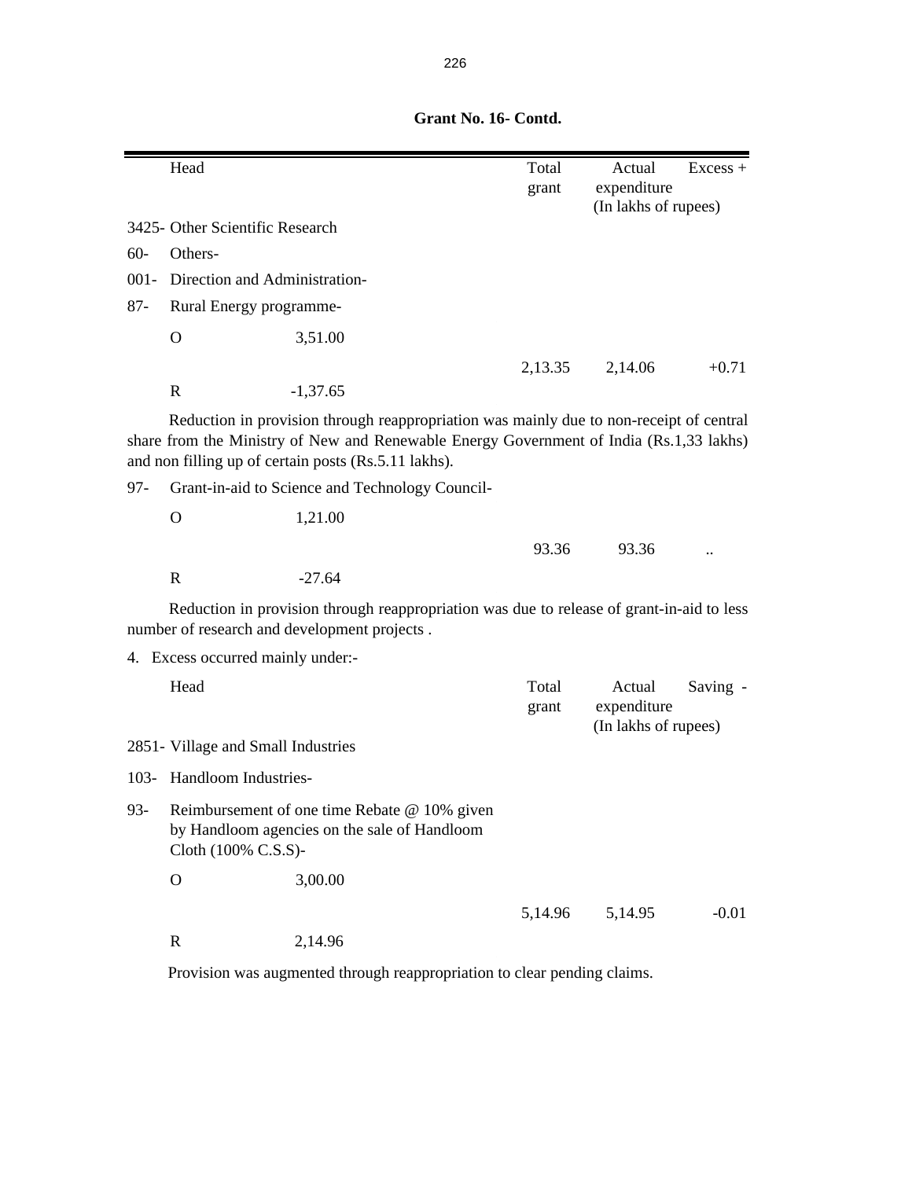**Grant No. 16- Contd.**

| Head | | Total grant | Actual expenditure | Excess + |
|---|---|---|---|---|
| | | | (In lakhs of rupees) | |
| 3425- Other Scientific Research | | | | |
| 60- Others- | | | | |
| 001- Direction and Administration- | | | | |
| 87- Rural Energy programme- | | | | |
| O | 3,51.00 | | | |
| | | 2,13.35 | 2,14.06 | +0.71 |
| R | -1,37.65 | | | |

Reduction in provision through reappropriation was mainly due to non-receipt of central share from the Ministry of New and Renewable Energy Government of India (Rs.1,33 lakhs) and non filling up of certain posts (Rs.5.11 lakhs).

| | | | | |
|---|---|---|---|---|
| 97- Grant-in-aid to Science and Technology Council- | | | | |
| O | 1,21.00 | | | |
| | | 93.36 | 93.36 | .. |
| R | -27.64 | | | |

Reduction in provision through reappropriation was due to release of grant-in-aid to less number of research and development projects .

4. Excess occurred mainly under:-

| Head | | Total grant | Actual expenditure | Saving - |
|---|---|---|---|---|
| | | | (In lakhs of rupees) | |
| 2851- Village and Small Industries | | | | |
| 103- Handloom Industries- | | | | |
| 93- Reimbursement of one time Rebate @ 10% given by Handloom agencies on the sale of Handloom Cloth (100% C.S.S)- | | | | |
| O | 3,00.00 | | | |
| | | 5,14.96 | 5,14.95 | -0.01 |
| R | 2,14.96 | | | |

Provision was augmented through reappropriation to clear pending claims.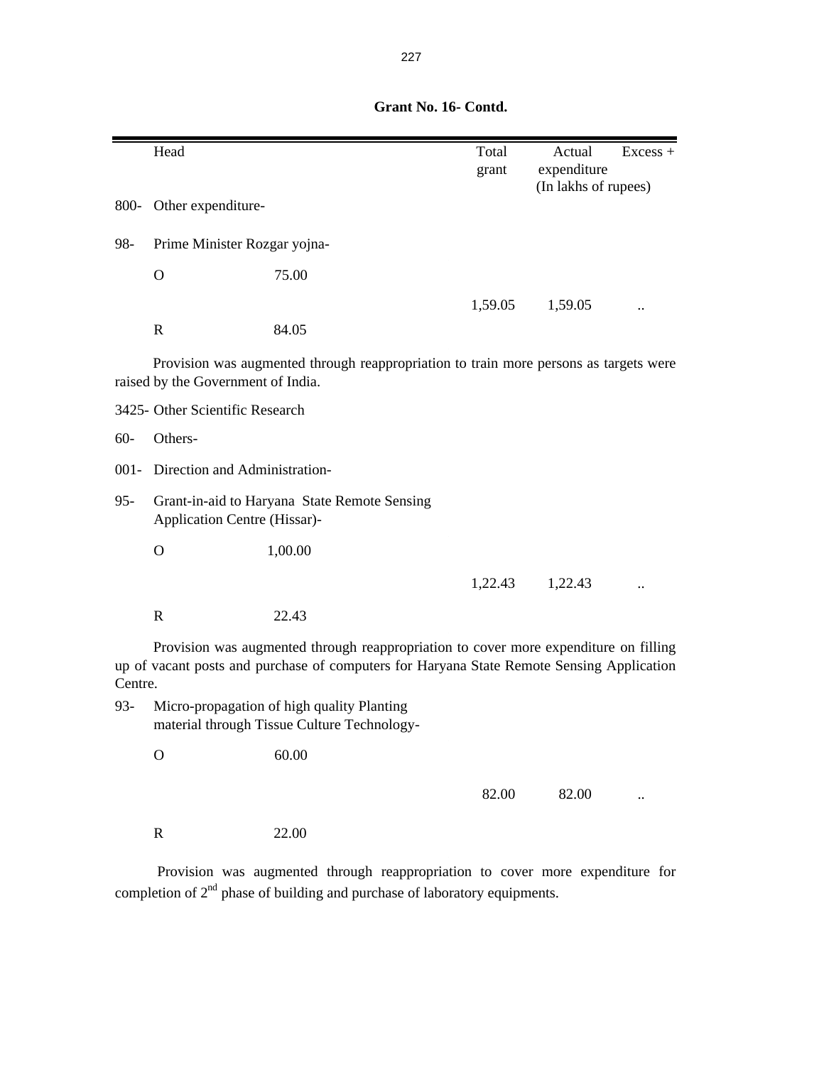**Grant No. 16- Contd.**

| | Head | | Total grant | Actual expenditure | Excess + |
|---|---|---|---|---|---|
| | | | | (In lakhs of rupees) | |
| 800- | Other expenditure- | | | | |
| 98- | Prime Minister Rozgar yojna- | | | | |
| | O | 75.00 | | | |
| | | | 1,59.05 | 1,59.05 | .. |
| | R | 84.05 | | | |

Provision was augmented through reappropriation to train more persons as targets were raised by the Government of India.

| | Head | | Total grant | Actual expenditure | Excess + |
|---|---|---|---|---|---|
| 3425- | Other Scientific Research | | | | |
| 60- | Others- | | | | |
| 001- | Direction and Administration- | | | | |
| 95- | Grant-in-aid to Haryana State Remote Sensing Application Centre (Hissar)- | | | | |
| | O | 1,00.00 | | | |
| | | | 1,22.43 | 1,22.43 | .. |
| | R | 22.43 | | | |

Provision was augmented through reappropriation to cover more expenditure on filling up of vacant posts and purchase of computers for Haryana State Remote Sensing Application Centre.

| | Head | | Total grant | Actual expenditure | Excess + |
|---|---|---|---|---|---|
| 93- | Micro-propagation of high quality Planting material through Tissue Culture Technology- | | | | |
| | O | 60.00 | | | |
| | | | 82.00 | 82.00 | .. |
| | R | 22.00 | | | |

Provision was augmented through reappropriation to cover more expenditure for completion of 2nd phase of building and purchase of laboratory equipments.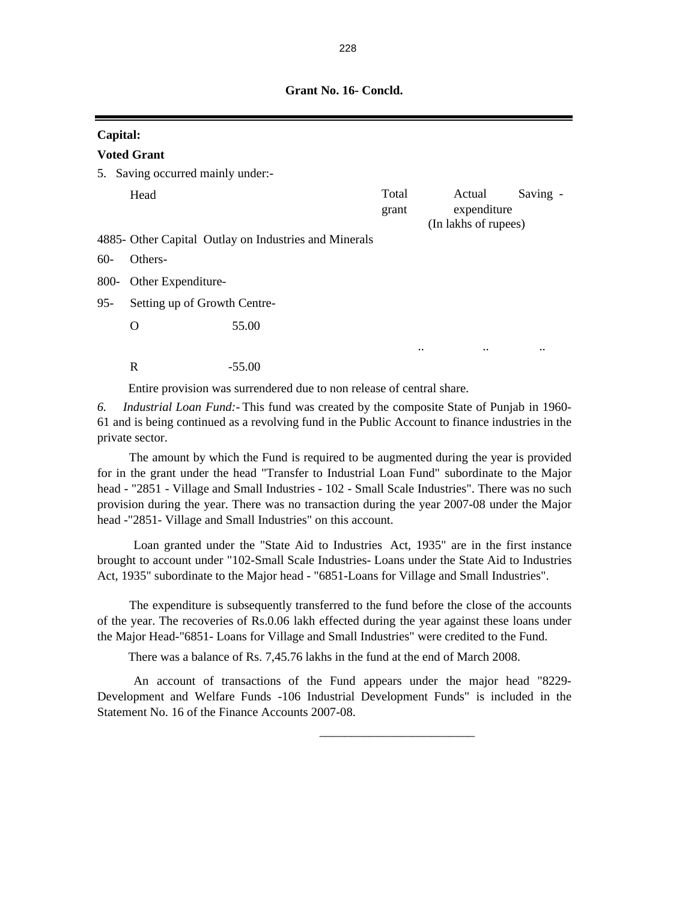**Grant No. 16- Concld.**

**Capital:**

**Voted Grant**

5. Saving occurred mainly under:-

| Head | Total grant | Actual expenditure | Saving - |
|---|---|---|---|
| | | (In lakhs of rupees) | |
| 4885- Other Capital Outlay on Industries and Minerals | | | |
| 60- Others- | | | |
| 800- Other Expenditure- | | | |
| 95- Setting up of Growth Centre- | | | |
| O 55.00 | | | |
| | .. | .. | .. |
| R -55.00 | | | |

Entire provision was surrendered due to non release of central share.

*6. Industrial Loan Fund:-* This fund was created by the composite State of Punjab in 1960-61 and is being continued as a revolving fund in the Public Account to finance industries in the private sector.

The amount by which the Fund is required to be augmented during the year is provided for in the grant under the head "Transfer to Industrial Loan Fund" subordinate to the Major head - "2851 - Village and Small Industries - 102 - Small Scale Industries". There was no such provision during the year. There was no transaction during the year 2007-08 under the Major head -"2851- Village and Small Industries" on this account.

Loan granted under the "State Aid to Industries Act, 1935" are in the first instance brought to account under "102-Small Scale Industries- Loans under the State Aid to Industries Act, 1935" subordinate to the Major head - "6851-Loans for Village and Small Industries".

The expenditure is subsequently transferred to the fund before the close of the accounts of the year. The recoveries of Rs.0.06 lakh effected during the year against these loans under the Major Head-"6851- Loans for Village and Small Industries" were credited to the Fund.

There was a balance of Rs. 7,45.76 lakhs in the fund at the end of March 2008.

An account of transactions of the Fund appears under the major head "8229- Development and Welfare Funds -106 Industrial Development Funds" is included in the Statement No. 16 of the Finance Accounts 2007-08.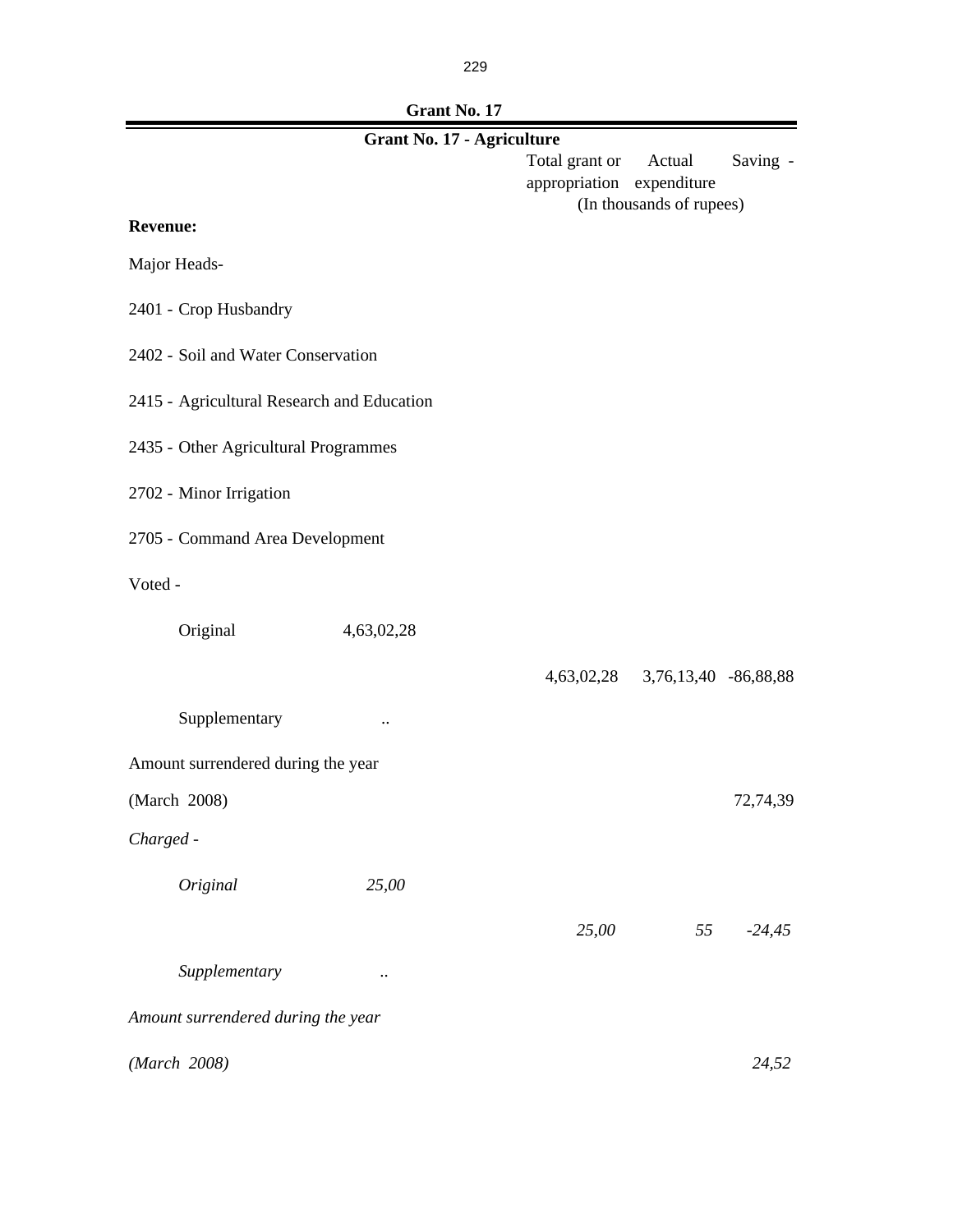## Grant No. 17

### Grant No. 17 - Agriculture

| | | Total grant or appropriation | Actual expenditure | Saving - |
|---|---|---|---|---|
| | | (In thousands of rupees) | | |
| **Revenue:** | | | | |
| Major Heads- | | | | |
| 2401 - Crop Husbandry | | | | |
| 2402 - Soil and Water Conservation | | | | |
| 2415 - Agricultural Research and Education | | | | |
| 2435 - Other Agricultural Programmes | | | | |
| 2702 - Minor Irrigation | | | | |
| 2705 - Command Area Development | | | | |
| Voted - | | | | |
| Original | 4,63,02,28 | | | |
| | | 4,63,02,28 | 3,76,13,40 | -86,88,88 |
| Supplementary | .. | | | |
| Amount surrendered during the year | | | | |
| (March 2008) | | | | 72,74,39 |
| *Charged -* | | | | |
| *Original* | *25,00* | | | |
| | | *25,00* | *55* | *-24,45* |
| *Supplementary* | *..* | | | |
| *Amount surrendered during the year* | | | | |
| *(March 2008)* | | | | *24,52* |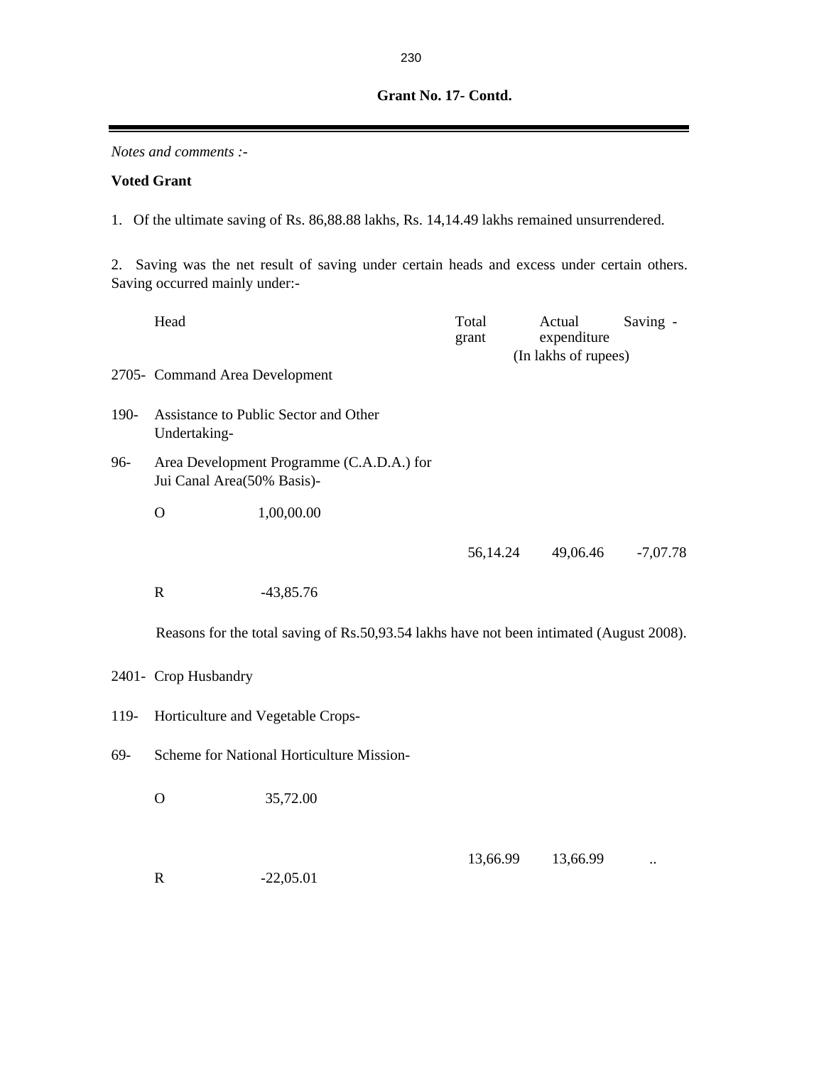**Grant No. 17- Contd.**

*Notes and comments :-*

**Voted Grant**

1. Of the ultimate saving of Rs. 86,88.88 lakhs, Rs. 14,14.49 lakhs remained unsurrendered.

2. Saving was the net result of saving under certain heads and excess under certain others. Saving occurred mainly under:-

| | Head | | Total grant | Actual expenditure | Saving - |
|---|---|---|---|---|---|
| | | | (In lakhs of rupees) | | |
| 2705- | Command Area Development | | | | |
| 190- | Assistance to Public Sector and Other Undertaking- | | | | |
| 96- | Area Development Programme (C.A.D.A.) for Jui Canal Area(50% Basis)- | | | | |
| | O | 1,00,00.00 | | | |
| | | | 56,14.24 | 49,06.46 | -7,07.78 |
| | R | -43,85.76 | | | |

Reasons for the total saving of Rs.50,93.54 lakhs have not been intimated (August 2008).

| | Head | | Total grant | Actual expenditure | Saving - |
|---|---|---|---|---|---|
| 2401- | Crop Husbandry | | | | |
| 119- | Horticulture and Vegetable Crops- | | | | |
| 69- | Scheme for National Horticulture Mission- | | | | |
| | O | 35,72.00 | | | |
| | | | 13,66.99 | 13,66.99 | .. |
| | R | -22,05.01 | | | |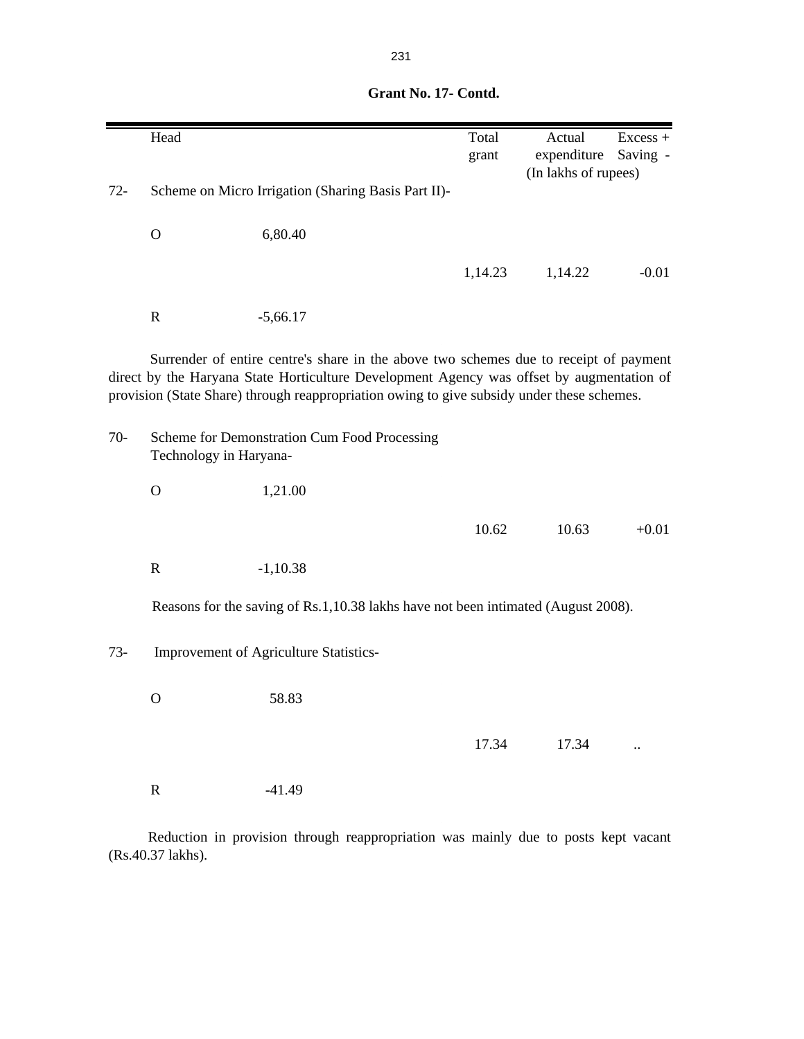**Grant No. 17- Contd.**

| | Head | | Total grant | Actual expenditure | Excess + Saving - |
|---|---|---|---|---|---|
| | | | | (In lakhs of rupees) | |
| 72- | Scheme on Micro Irrigation (Sharing Basis Part II)- | | | | |
| | O | 6,80.40 | | | |
| | | | 1,14.23 | 1,14.22 | -0.01 |
| | R | -5,66.17 | | | |

Surrender of entire centre's share in the above two schemes due to receipt of payment direct by the Haryana State Horticulture Development Agency was offset by augmentation of provision (State Share) through reappropriation owing to give subsidy under these schemes.

| | Head | | Total grant | Actual expenditure | Excess + Saving - |
|---|---|---|---|---|---|
| 70- | Scheme for Demonstration Cum Food Processing Technology in Haryana- | | | | |
| | O | 1,21.00 | | | |
| | | | 10.62 | 10.63 | +0.01 |
| | R | -1,10.38 | | | |

Reasons for the saving of Rs.1,10.38 lakhs have not been intimated (August 2008).

| | Head | | Total grant | Actual expenditure | Excess + Saving - |
|---|---|---|---|---|---|
| 73- | Improvement of Agriculture Statistics- | | | | |
| | O | 58.83 | | | |
| | | | 17.34 | 17.34 | .. |
| | R | -41.49 | | | |

Reduction in provision through reappropriation was mainly due to posts kept vacant (Rs.40.37 lakhs).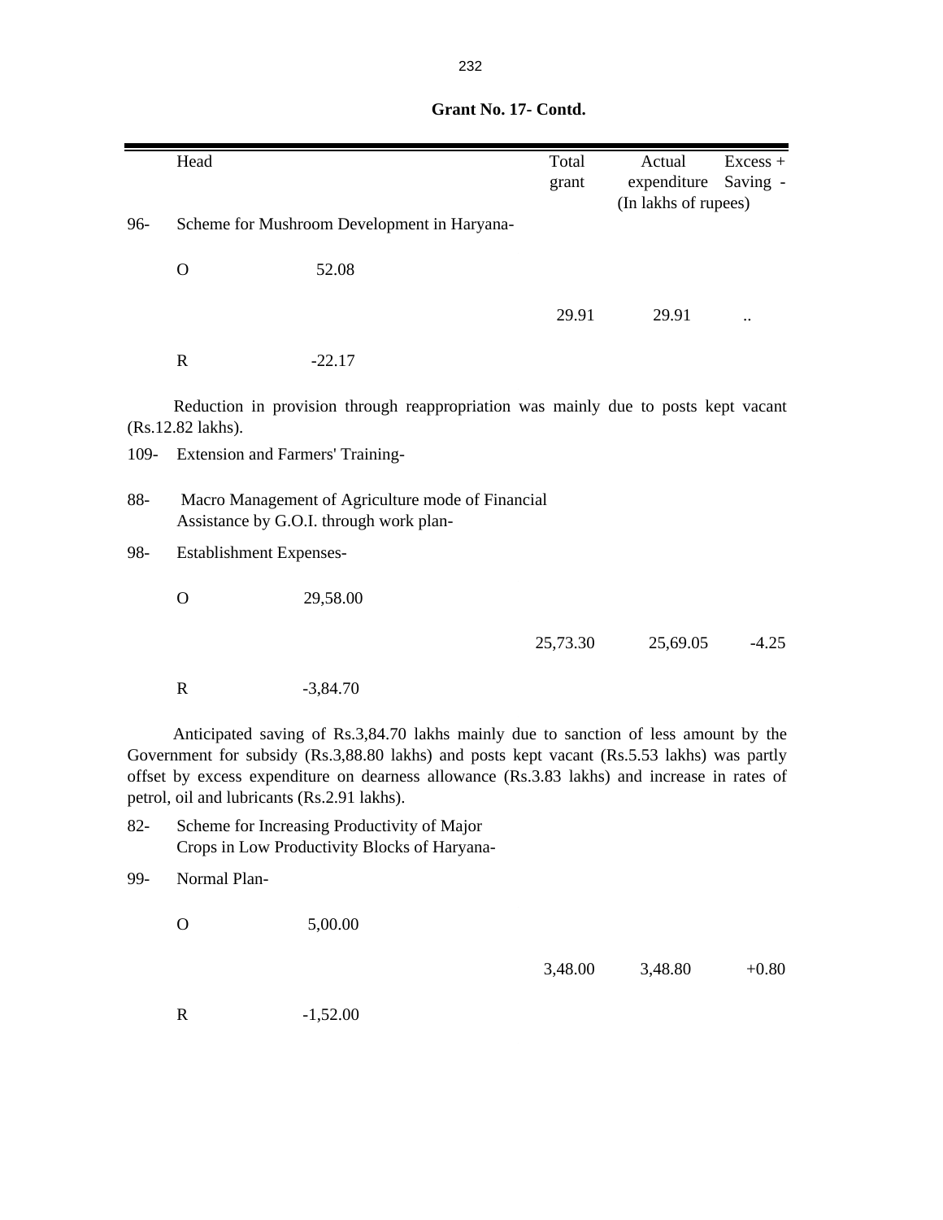**Grant No. 17- Contd.**

| | Head | | Total grant | Actual expenditure | Excess + Saving - |
|---|---|---|---|---|---|
| | | | | (In lakhs of rupees) | |
| 96- | Scheme for Mushroom Development in Haryana- | | | | |
| | O | 52.08 | | | |
| | | | 29.91 | 29.91 | .. |
| | R | -22.17 | | | |

Reduction in provision through reappropriation was mainly due to posts kept vacant (Rs.12.82 lakhs).

| | Head | | Total grant | Actual expenditure | Excess + Saving - |
|---|---|---|---|---|---|
| 109- | Extension and Farmers' Training- | | | | |
| 88- | Macro Management of Agriculture mode of Financial Assistance by G.O.I. through work plan- | | | | |
| 98- | Establishment Expenses- | | | | |
| | O | 29,58.00 | | | |
| | | | 25,73.30 | 25,69.05 | -4.25 |
| | R | -3,84.70 | | | |

Anticipated saving of Rs.3,84.70 lakhs mainly due to sanction of less amount by the Government for subsidy (Rs.3,88.80 lakhs) and posts kept vacant (Rs.5.53 lakhs) was partly offset by excess expenditure on dearness allowance (Rs.3.83 lakhs) and increase in rates of petrol, oil and lubricants (Rs.2.91 lakhs).

| | Head | | Total grant | Actual expenditure | Excess + Saving - |
|---|---|---|---|---|---|
| 82- | Scheme for Increasing Productivity of Major Crops in Low Productivity Blocks of Haryana- | | | | |
| 99- | Normal Plan- | | | | |
| | O | 5,00.00 | | | |
| | | | 3,48.00 | 3,48.80 | +0.80 |
| | R | -1,52.00 | | | |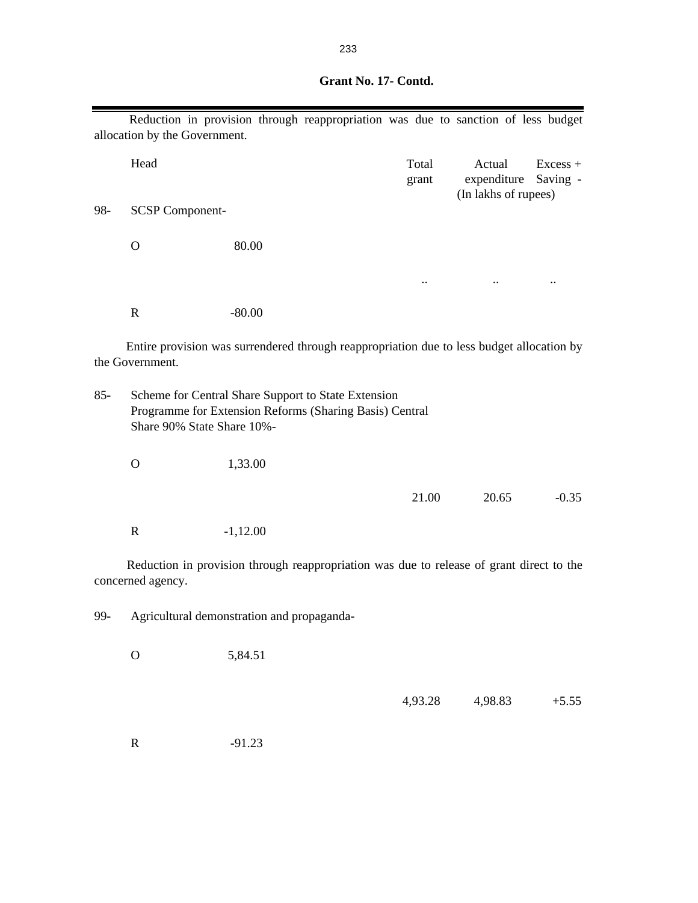**Grant No. 17- Contd.**

Reduction in provision through reappropriation was due to sanction of less budget allocation by the Government.

| | Head | | Total grant | Actual expenditure | Excess + Saving - |
|---|---|---|---|---|---|
| | | | | (In lakhs of rupees) | |
| 98- | SCSP Component- | | | | |
| | O | 80.00 | | | |
| | | | .. | .. | .. |
| | R | -80.00 | | | |

Entire provision was surrendered through reappropriation due to less budget allocation by the Government.

| | | | | | |
|---|---|---|---|---|---|
| 85- | Scheme for Central Share Support to State Extension Programme for Extension Reforms (Sharing Basis) Central Share 90% State Share 10%- | | | | |
| | O | 1,33.00 | | | |
| | | | 21.00 | 20.65 | -0.35 |
| | R | -1,12.00 | | | |

Reduction in provision through reappropriation was due to release of grant direct to the concerned agency.

| | | | | | |
|---|---|---|---|---|---|
| 99- | Agricultural demonstration and propaganda- | | | | |
| | O | 5,84.51 | | | |
| | | | 4,93.28 | 4,98.83 | +5.55 |
| | R | -91.23 | | | |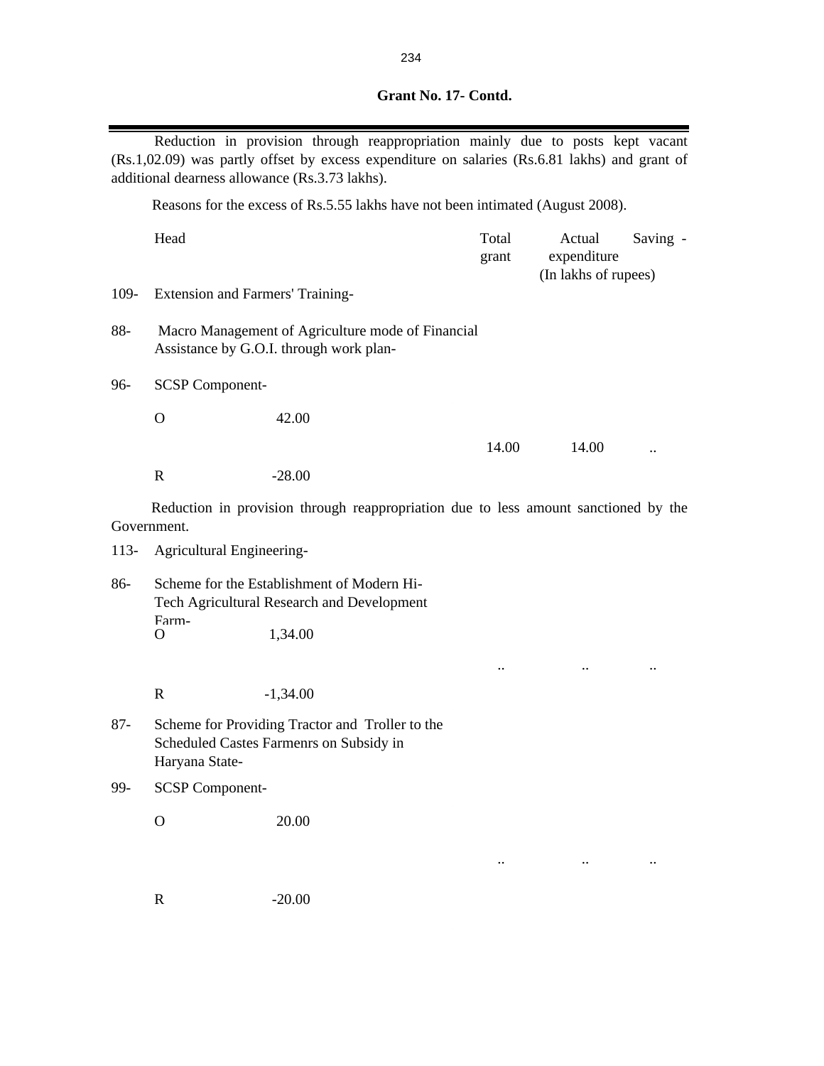**Grant No. 17- Contd.**

Reduction in provision through reappropriation mainly due to posts kept vacant (Rs.1,02.09) was partly offset by excess expenditure on salaries (Rs.6.81 lakhs) and grant of additional dearness allowance (Rs.3.73 lakhs).

Reasons for the excess of Rs.5.55 lakhs have not been intimated (August 2008).

| | Head | | Total grant | Actual expenditure | Saving - |
|---|---|---|---|---|---|
| | | | | (In lakhs of rupees) | |
| 109- | Extension and Farmers' Training- | | | | |
| 88- | Macro Management of Agriculture mode of Financial Assistance by G.O.I. through work plan- | | | | |
| 96- | SCSP Component- | | | | |
| | O | 42.00 | | | |
| | | | 14.00 | 14.00 | .. |
| | R | -28.00 | | | |

Reduction in provision through reappropriation due to less amount sanctioned by the Government.

| | Head | | Total grant | Actual expenditure | Saving - |
|---|---|---|---|---|---|
| 113- | Agricultural Engineering- | | | | |
| 86- | Scheme for the Establishment of Modern Hi-Tech Agricultural Research and Development Farm- | | | | |
| | O | 1,34.00 | | | |
| | | | .. | .. | .. |
| | R | -1,34.00 | | | |
| 87- | Scheme for Providing Tractor and Troller to the Scheduled Castes Farmenrs on Subsidy in Haryana State- | | | | |
| 99- | SCSP Component- | | | | |
| | O | 20.00 | | | |
| | | | .. | .. | .. |
| | R | -20.00 | | | |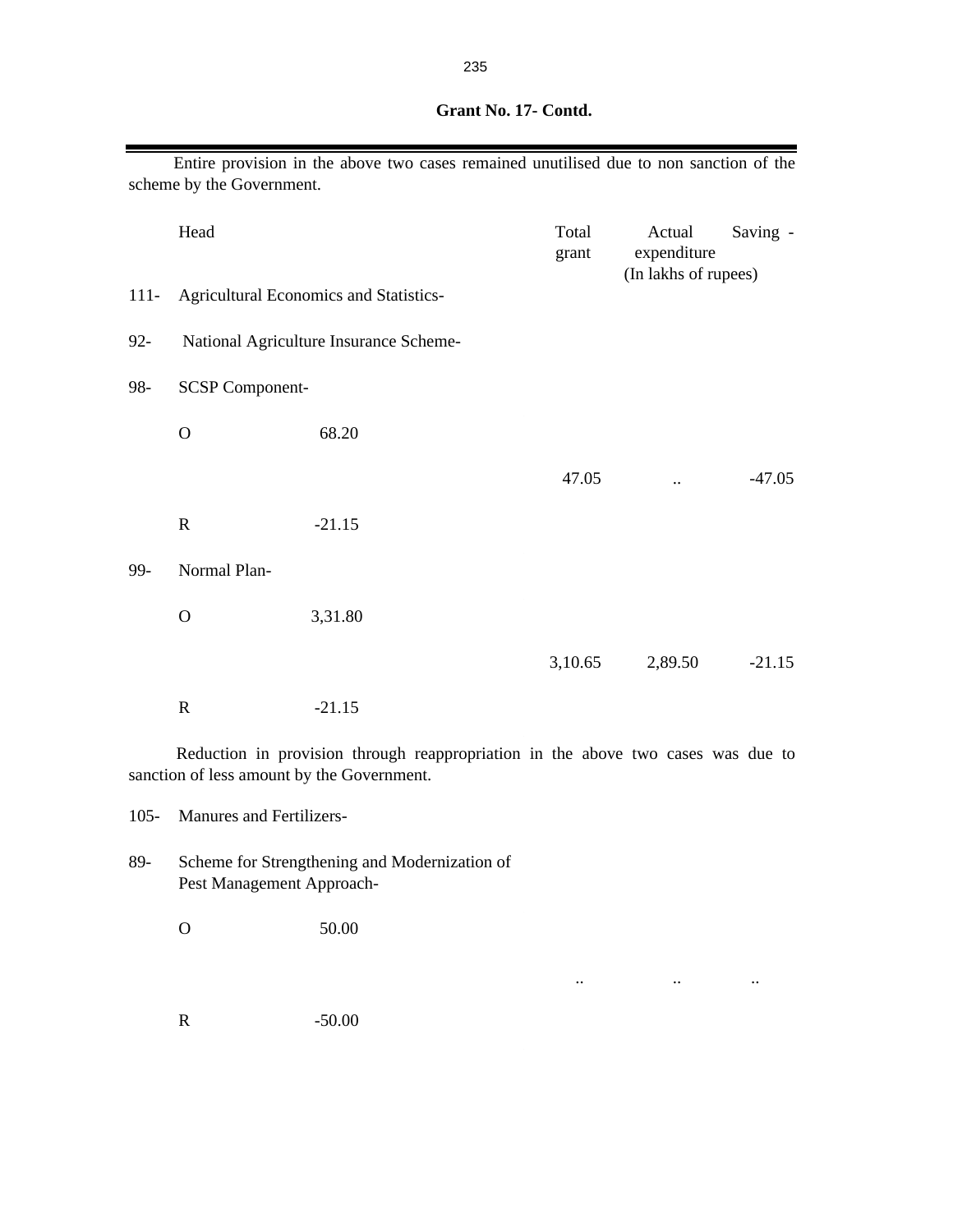**Grant No. 17- Contd.**

Entire provision in the above two cases remained unutilised due to non sanction of the scheme by the Government.

| | Head | | Total grant | Actual expenditure | Saving - |
|---|---|---|---|---|---|
| | | | | (In lakhs of rupees) | |
| 111- | Agricultural Economics and Statistics- | | | | |
| 92- | National Agriculture Insurance Scheme- | | | | |
| 98- | SCSP Component- | | | | |
| | O | 68.20 | | | |
| | | | 47.05 | .. | -47.05 |
| | R | -21.15 | | | |
| 99- | Normal Plan- | | | | |
| | O | 3,31.80 | | | |
| | | | 3,10.65 | 2,89.50 | -21.15 |
| | R | -21.15 | | | |

Reduction in provision through reappropriation in the above two cases was due to sanction of less amount by the Government.

| | Head | | Total grant | Actual expenditure | Saving - |
|---|---|---|---|---|---|
| 105- | Manures and Fertilizers- | | | | |
| 89- | Scheme for Strengthening and Modernization of Pest Management Approach- | | | | |
| | O | 50.00 | | | |
| | | | .. | .. | .. |
| | R | -50.00 | | | |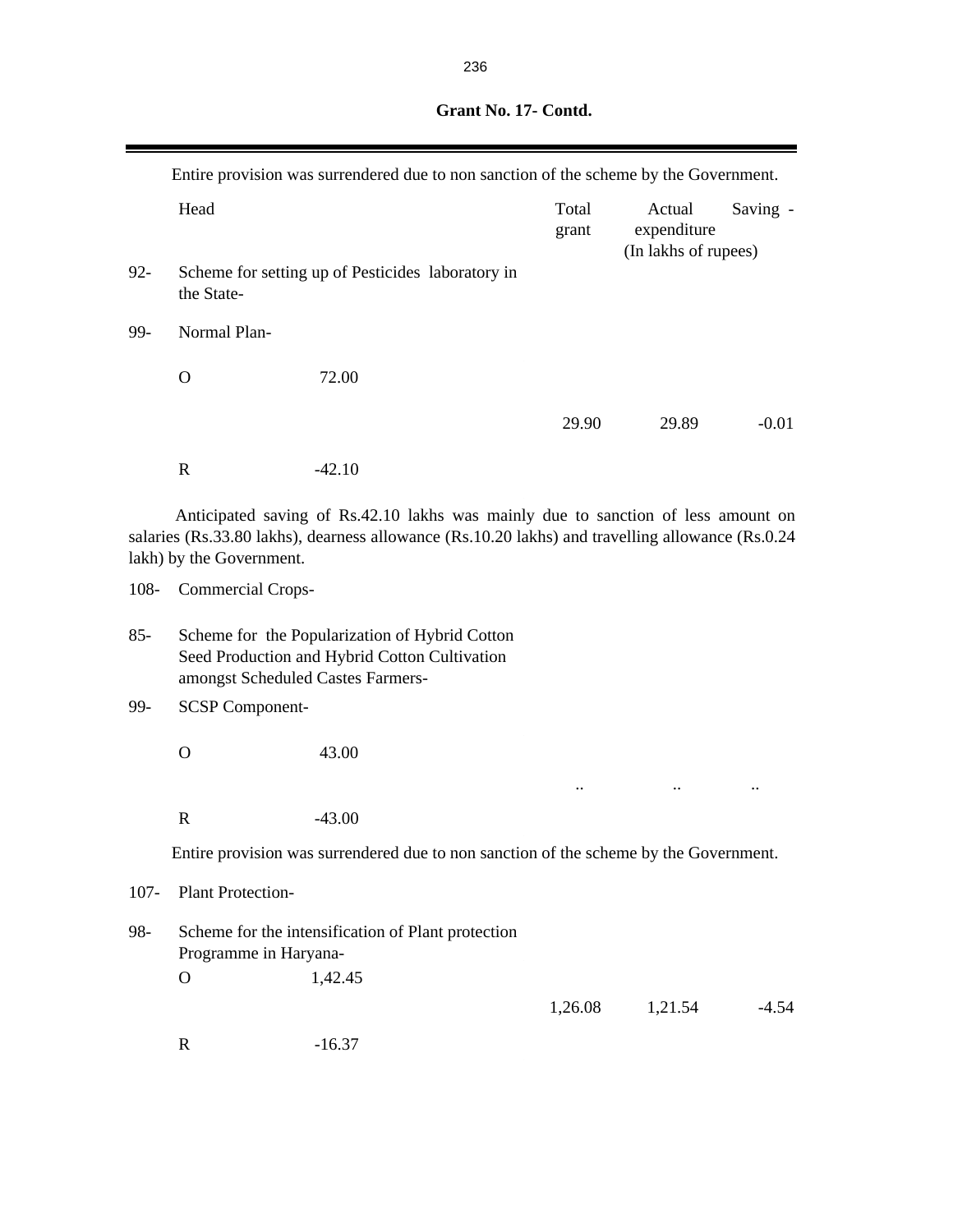**Grant No. 17- Contd.**

Entire provision was surrendered due to non sanction of the scheme by the Government.

| | Head | | Total grant | Actual expenditure | Saving - |
|---|---|---|---|---|---|
| | | | | (In lakhs of rupees) | |
| 92- | Scheme for setting up of Pesticides laboratory in the State- | | | | |
| 99- | Normal Plan- | | | | |
| | O | 72.00 | | | |
| | | | 29.90 | 29.89 | -0.01 |
| | R | -42.10 | | | |

Anticipated saving of Rs.42.10 lakhs was mainly due to sanction of less amount on salaries (Rs.33.80 lakhs), dearness allowance (Rs.10.20 lakhs) and travelling allowance (Rs.0.24 lakh) by the Government.

| | | | | | |
|---|---|---|---|---|---|
| 108- | Commercial Crops- | | | | |
| 85- | Scheme for the Popularization of Hybrid Cotton Seed Production and Hybrid Cotton Cultivation amongst Scheduled Castes Farmers- | | | | |
| 99- | SCSP Component- | | | | |
| | O | 43.00 | | | |
| | | | .. | .. | .. |
| | R | -43.00 | | | |

Entire provision was surrendered due to non sanction of the scheme by the Government.

| | | | | | |
|---|---|---|---|---|---|
| 107- | Plant Protection- | | | | |
| 98- | Scheme for the intensification of Plant protection Programme in Haryana- | | | | |
| | O | 1,42.45 | | | |
| | | | 1,26.08 | 1,21.54 | -4.54 |
| | R | -16.37 | | | |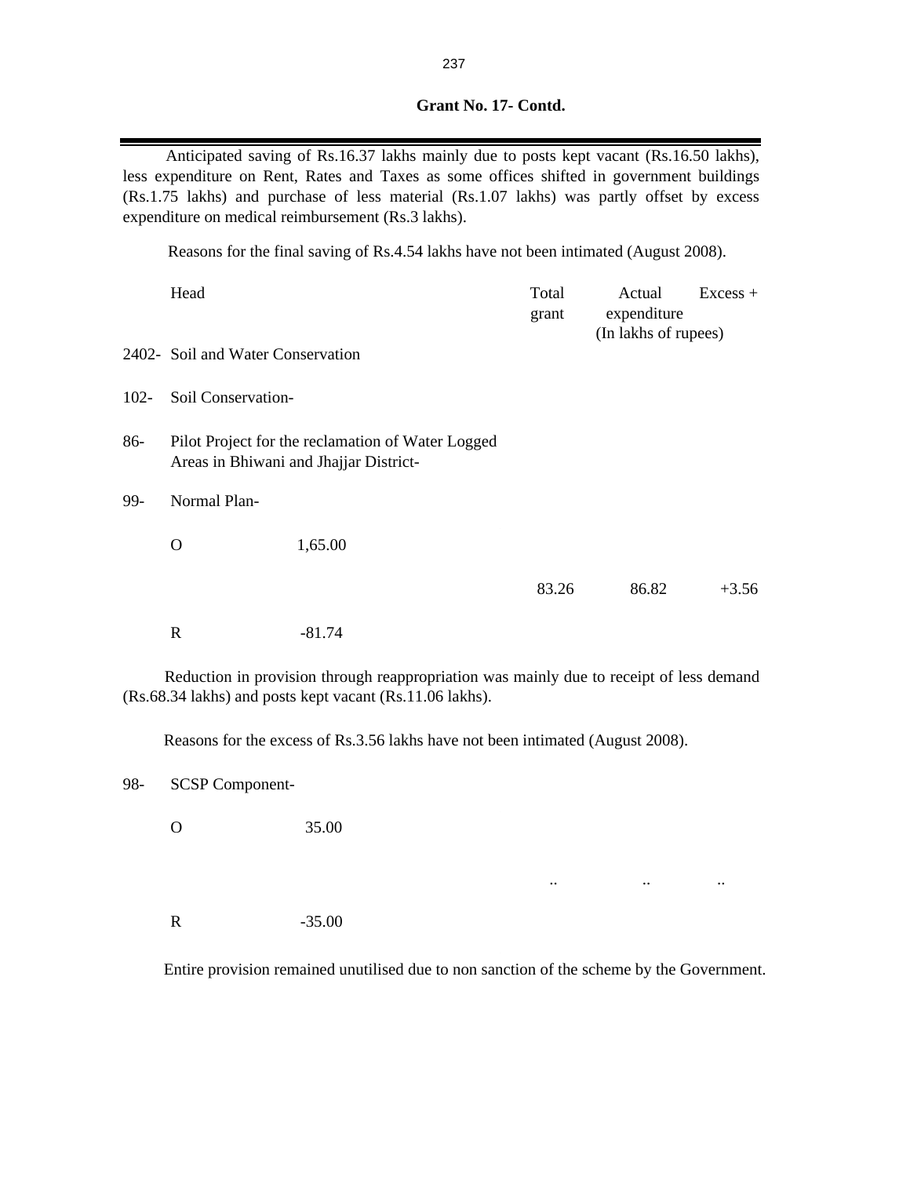**Grant No. 17- Contd.**

Anticipated saving of Rs.16.37 lakhs mainly due to posts kept vacant (Rs.16.50 lakhs), less expenditure on Rent, Rates and Taxes as some offices shifted in government buildings (Rs.1.75 lakhs) and purchase of less material (Rs.1.07 lakhs) was partly offset by excess expenditure on medical reimbursement (Rs.3 lakhs).

Reasons for the final saving of Rs.4.54 lakhs have not been intimated (August 2008).

| | Head | | Total grant | Actual expenditure | Excess + |
|---|---|---|---|---|---|
| | | | (In lakhs of rupees) | | |
| 2402- | Soil and Water Conservation | | | | |
| 102- | Soil Conservation- | | | | |
| 86- | Pilot Project for the reclamation of Water Logged Areas in Bhiwani and Jhajjar District- | | | | |
| 99- | Normal Plan- | | | | |
| | O | 1,65.00 | | | |
| | | | 83.26 | 86.82 | +3.56 |
| | R | -81.74 | | | |

Reduction in provision through reappropriation was mainly due to receipt of less demand (Rs.68.34 lakhs) and posts kept vacant (Rs.11.06 lakhs).

Reasons for the excess of Rs.3.56 lakhs have not been intimated (August 2008).

| | | | | | |
|---|---|---|---|---|---|
| 98- | SCSP Component- | | | | |
| | O | 35.00 | | | |
| | | | .. | .. | .. |
| | R | -35.00 | | | |

Entire provision remained unutilised due to non sanction of the scheme by the Government.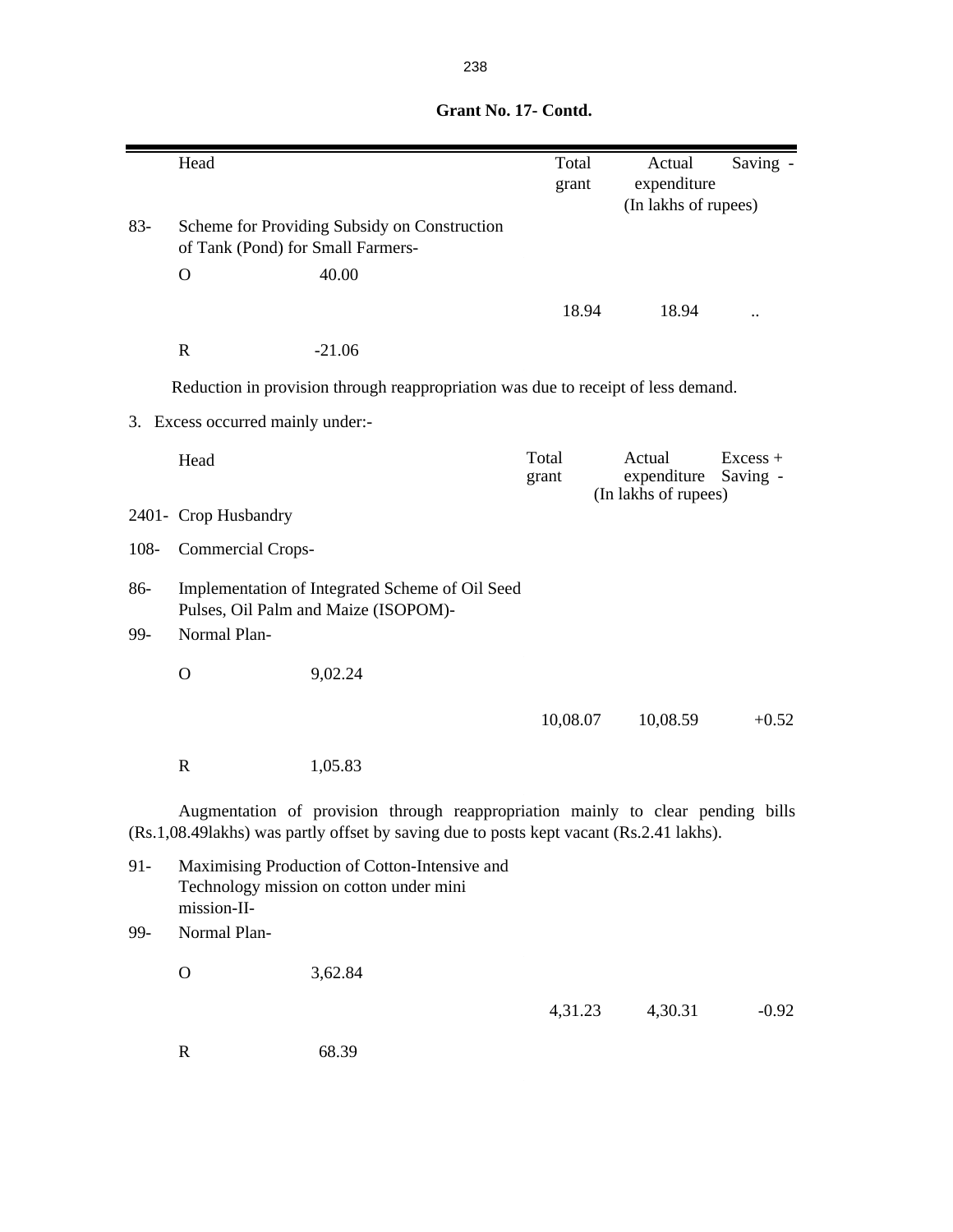**Grant No. 17- Contd.**

| | Head | | Total grant | Actual expenditure | Saving - |
|---|---|---|---|---|---|
| | | | | (In lakhs of rupees) | |
| 83- | Scheme for Providing Subsidy on Construction of Tank (Pond) for Small Farmers- | | | | |
| | O | 40.00 | | | |
| | | | 18.94 | 18.94 | .. |
| | R | -21.06 | | | |

Reduction in provision through reappropriation was due to receipt of less demand.

3. Excess occurred mainly under:-

| | Head | | Total grant | Actual expenditure | Excess + Saving - |
|---|---|---|---|---|---|
| | | | | (In lakhs of rupees) | |
| 2401- | Crop Husbandry | | | | |
| 108- | Commercial Crops- | | | | |
| 86- | Implementation of Integrated Scheme of Oil Seed Pulses, Oil Palm and Maize (ISOPOM)- | | | | |
| 99- | Normal Plan- | | | | |
| | O | 9,02.24 | | | |
| | | | 10,08.07 | 10,08.59 | +0.52 |
| | R | 1,05.83 | | | |

Augmentation of provision through reappropriation mainly to clear pending bills (Rs.1,08.49lakhs) was partly offset by saving due to posts kept vacant (Rs.2.41 lakhs).

| | Head | | Total grant | Actual expenditure | Excess + Saving - |
|---|---|---|---|---|---|
| 91- | Maximising Production of Cotton-Intensive and Technology mission on cotton under mini mission-II- | | | | |
| 99- | Normal Plan- | | | | |
| | O | 3,62.84 | | | |
| | | | 4,31.23 | 4,30.31 | -0.92 |
| | R | 68.39 | | | |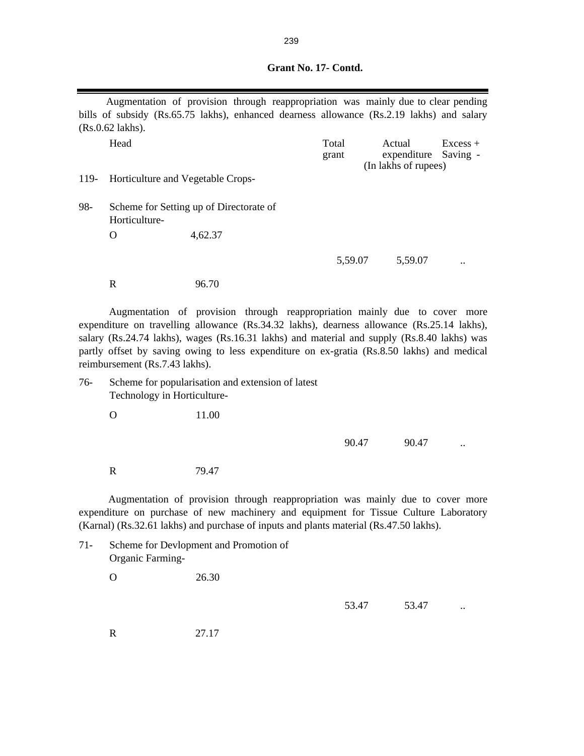**Grant No. 17- Contd.**

Augmentation of provision through reappropriation was mainly due to clear pending bills of subsidy (Rs.65.75 lakhs), enhanced dearness allowance (Rs.2.19 lakhs) and salary (Rs.0.62 lakhs).

| | Head | | Total grant | Actual expenditure | Excess + Saving - |
|---|---|---|---|---|---|
| | | | (In lakhs of rupees) | | |
| 119- | Horticulture and Vegetable Crops- | | | | |
| 98- | Scheme for Setting up of Directorate of Horticulture- | | | | |
| | O | 4,62.37 | | | |
| | | | 5,59.07 | 5,59.07 | .. |
| | R | 96.70 | | | |

Augmentation of provision through reappropriation mainly due to cover more expenditure on travelling allowance (Rs.34.32 lakhs), dearness allowance (Rs.25.14 lakhs), salary (Rs.24.74 lakhs), wages (Rs.16.31 lakhs) and material and supply (Rs.8.40 lakhs) was partly offset by saving owing to less expenditure on ex-gratia (Rs.8.50 lakhs) and medical reimbursement (Rs.7.43 lakhs).

| | | | | | |
|---|---|---|---|---|---|
| 76- | Scheme for popularisation and extension of latest Technology in Horticulture- | | | | |
| | O | 11.00 | | | |
| | | | 90.47 | 90.47 | .. |
| | R | 79.47 | | | |

Augmentation of provision through reappropriation was mainly due to cover more expenditure on purchase of new machinery and equipment for Tissue Culture Laboratory (Karnal) (Rs.32.61 lakhs) and purchase of inputs and plants material (Rs.47.50 lakhs).

| | | | | | |
|---|---|---|---|---|---|
| 71- | Scheme for Devlopment and Promotion of Organic Farming- | | | | |
| | O | 26.30 | | | |
| | | | 53.47 | 53.47 | .. |
| | R | 27.17 | | | |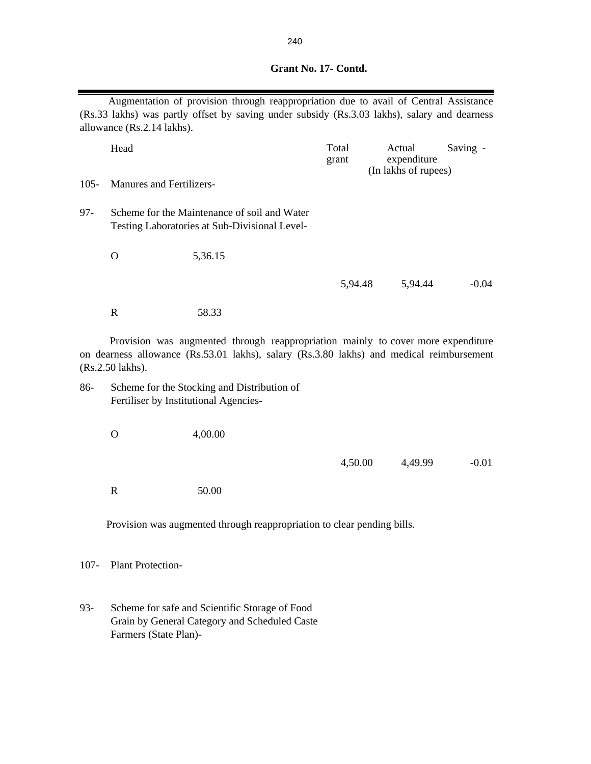**Grant No. 17- Contd.**

Augmentation of provision through reappropriation due to avail of Central Assistance (Rs.33 lakhs) was partly offset by saving under subsidy (Rs.3.03 lakhs), salary and dearness allowance (Rs.2.14 lakhs).

| | Head | | Total grant | Actual expenditure | Saving - |
|---|---|---|---|---|---|
| | | | | (In lakhs of rupees) | |
| 105- | Manures and Fertilizers- | | | | |
| 97- | Scheme for the Maintenance of soil and Water Testing Laboratories at Sub-Divisional Level- | | | | |
| | O | 5,36.15 | | | |
| | | | 5,94.48 | 5,94.44 | -0.04 |
| | R | 58.33 | | | |

Provision was augmented through reappropriation mainly to cover more expenditure on dearness allowance (Rs.53.01 lakhs), salary (Rs.3.80 lakhs) and medical reimbursement (Rs.2.50 lakhs).

| | Head | | Total grant | Actual expenditure | Saving - |
|---|---|---|---|---|---|
| 86- | Scheme for the Stocking and Distribution of Fertiliser by Institutional Agencies- | | | | |
| | O | 4,00.00 | | | |
| | | | 4,50.00 | 4,49.99 | -0.01 |
| | R | 50.00 | | | |

Provision was augmented through reappropriation to clear pending bills.

107- Plant Protection-

93- Scheme for safe and Scientific Storage of Food Grain by General Category and Scheduled Caste Farmers (State Plan)-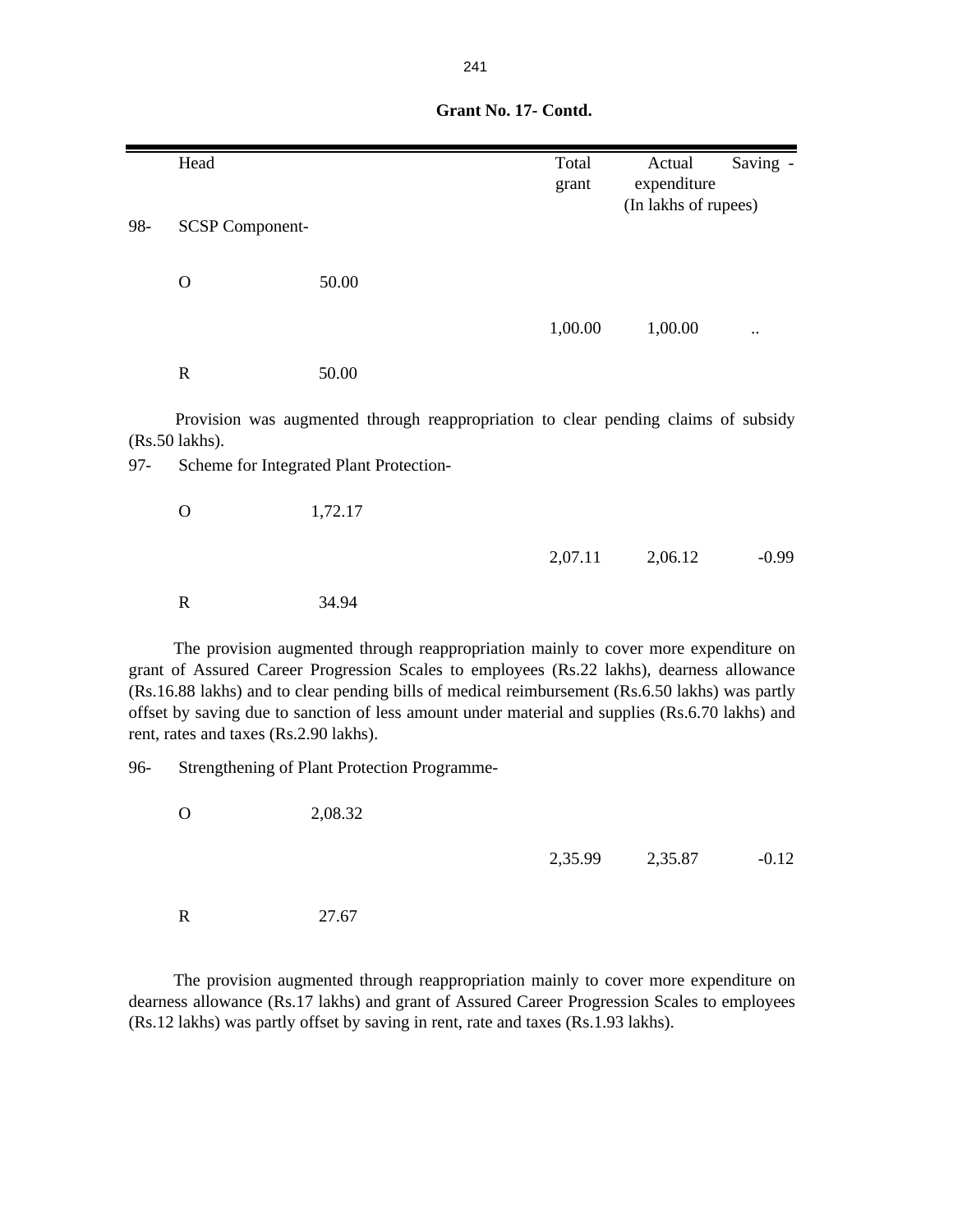**Grant No. 17- Contd.**

| | Head | | Total grant | Actual expenditure | Saving - |
|---|---|---|---|---|---|
| | | | | (In lakhs of rupees) | |
| 98- | SCSP Component- | | | | |
| | O | 50.00 | | | |
| | | | 1,00.00 | 1,00.00 | .. |
| | R | 50.00 | | | |

Provision was augmented through reappropriation to clear pending claims of subsidy (Rs.50 lakhs).

| | Head | | Total grant | Actual expenditure | Saving - |
|---|---|---|---|---|---|
| 97- | Scheme for Integrated Plant Protection- | | | | |
| | O | 1,72.17 | | | |
| | | | 2,07.11 | 2,06.12 | -0.99 |
| | R | 34.94 | | | |

The provision augmented through reappropriation mainly to cover more expenditure on grant of Assured Career Progression Scales to employees (Rs.22 lakhs), dearness allowance (Rs.16.88 lakhs) and to clear pending bills of medical reimbursement (Rs.6.50 lakhs) was partly offset by saving due to sanction of less amount under material and supplies (Rs.6.70 lakhs) and rent, rates and taxes (Rs.2.90 lakhs).

| | Head | | Total grant | Actual expenditure | Saving - |
|---|---|---|---|---|---|
| 96- | Strengthening of Plant Protection Programme- | | | | |
| | O | 2,08.32 | | | |
| | | | 2,35.99 | 2,35.87 | -0.12 |
| | R | 27.67 | | | |

The provision augmented through reappropriation mainly to cover more expenditure on dearness allowance (Rs.17 lakhs) and grant of Assured Career Progression Scales to employees (Rs.12 lakhs) was partly offset by saving in rent, rate and taxes (Rs.1.93 lakhs).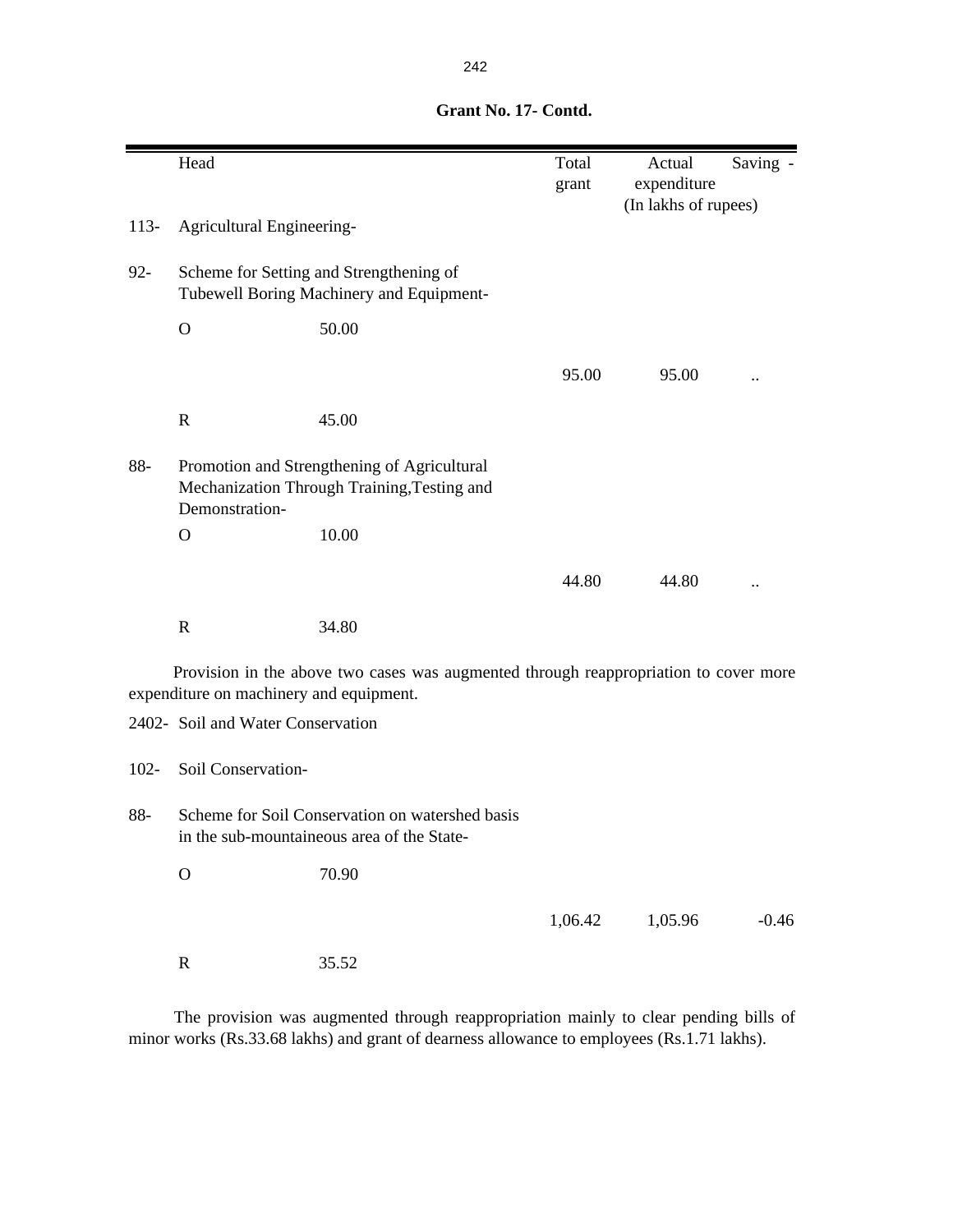**Grant No. 17- Contd.**

| | Head | | Total grant | Actual expenditure | Saving - |
|---|---|---|---|---|---|
| | | | | (In lakhs of rupees) | |
| 113- | Agricultural Engineering- | | | | |
| 92- | Scheme for Setting and Strengthening of Tubewell Boring Machinery and Equipment- | | | | |
| | O | 50.00 | | | |
| | | | 95.00 | 95.00 | .. |
| | R | 45.00 | | | |
| 88- | Promotion and Strengthening of Agricultural Mechanization Through Training,Testing and Demonstration- | | | | |
| | O | 10.00 | | | |
| | | | 44.80 | 44.80 | .. |
| | R | 34.80 | | | |

Provision in the above two cases was augmented through reappropriation to cover more expenditure on machinery and equipment.

| | Head | | Total grant | Actual expenditure | Saving - |
|---|---|---|---|---|---|
| 2402- | Soil and Water Conservation | | | | |
| 102- | Soil Conservation- | | | | |
| 88- | Scheme for Soil Conservation on watershed basis in the sub-mountaineous area of the State- | | | | |
| | O | 70.90 | | | |
| | | | 1,06.42 | 1,05.96 | -0.46 |
| | R | 35.52 | | | |

The provision was augmented through reappropriation mainly to clear pending bills of minor works (Rs.33.68 lakhs) and grant of dearness allowance to employees (Rs.1.71 lakhs).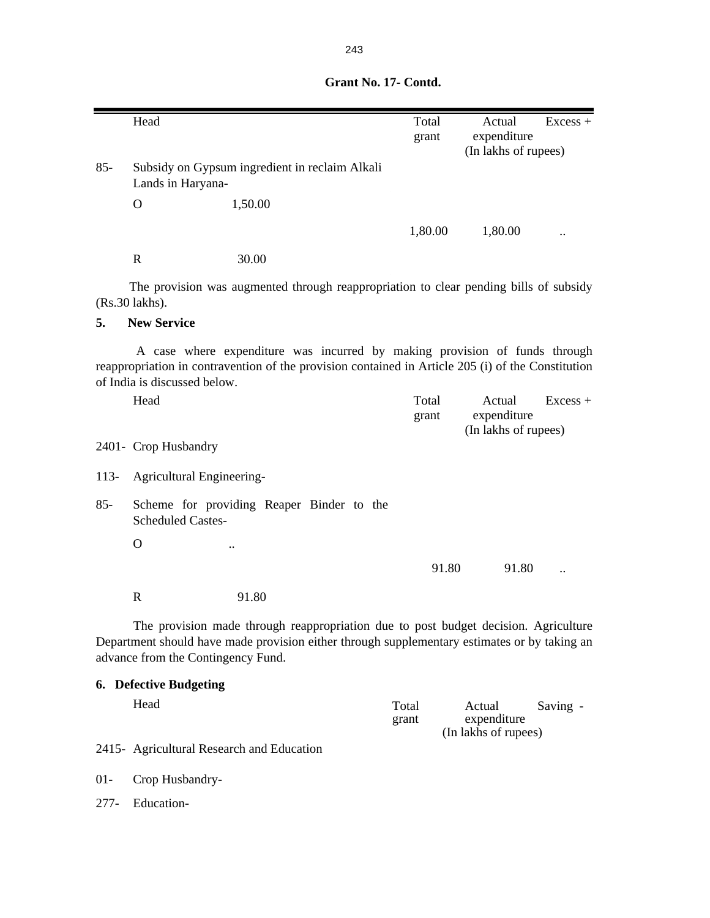**Grant No. 17- Contd.**

| | Head | | Total grant | Actual expenditure | Excess + |
|---|---|---|---|---|---|
| | | | | (In lakhs of rupees) | |
| 85- | Subsidy on Gypsum ingredient in reclaim Alkali Lands in Haryana- | | | | |
| | O | 1,50.00 | | | |
| | | | 1,80.00 | 1,80.00 | .. |
| | R | 30.00 | | | |

The provision was augmented through reappropriation to clear pending bills of subsidy (Rs.30 lakhs).

**5. New Service**

A case where expenditure was incurred by making provision of funds through reappropriation in contravention of the provision contained in Article 205 (i) of the Constitution of India is discussed below.

| | Head | | Total grant | Actual expenditure | Excess + |
|---|---|---|---|---|---|
| | | | | (In lakhs of rupees) | |
| 2401- | Crop Husbandry | | | | |
| 113- | Agricultural Engineering- | | | | |
| 85- | Scheme for providing Reaper Binder to the Scheduled Castes- | | | | |
| | O | .. | | | |
| | | | 91.80 | 91.80 | .. |
| | R | 91.80 | | | |

The provision made through reappropriation due to post budget decision. Agriculture Department should have made provision either through supplementary estimates or by taking an advance from the Contingency Fund.

**6. Defective Budgeting**

| | Head | Total grant | Actual expenditure | Saving - |
|---|---|---|---|---|
| | | | (In lakhs of rupees) | |
| 2415- | Agricultural Research and Education | | | |
| 01- | Crop Husbandry- | | | |
| 277- | Education- | | | |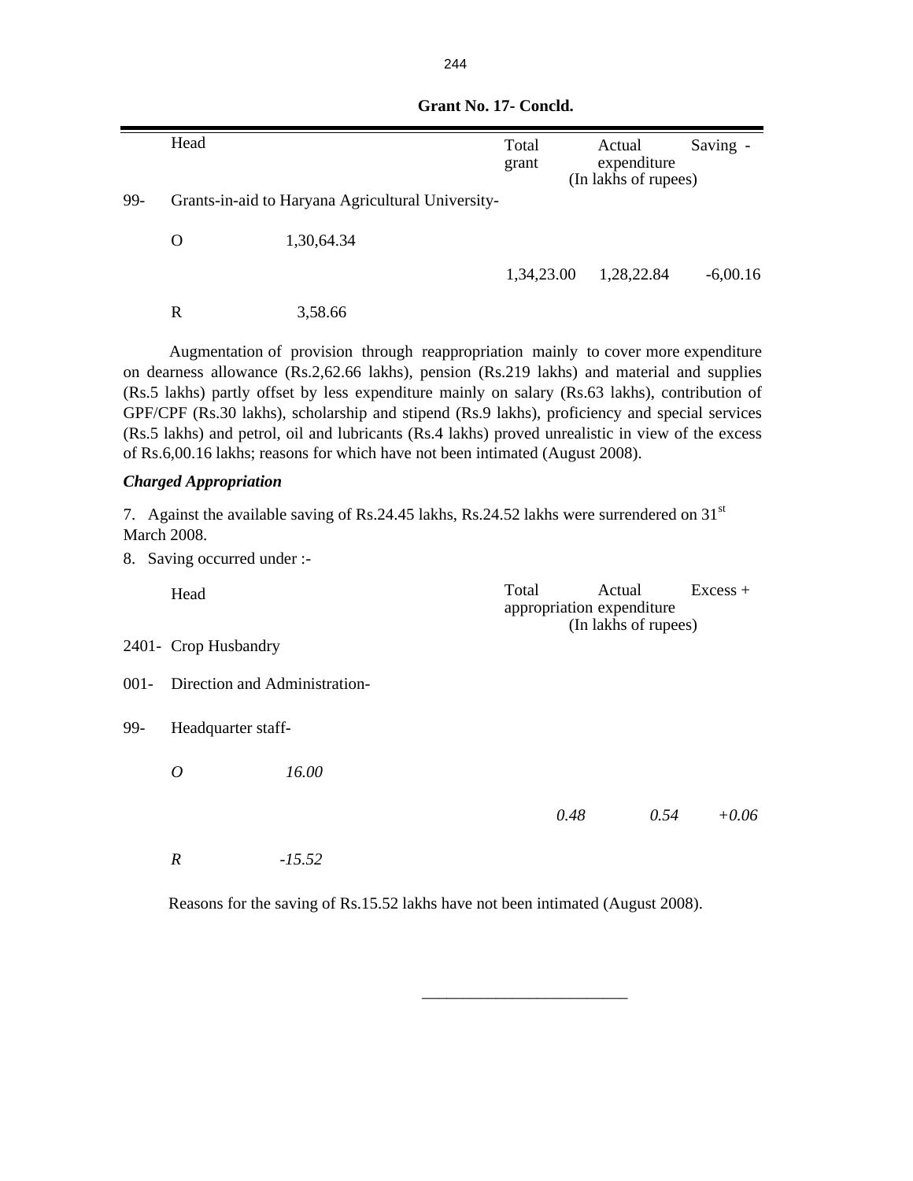**Grant No. 17- Concld.**

| | Head | | Total grant | Actual expenditure | Saving - |
|---|---|---|---|---|---|
| | | | | (In lakhs of rupees) | |
| 99- | Grants-in-aid to Haryana Agricultural University- | | | | |
| | O | 1,30,64.34 | | | |
| | | | 1,34,23.00 | 1,28,22.84 | -6,00.16 |
| | R | 3,58.66 | | | |

Augmentation of provision through reappropriation mainly to cover more expenditure on dearness allowance (Rs.2,62.66 lakhs), pension (Rs.219 lakhs) and material and supplies (Rs.5 lakhs) partly offset by less expenditure mainly on salary (Rs.63 lakhs), contribution of GPF/CPF (Rs.30 lakhs), scholarship and stipend (Rs.9 lakhs), proficiency and special services (Rs.5 lakhs) and petrol, oil and lubricants (Rs.4 lakhs) proved unrealistic in view of the excess of Rs.6,00.16 lakhs; reasons for which have not been intimated (August 2008).

***Charged Appropriation***

7. Against the available saving of Rs.24.45 lakhs, Rs.24.52 lakhs were surrendered on 31st March 2008.

8. Saving occurred under :-

| | Head | | Total appropriation | Actual expenditure | Excess + |
|---|---|---|---|---|---|
| | | | | (In lakhs of rupees) | |
| 2401- | Crop Husbandry | | | | |
| 001- | Direction and Administration- | | | | |
| 99- | Headquarter staff- | | | | |
| | *O* | *16.00* | | | |
| | | | *0.48* | *0.54* | *+0.06* |
| | *R* | *-15.52* | | | |

Reasons for the saving of Rs.15.52 lakhs have not been intimated (August 2008).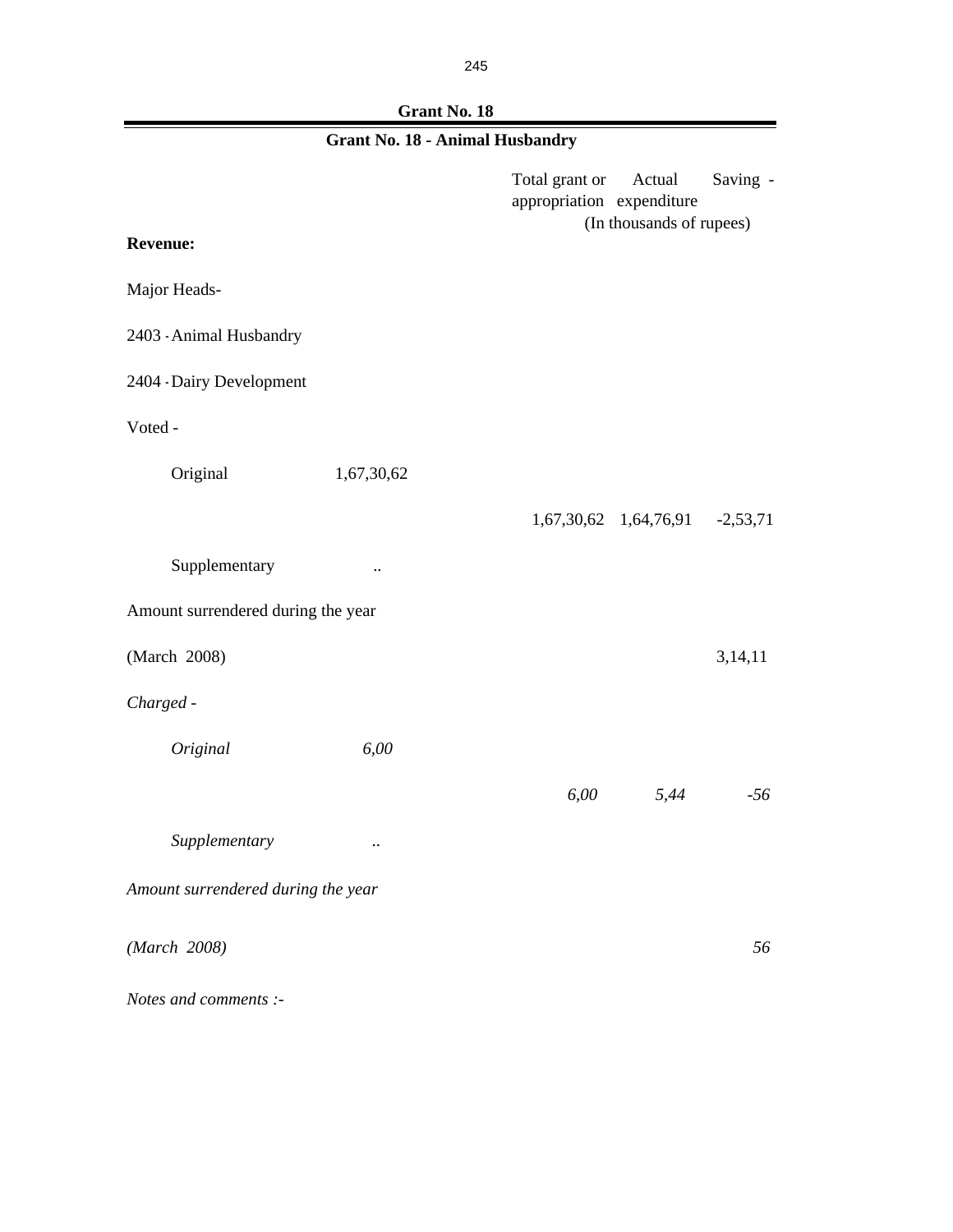## Grant No. 18

### Grant No. 18 - Animal Husbandry

| | | Total grant or appropriation | Actual expenditure | Saving - |
|---|---|---|---|---|
| | | (In thousands of rupees) | | |
| **Revenue:** | | | | |
| Major Heads- | | | | |
| 2403 - Animal Husbandry | | | | |
| 2404 - Dairy Development | | | | |
| Voted - | | | | |
| Original | 1,67,30,62 | | | |
| | | 1,67,30,62 | 1,64,76,91 | -2,53,71 |
| Supplementary | .. | | | |
| Amount surrendered during the year | | | | |
| (March 2008) | | | | 3,14,11 |
| *Charged -* | | | | |
| *Original* | *6,00* | | | |
| | | *6,00* | *5,44* | *-56* |
| *Supplementary* | *..* | | | |
| *Amount surrendered during the year* | | | | |
| *(March 2008)* | | | | *56* |

*Notes and comments :-*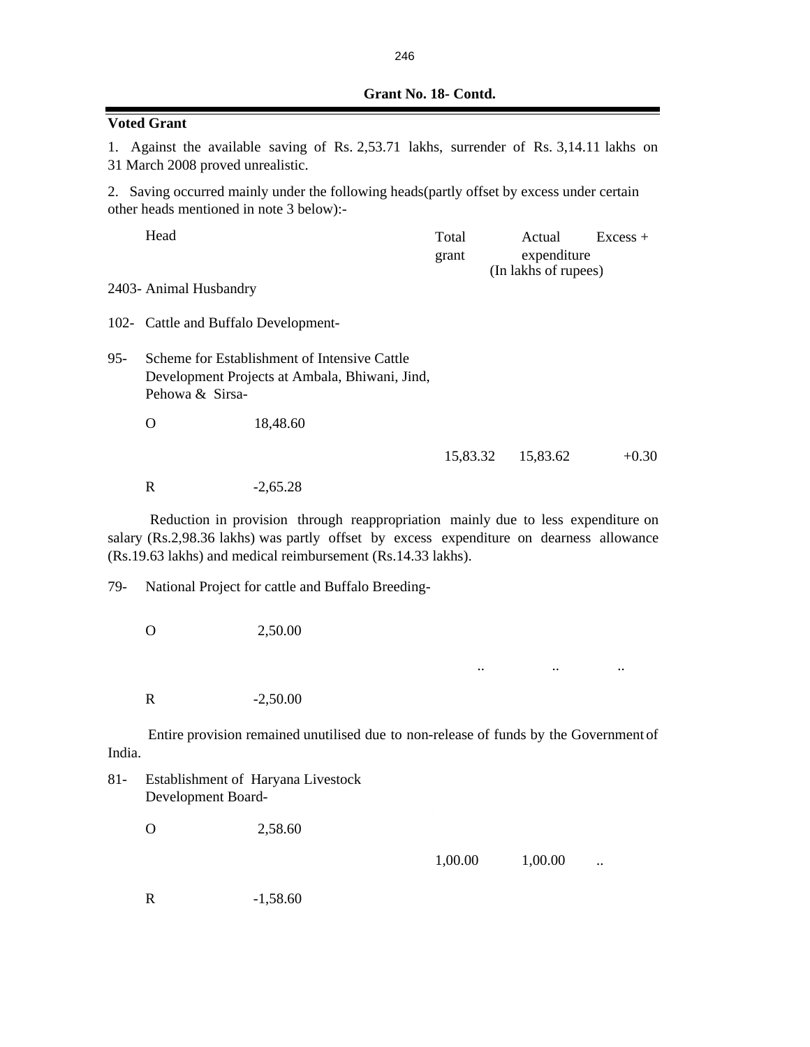**Grant No. 18- Contd.**

**Voted Grant**

1. Against the available saving of Rs. 2,53.71 lakhs, surrender of Rs. 3,14.11 lakhs on 31 March 2008 proved unrealistic.

2. Saving occurred mainly under the following heads(partly offset by excess under certain other heads mentioned in note 3 below):-

| Head | | Total grant | Actual expenditure | Excess + |
|---|---|---|---|---|
| | | (In lakhs of rupees) | | |
| 2403- Animal Husbandry | | | | |
| 102- Cattle and Buffalo Development- | | | | |
| 95- Scheme for Establishment of Intensive Cattle Development Projects at Ambala, Bhiwani, Jind, Pehowa & Sirsa- | | | | |
| O | 18,48.60 | | | |
| | | 15,83.32 | 15,83.62 | +0.30 |
| R | -2,65.28 | | | |

Reduction in provision through reappropriation mainly due to less expenditure on salary (Rs.2,98.36 lakhs) was partly offset by excess expenditure on dearness allowance (Rs.19.63 lakhs) and medical reimbursement (Rs.14.33 lakhs).

| Head | | Total grant | Actual expenditure | Excess + |
|---|---|---|---|---|
| 79- National Project for cattle and Buffalo Breeding- | | | | |
| O | 2,50.00 | | | |
| | | .. | .. | .. |
| R | -2,50.00 | | | |

Entire provision remained unutilised due to non-release of funds by the Government of India.

| Head | | Total grant | Actual expenditure | Excess + |
|---|---|---|---|---|
| 81- Establishment of Haryana Livestock Development Board- | | | | |
| O | 2,58.60 | | | |
| | | 1,00.00 | 1,00.00 | .. |
| R | -1,58.60 | | | |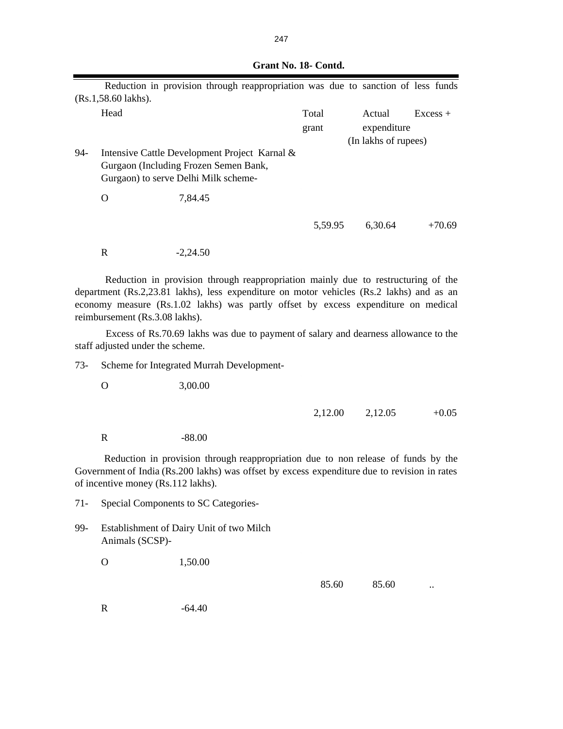**Grant No. 18- Contd.**

Reduction in provision through reappropriation was due to sanction of less funds (Rs.1,58.60 lakhs).

| | Head | | Total grant | Actual expenditure | Excess + |
|---|---|---|---|---|---|
| | | | (In lakhs of rupees) | | |
| 94- | Intensive Cattle Development Project Karnal & Gurgaon (Including Frozen Semen Bank, Gurgaon) to serve Delhi Milk scheme- | | | | |
| | O | 7,84.45 | | | |
| | | | 5,59.95 | 6,30.64 | +70.69 |
| | R | -2,24.50 | | | |

Reduction in provision through reappropriation mainly due to restructuring of the department (Rs.2,23.81 lakhs), less expenditure on motor vehicles (Rs.2 lakhs) and as an economy measure (Rs.1.02 lakhs) was partly offset by excess expenditure on medical reimbursement (Rs.3.08 lakhs).

Excess of Rs.70.69 lakhs was due to payment of salary and dearness allowance to the staff adjusted under the scheme.

| | Head | | Total grant | Actual expenditure | Excess + |
|---|---|---|---|---|---|
| 73- | Scheme for Integrated Murrah Development- | | | | |
| | O | 3,00.00 | | | |
| | | | 2,12.00 | 2,12.05 | +0.05 |
| | R | -88.00 | | | |

Reduction in provision through reappropriation due to non release of funds by the Government of India (Rs.200 lakhs) was offset by excess expenditure due to revision in rates of incentive money (Rs.112 lakhs).

| | Head | | Total grant | Actual expenditure | Excess + |
|---|---|---|---|---|---|
| 71- | Special Components to SC Categories- | | | | |
| 99- | Establishment of Dairy Unit of two Milch Animals (SCSP)- | | | | |
| | O | 1,50.00 | | | |
| | | | 85.60 | 85.60 | .. |
| | R | -64.40 | | | |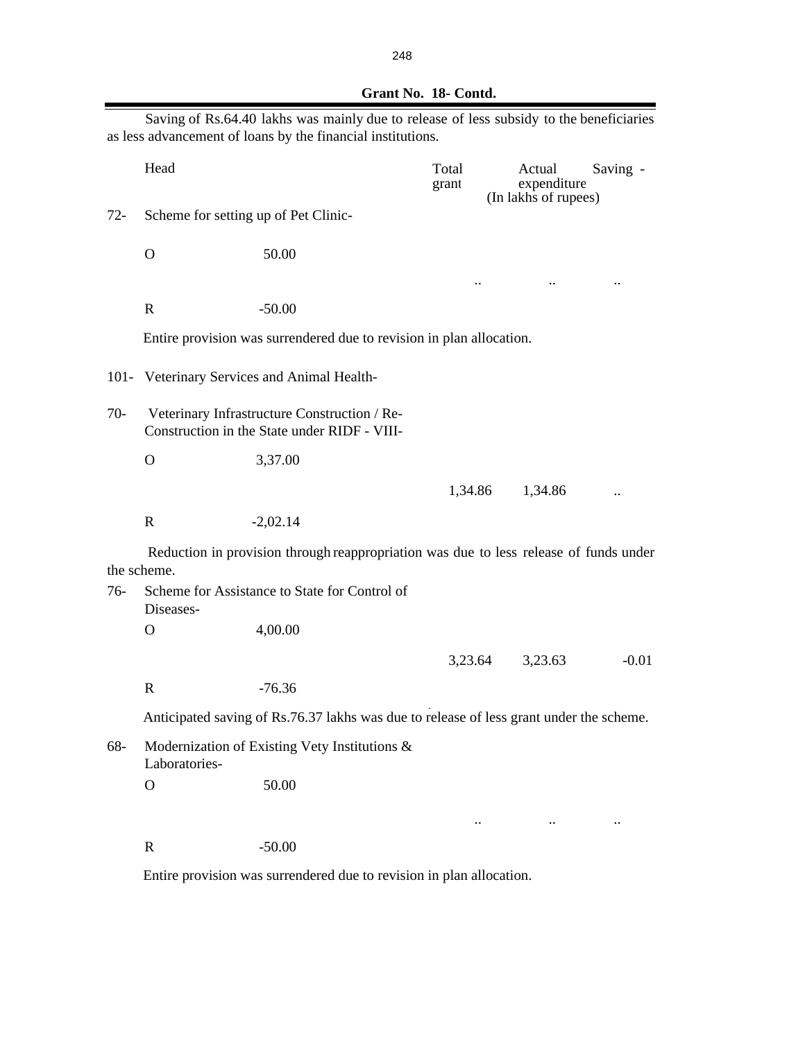**Grant No. 18- Contd.**

Saving of Rs.64.40 lakhs was mainly due to release of less subsidy to the beneficiaries as less advancement of loans by the financial institutions.

| | Head | | Total grant | Actual expenditure | Saving - |
|---|---|---|---|---|---|
| | | | | (In lakhs of rupees) | |
| 72- | Scheme for setting up of Pet Clinic- | | | | |
| | O | 50.00 | | | |
| | | | .. | .. | .. |
| | R | -50.00 | | | |

Entire provision was surrendered due to revision in plan allocation.

101- Veterinary Services and Animal Health-

| | Head | | Total grant | Actual expenditure | Saving - |
|---|---|---|---|---|---|
| 70- | Veterinary Infrastructure Construction / Re-Construction in the State under RIDF - VIII- | | | | |
| | O | 3,37.00 | | | |
| | | | 1,34.86 | 1,34.86 | .. |
| | R | -2,02.14 | | | |

Reduction in provision through reappropriation was due to less release of funds under the scheme.

| | Head | | Total grant | Actual expenditure | Saving - |
|---|---|---|---|---|---|
| 76- | Scheme for Assistance to State for Control of Diseases- | | | | |
| | O | 4,00.00 | | | |
| | | | 3,23.64 | 3,23.63 | -0.01 |
| | R | -76.36 | | | |

Anticipated saving of Rs.76.37 lakhs was due to release of less grant under the scheme.

| | Head | | Total grant | Actual expenditure | Saving - |
|---|---|---|---|---|---|
| 68- | Modernization of Existing Vety Institutions & Laboratories- | | | | |
| | O | 50.00 | | | |
| | | | .. | .. | .. |
| | R | -50.00 | | | |

Entire provision was surrendered due to revision in plan allocation.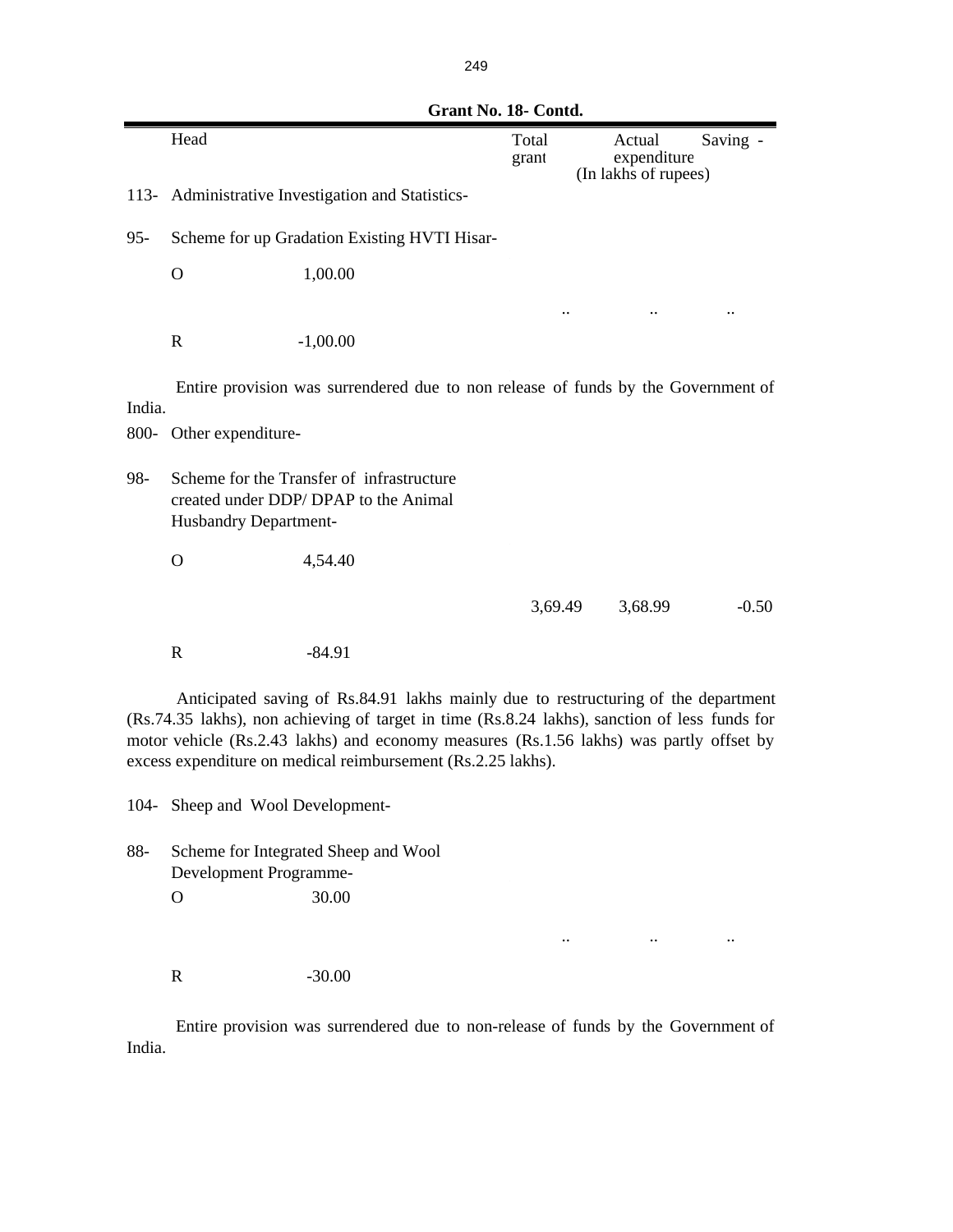**Grant No. 18- Contd.**

| | Head | | Total grant | Actual expenditure | Saving - |
|---|---|---|---|---|---|
| | | | (In lakhs of rupees) | | |
| 113- | Administrative Investigation and Statistics- | | | | |
| 95- | Scheme for up Gradation Existing HVTI Hisar- | | | | |
| | O | 1,00.00 | | | |
| | | | .. | .. | .. |
| | R | -1,00.00 | | | |

Entire provision was surrendered due to non release of funds by the Government of India.

| | Head | | Total grant | Actual expenditure | Saving - |
|---|---|---|---|---|---|
| 800- | Other expenditure- | | | | |
| 98- | Scheme for the Transfer of infrastructure created under DDP/ DPAP to the Animal Husbandry Department- | | | | |
| | O | 4,54.40 | | | |
| | | | 3,69.49 | 3,68.99 | -0.50 |
| | R | -84.91 | | | |

Anticipated saving of Rs.84.91 lakhs mainly due to restructuring of the department (Rs.74.35 lakhs), non achieving of target in time (Rs.8.24 lakhs), sanction of less funds for motor vehicle (Rs.2.43 lakhs) and economy measures (Rs.1.56 lakhs) was partly offset by excess expenditure on medical reimbursement (Rs.2.25 lakhs).

| | Head | | Total grant | Actual expenditure | Saving - |
|---|---|---|---|---|---|
| 104- | Sheep and Wool Development- | | | | |
| 88- | Scheme for Integrated Sheep and Wool Development Programme- | | | | |
| | O | 30.00 | | | |
| | | | .. | .. | .. |
| | R | -30.00 | | | |

Entire provision was surrendered due to non-release of funds by the Government of India.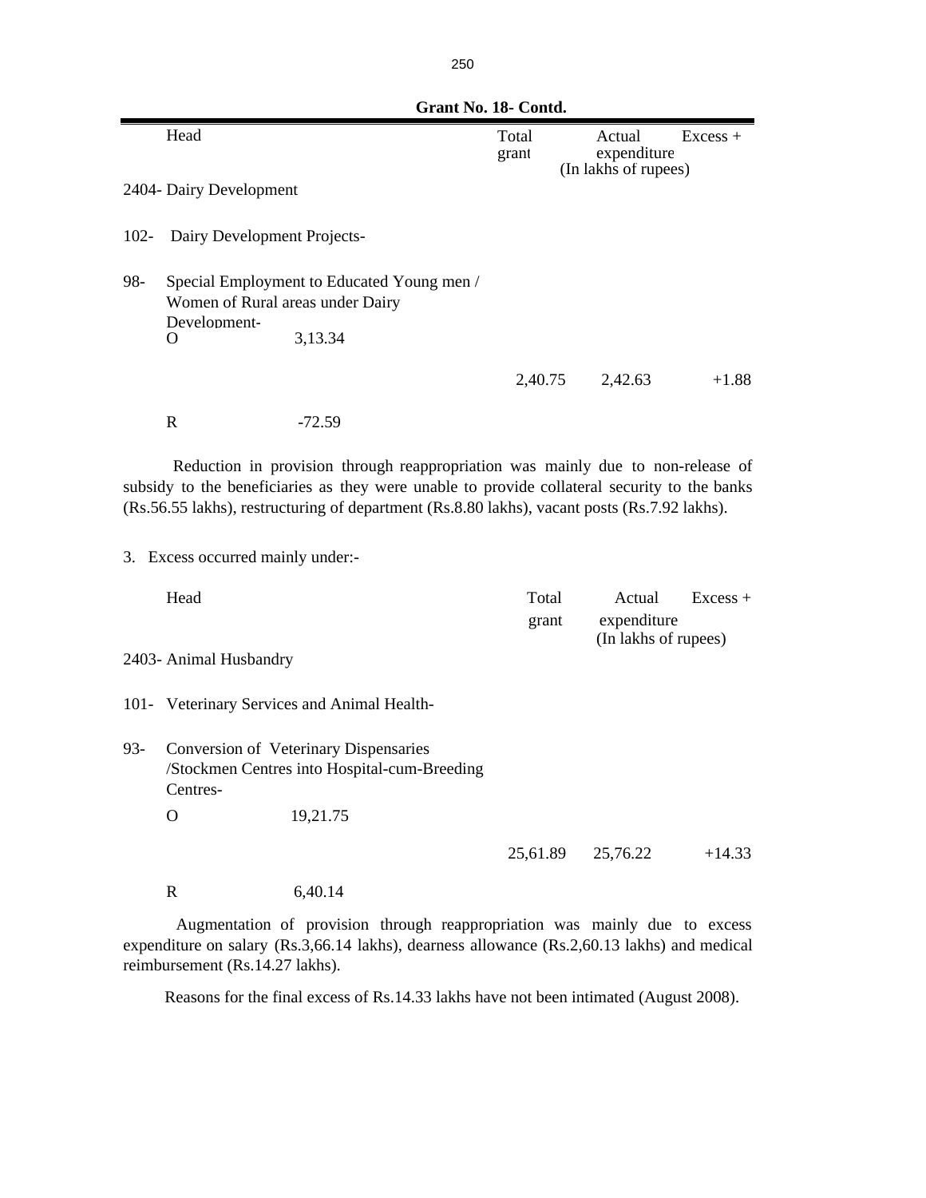**Grant No. 18- Contd.**

| Head | | Total grant | Actual expenditure | Excess + |
|---|---|---|---|---|
| | | | (In lakhs of rupees) | |
| 2404- Dairy Development | | | | |
| 102- Dairy Development Projects- | | | | |
| 98- Special Employment to Educated Young men / Women of Rural areas under Dairy Development- | | | | |
| O | 3,13.34 | | | |
| | | 2,40.75 | 2,42.63 | +1.88 |
| R | -72.59 | | | |

Reduction in provision through reappropriation was mainly due to non-release of subsidy to the beneficiaries as they were unable to provide collateral security to the banks (Rs.56.55 lakhs), restructuring of department (Rs.8.80 lakhs), vacant posts (Rs.7.92 lakhs).

3. Excess occurred mainly under:-

| Head | | Total grant | Actual expenditure | Excess + |
|---|---|---|---|---|
| | | | (In lakhs of rupees) | |
| 2403- Animal Husbandry | | | | |
| 101- Veterinary Services and Animal Health- | | | | |
| 93- Conversion of Veterinary Dispensaries /Stockmen Centres into Hospital-cum-Breeding Centres- | | | | |
| O | 19,21.75 | | | |
| | | 25,61.89 | 25,76.22 | +14.33 |
| R | 6,40.14 | | | |

Augmentation of provision through reappropriation was mainly due to excess expenditure on salary (Rs.3,66.14 lakhs), dearness allowance (Rs.2,60.13 lakhs) and medical reimbursement (Rs.14.27 lakhs).

Reasons for the final excess of Rs.14.33 lakhs have not been intimated (August 2008).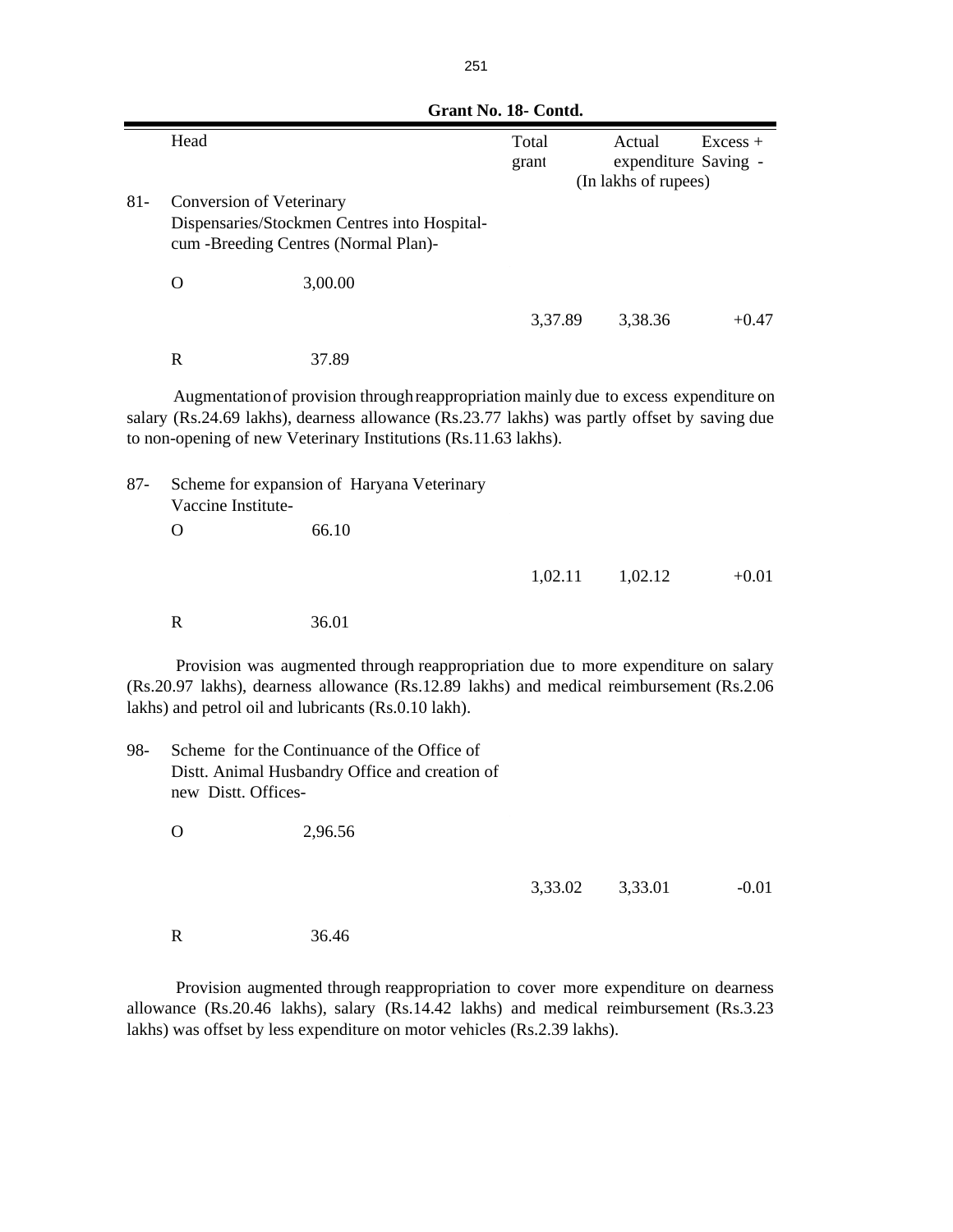**Grant No. 18- Contd.**

| | Head | | Total grant | Actual expenditure | Excess + Saving - |
|---|---|---|---|---|---|
| | | | (In lakhs of rupees) | | |
| 81- | Conversion of Veterinary Dispensaries/Stockmen Centres into Hospital-cum -Breeding Centres (Normal Plan)- | | | | |
| | O | 3,00.00 | | | |
| | | | 3,37.89 | 3,38.36 | +0.47 |
| | R | 37.89 | | | |

Augmentation of provision through reappropriation mainly due to excess expenditure on salary (Rs.24.69 lakhs), dearness allowance (Rs.23.77 lakhs) was partly offset by saving due to non-opening of new Veterinary Institutions (Rs.11.63 lakhs).

| | Head | | Total grant | Actual expenditure | Excess + Saving - |
|---|---|---|---|---|---|
| 87- | Scheme for expansion of Haryana Veterinary Vaccine Institute- | | | | |
| | O | 66.10 | | | |
| | | | 1,02.11 | 1,02.12 | +0.01 |
| | R | 36.01 | | | |

Provision was augmented through reappropriation due to more expenditure on salary (Rs.20.97 lakhs), dearness allowance (Rs.12.89 lakhs) and medical reimbursement (Rs.2.06 lakhs) and petrol oil and lubricants (Rs.0.10 lakh).

| | Head | | Total grant | Actual expenditure | Excess + Saving - |
|---|---|---|---|---|---|
| 98- | Scheme for the Continuance of the Office of Distt. Animal Husbandry Office and creation of new Distt. Offices- | | | | |
| | O | 2,96.56 | | | |
| | | | 3,33.02 | 3,33.01 | -0.01 |
| | R | 36.46 | | | |

Provision augmented through reappropriation to cover more expenditure on dearness allowance (Rs.20.46 lakhs), salary (Rs.14.42 lakhs) and medical reimbursement (Rs.3.23 lakhs) was offset by less expenditure on motor vehicles (Rs.2.39 lakhs).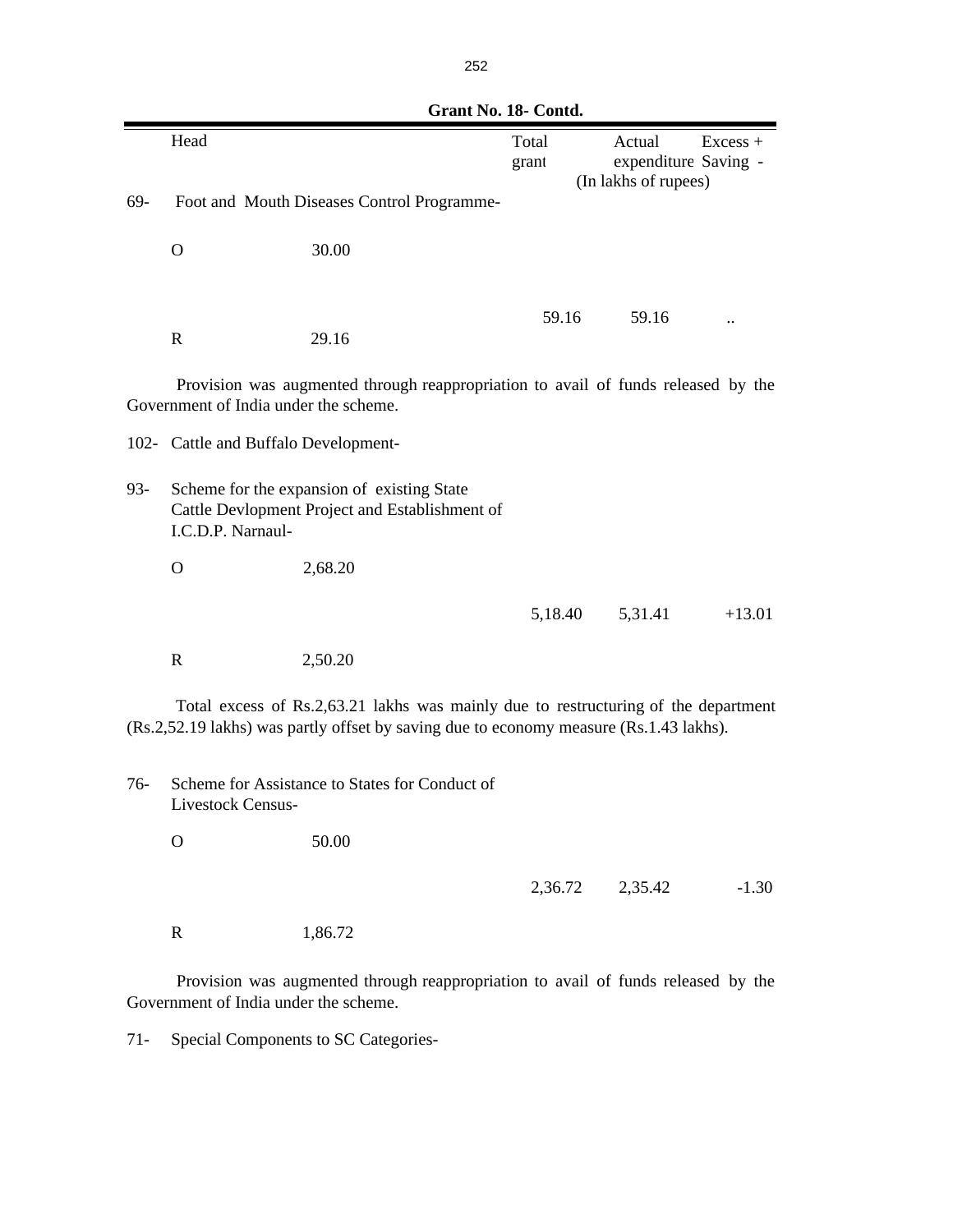**Grant No. 18- Contd.**

| | Head | | Total grant | Actual expenditure | Excess + Saving - |
|---|---|---|---|---|---|
| | | | (In lakhs of rupees) | | |
| 69- | Foot and Mouth Diseases Control Programme- | | | | |
| | O | 30.00 | | | |
| | | | 59.16 | 59.16 | .. |
| | R | 29.16 | | | |

Provision was augmented through reappropriation to avail of funds released by the Government of India under the scheme.

| | Head | | Total grant | Actual expenditure | Excess + Saving - |
|---|---|---|---|---|---|
| 102- | Cattle and Buffalo Development- | | | | |
| 93- | Scheme for the expansion of existing State Cattle Devlopment Project and Establishment of I.C.D.P. Narnaul- | | | | |
| | O | 2,68.20 | | | |
| | | | 5,18.40 | 5,31.41 | +13.01 |
| | R | 2,50.20 | | | |

Total excess of Rs.2,63.21 lakhs was mainly due to restructuring of the department (Rs.2,52.19 lakhs) was partly offset by saving due to economy measure (Rs.1.43 lakhs).

| | Head | | Total grant | Actual expenditure | Excess + Saving - |
|---|---|---|---|---|---|
| 76- | Scheme for Assistance to States for Conduct of Livestock Census- | | | | |
| | O | 50.00 | | | |
| | | | 2,36.72 | 2,35.42 | -1.30 |
| | R | 1,86.72 | | | |

Provision was augmented through reappropriation to avail of funds released by the Government of India under the scheme.

71- Special Components to SC Categories-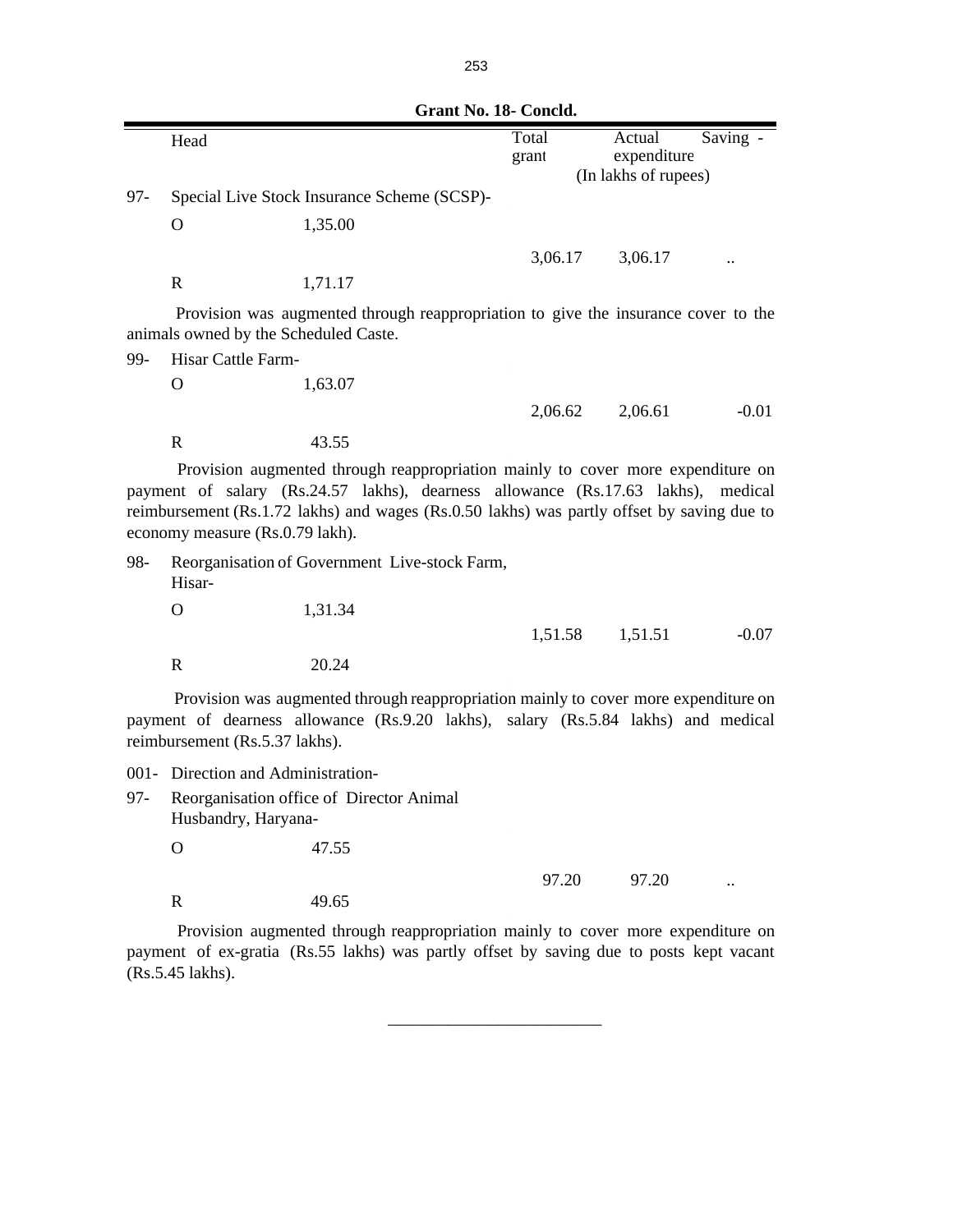**Grant No. 18- Concld.**

| | Head | | Total grant | Actual expenditure | Saving - |
|---|---|---|---|---|---|
| | | | | (In lakhs of rupees) | |
| 97- | Special Live Stock Insurance Scheme (SCSP)- | | | | |
| | O | 1,35.00 | | | |
| | | | 3,06.17 | 3,06.17 | .. |
| | R | 1,71.17 | | | |

Provision was augmented through reappropriation to give the insurance cover to the animals owned by the Scheduled Caste.

| | Head | | Total grant | Actual expenditure | Saving - |
|---|---|---|---|---|---|
| 99- | Hisar Cattle Farm- | | | | |
| | O | 1,63.07 | | | |
| | | | 2,06.62 | 2,06.61 | -0.01 |
| | R | 43.55 | | | |

Provision augmented through reappropriation mainly to cover more expenditure on payment of salary (Rs.24.57 lakhs), dearness allowance (Rs.17.63 lakhs), medical reimbursement (Rs.1.72 lakhs) and wages (Rs.0.50 lakhs) was partly offset by saving due to economy measure (Rs.0.79 lakh).

| | Head | | Total grant | Actual expenditure | Saving - |
|---|---|---|---|---|---|
| 98- | Reorganisation of Government Live-stock Farm, Hisar- | | | | |
| | O | 1,31.34 | | | |
| | | | 1,51.58 | 1,51.51 | -0.07 |
| | R | 20.24 | | | |

Provision was augmented through reappropriation mainly to cover more expenditure on payment of dearness allowance (Rs.9.20 lakhs), salary (Rs.5.84 lakhs) and medical reimbursement (Rs.5.37 lakhs).

| | Head | | Total grant | Actual expenditure | Saving - |
|---|---|---|---|---|---|
| 001- | Direction and Administration- | | | | |
| 97- | Reorganisation office of Director Animal Husbandry, Haryana- | | | | |
| | O | 47.55 | | | |
| | | | 97.20 | 97.20 | .. |
| | R | 49.65 | | | |

Provision augmented through reappropriation mainly to cover more expenditure on payment of ex-gratia (Rs.55 lakhs) was partly offset by saving due to posts kept vacant (Rs.5.45 lakhs).

---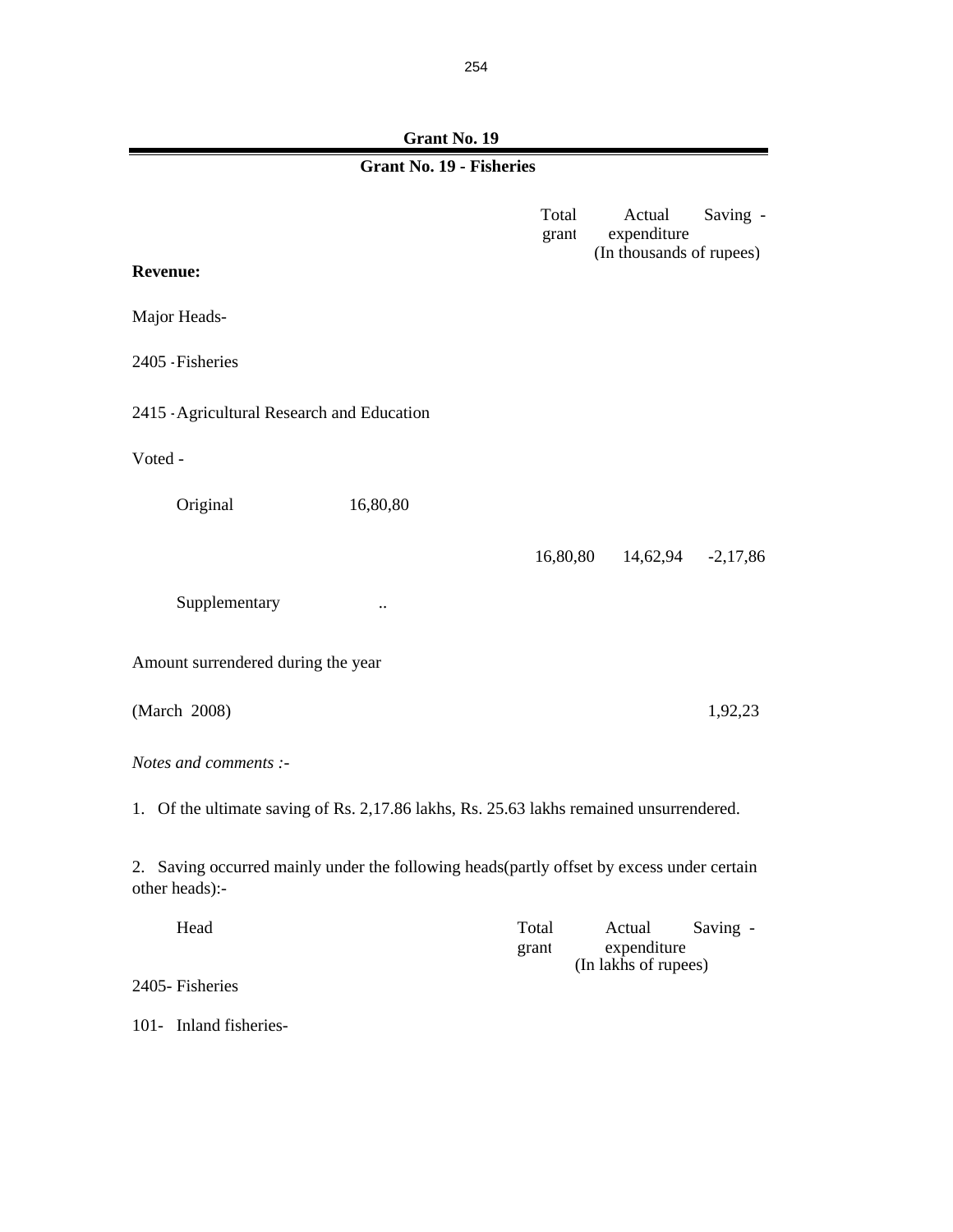## Grant No. 19

### Grant No. 19 - Fisheries

| | | Total grant | Actual expenditure | Saving - |
|---|---|---|---|---|
| | | | (In thousands of rupees) | |
| **Revenue:** | | | | |
| Major Heads- | | | | |
| 2405 - Fisheries | | | | |
| 2415 - Agricultural Research and Education | | | | |
| Voted - | | | | |
| Original | 16,80,80 | | | |
| | | 16,80,80 | 14,62,94 | -2,17,86 |
| Supplementary | .. | | | |
| Amount surrendered during the year | | | | |
| (March 2008) | | | | 1,92,23 |

*Notes and comments :-*

1. Of the ultimate saving of Rs. 2,17.86 lakhs, Rs. 25.63 lakhs remained unsurrendered.

2. Saving occurred mainly under the following heads(partly offset by excess under certain other heads):-

| Head | Total grant | Actual expenditure | Saving - |
|---|---|---|---|
| | | (In lakhs of rupees) | |
| 2405- Fisheries | | | |
| 101- Inland fisheries- | | | |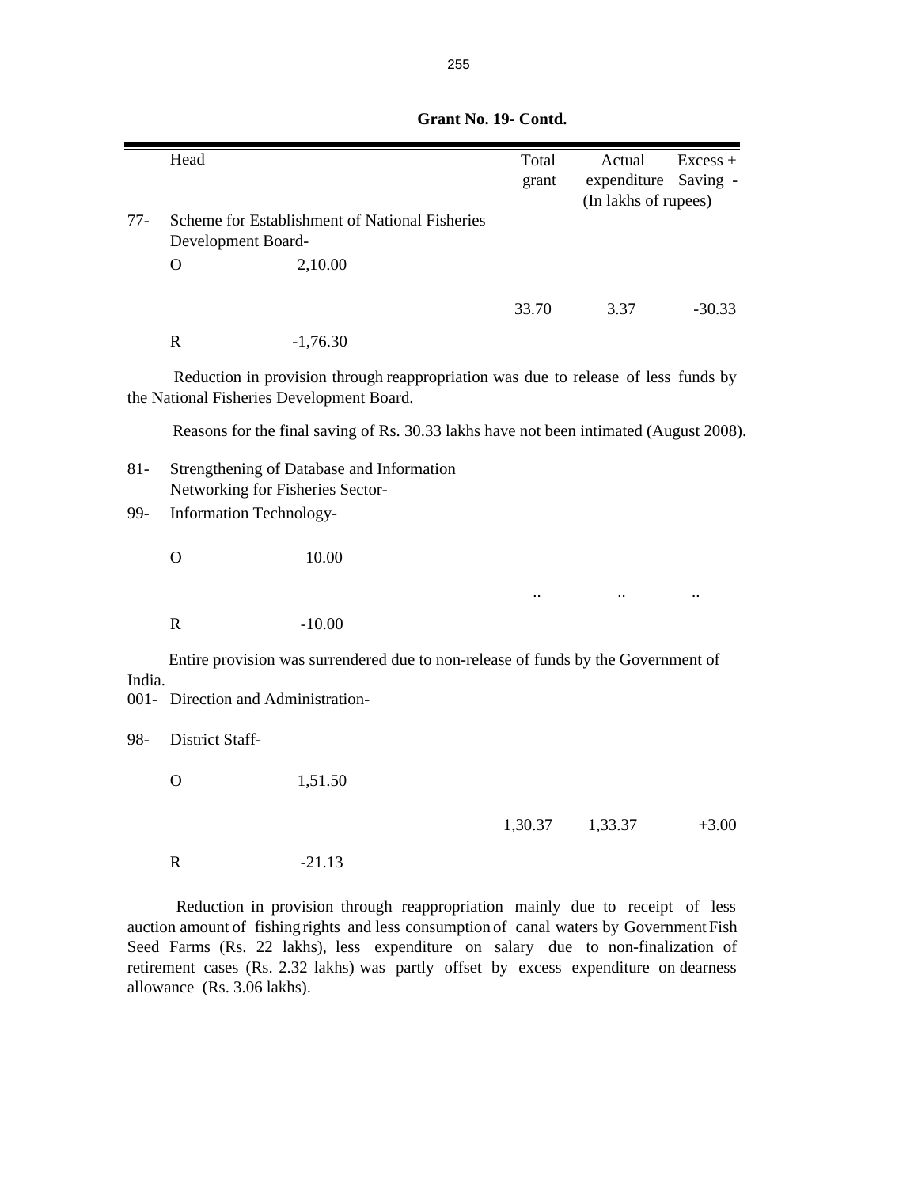**Grant No. 19- Contd.**

| | Head | | Total grant | Actual expenditure | Excess + Saving - |
|---|---|---|---|---|---|
| | | | | (In lakhs of rupees) | |
| 77- | Scheme for Establishment of National Fisheries Development Board- | | | | |
| | O | 2,10.00 | | | |
| | | | 33.70 | 3.37 | -30.33 |
| | R | -1,76.30 | | | |

Reduction in provision through reappropriation was due to release of less funds by the National Fisheries Development Board.

Reasons for the final saving of Rs. 30.33 lakhs have not been intimated (August 2008).

| | Head | | Total grant | Actual expenditure | Excess + Saving - |
|---|---|---|---|---|---|
| 81- | Strengthening of Database and Information Networking for Fisheries Sector- | | | | |
| 99- | Information Technology- | | | | |
| | O | 10.00 | | | |
| | | | .. | .. | .. |
| | R | -10.00 | | | |

Entire provision was surrendered due to non-release of funds by the Government of India.

| | Head | | Total grant | Actual expenditure | Excess + Saving - |
|---|---|---|---|---|---|
| 001- | Direction and Administration- | | | | |
| 98- | District Staff- | | | | |
| | O | 1,51.50 | | | |
| | | | 1,30.37 | 1,33.37 | +3.00 |
| | R | -21.13 | | | |

Reduction in provision through reappropriation mainly due to receipt of less auction amount of fishing rights and less consumption of canal waters by Government Fish Seed Farms (Rs. 22 lakhs), less expenditure on salary due to non-finalization of retirement cases (Rs. 2.32 lakhs) was partly offset by excess expenditure on dearness allowance (Rs. 3.06 lakhs).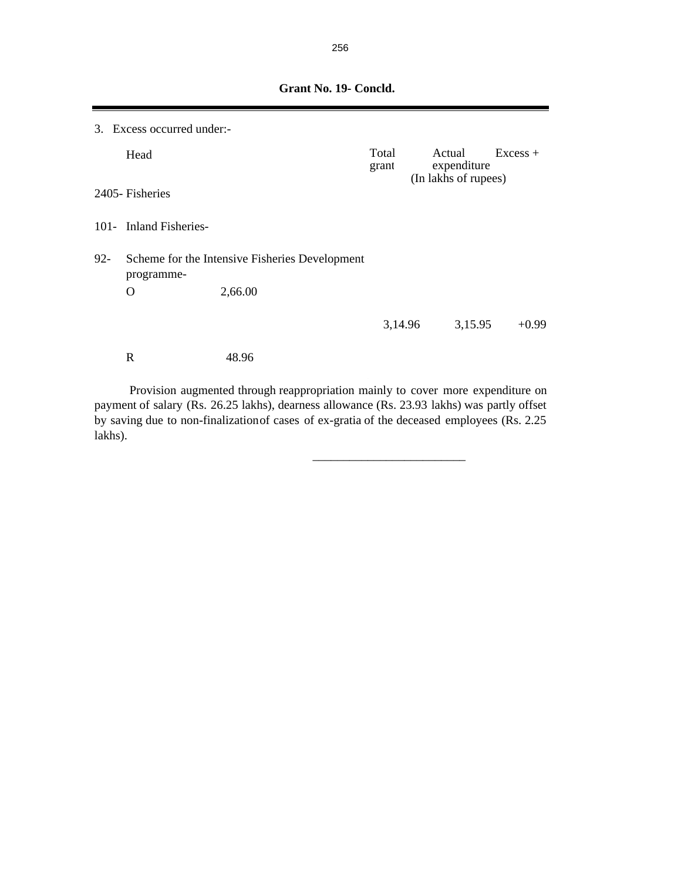**Grant No. 19- Concld.**

3. Excess occurred under:-

| Head | | Total grant | Actual expenditure | Excess + |
|---|---|---|---|---|
| | | (In lakhs of rupees) | | |
| 2405- Fisheries | | | | |
| 101- Inland Fisheries- | | | | |
| 92- Scheme for the Intensive Fisheries Development programme- | | | | |
| O | 2,66.00 | | | |
| | | 3,14.96 | 3,15.95 | +0.99 |
| R | 48.96 | | | |

Provision augmented through reappropriation mainly to cover more expenditure on payment of salary (Rs. 26.25 lakhs), dearness allowance (Rs. 23.93 lakhs) was partly offset by saving due to non-finalization of cases of ex-gratia of the deceased employees (Rs. 2.25 lakhs).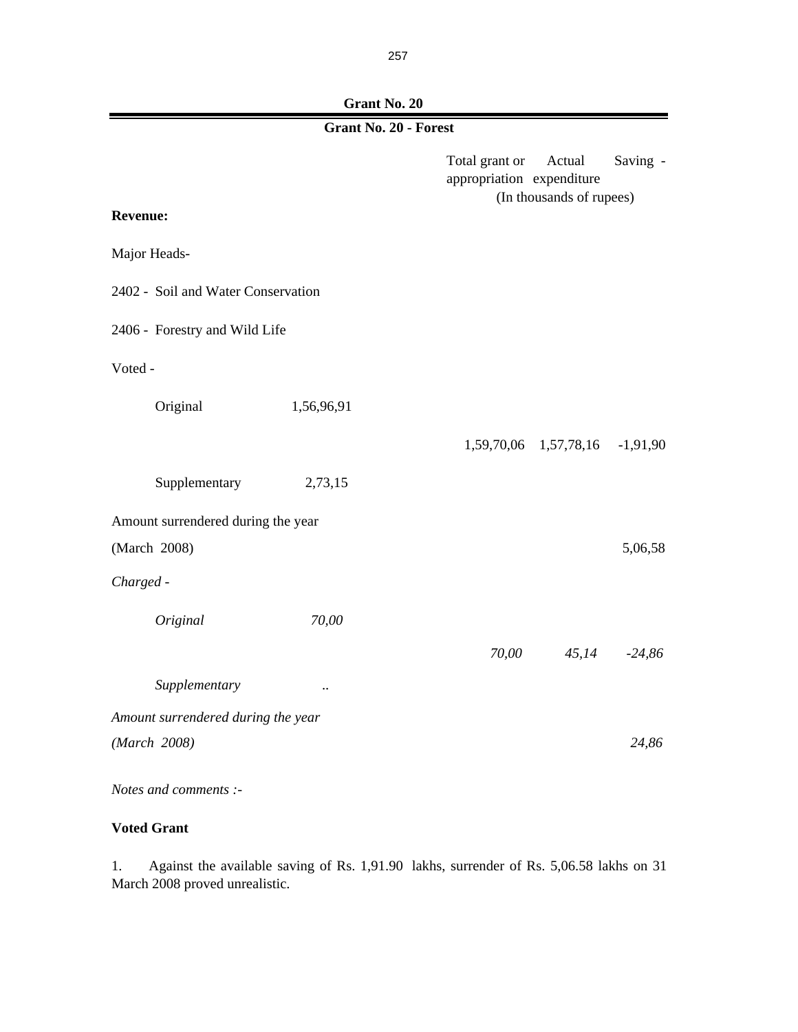# Grant No. 20

## Grant No. 20 - Forest

| | | Total grant or appropriation | Actual expenditure | Saving - |
|---|---|---|---|---|
| | | (In thousands of rupees) | | |
| **Revenue:** | | | | |
| Major Heads- | | | | |
| 2402 - Soil and Water Conservation | | | | |
| 2406 - Forestry and Wild Life | | | | |
| Voted - | | | | |
| Original | 1,56,96,91 | | | |
| | | 1,59,70,06 | 1,57,78,16 | -1,91,90 |
| Supplementary | 2,73,15 | | | |
| Amount surrendered during the year (March 2008) | | | | 5,06,58 |
| *Charged -* | | | | |
| *Original* | *70,00* | | | |
| | | *70,00* | *45,14* | *-24,86* |
| *Supplementary* | *..* | | | |
| *Amount surrendered during the year (March 2008)* | | | | *24,86* |

*Notes and comments :-*

**Voted Grant**

1. Against the available saving of Rs. 1,91.90 lakhs, surrender of Rs. 5,06.58 lakhs on 31 March 2008 proved unrealistic.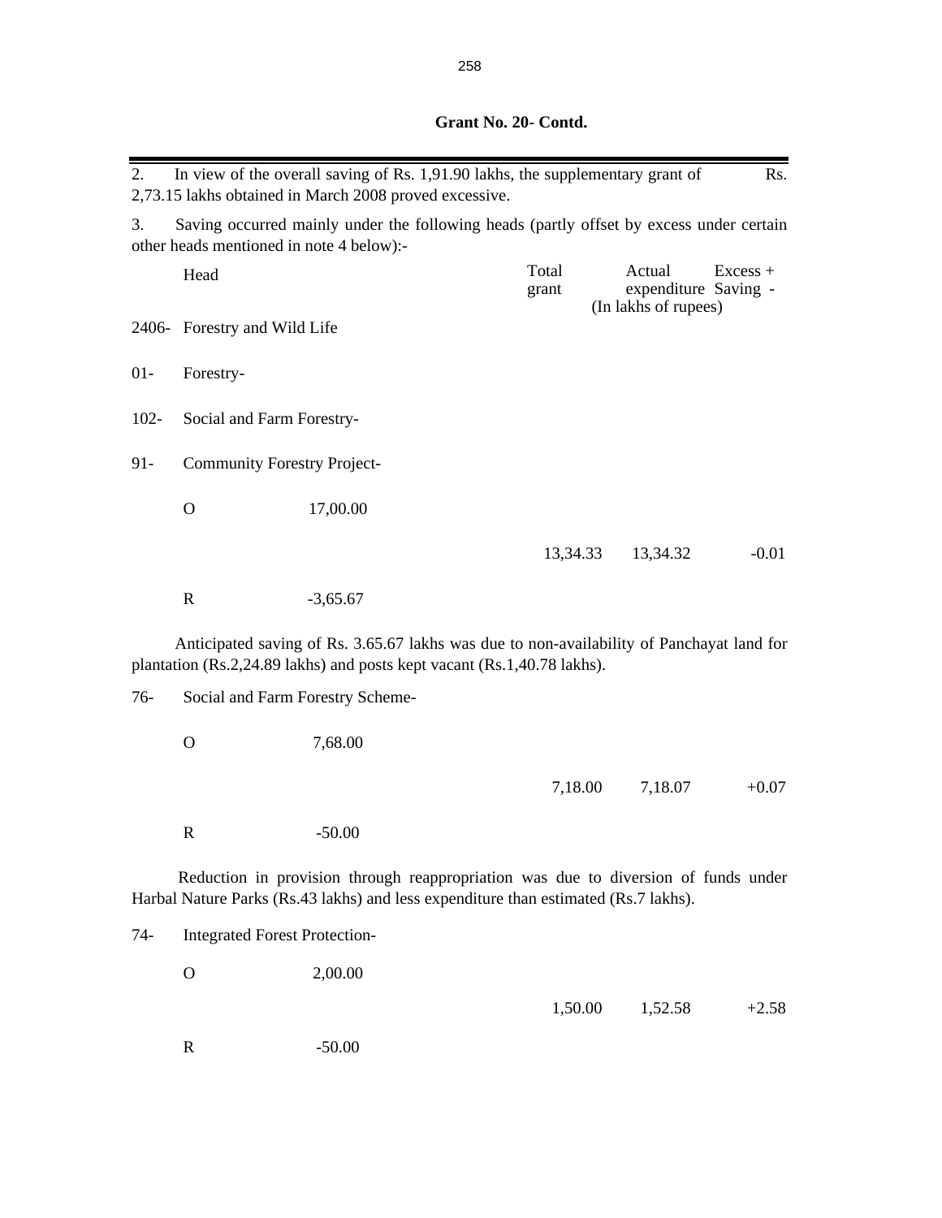**Grant No. 20- Contd.**

2. In view of the overall saving of Rs. 1,91.90 lakhs, the supplementary grant of Rs. 2,73.15 lakhs obtained in March 2008 proved excessive.

3. Saving occurred mainly under the following heads (partly offset by excess under certain other heads mentioned in note 4 below):-

| Head | | Total grant | Actual expenditure | Excess + Saving - |
|---|---|---|---|---|
| | | (In lakhs of rupees) | | |
| 2406- Forestry and Wild Life | | | | |
| 01- Forestry- | | | | |
| 102- Social and Farm Forestry- | | | | |
| 91- Community Forestry Project- | | | | |
| O | 17,00.00 | | | |
| | | 13,34.33 | 13,34.32 | -0.01 |
| R | -3,65.67 | | | |

Anticipated saving of Rs. 3.65.67 lakhs was due to non-availability of Panchayat land for plantation (Rs.2,24.89 lakhs) and posts kept vacant (Rs.1,40.78 lakhs).

| Head | | Total grant | Actual expenditure | Excess + Saving - |
|---|---|---|---|---|
| 76- Social and Farm Forestry Scheme- | | | | |
| O | 7,68.00 | | | |
| | | 7,18.00 | 7,18.07 | +0.07 |
| R | -50.00 | | | |

Reduction in provision through reappropriation was due to diversion of funds under Harbal Nature Parks (Rs.43 lakhs) and less expenditure than estimated (Rs.7 lakhs).

| Head | | Total grant | Actual expenditure | Excess + Saving - |
|---|---|---|---|---|
| 74- Integrated Forest Protection- | | | | |
| O | 2,00.00 | | | |
| | | 1,50.00 | 1,52.58 | +2.58 |
| R | -50.00 | | | |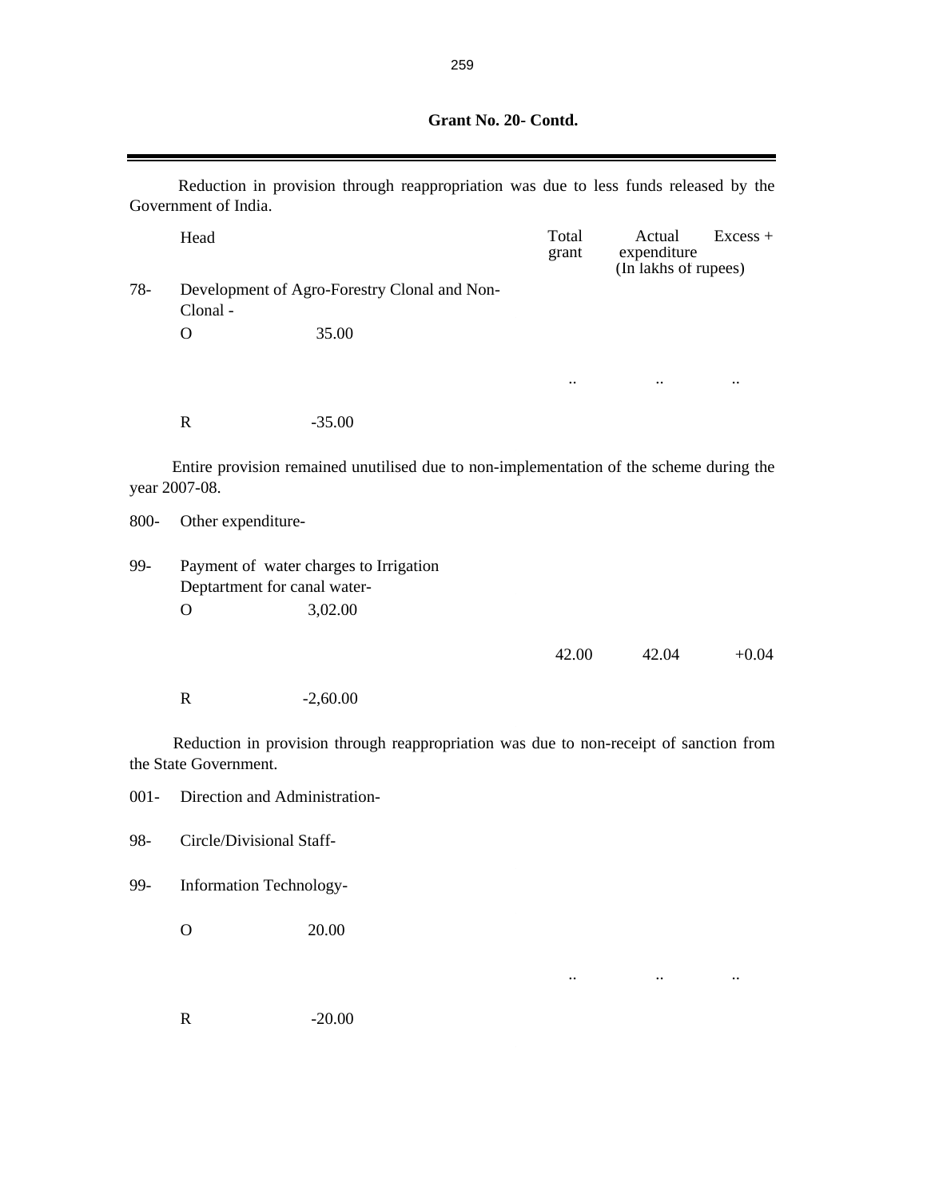**Grant No. 20- Contd.**

Reduction in provision through reappropriation was due to less funds released by the Government of India.

| | Head | | Total grant | Actual expenditure | Excess + |
|---|---|---|---|---|---|
| | | | | (In lakhs of rupees) | |
| 78- | Development of Agro-Forestry Clonal and Non-Clonal - | | | | |
| | O | 35.00 | | | |
| | | | .. | .. | .. |
| | R | -35.00 | | | |

Entire provision remained unutilised due to non-implementation of the scheme during the year 2007-08.

| | | | | | |
|---|---|---|---|---|---|
| 800- | Other expenditure- | | | | |
| 99- | Payment of water charges to Irrigation Deptartment for canal water- | | | | |
| | O | 3,02.00 | | | |
| | | | 42.00 | 42.04 | +0.04 |
| | R | -2,60.00 | | | |

Reduction in provision through reappropriation was due to non-receipt of sanction from the State Government.

| | | | | | |
|---|---|---|---|---|---|
| 001- | Direction and Administration- | | | | |
| 98- | Circle/Divisional Staff- | | | | |
| 99- | Information Technology- | | | | |
| | O | 20.00 | | | |
| | | | .. | .. | .. |
| | R | -20.00 | | | |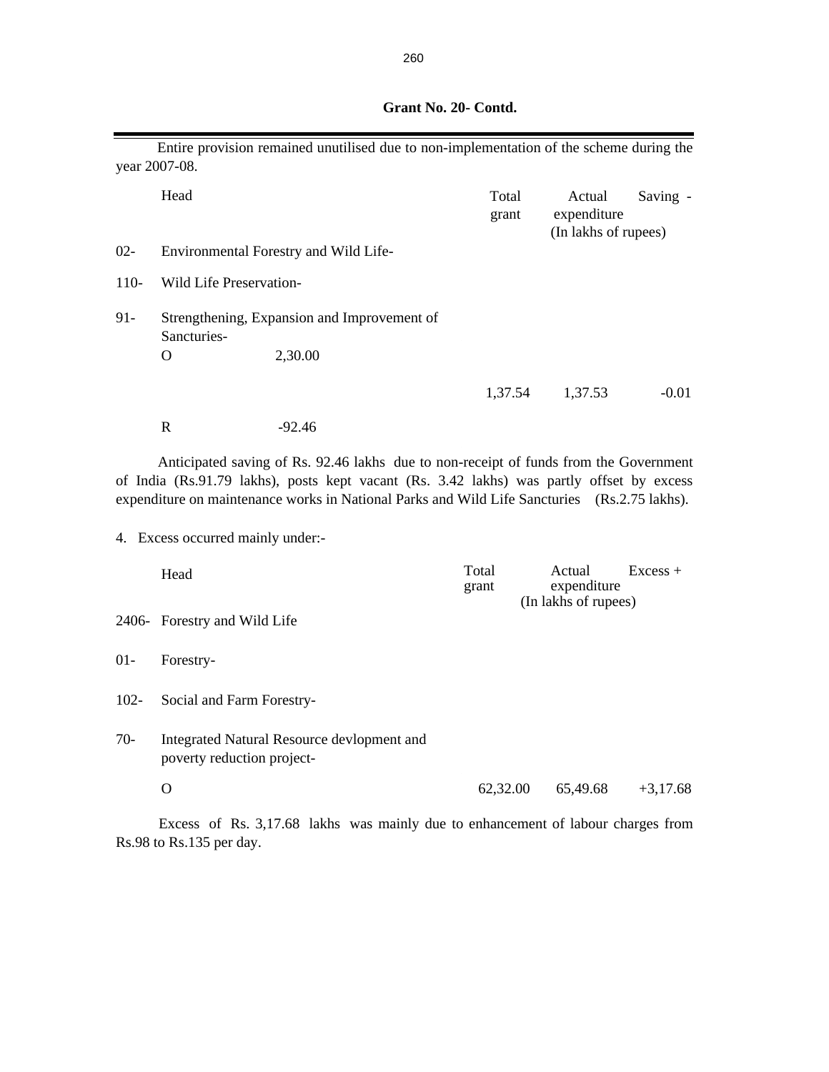**Grant No. 20- Contd.**

Entire provision remained unutilised due to non-implementation of the scheme during the year 2007-08.

| | Head | | Total grant | Actual expenditure | Saving - |
|---|---|---|---|---|---|
| | | | | (In lakhs of rupees) | |
| 02- | Environmental Forestry and Wild Life- | | | | |
| 110- | Wild Life Preservation- | | | | |
| 91- | Strengthening, Expansion and Improvement of Sancturies- | | | | |
| | O | 2,30.00 | | | |
| | | | 1,37.54 | 1,37.53 | -0.01 |
| | R | -92.46 | | | |

Anticipated saving of Rs. 92.46 lakhs due to non-receipt of funds from the Government of India (Rs.91.79 lakhs), posts kept vacant (Rs. 3.42 lakhs) was partly offset by excess expenditure on maintenance works in National Parks and Wild Life Sancturies (Rs.2.75 lakhs).

4. Excess occurred mainly under:-

| | Head | Total grant | Actual expenditure | Excess + |
|---|---|---|---|---|
| | | | (In lakhs of rupees) | |
| 2406- | Forestry and Wild Life | | | |
| 01- | Forestry- | | | |
| 102- | Social and Farm Forestry- | | | |
| 70- | Integrated Natural Resource devlopment and poverty reduction project- | | | |
| | O | 62,32.00 | 65,49.68 | +3,17.68 |

Excess of Rs. 3,17.68 lakhs was mainly due to enhancement of labour charges from Rs.98 to Rs.135 per day.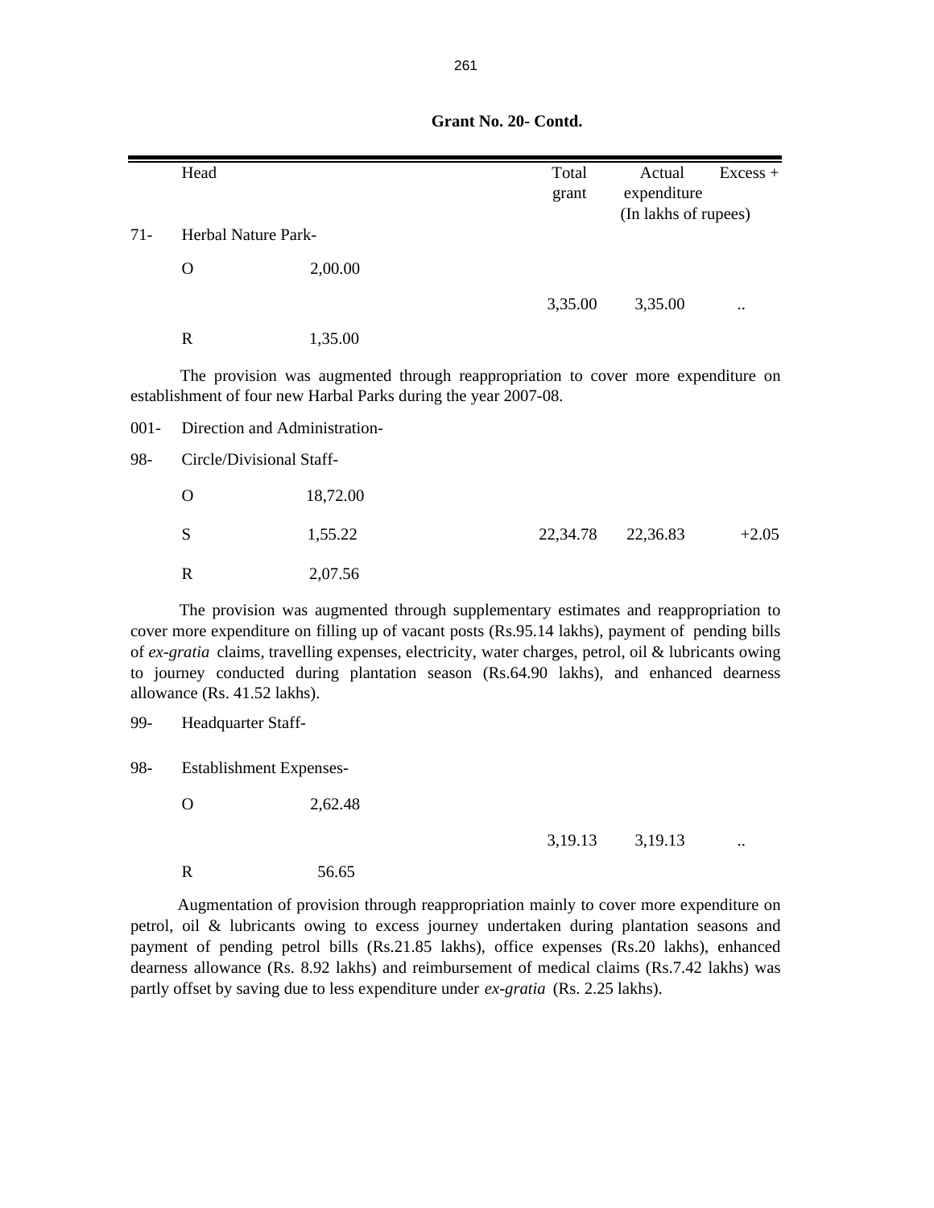**Grant No. 20- Contd.**

| | Head | | Total grant | Actual expenditure | Excess + |
|---|---|---|---|---|---|
| | | | | (In lakhs of rupees) | |
| 71- | Herbal Nature Park- | | | | |
| | O | 2,00.00 | | | |
| | | | 3,35.00 | 3,35.00 | .. |
| | R | 1,35.00 | | | |

The provision was augmented through reappropriation to cover more expenditure on establishment of four new Harbal Parks during the year 2007-08.

| | Head | | Total grant | Actual expenditure | Excess + |
|---|---|---|---|---|---|
| 001- | Direction and Administration- | | | | |
| 98- | Circle/Divisional Staff- | | | | |
| | O | 18,72.00 | | | |
| | S | 1,55.22 | 22,34.78 | 22,36.83 | +2.05 |
| | R | 2,07.56 | | | |

The provision was augmented through supplementary estimates and reappropriation to cover more expenditure on filling up of vacant posts (Rs.95.14 lakhs), payment of pending bills of *ex-gratia* claims, travelling expenses, electricity, water charges, petrol, oil & lubricants owing to journey conducted during plantation season (Rs.64.90 lakhs), and enhanced dearness allowance (Rs. 41.52 lakhs).

| | Head | | Total grant | Actual expenditure | Excess + |
|---|---|---|---|---|---|
| 99- | Headquarter Staff- | | | | |
| 98- | Establishment Expenses- | | | | |
| | O | 2,62.48 | | | |
| | | | 3,19.13 | 3,19.13 | .. |
| | R | 56.65 | | | |

Augmentation of provision through reappropriation mainly to cover more expenditure on petrol, oil & lubricants owing to excess journey undertaken during plantation seasons and payment of pending petrol bills (Rs.21.85 lakhs), office expenses (Rs.20 lakhs), enhanced dearness allowance (Rs. 8.92 lakhs) and reimbursement of medical claims (Rs.7.42 lakhs) was partly offset by saving due to less expenditure under *ex-gratia* (Rs. 2.25 lakhs).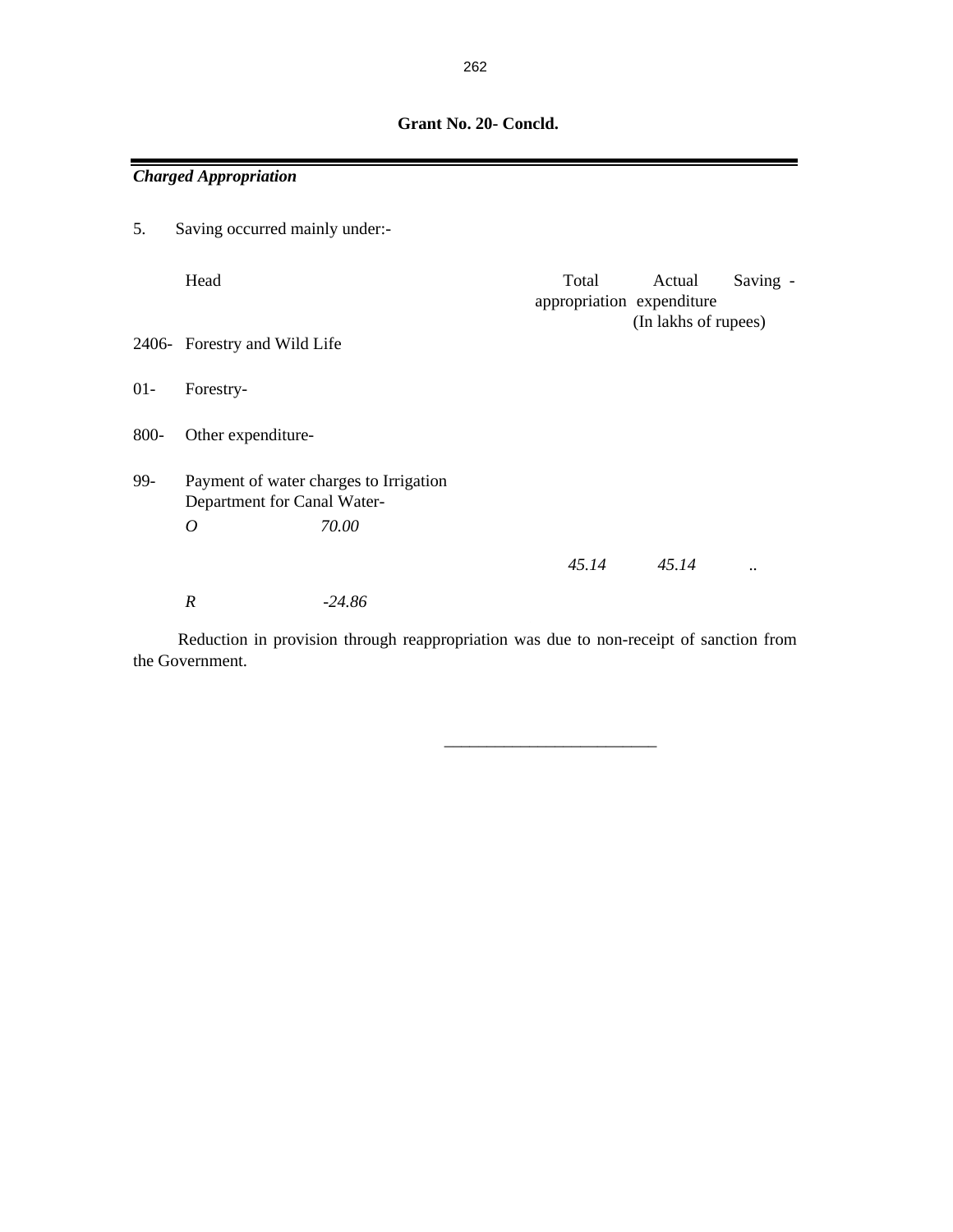**Grant No. 20- Concld.**

***Charged Appropriation***

5. Saving occurred mainly under:-

| | Head | Total appropriation | Actual expenditure | Saving - |
|---|---|---|---|---|
| | | | (In lakhs of rupees) | |
| 2406- | Forestry and Wild Life | | | |
| 01- | Forestry- | | | |
| 800- | Other expenditure- | | | |
| 99- | Payment of water charges to Irrigation Department for Canal Water- | | | |
| | *O* *70.00* | | | |
| | | *45.14* | *45.14* | .. |
| | *R* *-24.86* | | | |

Reduction in provision through reappropriation was due to non-receipt of sanction from the Government.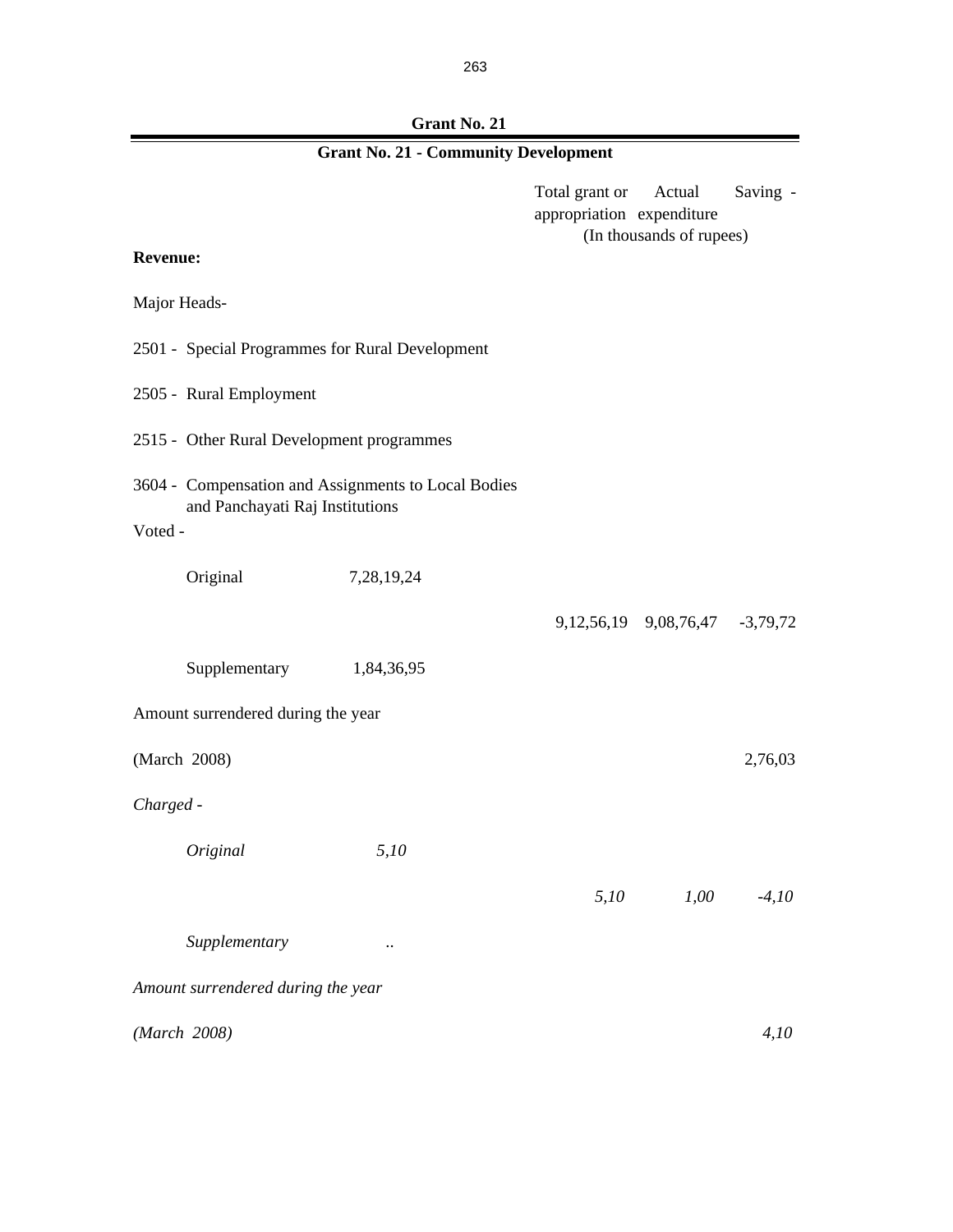**Grant No. 21**

## Grant No. 21 - Community Development

| | | Total grant or appropriation | Actual expenditure | Saving - |
|---|---|---|---|---|
| | | (In thousands of rupees) | | |
| **Revenue:** | | | | |
| Major Heads- | | | | |
| 2501 - Special Programmes for Rural Development | | | | |
| 2505 - Rural Employment | | | | |
| 2515 - Other Rural Development programmes | | | | |
| 3604 - Compensation and Assignments to Local Bodies and Panchayati Raj Institutions | | | | |
| Voted - | | | | |
| Original | 7,28,19,24 | | | |
| | | 9,12,56,19 | 9,08,76,47 | -3,79,72 |
| Supplementary | 1,84,36,95 | | | |
| Amount surrendered during the year | | | | |
| (March 2008) | | | | 2,76,03 |
| *Charged -* | | | | |
| *Original* | *5,10* | | | |
| | | *5,10* | *1,00* | *-4,10* |
| *Supplementary* | *..* | | | |
| *Amount surrendered during the year* | | | | |
| *(March 2008)* | | | | *4,10* |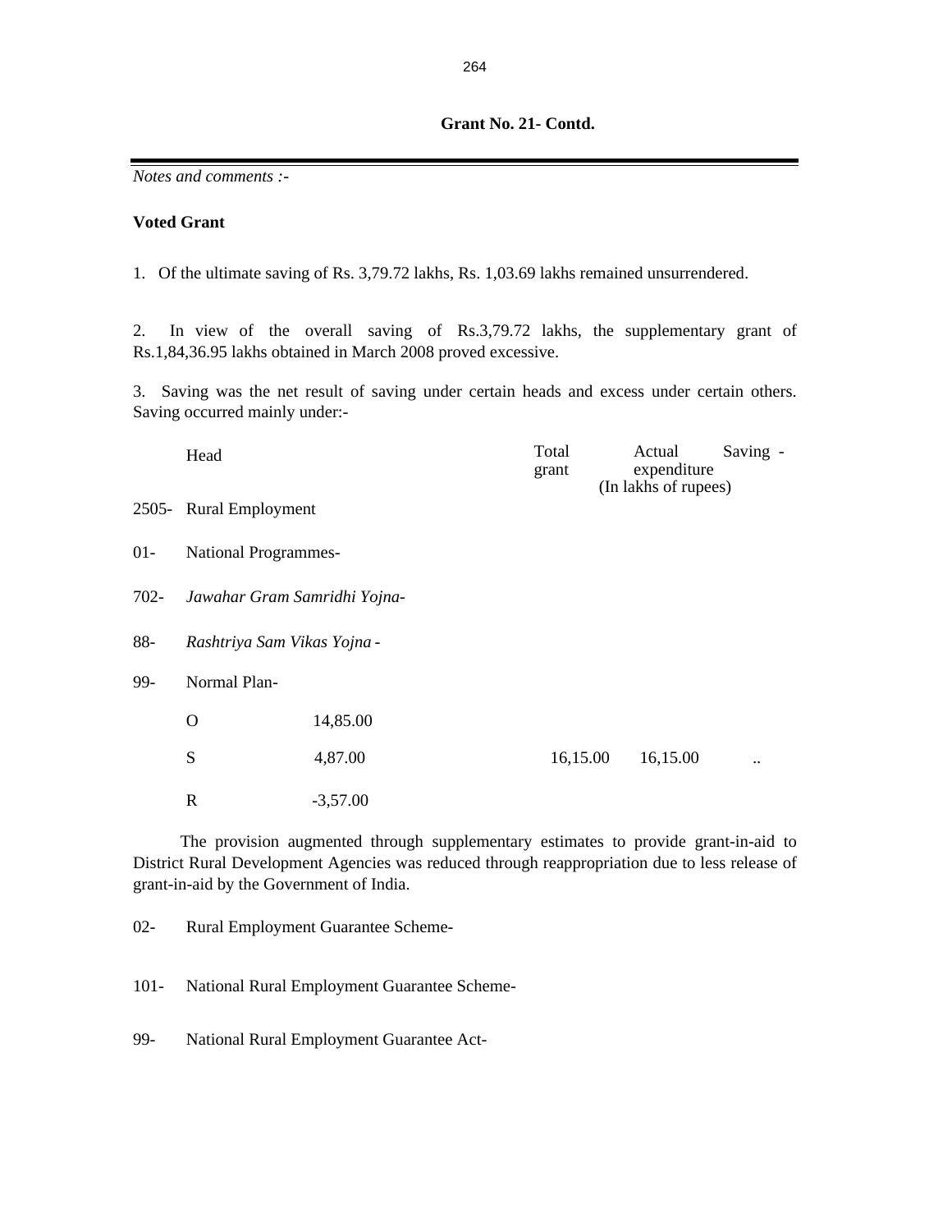**Grant No. 21- Contd.**

*Notes and comments :-*

**Voted Grant**

1. Of the ultimate saving of Rs. 3,79.72 lakhs, Rs. 1,03.69 lakhs remained unsurrendered.

2. In view of the overall saving of Rs.3,79.72 lakhs, the supplementary grant of Rs.1,84,36.95 lakhs obtained in March 2008 proved excessive.

3. Saving was the net result of saving under certain heads and excess under certain others. Saving occurred mainly under:-

| | Head | | Total grant | Actual expenditure | Saving - |
|---|---|---|---|---|---|
| | | | (In lakhs of rupees) | | |
| 2505- | Rural Employment | | | | |
| 01- | National Programmes- | | | | |
| 702- | *Jawahar Gram Samridhi Yojna-* | | | | |
| 88- | *Rashtriya Sam Vikas Yojna -* | | | | |
| 99- | Normal Plan- | | | | |
| | O | 14,85.00 | | | |
| | S | 4,87.00 | 16,15.00 | 16,15.00 | .. |
| | R | -3,57.00 | | | |

The provision augmented through supplementary estimates to provide grant-in-aid to District Rural Development Agencies was reduced through reappropriation due to less release of grant-in-aid by the Government of India.

02- Rural Employment Guarantee Scheme-

101- National Rural Employment Guarantee Scheme-

99- National Rural Employment Guarantee Act-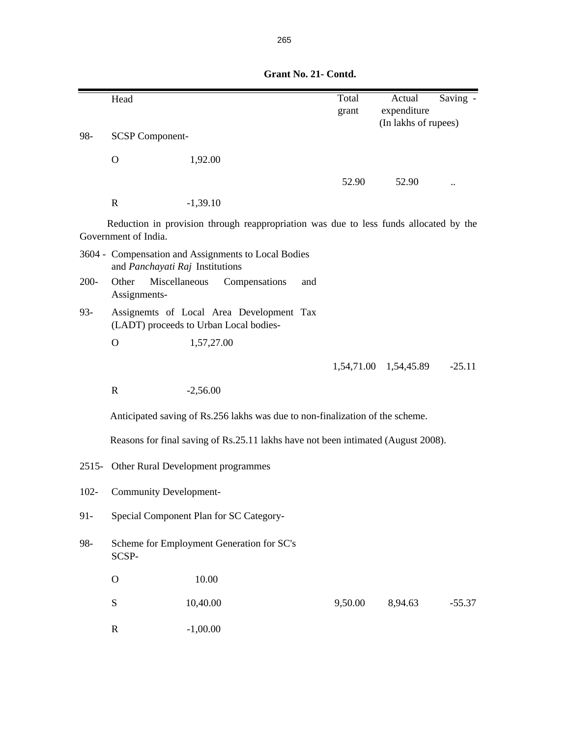**Grant No. 21- Contd.**

| | Head | | Total grant | Actual expenditure | Saving - |
|---|---|---|---|---|---|
| | | | | (In lakhs of rupees) | |
| 98- | SCSP Component- | | | | |
| | O | 1,92.00 | | | |
| | | | 52.90 | 52.90 | .. |
| | R | -1,39.10 | | | |

Reduction in provision through reappropriation was due to less funds allocated by the Government of India.

| | Head | | Total grant | Actual expenditure | Saving - |
|---|---|---|---|---|---|
| 3604 - | Compensation and Assignments to Local Bodies and *Panchayati Raj* Institutions | | | | |
| 200- | Other Miscellaneous Compensations and Assignments- | | | | |
| 93- | Assignemts of Local Area Development Tax (LADT) proceeds to Urban Local bodies- | | | | |
| | O | 1,57,27.00 | | | |
| | | | 1,54,71.00 | 1,54,45.89 | -25.11 |
| | R | -2,56.00 | | | |

Anticipated saving of Rs.256 lakhs was due to non-finalization of the scheme.

Reasons for final saving of Rs.25.11 lakhs have not been intimated (August 2008).

| | Head | | Total grant | Actual expenditure | Saving - |
|---|---|---|---|---|---|
| 2515- | Other Rural Development programmes | | | | |
| 102- | Community Development- | | | | |
| 91- | Special Component Plan for SC Category- | | | | |
| 98- | Scheme for Employment Generation for SC's SCSP- | | | | |
| | O | 10.00 | | | |
| | S | 10,40.00 | 9,50.00 | 8,94.63 | -55.37 |
| | R | -1,00.00 | | | |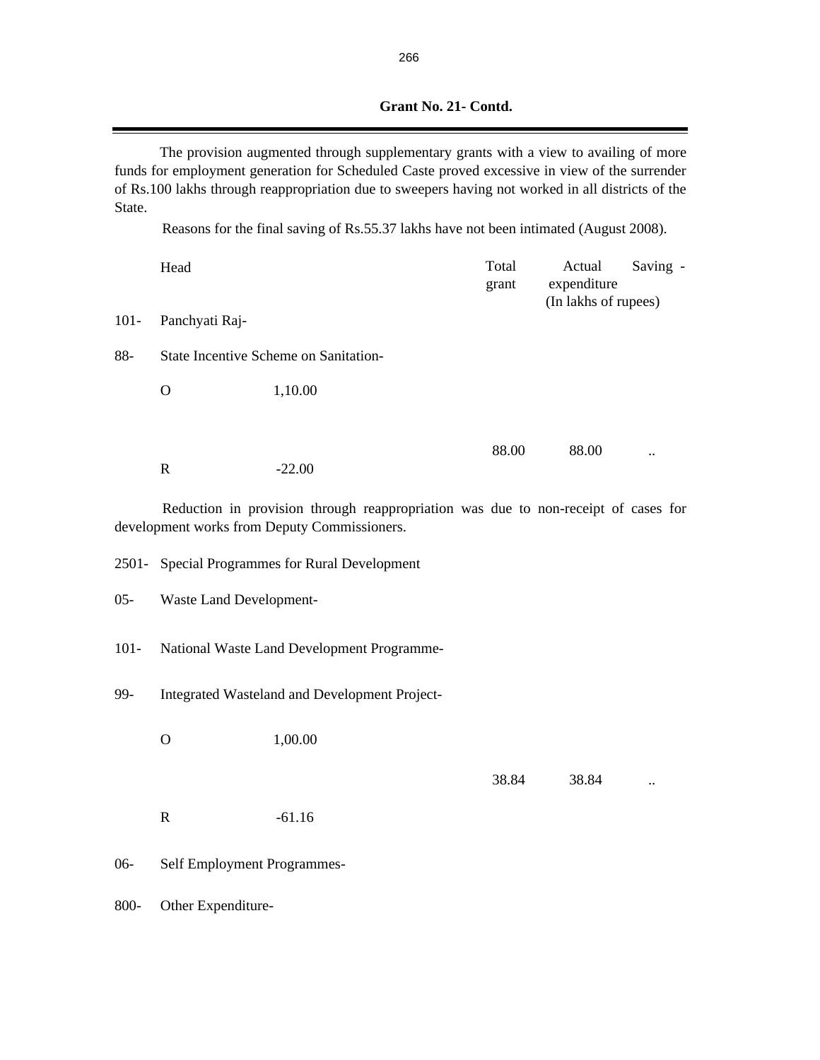**Grant No. 21- Contd.**

The provision augmented through supplementary grants with a view to availing of more funds for employment generation for Scheduled Caste proved excessive in view of the surrender of Rs.100 lakhs through reappropriation due to sweepers having not worked in all districts of the State.

Reasons for the final saving of Rs.55.37 lakhs have not been intimated (August 2008).

| | Head | | Total grant | Actual expenditure | Saving - |
|---|---|---|---|---|---|
| | | | | (In lakhs of rupees) | |
| 101- | Panchyati Raj- | | | | |
| 88- | State Incentive Scheme on Sanitation- | | | | |
| | O | 1,10.00 | | | |
| | | | 88.00 | 88.00 | .. |
| | R | -22.00 | | | |

Reduction in provision through reappropriation was due to non-receipt of cases for development works from Deputy Commissioners.

| | | | | | |
|---|---|---|---|---|---|
| 2501- | Special Programmes for Rural Development | | | | |
| 05- | Waste Land Development- | | | | |
| 101- | National Waste Land Development Programme- | | | | |
| 99- | Integrated Wasteland and Development Project- | | | | |
| | O | 1,00.00 | | | |
| | | | 38.84 | 38.84 | .. |
| | R | -61.16 | | | |
| 06- | Self Employment Programmes- | | | | |
| 800- | Other Expenditure- | | | | |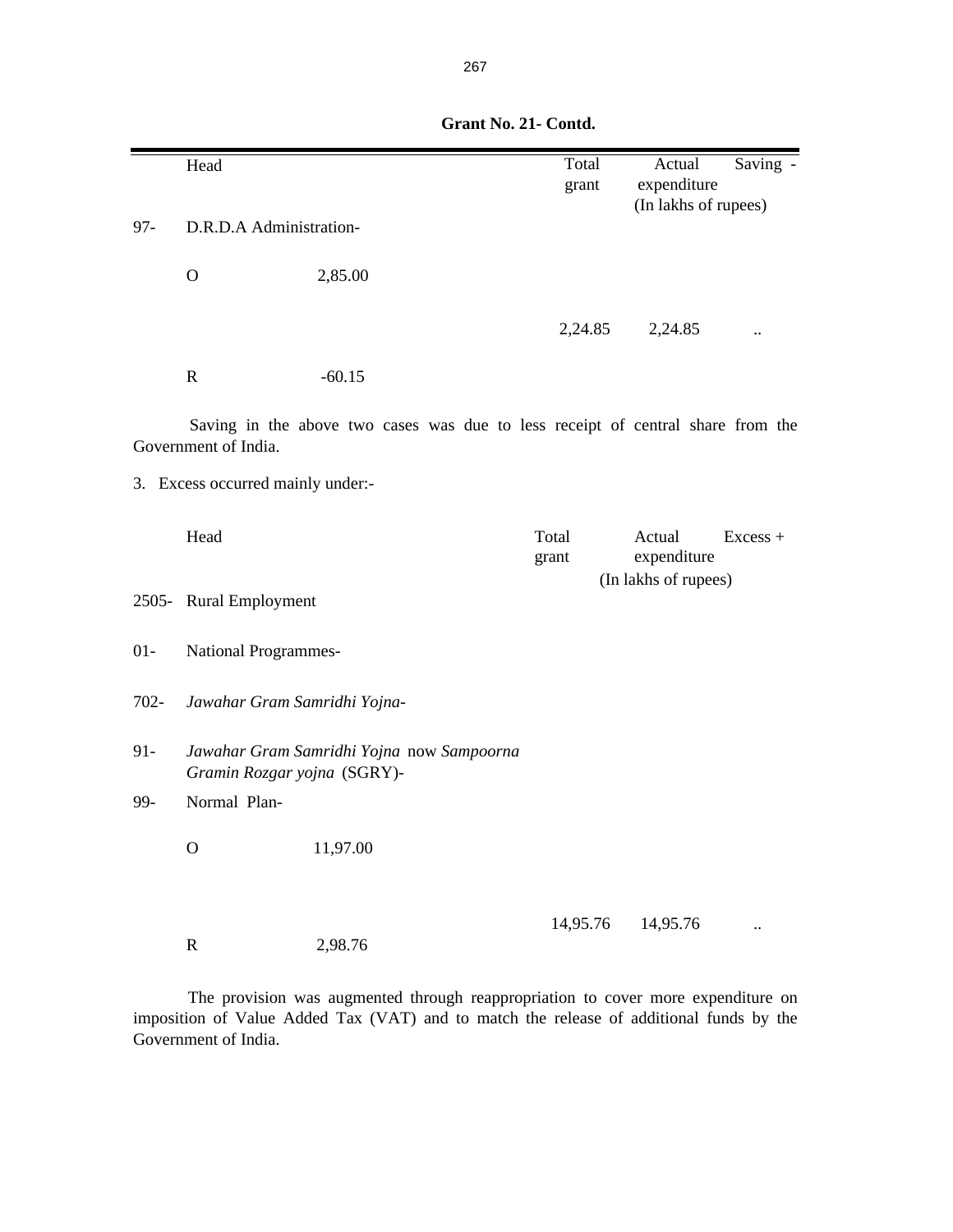**Grant No. 21- Contd.**

| | Head | | Total grant | Actual expenditure | Saving - |
|---|---|---|---|---|---|
| | | | | (In lakhs of rupees) | |
| 97- | D.R.D.A Administration- | | | | |
| | O | 2,85.00 | | | |
| | | | 2,24.85 | 2,24.85 | .. |
| | R | -60.15 | | | |

Saving in the above two cases was due to less receipt of central share from the Government of India.

3. Excess occurred mainly under:-

| | Head | | Total grant | Actual expenditure | Excess + |
|---|---|---|---|---|---|
| | | | | (In lakhs of rupees) | |
| 2505- | Rural Employment | | | | |
| 01- | National Programmes- | | | | |
| 702- | *Jawahar Gram Samridhi Yojna-* | | | | |
| 91- | *Jawahar Gram Samridhi Yojna* now *Sampoorna Gramin Rozgar yojna* (SGRY)- | | | | |
| 99- | Normal Plan- | | | | |
| | O | 11,97.00 | | | |
| | | | 14,95.76 | 14,95.76 | .. |
| | R | 2,98.76 | | | |

The provision was augmented through reappropriation to cover more expenditure on imposition of Value Added Tax (VAT) and to match the release of additional funds by the Government of India.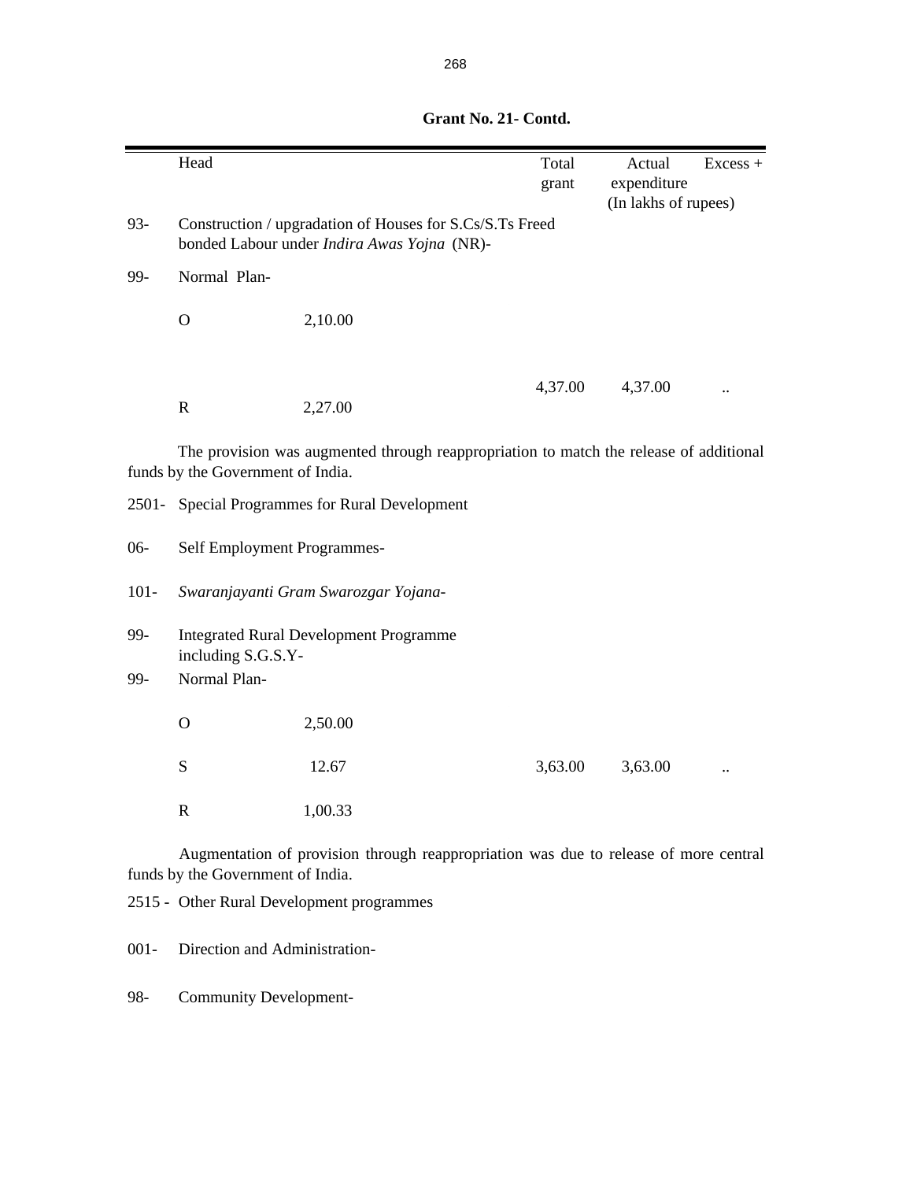**Grant No. 21- Contd.**

| | Head | | Total grant | Actual expenditure | Excess + |
|---|---|---|---|---|---|
| | | | | (In lakhs of rupees) | |
| 93- | Construction / upgradation of Houses for S.Cs/S.Ts Freed bonded Labour under *Indira Awas Yojna* (NR)- | | | | |
| 99- | Normal Plan- | | | | |
| | O | 2,10.00 | | | |
| | | | 4,37.00 | 4,37.00 | .. |
| | R | 2,27.00 | | | |

The provision was augmented through reappropriation to match the release of additional funds by the Government of India.

| | | | | | |
|---|---|---|---|---|---|
| 2501- | Special Programmes for Rural Development | | | | |
| 06- | Self Employment Programmes- | | | | |
| 101- | *Swaranjayanti Gram Swarozgar Yojana-* | | | | |
| 99- | Integrated Rural Development Programme including S.G.S.Y- | | | | |
| 99- | Normal Plan- | | | | |
| | O | 2,50.00 | | | |
| | S | 12.67 | 3,63.00 | 3,63.00 | .. |
| | R | 1,00.33 | | | |

Augmentation of provision through reappropriation was due to release of more central funds by the Government of India.

2515 - Other Rural Development programmes

001- Direction and Administration-

98- Community Development-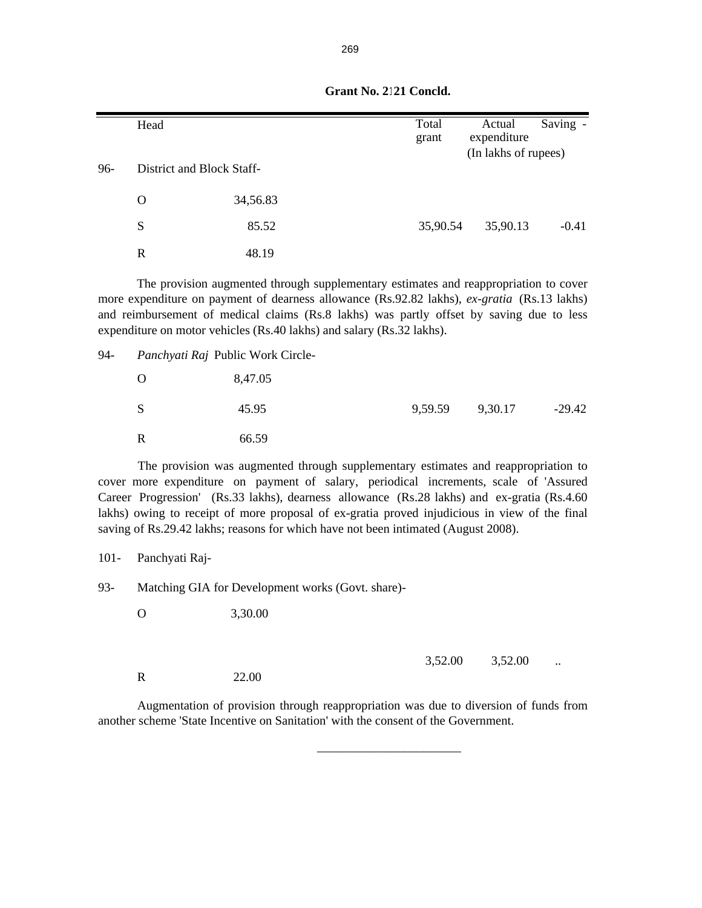**Grant No. 21 Concld.**

| | Head | | Total grant | Actual expenditure | Saving - |
|---|---|---|---|---|---|
| | | | | (In lakhs of rupees) | |
| 96- | District and Block Staff- | | | | |
| | O | 34,56.83 | | | |
| | S | 85.52 | 35,90.54 | 35,90.13 | -0.41 |
| | R | 48.19 | | | |

The provision augmented through supplementary estimates and reappropriation to cover more expenditure on payment of dearness allowance (Rs.92.82 lakhs), *ex-gratia* (Rs.13 lakhs) and reimbursement of medical claims (Rs.8 lakhs) was partly offset by saving due to less expenditure on motor vehicles (Rs.40 lakhs) and salary (Rs.32 lakhs).

| | | | | | |
|---|---|---|---|---|---|
| 94- | *Panchyati Raj* Public Work Circle- | | | | |
| | O | 8,47.05 | | | |
| | S | 45.95 | 9,59.59 | 9,30.17 | -29.42 |
| | R | 66.59 | | | |

The provision was augmented through supplementary estimates and reappropriation to cover more expenditure on payment of salary, periodical increments, scale of 'Assured Career Progression' (Rs.33 lakhs), dearness allowance (Rs.28 lakhs) and ex-gratia (Rs.4.60 lakhs) owing to receipt of more proposal of ex-gratia proved injudicious in view of the final saving of Rs.29.42 lakhs; reasons for which have not been intimated (August 2008).

| | | | | | |
|---|---|---|---|---|---|
| 101- | Panchyati Raj- | | | | |
| 93- | Matching GIA for Development works (Govt. share)- | | | | |
| | O | 3,30.00 | | | |
| | | | 3,52.00 | 3,52.00 | .. |
| | R | 22.00 | | | |

Augmentation of provision through reappropriation was due to diversion of funds from another scheme 'State Incentive on Sanitation' with the consent of the Government.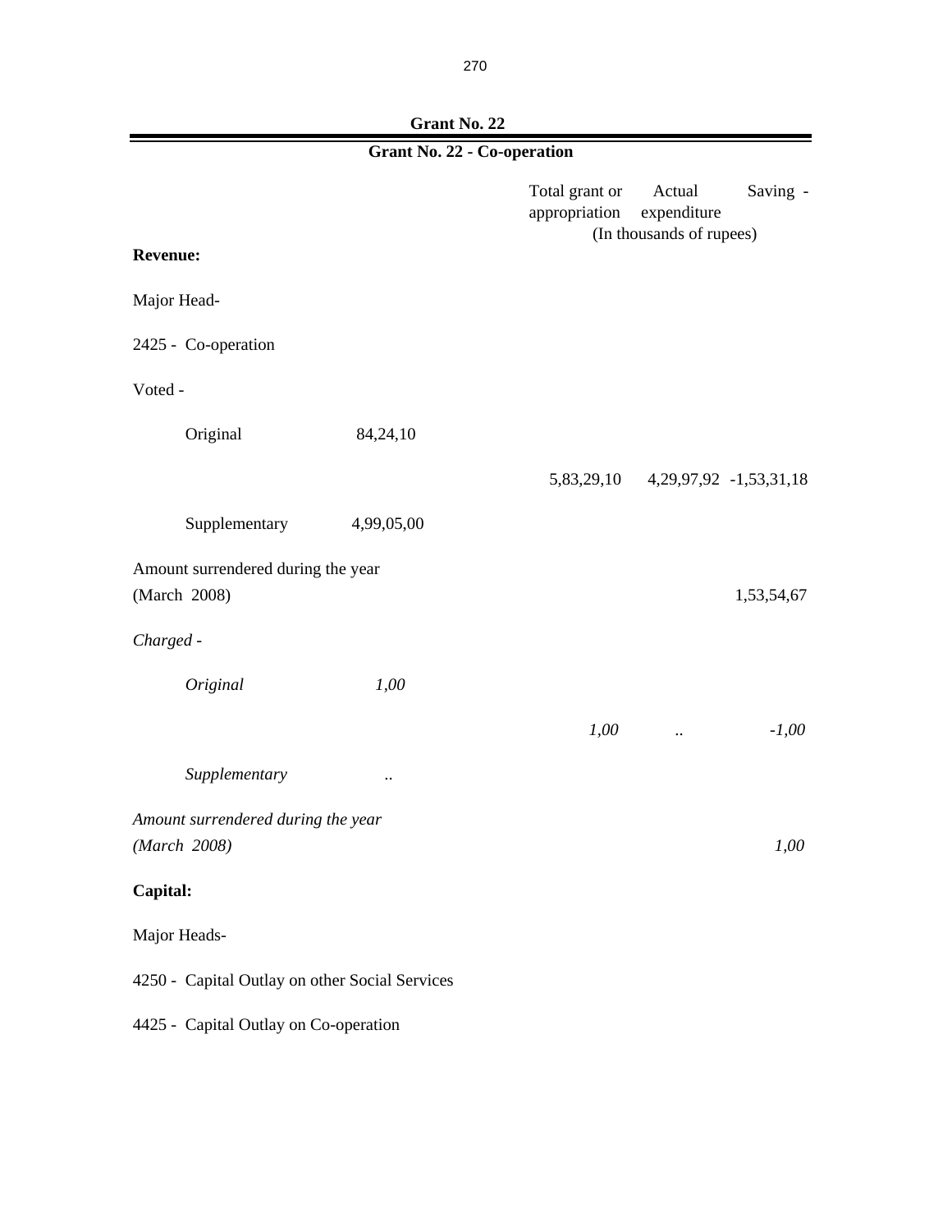## Grant No. 22

### Grant No. 22 - Co-operation

| | | Total grant or appropriation | Actual expenditure | Saving - |
|---|---|---|---|---|
| | | (In thousands of rupees) | | |
| **Revenue:** | | | | |
| Major Head- | | | | |
| 2425 - Co-operation | | | | |
| Voted - | | | | |
| Original | 84,24,10 | | | |
| | | 5,83,29,10 | 4,29,97,92 | -1,53,31,18 |
| Supplementary | 4,99,05,00 | | | |
| Amount surrendered during the year (March 2008) | | | | 1,53,54,67 |
| *Charged -* | | | | |
| *Original* | *1,00* | | | |
| | | *1,00* | *..* | *-1,00* |
| *Supplementary* | *..* | | | |
| *Amount surrendered during the year (March 2008)* | | | | *1,00* |

**Capital:**

Major Heads-

4250 - Capital Outlay on other Social Services

4425 - Capital Outlay on Co-operation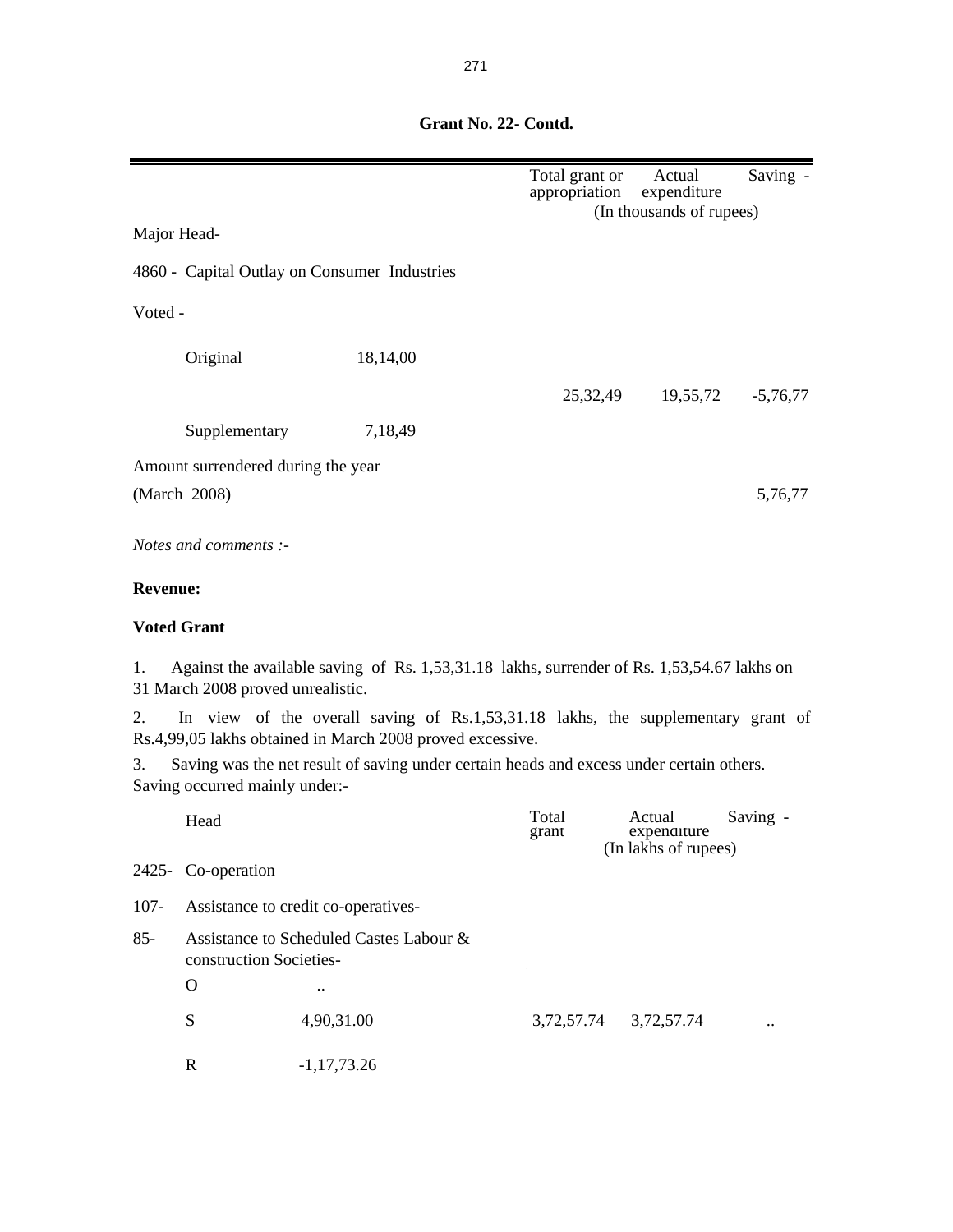**Grant No. 22- Contd.**

| | | Total grant or appropriation | Actual expenditure | Saving - |
|---|---|---|---|---|
| | | | (In thousands of rupees) | |
| Major Head- | | | | |
| 4860 - Capital Outlay on Consumer Industries | | | | |
| Voted - | | | | |
| Original | 18,14,00 | | | |
| | | 25,32,49 | 19,55,72 | -5,76,77 |
| Supplementary | 7,18,49 | | | |
| Amount surrendered during the year (March 2008) | | | | 5,76,77 |

*Notes and comments :-*

**Revenue:**

**Voted Grant**

1. Against the available saving of Rs. 1,53,31.18 lakhs, surrender of Rs. 1,53,54.67 lakhs on 31 March 2008 proved unrealistic.

2. In view of the overall saving of Rs.1,53,31.18 lakhs, the supplementary grant of Rs.4,99,05 lakhs obtained in March 2008 proved excessive.

3. Saving was the net result of saving under certain heads and excess under certain others. Saving occurred mainly under:-

| | Head | | Total grant | Actual expenditure | Saving - |
|---|---|---|---|---|---|
| | | | | (In lakhs of rupees) | |
| 2425- | Co-operation | | | | |
| 107- | Assistance to credit co-operatives- | | | | |
| 85- | Assistance to Scheduled Castes Labour & construction Societies- | | | | |
| | O | .. | | | |
| | S | 4,90,31.00 | 3,72,57.74 | 3,72,57.74 | .. |
| | R | -1,17,73.26 | | | |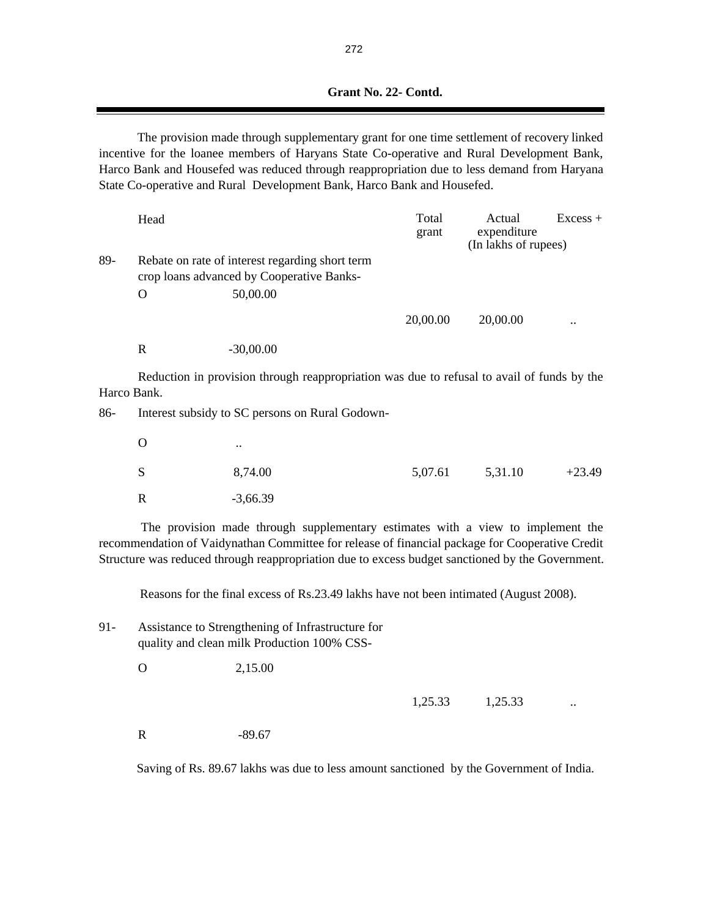**Grant No. 22- Contd.**

The provision made through supplementary grant for one time settlement of recovery linked incentive for the loanee members of Haryans State Co-operative and Rural Development Bank, Harco Bank and Housefed was reduced through reappropriation due to less demand from Haryana State Co-operative and Rural Development Bank, Harco Bank and Housefed.

| | Head | | Total grant | Actual expenditure | Excess + |
|---|---|---|---|---|---|
| | | | | (In lakhs of rupees) | |
| 89- | Rebate on rate of interest regarding short term crop loans advanced by Cooperative Banks- | | | | |
| | O | 50,00.00 | | | |
| | | | 20,00.00 | 20,00.00 | .. |
| | R | -30,00.00 | | | |

Reduction in provision through reappropriation was due to refusal to avail of funds by the Harco Bank.

| | Head | | Total grant | Actual expenditure | Excess + |
|---|---|---|---|---|---|
| 86- | Interest subsidy to SC persons on Rural Godown- | | | | |
| | O | .. | | | |
| | S | 8,74.00 | 5,07.61 | 5,31.10 | +23.49 |
| | R | -3,66.39 | | | |

The provision made through supplementary estimates with a view to implement the recommendation of Vaidynathan Committee for release of financial package for Cooperative Credit Structure was reduced through reappropriation due to excess budget sanctioned by the Government.

Reasons for the final excess of Rs.23.49 lakhs have not been intimated (August 2008).

| | Head | | Total grant | Actual expenditure | Excess + |
|---|---|---|---|---|---|
| 91- | Assistance to Strengthening of Infrastructure for quality and clean milk Production 100% CSS- | | | | |
| | O | 2,15.00 | | | |
| | | | 1,25.33 | 1,25.33 | .. |
| | R | -89.67 | | | |

Saving of Rs. 89.67 lakhs was due to less amount sanctioned by the Government of India.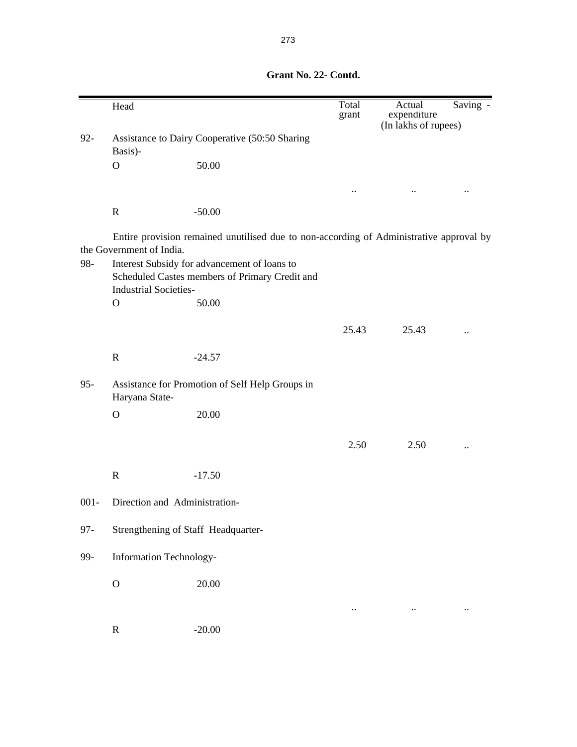**Grant No. 22- Contd.**

| | Head | | Total grant | Actual expenditure | Saving - |
|---|---|---|---|---|---|
| | | | | (In lakhs of rupees) | |
| 92- | Assistance to Dairy Cooperative (50:50 Sharing Basis)- | | | | |
| | O | 50.00 | | | |
| | | | .. | .. | .. |
| | R | -50.00 | | | |

Entire provision remained unutilised due to non-according of Administrative approval by the Government of India.

| | Head | | Total grant | Actual expenditure | Saving - |
|---|---|---|---|---|---|
| 98- | Interest Subsidy for advancement of loans to Scheduled Castes members of Primary Credit and Industrial Societies- | | | | |
| | O | 50.00 | | | |
| | | | 25.43 | 25.43 | .. |
| | R | -24.57 | | | |
| 95- | Assistance for Promotion of Self Help Groups in Haryana State- | | | | |
| | O | 20.00 | | | |
| | | | 2.50 | 2.50 | .. |
| | R | -17.50 | | | |
| 001- | Direction and Administration- | | | | |
| 97- | Strengthening of Staff Headquarter- | | | | |
| 99- | Information Technology- | | | | |
| | O | 20.00 | | | |
| | | | .. | .. | .. |
| | R | -20.00 | | | |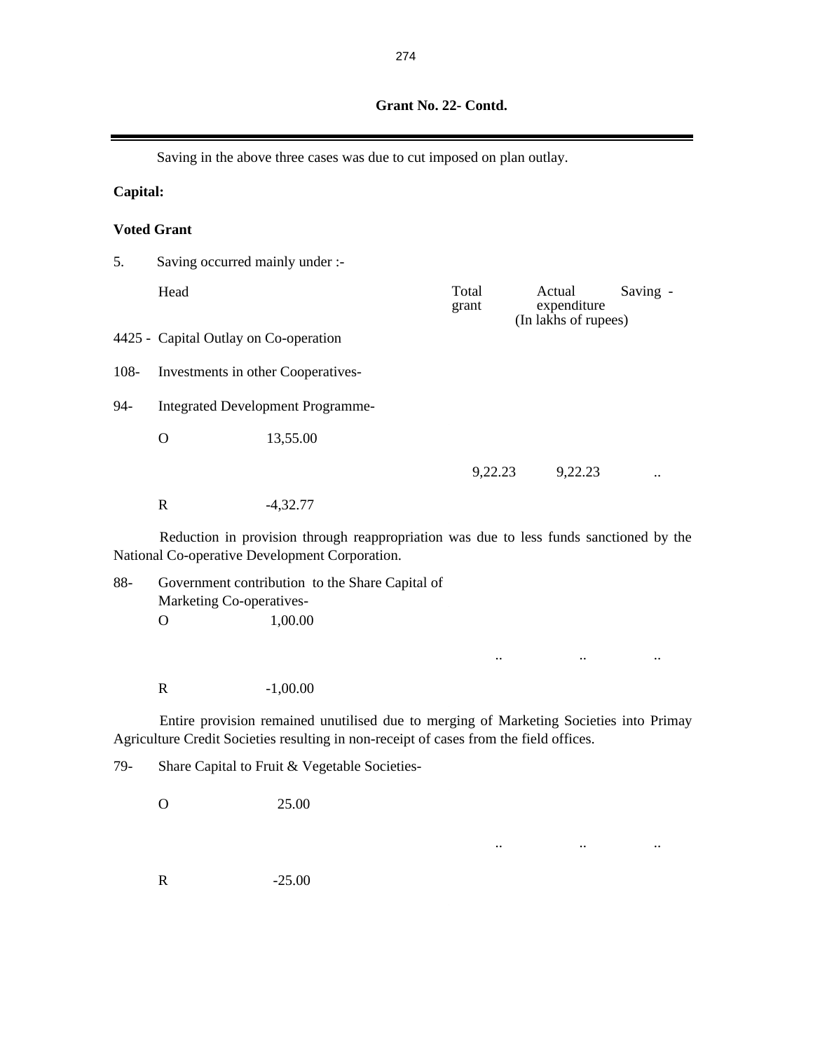**Grant No. 22- Contd.**

Saving in the above three cases was due to cut imposed on plan outlay.

**Capital:**

**Voted Grant**

5. Saving occurred mainly under :-

| Head | | Total grant | Actual expenditure | Saving - |
|---|---|---|---|---|
| | | | (In lakhs of rupees) | |
| 4425 - Capital Outlay on Co-operation | | | | |
| 108- Investments in other Cooperatives- | | | | |
| 94- Integrated Development Programme- | | | | |
| O | 13,55.00 | | | |
| | | 9,22.23 | 9,22.23 | .. |
| R | -4,32.77 | | | |

Reduction in provision through reappropriation was due to less funds sanctioned by the National Co-operative Development Corporation.

| Head | | Total grant | Actual expenditure | Saving - |
|---|---|---|---|---|
| 88- Government contribution to the Share Capital of Marketing Co-operatives- | | | | |
| O | 1,00.00 | | | |
| | | .. | .. | .. |
| R | -1,00.00 | | | |

Entire provision remained unutilised due to merging of Marketing Societies into Primay Agriculture Credit Societies resulting in non-receipt of cases from the field offices.

| Head | | Total grant | Actual expenditure | Saving - |
|---|---|---|---|---|
| 79- Share Capital to Fruit & Vegetable Societies- | | | | |
| O | 25.00 | | | |
| | | .. | .. | .. |
| R | -25.00 | | | |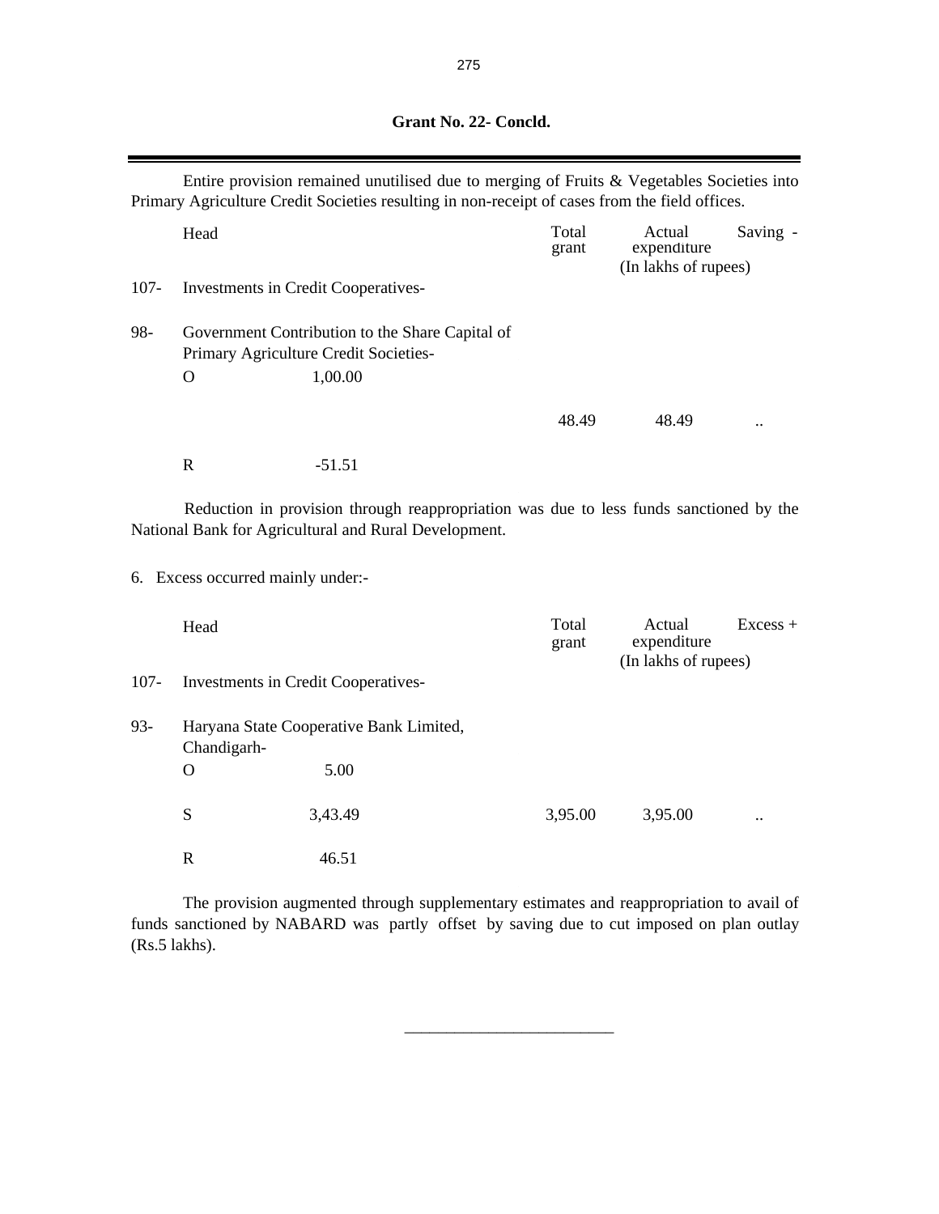**Grant No. 22- Concld.**

Entire provision remained unutilised due to merging of Fruits & Vegetables Societies into Primary Agriculture Credit Societies resulting in non-receipt of cases from the field offices.

| | Head | | Total grant | Actual expenditure | Saving - |
|---|---|---|---|---|---|
| | | | | (In lakhs of rupees) | |
| 107- | Investments in Credit Cooperatives- | | | | |
| 98- | Government Contribution to the Share Capital of Primary Agriculture Credit Societies- | | | | |
| | O | 1,00.00 | | | |
| | | | 48.49 | 48.49 | .. |
| | R | -51.51 | | | |

Reduction in provision through reappropriation was due to less funds sanctioned by the National Bank for Agricultural and Rural Development.

6. Excess occurred mainly under:-

| | Head | | Total grant | Actual expenditure | Excess + |
|---|---|---|---|---|---|
| | | | | (In lakhs of rupees) | |
| 107- | Investments in Credit Cooperatives- | | | | |
| 93- | Haryana State Cooperative Bank Limited, Chandigarh- | | | | |
| | O | 5.00 | | | |
| | S | 3,43.49 | 3,95.00 | 3,95.00 | .. |
| | R | 46.51 | | | |

The provision augmented through supplementary estimates and reappropriation to avail of funds sanctioned by NABARD was partly offset by saving due to cut imposed on plan outlay (Rs.5 lakhs).

\_\_\_\_\_\_\_\_\_\_\_\_\_\_\_\_\_\_\_\_\_\_\_\_\_\_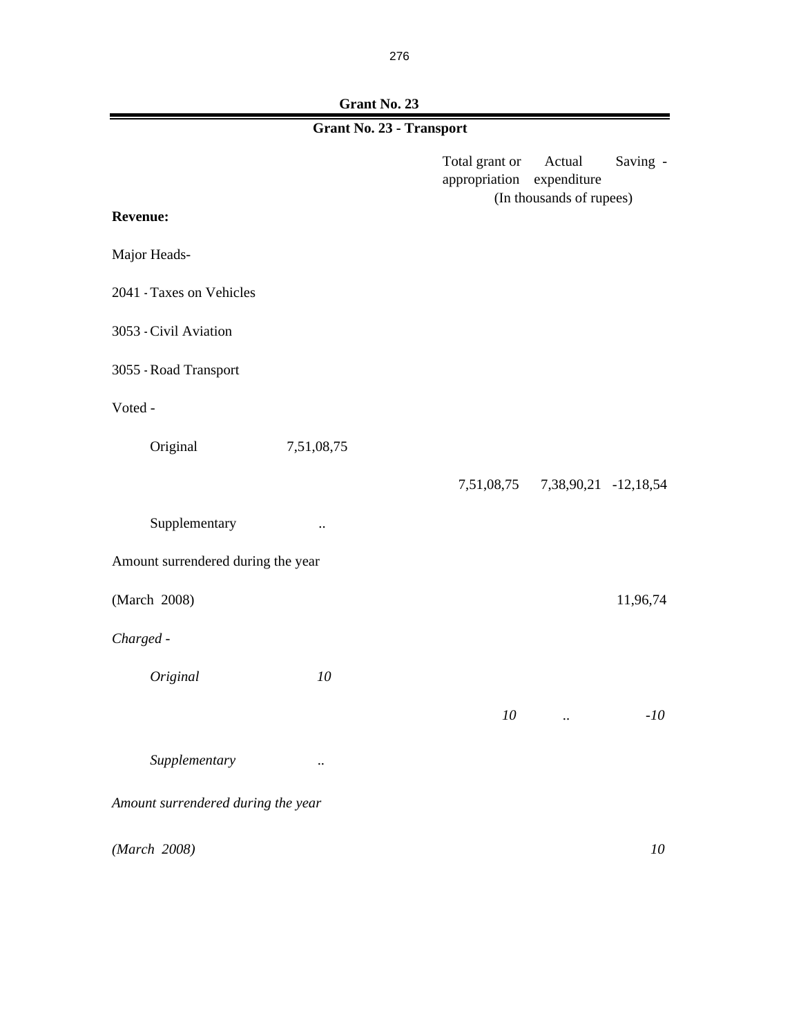## Grant No. 23

### Grant No. 23 - Transport

| | | Total grant or appropriation | Actual expenditure | Saving - |
|---|---|---|---|---|
| | | (In thousands of rupees) | | |
| **Revenue:** | | | | |
| Major Heads- | | | | |
| 2041 - Taxes on Vehicles | | | | |
| 3053 - Civil Aviation | | | | |
| 3055 - Road Transport | | | | |
| Voted - | | | | |
| Original | 7,51,08,75 | | | |
| | | 7,51,08,75 | 7,38,90,21 | -12,18,54 |
| Supplementary | .. | | | |
| Amount surrendered during the year | | | | |
| (March 2008) | | | | 11,96,74 |
| *Charged -* | | | | |
| *Original* | *10* | | | |
| | | *10* | *..* | *-10* |
| *Supplementary* | *..* | | | |
| *Amount surrendered during the year* | | | | |
| *(March 2008)* | | | | *10* |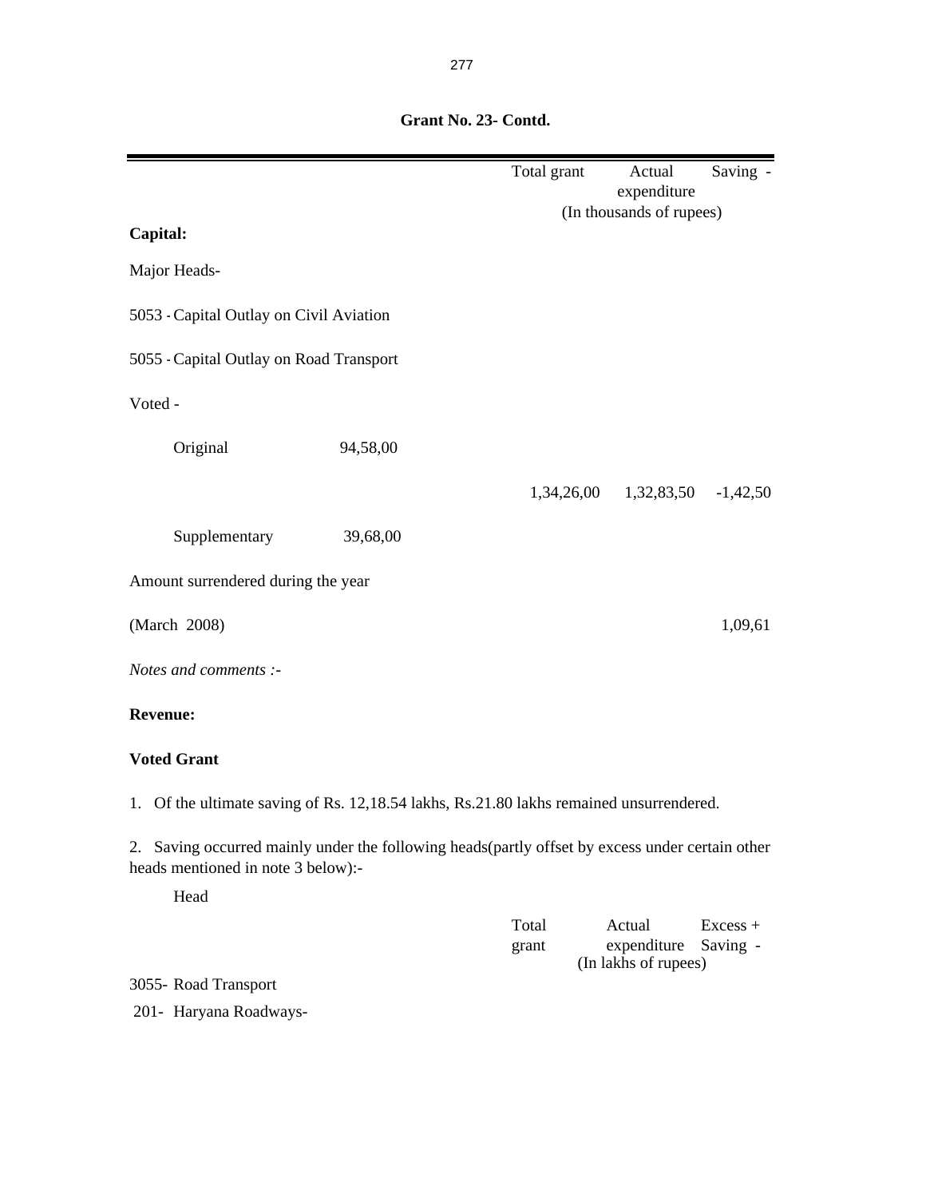**Grant No. 23- Contd.**

| | | Total grant | Actual expenditure | Saving - |
|---|---|---|---|---|
| | | (In thousands of rupees) | | |
| **Capital:** | | | | |
| Major Heads- | | | | |
| 5053 - Capital Outlay on Civil Aviation | | | | |
| 5055 - Capital Outlay on Road Transport | | | | |
| Voted - | | | | |
| Original | 94,58,00 | | | |
| | | 1,34,26,00 | 1,32,83,50 | -1,42,50 |
| Supplementary | 39,68,00 | | | |
| Amount surrendered during the year | | | | |
| (March 2008) | | | | 1,09,61 |

*Notes and comments :-*

**Revenue:**

**Voted Grant**

1. Of the ultimate saving of Rs. 12,18.54 lakhs, Rs.21.80 lakhs remained unsurrendered.

2. Saving occurred mainly under the following heads(partly offset by excess under certain other heads mentioned in note 3 below):-

| Head | Total grant | Actual expenditure | Excess + Saving - |
|---|---|---|---|
| | (In lakhs of rupees) | | |
| 3055- Road Transport | | | |
| 201- Haryana Roadways- | | | |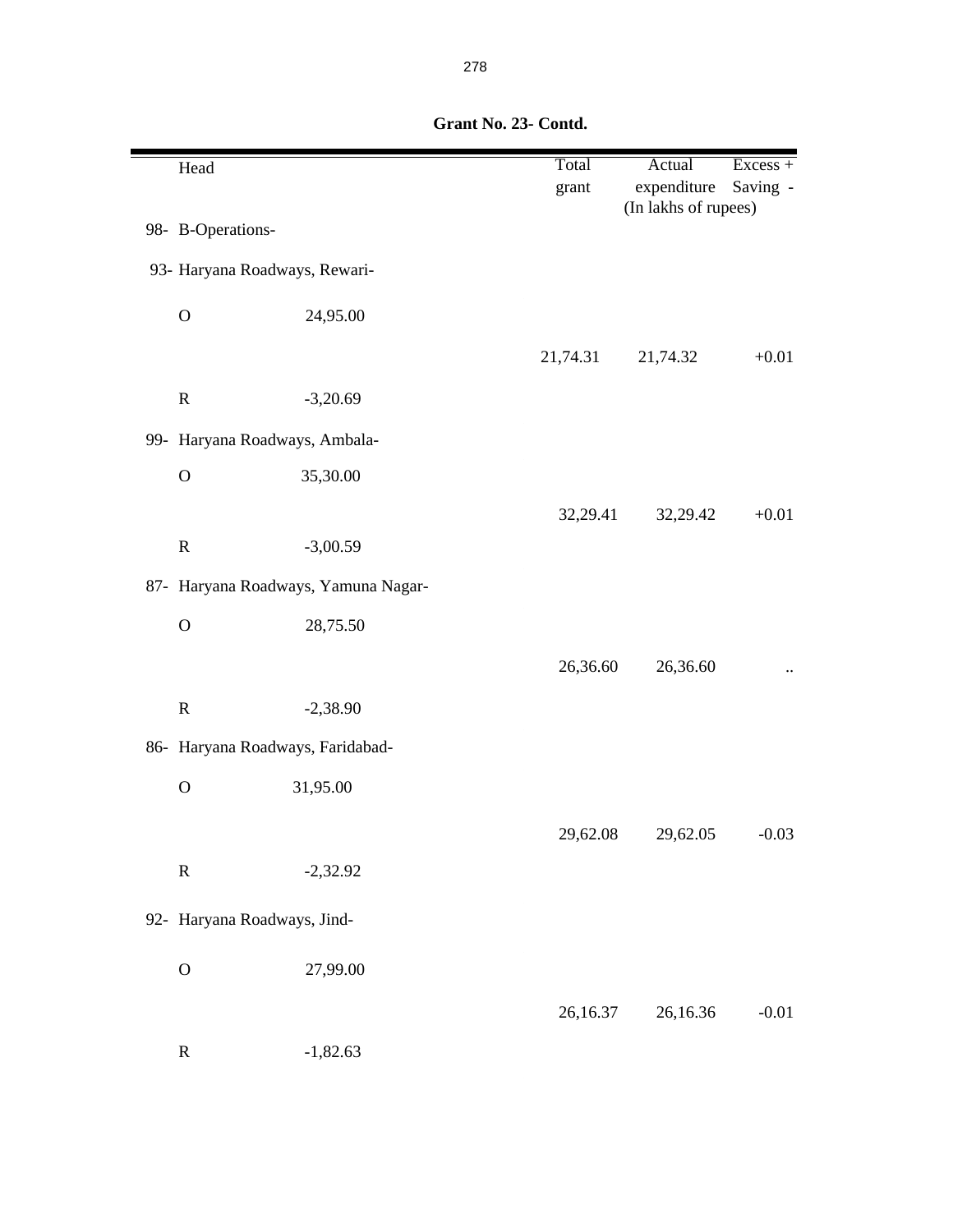**Grant No. 23- Contd.**

| Head | | Total grant | Actual expenditure | Excess + Saving - |
|---|---|---|---|---|
| | | | (In lakhs of rupees) | |
| 98- B-Operations- | | | | |
| 93- Haryana Roadways, Rewari- | | | | |
| O | 24,95.00 | | | |
| | | 21,74.31 | 21,74.32 | +0.01 |
| R | -3,20.69 | | | |
| 99- Haryana Roadways, Ambala- | | | | |
| O | 35,30.00 | | | |
| | | 32,29.41 | 32,29.42 | +0.01 |
| R | -3,00.59 | | | |
| 87- Haryana Roadways, Yamuna Nagar- | | | | |
| O | 28,75.50 | | | |
| | | 26,36.60 | 26,36.60 | .. |
| R | -2,38.90 | | | |
| 86- Haryana Roadways, Faridabad- | | | | |
| O | 31,95.00 | | | |
| | | 29,62.08 | 29,62.05 | -0.03 |
| R | -2,32.92 | | | |
| 92- Haryana Roadways, Jind- | | | | |
| O | 27,99.00 | | | |
| | | 26,16.37 | 26,16.36 | -0.01 |
| R | -1,82.63 | | | |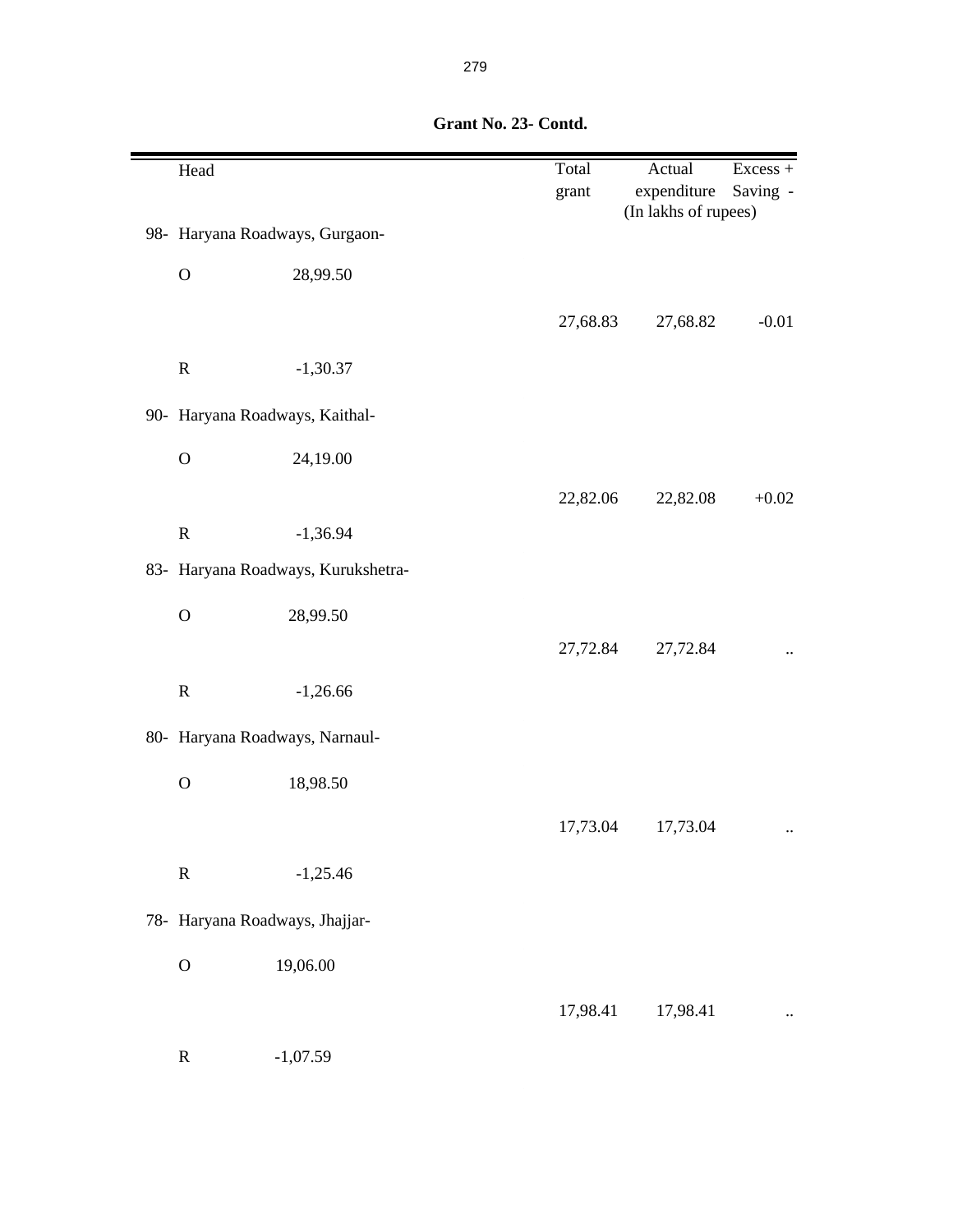**Grant No. 23- Contd.**

| Head | | Total grant | Actual expenditure | Excess + Saving - |
|---|---|---|---|---|
| | | | (In lakhs of rupees) | |
| 98- Haryana Roadways, Gurgaon- | | | | |
| O | 28,99.50 | | | |
| | | 27,68.83 | 27,68.82 | -0.01 |
| R | -1,30.37 | | | |
| 90- Haryana Roadways, Kaithal- | | | | |
| O | 24,19.00 | | | |
| | | 22,82.06 | 22,82.08 | +0.02 |
| R | -1,36.94 | | | |
| 83- Haryana Roadways, Kurukshetra- | | | | |
| O | 28,99.50 | | | |
| | | 27,72.84 | 27,72.84 | .. |
| R | -1,26.66 | | | |
| 80- Haryana Roadways, Narnaul- | | | | |
| O | 18,98.50 | | | |
| | | 17,73.04 | 17,73.04 | .. |
| R | -1,25.46 | | | |
| 78- Haryana Roadways, Jhajjar- | | | | |
| O | 19,06.00 | | | |
| | | 17,98.41 | 17,98.41 | .. |
| R | -1,07.59 | | | |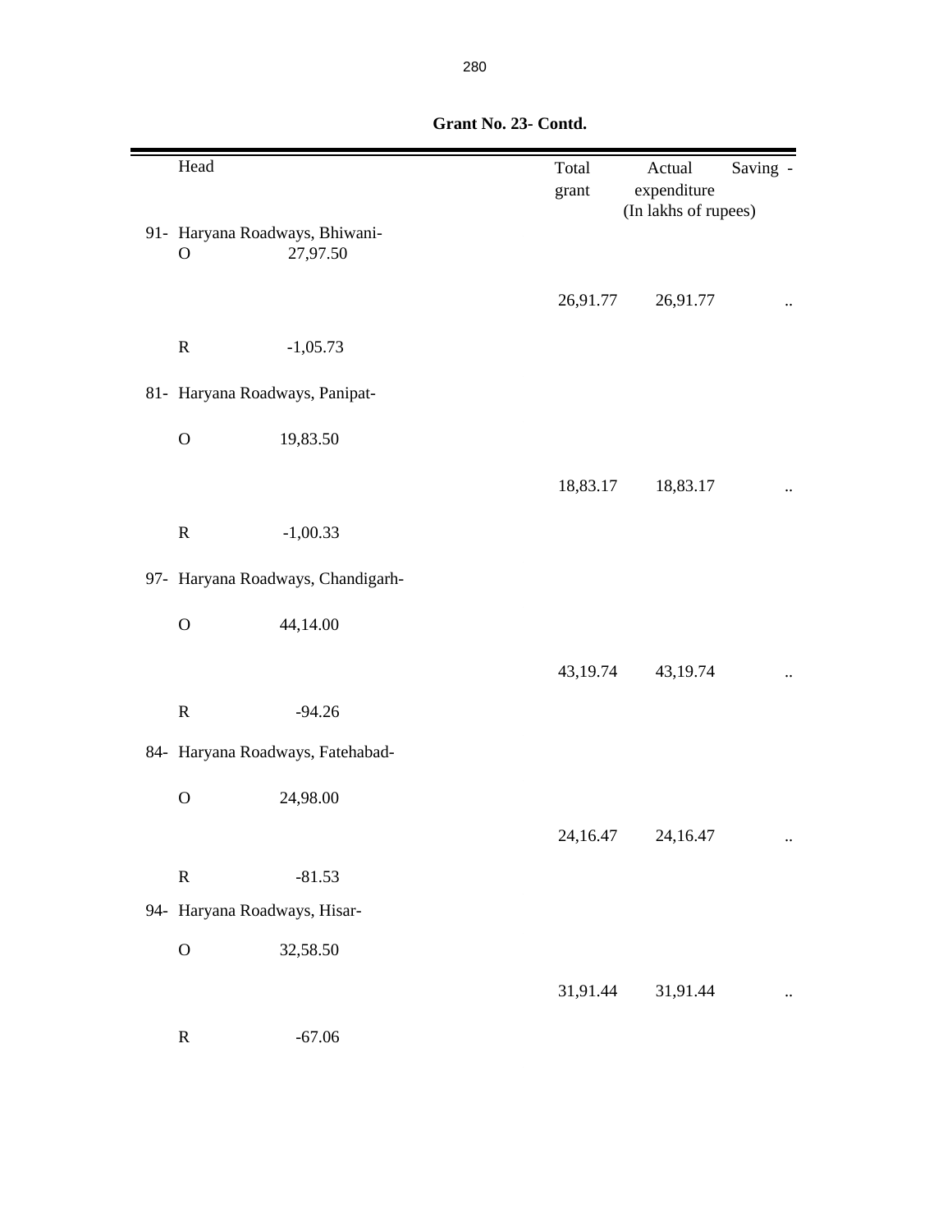**Grant No. 23- Contd.**

| Head | | Total grant | Actual expenditure | Saving - |
|---|---|---|---|---|
| | | | (In lakhs of rupees) | |
| 91- Haryana Roadways, Bhiwani- | | | | |
| O | 27,97.50 | | | |
| | | 26,91.77 | 26,91.77 | .. |
| R | -1,05.73 | | | |
| 81- Haryana Roadways, Panipat- | | | | |
| O | 19,83.50 | | | |
| | | 18,83.17 | 18,83.17 | .. |
| R | -1,00.33 | | | |
| 97- Haryana Roadways, Chandigarh- | | | | |
| O | 44,14.00 | | | |
| | | 43,19.74 | 43,19.74 | .. |
| R | -94.26 | | | |
| 84- Haryana Roadways, Fatehabad- | | | | |
| O | 24,98.00 | | | |
| | | 24,16.47 | 24,16.47 | .. |
| R | -81.53 | | | |
| 94- Haryana Roadways, Hisar- | | | | |
| O | 32,58.50 | | | |
| | | 31,91.44 | 31,91.44 | .. |
| R | -67.06 | | | |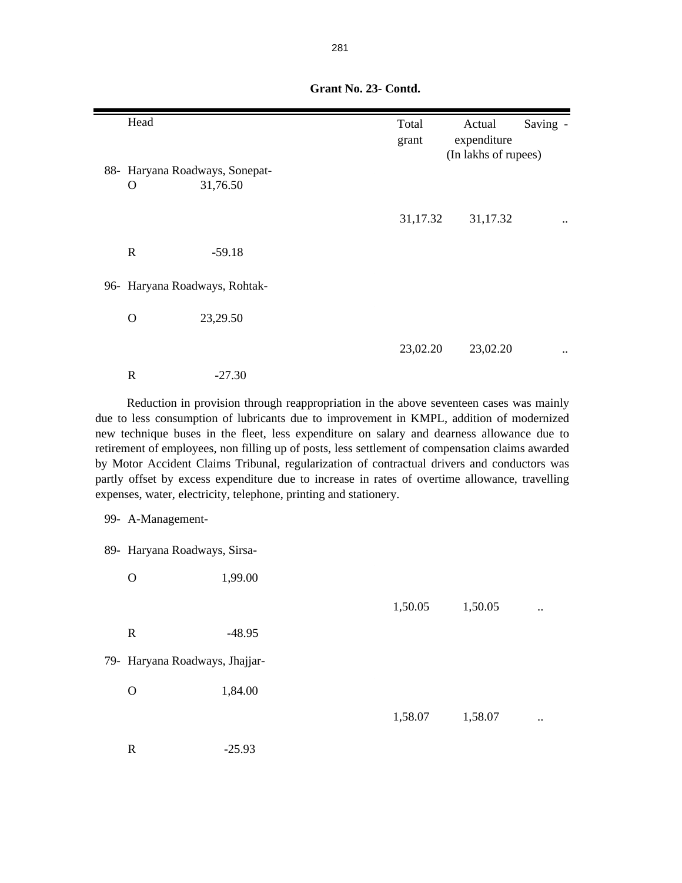**Grant No. 23- Contd.**

| Head | | Total grant | Actual expenditure | Saving - |
|---|---|---|---|---|
| | | | (In lakhs of rupees) | |
| 88- Haryana Roadways, Sonepat- | | | | |
| O | 31,76.50 | | | |
| | | 31,17.32 | 31,17.32 | .. |
| R | -59.18 | | | |
| 96- Haryana Roadways, Rohtak- | | | | |
| O | 23,29.50 | | | |
| | | 23,02.20 | 23,02.20 | .. |
| R | -27.30 | | | |

Reduction in provision through reappropriation in the above seventeen cases was mainly due to less consumption of lubricants due to improvement in KMPL, addition of modernized new technique buses in the fleet, less expenditure on salary and dearness allowance due to retirement of employees, non filling up of posts, less settlement of compensation claims awarded by Motor Accident Claims Tribunal, regularization of contractual drivers and conductors was partly offset by excess expenditure due to increase in rates of overtime allowance, travelling expenses, water, electricity, telephone, printing and stationery.

| Head | | Total grant | Actual expenditure | Saving - |
|---|---|---|---|---|
| 99- A-Management- | | | | |
| 89- Haryana Roadways, Sirsa- | | | | |
| O | 1,99.00 | | | |
| | | 1,50.05 | 1,50.05 | .. |
| R | -48.95 | | | |
| 79- Haryana Roadways, Jhajjar- | | | | |
| O | 1,84.00 | | | |
| | | 1,58.07 | 1,58.07 | .. |
| R | -25.93 | | | |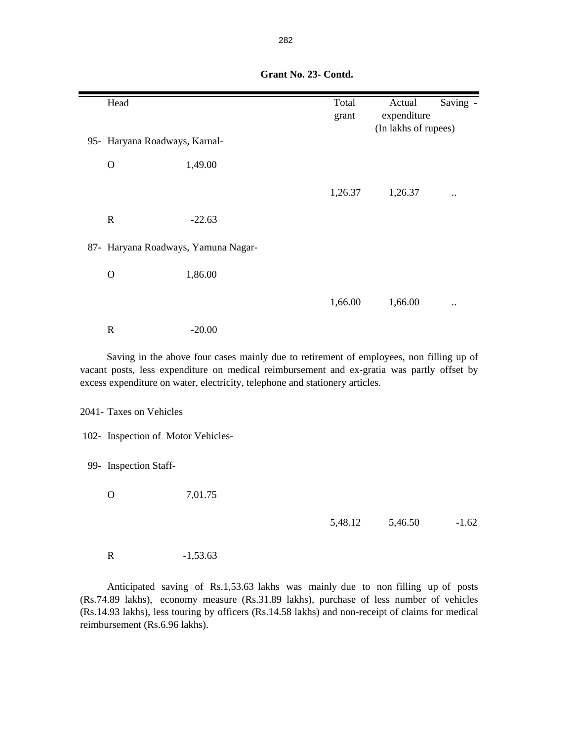**Grant No. 23- Contd.**

| Head | | Total grant | Actual expenditure | Saving - |
|---|---|---|---|---|
| | | | (In lakhs of rupees) | |
| 95- Haryana Roadways, Karnal- | | | | |
| O | 1,49.00 | | | |
| | | 1,26.37 | 1,26.37 | .. |
| R | -22.63 | | | |
| 87- Haryana Roadways, Yamuna Nagar- | | | | |
| O | 1,86.00 | | | |
| | | 1,66.00 | 1,66.00 | .. |
| R | -20.00 | | | |

Saving in the above four cases mainly due to retirement of employees, non filling up of vacant posts, less expenditure on medical reimbursement and ex-gratia was partly offset by excess expenditure on water, electricity, telephone and stationery articles.

| Head | | Total grant | Actual expenditure | Saving - |
|---|---|---|---|---|
| 2041- Taxes on Vehicles | | | | |
| 102- Inspection of Motor Vehicles- | | | | |
| 99- Inspection Staff- | | | | |
| O | 7,01.75 | | | |
| | | 5,48.12 | 5,46.50 | -1.62 |
| R | -1,53.63 | | | |

Anticipated saving of Rs.1,53.63 lakhs was mainly due to non filling up of posts (Rs.74.89 lakhs), economy measure (Rs.31.89 lakhs), purchase of less number of vehicles (Rs.14.93 lakhs), less touring by officers (Rs.14.58 lakhs) and non-receipt of claims for medical reimbursement (Rs.6.96 lakhs).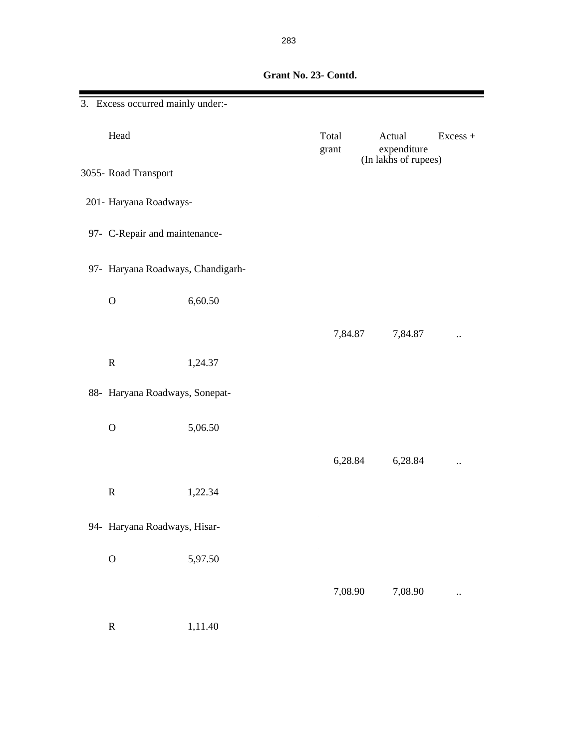**Grant No. 23- Contd.**

3. Excess occurred mainly under:-

| Head | | Total grant | Actual expenditure | Excess + |
|---|---|---|---|---|
| | | (In lakhs of rupees) | | |
| 3055- Road Transport | | | | |
| 201- Haryana Roadways- | | | | |
| 97- C-Repair and maintenance- | | | | |
| 97- Haryana Roadways, Chandigarh- | | | | |
| O | 6,60.50 | | | |
| | | 7,84.87 | 7,84.87 | .. |
| R | 1,24.37 | | | |
| 88- Haryana Roadways, Sonepat- | | | | |
| O | 5,06.50 | | | |
| | | 6,28.84 | 6,28.84 | .. |
| R | 1,22.34 | | | |
| 94- Haryana Roadways, Hisar- | | | | |
| O | 5,97.50 | | | |
| | | 7,08.90 | 7,08.90 | .. |
| R | 1,11.40 | | | |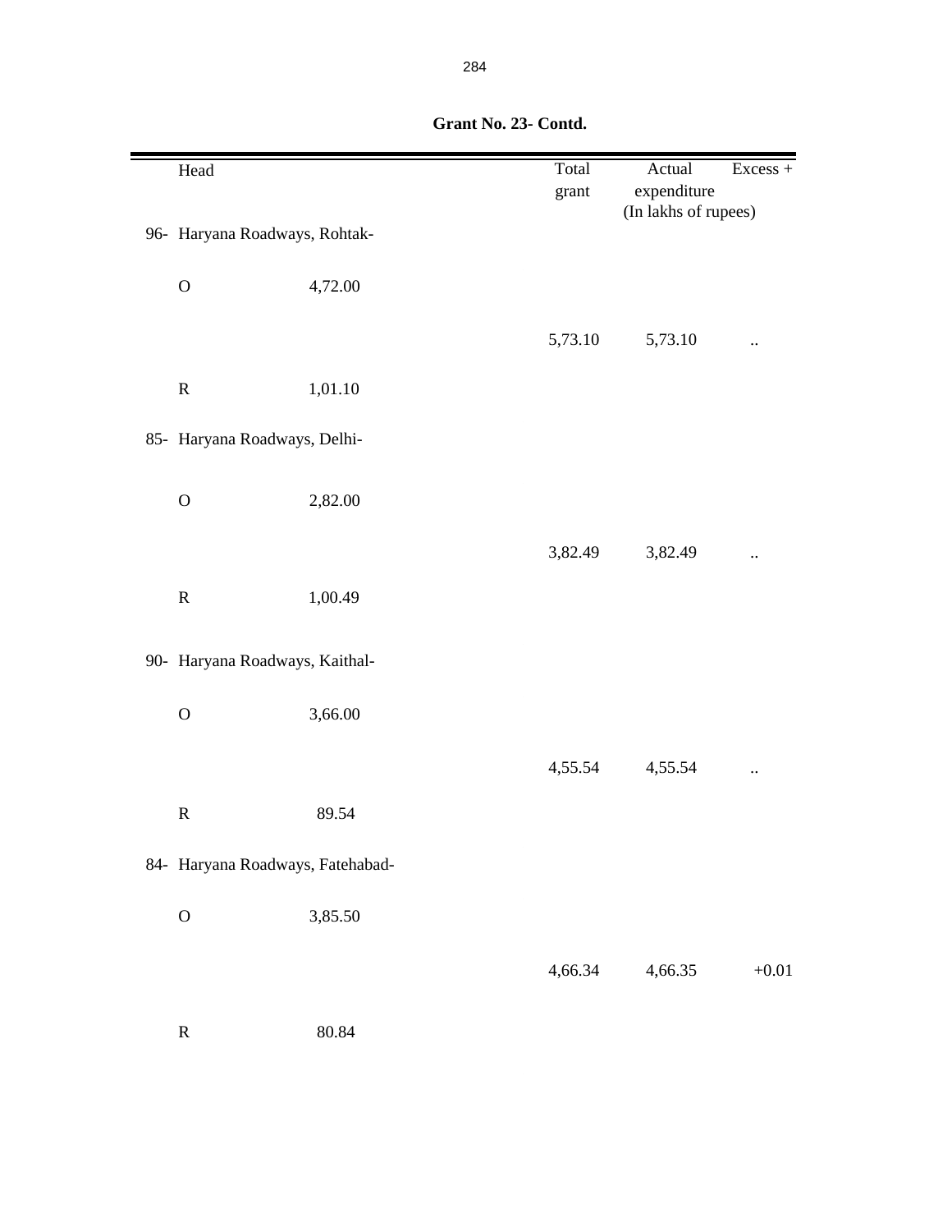**Grant No. 23- Contd.**

| Head | | Total grant | Actual expenditure | Excess + |
|---|---|---|---|---|
| | | | (In lakhs of rupees) | |
| 96- Haryana Roadways, Rohtak- | | | | |
| O | 4,72.00 | | | |
| | | 5,73.10 | 5,73.10 | .. |
| R | 1,01.10 | | | |
| 85- Haryana Roadways, Delhi- | | | | |
| O | 2,82.00 | | | |
| | | 3,82.49 | 3,82.49 | .. |
| R | 1,00.49 | | | |
| 90- Haryana Roadways, Kaithal- | | | | |
| O | 3,66.00 | | | |
| | | 4,55.54 | 4,55.54 | .. |
| R | 89.54 | | | |
| 84- Haryana Roadways, Fatehabad- | | | | |
| O | 3,85.50 | | | |
| | | 4,66.34 | 4,66.35 | +0.01 |
| R | 80.84 | | | |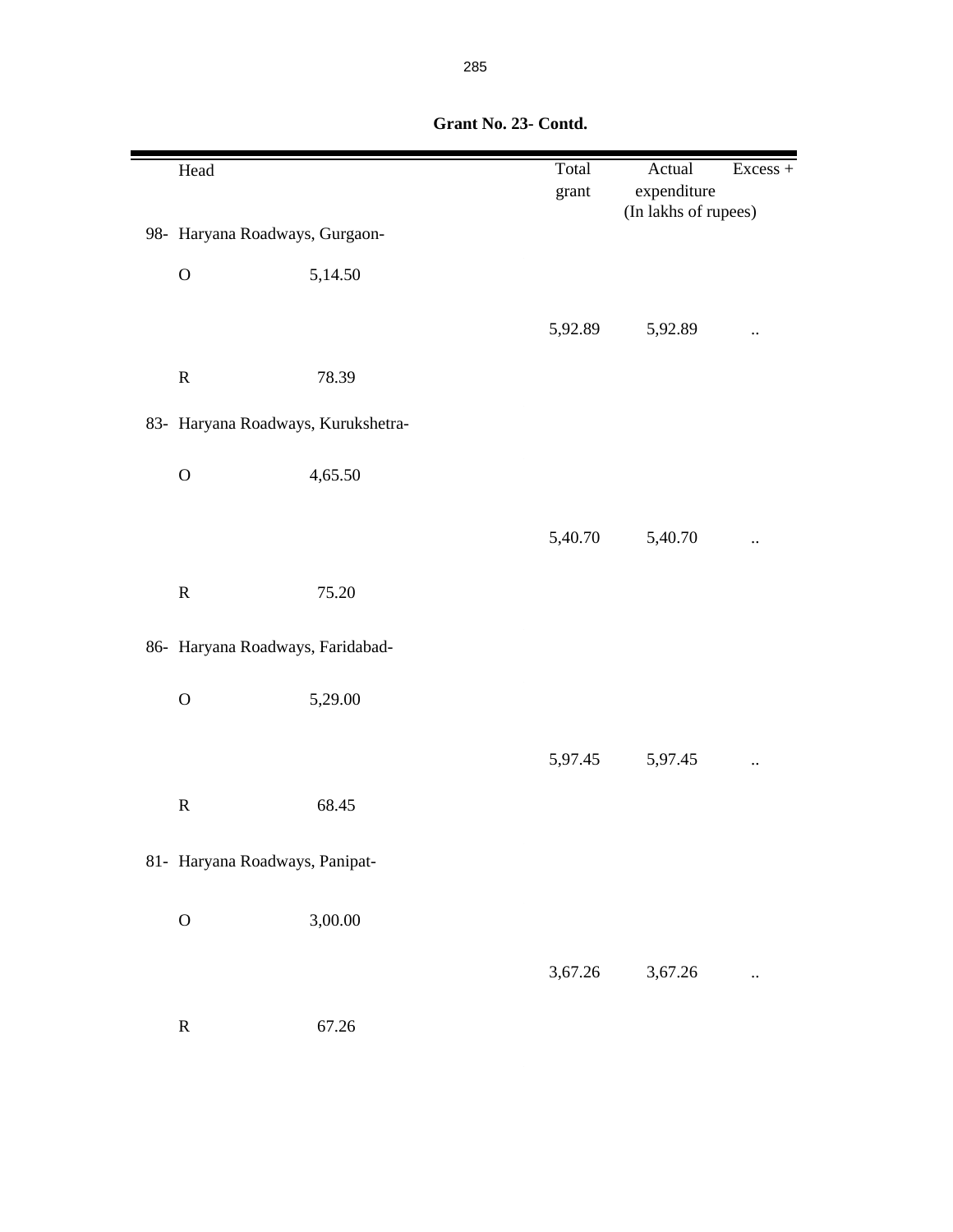**Grant No. 23- Contd.**

| Head | | Total grant | Actual expenditure | Excess + |
|---|---|---|---|---|
| | | | (In lakhs of rupees) | |
| 98- Haryana Roadways, Gurgaon- | | | | |
| O | 5,14.50 | | | |
| | | 5,92.89 | 5,92.89 | .. |
| R | 78.39 | | | |
| 83- Haryana Roadways, Kurukshetra- | | | | |
| O | 4,65.50 | | | |
| | | 5,40.70 | 5,40.70 | .. |
| R | 75.20 | | | |
| 86- Haryana Roadways, Faridabad- | | | | |
| O | 5,29.00 | | | |
| | | 5,97.45 | 5,97.45 | .. |
| R | 68.45 | | | |
| 81- Haryana Roadways, Panipat- | | | | |
| O | 3,00.00 | | | |
| | | 3,67.26 | 3,67.26 | .. |
| R | 67.26 | | | |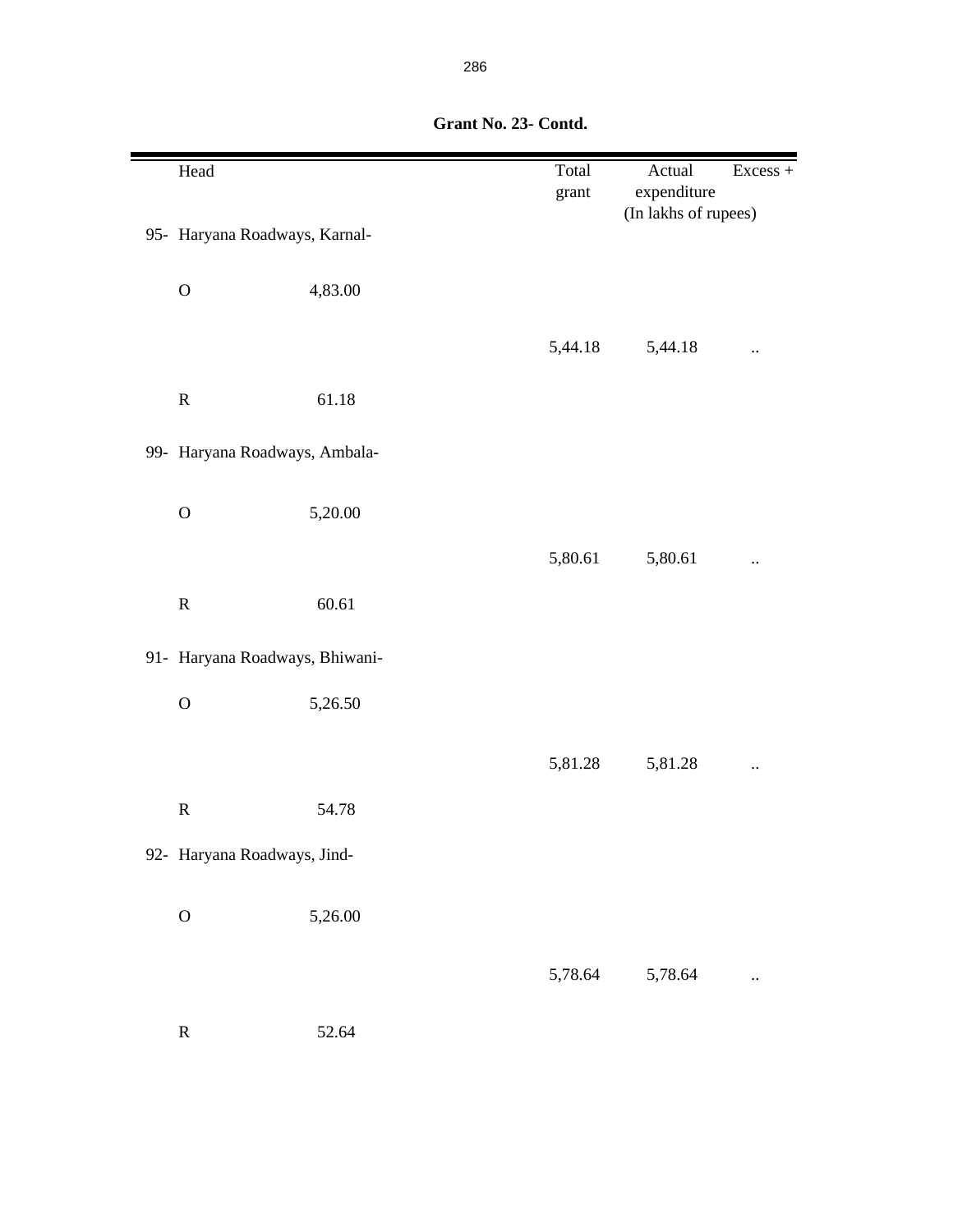**Grant No. 23- Contd.**

| Head | | Total grant | Actual expenditure | Excess + |
|---|---|---|---|---|
| | | (In lakhs of rupees) | | |
| 95- Haryana Roadways, Karnal- | | | | |
| O | 4,83.00 | | | |
| | | 5,44.18 | 5,44.18 | .. |
| R | 61.18 | | | |
| 99- Haryana Roadways, Ambala- | | | | |
| O | 5,20.00 | | | |
| | | 5,80.61 | 5,80.61 | .. |
| R | 60.61 | | | |
| 91- Haryana Roadways, Bhiwani- | | | | |
| O | 5,26.50 | | | |
| | | 5,81.28 | 5,81.28 | .. |
| R | 54.78 | | | |
| 92- Haryana Roadways, Jind- | | | | |
| O | 5,26.00 | | | |
| | | 5,78.64 | 5,78.64 | .. |
| R | 52.64 | | | |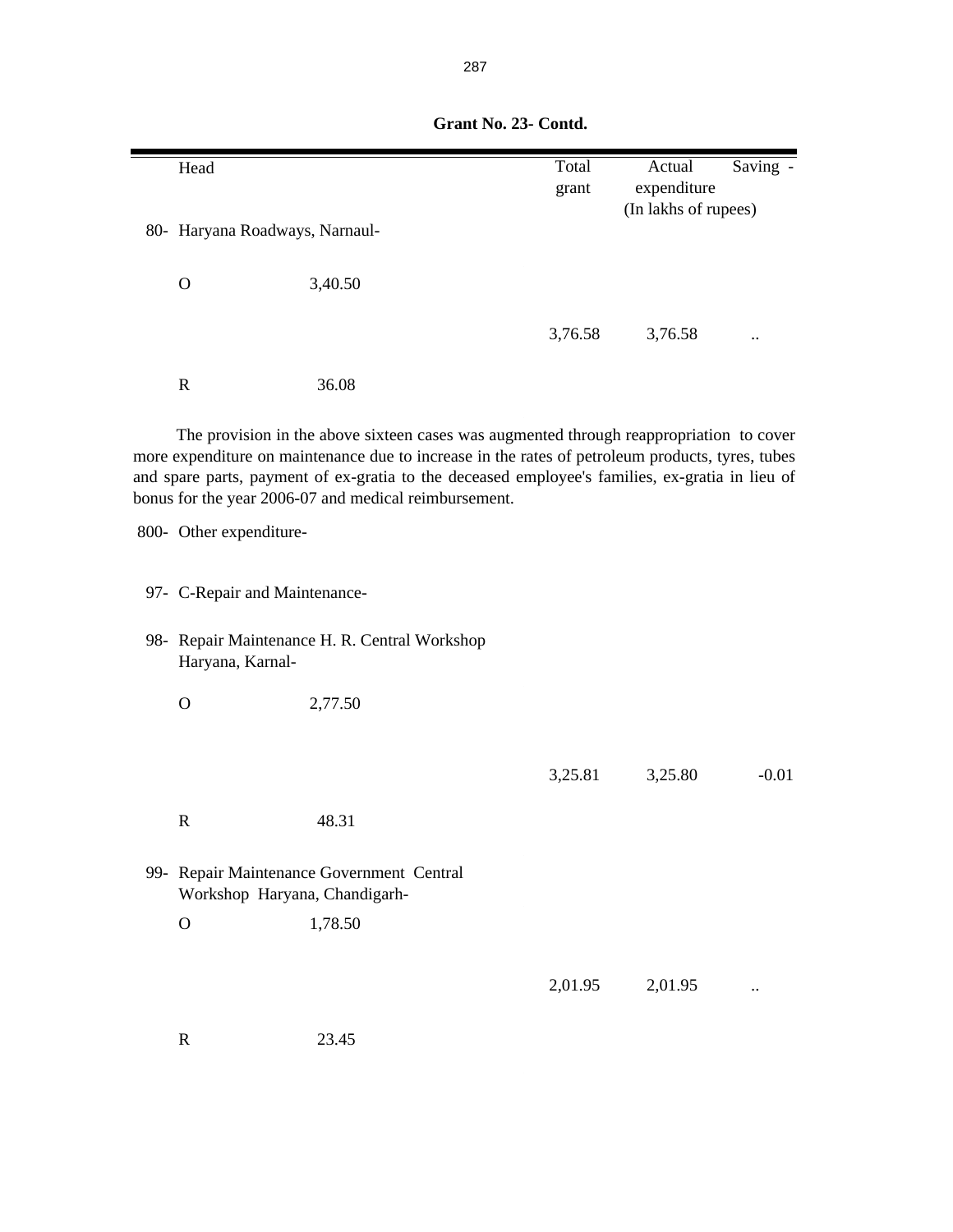**Grant No. 23- Contd.**

| Head | | Total grant | Actual expenditure | Saving - |
|---|---|---|---|---|
| | | | (In lakhs of rupees) | |
| 80- Haryana Roadways, Narnaul- | | | | |
| O | 3,40.50 | | | |
| | | 3,76.58 | 3,76.58 | .. |
| R | 36.08 | | | |

The provision in the above sixteen cases was augmented through reappropriation to cover more expenditure on maintenance due to increase in the rates of petroleum products, tyres, tubes and spare parts, payment of ex-gratia to the deceased employee's families, ex-gratia in lieu of bonus for the year 2006-07 and medical reimbursement.

| Head | | Total grant | Actual expenditure | Saving - |
|---|---|---|---|---|
| 800- Other expenditure- | | | | |
| 97- C-Repair and Maintenance- | | | | |
| 98- Repair Maintenance H. R. Central Workshop Haryana, Karnal- | | | | |
| O | 2,77.50 | | | |
| | | 3,25.81 | 3,25.80 | -0.01 |
| R | 48.31 | | | |
| 99- Repair Maintenance Government Central Workshop Haryana, Chandigarh- | | | | |
| O | 1,78.50 | | | |
| | | 2,01.95 | 2,01.95 | .. |
| R | 23.45 | | | |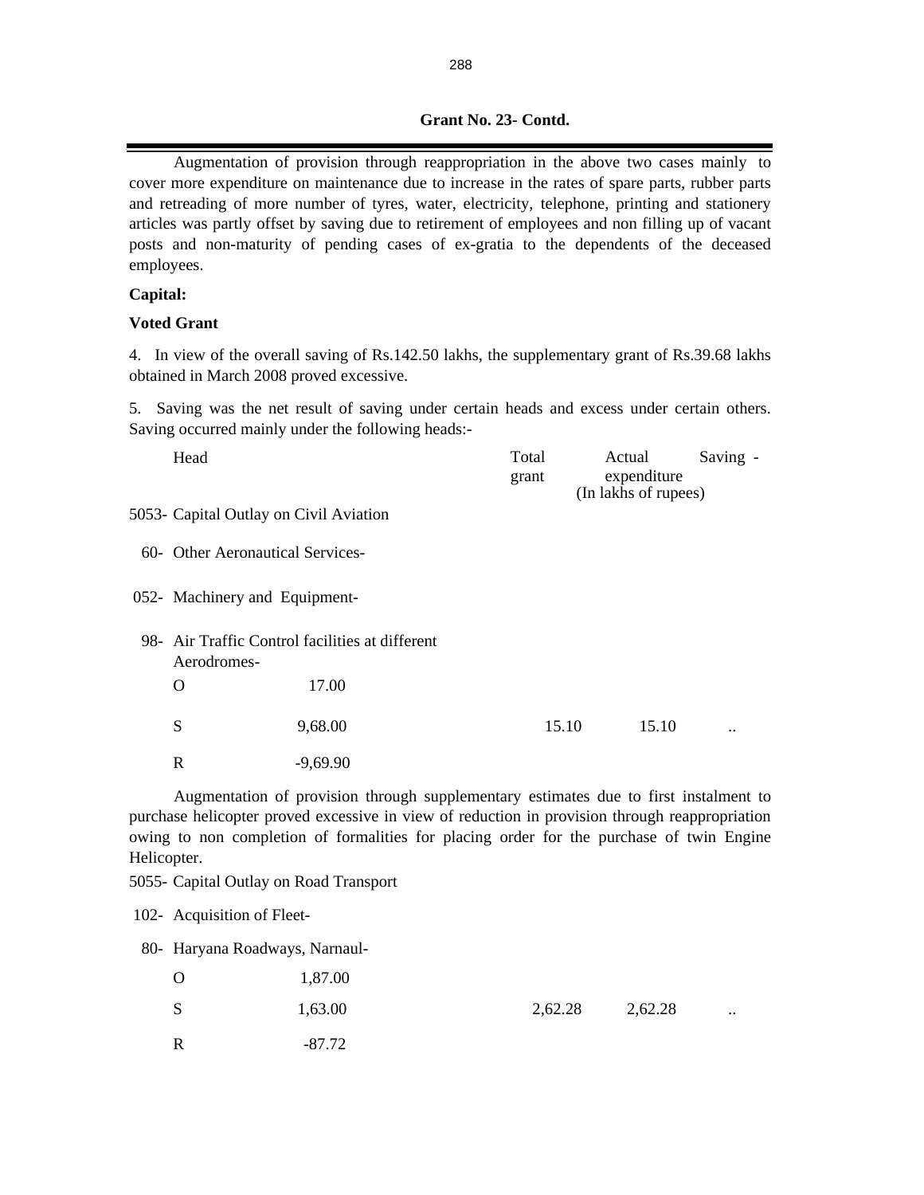**Grant No. 23- Contd.**

Augmentation of provision through reappropriation in the above two cases mainly to cover more expenditure on maintenance due to increase in the rates of spare parts, rubber parts and retreading of more number of tyres, water, electricity, telephone, printing and stationery articles was partly offset by saving due to retirement of employees and non filling up of vacant posts and non-maturity of pending cases of ex-gratia to the dependents of the deceased employees.

**Capital:**

**Voted Grant**

4. In view of the overall saving of Rs.142.50 lakhs, the supplementary grant of Rs.39.68 lakhs obtained in March 2008 proved excessive.

5. Saving was the net result of saving under certain heads and excess under certain others. Saving occurred mainly under the following heads:-

| Head | | Total grant | Actual expenditure | Saving - |
|---|---|---|---|---|
| | | (In lakhs of rupees) | | |
| 5053- Capital Outlay on Civil Aviation | | | | |
| 60- Other Aeronautical Services- | | | | |
| 052- Machinery and Equipment- | | | | |
| 98- Air Traffic Control facilities at different Aerodromes- | | | | |
| O | 17.00 | | | |
| S | 9,68.00 | 15.10 | 15.10 | .. |
| R | -9,69.90 | | | |

Augmentation of provision through supplementary estimates due to first instalment to purchase helicopter proved excessive in view of reduction in provision through reappropriation owing to non completion of formalities for placing order for the purchase of twin Engine Helicopter.

| Head | | Total grant | Actual expenditure | Saving - |
|---|---|---|---|---|
| 5055- Capital Outlay on Road Transport | | | | |
| 102- Acquisition of Fleet- | | | | |
| 80- Haryana Roadways, Narnaul- | | | | |
| O | 1,87.00 | | | |
| S | 1,63.00 | 2,62.28 | 2,62.28 | .. |
| R | -87.72 | | | |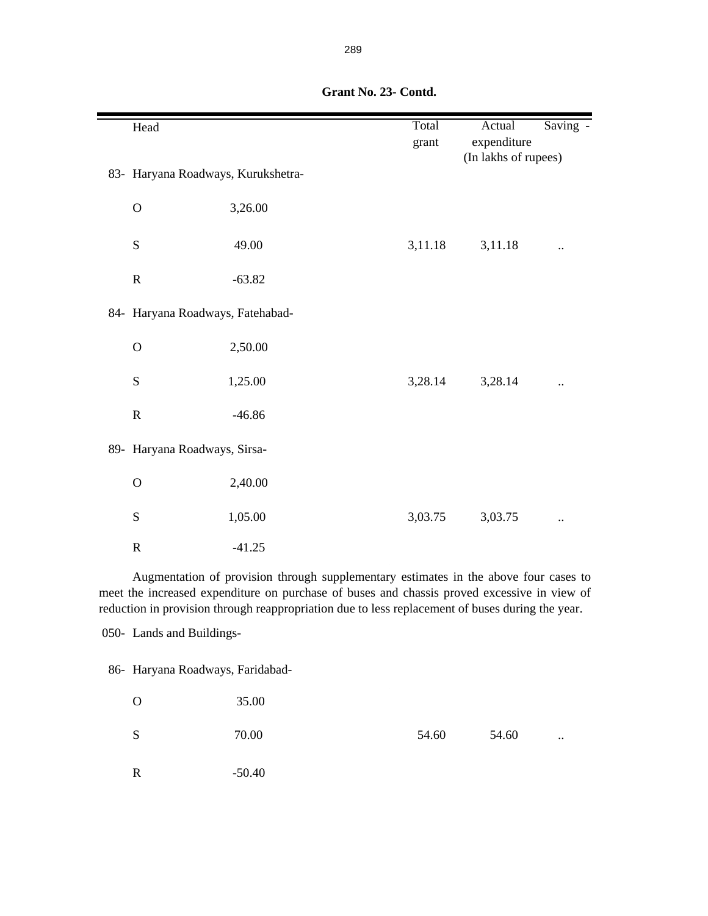**Grant No. 23- Contd.**

| Head | | Total grant | Actual expenditure | Saving - |
|---|---|---|---|---|
| | | | (In lakhs of rupees) | |
| 83- Haryana Roadways, Kurukshetra- | | | | |
| O | 3,26.00 | | | |
| S | 49.00 | 3,11.18 | 3,11.18 | .. |
| R | -63.82 | | | |
| 84- Haryana Roadways, Fatehabad- | | | | |
| O | 2,50.00 | | | |
| S | 1,25.00 | 3,28.14 | 3,28.14 | .. |
| R | -46.86 | | | |
| 89- Haryana Roadways, Sirsa- | | | | |
| O | 2,40.00 | | | |
| S | 1,05.00 | 3,03.75 | 3,03.75 | .. |
| R | -41.25 | | | |

Augmentation of provision through supplementary estimates in the above four cases to meet the increased expenditure on purchase of buses and chassis proved excessive in view of reduction in provision through reappropriation due to less replacement of buses during the year.

050- Lands and Buildings-

| Head | | Total grant | Actual expenditure | Saving - |
|---|---|---|---|---|
| 86- Haryana Roadways, Faridabad- | | | | |
| O | 35.00 | | | |
| S | 70.00 | 54.60 | 54.60 | .. |
| R | -50.40 | | | |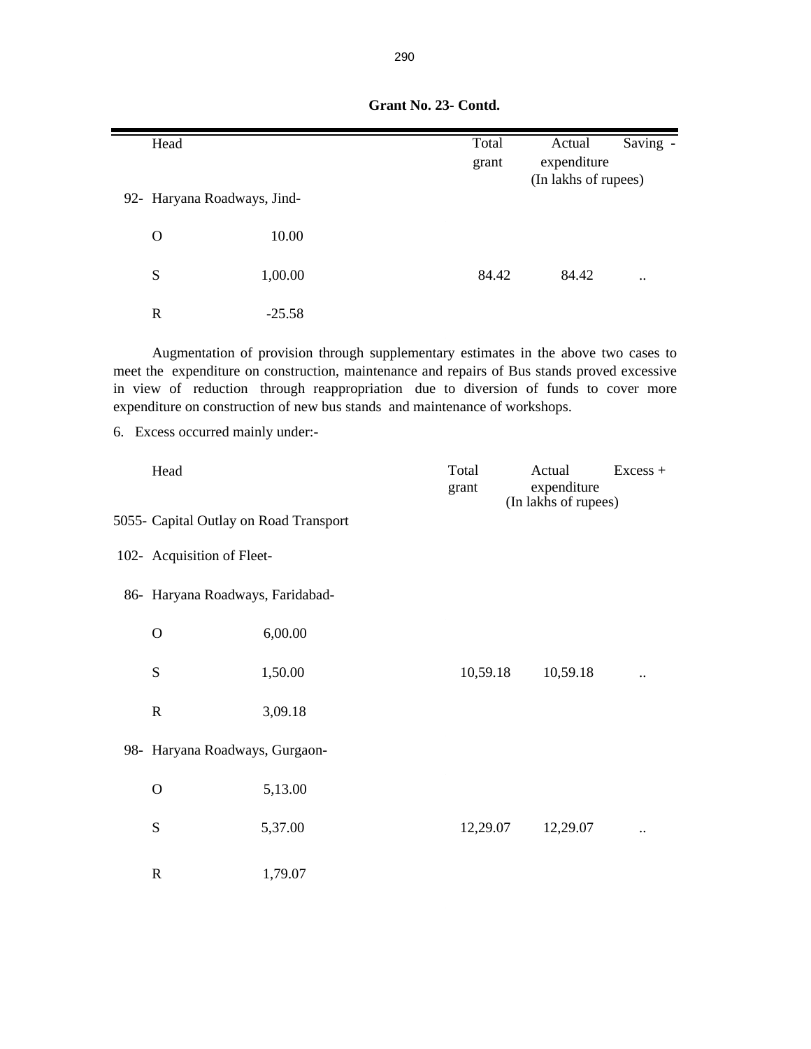**Grant No. 23- Contd.**

| Head | | Total grant | Actual expenditure | Saving - |
|---|---|---|---|---|
| | | | (In lakhs of rupees) | |
| 92- Haryana Roadways, Jind- | | | | |
| O | 10.00 | | | |
| S | 1,00.00 | 84.42 | 84.42 | .. |
| R | -25.58 | | | |

Augmentation of provision through supplementary estimates in the above two cases to meet the expenditure on construction, maintenance and repairs of Bus stands proved excessive in view of reduction through reappropriation due to diversion of funds to cover more expenditure on construction of new bus stands and maintenance of workshops.

6. Excess occurred mainly under:-

| Head | | Total grant | Actual expenditure | Excess + |
|---|---|---|---|---|
| | | | (In lakhs of rupees) | |
| 5055- Capital Outlay on Road Transport | | | | |
| 102- Acquisition of Fleet- | | | | |
| 86- Haryana Roadways, Faridabad- | | | | |
| O | 6,00.00 | | | |
| S | 1,50.00 | 10,59.18 | 10,59.18 | .. |
| R | 3,09.18 | | | |
| 98- Haryana Roadways, Gurgaon- | | | | |
| O | 5,13.00 | | | |
| S | 5,37.00 | 12,29.07 | 12,29.07 | .. |
| R | 1,79.07 | | | |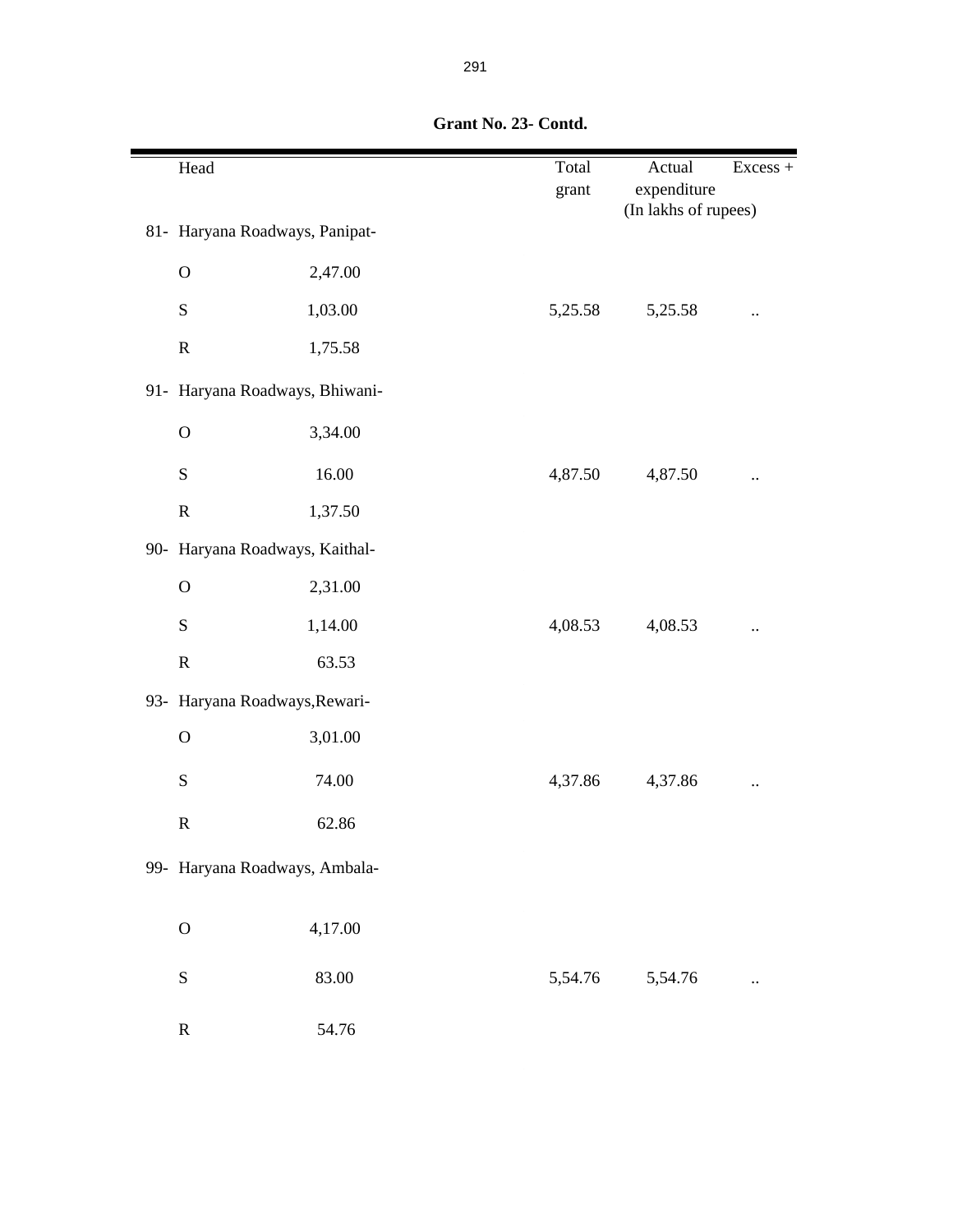**Grant No. 23- Contd.**

| Head | | Total grant | Actual expenditure | Excess + |
|---|---|---|---|---|
| | | | (In lakhs of rupees) | |
| 81- Haryana Roadways, Panipat- | | | | |
| O | 2,47.00 | | | |
| S | 1,03.00 | 5,25.58 | 5,25.58 | .. |
| R | 1,75.58 | | | |
| 91- Haryana Roadways, Bhiwani- | | | | |
| O | 3,34.00 | | | |
| S | 16.00 | 4,87.50 | 4,87.50 | .. |
| R | 1,37.50 | | | |
| 90- Haryana Roadways, Kaithal- | | | | |
| O | 2,31.00 | | | |
| S | 1,14.00 | 4,08.53 | 4,08.53 | .. |
| R | 63.53 | | | |
| 93- Haryana Roadways,Rewari- | | | | |
| O | 3,01.00 | | | |
| S | 74.00 | 4,37.86 | 4,37.86 | .. |
| R | 62.86 | | | |
| 99- Haryana Roadways, Ambala- | | | | |
| O | 4,17.00 | | | |
| S | 83.00 | 5,54.76 | 5,54.76 | .. |
| R | 54.76 | | | |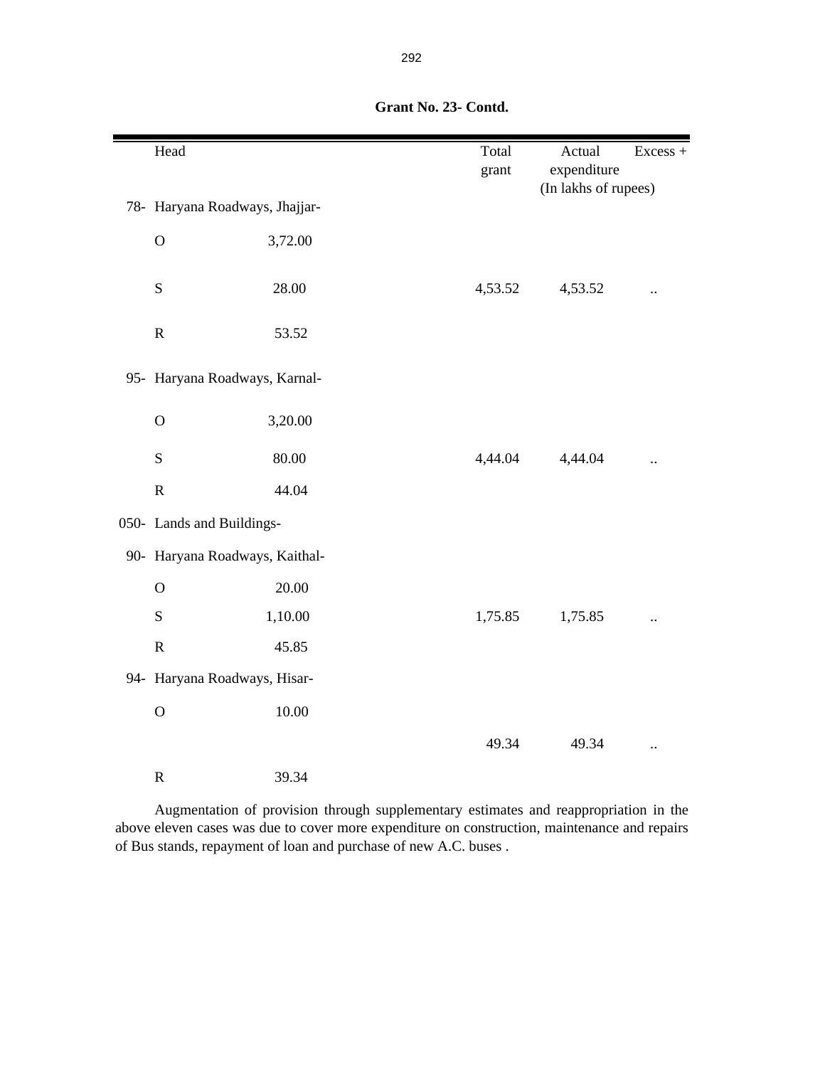**Grant No. 23- Contd.**

| Head | | Total grant | Actual expenditure | Excess + |
|---|---|---|---|---|
| | | (In lakhs of rupees) | | |
| 78- Haryana Roadways, Jhajjar- | | | | |
| O | 3,72.00 | | | |
| S | 28.00 | 4,53.52 | 4,53.52 | .. |
| R | 53.52 | | | |
| 95- Haryana Roadways, Karnal- | | | | |
| O | 3,20.00 | | | |
| S | 80.00 | 4,44.04 | 4,44.04 | .. |
| R | 44.04 | | | |
| 050- Lands and Buildings- | | | | |
| 90- Haryana Roadways, Kaithal- | | | | |
| O | 20.00 | | | |
| S | 1,10.00 | 1,75.85 | 1,75.85 | .. |
| R | 45.85 | | | |
| 94- Haryana Roadways, Hisar- | | | | |
| O | 10.00 | | | |
| | | 49.34 | 49.34 | .. |
| R | 39.34 | | | |

Augmentation of provision through supplementary estimates and reappropriation in the above eleven cases was due to cover more expenditure on construction, maintenance and repairs of Bus stands, repayment of loan and purchase of new A.C. buses .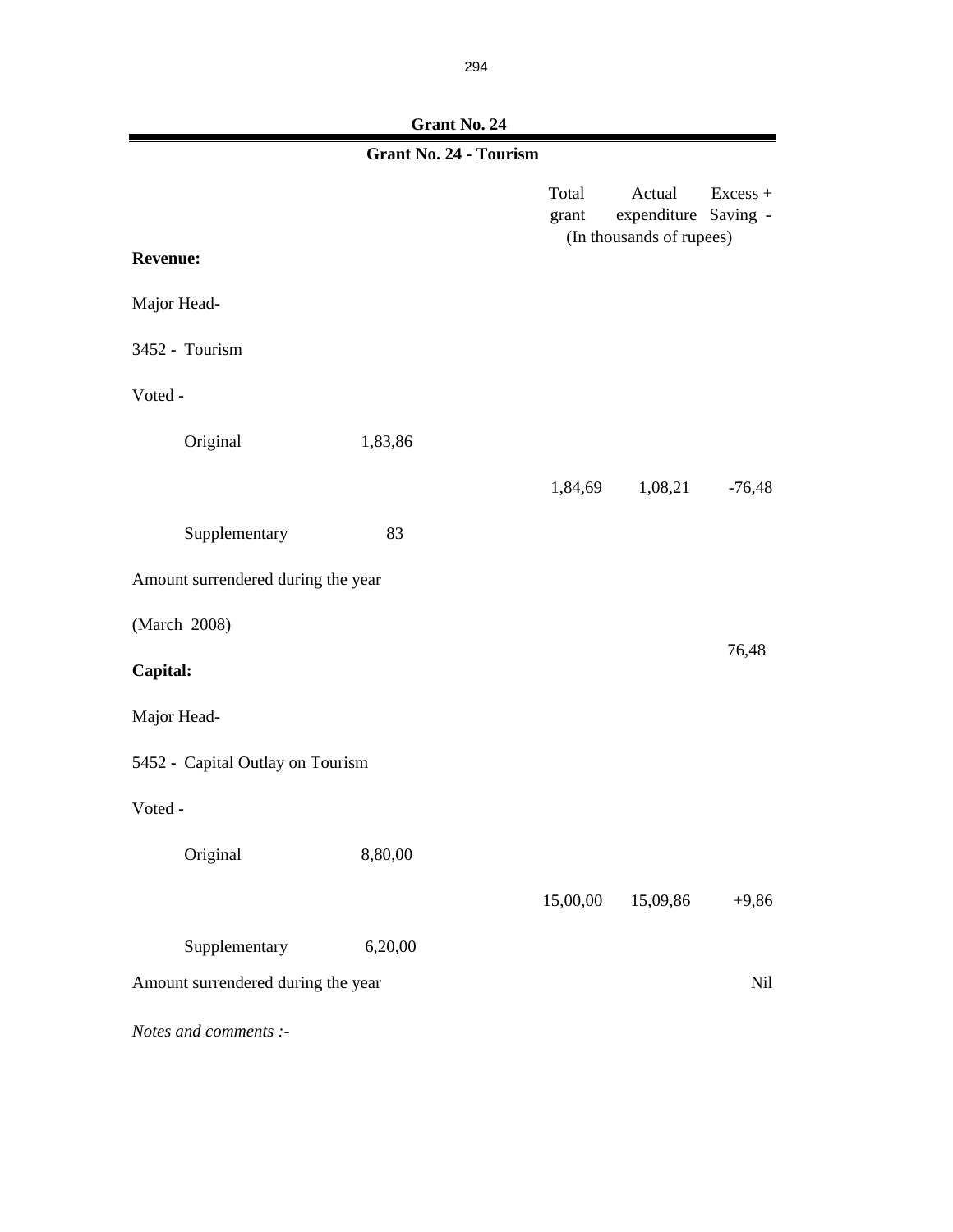## Grant No. 24

### Grant No. 24 - Tourism

| | | Total grant | Actual expenditure | Excess + Saving - |
|---|---|---|---|---|
| | | (In thousands of rupees) | | |
| **Revenue:** | | | | |
| Major Head- | | | | |
| 3452 - Tourism | | | | |
| Voted - | | | | |
| Original | 1,83,86 | | | |
| | | 1,84,69 | 1,08,21 | -76,48 |
| Supplementary | 83 | | | |
| Amount surrendered during the year | | | | |
| (March 2008) | | | | 76,48 |
| **Capital:** | | | | |
| Major Head- | | | | |
| 5452 - Capital Outlay on Tourism | | | | |
| Voted - | | | | |
| Original | 8,80,00 | | | |
| | | 15,00,00 | 15,09,86 | +9,86 |
| Supplementary | 6,20,00 | | | |
| Amount surrendered during the year | | | | Nil |

*Notes and comments :-*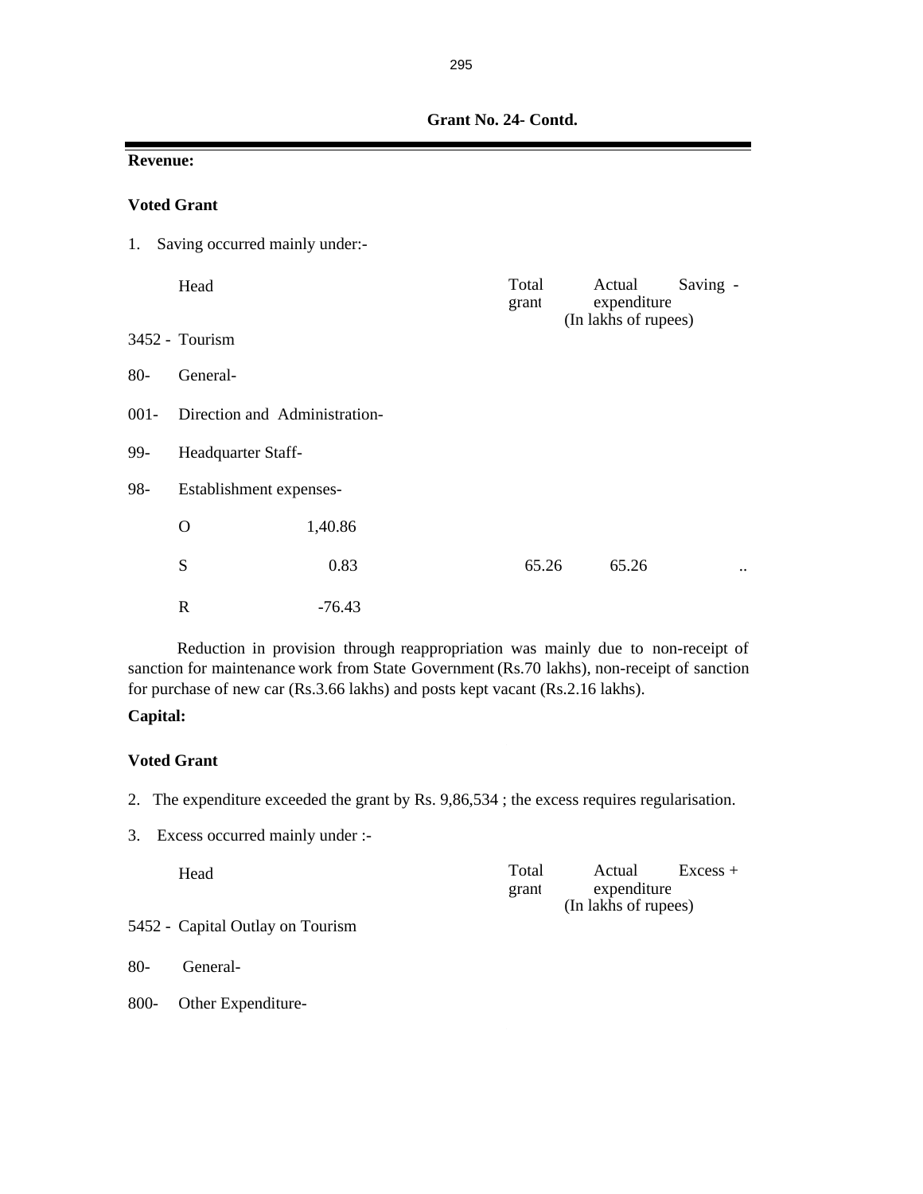**Grant No. 24- Contd.**

**Revenue:**

**Voted Grant**

1. Saving occurred mainly under:-

| Head | | Total grant | Actual expenditure | Saving - |
|---|---|---|---|---|
| | | | (In lakhs of rupees) | |
| 3452 - Tourism | | | | |
| 80- General- | | | | |
| 001- Direction and Administration- | | | | |
| 99- Headquarter Staff- | | | | |
| 98- Establishment expenses- | | | | |
| O | 1,40.86 | | | |
| S | 0.83 | 65.26 | 65.26 | .. |
| R | -76.43 | | | |

Reduction in provision through reappropriation was mainly due to non-receipt of sanction for maintenance work from State Government (Rs.70 lakhs), non-receipt of sanction for purchase of new car (Rs.3.66 lakhs) and posts kept vacant (Rs.2.16 lakhs).

**Capital:**

**Voted Grant**

2. The expenditure exceeded the grant by Rs. 9,86,534 ; the excess requires regularisation.

3. Excess occurred mainly under :-

| Head | Total grant | Actual expenditure | Excess + |
|---|---|---|---|
| | | (In lakhs of rupees) | |
| 5452 - Capital Outlay on Tourism | | | |
| 80- General- | | | |
| 800- Other Expenditure- | | | |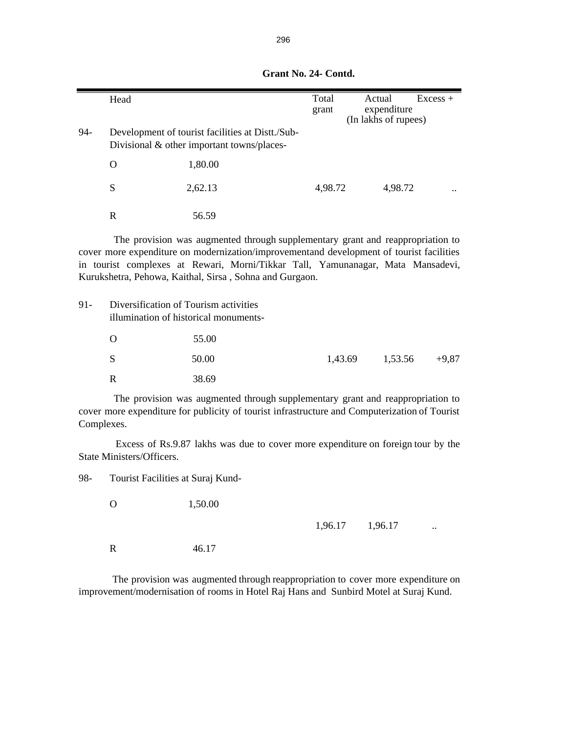**Grant No. 24- Contd.**

| | Head | | Total grant | Actual expenditure | Excess + |
|---|---|---|---|---|---|
| | | | (In lakhs of rupees) | | |
| 94- | Development of tourist facilities at Distt./Sub-Divisional & other important towns/places- | | | | |
| | O | 1,80.00 | | | |
| | S | 2,62.13 | 4,98.72 | 4,98.72 | .. |
| | R | 56.59 | | | |

The provision was augmented through supplementary grant and reappropriation to cover more expenditure on modernization/improvementand development of tourist facilities in tourist complexes at Rewari, Morni/Tikkar Tall, Yamunanagar, Mata Mansadevi, Kurukshetra, Pehowa, Kaithal, Sirsa , Sohna and Gurgaon.

| | Head | | Total grant | Actual expenditure | Excess + |
|---|---|---|---|---|---|
| 91- | Diversification of Tourism activities illumination of historical monuments- | | | | |
| | O | 55.00 | | | |
| | S | 50.00 | 1,43.69 | 1,53.56 | +9,87 |
| | R | 38.69 | | | |

The provision was augmented through supplementary grant and reappropriation to cover more expenditure for publicity of tourist infrastructure and Computerization of Tourist Complexes.

Excess of Rs.9.87 lakhs was due to cover more expenditure on foreign tour by the State Ministers/Officers.

| | Head | | Total grant | Actual expenditure | Excess + |
|---|---|---|---|---|---|
| 98- | Tourist Facilities at Suraj Kund- | | | | |
| | O | 1,50.00 | | | |
| | | | 1,96.17 | 1,96.17 | .. |
| | R | 46.17 | | | |

The provision was augmented through reappropriation to cover more expenditure on improvement/modernisation of rooms in Hotel Raj Hans and Sunbird Motel at Suraj Kund.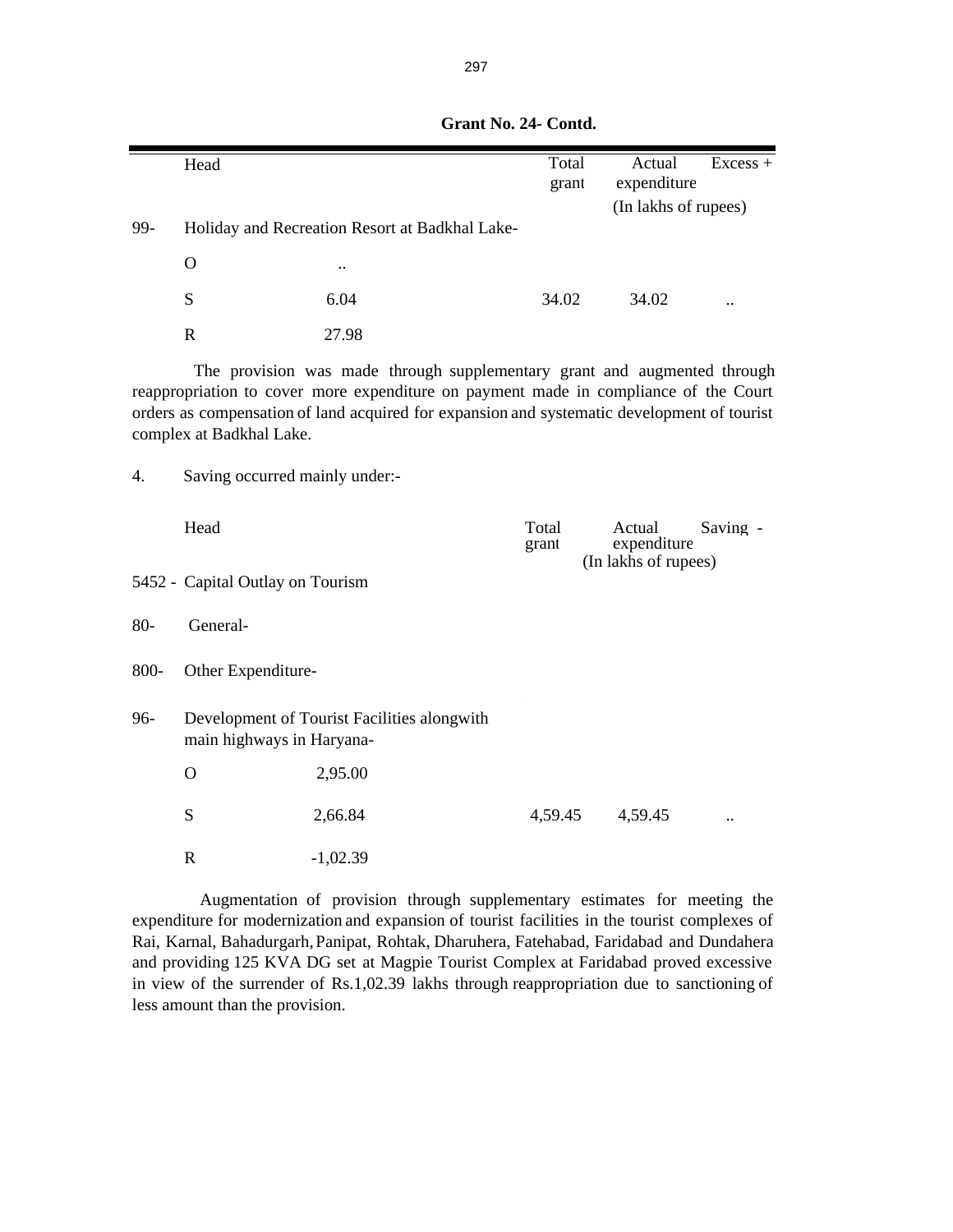**Grant No. 24- Contd.**

| | Head | | Total grant | Actual expenditure | Excess + |
|---|---|---|---|---|---|
| | | | | (In lakhs of rupees) | |
| 99- | Holiday and Recreation Resort at Badkhal Lake- | | | | |
| | O | .. | | | |
| | S | 6.04 | 34.02 | 34.02 | .. |
| | R | 27.98 | | | |

The provision was made through supplementary grant and augmented through reappropriation to cover more expenditure on payment made in compliance of the Court orders as compensation of land acquired for expansion and systematic development of tourist complex at Badkhal Lake.

4. Saving occurred mainly under:-

| | Head | | Total grant | Actual expenditure | Saving - |
|---|---|---|---|---|---|
| | | | | (In lakhs of rupees) | |
| 5452 - | Capital Outlay on Tourism | | | | |
| 80- | General- | | | | |
| 800- | Other Expenditure- | | | | |
| 96- | Development of Tourist Facilities alongwith main highways in Haryana- | | | | |
| | O | 2,95.00 | | | |
| | S | 2,66.84 | 4,59.45 | 4,59.45 | .. |
| | R | -1,02.39 | | | |

Augmentation of provision through supplementary estimates for meeting the expenditure for modernization and expansion of tourist facilities in the tourist complexes of Rai, Karnal, Bahadurgarh, Panipat, Rohtak, Dharuhera, Fatehabad, Faridabad and Dundahera and providing 125 KVA DG set at Magpie Tourist Complex at Faridabad proved excessive in view of the surrender of Rs.1,02.39 lakhs through reappropriation due to sanctioning of less amount than the provision.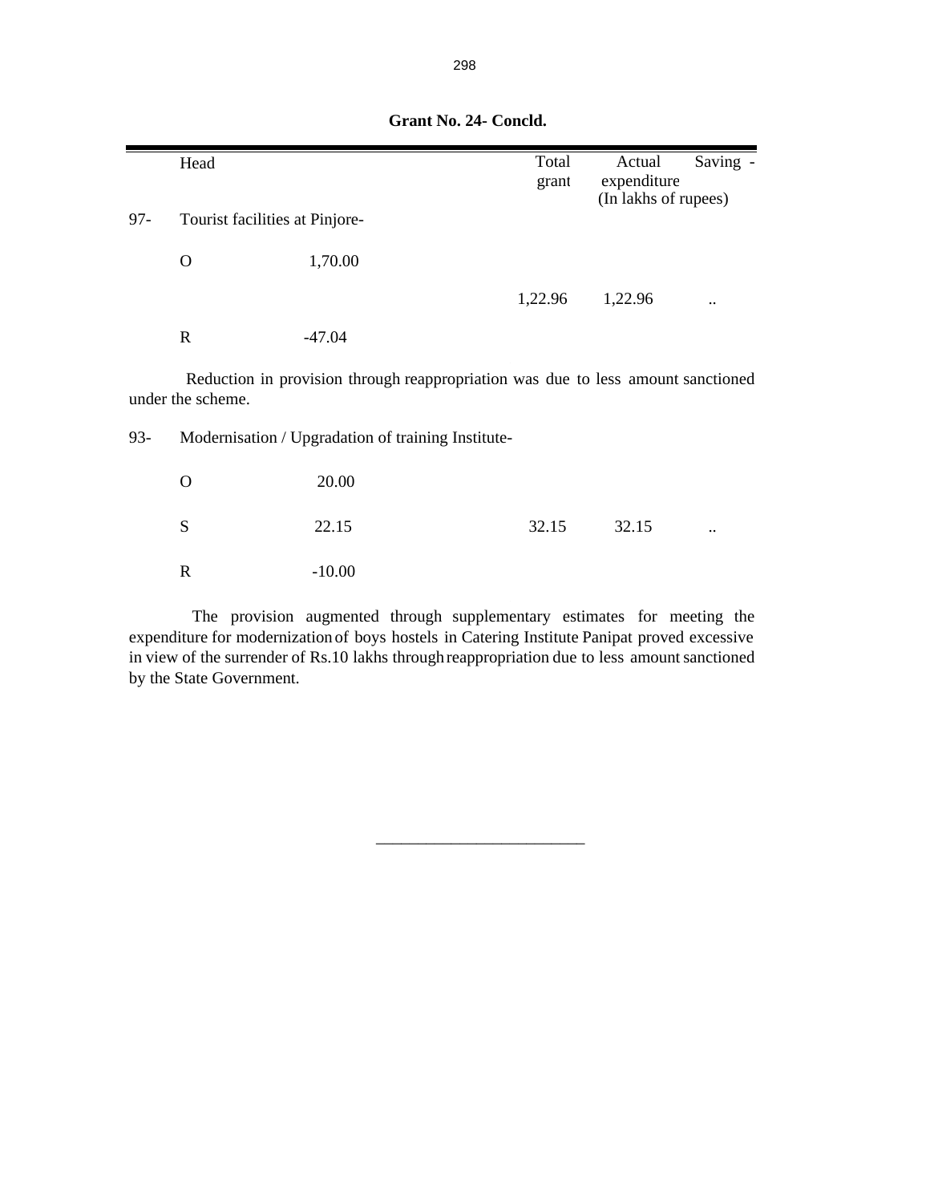**Grant No. 24- Concld.**

| | Head | | Total grant | Actual expenditure | Saving - |
|---|---|---|---|---|---|
| | | | | (In lakhs of rupees) | |
| 97- | Tourist facilities at Pinjore- | | | | |
| | O | 1,70.00 | | | |
| | | | 1,22.96 | 1,22.96 | .. |
| | R | -47.04 | | | |

Reduction in provision through reappropriation was due to less amount sanctioned under the scheme.

| | Head | | Total grant | Actual expenditure | Saving - |
|---|---|---|---|---|---|
| 93- | Modernisation / Upgradation of training Institute- | | | | |
| | O | 20.00 | | | |
| | S | 22.15 | 32.15 | 32.15 | .. |
| | R | -10.00 | | | |

The provision augmented through supplementary estimates for meeting the expenditure for modernization of boys hostels in Catering Institute Panipat proved excessive in view of the surrender of Rs.10 lakhs through reappropriation due to less amount sanctioned by the State Government.

---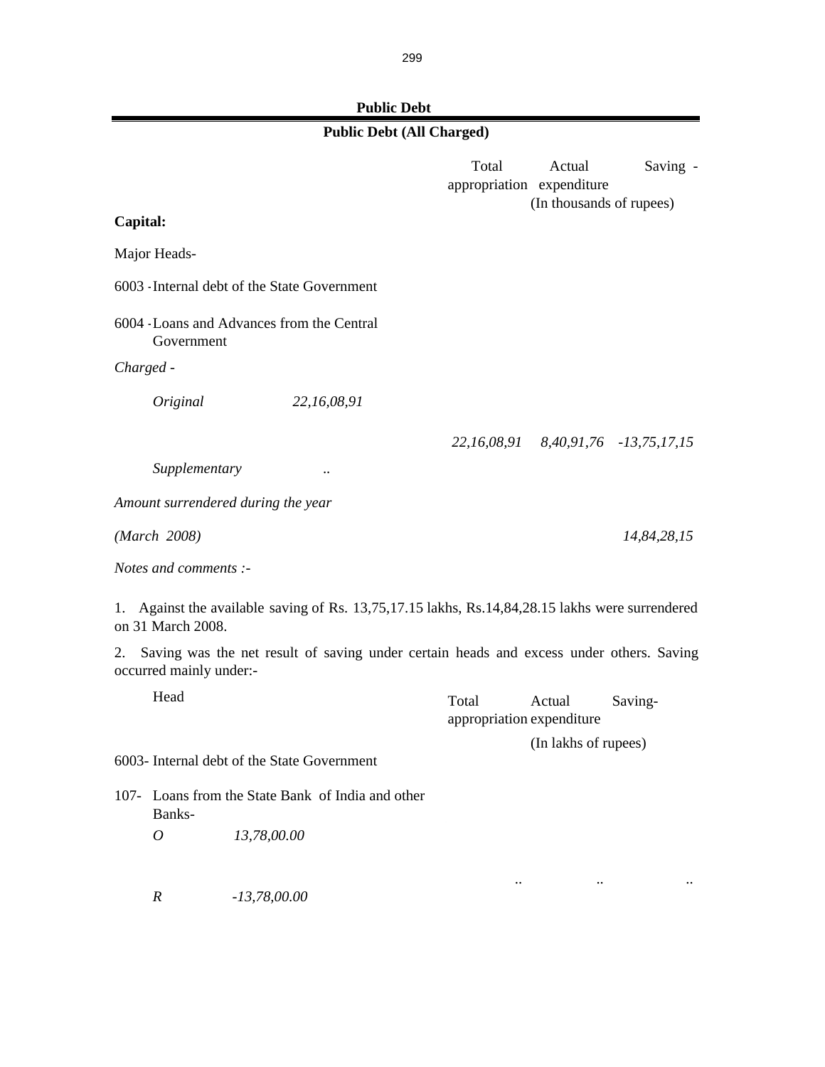## Public Debt

### Public Debt (All Charged)

| | Total appropriation | Actual expenditure | Saving - |
|---|---|---|---|
| | (In thousands of rupees) | | |

**Capital:**

Major Heads-

6003 - Internal debt of the State Government

6004 - Loans and Advances from the Central Government

*Charged -*

| | | Total appropriation | Actual expenditure | Saving - |
|---|---|---|---|---|
| *Original* | *22,16,08,91* | | | |
| | | *22,16,08,91* | *8,40,91,76* | *-13,75,17,15* |
| *Supplementary* | .. | | | |

*Amount surrendered during the year*

*(March 2008)* *14,84,28,15*

*Notes and comments :-*

1. Against the available saving of Rs. 13,75,17.15 lakhs, Rs.14,84,28.15 lakhs were surrendered on 31 March 2008.

2. Saving was the net result of saving under certain heads and excess under others. Saving occurred mainly under:-

| Head | | Total appropriation | Actual expenditure | Saving- |
|---|---|---|---|---|
| | | (In lakhs of rupees) | | |
| 6003- Internal debt of the State Government | | | | |
| 107- Loans from the State Bank of India and other Banks- | | | | |
| *O* | *13,78,00.00* | | | |
| | | .. | .. | .. |
| *R* | *-13,78,00.00* | | | |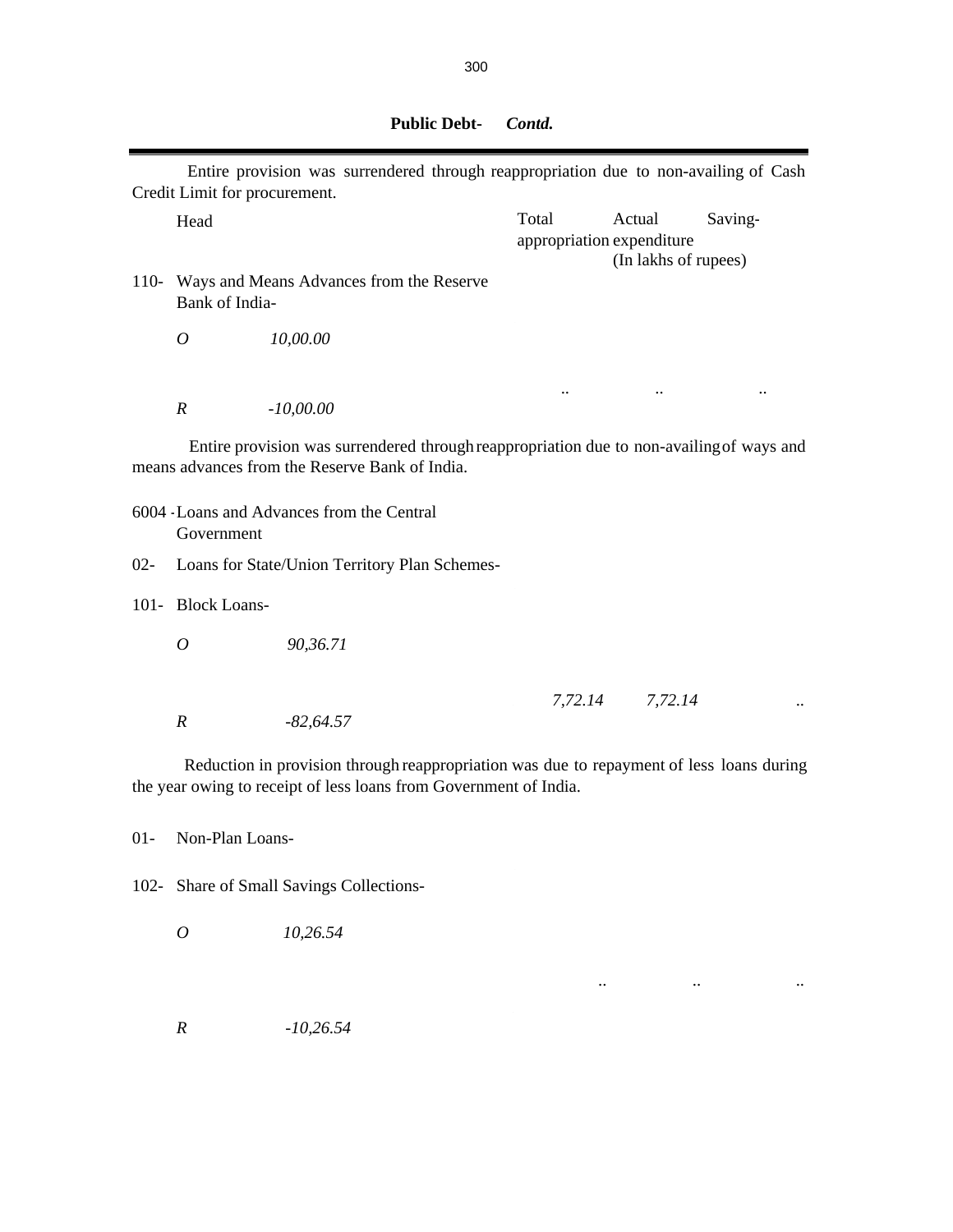## Public Debt- *Contd.*

Entire provision was surrendered through reappropriation due to non-availing of Cash Credit Limit for procurement.

| Head | | Total appropriation | Actual expenditure | Saving- |
|---|---|---|---|---|
| | | | (In lakhs of rupees) | |
| 110- Ways and Means Advances from the Reserve Bank of India- | | | | |
| *O* | *10,00.00* | | | |
| | | .. | .. | .. |
| *R* | *-10,00.00* | | | |

Entire provision was surrendered through reappropriation due to non-availing of ways and means advances from the Reserve Bank of India.

| Head | | Total appropriation | Actual expenditure | Saving- |
|---|---|---|---|---|
| 6004 - Loans and Advances from the Central Government | | | | |
| 02- Loans for State/Union Territory Plan Schemes- | | | | |
| 101- Block Loans- | | | | |
| *O* | *90,36.71* | | | |
| | | *7,72.14* | *7,72.14* | .. |
| *R* | *-82,64.57* | | | |

Reduction in provision through reappropriation was due to repayment of less loans during the year owing to receipt of less loans from Government of India.

| Head | | Total appropriation | Actual expenditure | Saving- |
|---|---|---|---|---|
| 01- Non-Plan Loans- | | | | |
| 102- Share of Small Savings Collections- | | | | |
| *O* | *10,26.54* | | | |
| | | .. | .. | .. |
| *R* | *-10,26.54* | | | |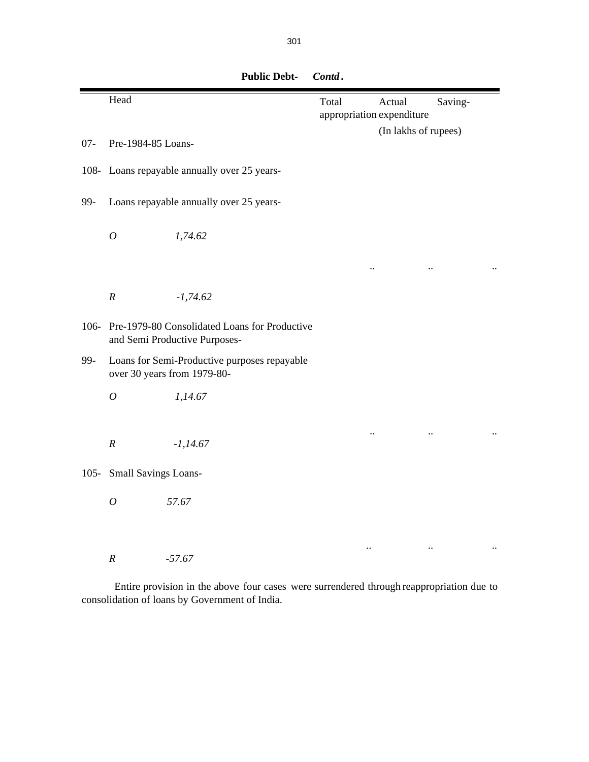**Public Debt- *Contd*.**

| | Head | Total appropriation | Actual expenditure | Saving- |
|---|---|---|---|---|
| | | | (In lakhs of rupees) | |
| 07- | Pre-1984-85 Loans- | | | |
| 108- | Loans repayable annually over 25 years- | | | |
| 99- | Loans repayable annually over 25 years- | | | |
| | *O* *1,74.62* | | | |
| | | .. | .. | .. |
| | *R* *-1,74.62* | | | |
| 106- | Pre-1979-80 Consolidated Loans for Productive and Semi Productive Purposes- | | | |
| 99- | Loans for Semi-Productive purposes repayable over 30 years from 1979-80- | | | |
| | *O* *1,14.67* | | | |
| | | .. | .. | .. |
| | *R* *-1,14.67* | | | |
| 105- | Small Savings Loans- | | | |
| | *O* *57.67* | | | |
| | | .. | .. | .. |
| | *R* *-57.67* | | | |

Entire provision in the above four cases were surrendered through reappropriation due to consolidation of loans by Government of India.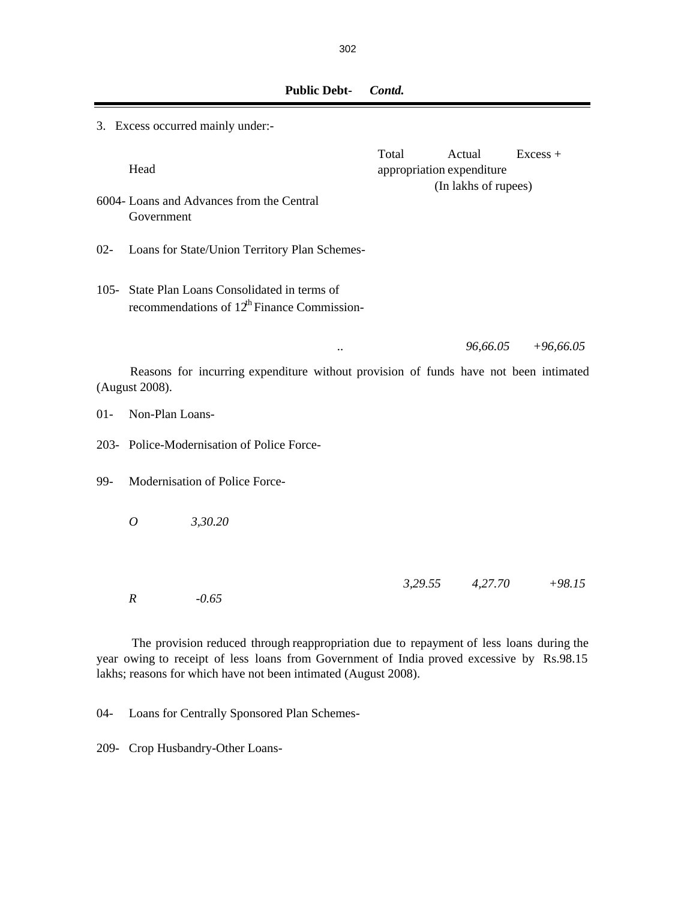## Public Debt- *Contd.*

3. Excess occurred mainly under:-

| Head | Total appropriation | Actual expenditure | Excess + |
|---|---|---|---|
| | (In lakhs of rupees) | | |
| 6004- Loans and Advances from the Central Government | | | |
| 02- Loans for State/Union Territory Plan Schemes- | | | |
| 105- State Plan Loans Consolidated in terms of recommendations of 12th Finance Commission- | .. | *96,66.05* | *+96,66.05* |

Reasons for incurring expenditure without provision of funds have not been intimated (August 2008).

| Head | Total appropriation | Actual expenditure | Excess + |
|---|---|---|---|
| 01- Non-Plan Loans- | | | |
| 203- Police-Modernisation of Police Force- | | | |
| 99- Modernisation of Police Force- | | | |
| *O* *3,30.20* | | | |
| *R* *-0.65* | *3,29.55* | *4,27.70* | *+98.15* |

The provision reduced through reappropriation due to repayment of less loans during the year owing to receipt of less loans from Government of India proved excessive by Rs.98.15 lakhs; reasons for which have not been intimated (August 2008).

04- Loans for Centrally Sponsored Plan Schemes-

209- Crop Husbandry-Other Loans-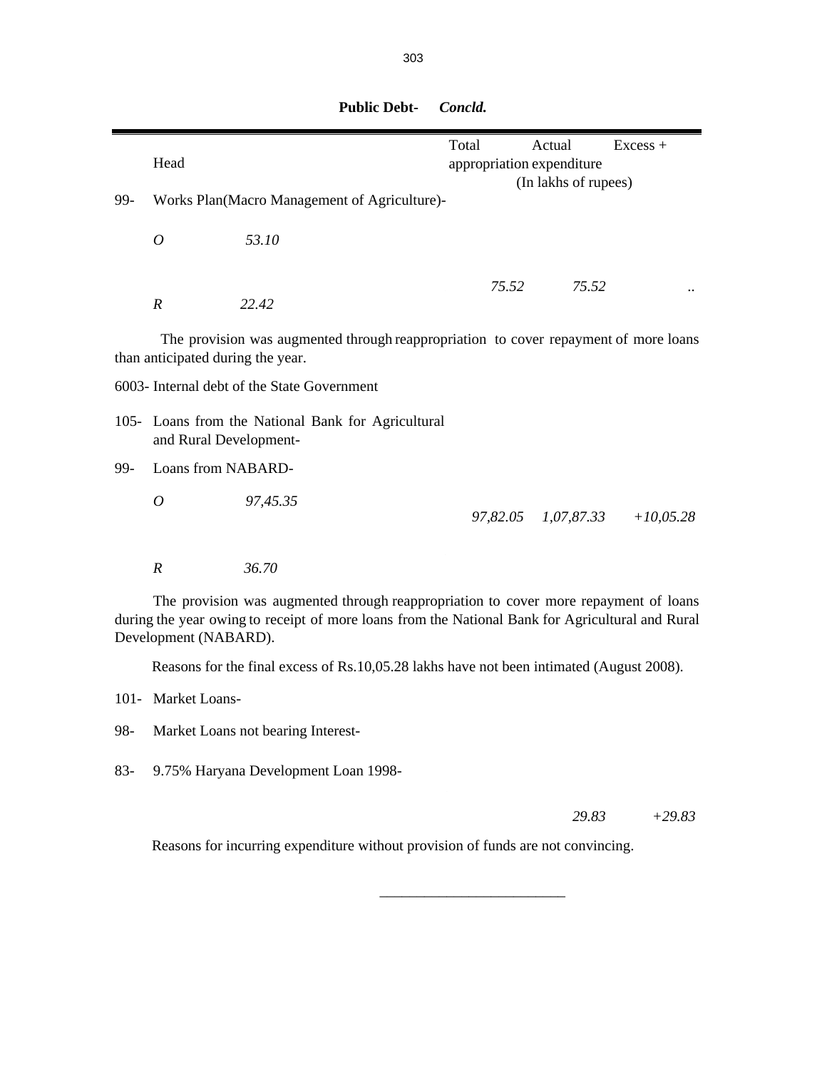**Public Debt- *Concld.***

| | Head | | Total appropriation | Actual expenditure | Excess + |
|---|---|---|---|---|---|
| | | | (In lakhs of rupees) | | |
| 99- | Works Plan(Macro Management of Agriculture)- | | | | |
| | *O* | *53.10* | | | |
| | *R* | *22.42* | *75.52* | *75.52* | .. |

The provision was augmented through reappropriation to cover repayment of more loans than anticipated during the year.

6003- Internal debt of the State Government

| | Head | | Total appropriation | Actual expenditure | Excess + |
|---|---|---|---|---|---|
| 105- | Loans from the National Bank for Agricultural and Rural Development- | | | | |
| 99- | Loans from NABARD- | | | | |
| | *O* | *97,45.35* | | | |
| | *R* | *36.70* | *97,82.05* | *1,07,87.33* | *+10,05.28* |

The provision was augmented through reappropriation to cover more repayment of loans during the year owing to receipt of more loans from the National Bank for Agricultural and Rural Development (NABARD).

Reasons for the final excess of Rs.10,05.28 lakhs have not been intimated (August 2008).

| | Head | Total appropriation | Actual expenditure | Excess + |
|---|---|---|---|---|
| 101- | Market Loans- | | | |
| 98- | Market Loans not bearing Interest- | | | |
| 83- | 9.75% Haryana Development Loan 1998- | | *29.83* | *+29.83* |

Reasons for incurring expenditure without provision of funds are not convincing.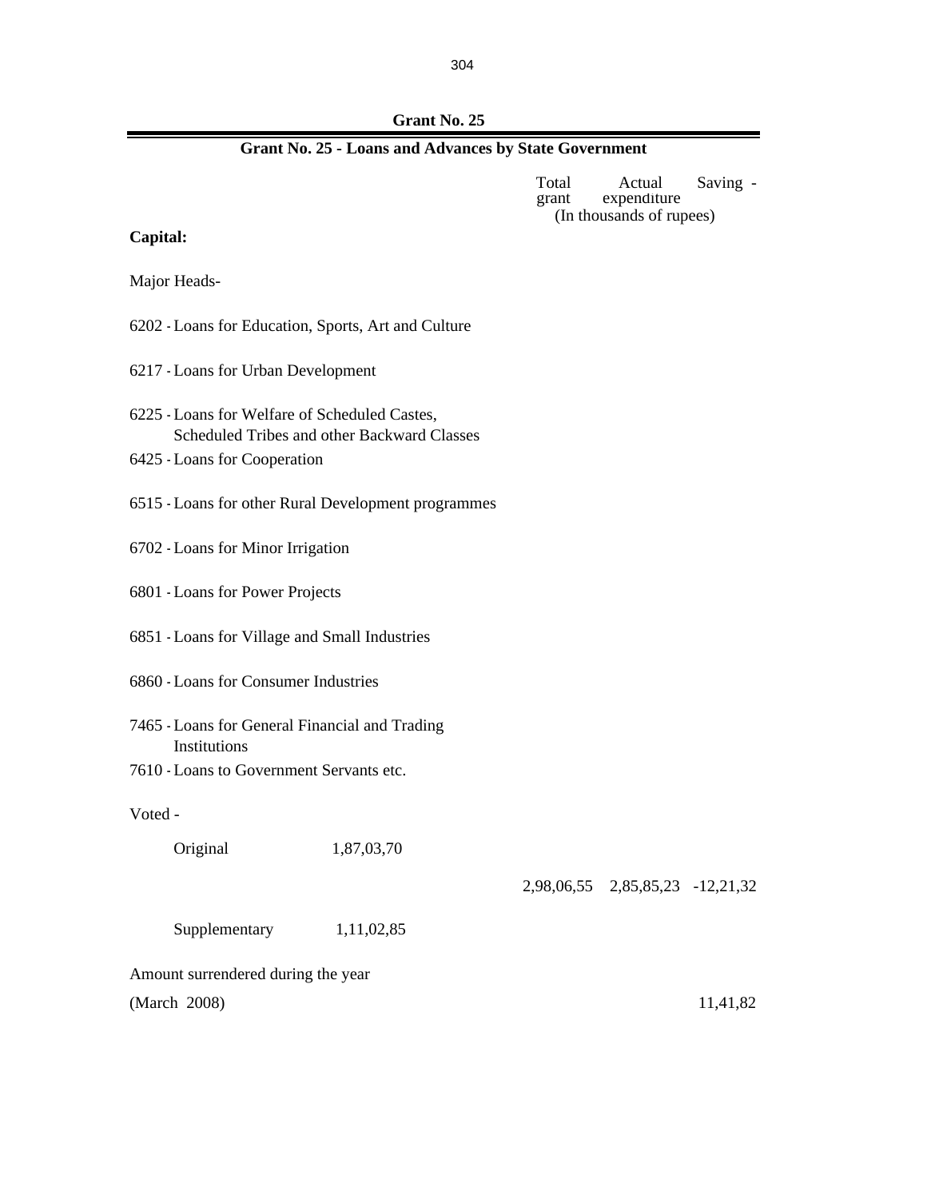## Grant No. 25

### Grant No. 25 - Loans and Advances by State Government

**Capital:**

Major Heads-

6202 - Loans for Education, Sports, Art and Culture

6217 - Loans for Urban Development

6225 - Loans for Welfare of Scheduled Castes, Scheduled Tribes and other Backward Classes

6425 - Loans for Cooperation

6515 - Loans for other Rural Development programmes

6702 - Loans for Minor Irrigation

6801 - Loans for Power Projects

6851 - Loans for Village and Small Industries

6860 - Loans for Consumer Industries

7465 - Loans for General Financial and Trading Institutions

7610 - Loans to Government Servants etc.

| | | Total grant | Actual expenditure | Saving - |
|---|---|---|---|---|
| | | (In thousands of rupees) | | |
| Voted - | | | | |
| Original | 1,87,03,70 | | | |
| | | 2,98,06,55 | 2,85,85,23 | -12,21,32 |
| Supplementary | 1,11,02,85 | | | |
| Amount surrendered during the year (March 2008) | | | | 11,41,82 |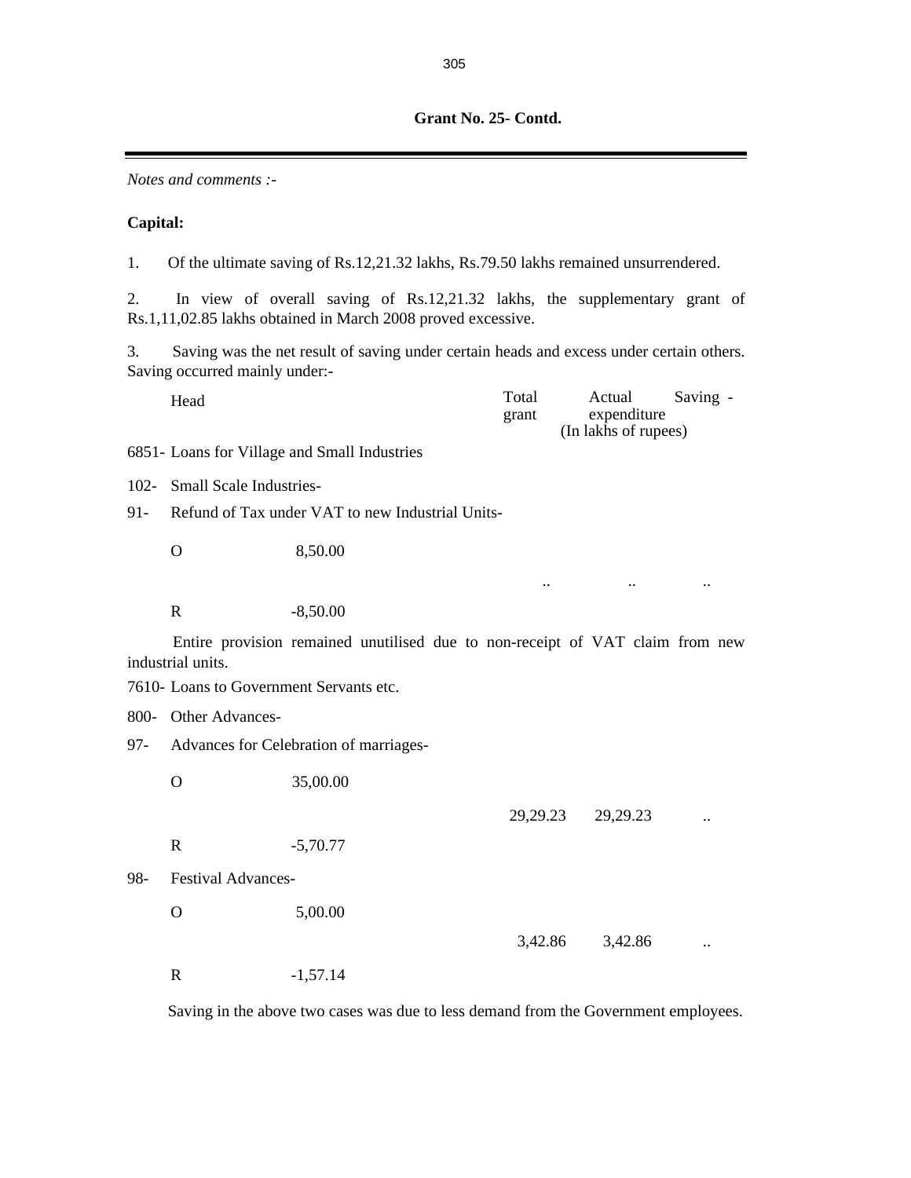**Grant No. 25- Contd.**

*Notes and comments :-*

**Capital:**

1. Of the ultimate saving of Rs.12,21.32 lakhs, Rs.79.50 lakhs remained unsurrendered.

2. In view of overall saving of Rs.12,21.32 lakhs, the supplementary grant of Rs.1,11,02.85 lakhs obtained in March 2008 proved excessive.

3. Saving was the net result of saving under certain heads and excess under certain others. Saving occurred mainly under:-

| Head | | Total grant | Actual expenditure | Saving - |
|---|---|---|---|---|
| | | (In lakhs of rupees) | | |
| 6851- Loans for Village and Small Industries | | | | |
| 102- Small Scale Industries- | | | | |
| 91- Refund of Tax under VAT to new Industrial Units- | | | | |
| O | 8,50.00 | | | |
| | | .. | .. | .. |
| R | -8,50.00 | | | |

Entire provision remained unutilised due to non-receipt of VAT claim from new industrial units.

| Head | | Total grant | Actual expenditure | Saving - |
|---|---|---|---|---|
| 7610- Loans to Government Servants etc. | | | | |
| 800- Other Advances- | | | | |
| 97- Advances for Celebration of marriages- | | | | |
| O | 35,00.00 | | | |
| | | 29,29.23 | 29,29.23 | .. |
| R | -5,70.77 | | | |
| 98- Festival Advances- | | | | |
| O | 5,00.00 | | | |
| | | 3,42.86 | 3,42.86 | .. |
| R | -1,57.14 | | | |

Saving in the above two cases was due to less demand from the Government employees.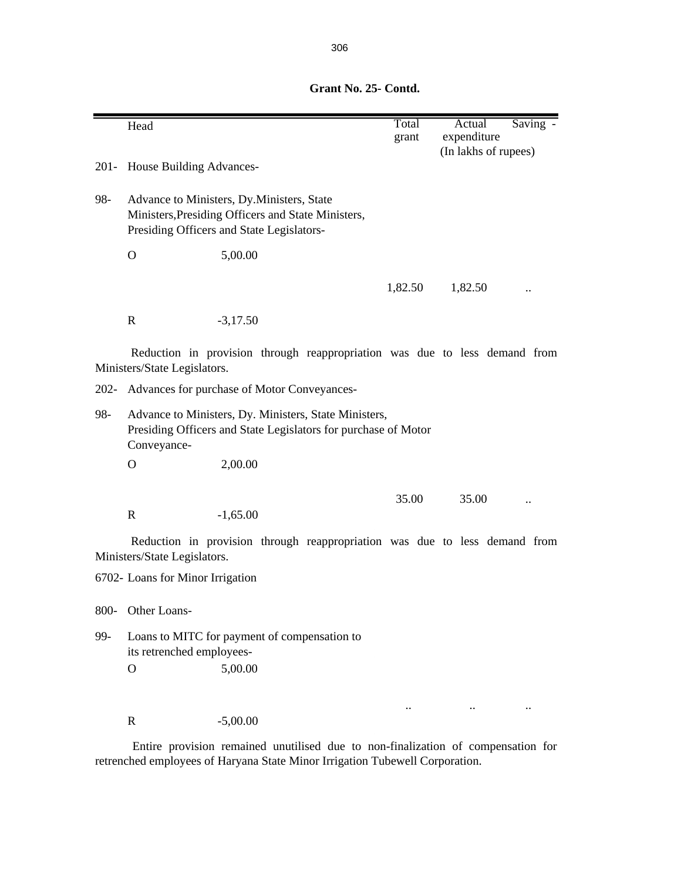**Grant No. 25- Contd.**

| | Head | | Total grant | Actual expenditure | Saving - |
|---|---|---|---|---|---|
| | | | | (In lakhs of rupees) | |
| 201- | House Building Advances- | | | | |
| 98- | Advance to Ministers, Dy.Ministers, State Ministers,Presiding Officers and State Ministers, Presiding Officers and State Legislators- | | | | |
| | O | 5,00.00 | | | |
| | | | 1,82.50 | 1,82.50 | .. |
| | R | -3,17.50 | | | |

Reduction in provision through reappropriation was due to less demand from Ministers/State Legislators.

| | Head | | Total grant | Actual expenditure | Saving - |
|---|---|---|---|---|---|
| 202- | Advances for purchase of Motor Conveyances- | | | | |
| 98- | Advance to Ministers, Dy. Ministers, State Ministers, Presiding Officers and State Legislators for purchase of Motor Conveyance- | | | | |
| | O | 2,00.00 | | | |
| | | | 35.00 | 35.00 | .. |
| | R | -1,65.00 | | | |

Reduction in provision through reappropriation was due to less demand from Ministers/State Legislators.

| | Head | | Total grant | Actual expenditure | Saving - |
|---|---|---|---|---|---|
| 6702- | Loans for Minor Irrigation | | | | |
| 800- | Other Loans- | | | | |
| 99- | Loans to MITC for payment of compensation to its retrenched employees- | | | | |
| | O | 5,00.00 | | | |
| | | | .. | .. | .. |
| | R | -5,00.00 | | | |

Entire provision remained unutilised due to non-finalization of compensation for retrenched employees of Haryana State Minor Irrigation Tubewell Corporation.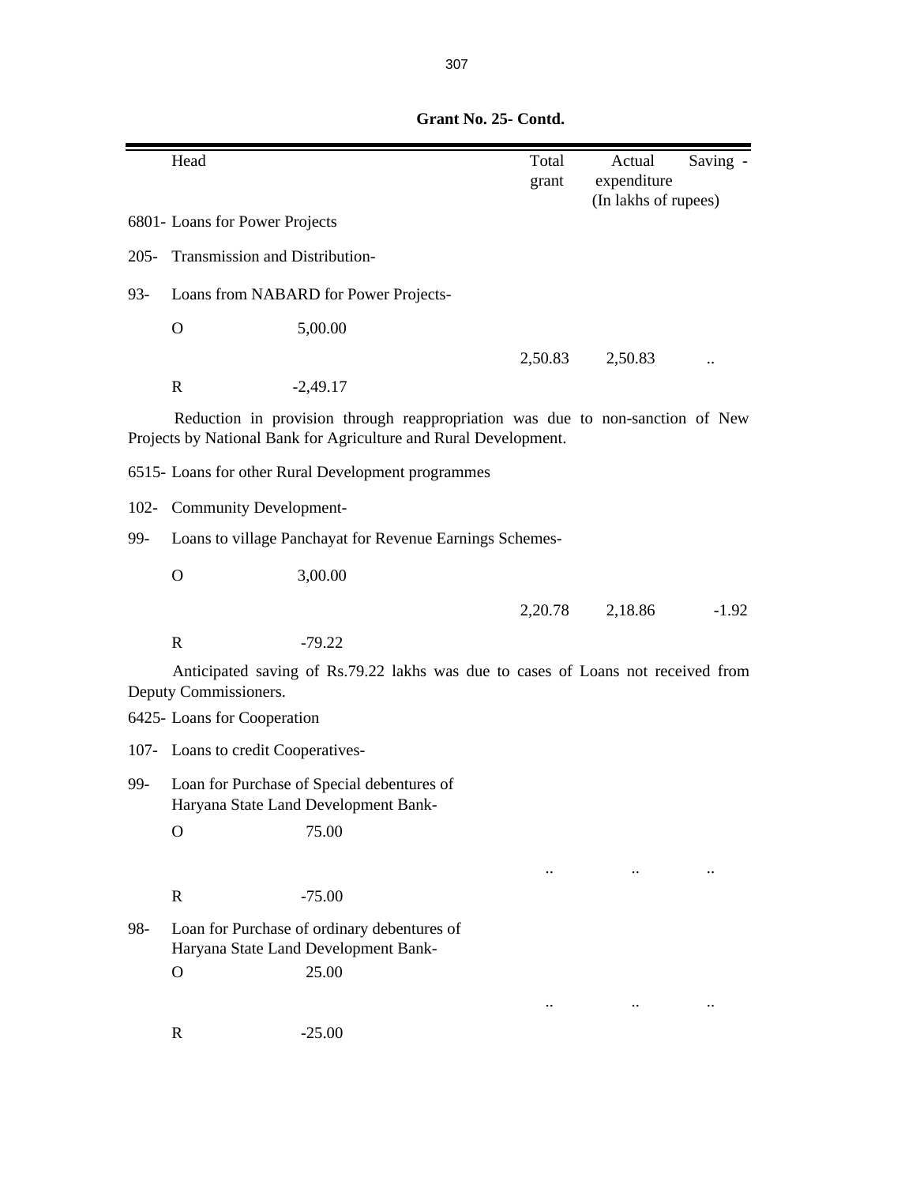**Grant No. 25- Contd.**

| Head | | Total grant | Actual expenditure | Saving - |
|---|---|---|---|---|
| | | | (In lakhs of rupees) | |
| 6801- Loans for Power Projects | | | | |
| 205- Transmission and Distribution- | | | | |
| 93- Loans from NABARD for Power Projects- | | | | |
| O | 5,00.00 | | | |
| | | 2,50.83 | 2,50.83 | .. |
| R | -2,49.17 | | | |

Reduction in provision through reappropriation was due to non-sanction of New Projects by National Bank for Agriculture and Rural Development.

| Head | | Total grant | Actual expenditure | Saving - |
|---|---|---|---|---|
| 6515- Loans for other Rural Development programmes | | | | |
| 102- Community Development- | | | | |
| 99- Loans to village Panchayat for Revenue Earnings Schemes- | | | | |
| O | 3,00.00 | | | |
| | | 2,20.78 | 2,18.86 | -1.92 |
| R | -79.22 | | | |

Anticipated saving of Rs.79.22 lakhs was due to cases of Loans not received from Deputy Commissioners.

| Head | | Total grant | Actual expenditure | Saving - |
|---|---|---|---|---|
| 6425- Loans for Cooperation | | | | |
| 107- Loans to credit Cooperatives- | | | | |
| 99- Loan for Purchase of Special debentures of Haryana State Land Development Bank- | | | | |
| O | 75.00 | | | |
| | | .. | .. | .. |
| R | -75.00 | | | |
| 98- Loan for Purchase of ordinary debentures of Haryana State Land Development Bank- | | | | |
| O | 25.00 | | | |
| | | .. | .. | .. |
| R | -25.00 | | | |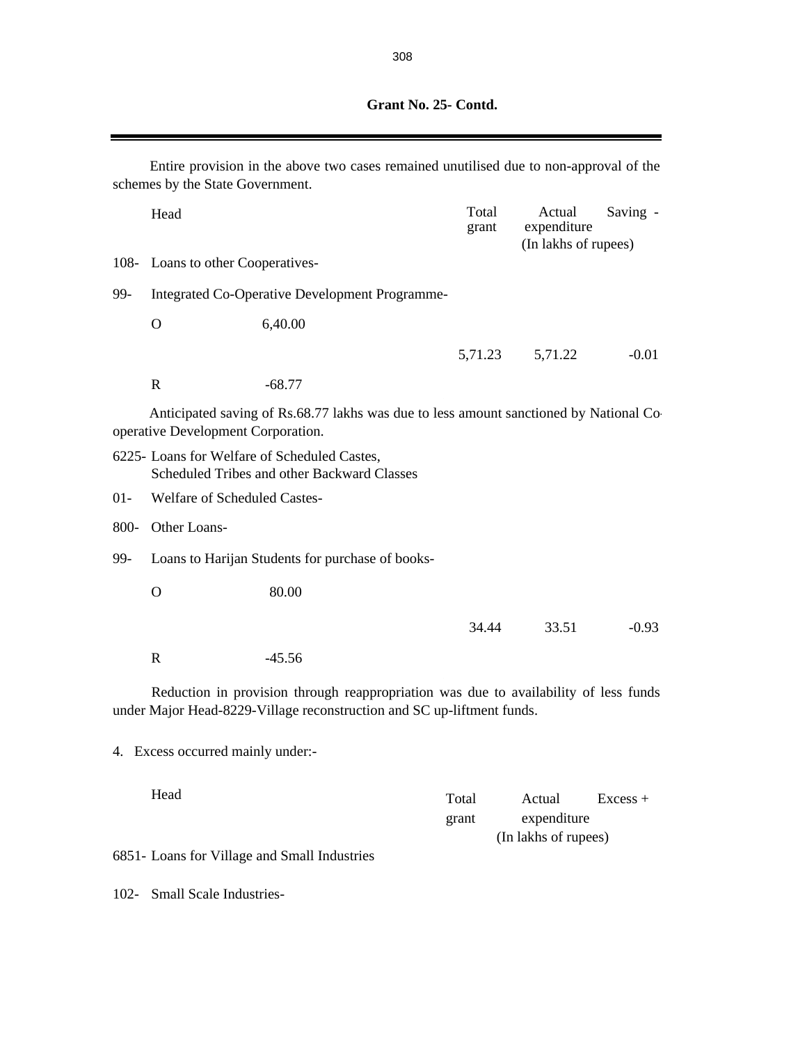**Grant No. 25- Contd.**

Entire provision in the above two cases remained unutilised due to non-approval of the schemes by the State Government.

| Head | | Total grant | Actual expenditure | Saving - |
|---|---|---|---|---|
| | | | (In lakhs of rupees) | |
| 108- Loans to other Cooperatives- | | | | |
| 99- Integrated Co-Operative Development Programme- | | | | |
| O | 6,40.00 | | | |
| | | 5,71.23 | 5,71.22 | -0.01 |
| R | -68.77 | | | |

Anticipated saving of Rs.68.77 lakhs was due to less amount sanctioned by National Co-operative Development Corporation.

| Head | | Total grant | Actual expenditure | Saving - |
|---|---|---|---|---|
| 6225- Loans for Welfare of Scheduled Castes, Scheduled Tribes and other Backward Classes | | | | |
| 01- Welfare of Scheduled Castes- | | | | |
| 800- Other Loans- | | | | |
| 99- Loans to Harijan Students for purchase of books- | | | | |
| O | 80.00 | | | |
| | | 34.44 | 33.51 | -0.93 |
| R | -45.56 | | | |

Reduction in provision through reappropriation was due to availability of less funds under Major Head-8229-Village reconstruction and SC up-liftment funds.

4. Excess occurred mainly under:-

| Head | Total grant | Actual expenditure | Excess + |
|---|---|---|---|
| | | (In lakhs of rupees) | |
| 6851- Loans for Village and Small Industries | | | |
| 102- Small Scale Industries- | | | |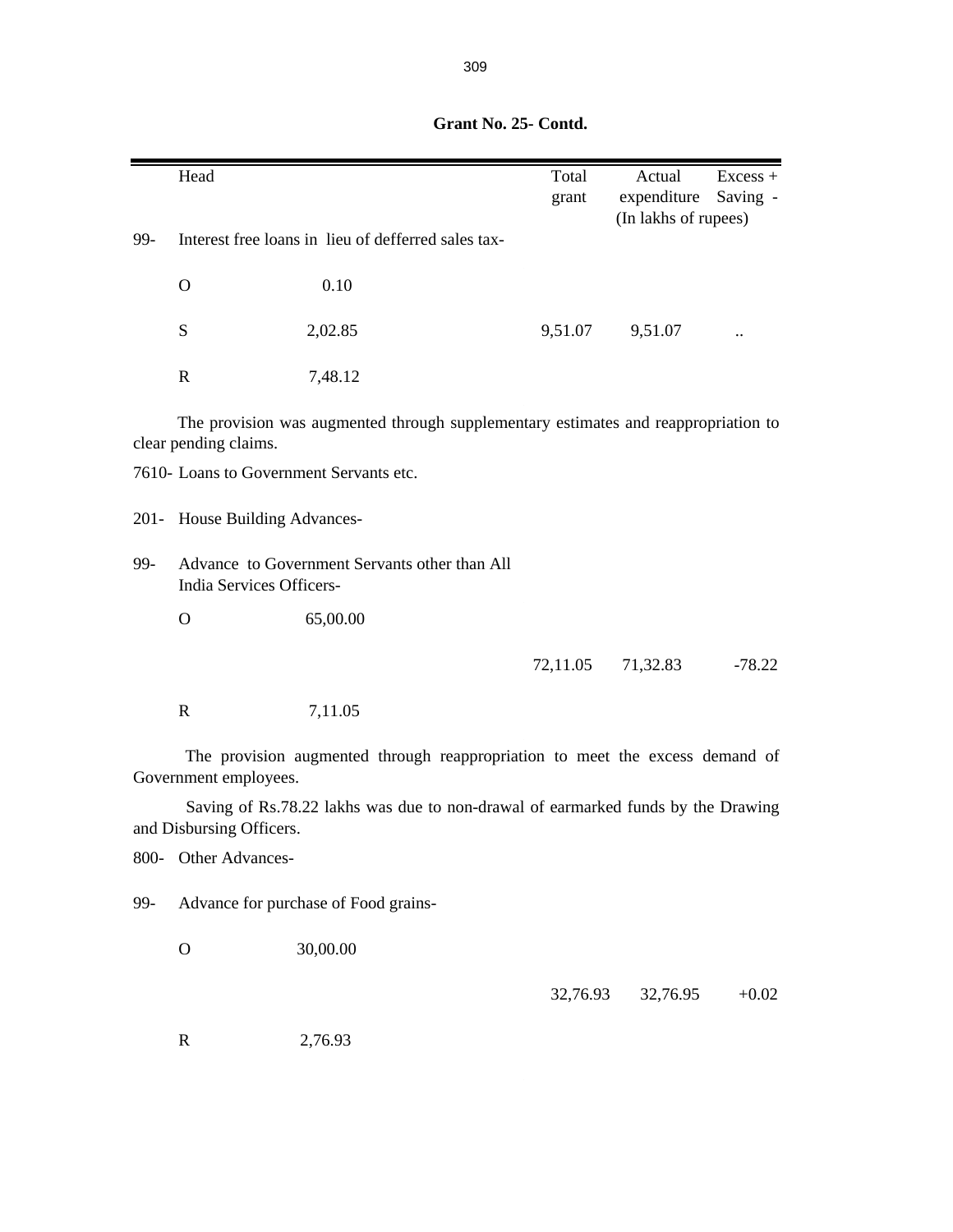**Grant No. 25- Contd.**

| | Head | | Total grant | Actual expenditure | Excess + Saving - |
|---|---|---|---|---|---|
| | | | | (In lakhs of rupees) | |
| 99- | Interest free loans in lieu of defferred sales tax- | | | | |
| | O | 0.10 | | | |
| | S | 2,02.85 | 9,51.07 | 9,51.07 | .. |
| | R | 7,48.12 | | | |

The provision was augmented through supplementary estimates and reappropriation to clear pending claims.

7610- Loans to Government Servants etc.

201- House Building Advances-

| | Head | | Total grant | Actual expenditure | Excess + Saving - |
|---|---|---|---|---|---|
| 99- | Advance to Government Servants other than All India Services Officers- | | | | |
| | O | 65,00.00 | | | |
| | | | 72,11.05 | 71,32.83 | -78.22 |
| | R | 7,11.05 | | | |

The provision augmented through reappropriation to meet the excess demand of Government employees.

Saving of Rs.78.22 lakhs was due to non-drawal of earmarked funds by the Drawing and Disbursing Officers.

800- Other Advances-

| | Head | | Total grant | Actual expenditure | Excess + Saving - |
|---|---|---|---|---|---|
| 99- | Advance for purchase of Food grains- | | | | |
| | O | 30,00.00 | | | |
| | | | 32,76.93 | 32,76.95 | +0.02 |
| | R | 2,76.93 | | | |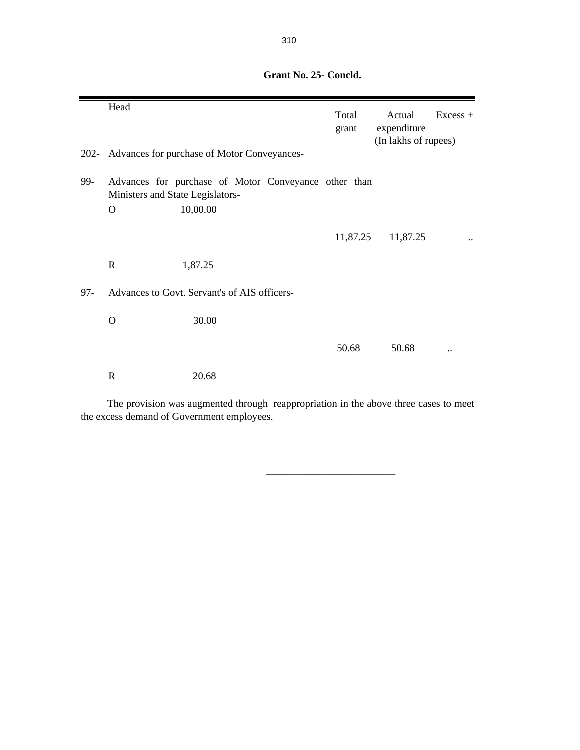**Grant No. 25- Concld.**

| | Head | | Total grant | Actual expenditure | Excess + |
|---|---|---|---|---|---|
| | | | | (In lakhs of rupees) | |
| 202- | Advances for purchase of Motor Conveyances- | | | | |
| 99- | Advances for purchase of Motor Conveyance other than Ministers and State Legislators- | | | | |
| | O | 10,00.00 | | | |
| | | | 11,87.25 | 11,87.25 | .. |
| | R | 1,87.25 | | | |
| 97- | Advances to Govt. Servant's of AIS officers- | | | | |
| | O | 30.00 | | | |
| | | | 50.68 | 50.68 | .. |
| | R | 20.68 | | | |

The provision was augmented through reappropriation in the above three cases to meet the excess demand of Government employees.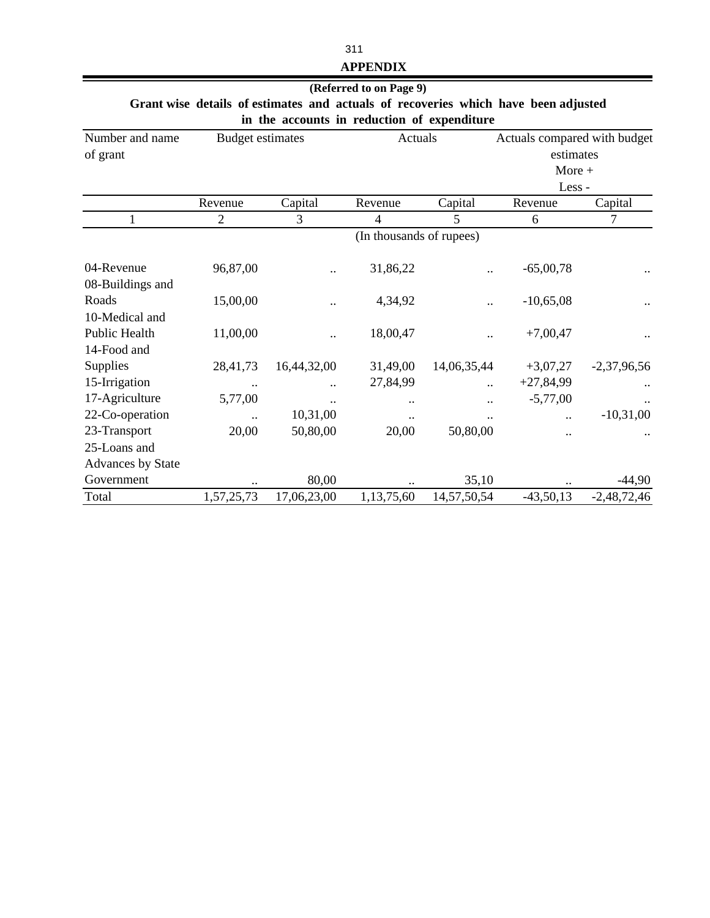## APPENDIX

**(Referred to on Page 9)**

**Grant wise details of estimates and actuals of recoveries which have been adjusted in the accounts in reduction of expenditure**

| Number and name of grant | Budget estimates | | Actuals | | Actuals compared with budget estimates More + Less - | |
|---|---|---|---|---|---|---|
| | Revenue | Capital | Revenue | Capital | Revenue | Capital |
| 1 | 2 | 3 | 4 | 5 | 6 | 7 |
| | | | (In thousands of rupees) | | | |
| 04-Revenue | 96,87,00 | .. | 31,86,22 | .. | -65,00,78 | .. |
| 08-Buildings and Roads | 15,00,00 | .. | 4,34,92 | .. | -10,65,08 | .. |
| 10-Medical and Public Health | 11,00,00 | .. | 18,00,47 | .. | +7,00,47 | .. |
| 14-Food and Supplies | 28,41,73 | 16,44,32,00 | 31,49,00 | 14,06,35,44 | +3,07,27 | -2,37,96,56 |
| 15-Irrigation | .. | .. | 27,84,99 | .. | +27,84,99 | .. |
| 17-Agriculture | 5,77,00 | .. | .. | .. | -5,77,00 | .. |
| 22-Co-operation | .. | 10,31,00 | .. | .. | .. | -10,31,00 |
| 23-Transport | 20,00 | 50,80,00 | 20,00 | 50,80,00 | .. | .. |
| 25-Loans and Advances by State Government | .. | 80,00 | .. | 35,10 | .. | -44,90 |
| Total | 1,57,25,73 | 17,06,23,00 | 1,13,75,60 | 14,57,50,54 | -43,50,13 | -2,48,72,46 |